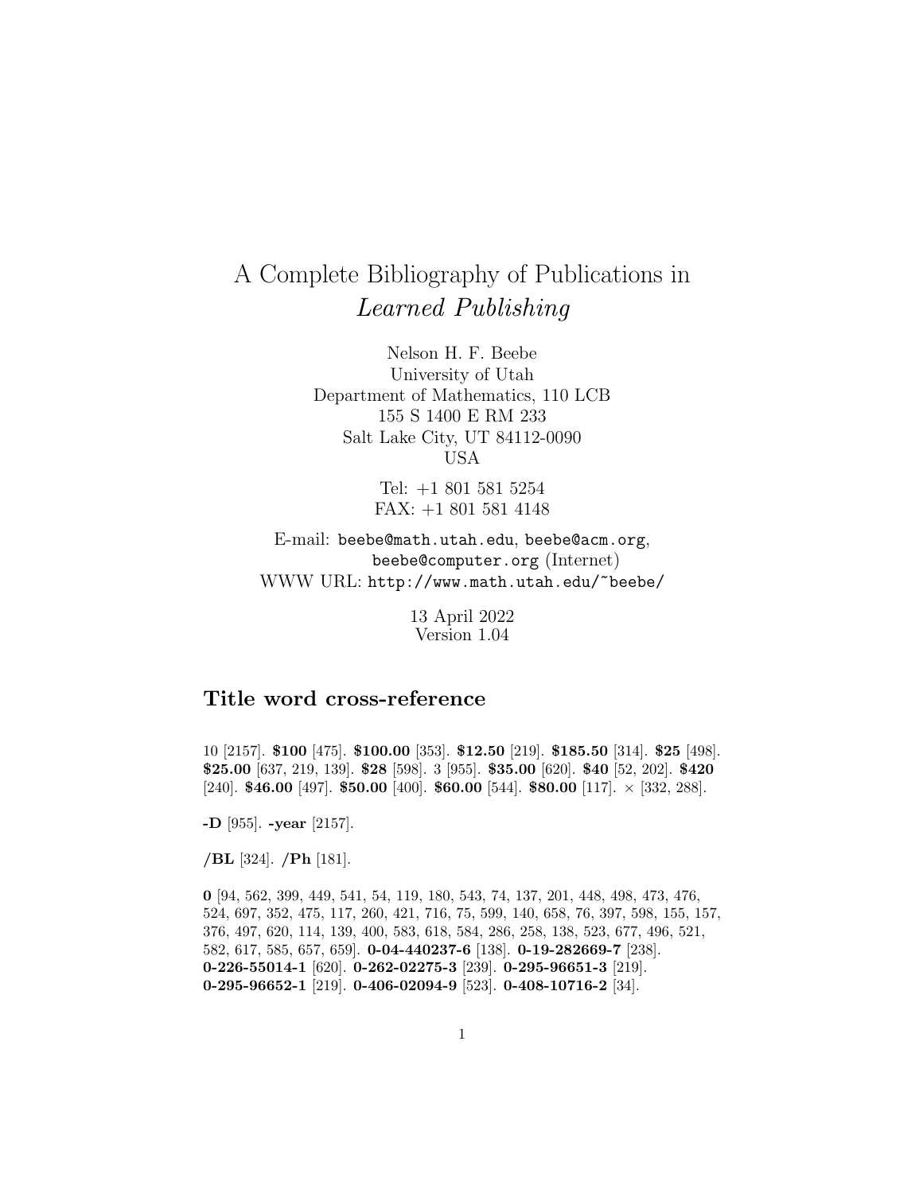# A Complete Bibliography of Publications in *Learned Publishing*

Nelson H. F. Beebe
University of Utah
Department of Mathematics, 110 LCB
155 S 1400 E RM 233
Salt Lake City, UT 84112-0090
USA

Tel: +1 801 581 5254
FAX: +1 801 581 4148

E-mail: `beebe@math.utah.edu`, `beebe@acm.org`, `beebe@computer.org` (Internet)
WWW URL: `http://www.math.utah.edu/~beebe/`

13 April 2022
Version 1.04

## Title word cross-reference

10 [2157]. **$100** [475]. **$100.00** [353]. **$12.50** [219]. **$185.50** [314]. **$25** [498]. **$25.00** [637, 219, 139]. **$28** [598]. 3 [955]. **$35.00** [620]. **$40** [52, 202]. **$420** [240]. **$46.00** [497]. **$50.00** [400]. **$60.00** [544]. **$80.00** [117]. $\times$ [332, 288].

**-D** [955]. **-year** [2157].

**/BL** [324]. **/Ph** [181].

**0** [94, 562, 399, 449, 541, 54, 119, 180, 543, 74, 137, 201, 448, 498, 473, 476, 524, 697, 352, 475, 117, 260, 421, 716, 75, 599, 140, 658, 76, 397, 598, 155, 157, 376, 497, 620, 114, 139, 400, 583, 618, 584, 286, 258, 138, 523, 677, 496, 521, 582, 617, 585, 657, 659]. **0-04-440237-6** [138]. **0-19-282669-7** [238]. **0-226-55014-1** [620]. **0-262-02275-3** [239]. **0-295-96651-3** [219]. **0-295-96652-1** [219]. **0-406-02094-9** [523]. **0-408-10716-2** [34].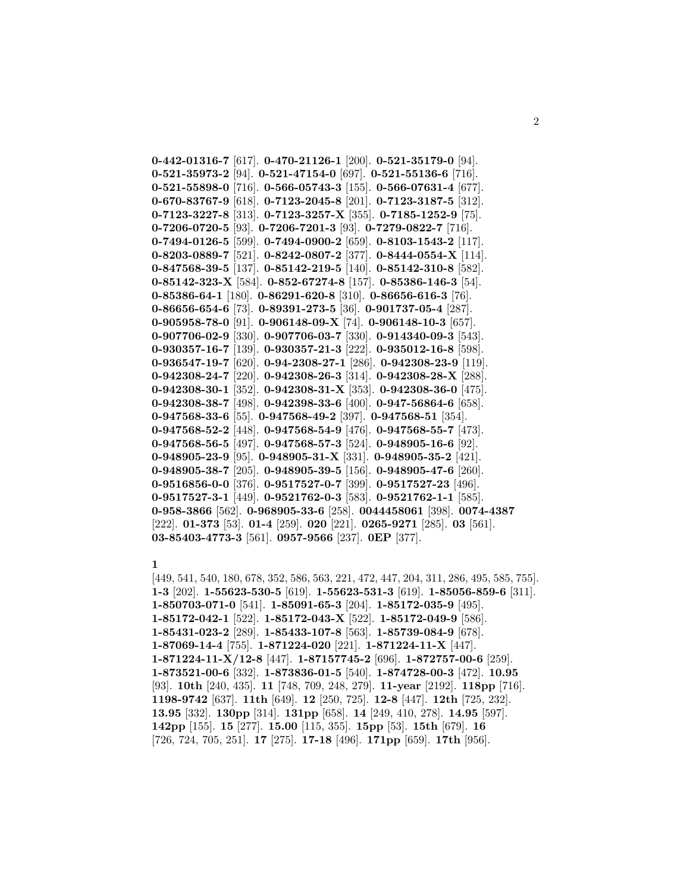**0-442-01316-7** [617]. **0-470-21126-1** [200]. **0-521-35179-0** [94]. **0-521-35973-2** [94]. **0-521-47154-0** [697]. **0-521-55136-6** [716]. **0-521-55898-0** [716]. **0-566-05743-3** [155]. **0-566-07631-4** [677]. **0-670-83767-9** [618]. **0-7123-2045-8** [201]. **0-7123-3187-5** [312]. **0-7123-3227-8** [313]. **0-7123-3257-X** [355]. **0-7185-1252-9** [75]. **0-7206-0720-5** [93]. **0-7206-7201-3** [93]. **0-7279-0822-7** [716]. **0-7494-0126-5** [599]. **0-7494-0900-2** [659]. **0-8103-1543-2** [117]. **0-8203-0889-7** [521]. **0-8242-0807-2** [377]. **0-8444-0554-X** [114]. **0-847568-39-5** [137]. **0-85142-219-5** [140]. **0-85142-310-8** [582]. **0-85142-323-X** [584]. **0-852-67274-8** [157]. **0-85386-146-3** [54]. **0-85386-64-1** [180]. **0-86291-620-8** [310]. **0-86656-616-3** [76]. **0-86656-654-6** [73]. **0-89391-273-5** [36]. **0-901737-05-4** [287]. **0-905958-78-0** [91]. **0-906148-09-X** [74]. **0-906148-10-3** [657]. **0-907706-02-9** [330]. **0-907706-03-7** [330]. **0-914340-09-3** [543]. **0-930357-16-7** [139]. **0-930357-21-3** [222]. **0-935012-16-8** [598]. **0-936547-19-7** [620]. **0-94-2308-27-1** [286]. **0-942308-23-9** [119]. **0-942308-24-7** [220]. **0-942308-26-3** [314]. **0-942308-28-X** [288]. **0-942308-30-1** [352]. **0-942308-31-X** [353]. **0-942308-36-0** [475]. **0-942308-38-7** [498]. **0-942398-33-6** [400]. **0-947-56864-6** [658]. **0-947568-33-6** [55]. **0-947568-49-2** [397]. **0-947568-51** [354]. **0-947568-52-2** [448]. **0-947568-54-9** [476]. **0-947568-55-7** [473]. **0-947568-56-5** [497]. **0-947568-57-3** [524]. **0-948905-16-6** [92]. **0-948905-23-9** [95]. **0-948905-31-X** [331]. **0-948905-35-2** [421]. **0-948905-38-7** [205]. **0-948905-39-5** [156]. **0-948905-47-6** [260]. **0-9516856-0-0** [376]. **0-9517527-0-7** [399]. **0-9517527-23** [496]. **0-9517527-3-1** [449]. **0-9521762-0-3** [583]. **0-9521762-1-1** [585]. **0-958-3866** [562]. **0-968905-33-6** [258]. **0044458061** [398]. **0074-4387** [222]. **01-373** [53]. **01-4** [259]. **020** [221]. **0265-9271** [285]. **03** [561]. **03-85403-4773-3** [561]. **0957-9566** [237]. **0EP** [377].

**1**

[449, 541, 540, 180, 678, 352, 586, 563, 221, 472, 447, 204, 311, 286, 495, 585, 755]. **1-3** [202]. **1-55623-530-5** [619]. **1-55623-531-3** [619]. **1-85056-859-6** [311]. **1-850703-071-0** [541]. **1-85091-65-3** [204]. **1-85172-035-9** [495]. **1-85172-042-1** [522]. **1-85172-043-X** [522]. **1-85172-049-9** [586]. **1-85431-023-2** [289]. **1-85433-107-8** [563]. **1-85739-084-9** [678]. **1-87069-14-4** [755]. **1-871224-020** [221]. **1-871224-11-X** [447]. **1-871224-11-X/12-8** [447]. **1-87157745-2** [696]. **1-872757-00-6** [259]. **1-873521-00-6** [332]. **1-873836-01-5** [540]. **1-874728-00-3** [472]. **10.95** [93]. **10th** [240, 435]. **11** [748, 709, 248, 279]. **11-year** [2192]. **118pp** [716]. **1198-9742** [637]. **11th** [649]. **12** [250, 725]. **12-8** [447]. **12th** [725, 232]. **13.95** [332]. **130pp** [314]. **131pp** [658]. **14** [249, 410, 278]. **14.95** [597]. **142pp** [155]. **15** [277]. **15.00** [115, 355]. **15pp** [53]. **15th** [679]. **16** [726, 724, 705, 251]. **17** [275]. **17-18** [496]. **171pp** [659]. **17th** [956].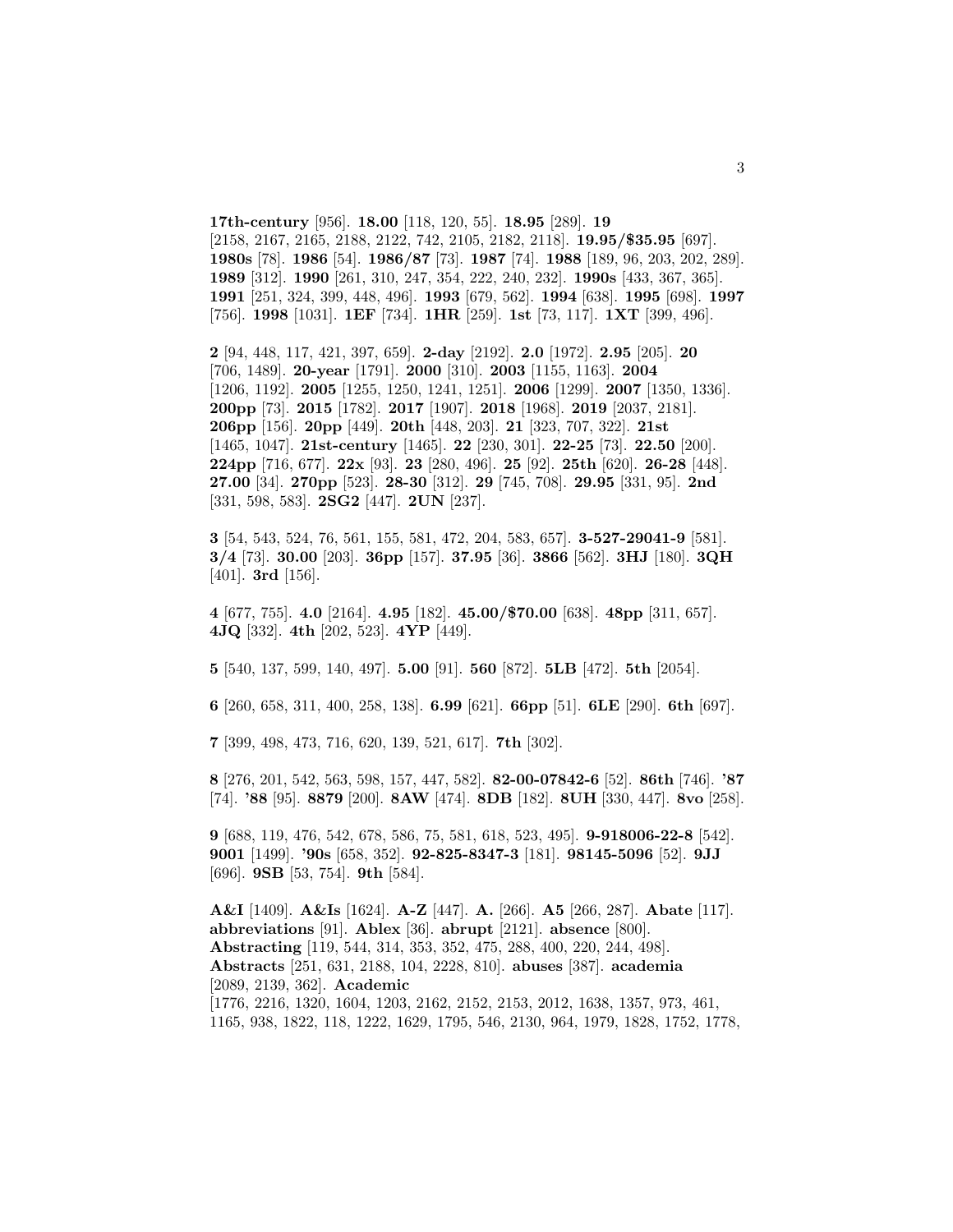**17th-century** [956]. **18.00** [118, 120, 55]. **18.95** [289]. **19** [2158, 2167, 2165, 2188, 2122, 742, 2105, 2182, 2118]. **19.95/$35.95** [697]. **1980s** [78]. **1986** [54]. **1986/87** [73]. **1987** [74]. **1988** [189, 96, 203, 202, 289]. **1989** [312]. **1990** [261, 310, 247, 354, 222, 240, 232]. **1990s** [433, 367, 365]. **1991** [251, 324, 399, 448, 496]. **1993** [679, 562]. **1994** [638]. **1995** [698]. **1997** [756]. **1998** [1031]. **1EF** [734]. **1HR** [259]. **1st** [73, 117]. **1XT** [399, 496].

**2** [94, 448, 117, 421, 397, 659]. **2-day** [2192]. **2.0** [1972]. **2.95** [205]. **20** [706, 1489]. **20-year** [1791]. **2000** [310]. **2003** [1155, 1163]. **2004** [1206, 1192]. **2005** [1255, 1250, 1241, 1251]. **2006** [1299]. **2007** [1350, 1336]. **200pp** [73]. **2015** [1782]. **2017** [1907]. **2018** [1968]. **2019** [2037, 2181]. **206pp** [156]. **20pp** [449]. **20th** [448, 203]. **21** [323, 707, 322]. **21st** [1465, 1047]. **21st-century** [1465]. **22** [230, 301]. **22-25** [73]. **22.50** [200]. **224pp** [716, 677]. **22x** [93]. **23** [280, 496]. **25** [92]. **25th** [620]. **26-28** [448]. **27.00** [34]. **270pp** [523]. **28-30** [312]. **29** [745, 708]. **29.95** [331, 95]. **2nd** [331, 598, 583]. **2SG2** [447]. **2UN** [237].

**3** [54, 543, 524, 76, 561, 155, 581, 472, 204, 583, 657]. **3-527-29041-9** [581]. **3/4** [73]. **30.00** [203]. **36pp** [157]. **37.95** [36]. **3866** [562]. **3HJ** [180]. **3QH** [401]. **3rd** [156].

**4** [677, 755]. **4.0** [2164]. **4.95** [182]. **45.00/$70.00** [638]. **48pp** [311, 657]. **4JQ** [332]. **4th** [202, 523]. **4YP** [449].

**5** [540, 137, 599, 140, 497]. **5.00** [91]. **560** [872]. **5LB** [472]. **5th** [2054].

**6** [260, 658, 311, 400, 258, 138]. **6.99** [621]. **66pp** [51]. **6LE** [290]. **6th** [697].

**7** [399, 498, 473, 716, 620, 139, 521, 617]. **7th** [302].

**8** [276, 201, 542, 563, 598, 157, 447, 582]. **82-00-07842-6** [52]. **86th** [746]. **'87** [74]. **'88** [95]. **8879** [200]. **8AW** [474]. **8DB** [182]. **8UH** [330, 447]. **8vo** [258].

**9** [688, 119, 476, 542, 678, 586, 75, 581, 618, 523, 495]. **9-918006-22-8** [542]. **9001** [1499]. **'90s** [658, 352]. **92-825-8347-3** [181]. **98145-5096** [52]. **9JJ** [696]. **9SB** [53, 754]. **9th** [584].

**A&I** [1409]. **A&Is** [1624]. **A-Z** [447]. **A.** [266]. **A5** [266, 287]. **Abate** [117]. **abbreviations** [91]. **Ablex** [36]. **abrupt** [2121]. **absence** [800]. **Abstracting** [119, 544, 314, 353, 352, 475, 288, 400, 220, 244, 498]. **Abstracts** [251, 631, 2188, 104, 2228, 810]. **abuses** [387]. **academia** [2089, 2139, 362]. **Academic** [1776, 2216, 1320, 1604, 1203, 2162, 2152, 2153, 2012, 1638, 1357, 973, 461, 1165, 938, 1822, 118, 1222, 1629, 1795, 546, 2130, 964, 1979, 1828, 1752, 1778,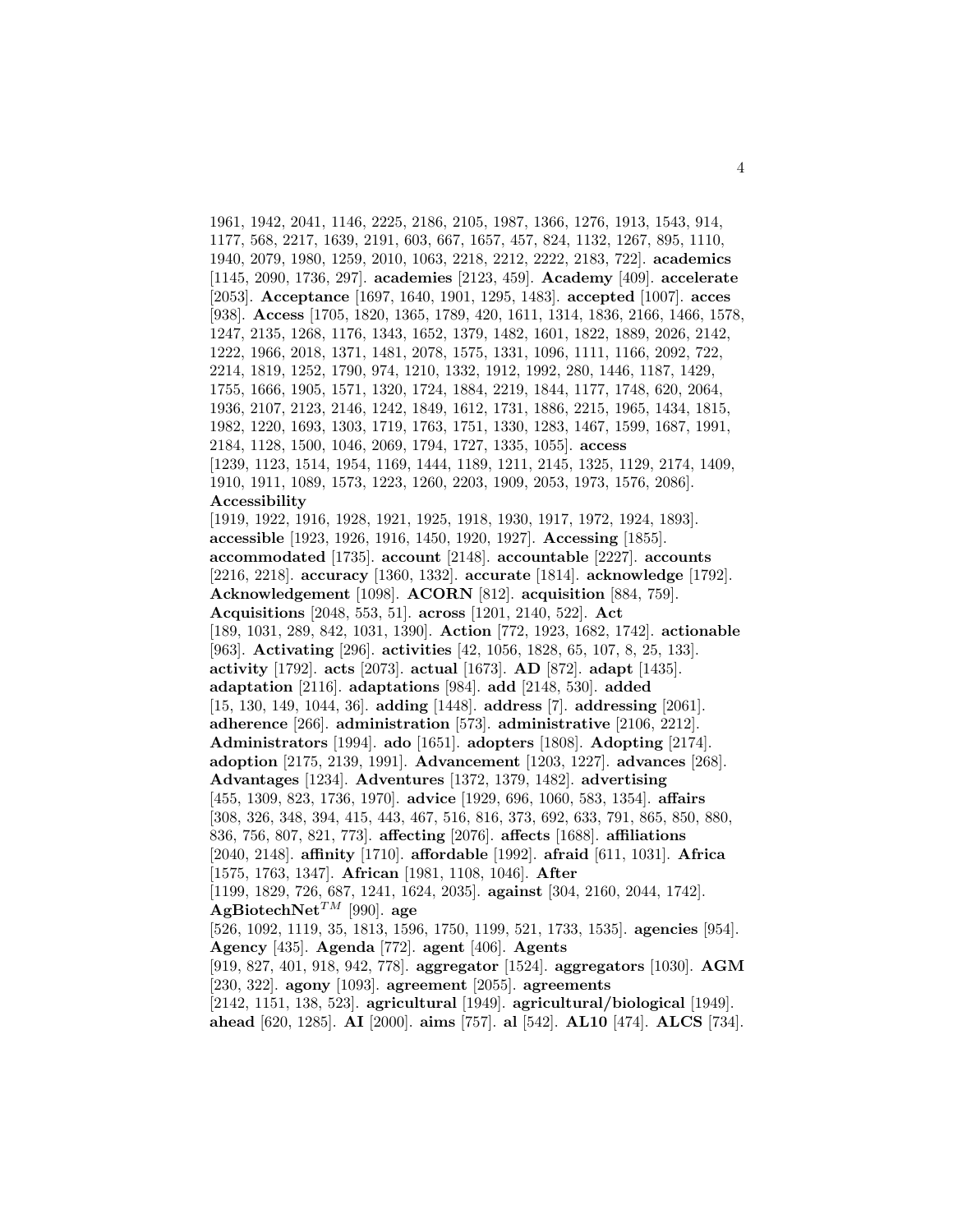1961, 1942, 2041, 1146, 2225, 2186, 2105, 1987, 1366, 1276, 1913, 1543, 914, 1177, 568, 2217, 1639, 2191, 603, 667, 1657, 457, 824, 1132, 1267, 895, 1110, 1940, 2079, 1980, 1259, 2010, 1063, 2218, 2212, 2222, 2183, 722]. **academics** [1145, 2090, 1736, 297]. **academies** [2123, 459]. **Academy** [409]. **accelerate** [2053]. **Acceptance** [1697, 1640, 1901, 1295, 1483]. **accepted** [1007]. **acces** [938]. **Access** [1705, 1820, 1365, 1789, 420, 1611, 1314, 1836, 2166, 1466, 1578, 1247, 2135, 1268, 1176, 1343, 1652, 1379, 1482, 1601, 1822, 1889, 2026, 2142, 1222, 1966, 2018, 1371, 1481, 2078, 1575, 1331, 1096, 1111, 1166, 2092, 722, 2214, 1819, 1252, 1790, 974, 1210, 1332, 1912, 1992, 280, 1446, 1187, 1429, 1755, 1666, 1905, 1571, 1320, 1724, 1884, 2219, 1844, 1177, 1748, 620, 2064, 1936, 2107, 2123, 2146, 1242, 1849, 1612, 1731, 1886, 2215, 1965, 1434, 1815, 1982, 1220, 1693, 1303, 1719, 1763, 1751, 1330, 1283, 1467, 1599, 1687, 1991, 2184, 1128, 1500, 1046, 2069, 1794, 1727, 1335, 1055]. **access** [1239, 1123, 1514, 1954, 1169, 1444, 1189, 1211, 2145, 1325, 1129, 2174, 1409, 1910, 1911, 1089, 1573, 1223, 1260, 2203, 1909, 2053, 1973, 1576, 2086]. **Accessibility** [1919, 1922, 1916, 1928, 1921, 1925, 1918, 1930, 1917, 1972, 1924, 1893]. **accessible** [1923, 1926, 1916, 1450, 1920, 1927]. **Accessing** [1855]. **accommodated** [1735]. **account** [2148]. **accountable** [2227]. **accounts** [2216, 2218]. **accuracy** [1360, 1332]. **accurate** [1814]. **acknowledge** [1792]. **Acknowledgement** [1098]. **ACORN** [812]. **acquisition** [884, 759]. **Acquisitions** [2048, 553, 51]. **across** [1201, 2140, 522]. **Act** [189, 1031, 289, 842, 1031, 1390]. **Action** [772, 1923, 1682, 1742]. **actionable** [963]. **Activating** [296]. **activities** [42, 1056, 1828, 65, 107, 8, 25, 133]. **activity** [1792]. **acts** [2073]. **actual** [1673]. **AD** [872]. **adapt** [1435]. **adaptation** [2116]. **adaptations** [984]. **add** [2148, 530]. **added** [15, 130, 149, 1044, 36]. **adding** [1448]. **address** [7]. **addressing** [2061]. **adherence** [266]. **administration** [573]. **administrative** [2106, 2212]. **Administrators** [1994]. **ado** [1651]. **adopters** [1808]. **Adopting** [2174]. **adoption** [2175, 2139, 1991]. **Advancement** [1203, 1227]. **advances** [268]. **Advantages** [1234]. **Adventures** [1372, 1379, 1482]. **advertising** [455, 1309, 823, 1736, 1970]. **advice** [1929, 696, 1060, 583, 1354]. **affairs** [308, 326, 348, 394, 415, 443, 467, 516, 816, 373, 692, 633, 791, 865, 850, 880, 836, 756, 807, 821, 773]. **affecting** [2076]. **affects** [1688]. **affiliations** [2040, 2148]. **affinity** [1710]. **affordable** [1992]. **afraid** [611, 1031]. **Africa** [1575, 1763, 1347]. **African** [1981, 1108, 1046]. **After** [1199, 1829, 726, 687, 1241, 1624, 2035]. **against** [304, 2160, 2044, 1742]. **AgBiotechNet**$^{TM}$ [990]. **age** [526, 1092, 1119, 35, 1813, 1596, 1750, 1199, 521, 1733, 1535]. **agencies** [954]. **Agency** [435]. **Agenda** [772]. **agent** [406]. **Agents** [919, 827, 401, 918, 942, 778]. **aggregator** [1524]. **aggregators** [1030]. **AGM** [230, 322]. **agony** [1093]. **agreement** [2055]. **agreements** [2142, 1151, 138, 523]. **agricultural** [1949]. **agricultural/biological** [1949]. **ahead** [620, 1285]. **AI** [2000]. **aims** [757]. **al** [542]. **AL10** [474]. **ALCS** [734].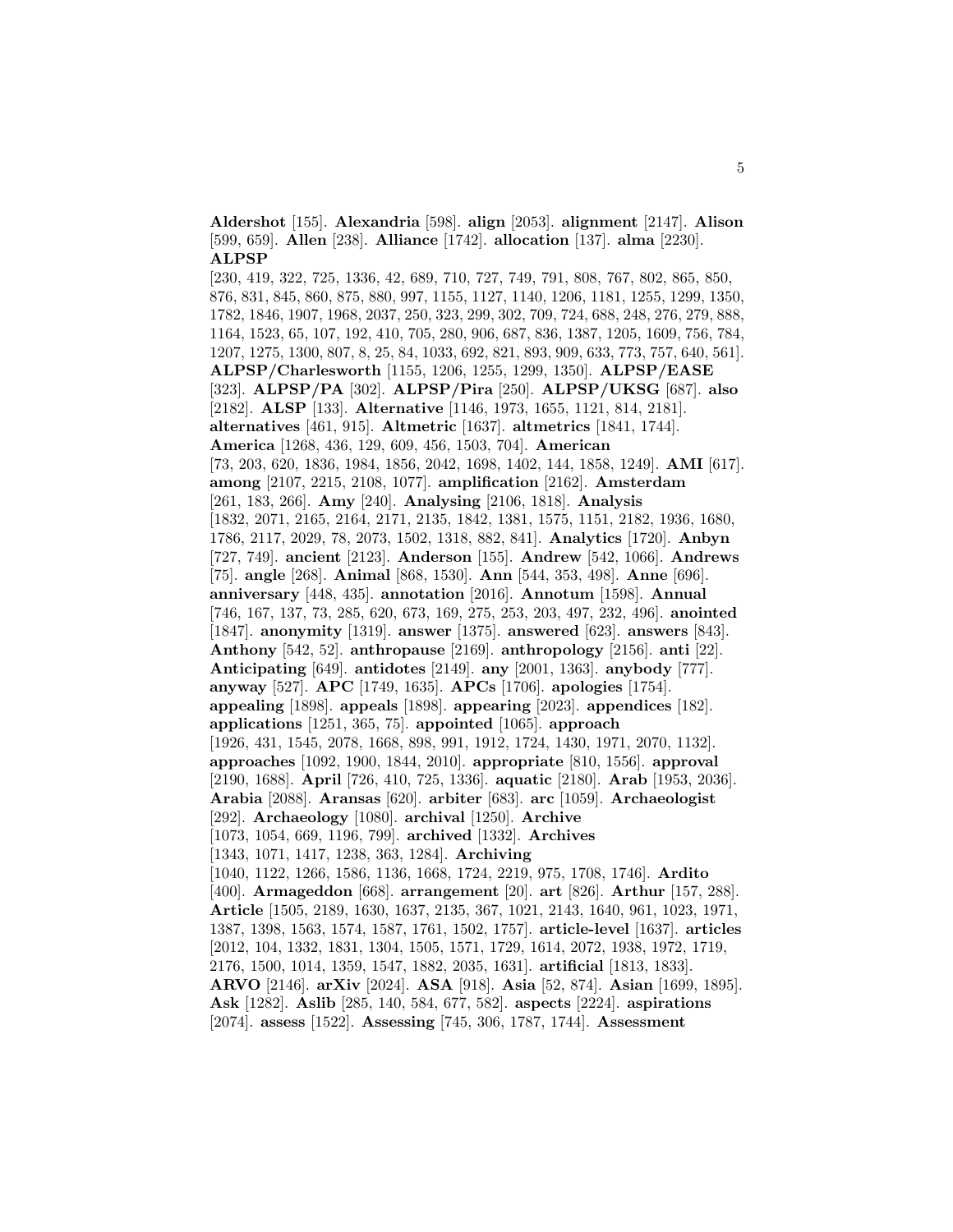**Aldershot** [155]. **Alexandria** [598]. **align** [2053]. **alignment** [2147]. **Alison** [599, 659]. **Allen** [238]. **Alliance** [1742]. **allocation** [137]. **alma** [2230]. **ALPSP** [230, 419, 322, 725, 1336, 42, 689, 710, 727, 749, 791, 808, 767, 802, 865, 850, 876, 831, 845, 860, 875, 880, 997, 1155, 1127, 1140, 1206, 1181, 1255, 1299, 1350, 1782, 1846, 1907, 1968, 2037, 250, 323, 299, 302, 709, 724, 688, 248, 276, 279, 888, 1164, 1523, 65, 107, 192, 410, 705, 280, 906, 687, 836, 1387, 1205, 1609, 756, 784, 1207, 1275, 1300, 807, 8, 25, 84, 1033, 692, 821, 893, 909, 633, 773, 757, 640, 561]. **ALPSP/Charlesworth** [1155, 1206, 1255, 1299, 1350]. **ALPSP/EASE** [323]. **ALPSP/PA** [302]. **ALPSP/Pira** [250]. **ALPSP/UKSG** [687]. **also** [2182]. **ALSP** [133]. **Alternative** [1146, 1973, 1655, 1121, 814, 2181]. **alternatives** [461, 915]. **Altmetric** [1637]. **altmetrics** [1841, 1744]. **America** [1268, 436, 129, 609, 456, 1503, 704]. **American** [73, 203, 620, 1836, 1984, 1856, 2042, 1698, 1402, 144, 1858, 1249]. **AMI** [617]. **among** [2107, 2215, 2108, 1077]. **amplification** [2162]. **Amsterdam** [261, 183, 266]. **Amy** [240]. **Analysing** [2106, 1818]. **Analysis** [1832, 2071, 2165, 2164, 2171, 2135, 1842, 1381, 1575, 1151, 2182, 1936, 1680, 1786, 2117, 2029, 78, 2073, 1502, 1318, 882, 841]. **Analytics** [1720]. **Anbyn** [727, 749]. **ancient** [2123]. **Anderson** [155]. **Andrew** [542, 1066]. **Andrews** [75]. **angle** [268]. **Animal** [868, 1530]. **Ann** [544, 353, 498]. **Anne** [696]. **anniversary** [448, 435]. **annotation** [2016]. **Annotum** [1598]. **Annual** [746, 167, 137, 73, 285, 620, 673, 169, 275, 253, 203, 497, 232, 496]. **anointed** [1847]. **anonymity** [1319]. **answer** [1375]. **answered** [623]. **answers** [843]. **Anthony** [542, 52]. **anthropause** [2169]. **anthropology** [2156]. **anti** [22]. **Anticipating** [649]. **antidotes** [2149]. **any** [2001, 1363]. **anybody** [777]. **anyway** [527]. **APC** [1749, 1635]. **APCs** [1706]. **apologies** [1754]. **appealing** [1898]. **appeals** [1898]. **appearing** [2023]. **appendices** [182]. **applications** [1251, 365, 75]. **appointed** [1065]. **approach** [1926, 431, 1545, 2078, 1668, 898, 991, 1912, 1724, 1430, 1971, 2070, 1132]. **approaches** [1092, 1900, 1844, 2010]. **appropriate** [810, 1556]. **approval** [2190, 1688]. **April** [726, 410, 725, 1336]. **aquatic** [2180]. **Arab** [1953, 2036]. **Arabia** [2088]. **Aransas** [620]. **arbiter** [683]. **arc** [1059]. **Archaeologist** [292]. **Archaeology** [1080]. **archival** [1250]. **Archive** [1073, 1054, 669, 1196, 799]. **archived** [1332]. **Archives** [1343, 1071, 1417, 1238, 363, 1284]. **Archiving** [1040, 1122, 1266, 1586, 1136, 1668, 1724, 2219, 975, 1708, 1746]. **Ardito** [400]. **Armageddon** [668]. **arrangement** [20]. **art** [826]. **Arthur** [157, 288]. **Article** [1505, 2189, 1630, 1637, 2135, 367, 1021, 2143, 1640, 961, 1023, 1971, 1387, 1398, 1563, 1574, 1587, 1761, 1502, 1757]. **article-level** [1637]. **articles** [2012, 104, 1332, 1831, 1304, 1505, 1571, 1729, 1614, 2072, 1938, 1972, 1719, 2176, 1500, 1014, 1359, 1547, 1882, 2035, 1631]. **artificial** [1813, 1833]. **ARVO** [2146]. **arXiv** [2024]. **ASA** [918]. **Asia** [52, 874]. **Asian** [1699, 1895]. **Ask** [1282]. **Aslib** [285, 140, 584, 677, 582]. **aspects** [2224]. **aspirations** [2074]. **assess** [1522]. **Assessing** [745, 306, 1787, 1744]. **Assessment**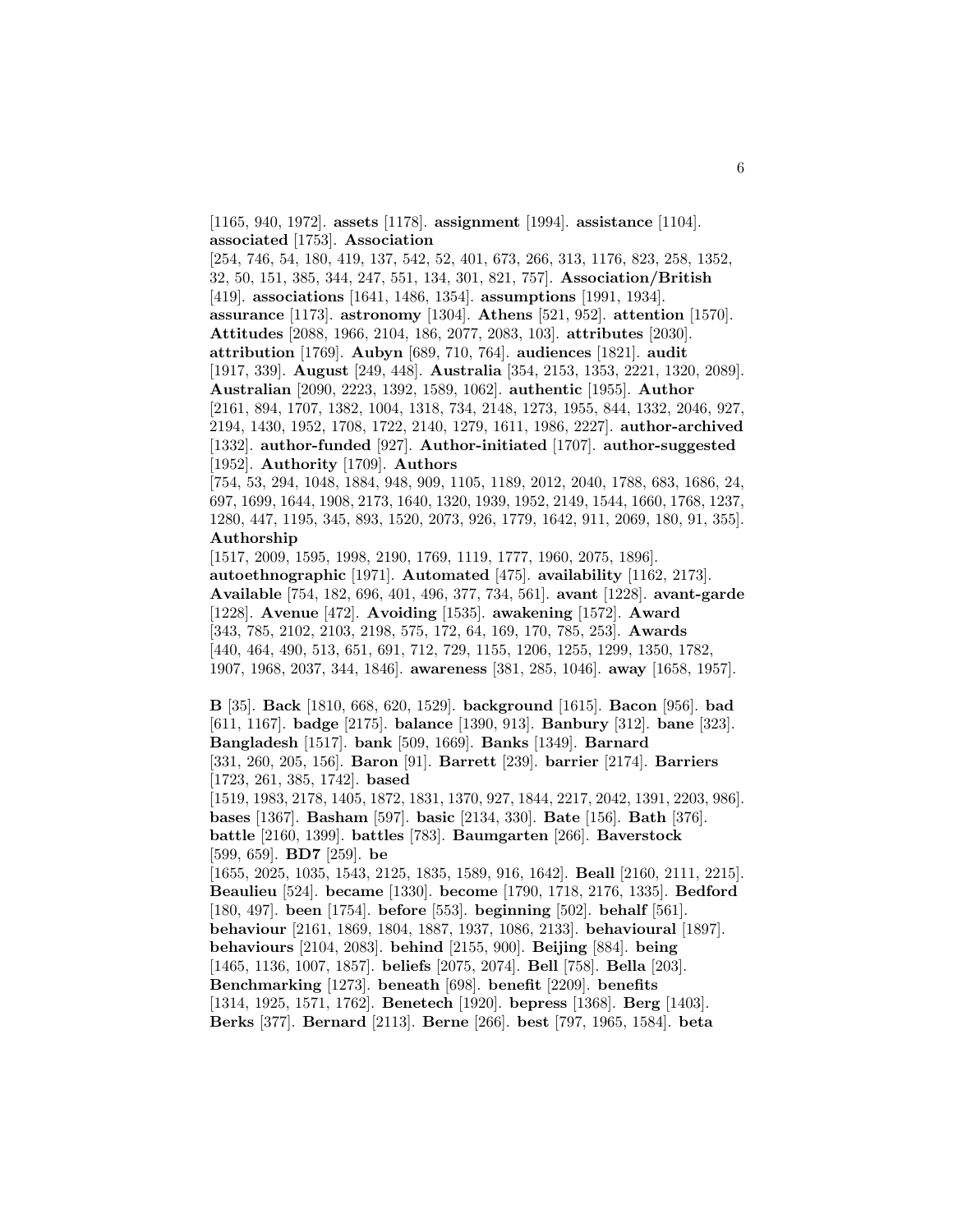[1165, 940, 1972]. **assets** [1178]. **assignment** [1994]. **assistance** [1104]. **associated** [1753]. **Association** [254, 746, 54, 180, 419, 137, 542, 52, 401, 673, 266, 313, 1176, 823, 258, 1352, 32, 50, 151, 385, 344, 247, 551, 134, 301, 821, 757]. **Association/British** [419]. **associations** [1641, 1486, 1354]. **assumptions** [1991, 1934]. **assurance** [1173]. **astronomy** [1304]. **Athens** [521, 952]. **attention** [1570]. **Attitudes** [2088, 1966, 2104, 186, 2077, 2083, 103]. **attributes** [2030]. **attribution** [1769]. **Aubyn** [689, 710, 764]. **audiences** [1821]. **audit** [1917, 339]. **August** [249, 448]. **Australia** [354, 2153, 1353, 2221, 1320, 2089]. **Australian** [2090, 2223, 1392, 1589, 1062]. **authentic** [1955]. **Author** [2161, 894, 1707, 1382, 1004, 1318, 734, 2148, 1273, 1955, 844, 1332, 2046, 927, 2194, 1430, 1952, 1708, 1722, 2140, 1279, 1611, 1986, 2227]. **author-archived** [1332]. **author-funded** [927]. **Author-initiated** [1707]. **author-suggested** [1952]. **Authority** [1709]. **Authors** [754, 53, 294, 1048, 1884, 948, 909, 1105, 1189, 2012, 2040, 1788, 683, 1686, 24, 697, 1699, 1644, 1908, 2173, 1640, 1320, 1939, 1952, 2149, 1544, 1660, 1768, 1237, 1280, 447, 1195, 345, 893, 1520, 2073, 926, 1779, 1642, 911, 2069, 180, 91, 355]. **Authorship** [1517, 2009, 1595, 1998, 2190, 1769, 1119, 1777, 1960, 2075, 1896]. **autoethnographic** [1971]. **Automated** [475]. **availability** [1162, 2173]. **Available** [754, 182, 696, 401, 496, 377, 734, 561]. **avant** [1228]. **avant-garde** [1228]. **Avenue** [472]. **Avoiding** [1535]. **awakening** [1572]. **Award** [343, 785, 2102, 2103, 2198, 575, 172, 64, 169, 170, 785, 253]. **Awards** [440, 464, 490, 513, 651, 691, 712, 729, 1155, 1206, 1255, 1299, 1350, 1782, 1907, 1968, 2037, 344, 1846]. **awareness** [381, 285, 1046]. **away** [1658, 1957].

**B** [35]. **Back** [1810, 668, 620, 1529]. **background** [1615]. **Bacon** [956]. **bad** [611, 1167]. **badge** [2175]. **balance** [1390, 913]. **Banbury** [312]. **bane** [323]. **Bangladesh** [1517]. **bank** [509, 1669]. **Banks** [1349]. **Barnard** [331, 260, 205, 156]. **Baron** [91]. **Barrett** [239]. **barrier** [2174]. **Barriers** [1723, 261, 385, 1742]. **based** [1519, 1983, 2178, 1405, 1872, 1831, 1370, 927, 1844, 2217, 2042, 1391, 2203, 986]. **bases** [1367]. **Basham** [597]. **basic** [2134, 330]. **Bate** [156]. **Bath** [376]. **battle** [2160, 1399]. **battles** [783]. **Baumgarten** [266]. **Baverstock** [599, 659]. **BD7** [259]. **be** [1655, 2025, 1035, 1543, 2125, 1835, 1589, 916, 1642]. **Beall** [2160, 2111, 2215]. **Beaulieu** [524]. **became** [1330]. **become** [1790, 1718, 2176, 1335]. **Bedford** [180, 497]. **been** [1754]. **before** [553]. **beginning** [502]. **behalf** [561]. **behaviour** [2161, 1869, 1804, 1887, 1937, 1086, 2133]. **behavioural** [1897]. **behaviours** [2104, 2083]. **behind** [2155, 900]. **Beijing** [884]. **being** [1465, 1136, 1007, 1857]. **beliefs** [2075, 2074]. **Bell** [758]. **Bella** [203]. **Benchmarking** [1273]. **beneath** [698]. **benefit** [2209]. **benefits** [1314, 1925, 1571, 1762]. **Benetech** [1920]. **bepress** [1368]. **Berg** [1403]. **Berks** [377]. **Bernard** [2113]. **Berne** [266]. **best** [797, 1965, 1584]. **beta**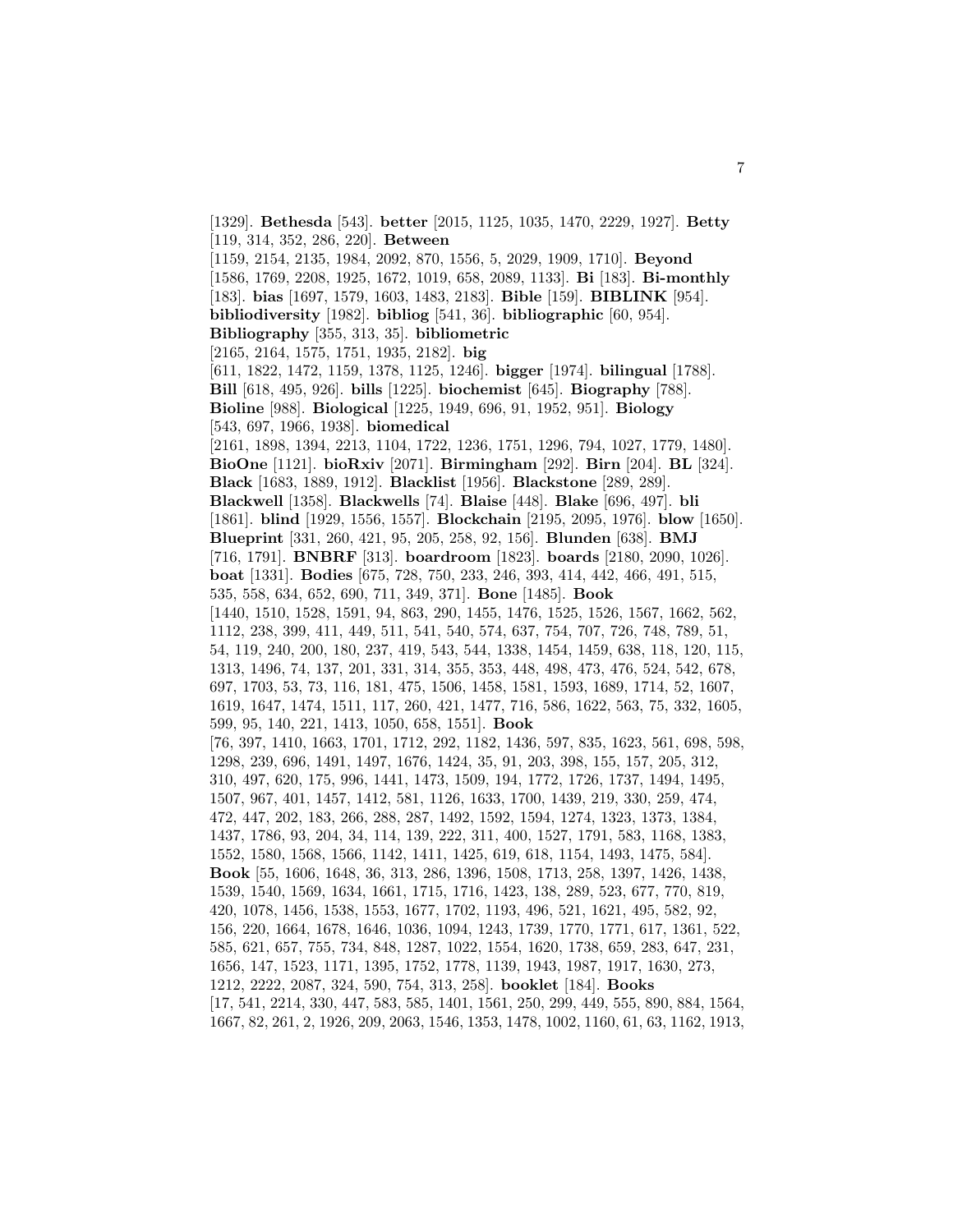[1329]. **Bethesda** [543]. **better** [2015, 1125, 1035, 1470, 2229, 1927]. **Betty** [119, 314, 352, 286, 220]. **Between** [1159, 2154, 2135, 1984, 2092, 870, 1556, 5, 2029, 1909, 1710]. **Beyond** [1586, 1769, 2208, 1925, 1672, 1019, 658, 2089, 1133]. **Bi** [183]. **Bi-monthly** [183]. **bias** [1697, 1579, 1603, 1483, 2183]. **Bible** [159]. **BIBLINK** [954]. **bibliodiversity** [1982]. **bibliog** [541, 36]. **bibliographic** [60, 954]. **Bibliography** [355, 313, 35]. **bibliometric** [2165, 2164, 1575, 1751, 1935, 2182]. **big** [611, 1822, 1472, 1159, 1378, 1125, 1246]. **bigger** [1974]. **bilingual** [1788]. **Bill** [618, 495, 926]. **bills** [1225]. **biochemist** [645]. **Biography** [788]. **Bioline** [988]. **Biological** [1225, 1949, 696, 91, 1952, 951]. **Biology** [543, 697, 1966, 1938]. **biomedical** [2161, 1898, 1394, 2213, 1104, 1722, 1236, 1751, 1296, 794, 1027, 1779, 1480]. **BioOne** [1121]. **bioRxiv** [2071]. **Birmingham** [292]. **Birn** [204]. **BL** [324]. **Black** [1683, 1889, 1912]. **Blacklist** [1956]. **Blackstone** [289, 289]. **Blackwell** [1358]. **Blackwells** [74]. **Blaise** [448]. **Blake** [696, 497]. **bli** [1861]. **blind** [1929, 1556, 1557]. **Blockchain** [2195, 2095, 1976]. **blow** [1650]. **Blueprint** [331, 260, 421, 95, 205, 258, 92, 156]. **Blunden** [638]. **BMJ** [716, 1791]. **BNBRF** [313]. **boardroom** [1823]. **boards** [2180, 2090, 1026]. **boat** [1331]. **Bodies** [675, 728, 750, 233, 246, 393, 414, 442, 466, 491, 515, 535, 558, 634, 652, 690, 711, 349, 371]. **Bone** [1485]. **Book** [1440, 1510, 1528, 1591, 94, 863, 290, 1455, 1476, 1525, 1526, 1567, 1662, 562, 1112, 238, 399, 411, 449, 511, 541, 540, 574, 637, 754, 707, 726, 748, 789, 51, 54, 119, 240, 200, 180, 237, 419, 543, 544, 1338, 1454, 1459, 638, 118, 120, 115, 1313, 1496, 74, 137, 201, 331, 314, 355, 353, 448, 498, 473, 476, 524, 542, 678, 697, 1703, 53, 73, 116, 181, 475, 1506, 1458, 1581, 1593, 1689, 1714, 52, 1607, 1619, 1647, 1474, 1511, 117, 260, 421, 1477, 716, 586, 1622, 563, 75, 332, 1605, 599, 95, 140, 221, 1413, 1050, 658, 1551]. **Book** [76, 397, 1410, 1663, 1701, 1712, 292, 1182, 1436, 597, 835, 1623, 561, 698, 598, 1298, 239, 696, 1491, 1497, 1676, 1424, 35, 91, 203, 398, 155, 157, 205, 312, 310, 497, 620, 175, 996, 1441, 1473, 1509, 194, 1772, 1726, 1737, 1494, 1495, 1507, 967, 401, 1457, 1412, 581, 1126, 1633, 1700, 1439, 219, 330, 259, 474, 472, 447, 202, 183, 266, 288, 287, 1492, 1592, 1594, 1274, 1323, 1373, 1384, 1437, 1786, 93, 204, 34, 114, 139, 222, 311, 400, 1527, 1791, 583, 1168, 1383, 1552, 1580, 1568, 1566, 1142, 1411, 1425, 619, 618, 1154, 1493, 1475, 584]. **Book** [55, 1606, 1648, 36, 313, 286, 1396, 1508, 1713, 258, 1397, 1426, 1438, 1539, 1540, 1569, 1634, 1661, 1715, 1716, 1423, 138, 289, 523, 677, 770, 819, 420, 1078, 1456, 1538, 1553, 1677, 1702, 1193, 496, 521, 1621, 495, 582, 92, 156, 220, 1664, 1678, 1646, 1036, 1094, 1243, 1739, 1770, 1771, 617, 1361, 522, 585, 621, 657, 755, 734, 848, 1287, 1022, 1554, 1620, 1738, 659, 283, 647, 231, 1656, 147, 1523, 1171, 1395, 1752, 1778, 1139, 1943, 1987, 1917, 1630, 273, 1212, 2222, 2087, 324, 590, 754, 313, 258]. **booklet** [184]. **Books** [17, 541, 2214, 330, 447, 583, 585, 1401, 1561, 250, 299, 449, 555, 890, 884, 1564, 1667, 82, 261, 2, 1926, 209, 2063, 1546, 1353, 1478, 1002, 1160, 61, 63, 1162, 1913,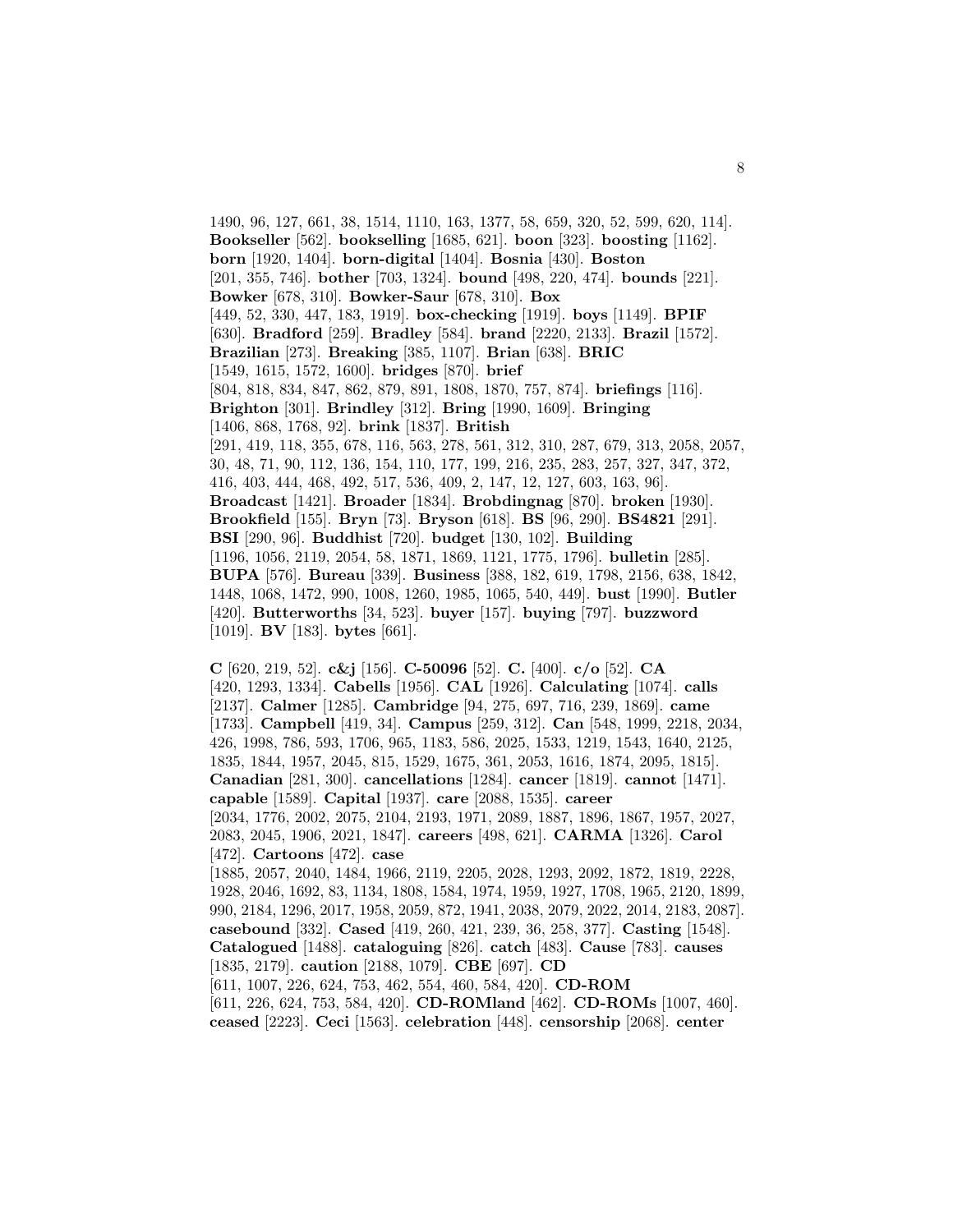1490, 96, 127, 661, 38, 1514, 1110, 163, 1377, 58, 659, 320, 52, 599, 620, 114]. **Bookseller** [562]. **bookselling** [1685, 621]. **boon** [323]. **boosting** [1162]. **born** [1920, 1404]. **born-digital** [1404]. **Bosnia** [430]. **Boston** [201, 355, 746]. **bother** [703, 1324]. **bound** [498, 220, 474]. **bounds** [221]. **Bowker** [678, 310]. **Bowker-Saur** [678, 310]. **Box** [449, 52, 330, 447, 183, 1919]. **box-checking** [1919]. **boys** [1149]. **BPIF** [630]. **Bradford** [259]. **Bradley** [584]. **brand** [2220, 2133]. **Brazil** [1572]. **Brazilian** [273]. **Breaking** [385, 1107]. **Brian** [638]. **BRIC** [1549, 1615, 1572, 1600]. **bridges** [870]. **brief** [804, 818, 834, 847, 862, 879, 891, 1808, 1870, 757, 874]. **briefings** [116]. **Brighton** [301]. **Brindley** [312]. **Bring** [1990, 1609]. **Bringing** [1406, 868, 1768, 92]. **brink** [1837]. **British** [291, 419, 118, 355, 678, 116, 563, 278, 561, 312, 310, 287, 679, 313, 2058, 2057, 30, 48, 71, 90, 112, 136, 154, 110, 177, 199, 216, 235, 283, 257, 327, 347, 372, 416, 403, 444, 468, 492, 517, 536, 409, 2, 147, 12, 127, 603, 163, 96]. **Broadcast** [1421]. **Broader** [1834]. **Brobdingnag** [870]. **broken** [1930]. **Brookfield** [155]. **Bryn** [73]. **Bryson** [618]. **BS** [96, 290]. **BS4821** [291]. **BSI** [290, 96]. **Buddhist** [720]. **budget** [130, 102]. **Building** [1196, 1056, 2119, 2054, 58, 1871, 1869, 1121, 1775, 1796]. **bulletin** [285]. **BUPA** [576]. **Bureau** [339]. **Business** [388, 182, 619, 1798, 2156, 638, 1842, 1448, 1068, 1472, 990, 1008, 1260, 1985, 1065, 540, 449]. **bust** [1990]. **Butler** [420]. **Butterworths** [34, 523]. **buyer** [157]. **buying** [797]. **buzzword** [1019]. **BV** [183]. **bytes** [661].

**C** [620, 219, 52]. **c&j** [156]. **C-50096** [52]. **C.** [400]. **c/o** [52]. **CA** [420, 1293, 1334]. **Cabells** [1956]. **CAL** [1926]. **Calculating** [1074]. **calls** [2137]. **Calmer** [1285]. **Cambridge** [94, 275, 697, 716, 239, 1869]. **came** [1733]. **Campbell** [419, 34]. **Campus** [259, 312]. **Can** [548, 1999, 2218, 2034, 426, 1998, 786, 593, 1706, 965, 1183, 586, 2025, 1533, 1219, 1543, 1640, 2125, 1835, 1844, 1957, 2045, 815, 1529, 1675, 361, 2053, 1616, 1874, 2095, 1815]. **Canadian** [281, 300]. **cancellations** [1284]. **cancer** [1819]. **cannot** [1471]. **capable** [1589]. **Capital** [1937]. **care** [2088, 1535]. **career** [2034, 1776, 2002, 2075, 2104, 2193, 1971, 2089, 1887, 1896, 1867, 1957, 2027, 2083, 2045, 1906, 2021, 1847]. **careers** [498, 621]. **CARMA** [1326]. **Carol** [472]. **Cartoons** [472]. **case** [1885, 2057, 2040, 1484, 1966, 2119, 2205, 2028, 1293, 2092, 1872, 1819, 2228, 1928, 2046, 1692, 83, 1134, 1808, 1584, 1974, 1959, 1927, 1708, 1965, 2120, 1899, 990, 2184, 1296, 2017, 1958, 2059, 872, 1941, 2038, 2079, 2022, 2014, 2183, 2087]. **casebound** [332]. **Cased** [419, 260, 421, 239, 36, 258, 377]. **Casting** [1548]. **Catalogued** [1488]. **cataloguing** [826]. **catch** [483]. **Cause** [783]. **causes** [1835, 2179]. **caution** [2188, 1079]. **CBE** [697]. **CD** [611, 1007, 226, 624, 753, 462, 554, 460, 584, 420]. **CD-ROM** [611, 226, 624, 753, 584, 420]. **CD-ROMland** [462]. **CD-ROMs** [1007, 460]. **ceased** [2223]. **Ceci** [1563]. **celebration** [448]. **censorship** [2068]. **center**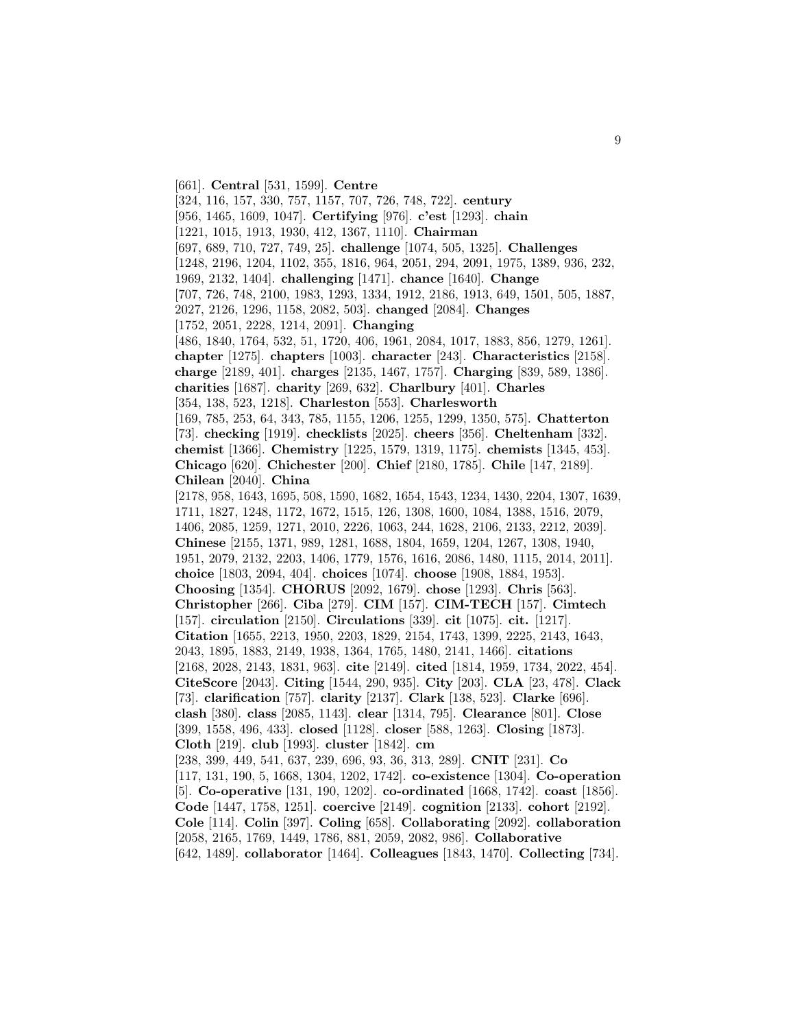[661]. **Central** [531, 1599]. **Centre** [324, 116, 157, 330, 757, 1157, 707, 726, 748, 722]. **century** [956, 1465, 1609, 1047]. **Certifying** [976]. **c'est** [1293]. **chain** [1221, 1015, 1913, 1930, 412, 1367, 1110]. **Chairman** [697, 689, 710, 727, 749, 25]. **challenge** [1074, 505, 1325]. **Challenges** [1248, 2196, 1204, 1102, 355, 1816, 964, 2051, 294, 2091, 1975, 1389, 936, 232, 1969, 2132, 1404]. **challenging** [1471]. **chance** [1640]. **Change** [707, 726, 748, 2100, 1983, 1293, 1334, 1912, 2186, 1913, 649, 1501, 505, 1887, 2027, 2126, 1296, 1158, 2082, 503]. **changed** [2084]. **Changes** [1752, 2051, 2228, 1214, 2091]. **Changing** [486, 1840, 1764, 532, 51, 1720, 406, 1961, 2084, 1017, 1883, 856, 1279, 1261]. **chapter** [1275]. **chapters** [1003]. **character** [243]. **Characteristics** [2158]. **charge** [2189, 401]. **charges** [2135, 1467, 1757]. **Charging** [839, 589, 1386]. **charities** [1687]. **charity** [269, 632]. **Charlbury** [401]. **Charles** [354, 138, 523, 1218]. **Charleston** [553]. **Charlesworth** [169, 785, 253, 64, 343, 785, 1155, 1206, 1255, 1299, 1350, 575]. **Chatterton** [73]. **checking** [1919]. **checklists** [2025]. **cheers** [356]. **Cheltenham** [332]. **chemist** [1366]. **Chemistry** [1225, 1579, 1319, 1175]. **chemists** [1345, 453]. **Chicago** [620]. **Chichester** [200]. **Chief** [2180, 1785]. **Chile** [147, 2189]. **Chilean** [2040]. **China** [2178, 958, 1643, 1695, 508, 1590, 1682, 1654, 1543, 1234, 1430, 2204, 1307, 1639, 1711, 1827, 1248, 1172, 1672, 1515, 126, 1308, 1600, 1084, 1388, 1516, 2079, 1406, 2085, 1259, 1271, 2010, 2226, 1063, 244, 1628, 2106, 2133, 2212, 2039]. **Chinese** [2155, 1371, 989, 1281, 1688, 1804, 1659, 1204, 1267, 1308, 1940, 1951, 2079, 2132, 2203, 1406, 1779, 1576, 1616, 2086, 1480, 1115, 2014, 2011]. **choice** [1803, 2094, 404]. **choices** [1074]. **choose** [1908, 1884, 1953]. **Choosing** [1354]. **CHORUS** [2092, 1679]. **chose** [1293]. **Chris** [563]. **Christopher** [266]. **Ciba** [279]. **CIM** [157]. **CIM-TECH** [157]. **Cimtech** [157]. **circulation** [2150]. **Circulations** [339]. **cit** [1075]. **cit.** [1217]. **Citation** [1655, 2213, 1950, 2203, 1829, 2154, 1743, 1399, 2225, 2143, 1643, 2043, 1895, 1883, 2149, 1938, 1364, 1765, 1480, 2141, 1466]. **citations** [2168, 2028, 2143, 1831, 963]. **cite** [2149]. **cited** [1814, 1959, 1734, 2022, 454]. **CiteScore** [2043]. **Citing** [1544, 290, 935]. **City** [203]. **CLA** [23, 478]. **Clack** [73]. **clarification** [757]. **clarity** [2137]. **Clark** [138, 523]. **Clarke** [696]. **clash** [380]. **class** [2085, 1143]. **clear** [1314, 795]. **Clearance** [801]. **Close** [399, 1558, 496, 433]. **closed** [1128]. **closer** [588, 1263]. **Closing** [1873]. **Cloth** [219]. **club** [1993]. **cluster** [1842]. **cm** [238, 399, 449, 541, 637, 239, 696, 93, 36, 313, 289]. **CNIT** [231]. **Co** [117, 131, 190, 5, 1668, 1304, 1202, 1742]. **co-existence** [1304]. **Co-operation** [5]. **Co-operative** [131, 190, 1202]. **co-ordinated** [1668, 1742]. **coast** [1856]. **Code** [1447, 1758, 1251]. **coercive** [2149]. **cognition** [2133]. **cohort** [2192]. **Cole** [114]. **Colin** [397]. **Coling** [658]. **Collaborating** [2092]. **collaboration** [2058, 2165, 1769, 1449, 1786, 881, 2059, 2082, 986]. **Collaborative** [642, 1489]. **collaborator** [1464]. **Colleagues** [1843, 1470]. **Collecting** [734].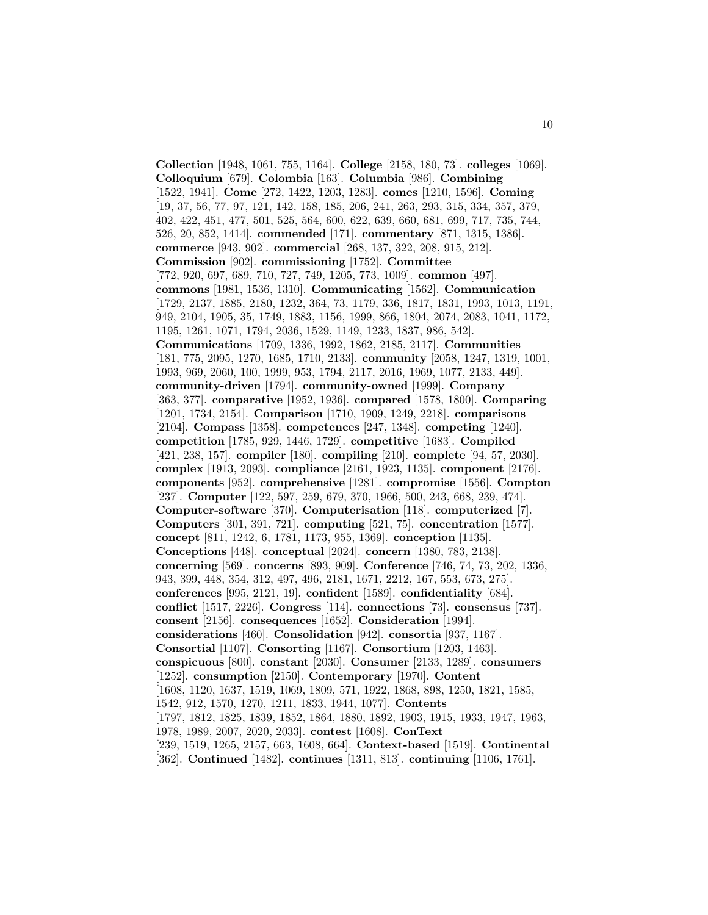**Collection** [1948, 1061, 755, 1164]. **College** [2158, 180, 73]. **colleges** [1069]. **Colloquium** [679]. **Colombia** [163]. **Columbia** [986]. **Combining** [1522, 1941]. **Come** [272, 1422, 1203, 1283]. **comes** [1210, 1596]. **Coming** [19, 37, 56, 77, 97, 121, 142, 158, 185, 206, 241, 263, 293, 315, 334, 357, 379, 402, 422, 451, 477, 501, 525, 564, 600, 622, 639, 660, 681, 699, 717, 735, 744, 526, 20, 852, 1414]. **commended** [171]. **commentary** [871, 1315, 1386]. **commerce** [943, 902]. **commercial** [268, 137, 322, 208, 915, 212]. **Commission** [902]. **commissioning** [1752]. **Committee** [772, 920, 697, 689, 710, 727, 749, 1205, 773, 1009]. **common** [497]. **commons** [1981, 1536, 1310]. **Communicating** [1562]. **Communication** [1729, 2137, 1885, 2180, 1232, 364, 73, 1179, 336, 1817, 1831, 1993, 1013, 1191, 949, 2104, 1905, 35, 1749, 1883, 1156, 1999, 866, 1804, 2074, 2083, 1041, 1172, 1195, 1261, 1071, 1794, 2036, 1529, 1149, 1233, 1837, 986, 542]. **Communications** [1709, 1336, 1992, 1862, 2185, 2117]. **Communities** [181, 775, 2095, 1270, 1685, 1710, 2133]. **community** [2058, 1247, 1319, 1001, 1993, 969, 2060, 100, 1999, 953, 1794, 2117, 2016, 1969, 1077, 2133, 449]. **community-driven** [1794]. **community-owned** [1999]. **Company** [363, 377]. **comparative** [1952, 1936]. **compared** [1578, 1800]. **Comparing** [1201, 1734, 2154]. **Comparison** [1710, 1909, 1249, 2218]. **comparisons** [2104]. **Compass** [1358]. **competences** [247, 1348]. **competing** [1240]. **competition** [1785, 929, 1446, 1729]. **competitive** [1683]. **Compiled** [421, 238, 157]. **compiler** [180]. **compiling** [210]. **complete** [94, 57, 2030]. **complex** [1913, 2093]. **compliance** [2161, 1923, 1135]. **component** [2176]. **components** [952]. **comprehensive** [1281]. **compromise** [1556]. **Compton** [237]. **Computer** [122, 597, 259, 679, 370, 1966, 500, 243, 668, 239, 474]. **Computer-software** [370]. **Computerisation** [118]. **computerized** [7]. **Computers** [301, 391, 721]. **computing** [521, 75]. **concentration** [1577]. **concept** [811, 1242, 6, 1781, 1173, 955, 1369]. **conception** [1135]. **Conceptions** [448]. **conceptual** [2024]. **concern** [1380, 783, 2138]. **concerning** [569]. **concerns** [893, 909]. **Conference** [746, 74, 73, 202, 1336, 943, 399, 448, 354, 312, 497, 496, 2181, 1671, 2212, 167, 553, 673, 275]. **conferences** [995, 2121, 19]. **confident** [1589]. **confidentiality** [684]. **conflict** [1517, 2226]. **Congress** [114]. **connections** [73]. **consensus** [737]. **consent** [2156]. **consequences** [1652]. **Consideration** [1994]. **considerations** [460]. **Consolidation** [942]. **consortia** [937, 1167]. **Consortial** [1107]. **Consorting** [1167]. **Consortium** [1203, 1463]. **conspicuous** [800]. **constant** [2030]. **Consumer** [2133, 1289]. **consumers** [1252]. **consumption** [2150]. **Contemporary** [1970]. **Content** [1608, 1120, 1637, 1519, 1069, 1809, 571, 1922, 1868, 898, 1250, 1821, 1585, 1542, 912, 1570, 1270, 1211, 1833, 1944, 1077]. **Contents** [1797, 1812, 1825, 1839, 1852, 1864, 1880, 1892, 1903, 1915, 1933, 1947, 1963, 1978, 1989, 2007, 2020, 2033]. **contest** [1608]. **ConText** [239, 1519, 1265, 2157, 663, 1608, 664]. **Context-based** [1519]. **Continental** [362]. **Continued** [1482]. **continues** [1311, 813]. **continuing** [1106, 1761].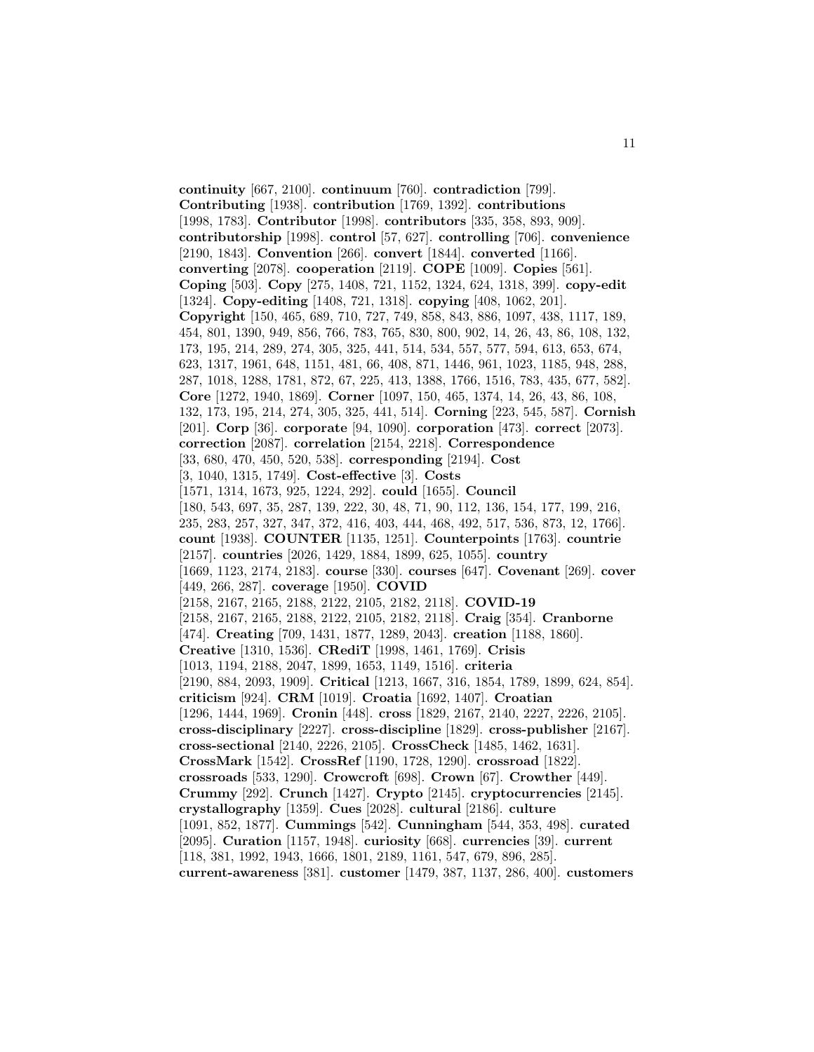**continuity** [667, 2100]. **continuum** [760]. **contradiction** [799]. **Contributing** [1938]. **contribution** [1769, 1392]. **contributions** [1998, 1783]. **Contributor** [1998]. **contributors** [335, 358, 893, 909]. **contributorship** [1998]. **control** [57, 627]. **controlling** [706]. **convenience** [2190, 1843]. **Convention** [266]. **convert** [1844]. **converted** [1166]. **converting** [2078]. **cooperation** [2119]. **COPE** [1009]. **Copies** [561]. **Coping** [503]. **Copy** [275, 1408, 721, 1152, 1324, 624, 1318, 399]. **copy-edit** [1324]. **Copy-editing** [1408, 721, 1318]. **copying** [408, 1062, 201]. **Copyright** [150, 465, 689, 710, 727, 749, 858, 843, 886, 1097, 438, 1117, 189, 454, 801, 1390, 949, 856, 766, 783, 765, 830, 800, 902, 14, 26, 43, 86, 108, 132, 173, 195, 214, 289, 274, 305, 325, 441, 514, 534, 557, 577, 594, 613, 653, 674, 623, 1317, 1961, 648, 1151, 481, 66, 408, 871, 1446, 961, 1023, 1185, 948, 288, 287, 1018, 1288, 1781, 872, 67, 225, 413, 1388, 1766, 1516, 783, 435, 677, 582]. **Core** [1272, 1940, 1869]. **Corner** [1097, 150, 465, 1374, 14, 26, 43, 86, 108, 132, 173, 195, 214, 274, 305, 325, 441, 514]. **Corning** [223, 545, 587]. **Cornish** [201]. **Corp** [36]. **corporate** [94, 1090]. **corporation** [473]. **correct** [2073]. **correction** [2087]. **correlation** [2154, 2218]. **Correspondence** [33, 680, 470, 450, 520, 538]. **corresponding** [2194]. **Cost** [3, 1040, 1315, 1749]. **Cost-effective** [3]. **Costs** [1571, 1314, 1673, 925, 1224, 292]. **could** [1655]. **Council** [180, 543, 697, 35, 287, 139, 222, 30, 48, 71, 90, 112, 136, 154, 177, 199, 216, 235, 283, 257, 327, 347, 372, 416, 403, 444, 468, 492, 517, 536, 873, 12, 1766]. **count** [1938]. **COUNTER** [1135, 1251]. **Counterpoints** [1763]. **countrie** [2157]. **countries** [2026, 1429, 1884, 1899, 625, 1055]. **country** [1669, 1123, 2174, 2183]. **course** [330]. **courses** [647]. **Covenant** [269]. **cover** [449, 266, 287]. **coverage** [1950]. **COVID** [2158, 2167, 2165, 2188, 2122, 2105, 2182, 2118]. **COVID-19** [2158, 2167, 2165, 2188, 2122, 2105, 2182, 2118]. **Craig** [354]. **Cranborne** [474]. **Creating** [709, 1431, 1877, 1289, 2043]. **creation** [1188, 1860]. **Creative** [1310, 1536]. **CRediT** [1998, 1461, 1769]. **Crisis** [1013, 1194, 2188, 2047, 1899, 1653, 1149, 1516]. **criteria** [2190, 884, 2093, 1909]. **Critical** [1213, 1667, 316, 1854, 1789, 1899, 624, 854]. **criticism** [924]. **CRM** [1019]. **Croatia** [1692, 1407]. **Croatian** [1296, 1444, 1969]. **Cronin** [448]. **cross** [1829, 2167, 2140, 2227, 2226, 2105]. **cross-disciplinary** [2227]. **cross-discipline** [1829]. **cross-publisher** [2167]. **cross-sectional** [2140, 2226, 2105]. **CrossCheck** [1485, 1462, 1631]. **CrossMark** [1542]. **CrossRef** [1190, 1728, 1290]. **crossroad** [1822]. **crossroads** [533, 1290]. **Crowcroft** [698]. **Crown** [67]. **Crowther** [449]. **Crummy** [292]. **Crunch** [1427]. **Crypto** [2145]. **cryptocurrencies** [2145]. **crystallography** [1359]. **Cues** [2028]. **cultural** [2186]. **culture** [1091, 852, 1877]. **Cummings** [542]. **Cunningham** [544, 353, 498]. **curated** [2095]. **Curation** [1157, 1948]. **curiosity** [668]. **currencies** [39]. **current** [118, 381, 1992, 1943, 1666, 1801, 2189, 1161, 547, 679, 896, 285]. **current-awareness** [381]. **customer** [1479, 387, 1137, 286, 400]. **customers**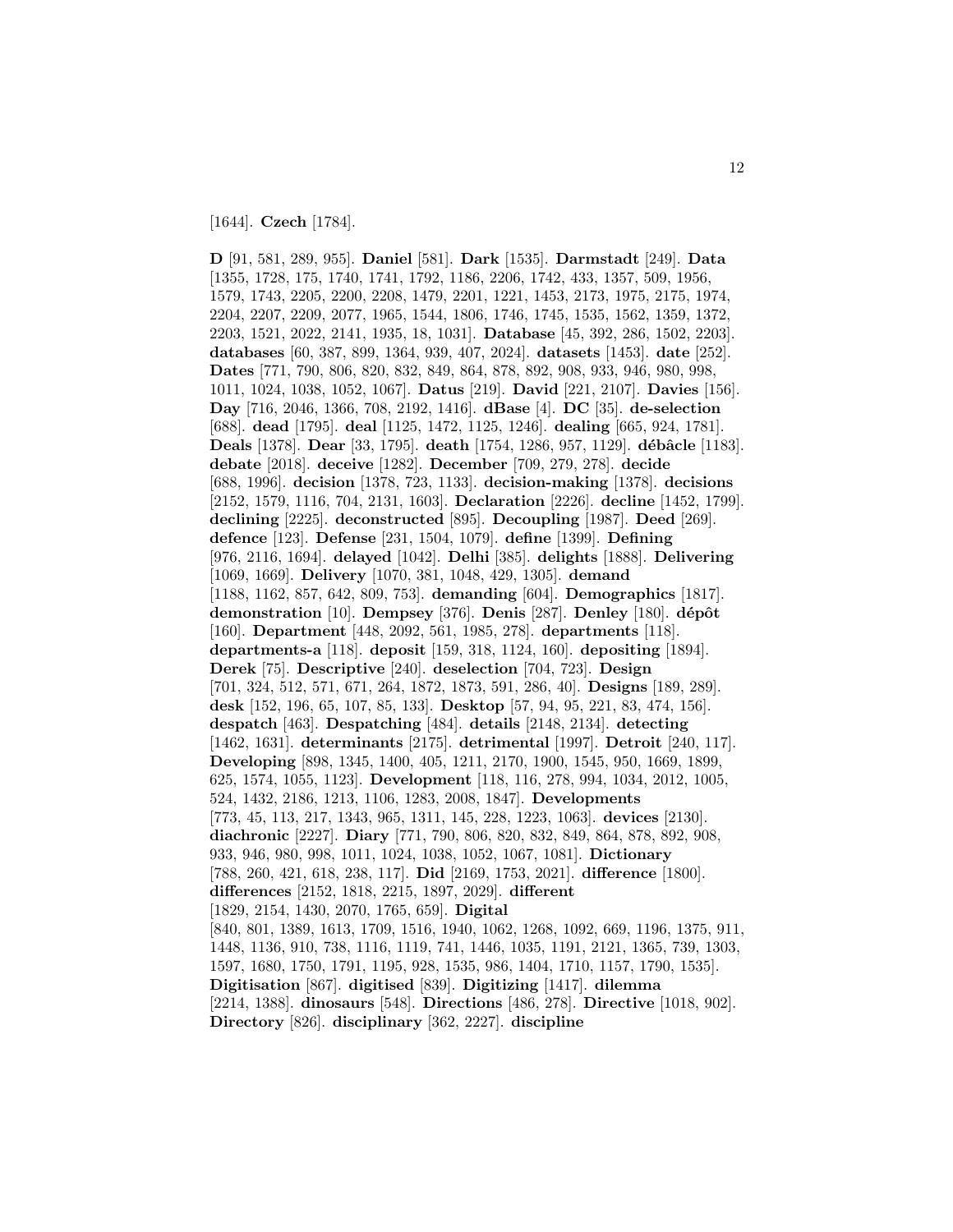[1644]. **Czech** [1784].

**D** [91, 581, 289, 955]. **Daniel** [581]. **Dark** [1535]. **Darmstadt** [249]. **Data** [1355, 1728, 175, 1740, 1741, 1792, 1186, 2206, 1742, 433, 1357, 509, 1956, 1579, 1743, 2205, 2200, 2208, 1479, 2201, 1221, 1453, 2173, 1975, 2175, 1974, 2204, 2207, 2209, 2077, 1965, 1544, 1806, 1746, 1745, 1535, 1562, 1359, 1372, 2203, 1521, 2022, 2141, 1935, 18, 1031]. **Database** [45, 392, 286, 1502, 2203]. **databases** [60, 387, 899, 1364, 939, 407, 2024]. **datasets** [1453]. **date** [252]. **Dates** [771, 790, 806, 820, 832, 849, 864, 878, 892, 908, 933, 946, 980, 998, 1011, 1024, 1038, 1052, 1067]. **Datus** [219]. **David** [221, 2107]. **Davies** [156]. **Day** [716, 2046, 1366, 708, 2192, 1416]. **dBase** [4]. **DC** [35]. **de-selection** [688]. **dead** [1795]. **deal** [1125, 1472, 1125, 1246]. **dealing** [665, 924, 1781]. **Deals** [1378]. **Dear** [33, 1795]. **death** [1754, 1286, 957, 1129]. **débâcle** [1183]. **debate** [2018]. **deceive** [1282]. **December** [709, 279, 278]. **decide** [688, 1996]. **decision** [1378, 723, 1133]. **decision-making** [1378]. **decisions** [2152, 1579, 1116, 704, 2131, 1603]. **Declaration** [2226]. **decline** [1452, 1799]. **declining** [2225]. **deconstructed** [895]. **Decoupling** [1987]. **Deed** [269]. **defence** [123]. **Defense** [231, 1504, 1079]. **define** [1399]. **Defining** [976, 2116, 1694]. **delayed** [1042]. **Delhi** [385]. **delights** [1888]. **Delivering** [1069, 1669]. **Delivery** [1070, 381, 1048, 429, 1305]. **demand** [1188, 1162, 857, 642, 809, 753]. **demanding** [604]. **Demographics** [1817]. **demonstration** [10]. **Dempsey** [376]. **Denis** [287]. **Denley** [180]. **dépôt** [160]. **Department** [448, 2092, 561, 1985, 278]. **departments** [118]. **departments-a** [118]. **deposit** [159, 318, 1124, 160]. **depositing** [1894]. **Derek** [75]. **Descriptive** [240]. **deselection** [704, 723]. **Design** [701, 324, 512, 571, 671, 264, 1872, 1873, 591, 286, 40]. **Designs** [189, 289]. **desk** [152, 196, 65, 107, 85, 133]. **Desktop** [57, 94, 95, 221, 83, 474, 156]. **despatch** [463]. **Despatching** [484]. **details** [2148, 2134]. **detecting** [1462, 1631]. **determinants** [2175]. **detrimental** [1997]. **Detroit** [240, 117]. **Developing** [898, 1345, 1400, 405, 1211, 2170, 1900, 1545, 950, 1669, 1899, 625, 1574, 1055, 1123]. **Development** [118, 116, 278, 994, 1034, 2012, 1005, 524, 1432, 2186, 1213, 1106, 1283, 2008, 1847]. **Developments** [773, 45, 113, 217, 1343, 965, 1311, 145, 228, 1223, 1063]. **devices** [2130]. **diachronic** [2227]. **Diary** [771, 790, 806, 820, 832, 849, 864, 878, 892, 908, 933, 946, 980, 998, 1011, 1024, 1038, 1052, 1067, 1081]. **Dictionary** [788, 260, 421, 618, 238, 117]. **Did** [2169, 1753, 2021]. **difference** [1800]. **differences** [2152, 1818, 2215, 1897, 2029]. **different** [1829, 2154, 1430, 2070, 1765, 659]. **Digital** [840, 801, 1389, 1613, 1709, 1516, 1940, 1062, 1268, 1092, 669, 1196, 1375, 911, 1448, 1136, 910, 738, 1116, 1119, 741, 1446, 1035, 1191, 2121, 1365, 739, 1303, 1597, 1680, 1750, 1791, 1195, 928, 1535, 986, 1404, 1710, 1157, 1790, 1535]. **Digitisation** [867]. **digitised** [839]. **Digitizing** [1417]. **dilemma** [2214, 1388]. **dinosaurs** [548]. **Directions** [486, 278]. **Directive** [1018, 902]. **Directory** [826]. **disciplinary** [362, 2227]. **discipline**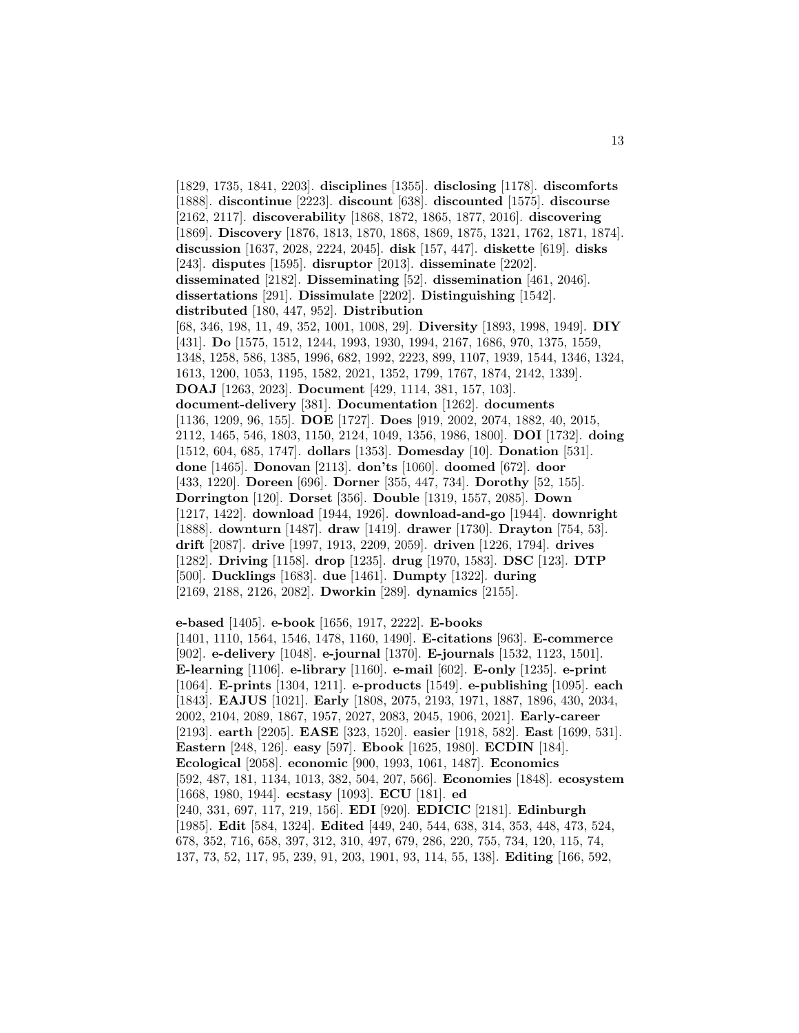[1829, 1735, 1841, 2203]. **disciplines** [1355]. **disclosing** [1178]. **discomforts** [1888]. **discontinue** [2223]. **discount** [638]. **discounted** [1575]. **discourse** [2162, 2117]. **discoverability** [1868, 1872, 1865, 1877, 2016]. **discovering** [1869]. **Discovery** [1876, 1813, 1870, 1868, 1869, 1875, 1321, 1762, 1871, 1874]. **discussion** [1637, 2028, 2224, 2045]. **disk** [157, 447]. **diskette** [619]. **disks** [243]. **disputes** [1595]. **disruptor** [2013]. **disseminate** [2202]. **disseminated** [2182]. **Disseminating** [52]. **dissemination** [461, 2046]. **dissertations** [291]. **Dissimulate** [2202]. **Distinguishing** [1542]. **distributed** [180, 447, 952]. **Distribution** [68, 346, 198, 11, 49, 352, 1001, 1008, 29]. **Diversity** [1893, 1998, 1949]. **DIY** [431]. **Do** [1575, 1512, 1244, 1993, 1930, 1994, 2167, 1686, 970, 1375, 1559, 1348, 1258, 586, 1385, 1996, 682, 1992, 2223, 899, 1107, 1939, 1544, 1346, 1324, 1613, 1200, 1053, 1195, 1582, 2021, 1352, 1799, 1767, 1874, 2142, 1339]. **DOAJ** [1263, 2023]. **Document** [429, 1114, 381, 157, 103]. **document-delivery** [381]. **Documentation** [1262]. **documents** [1136, 1209, 96, 155]. **DOE** [1727]. **Does** [919, 2002, 2074, 1882, 40, 2015, 2112, 1465, 546, 1803, 1150, 2124, 1049, 1356, 1986, 1800]. **DOI** [1732]. **doing** [1512, 604, 685, 1747]. **dollars** [1353]. **Domesday** [10]. **Donation** [531]. **done** [1465]. **Donovan** [2113]. **don'ts** [1060]. **doomed** [672]. **door** [433, 1220]. **Doreen** [696]. **Dorner** [355, 447, 734]. **Dorothy** [52, 155]. **Dorrington** [120]. **Dorset** [356]. **Double** [1319, 1557, 2085]. **Down** [1217, 1422]. **download** [1944, 1926]. **download-and-go** [1944]. **downright** [1888]. **downturn** [1487]. **draw** [1419]. **drawer** [1730]. **Drayton** [754, 53]. **drift** [2087]. **drive** [1997, 1913, 2209, 2059]. **driven** [1226, 1794]. **drives** [1282]. **Driving** [1158]. **drop** [1235]. **drug** [1970, 1583]. **DSC** [123]. **DTP** [500]. **Ducklings** [1683]. **due** [1461]. **Dumpty** [1322]. **during** [2169, 2188, 2126, 2082]. **Dworkin** [289]. **dynamics** [2155].

**e-based** [1405]. **e-book** [1656, 1917, 2222]. **E-books** [1401, 1110, 1564, 1546, 1478, 1160, 1490]. **E-citations** [963]. **E-commerce** [902]. **e-delivery** [1048]. **e-journal** [1370]. **E-journals** [1532, 1123, 1501]. **E-learning** [1106]. **e-library** [1160]. **e-mail** [602]. **E-only** [1235]. **e-print** [1064]. **E-prints** [1304, 1211]. **e-products** [1549]. **e-publishing** [1095]. **each** [1843]. **EAJUS** [1021]. **Early** [1808, 2075, 2193, 1971, 1887, 1896, 430, 2034, 2002, 2104, 2089, 1867, 1957, 2027, 2083, 2045, 1906, 2021]. **Early-career** [2193]. **earth** [2205]. **EASE** [323, 1520]. **easier** [1918, 582]. **East** [1699, 531]. **Eastern** [248, 126]. **easy** [597]. **Ebook** [1625, 1980]. **ECDIN** [184]. **Ecological** [2058]. **economic** [900, 1993, 1061, 1487]. **Economics** [592, 487, 181, 1134, 1013, 382, 504, 207, 566]. **Economies** [1848]. **ecosystem** [1668, 1980, 1944]. **ecstasy** [1093]. **ECU** [181]. **ed** [240, 331, 697, 117, 219, 156]. **EDI** [920]. **EDICIC** [2181]. **Edinburgh** [1985]. **Edit** [584, 1324]. **Edited** [449, 240, 544, 638, 314, 353, 448, 473, 524, 678, 352, 716, 658, 397, 312, 310, 497, 679, 286, 220, 755, 734, 120, 115, 74, 137, 73, 52, 117, 95, 239, 91, 203, 1901, 93, 114, 55, 138]. **Editing** [166, 592,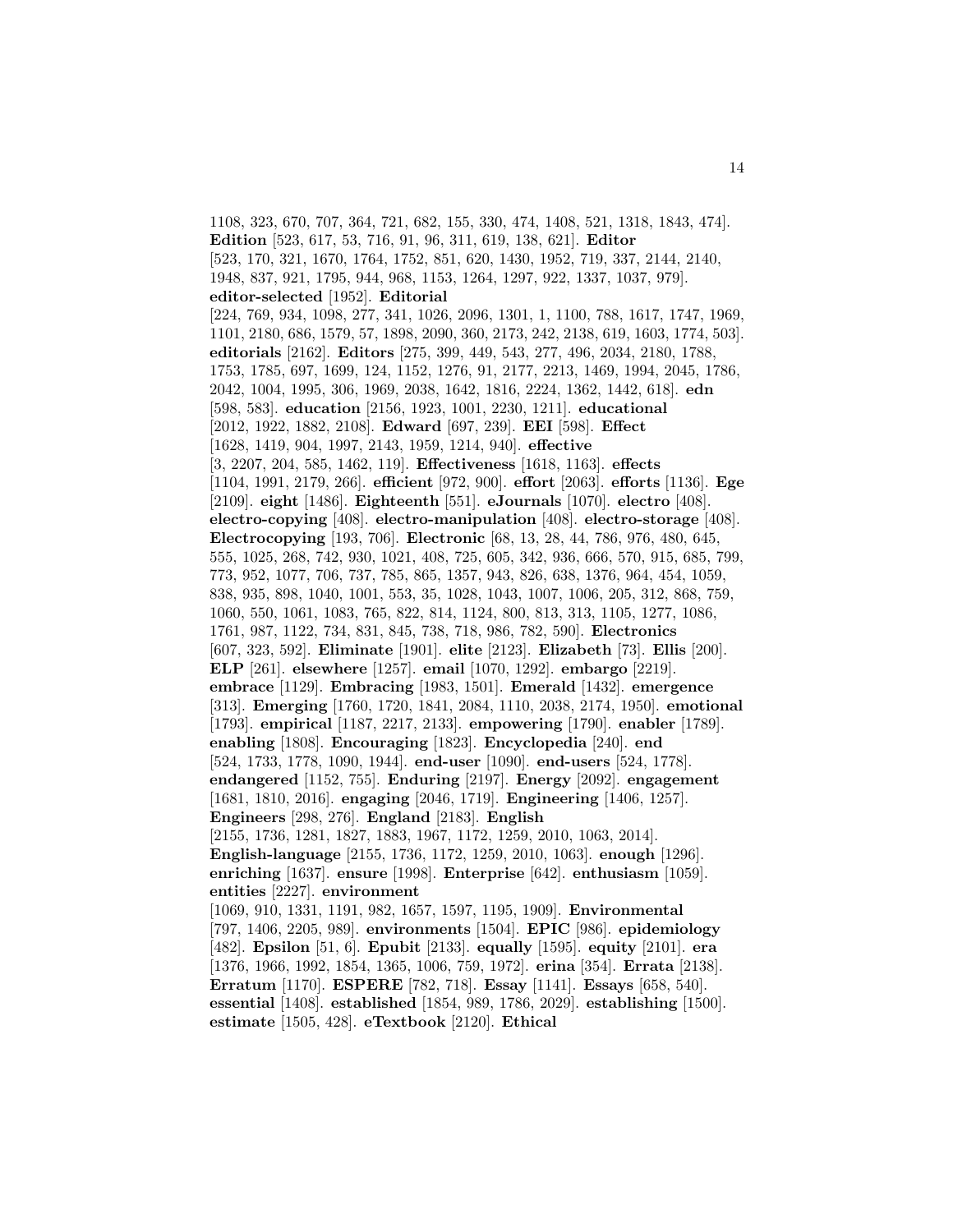1108, 323, 670, 707, 364, 721, 682, 155, 330, 474, 1408, 521, 1318, 1843, 474]. **Edition** [523, 617, 53, 716, 91, 96, 311, 619, 138, 621]. **Editor** [523, 170, 321, 1670, 1764, 1752, 851, 620, 1430, 1952, 719, 337, 2144, 2140, 1948, 837, 921, 1795, 944, 968, 1153, 1264, 1297, 922, 1337, 1037, 979]. **editor-selected** [1952]. **Editorial** [224, 769, 934, 1098, 277, 341, 1026, 2096, 1301, 1, 1100, 788, 1617, 1747, 1969, 1101, 2180, 686, 1579, 57, 1898, 2090, 360, 2173, 242, 2138, 619, 1603, 1774, 503]. **editorials** [2162]. **Editors** [275, 399, 449, 543, 277, 496, 2034, 2180, 1788, 1753, 1785, 697, 1699, 124, 1152, 1276, 91, 2177, 2213, 1469, 1994, 2045, 1786, 2042, 1004, 1995, 306, 1969, 2038, 1642, 1816, 2224, 1362, 1442, 618]. **edn** [598, 583]. **education** [2156, 1923, 1001, 2230, 1211]. **educational** [2012, 1922, 1882, 2108]. **Edward** [697, 239]. **EEI** [598]. **Effect** [1628, 1419, 904, 1997, 2143, 1959, 1214, 940]. **effective** [3, 2207, 204, 585, 1462, 119]. **Effectiveness** [1618, 1163]. **effects** [1104, 1991, 2179, 266]. **efficient** [972, 900]. **effort** [2063]. **efforts** [1136]. **Ege** [2109]. **eight** [1486]. **Eighteenth** [551]. **eJournals** [1070]. **electro** [408]. **electro-copying** [408]. **electro-manipulation** [408]. **electro-storage** [408]. **Electrocopying** [193, 706]. **Electronic** [68, 13, 28, 44, 786, 976, 480, 645, 555, 1025, 268, 742, 930, 1021, 408, 725, 605, 342, 936, 666, 570, 915, 685, 799, 773, 952, 1077, 706, 737, 785, 865, 1357, 943, 826, 638, 1376, 964, 454, 1059, 838, 935, 898, 1040, 1001, 553, 35, 1028, 1043, 1007, 1006, 205, 312, 868, 759, 1060, 550, 1061, 1083, 765, 822, 814, 1124, 800, 813, 313, 1105, 1277, 1086, 1761, 987, 1122, 734, 831, 845, 738, 718, 986, 782, 590]. **Electronics** [607, 323, 592]. **Eliminate** [1901]. **elite** [2123]. **Elizabeth** [73]. **Ellis** [200]. **ELP** [261]. **elsewhere** [1257]. **email** [1070, 1292]. **embargo** [2219]. **embrace** [1129]. **Embracing** [1983, 1501]. **Emerald** [1432]. **emergence** [313]. **Emerging** [1760, 1720, 1841, 2084, 1110, 2038, 2174, 1950]. **emotional** [1793]. **empirical** [1187, 2217, 2133]. **empowering** [1790]. **enabler** [1789]. **enabling** [1808]. **Encouraging** [1823]. **Encyclopedia** [240]. **end** [524, 1733, 1778, 1090, 1944]. **end-user** [1090]. **end-users** [524, 1778]. **endangered** [1152, 755]. **Enduring** [2197]. **Energy** [2092]. **engagement** [1681, 1810, 2016]. **engaging** [2046, 1719]. **Engineering** [1406, 1257]. **Engineers** [298, 276]. **England** [2183]. **English** [2155, 1736, 1281, 1827, 1883, 1967, 1172, 1259, 2010, 1063, 2014]. **English-language** [2155, 1736, 1172, 1259, 2010, 1063]. **enough** [1296]. **enriching** [1637]. **ensure** [1998]. **Enterprise** [642]. **enthusiasm** [1059]. **entities** [2227]. **environment** [1069, 910, 1331, 1191, 982, 1657, 1597, 1195, 1909]. **Environmental** [797, 1406, 2205, 989]. **environments** [1504]. **EPIC** [986]. **epidemiology** [482]. **Epsilon** [51, 6]. **Epubit** [2133]. **equally** [1595]. **equity** [2101]. **era** [1376, 1966, 1992, 1854, 1365, 1006, 759, 1972]. **erina** [354]. **Errata** [2138]. **Erratum** [1170]. **ESPERE** [782, 718]. **Essay** [1141]. **Essays** [658, 540]. **essential** [1408]. **established** [1854, 989, 1786, 2029]. **establishing** [1500]. **estimate** [1505, 428]. **eTextbook** [2120]. **Ethical**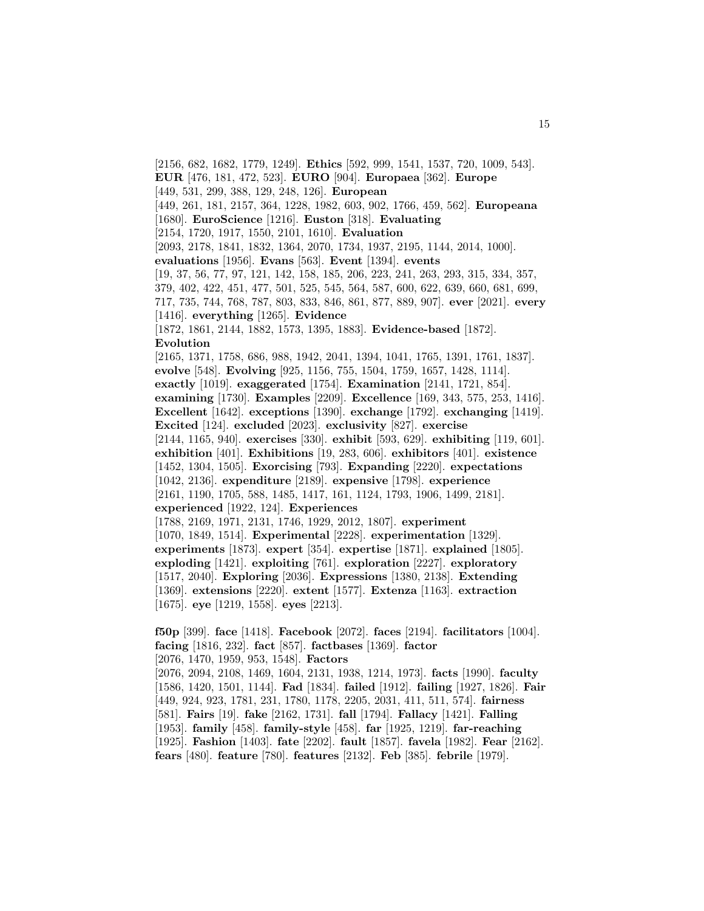[2156, 682, 1682, 1779, 1249]. **Ethics** [592, 999, 1541, 1537, 720, 1009, 543]. **EUR** [476, 181, 472, 523]. **EURO** [904]. **Europaea** [362]. **Europe** [449, 531, 299, 388, 129, 248, 126]. **European** [449, 261, 181, 2157, 364, 1228, 1982, 603, 902, 1766, 459, 562]. **Europeana** [1680]. **EuroScience** [1216]. **Euston** [318]. **Evaluating** [2154, 1720, 1917, 1550, 2101, 1610]. **Evaluation** [2093, 2178, 1841, 1832, 1364, 2070, 1734, 1937, 2195, 1144, 2014, 1000]. **evaluations** [1956]. **Evans** [563]. **Event** [1394]. **events** [19, 37, 56, 77, 97, 121, 142, 158, 185, 206, 223, 241, 263, 293, 315, 334, 357, 379, 402, 422, 451, 477, 501, 525, 545, 564, 587, 600, 622, 639, 660, 681, 699, 717, 735, 744, 768, 787, 803, 833, 846, 861, 877, 889, 907]. **ever** [2021]. **every** [1416]. **everything** [1265]. **Evidence** [1872, 1861, 2144, 1882, 1573, 1395, 1883]. **Evidence-based** [1872]. **Evolution** [2165, 1371, 1758, 686, 988, 1942, 2041, 1394, 1041, 1765, 1391, 1761, 1837]. **evolve** [548]. **Evolving** [925, 1156, 755, 1504, 1759, 1657, 1428, 1114]. **exactly** [1019]. **exaggerated** [1754]. **Examination** [2141, 1721, 854]. **examining** [1730]. **Examples** [2209]. **Excellence** [169, 343, 575, 253, 1416]. **Excellent** [1642]. **exceptions** [1390]. **exchange** [1792]. **exchanging** [1419]. **Excited** [124]. **excluded** [2023]. **exclusivity** [827]. **exercise** [2144, 1165, 940]. **exercises** [330]. **exhibit** [593, 629]. **exhibiting** [119, 601]. **exhibition** [401]. **Exhibitions** [19, 283, 606]. **exhibitors** [401]. **existence** [1452, 1304, 1505]. **Exorcising** [793]. **Expanding** [2220]. **expectations** [1042, 2136]. **expenditure** [2189]. **expensive** [1798]. **experience** [2161, 1190, 1705, 588, 1485, 1417, 161, 1124, 1793, 1906, 1499, 2181]. **experienced** [1922, 124]. **Experiences** [1788, 2169, 1971, 2131, 1746, 1929, 2012, 1807]. **experiment** [1070, 1849, 1514]. **Experimental** [2228]. **experimentation** [1329]. **experiments** [1873]. **expert** [354]. **expertise** [1871]. **explained** [1805]. **exploding** [1421]. **exploiting** [761]. **exploration** [2227]. **exploratory** [1517, 2040]. **Exploring** [2036]. **Expressions** [1380, 2138]. **Extending** [1369]. **extensions** [2220]. **extent** [1577]. **Extenza** [1163]. **extraction** [1675]. **eye** [1219, 1558]. **eyes** [2213].

**f50p** [399]. **face** [1418]. **Facebook** [2072]. **faces** [2194]. **facilitators** [1004]. **facing** [1816, 232]. **fact** [857]. **factbases** [1369]. **factor** [2076, 1470, 1959, 953, 1548]. **Factors** [2076, 2094, 2108, 1469, 1604, 2131, 1938, 1214, 1973]. **facts** [1990]. **faculty** [1586, 1420, 1501, 1144]. **Fad** [1834]. **failed** [1912]. **failing** [1927, 1826]. **Fair** [449, 924, 923, 1781, 231, 1780, 1178, 2205, 2031, 411, 511, 574]. **fairness** [581]. **Fairs** [19]. **fake** [2162, 1731]. **fall** [1794]. **Fallacy** [1421]. **Falling** [1953]. **family** [458]. **family-style** [458]. **far** [1925, 1219]. **far-reaching** [1925]. **Fashion** [1403]. **fate** [2202]. **fault** [1857]. **favela** [1982]. **Fear** [2162]. **fears** [480]. **feature** [780]. **features** [2132]. **Feb** [385]. **febrile** [1979].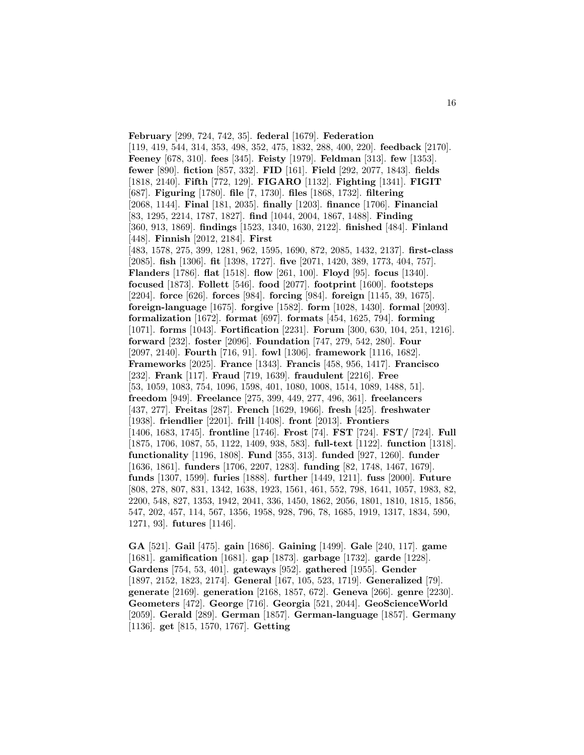**February** [299, 724, 742, 35]. **federal** [1679]. **Federation** [119, 419, 544, 314, 353, 498, 352, 475, 1832, 288, 400, 220]. **feedback** [2170]. **Feeney** [678, 310]. **fees** [345]. **Feisty** [1979]. **Feldman** [313]. **few** [1353]. **fewer** [890]. **fiction** [857, 332]. **FID** [161]. **Field** [292, 2077, 1843]. **fields** [1818, 2140]. **Fifth** [772, 129]. **FIGARO** [1132]. **Fighting** [1341]. **FIGIT** [687]. **Figuring** [1780]. **file** [7, 1730]. **files** [1868, 1732]. **filtering** [2068, 1144]. **Final** [181, 2035]. **finally** [1203]. **finance** [1706]. **Financial** [83, 1295, 2214, 1787, 1827]. **find** [1044, 2004, 1867, 1488]. **Finding** [360, 913, 1869]. **findings** [1523, 1340, 1630, 2122]. **finished** [484]. **Finland** [448]. **Finnish** [2012, 2184]. **First** [483, 1578, 275, 399, 1281, 962, 1595, 1690, 872, 2085, 1432, 2137]. **first-class** [2085]. **fish** [1306]. **fit** [1398, 1727]. **five** [2071, 1420, 389, 1773, 404, 757]. **Flanders** [1786]. **flat** [1518]. **flow** [261, 100]. **Floyd** [95]. **focus** [1340]. **focused** [1873]. **Follett** [546]. **food** [2077]. **footprint** [1600]. **footsteps** [2204]. **force** [626]. **forces** [984]. **forcing** [984]. **foreign** [1145, 39, 1675]. **foreign-language** [1675]. **forgive** [1582]. **form** [1028, 1430]. **formal** [2093]. **formalization** [1672]. **format** [697]. **formats** [454, 1625, 794]. **forming** [1071]. **forms** [1043]. **Fortification** [2231]. **Forum** [300, 630, 104, 251, 1216]. **forward** [232]. **foster** [2096]. **Foundation** [747, 279, 542, 280]. **Four** [2097, 2140]. **Fourth** [716, 91]. **fowl** [1306]. **framework** [1116, 1682]. **Frameworks** [2025]. **France** [1343]. **Francis** [458, 956, 1417]. **Francisco** [232]. **Frank** [117]. **Fraud** [719, 1639]. **fraudulent** [2216]. **Free** [53, 1059, 1083, 754, 1096, 1598, 401, 1080, 1008, 1514, 1089, 1488, 51]. **freedom** [949]. **Freelance** [275, 399, 449, 277, 496, 361]. **freelancers** [437, 277]. **Freitas** [287]. **French** [1629, 1966]. **fresh** [425]. **freshwater** [1938]. **friendlier** [2201]. **frill** [1408]. **front** [2013]. **Frontiers** [1406, 1683, 1745]. **frontline** [1746]. **Frost** [74]. **FST** [724]. **FST/** [724]. **Full** [1875, 1706, 1087, 55, 1122, 1409, 938, 583]. **full-text** [1122]. **function** [1318]. **functionality** [1196, 1808]. **Fund** [355, 313]. **funded** [927, 1260]. **funder** [1636, 1861]. **funders** [1706, 2207, 1283]. **funding** [82, 1748, 1467, 1679]. **funds** [1307, 1599]. **furies** [1888]. **further** [1449, 1211]. **fuss** [2000]. **Future** [808, 278, 807, 831, 1342, 1638, 1923, 1561, 461, 552, 798, 1641, 1057, 1983, 82, 2200, 548, 827, 1353, 1942, 2041, 336, 1450, 1862, 2056, 1801, 1810, 1815, 1856, 547, 202, 457, 114, 567, 1356, 1958, 928, 796, 78, 1685, 1919, 1317, 1834, 590, 1271, 93]. **futures** [1146].

**GA** [521]. **Gail** [475]. **gain** [1686]. **Gaining** [1499]. **Gale** [240, 117]. **game** [1681]. **gamification** [1681]. **gap** [1873]. **garbage** [1732]. **garde** [1228]. **Gardens** [754, 53, 401]. **gateways** [952]. **gathered** [1955]. **Gender** [1897, 2152, 1823, 2174]. **General** [167, 105, 523, 1719]. **Generalized** [79]. **generate** [2169]. **generation** [2168, 1857, 672]. **Geneva** [266]. **genre** [2230]. **Geometers** [472]. **George** [716]. **Georgia** [521, 2044]. **GeoScienceWorld** [2059]. **Gerald** [289]. **German** [1857]. **German-language** [1857]. **Germany** [1136]. **get** [815, 1570, 1767]. **Getting**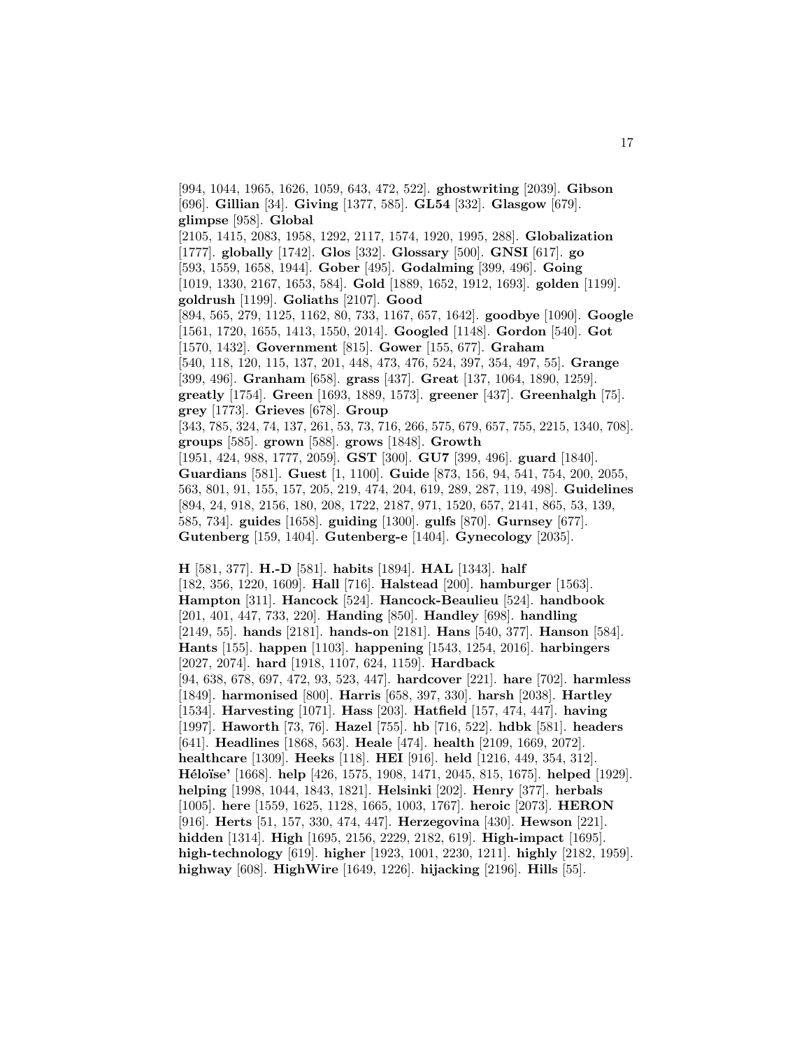[994, 1044, 1965, 1626, 1059, 643, 472, 522]. **ghostwriting** [2039]. **Gibson** [696]. **Gillian** [34]. **Giving** [1377, 585]. **GL54** [332]. **Glasgow** [679]. **glimpse** [958]. **Global** [2105, 1415, 2083, 1958, 1292, 2117, 1574, 1920, 1995, 288]. **Globalization** [1777]. **globally** [1742]. **Glos** [332]. **Glossary** [500]. **GNSI** [617]. **go** [593, 1559, 1658, 1944]. **Gober** [495]. **Godalming** [399, 496]. **Going** [1019, 1330, 2167, 1653, 584]. **Gold** [1889, 1652, 1912, 1693]. **golden** [1199]. **goldrush** [1199]. **Goliaths** [2107]. **Good** [894, 565, 279, 1125, 1162, 80, 733, 1167, 657, 1642]. **goodbye** [1090]. **Google** [1561, 1720, 1655, 1413, 1550, 2014]. **Googled** [1148]. **Gordon** [540]. **Got** [1570, 1432]. **Government** [815]. **Gower** [155, 677]. **Graham** [540, 118, 120, 115, 137, 201, 448, 473, 476, 524, 397, 354, 497, 55]. **Grange** [399, 496]. **Granham** [658]. **grass** [437]. **Great** [137, 1064, 1890, 1259]. **greatly** [1754]. **Green** [1693, 1889, 1573]. **greener** [437]. **Greenhalgh** [75]. **grey** [1773]. **Grieves** [678]. **Group** [343, 785, 324, 74, 137, 261, 53, 73, 716, 266, 575, 679, 657, 755, 2215, 1340, 708]. **groups** [585]. **grown** [588]. **grows** [1848]. **Growth** [1951, 424, 988, 1777, 2059]. **GST** [300]. **GU7** [399, 496]. **guard** [1840]. **Guardians** [581]. **Guest** [1, 1100]. **Guide** [873, 156, 94, 541, 754, 200, 2055, 563, 801, 91, 155, 157, 205, 219, 474, 204, 619, 289, 287, 119, 498]. **Guidelines** [894, 24, 918, 2156, 180, 208, 1722, 2187, 971, 1520, 657, 2141, 865, 53, 139, 585, 734]. **guides** [1658]. **guiding** [1300]. **gulfs** [870]. **Gurnsey** [677]. **Gutenberg** [159, 1404]. **Gutenberg-e** [1404]. **Gynecology** [2035].

**H** [581, 377]. **H.-D** [581]. **habits** [1894]. **HAL** [1343]. **half** [182, 356, 1220, 1609]. **Hall** [716]. **Halstead** [200]. **hamburger** [1563]. **Hampton** [311]. **Hancock** [524]. **Hancock-Beaulieu** [524]. **handbook** [201, 401, 447, 733, 220]. **Handing** [850]. **Handley** [698]. **handling** [2149, 55]. **hands** [2181]. **hands-on** [2181]. **Hans** [540, 377]. **Hanson** [584]. **Hants** [155]. **happen** [1103]. **happening** [1543, 1254, 2016]. **harbingers** [2027, 2074]. **hard** [1918, 1107, 624, 1159]. **Hardback** [94, 638, 678, 697, 472, 93, 523, 447]. **hardcover** [221]. **hare** [702]. **harmless** [1849]. **harmonised** [800]. **Harris** [658, 397, 330]. **harsh** [2038]. **Hartley** [1534]. **Harvesting** [1071]. **Hass** [203]. **Hatfield** [157, 474, 447]. **having** [1997]. **Haworth** [73, 76]. **Hazel** [755]. **hb** [716, 522]. **hdbk** [581]. **headers** [641]. **Headlines** [1868, 563]. **Heale** [474]. **health** [2109, 1669, 2072]. **healthcare** [1309]. **Heeks** [118]. **HEI** [916]. **held** [1216, 449, 354, 312]. **Héloïse'** [1668]. **help** [426, 1575, 1908, 1471, 2045, 815, 1675]. **helped** [1929]. **helping** [1998, 1044, 1843, 1821]. **Helsinki** [202]. **Henry** [377]. **herbals** [1005]. **here** [1559, 1625, 1128, 1665, 1003, 1767]. **heroic** [2073]. **HERON** [916]. **Herts** [51, 157, 330, 474, 447]. **Herzegovina** [430]. **Hewson** [221]. **hidden** [1314]. **High** [1695, 2156, 2229, 2182, 619]. **High-impact** [1695]. **high-technology** [619]. **higher** [1923, 1001, 2230, 1211]. **highly** [2182, 1959]. **highway** [608]. **HighWire** [1649, 1226]. **hijacking** [2196]. **Hills** [55].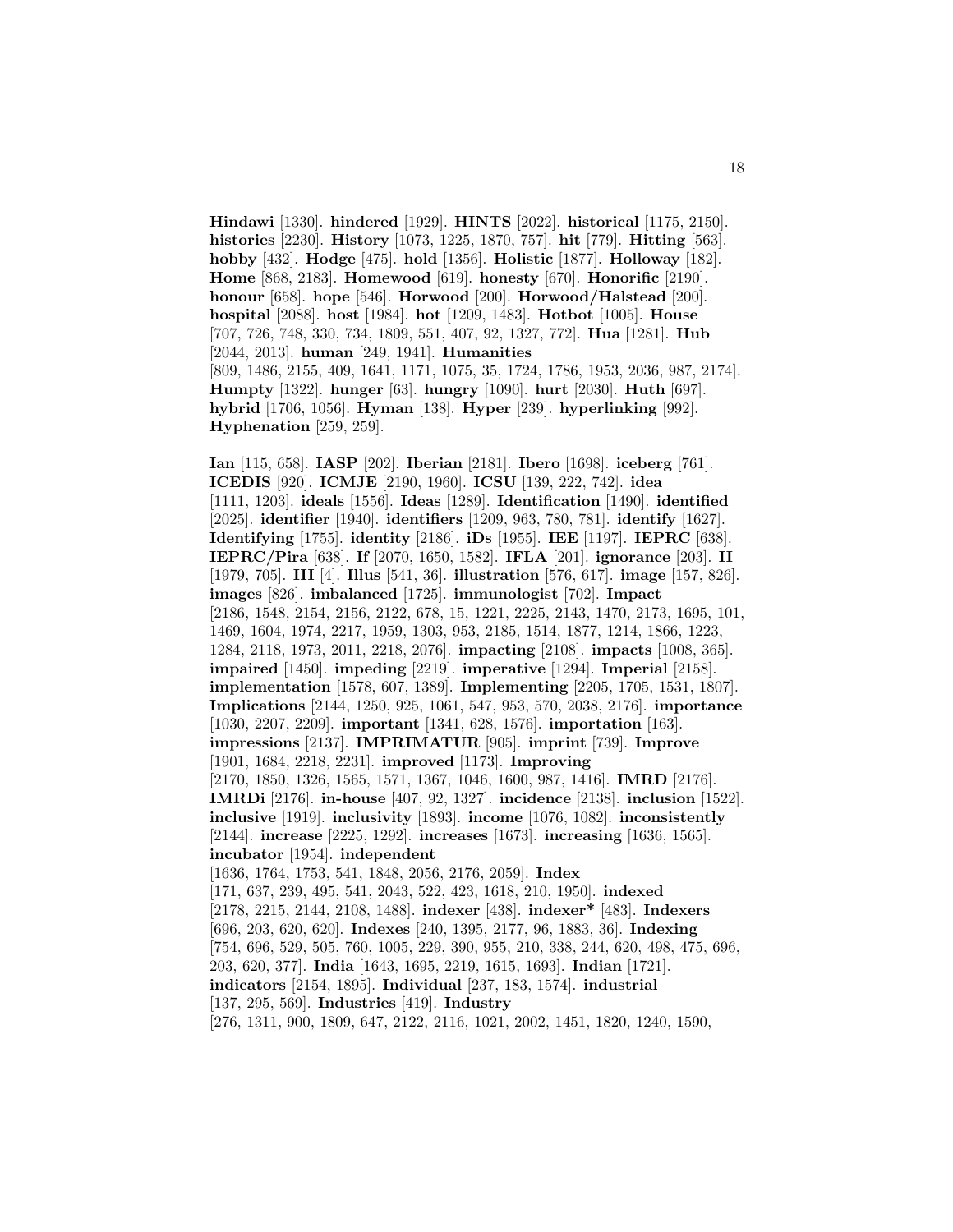**Hindawi** [1330]. **hindered** [1929]. **HINTS** [2022]. **historical** [1175, 2150]. **histories** [2230]. **History** [1073, 1225, 1870, 757]. **hit** [779]. **Hitting** [563]. **hobby** [432]. **Hodge** [475]. **hold** [1356]. **Holistic** [1877]. **Holloway** [182]. **Home** [868, 2183]. **Homewood** [619]. **honesty** [670]. **Honorific** [2190]. **honour** [658]. **hope** [546]. **Horwood** [200]. **Horwood/Halstead** [200]. **hospital** [2088]. **host** [1984]. **hot** [1209, 1483]. **Hotbot** [1005]. **House** [707, 726, 748, 330, 734, 1809, 551, 407, 92, 1327, 772]. **Hua** [1281]. **Hub** [2044, 2013]. **human** [249, 1941]. **Humanities** [809, 1486, 2155, 409, 1641, 1171, 1075, 35, 1724, 1786, 1953, 2036, 987, 2174]. **Humpty** [1322]. **hunger** [63]. **hungry** [1090]. **hurt** [2030]. **Huth** [697]. **hybrid** [1706, 1056]. **Hyman** [138]. **Hyper** [239]. **hyperlinking** [992]. **Hyphenation** [259, 259].

**Ian** [115, 658]. **IASP** [202]. **Iberian** [2181]. **Ibero** [1698]. **iceberg** [761]. **ICEDIS** [920]. **ICMJE** [2190, 1960]. **ICSU** [139, 222, 742]. **idea** [1111, 1203]. **ideals** [1556]. **Ideas** [1289]. **Identification** [1490]. **identified** [2025]. **identifier** [1940]. **identifiers** [1209, 963, 780, 781]. **identify** [1627]. **Identifying** [1755]. **identity** [2186]. **iDs** [1955]. **IEE** [1197]. **IEPRC** [638]. **IEPRC/Pira** [638]. **If** [2070, 1650, 1582]. **IFLA** [201]. **ignorance** [203]. **II** [1979, 705]. **III** [4]. **Illus** [541, 36]. **illustration** [576, 617]. **image** [157, 826]. **images** [826]. **imbalanced** [1725]. **immunologist** [702]. **Impact** [2186, 1548, 2154, 2156, 2122, 678, 15, 1221, 2225, 2143, 1470, 2173, 1695, 101, 1469, 1604, 1974, 2217, 1959, 1303, 953, 2185, 1514, 1877, 1214, 1866, 1223, 1284, 2118, 1973, 2011, 2218, 2076]. **impacting** [2108]. **impacts** [1008, 365]. **impaired** [1450]. **impeding** [2219]. **imperative** [1294]. **Imperial** [2158]. **implementation** [1578, 607, 1389]. **Implementing** [2205, 1705, 1531, 1807]. **Implications** [2144, 1250, 925, 1061, 547, 953, 570, 2038, 2176]. **importance** [1030, 2207, 2209]. **important** [1341, 628, 1576]. **importation** [163]. **impressions** [2137]. **IMPRIMATUR** [905]. **imprint** [739]. **Improve** [1901, 1684, 2218, 2231]. **improved** [1173]. **Improving** [2170, 1850, 1326, 1565, 1571, 1367, 1046, 1600, 987, 1416]. **IMRD** [2176]. **IMRDi** [2176]. **in-house** [407, 92, 1327]. **incidence** [2138]. **inclusion** [1522]. **inclusive** [1919]. **inclusivity** [1893]. **income** [1076, 1082]. **inconsistently** [2144]. **increase** [2225, 1292]. **increases** [1673]. **increasing** [1636, 1565]. **incubator** [1954]. **independent** [1636, 1764, 1753, 541, 1848, 2056, 2176, 2059]. **Index** [171, 637, 239, 495, 541, 2043, 522, 423, 1618, 210, 1950]. **indexed** [2178, 2215, 2144, 2108, 1488]. **indexer** [438]. **indexer*** [483]. **Indexers** [696, 203, 620, 620]. **Indexes** [240, 1395, 2177, 96, 1883, 36]. **Indexing** [754, 696, 529, 505, 760, 1005, 229, 390, 955, 210, 338, 244, 620, 498, 475, 696, 203, 620, 377]. **India** [1643, 1695, 2219, 1615, 1693]. **Indian** [1721]. **indicators** [2154, 1895]. **Individual** [237, 183, 1574]. **industrial** [137, 295, 569]. **Industries** [419]. **Industry** [276, 1311, 900, 1809, 647, 2122, 2116, 1021, 2002, 1451, 1820, 1240, 1590,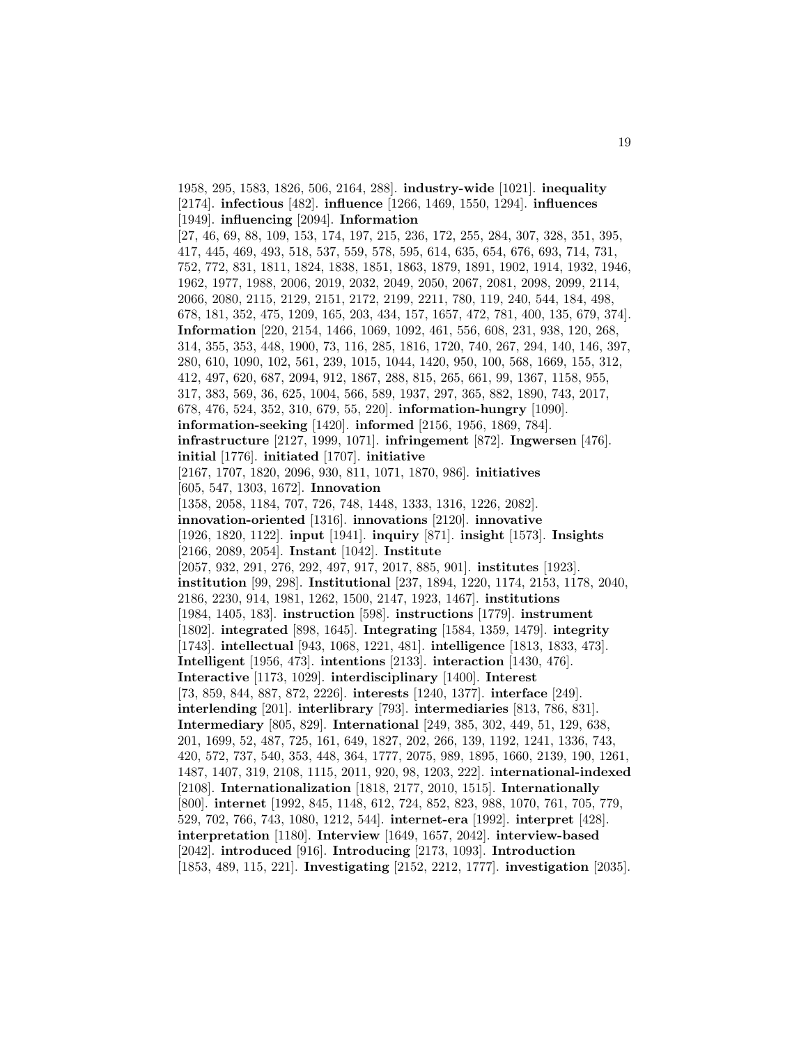1958, 295, 1583, 1826, 506, 2164, 288]. **industry-wide** [1021]. **inequality** [2174]. **infectious** [482]. **influence** [1266, 1469, 1550, 1294]. **influences** [1949]. **influencing** [2094]. **Information** [27, 46, 69, 88, 109, 153, 174, 197, 215, 236, 172, 255, 284, 307, 328, 351, 395, 417, 445, 469, 493, 518, 537, 559, 578, 595, 614, 635, 654, 676, 693, 714, 731, 752, 772, 831, 1811, 1824, 1838, 1851, 1863, 1879, 1891, 1902, 1914, 1932, 1946, 1962, 1977, 1988, 2006, 2019, 2032, 2049, 2050, 2067, 2081, 2098, 2099, 2114, 2066, 2080, 2115, 2129, 2151, 2172, 2199, 2211, 780, 119, 240, 544, 184, 498, 678, 181, 352, 475, 1209, 165, 203, 434, 157, 1657, 472, 781, 400, 135, 679, 374]. **Information** [220, 2154, 1466, 1069, 1092, 461, 556, 608, 231, 938, 120, 268, 314, 355, 353, 448, 1900, 73, 116, 285, 1816, 1720, 740, 267, 294, 140, 146, 397, 280, 610, 1090, 102, 561, 239, 1015, 1044, 1420, 950, 100, 568, 1669, 155, 312, 412, 497, 620, 687, 2094, 912, 1867, 288, 815, 265, 661, 99, 1367, 1158, 955, 317, 383, 569, 36, 625, 1004, 566, 589, 1937, 297, 365, 882, 1890, 743, 2017, 678, 476, 524, 352, 310, 679, 55, 220]. **information-hungry** [1090]. **information-seeking** [1420]. **informed** [2156, 1956, 1869, 784]. **infrastructure** [2127, 1999, 1071]. **infringement** [872]. **Ingwersen** [476]. **initial** [1776]. **initiated** [1707]. **initiative** [2167, 1707, 1820, 2096, 930, 811, 1071, 1870, 986]. **initiatives** [605, 547, 1303, 1672]. **Innovation** [1358, 2058, 1184, 707, 726, 748, 1448, 1333, 1316, 1226, 2082]. **innovation-oriented** [1316]. **innovations** [2120]. **innovative** [1926, 1820, 1122]. **input** [1941]. **inquiry** [871]. **insight** [1573]. **Insights** [2166, 2089, 2054]. **Instant** [1042]. **Institute** [2057, 932, 291, 276, 292, 497, 917, 2017, 885, 901]. **institutes** [1923]. **institution** [99, 298]. **Institutional** [237, 1894, 1220, 1174, 2153, 1178, 2040, 2186, 2230, 914, 1981, 1262, 1500, 2147, 1923, 1467]. **institutions** [1984, 1405, 183]. **instruction** [598]. **instructions** [1779]. **instrument** [1802]. **integrated** [898, 1645]. **Integrating** [1584, 1359, 1479]. **integrity** [1743]. **intellectual** [943, 1068, 1221, 481]. **intelligence** [1813, 1833, 473]. **Intelligent** [1956, 473]. **intentions** [2133]. **interaction** [1430, 476]. **Interactive** [1173, 1029]. **interdisciplinary** [1400]. **Interest** [73, 859, 844, 887, 872, 2226]. **interests** [1240, 1377]. **interface** [249]. **interlending** [201]. **interlibrary** [793]. **intermediaries** [813, 786, 831]. **Intermediary** [805, 829]. **International** [249, 385, 302, 449, 51, 129, 638, 201, 1699, 52, 487, 725, 161, 649, 1827, 202, 266, 139, 1192, 1241, 1336, 743, 420, 572, 737, 540, 353, 448, 364, 1777, 2075, 989, 1895, 1660, 2139, 190, 1261, 1487, 1407, 319, 2108, 1115, 2011, 920, 98, 1203, 222]. **international-indexed** [2108]. **Internationalization** [1818, 2177, 2010, 1515]. **Internationally** [800]. **internet** [1992, 845, 1148, 612, 724, 852, 823, 988, 1070, 761, 705, 779, 529, 702, 766, 743, 1080, 1212, 544]. **internet-era** [1992]. **interpret** [428]. **interpretation** [1180]. **Interview** [1649, 1657, 2042]. **interview-based** [2042]. **introduced** [916]. **Introducing** [2173, 1093]. **Introduction** [1853, 489, 115, 221]. **Investigating** [2152, 2212, 1777]. **investigation** [2035].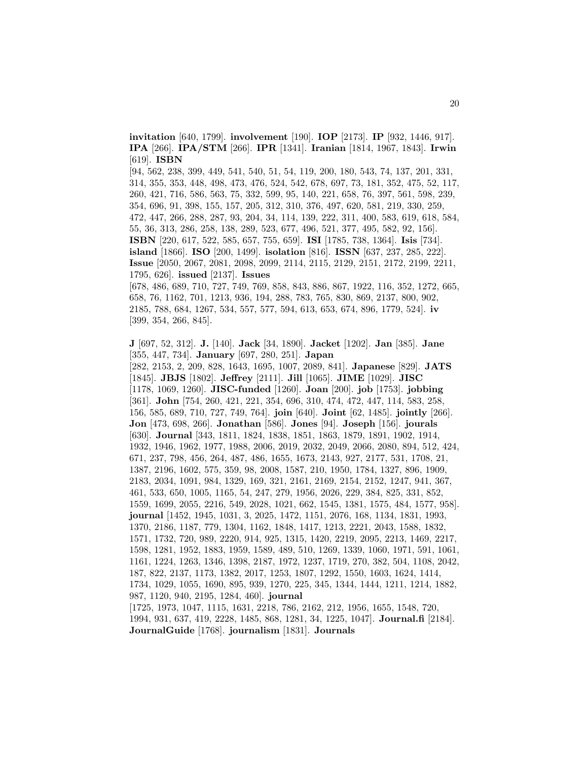**invitation** [640, 1799]. **involvement** [190]. **IOP** [2173]. **IP** [932, 1446, 917]. **IPA** [266]. **IPA/STM** [266]. **IPR** [1341]. **Iranian** [1814, 1967, 1843]. **Irwin** [619]. **ISBN** [94, 562, 238, 399, 449, 541, 540, 51, 54, 119, 200, 180, 543, 74, 137, 201, 331, 314, 355, 353, 448, 498, 473, 476, 524, 542, 678, 697, 73, 181, 352, 475, 52, 117, 260, 421, 716, 586, 563, 75, 332, 599, 95, 140, 221, 658, 76, 397, 561, 598, 239, 354, 696, 91, 398, 155, 157, 205, 312, 310, 376, 497, 620, 581, 219, 330, 259, 472, 447, 266, 288, 287, 93, 204, 34, 114, 139, 222, 311, 400, 583, 619, 618, 584, 55, 36, 313, 286, 258, 138, 289, 523, 677, 496, 521, 377, 495, 582, 92, 156]. **ISBN** [220, 617, 522, 585, 657, 755, 659]. **ISI** [1785, 738, 1364]. **Isis** [734]. **island** [1866]. **ISO** [200, 1499]. **isolation** [816]. **ISSN** [637, 237, 285, 222]. **Issue** [2050, 2067, 2081, 2098, 2099, 2114, 2115, 2129, 2151, 2172, 2199, 2211, 1795, 626]. **issued** [2137]. **Issues** [678, 486, 689, 710, 727, 749, 769, 858, 843, 886, 867, 1922, 116, 352, 1272, 665, 658, 76, 1162, 701, 1213, 936, 194, 288, 783, 765, 830, 869, 2137, 800, 902, 2185, 788, 684, 1267, 534, 557, 577, 594, 613, 653, 674, 896, 1779, 524]. **iv** [399, 354, 266, 845].

**J** [697, 52, 312]. **J.** [140]. **Jack** [34, 1890]. **Jacket** [1202]. **Jan** [385]. **Jane** [355, 447, 734]. **January** [697, 280, 251]. **Japan** [282, 2153, 2, 209, 828, 1643, 1695, 1007, 2089, 841]. **Japanese** [829]. **JATS** [1845]. **JBJS** [1802]. **Jeffrey** [2111]. **Jill** [1065]. **JIME** [1029]. **JISC** [1178, 1069, 1260]. **JISC-funded** [1260]. **Joan** [200]. **job** [1753]. **jobbing** [361]. **John** [754, 260, 421, 221, 354, 696, 310, 474, 472, 447, 114, 583, 258, 156, 585, 689, 710, 727, 749, 764]. **join** [640]. **Joint** [62, 1485]. **jointly** [266]. **Jon** [473, 698, 266]. **Jonathan** [586]. **Jones** [94]. **Joseph** [156]. **jourals** [630]. **Journal** [343, 1811, 1824, 1838, 1851, 1863, 1879, 1891, 1902, 1914, 1932, 1946, 1962, 1977, 1988, 2006, 2019, 2032, 2049, 2066, 2080, 894, 512, 424, 671, 237, 798, 456, 264, 487, 486, 1655, 1673, 2143, 927, 2177, 531, 1708, 21, 1387, 2196, 1602, 575, 359, 98, 2008, 1587, 210, 1950, 1784, 1327, 896, 1909, 2183, 2034, 1091, 984, 1329, 169, 321, 2161, 2169, 2154, 2152, 1247, 941, 367, 461, 533, 650, 1005, 1165, 54, 247, 279, 1956, 2026, 229, 384, 825, 331, 852, 1559, 1699, 2055, 2216, 549, 2028, 1021, 662, 1545, 1381, 1575, 484, 1577, 958]. **journal** [1452, 1945, 1031, 3, 2025, 1472, 1151, 2076, 168, 1134, 1831, 1993, 1370, 2186, 1187, 779, 1304, 1162, 1848, 1417, 1213, 2221, 2043, 1588, 1832, 1571, 1732, 720, 989, 2220, 914, 925, 1315, 1420, 2219, 2095, 2213, 1469, 2217, 1598, 1281, 1952, 1883, 1959, 1589, 489, 510, 1269, 1339, 1060, 1971, 591, 1061, 1161, 1224, 1263, 1346, 1398, 2187, 1972, 1237, 1719, 270, 382, 504, 1108, 2042, 187, 822, 2137, 1173, 1382, 2017, 1253, 1807, 1292, 1550, 1603, 1624, 1414, 1734, 1029, 1055, 1690, 895, 939, 1270, 225, 345, 1344, 1444, 1211, 1214, 1882, 987, 1120, 940, 2195, 1284, 460]. **journal** [1725, 1973, 1047, 1115, 1631, 2218, 786, 2162, 212, 1956, 1655, 1548, 720, 1994, 931, 637, 419, 2228, 1485, 868, 1281, 34, 1225, 1047]. **Journal.fi** [2184]. **JournalGuide** [1768]. **journalism** [1831]. **Journals**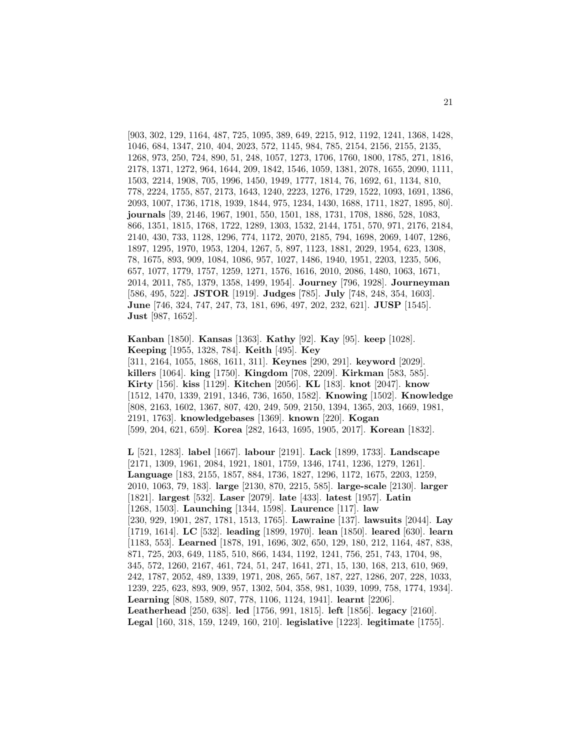[903, 302, 129, 1164, 487, 725, 1095, 389, 649, 2215, 912, 1192, 1241, 1368, 1428, 1046, 684, 1347, 210, 404, 2023, 572, 1145, 984, 785, 2154, 2156, 2155, 2135, 1268, 973, 250, 724, 890, 51, 248, 1057, 1273, 1706, 1760, 1800, 1785, 271, 1816, 2178, 1371, 1272, 964, 1644, 209, 1842, 1546, 1059, 1381, 2078, 1655, 2090, 1111, 1503, 2214, 1908, 705, 1996, 1450, 1949, 1777, 1814, 76, 1692, 61, 1134, 810, 778, 2224, 1755, 857, 2173, 1643, 1240, 2223, 1276, 1729, 1522, 1093, 1691, 1386, 2093, 1007, 1736, 1718, 1939, 1844, 975, 1234, 1430, 1688, 1711, 1827, 1895, 80]. **journals** [39, 2146, 1967, 1901, 550, 1501, 188, 1731, 1708, 1886, 528, 1083, 866, 1351, 1815, 1768, 1722, 1289, 1303, 1532, 2144, 1751, 570, 971, 2176, 2184, 2140, 430, 733, 1128, 1296, 774, 1172, 2070, 2185, 794, 1698, 2069, 1407, 1286, 1897, 1295, 1970, 1953, 1204, 1267, 5, 897, 1123, 1881, 2029, 1954, 623, 1308, 78, 1675, 893, 909, 1084, 1086, 957, 1027, 1486, 1940, 1951, 2203, 1235, 506, 657, 1077, 1779, 1757, 1259, 1271, 1576, 1616, 2010, 2086, 1480, 1063, 1671, 2014, 2011, 785, 1379, 1358, 1499, 1954]. **Journey** [796, 1928]. **Journeyman** [586, 495, 522]. **JSTOR** [1919]. **Judges** [785]. **July** [748, 248, 354, 1603]. **June** [746, 324, 747, 247, 73, 181, 696, 497, 202, 232, 621]. **JUSP** [1545]. **Just** [987, 1652].

**Kanban** [1850]. **Kansas** [1363]. **Kathy** [92]. **Kay** [95]. **keep** [1028]. **Keeping** [1955, 1328, 784]. **Keith** [495]. **Key** [311, 2164, 1055, 1868, 1611, 311]. **Keynes** [290, 291]. **keyword** [2029]. **killers** [1064]. **king** [1750]. **Kingdom** [708, 2209]. **Kirkman** [583, 585]. **Kirty** [156]. **kiss** [1129]. **Kitchen** [2056]. **KL** [183]. **knot** [2047]. **know** [1512, 1470, 1339, 2191, 1346, 736, 1650, 1582]. **Knowing** [1502]. **Knowledge** [808, 2163, 1602, 1367, 807, 420, 249, 509, 2150, 1394, 1365, 203, 1669, 1981, 2191, 1763]. **knowledgebases** [1369]. **known** [220]. **Kogan** [599, 204, 621, 659]. **Korea** [282, 1643, 1695, 1905, 2017]. **Korean** [1832].

**L** [521, 1283]. **label** [1667]. **labour** [2191]. **Lack** [1899, 1733]. **Landscape** [2171, 1309, 1961, 2084, 1921, 1801, 1759, 1346, 1741, 1236, 1279, 1261]. **Language** [183, 2155, 1857, 884, 1736, 1827, 1296, 1172, 1675, 2203, 1259, 2010, 1063, 79, 183]. **large** [2130, 870, 2215, 585]. **large-scale** [2130]. **larger** [1821]. **largest** [532]. **Laser** [2079]. **late** [433]. **latest** [1957]. **Latin** [1268, 1503]. **Launching** [1344, 1598]. **Laurence** [117]. **law** [230, 929, 1901, 287, 1781, 1513, 1765]. **Lawraine** [137]. **lawsuits** [2044]. **Lay** [1719, 1614]. **LC** [532]. **leading** [1899, 1970]. **lean** [1850]. **leared** [630]. **learn** [1183, 553]. **Learned** [1878, 191, 1696, 302, 650, 129, 180, 212, 1164, 487, 838, 871, 725, 203, 649, 1185, 510, 866, 1434, 1192, 1241, 756, 251, 743, 1704, 98, 345, 572, 1260, 2167, 461, 724, 51, 247, 1641, 271, 15, 130, 168, 213, 610, 969, 242, 1787, 2052, 489, 1339, 1971, 208, 265, 567, 187, 227, 1286, 207, 228, 1033, 1239, 225, 623, 893, 909, 957, 1302, 504, 358, 981, 1039, 1099, 758, 1774, 1934]. **Learning** [808, 1589, 807, 778, 1106, 1124, 1941]. **learnt** [2206]. **Leatherhead** [250, 638]. **led** [1756, 991, 1815]. **left** [1856]. **legacy** [2160]. **Legal** [160, 318, 159, 1249, 160, 210]. **legislative** [1223]. **legitimate** [1755].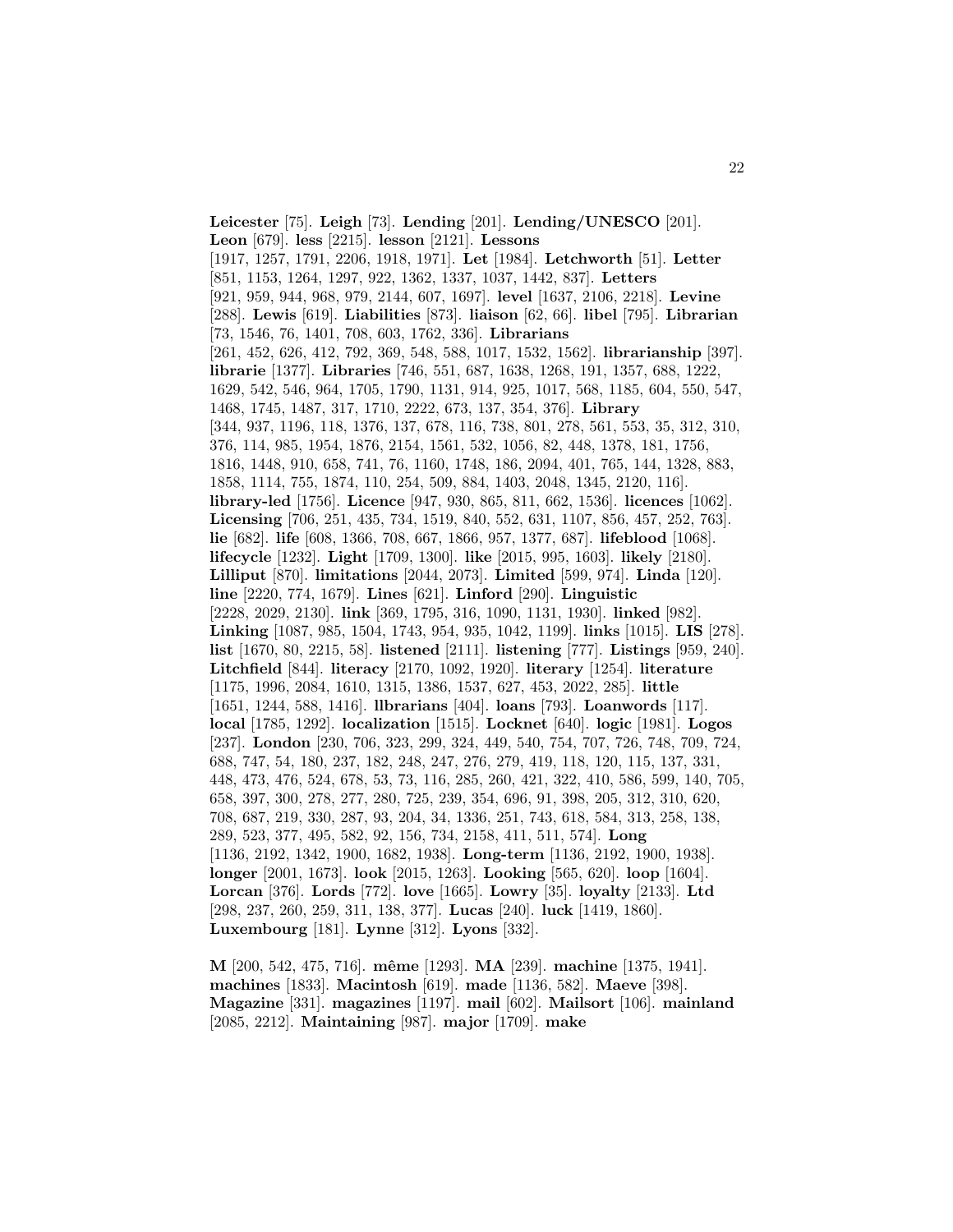**Leicester** [75]. **Leigh** [73]. **Lending** [201]. **Lending/UNESCO** [201]. **Leon** [679]. **less** [2215]. **lesson** [2121]. **Lessons** [1917, 1257, 1791, 2206, 1918, 1971]. **Let** [1984]. **Letchworth** [51]. **Letter** [851, 1153, 1264, 1297, 922, 1362, 1337, 1037, 1442, 837]. **Letters** [921, 959, 944, 968, 979, 2144, 607, 1697]. **level** [1637, 2106, 2218]. **Levine** [288]. **Lewis** [619]. **Liabilities** [873]. **liaison** [62, 66]. **libel** [795]. **Librarian** [73, 1546, 76, 1401, 708, 603, 1762, 336]. **Librarians** [261, 452, 626, 412, 792, 369, 548, 588, 1017, 1532, 1562]. **librarianship** [397]. **librarie** [1377]. **Libraries** [746, 551, 687, 1638, 1268, 191, 1357, 688, 1222, 1629, 542, 546, 964, 1705, 1790, 1131, 914, 925, 1017, 568, 1185, 604, 550, 547, 1468, 1745, 1487, 317, 1710, 2222, 673, 137, 354, 376]. **Library** [344, 937, 1196, 118, 1376, 137, 678, 116, 738, 801, 278, 561, 553, 35, 312, 310, 376, 114, 985, 1954, 1876, 2154, 1561, 532, 1056, 82, 448, 1378, 181, 1756, 1816, 1448, 910, 658, 741, 76, 1160, 1748, 186, 2094, 401, 765, 144, 1328, 883, 1858, 1114, 755, 1874, 110, 254, 509, 884, 1403, 2048, 1345, 2120, 116]. **library-led** [1756]. **Licence** [947, 930, 865, 811, 662, 1536]. **licences** [1062]. **Licensing** [706, 251, 435, 734, 1519, 840, 552, 631, 1107, 856, 457, 252, 763]. **lie** [682]. **life** [608, 1366, 708, 667, 1866, 957, 1377, 687]. **lifeblood** [1068]. **lifecycle** [1232]. **Light** [1709, 1300]. **like** [2015, 995, 1603]. **likely** [2180]. **Lilliput** [870]. **limitations** [2044, 2073]. **Limited** [599, 974]. **Linda** [120]. **line** [2220, 774, 1679]. **Lines** [621]. **Linford** [290]. **Linguistic** [2228, 2029, 2130]. **link** [369, 1795, 316, 1090, 1131, 1930]. **linked** [982]. **Linking** [1087, 985, 1504, 1743, 954, 935, 1042, 1199]. **links** [1015]. **LIS** [278]. **list** [1670, 80, 2215, 58]. **listened** [2111]. **listening** [777]. **Listings** [959, 240]. **Litchfield** [844]. **literacy** [2170, 1092, 1920]. **literary** [1254]. **literature** [1175, 1996, 2084, 1610, 1315, 1386, 1537, 627, 453, 2022, 285]. **little** [1651, 1244, 588, 1416]. **llbrarians** [404]. **loans** [793]. **Loanwords** [117]. **local** [1785, 1292]. **localization** [1515]. **Locknet** [640]. **logic** [1981]. **Logos** [237]. **London** [230, 706, 323, 299, 324, 449, 540, 754, 707, 726, 748, 709, 724, 688, 747, 54, 180, 237, 182, 248, 247, 276, 279, 419, 118, 120, 115, 137, 331, 448, 473, 476, 524, 678, 53, 73, 116, 285, 260, 421, 322, 410, 586, 599, 140, 705, 658, 397, 300, 278, 277, 280, 725, 239, 354, 696, 91, 398, 205, 312, 310, 620, 708, 687, 219, 330, 287, 93, 204, 34, 1336, 251, 743, 618, 584, 313, 258, 138, 289, 523, 377, 495, 582, 92, 156, 734, 2158, 411, 511, 574]. **Long** [1136, 2192, 1342, 1900, 1682, 1938]. **Long-term** [1136, 2192, 1900, 1938]. **longer** [2001, 1673]. **look** [2015, 1263]. **Looking** [565, 620]. **loop** [1604]. **Lorcan** [376]. **Lords** [772]. **love** [1665]. **Lowry** [35]. **loyalty** [2133]. **Ltd** [298, 237, 260, 259, 311, 138, 377]. **Lucas** [240]. **luck** [1419, 1860]. **Luxembourg** [181]. **Lynne** [312]. **Lyons** [332].

**M** [200, 542, 475, 716]. **même** [1293]. **MA** [239]. **machine** [1375, 1941]. **machines** [1833]. **Macintosh** [619]. **made** [1136, 582]. **Maeve** [398]. **Magazine** [331]. **magazines** [1197]. **mail** [602]. **Mailsort** [106]. **mainland** [2085, 2212]. **Maintaining** [987]. **major** [1709]. **make**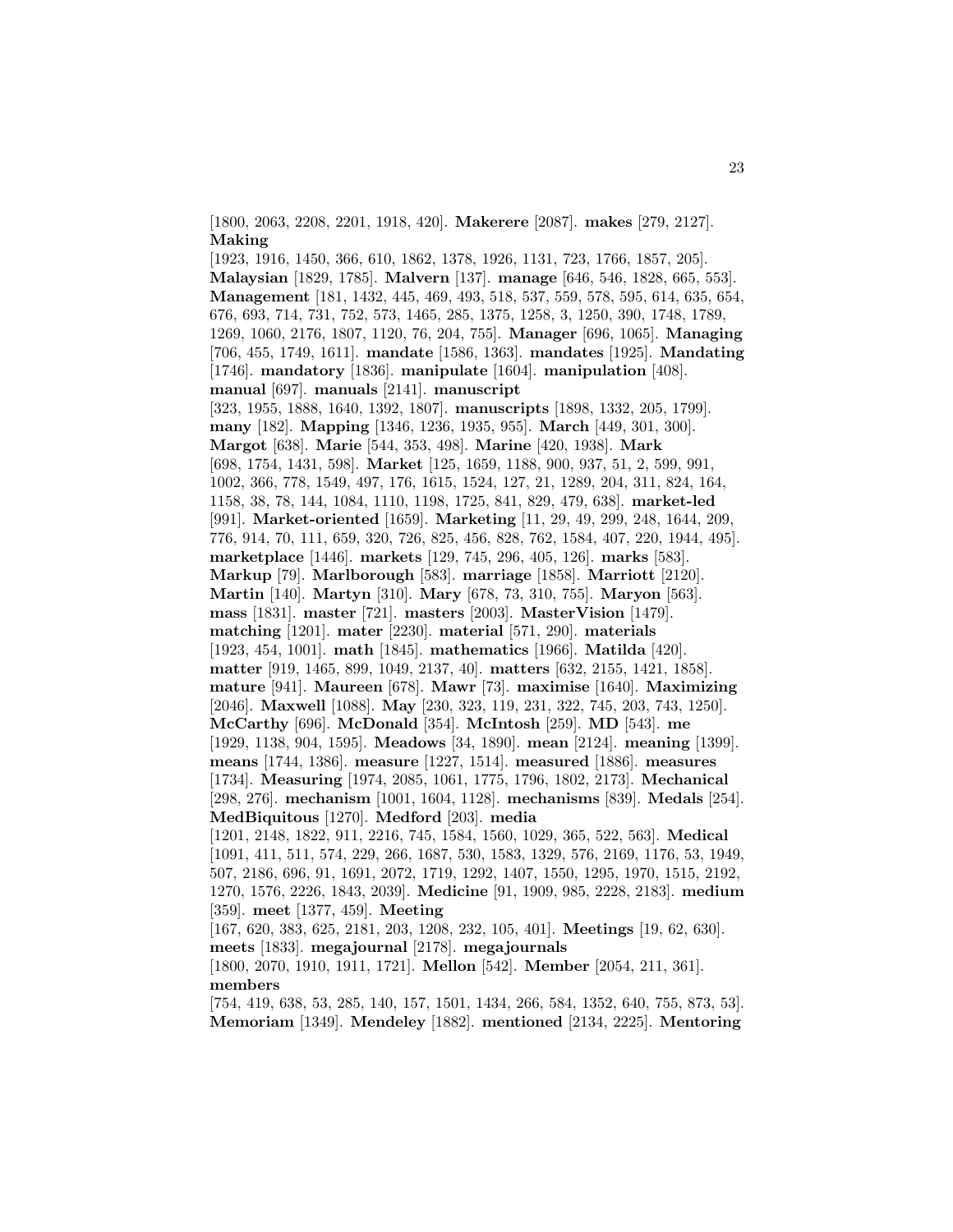[1800, 2063, 2208, 2201, 1918, 420]. **Makerere** [2087]. **makes** [279, 2127]. **Making**
[1923, 1916, 1450, 366, 610, 1862, 1378, 1926, 1131, 723, 1766, 1857, 205]. **Malaysian** [1829, 1785]. **Malvern** [137]. **manage** [646, 546, 1828, 665, 553]. **Management** [181, 1432, 445, 469, 493, 518, 537, 559, 578, 595, 614, 635, 654, 676, 693, 714, 731, 752, 573, 1465, 285, 1375, 1258, 3, 1250, 390, 1748, 1789, 1269, 1060, 2176, 1807, 1120, 76, 204, 755]. **Manager** [696, 1065]. **Managing** [706, 455, 1749, 1611]. **mandate** [1586, 1363]. **mandates** [1925]. **Mandating** [1746]. **mandatory** [1836]. **manipulate** [1604]. **manipulation** [408]. **manual** [697]. **manuals** [2141]. **manuscript**
[323, 1955, 1888, 1640, 1392, 1807]. **manuscripts** [1898, 1332, 205, 1799]. **many** [182]. **Mapping** [1346, 1236, 1935, 955]. **March** [449, 301, 300]. **Margot** [638]. **Marie** [544, 353, 498]. **Marine** [420, 1938]. **Mark** [698, 1754, 1431, 598]. **Market** [125, 1659, 1188, 900, 937, 51, 2, 599, 991, 1002, 366, 778, 1549, 497, 176, 1615, 1524, 127, 21, 1289, 204, 311, 824, 164, 1158, 38, 78, 144, 1084, 1110, 1198, 1725, 841, 829, 479, 638]. **market-led** [991]. **Market-oriented** [1659]. **Marketing** [11, 29, 49, 299, 248, 1644, 209, 776, 914, 70, 111, 659, 320, 726, 825, 456, 828, 762, 1584, 407, 220, 1944, 495]. **marketplace** [1446]. **markets** [129, 745, 296, 405, 126]. **marks** [583]. **Markup** [79]. **Marlborough** [583]. **marriage** [1858]. **Marriott** [2120]. **Martin** [140]. **Martyn** [310]. **Mary** [678, 73, 310, 755]. **Maryon** [563]. **mass** [1831]. **master** [721]. **masters** [2003]. **MasterVision** [1479]. **matching** [1201]. **mater** [2230]. **material** [571, 290]. **materials** [1923, 454, 1001]. **math** [1845]. **mathematics** [1966]. **Matilda** [420]. **matter** [919, 1465, 899, 1049, 2137, 40]. **matters** [632, 2155, 1421, 1858]. **mature** [941]. **Maureen** [678]. **Mawr** [73]. **maximise** [1640]. **Maximizing** [2046]. **Maxwell** [1088]. **May** [230, 323, 119, 231, 322, 745, 203, 743, 1250]. **McCarthy** [696]. **McDonald** [354]. **McIntosh** [259]. **MD** [543]. **me** [1929, 1138, 904, 1595]. **Meadows** [34, 1890]. **mean** [2124]. **meaning** [1399]. **means** [1744, 1386]. **measure** [1227, 1514]. **measured** [1886]. **measures** [1734]. **Measuring** [1974, 2085, 1061, 1775, 1796, 1802, 2173]. **Mechanical** [298, 276]. **mechanism** [1001, 1604, 1128]. **mechanisms** [839]. **Medals** [254]. **MedBiquitous** [1270]. **Medford** [203]. **media**
[1201, 2148, 1822, 911, 2216, 745, 1584, 1560, 1029, 365, 522, 563]. **Medical** [1091, 411, 511, 574, 229, 266, 1687, 530, 1583, 1329, 576, 2169, 1176, 53, 1949, 507, 2186, 696, 91, 1691, 2072, 1719, 1292, 1407, 1550, 1295, 1970, 1515, 2192, 1270, 1576, 2226, 1843, 2039]. **Medicine** [91, 1909, 985, 2228, 2183]. **medium** [359]. **meet** [1377, 459]. **Meeting**
[167, 620, 383, 625, 2181, 203, 1208, 232, 105, 401]. **Meetings** [19, 62, 630]. **meets** [1833]. **megajournal** [2178]. **megajournals**
[1800, 2070, 1910, 1911, 1721]. **Mellon** [542]. **Member** [2054, 211, 361]. **members**
[754, 419, 638, 53, 285, 140, 157, 1501, 1434, 266, 584, 1352, 640, 755, 873, 53]. **Memoriam** [1349]. **Mendeley** [1882]. **mentioned** [2134, 2225]. **Mentoring**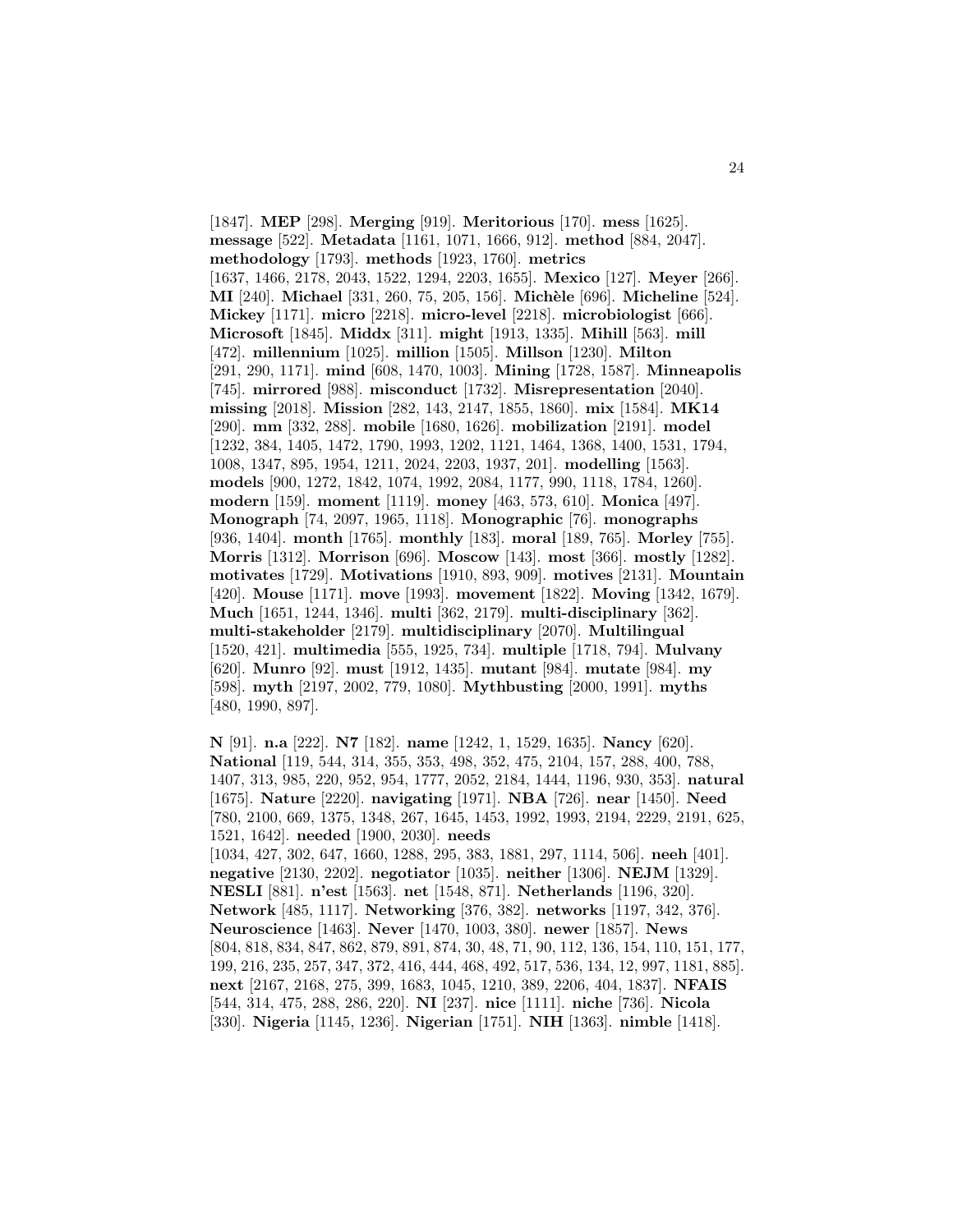[1847]. **MEP** [298]. **Merging** [919]. **Meritorious** [170]. **mess** [1625]. **message** [522]. **Metadata** [1161, 1071, 1666, 912]. **method** [884, 2047]. **methodology** [1793]. **methods** [1923, 1760]. **metrics** [1637, 1466, 2178, 2043, 1522, 1294, 2203, 1655]. **Mexico** [127]. **Meyer** [266]. **MI** [240]. **Michael** [331, 260, 75, 205, 156]. **Michèle** [696]. **Micheline** [524]. **Mickey** [1171]. **micro** [2218]. **micro-level** [2218]. **microbiologist** [666]. **Microsoft** [1845]. **Middx** [311]. **might** [1913, 1335]. **Mihill** [563]. **mill** [472]. **millennium** [1025]. **million** [1505]. **Millson** [1230]. **Milton** [291, 290, 1171]. **mind** [608, 1470, 1003]. **Mining** [1728, 1587]. **Minneapolis** [745]. **mirrored** [988]. **misconduct** [1732]. **Misrepresentation** [2040]. **missing** [2018]. **Mission** [282, 143, 2147, 1855, 1860]. **mix** [1584]. **MK14** [290]. **mm** [332, 288]. **mobile** [1680, 1626]. **mobilization** [2191]. **model** [1232, 384, 1405, 1472, 1790, 1993, 1202, 1121, 1464, 1368, 1400, 1531, 1794, 1008, 1347, 895, 1954, 1211, 2024, 2203, 1937, 201]. **modelling** [1563]. **models** [900, 1272, 1842, 1074, 1992, 2084, 1177, 990, 1118, 1784, 1260]. **modern** [159]. **moment** [1119]. **money** [463, 573, 610]. **Monica** [497]. **Monograph** [74, 2097, 1965, 1118]. **Monographic** [76]. **monographs** [936, 1404]. **month** [1765]. **monthly** [183]. **moral** [189, 765]. **Morley** [755]. **Morris** [1312]. **Morrison** [696]. **Moscow** [143]. **most** [366]. **mostly** [1282]. **motivates** [1729]. **Motivations** [1910, 893, 909]. **motives** [2131]. **Mountain** [420]. **Mouse** [1171]. **move** [1993]. **movement** [1822]. **Moving** [1342, 1679]. **Much** [1651, 1244, 1346]. **multi** [362, 2179]. **multi-disciplinary** [362]. **multi-stakeholder** [2179]. **multidisciplinary** [2070]. **Multilingual** [1520, 421]. **multimedia** [555, 1925, 734]. **multiple** [1718, 794]. **Mulvany** [620]. **Munro** [92]. **must** [1912, 1435]. **mutant** [984]. **mutate** [984]. **my** [598]. **myth** [2197, 2002, 779, 1080]. **Mythbusting** [2000, 1991]. **myths** [480, 1990, 897].

**N** [91]. **n.a** [222]. **N7** [182]. **name** [1242, 1, 1529, 1635]. **Nancy** [620]. **National** [119, 544, 314, 355, 353, 498, 352, 475, 2104, 157, 288, 400, 788, 1407, 313, 985, 220, 952, 954, 1777, 2052, 2184, 1444, 1196, 930, 353]. **natural** [1675]. **Nature** [2220]. **navigating** [1971]. **NBA** [726]. **near** [1450]. **Need** [780, 2100, 669, 1375, 1348, 267, 1645, 1453, 1992, 1993, 2194, 2229, 2191, 625, 1521, 1642]. **needed** [1900, 2030]. **needs** [1034, 427, 302, 647, 1660, 1288, 295, 383, 1881, 297, 1114, 506]. **neeh** [401]. **negative** [2130, 2202]. **negotiator** [1035]. **neither** [1306]. **NEJM** [1329]. **NESLI** [881]. **n'est** [1563]. **net** [1548, 871]. **Netherlands** [1196, 320]. **Network** [485, 1117]. **Networking** [376, 382]. **networks** [1197, 342, 376]. **Neuroscience** [1463]. **Never** [1470, 1003, 380]. **newer** [1857]. **News** [804, 818, 834, 847, 862, 879, 891, 874, 30, 48, 71, 90, 112, 136, 154, 110, 151, 177, 199, 216, 235, 257, 347, 372, 416, 444, 468, 492, 517, 536, 134, 12, 997, 1181, 885]. **next** [2167, 2168, 275, 399, 1683, 1045, 1210, 389, 2206, 404, 1837]. **NFAIS** [544, 314, 475, 288, 286, 220]. **NI** [237]. **nice** [1111]. **niche** [736]. **Nicola** [330]. **Nigeria** [1145, 1236]. **Nigerian** [1751]. **NIH** [1363]. **nimble** [1418].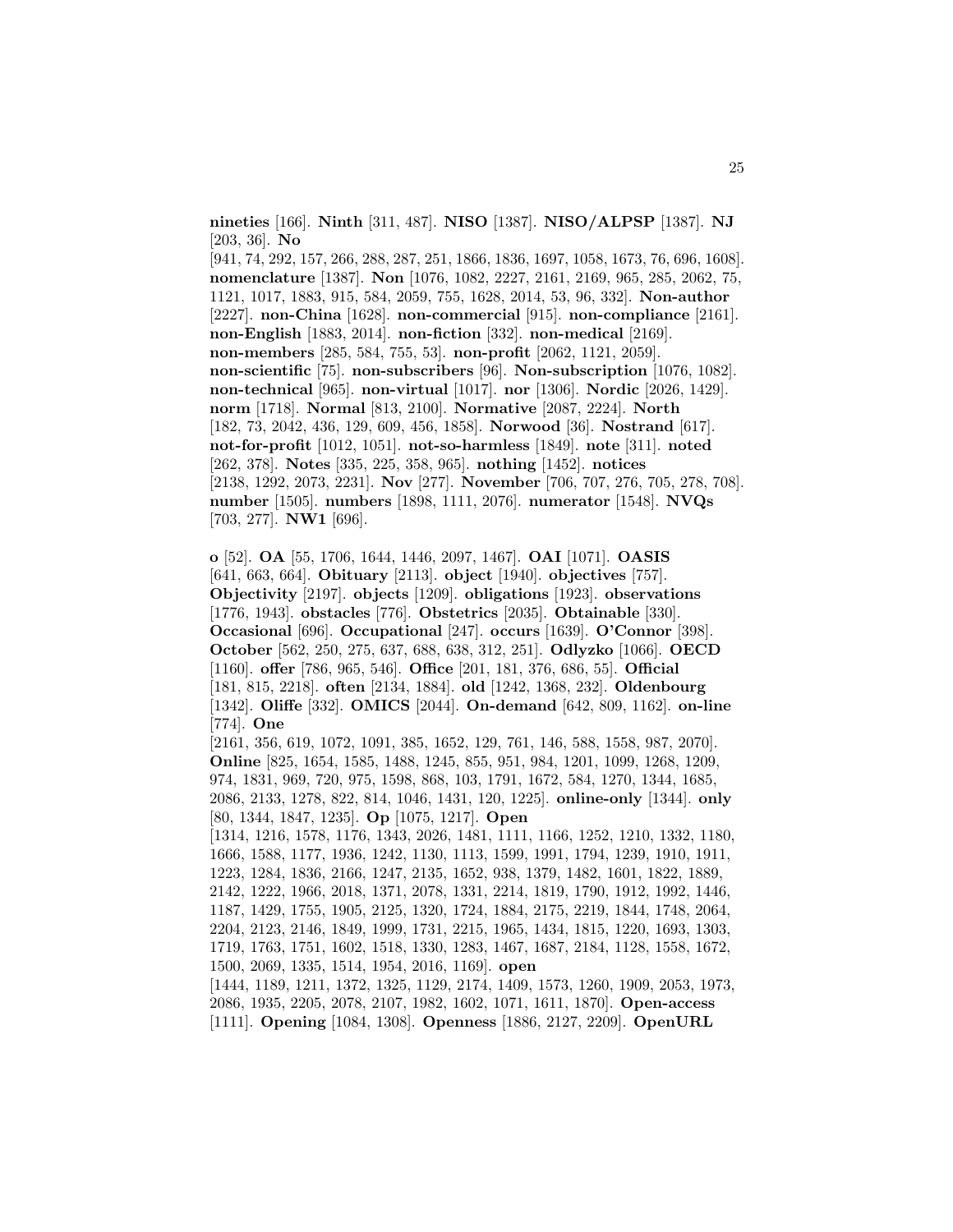**nineties** [166]. **Ninth** [311, 487]. **NISO** [1387]. **NISO/ALPSP** [1387]. **NJ** [203, 36]. **No** [941, 74, 292, 157, 266, 288, 287, 251, 1866, 1836, 1697, 1058, 1673, 76, 696, 1608]. **nomenclature** [1387]. **Non** [1076, 1082, 2227, 2161, 2169, 965, 285, 2062, 75, 1121, 1017, 1883, 915, 584, 2059, 755, 1628, 2014, 53, 96, 332]. **Non-author** [2227]. **non-China** [1628]. **non-commercial** [915]. **non-compliance** [2161]. **non-English** [1883, 2014]. **non-fiction** [332]. **non-medical** [2169]. **non-members** [285, 584, 755, 53]. **non-profit** [2062, 1121, 2059]. **non-scientific** [75]. **non-subscribers** [96]. **Non-subscription** [1076, 1082]. **non-technical** [965]. **non-virtual** [1017]. **nor** [1306]. **Nordic** [2026, 1429]. **norm** [1718]. **Normal** [813, 2100]. **Normative** [2087, 2224]. **North** [182, 73, 2042, 436, 129, 609, 456, 1858]. **Norwood** [36]. **Nostrand** [617]. **not-for-profit** [1012, 1051]. **not-so-harmless** [1849]. **note** [311]. **noted** [262, 378]. **Notes** [335, 225, 358, 965]. **nothing** [1452]. **notices** [2138, 1292, 2073, 2231]. **Nov** [277]. **November** [706, 707, 276, 705, 278, 708]. **number** [1505]. **numbers** [1898, 1111, 2076]. **numerator** [1548]. **NVQs** [703, 277]. **NW1** [696].

**o** [52]. **OA** [55, 1706, 1644, 1446, 2097, 1467]. **OAI** [1071]. **OASIS** [641, 663, 664]. **Obituary** [2113]. **object** [1940]. **objectives** [757]. **Objectivity** [2197]. **objects** [1209]. **obligations** [1923]. **observations** [1776, 1943]. **obstacles** [776]. **Obstetrics** [2035]. **Obtainable** [330]. **Occasional** [696]. **Occupational** [247]. **occurs** [1639]. **O'Connor** [398]. **October** [562, 250, 275, 637, 688, 638, 312, 251]. **Odlyzko** [1066]. **OECD** [1160]. **offer** [786, 965, 546]. **Office** [201, 181, 376, 686, 55]. **Official** [181, 815, 2218]. **often** [2134, 1884]. **old** [1242, 1368, 232]. **Oldenbourg** [1342]. **Oliffe** [332]. **OMICS** [2044]. **On-demand** [642, 809, 1162]. **on-line** [774]. **One** [2161, 356, 619, 1072, 1091, 385, 1652, 129, 761, 146, 588, 1558, 987, 2070]. **Online** [825, 1654, 1585, 1488, 1245, 855, 951, 984, 1201, 1099, 1268, 1209, 974, 1831, 969, 720, 975, 1598, 868, 103, 1791, 1672, 584, 1270, 1344, 1685, 2086, 2133, 1278, 822, 814, 1046, 1431, 120, 1225]. **online-only** [1344]. **only** [80, 1344, 1847, 1235]. **Op** [1075, 1217]. **Open** [1314, 1216, 1578, 1176, 1343, 2026, 1481, 1111, 1166, 1252, 1210, 1332, 1180, 1666, 1588, 1177, 1936, 1242, 1130, 1113, 1599, 1991, 1794, 1239, 1910, 1911, 1223, 1284, 1836, 2166, 1247, 2135, 1652, 938, 1379, 1482, 1601, 1822, 1889, 2142, 1222, 1966, 2018, 1371, 2078, 1331, 2214, 1819, 1790, 1912, 1992, 1446, 1187, 1429, 1755, 1905, 2125, 1320, 1724, 1884, 2175, 2219, 1844, 1748, 2064, 2204, 2123, 2146, 1849, 1999, 1731, 2215, 1965, 1434, 1815, 1220, 1693, 1303, 1719, 1763, 1751, 1602, 1518, 1330, 1283, 1467, 1687, 2184, 1128, 1558, 1672, 1500, 2069, 1335, 1514, 1954, 2016, 1169]. **open** [1444, 1189, 1211, 1372, 1325, 1129, 2174, 1409, 1573, 1260, 1909, 2053, 1973, 2086, 1935, 2205, 2078, 2107, 1982, 1602, 1071, 1611, 1870]. **Open-access** [1111]. **Opening** [1084, 1308]. **Openness** [1886, 2127, 2209]. **OpenURL**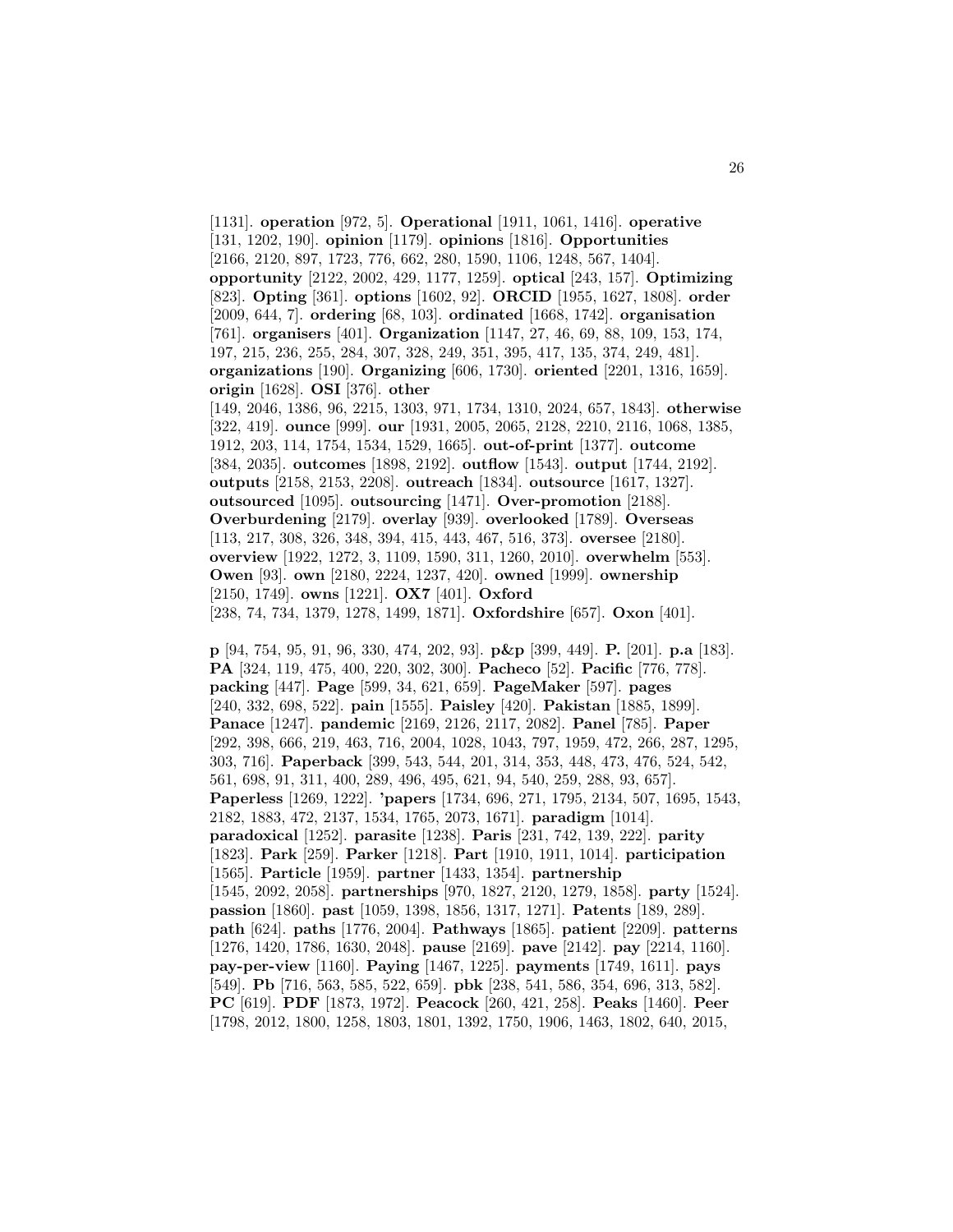[1131]. **operation** [972, 5]. **Operational** [1911, 1061, 1416]. **operative** [131, 1202, 190]. **opinion** [1179]. **opinions** [1816]. **Opportunities** [2166, 2120, 897, 1723, 776, 662, 280, 1590, 1106, 1248, 567, 1404]. **opportunity** [2122, 2002, 429, 1177, 1259]. **optical** [243, 157]. **Optimizing** [823]. **Opting** [361]. **options** [1602, 92]. **ORCID** [1955, 1627, 1808]. **order** [2009, 644, 7]. **ordering** [68, 103]. **ordinated** [1668, 1742]. **organisation** [761]. **organisers** [401]. **Organization** [1147, 27, 46, 69, 88, 109, 153, 174, 197, 215, 236, 255, 284, 307, 328, 249, 351, 395, 417, 135, 374, 249, 481]. **organizations** [190]. **Organizing** [606, 1730]. **oriented** [2201, 1316, 1659]. **origin** [1628]. **OSI** [376]. **other** [149, 2046, 1386, 96, 2215, 1303, 971, 1734, 1310, 2024, 657, 1843]. **otherwise** [322, 419]. **ounce** [999]. **our** [1931, 2005, 2065, 2128, 2210, 2116, 1068, 1385, 1912, 203, 114, 1754, 1534, 1529, 1665]. **out-of-print** [1377]. **outcome** [384, 2035]. **outcomes** [1898, 2192]. **outflow** [1543]. **output** [1744, 2192]. **outputs** [2158, 2153, 2208]. **outreach** [1834]. **outsource** [1617, 1327]. **outsourced** [1095]. **outsourcing** [1471]. **Over-promotion** [2188]. **Overburdening** [2179]. **overlay** [939]. **overlooked** [1789]. **Overseas** [113, 217, 308, 326, 348, 394, 415, 443, 467, 516, 373]. **oversee** [2180]. **overview** [1922, 1272, 3, 1109, 1590, 311, 1260, 2010]. **overwhelm** [553]. **Owen** [93]. **own** [2180, 2224, 1237, 420]. **owned** [1999]. **ownership** [2150, 1749]. **owns** [1221]. **OX7** [401]. **Oxford** [238, 74, 734, 1379, 1278, 1499, 1871]. **Oxfordshire** [657]. **Oxon** [401].

**p** [94, 754, 95, 91, 96, 330, 474, 202, 93]. **p&p** [399, 449]. **P.** [201]. **p.a** [183]. **PA** [324, 119, 475, 400, 220, 302, 300]. **Pacheco** [52]. **Pacific** [776, 778]. **packing** [447]. **Page** [599, 34, 621, 659]. **PageMaker** [597]. **pages** [240, 332, 698, 522]. **pain** [1555]. **Paisley** [420]. **Pakistan** [1885, 1899]. **Panace** [1247]. **pandemic** [2169, 2126, 2117, 2082]. **Panel** [785]. **Paper** [292, 398, 666, 219, 463, 716, 2004, 1028, 1043, 797, 1959, 472, 266, 287, 1295, 303, 716]. **Paperback** [399, 543, 544, 201, 314, 353, 448, 473, 476, 524, 542, 561, 698, 91, 311, 400, 289, 496, 495, 621, 94, 540, 259, 288, 93, 657]. **Paperless** [1269, 1222]. **'papers** [1734, 696, 271, 1795, 2134, 507, 1695, 1543, 2182, 1883, 472, 2137, 1534, 1765, 2073, 1671]. **paradigm** [1014]. **paradoxical** [1252]. **parasite** [1238]. **Paris** [231, 742, 139, 222]. **parity** [1823]. **Park** [259]. **Parker** [1218]. **Part** [1910, 1911, 1014]. **participation** [1565]. **Particle** [1959]. **partner** [1433, 1354]. **partnership** [1545, 2092, 2058]. **partnerships** [970, 1827, 2120, 1279, 1858]. **party** [1524]. **passion** [1860]. **past** [1059, 1398, 1856, 1317, 1271]. **Patents** [189, 289]. **path** [624]. **paths** [1776, 2004]. **Pathways** [1865]. **patient** [2209]. **patterns** [1276, 1420, 1786, 1630, 2048]. **pause** [2169]. **pave** [2142]. **pay** [2214, 1160]. **pay-per-view** [1160]. **Paying** [1467, 1225]. **payments** [1749, 1611]. **pays** [549]. **Pb** [716, 563, 585, 522, 659]. **pbk** [238, 541, 586, 354, 696, 313, 582]. **PC** [619]. **PDF** [1873, 1972]. **Peacock** [260, 421, 258]. **Peaks** [1460]. **Peer** [1798, 2012, 1800, 1258, 1803, 1801, 1392, 1750, 1906, 1463, 1802, 640, 2015,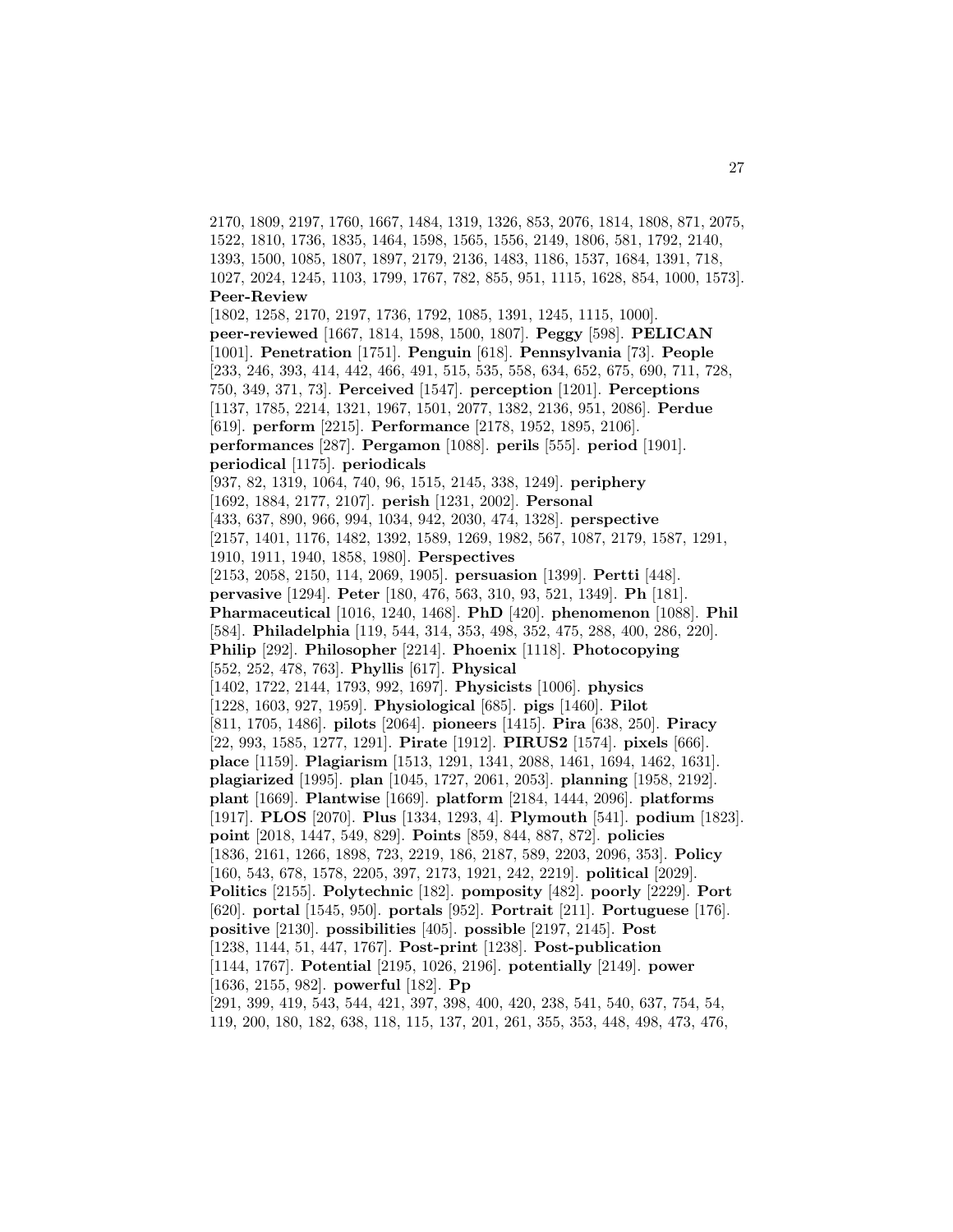2170, 1809, 2197, 1760, 1667, 1484, 1319, 1326, 853, 2076, 1814, 1808, 871, 2075, 1522, 1810, 1736, 1835, 1464, 1598, 1565, 1556, 2149, 1806, 581, 1792, 2140, 1393, 1500, 1085, 1807, 1897, 2179, 2136, 1483, 1186, 1537, 1684, 1391, 718, 1027, 2024, 1245, 1103, 1799, 1767, 782, 855, 951, 1115, 1628, 854, 1000, 1573]. **Peer-Review** [1802, 1258, 2170, 2197, 1736, 1792, 1085, 1391, 1245, 1115, 1000]. **peer-reviewed** [1667, 1814, 1598, 1500, 1807]. **Peggy** [598]. **PELICAN** [1001]. **Penetration** [1751]. **Penguin** [618]. **Pennsylvania** [73]. **People** [233, 246, 393, 414, 442, 466, 491, 515, 535, 558, 634, 652, 675, 690, 711, 728, 750, 349, 371, 73]. **Perceived** [1547]. **perception** [1201]. **Perceptions** [1137, 1785, 2214, 1321, 1967, 1501, 2077, 1382, 2136, 951, 2086]. **Perdue** [619]. **perform** [2215]. **Performance** [2178, 1952, 1895, 2106]. **performances** [287]. **Pergamon** [1088]. **perils** [555]. **period** [1901]. **periodical** [1175]. **periodicals** [937, 82, 1319, 1064, 740, 96, 1515, 2145, 338, 1249]. **periphery** [1692, 1884, 2177, 2107]. **perish** [1231, 2002]. **Personal** [433, 637, 890, 966, 994, 1034, 942, 2030, 474, 1328]. **perspective** [2157, 1401, 1176, 1482, 1392, 1589, 1269, 1982, 567, 1087, 2179, 1587, 1291, 1910, 1911, 1940, 1858, 1980]. **Perspectives** [2153, 2058, 2150, 114, 2069, 1905]. **persuasion** [1399]. **Pertti** [448]. **pervasive** [1294]. **Peter** [180, 476, 563, 310, 93, 521, 1349]. **Ph** [181]. **Pharmaceutical** [1016, 1240, 1468]. **PhD** [420]. **phenomenon** [1088]. **Phil** [584]. **Philadelphia** [119, 544, 314, 353, 498, 352, 475, 288, 400, 286, 220]. **Philip** [292]. **Philosopher** [2214]. **Phoenix** [1118]. **Photocopying** [552, 252, 478, 763]. **Phyllis** [617]. **Physical** [1402, 1722, 2144, 1793, 992, 1697]. **Physicists** [1006]. **physics** [1228, 1603, 927, 1959]. **Physiological** [685]. **pigs** [1460]. **Pilot** [811, 1705, 1486]. **pilots** [2064]. **pioneers** [1415]. **Pira** [638, 250]. **Piracy** [22, 993, 1585, 1277, 1291]. **Pirate** [1912]. **PIRUS2** [1574]. **pixels** [666]. **place** [1159]. **Plagiarism** [1513, 1291, 1341, 2088, 1461, 1694, 1462, 1631]. **plagiarized** [1995]. **plan** [1045, 1727, 2061, 2053]. **planning** [1958, 2192]. **plant** [1669]. **Plantwise** [1669]. **platform** [2184, 1444, 2096]. **platforms** [1917]. **PLOS** [2070]. **Plus** [1334, 1293, 4]. **Plymouth** [541]. **podium** [1823]. **point** [2018, 1447, 549, 829]. **Points** [859, 844, 887, 872]. **policies** [1836, 2161, 1266, 1898, 723, 2219, 186, 2187, 589, 2203, 2096, 353]. **Policy** [160, 543, 678, 1578, 2205, 397, 2173, 1921, 242, 2219]. **political** [2029]. **Politics** [2155]. **Polytechnic** [182]. **pomposity** [482]. **poorly** [2229]. **Port** [620]. **portal** [1545, 950]. **portals** [952]. **Portrait** [211]. **Portuguese** [176]. **positive** [2130]. **possibilities** [405]. **possible** [2197, 2145]. **Post** [1238, 1144, 51, 447, 1767]. **Post-print** [1238]. **Post-publication** [1144, 1767]. **Potential** [2195, 1026, 2196]. **potentially** [2149]. **power** [1636, 2155, 982]. **powerful** [182]. **Pp** [291, 399, 419, 543, 544, 421, 397, 398, 400, 420, 238, 541, 540, 637, 754, 54, 119, 200, 180, 182, 638, 118, 115, 137, 201, 261, 355, 353, 448, 498, 473, 476,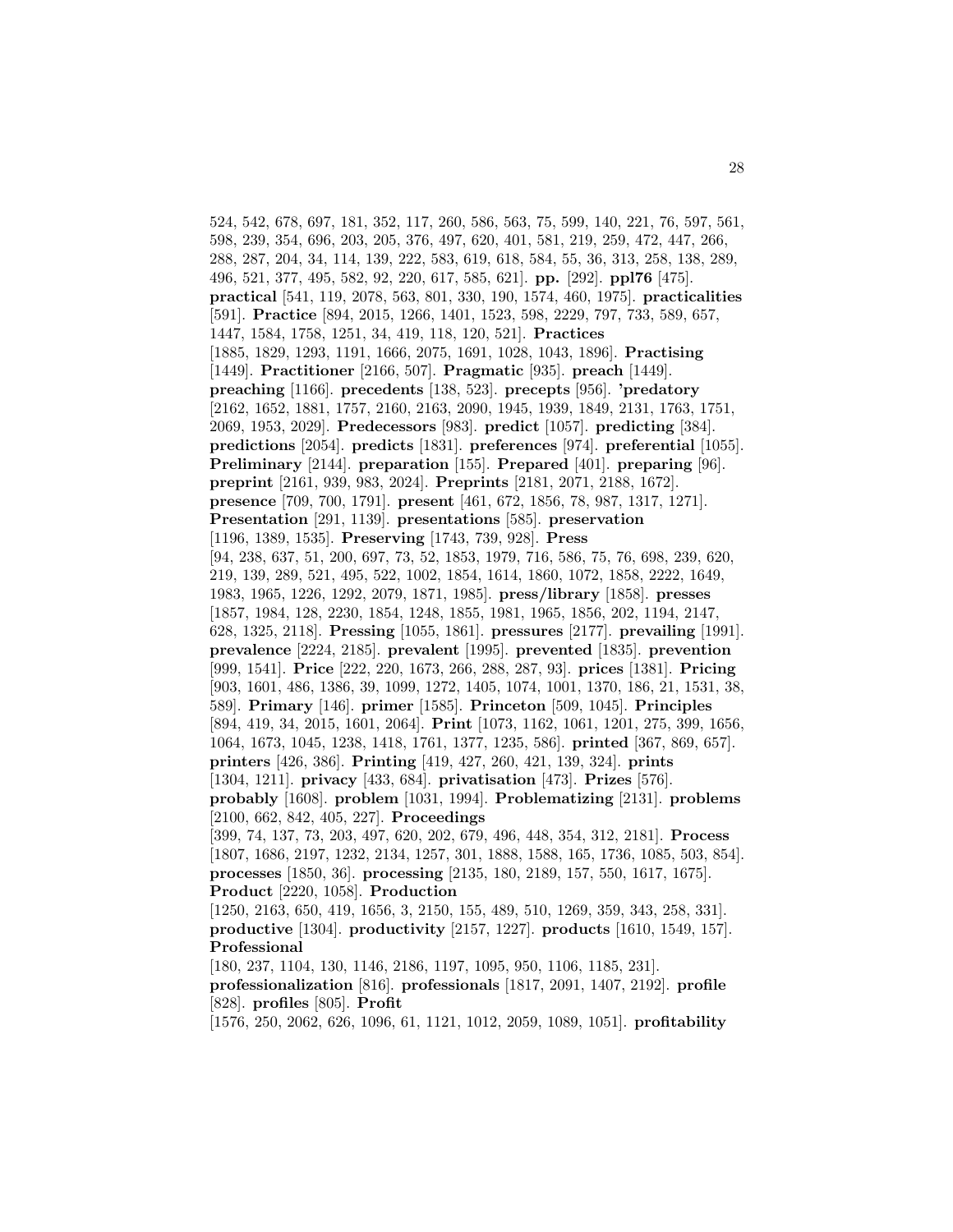524, 542, 678, 697, 181, 352, 117, 260, 586, 563, 75, 599, 140, 221, 76, 597, 561, 598, 239, 354, 696, 203, 205, 376, 497, 620, 401, 581, 219, 259, 472, 447, 266, 288, 287, 204, 34, 114, 139, 222, 583, 619, 618, 584, 55, 36, 313, 258, 138, 289, 496, 521, 377, 495, 582, 92, 220, 617, 585, 621]. **pp.** [292]. **ppl76** [475]. **practical** [541, 119, 2078, 563, 801, 330, 190, 1574, 460, 1975]. **practicalities** [591]. **Practice** [894, 2015, 1266, 1401, 1523, 598, 2229, 797, 733, 589, 657, 1447, 1584, 1758, 1251, 34, 419, 118, 120, 521]. **Practices** [1885, 1829, 1293, 1191, 1666, 2075, 1691, 1028, 1043, 1896]. **Practising** [1449]. **Practitioner** [2166, 507]. **Pragmatic** [935]. **preach** [1449]. **preaching** [1166]. **precedents** [138, 523]. **precepts** [956]. **'predatory** [2162, 1652, 1881, 1757, 2160, 2163, 2090, 1945, 1939, 1849, 2131, 1763, 1751, 2069, 1953, 2029]. **Predecessors** [983]. **predict** [1057]. **predicting** [384]. **predictions** [2054]. **predicts** [1831]. **preferences** [974]. **preferential** [1055]. **Preliminary** [2144]. **preparation** [155]. **Prepared** [401]. **preparing** [96]. **preprint** [2161, 939, 983, 2024]. **Preprints** [2181, 2071, 2188, 1672]. **presence** [709, 700, 1791]. **present** [461, 672, 1856, 78, 987, 1317, 1271]. **Presentation** [291, 1139]. **presentations** [585]. **preservation** [1196, 1389, 1535]. **Preserving** [1743, 739, 928]. **Press** [94, 238, 637, 51, 200, 697, 73, 52, 1853, 1979, 716, 586, 75, 76, 698, 239, 620, 219, 139, 289, 521, 495, 522, 1002, 1854, 1614, 1860, 1072, 1858, 2222, 1649, 1983, 1965, 1226, 1292, 2079, 1871, 1985]. **press/library** [1858]. **presses** [1857, 1984, 128, 2230, 1854, 1248, 1855, 1981, 1965, 1856, 202, 1194, 2147, 628, 1325, 2118]. **Pressing** [1055, 1861]. **pressures** [2177]. **prevailing** [1991]. **prevalence** [2224, 2185]. **prevalent** [1995]. **prevented** [1835]. **prevention** [999, 1541]. **Price** [222, 220, 1673, 266, 288, 287, 93]. **prices** [1381]. **Pricing** [903, 1601, 486, 1386, 39, 1099, 1272, 1405, 1074, 1001, 1370, 186, 21, 1531, 38, 589]. **Primary** [146]. **primer** [1585]. **Princeton** [509, 1045]. **Principles** [894, 419, 34, 2015, 1601, 2064]. **Print** [1073, 1162, 1061, 1201, 275, 399, 1656, 1064, 1673, 1045, 1238, 1418, 1761, 1377, 1235, 586]. **printed** [367, 869, 657]. **printers** [426, 386]. **Printing** [419, 427, 260, 421, 139, 324]. **prints** [1304, 1211]. **privacy** [433, 684]. **privatisation** [473]. **Prizes** [576]. **probably** [1608]. **problem** [1031, 1994]. **Problematizing** [2131]. **problems** [2100, 662, 842, 405, 227]. **Proceedings** [399, 74, 137, 73, 203, 497, 620, 202, 679, 496, 448, 354, 312, 2181]. **Process** [1807, 1686, 2197, 1232, 2134, 1257, 301, 1888, 1588, 165, 1736, 1085, 503, 854]. **processes** [1850, 36]. **processing** [2135, 180, 2189, 157, 550, 1617, 1675]. **Product** [2220, 1058]. **Production** [1250, 2163, 650, 419, 1656, 3, 2150, 155, 489, 510, 1269, 359, 343, 258, 331]. **productive** [1304]. **productivity** [2157, 1227]. **products** [1610, 1549, 157]. **Professional** [180, 237, 1104, 130, 1146, 2186, 1197, 1095, 950, 1106, 1185, 231]. **professionalization** [816]. **professionals** [1817, 2091, 1407, 2192]. **profile** [828]. **profiles** [805]. **Profit** [1576, 250, 2062, 626, 1096, 61, 1121, 1012, 2059, 1089, 1051]. **profitability**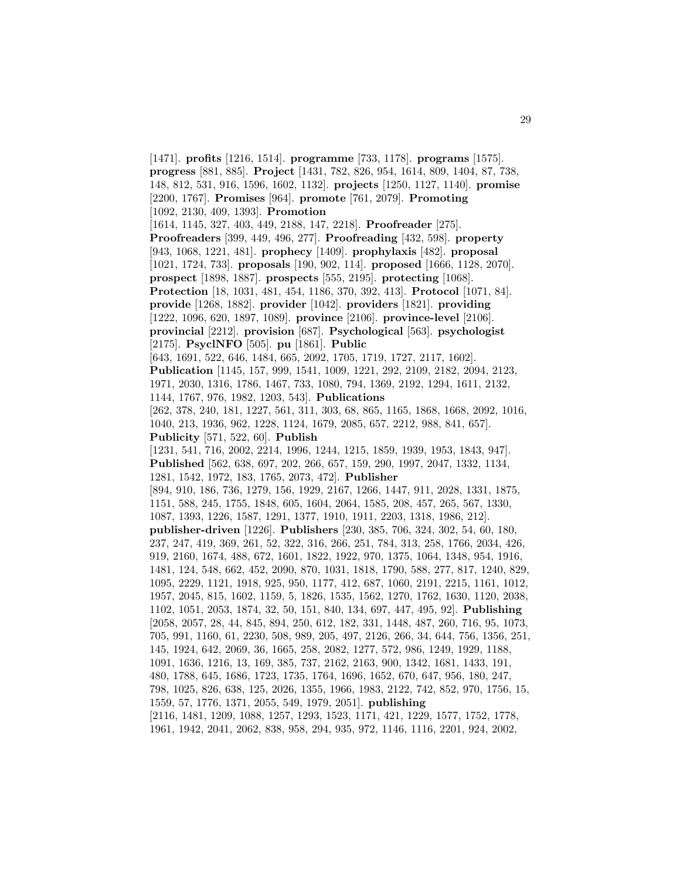[1471]. **profits** [1216, 1514]. **programme** [733, 1178]. **programs** [1575]. **progress** [881, 885]. **Project** [1431, 782, 826, 954, 1614, 809, 1404, 87, 738, 148, 812, 531, 916, 1596, 1602, 1132]. **projects** [1250, 1127, 1140]. **promise** [2200, 1767]. **Promises** [964]. **promote** [761, 2079]. **Promoting** [1092, 2130, 409, 1393]. **Promotion** [1614, 1145, 327, 403, 449, 2188, 147, 2218]. **Proofreader** [275]. **Proofreaders** [399, 449, 496, 277]. **Proofreading** [432, 598]. **property** [943, 1068, 1221, 481]. **prophecy** [1409]. **prophylaxis** [482]. **proposal** [1021, 1724, 733]. **proposals** [190, 902, 114]. **proposed** [1666, 1128, 2070]. **prospect** [1898, 1887]. **prospects** [555, 2195]. **protecting** [1068]. **Protection** [18, 1031, 481, 454, 1186, 370, 392, 413]. **Protocol** [1071, 84]. **provide** [1268, 1882]. **provider** [1042]. **providers** [1821]. **providing** [1222, 1096, 620, 1897, 1089]. **province** [2106]. **province-level** [2106]. **provincial** [2212]. **provision** [687]. **Psychological** [563]. **psychologist** [2175]. **PsyclNFO** [505]. **pu** [1861]. **Public** [643, 1691, 522, 646, 1484, 665, 2092, 1705, 1719, 1727, 2117, 1602]. **Publication** [1145, 157, 999, 1541, 1009, 1221, 292, 2109, 2182, 2094, 2123, 1971, 2030, 1316, 1786, 1467, 733, 1080, 794, 1369, 2192, 1294, 1611, 2132, 1144, 1767, 976, 1982, 1203, 543]. **Publications** [262, 378, 240, 181, 1227, 561, 311, 303, 68, 865, 1165, 1868, 1668, 2092, 1016, 1040, 213, 1936, 962, 1228, 1124, 1679, 2085, 657, 2212, 988, 841, 657]. **Publicity** [571, 522, 60]. **Publish** [1231, 541, 716, 2002, 2214, 1996, 1244, 1215, 1859, 1939, 1953, 1843, 947]. **Published** [562, 638, 697, 202, 266, 657, 159, 290, 1997, 2047, 1332, 1134, 1281, 1542, 1972, 183, 1765, 2073, 472]. **Publisher** [894, 910, 186, 736, 1279, 156, 1929, 2167, 1266, 1447, 911, 2028, 1331, 1875, 1151, 588, 245, 1755, 1848, 605, 1604, 2064, 1585, 208, 457, 265, 567, 1330, 1087, 1393, 1226, 1587, 1291, 1377, 1910, 1911, 2203, 1318, 1986, 212]. **publisher-driven** [1226]. **Publishers** [230, 385, 706, 324, 302, 54, 60, 180, 237, 247, 419, 369, 261, 52, 322, 316, 266, 251, 784, 313, 258, 1766, 2034, 426, 919, 2160, 1674, 488, 672, 1601, 1822, 1922, 970, 1375, 1064, 1348, 954, 1916, 1481, 124, 548, 662, 452, 2090, 870, 1031, 1818, 1790, 588, 277, 817, 1240, 829, 1095, 2229, 1121, 1918, 925, 950, 1177, 412, 687, 1060, 2191, 2215, 1161, 1012, 1957, 2045, 815, 1602, 1159, 5, 1826, 1535, 1562, 1270, 1762, 1630, 1120, 2038, 1102, 1051, 2053, 1874, 32, 50, 151, 840, 134, 697, 447, 495, 92]. **Publishing** [2058, 2057, 28, 44, 845, 894, 250, 612, 182, 331, 1448, 487, 260, 716, 95, 1073, 705, 991, 1160, 61, 2230, 508, 989, 205, 497, 2126, 266, 34, 644, 756, 1356, 251, 145, 1924, 642, 2069, 36, 1665, 258, 2082, 1277, 572, 986, 1249, 1929, 1188, 1091, 1636, 1216, 13, 169, 385, 737, 2162, 2163, 900, 1342, 1681, 1433, 191, 480, 1788, 645, 1686, 1723, 1735, 1764, 1696, 1652, 670, 647, 956, 180, 247, 798, 1025, 826, 638, 125, 2026, 1355, 1966, 1983, 2122, 742, 852, 970, 1756, 15, 1559, 57, 1776, 1371, 2055, 549, 1979, 2051]. **publishing** [2116, 1481, 1209, 1088, 1257, 1293, 1523, 1171, 421, 1229, 1577, 1752, 1778, 1961, 1942, 2041, 2062, 838, 958, 294, 935, 972, 1146, 1116, 2201, 924, 2002,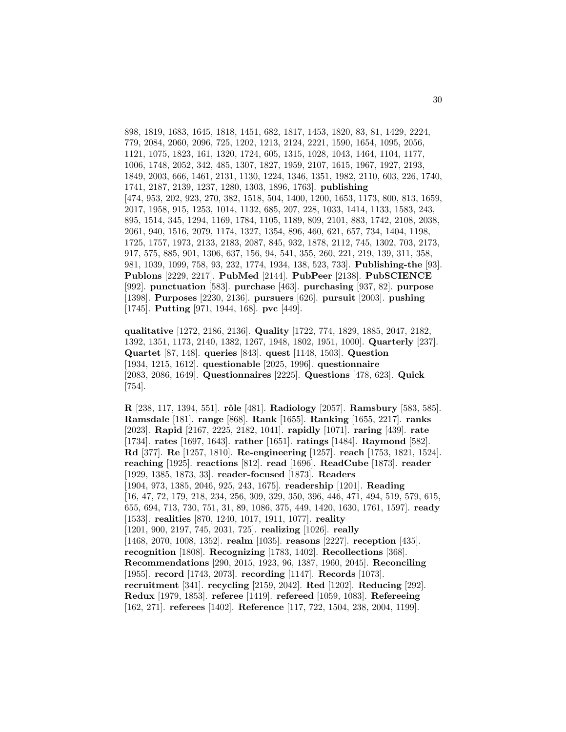898, 1819, 1683, 1645, 1818, 1451, 682, 1817, 1453, 1820, 83, 81, 1429, 2224, 779, 2084, 2060, 2096, 725, 1202, 1213, 2124, 2221, 1590, 1654, 1095, 2056, 1121, 1075, 1823, 161, 1320, 1724, 605, 1315, 1028, 1043, 1464, 1104, 1177, 1006, 1748, 2052, 342, 485, 1307, 1827, 1959, 2107, 1615, 1967, 1927, 2193, 1849, 2003, 666, 1461, 2131, 1130, 1224, 1346, 1351, 1982, 2110, 603, 226, 1740, 1741, 2187, 2139, 1237, 1280, 1303, 1896, 1763]. **publishing** [474, 953, 202, 923, 270, 382, 1518, 504, 1400, 1200, 1653, 1173, 800, 813, 1659, 2017, 1958, 915, 1253, 1014, 1132, 685, 207, 228, 1033, 1414, 1133, 1583, 243, 895, 1514, 345, 1294, 1169, 1784, 1105, 1189, 809, 2101, 883, 1742, 2108, 2038, 2061, 940, 1516, 2079, 1174, 1327, 1354, 896, 460, 621, 657, 734, 1404, 1198, 1725, 1757, 1973, 2133, 2183, 2087, 845, 932, 1878, 2112, 745, 1302, 703, 2173, 917, 575, 885, 901, 1306, 637, 156, 94, 541, 355, 260, 221, 219, 139, 311, 358, 981, 1039, 1099, 758, 93, 232, 1774, 1934, 138, 523, 733]. **Publishing-the** [93]. **Publons** [2229, 2217]. **PubMed** [2144]. **PubPeer** [2138]. **PubSCIENCE** [992]. **punctuation** [583]. **purchase** [463]. **purchasing** [937, 82]. **purpose** [1398]. **Purposes** [2230, 2136]. **pursuers** [626]. **pursuit** [2003]. **pushing** [1745]. **Putting** [971, 1944, 168]. **pvc** [449].

**qualitative** [1272, 2186, 2136]. **Quality** [1722, 774, 1829, 1885, 2047, 2182, 1392, 1351, 1173, 2140, 1382, 1267, 1948, 1802, 1951, 1000]. **Quarterly** [237]. **Quartet** [87, 148]. **queries** [843]. **quest** [1148, 1503]. **Question** [1934, 1215, 1612]. **questionable** [2025, 1996]. **questionnaire** [2083, 2086, 1649]. **Questionnaires** [2225]. **Questions** [478, 623]. **Quick** [754].

**R** [238, 117, 1394, 551]. **rôle** [481]. **Radiology** [2057]. **Ramsbury** [583, 585]. **Ramsdale** [181]. **range** [868]. **Rank** [1655]. **Ranking** [1655, 2217]. **ranks** [2023]. **Rapid** [2167, 2225, 2182, 1041]. **rapidly** [1071]. **raring** [439]. **rate** [1734]. **rates** [1697, 1643]. **rather** [1651]. **ratings** [1484]. **Raymond** [582]. **Rd** [377]. **Re** [1257, 1810]. **Re-engineering** [1257]. **reach** [1753, 1821, 1524]. **reaching** [1925]. **reactions** [812]. **read** [1696]. **ReadCube** [1873]. **reader** [1929, 1385, 1873, 33]. **reader-focused** [1873]. **Readers** [1904, 973, 1385, 2046, 925, 243, 1675]. **readership** [1201]. **Reading** [16, 47, 72, 179, 218, 234, 256, 309, 329, 350, 396, 446, 471, 494, 519, 579, 615, 655, 694, 713, 730, 751, 31, 89, 1086, 375, 449, 1420, 1630, 1761, 1597]. **ready** [1533]. **realities** [870, 1240, 1017, 1911, 1077]. **reality** [1201, 900, 2197, 745, 2031, 725]. **realizing** [1026]. **really** [1468, 2070, 1008, 1352]. **realm** [1035]. **reasons** [2227]. **reception** [435]. **recognition** [1808]. **Recognizing** [1783, 1402]. **Recollections** [368]. **Recommendations** [290, 2015, 1923, 96, 1387, 1960, 2045]. **Reconciling** [1955]. **record** [1743, 2073]. **recording** [1147]. **Records** [1073]. **recruitment** [341]. **recycling** [2159, 2042]. **Red** [1202]. **Reducing** [292]. **Redux** [1979, 1853]. **referee** [1419]. **refereed** [1059, 1083]. **Refereeing** [162, 271]. **referees** [1402]. **Reference** [117, 722, 1504, 238, 2004, 1199].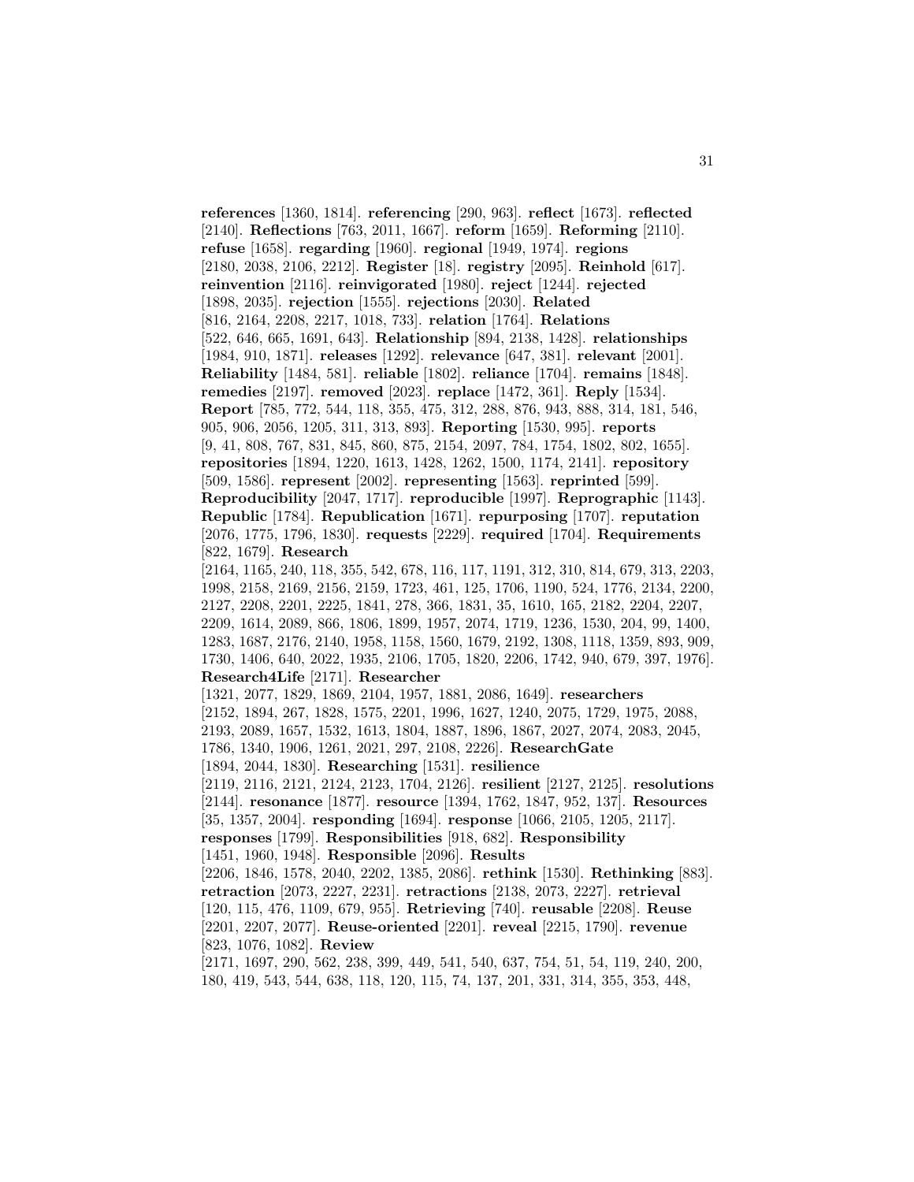**references** [1360, 1814]. **referencing** [290, 963]. **reflect** [1673]. **reflected** [2140]. **Reflections** [763, 2011, 1667]. **reform** [1659]. **Reforming** [2110]. **refuse** [1658]. **regarding** [1960]. **regional** [1949, 1974]. **regions** [2180, 2038, 2106, 2212]. **Register** [18]. **registry** [2095]. **Reinhold** [617]. **reinvention** [2116]. **reinvigorated** [1980]. **reject** [1244]. **rejected** [1898, 2035]. **rejection** [1555]. **rejections** [2030]. **Related** [816, 2164, 2208, 2217, 1018, 733]. **relation** [1764]. **Relations** [522, 646, 665, 1691, 643]. **Relationship** [894, 2138, 1428]. **relationships** [1984, 910, 1871]. **releases** [1292]. **relevance** [647, 381]. **relevant** [2001]. **Reliability** [1484, 581]. **reliable** [1802]. **reliance** [1704]. **remains** [1848]. **remedies** [2197]. **removed** [2023]. **replace** [1472, 361]. **Reply** [1534]. **Report** [785, 772, 544, 118, 355, 475, 312, 288, 876, 943, 888, 314, 181, 546, 905, 906, 2056, 1205, 311, 313, 893]. **Reporting** [1530, 995]. **reports** [9, 41, 808, 767, 831, 845, 860, 875, 2154, 2097, 784, 1754, 1802, 802, 1655]. **repositories** [1894, 1220, 1613, 1428, 1262, 1500, 1174, 2141]. **repository** [509, 1586]. **represent** [2002]. **representing** [1563]. **reprinted** [599]. **Reproducibility** [2047, 1717]. **reproducible** [1997]. **Reprographic** [1143]. **Republic** [1784]. **Republication** [1671]. **repurposing** [1707]. **reputation** [2076, 1775, 1796, 1830]. **requests** [2229]. **required** [1704]. **Requirements** [822, 1679]. **Research** [2164, 1165, 240, 118, 355, 542, 678, 116, 117, 1191, 312, 310, 814, 679, 313, 2203, 1998, 2158, 2169, 2156, 2159, 1723, 461, 125, 1706, 1190, 524, 1776, 2134, 2200, 2127, 2208, 2201, 2225, 1841, 278, 366, 1831, 35, 1610, 165, 2182, 2204, 2207, 2209, 1614, 2089, 866, 1806, 1899, 1957, 2074, 1719, 1236, 1530, 204, 99, 1400, 1283, 1687, 2176, 2140, 1958, 1158, 1560, 1679, 2192, 1308, 1118, 1359, 893, 909, 1730, 1406, 640, 2022, 1935, 2106, 1705, 1820, 2206, 1742, 940, 679, 397, 1976]. **Research4Life** [2171]. **Researcher** [1321, 2077, 1829, 1869, 2104, 1957, 1881, 2086, 1649]. **researchers** [2152, 1894, 267, 1828, 1575, 2201, 1996, 1627, 1240, 2075, 1729, 1975, 2088, 2193, 2089, 1657, 1532, 1613, 1804, 1887, 1896, 1867, 2027, 2074, 2083, 2045, 1786, 1340, 1906, 1261, 2021, 297, 2108, 2226]. **ResearchGate** [1894, 2044, 1830]. **Researching** [1531]. **resilience** [2119, 2116, 2121, 2124, 2123, 1704, 2126]. **resilient** [2127, 2125]. **resolutions** [2144]. **resonance** [1877]. **resource** [1394, 1762, 1847, 952, 137]. **Resources** [35, 1357, 2004]. **responding** [1694]. **response** [1066, 2105, 1205, 2117]. **responses** [1799]. **Responsibilities** [918, 682]. **Responsibility** [1451, 1960, 1948]. **Responsible** [2096]. **Results** [2206, 1846, 1578, 2040, 2202, 1385, 2086]. **rethink** [1530]. **Rethinking** [883]. **retraction** [2073, 2227, 2231]. **retractions** [2138, 2073, 2227]. **retrieval** [120, 115, 476, 1109, 679, 955]. **Retrieving** [740]. **reusable** [2208]. **Reuse** [2201, 2207, 2077]. **Reuse-oriented** [2201]. **reveal** [2215, 1790]. **revenue** [823, 1076, 1082]. **Review** [2171, 1697, 290, 562, 238, 399, 449, 541, 540, 637, 754, 51, 54, 119, 240, 200, 180, 419, 543, 544, 638, 118, 120, 115, 74, 137, 201, 331, 314, 355, 353, 448,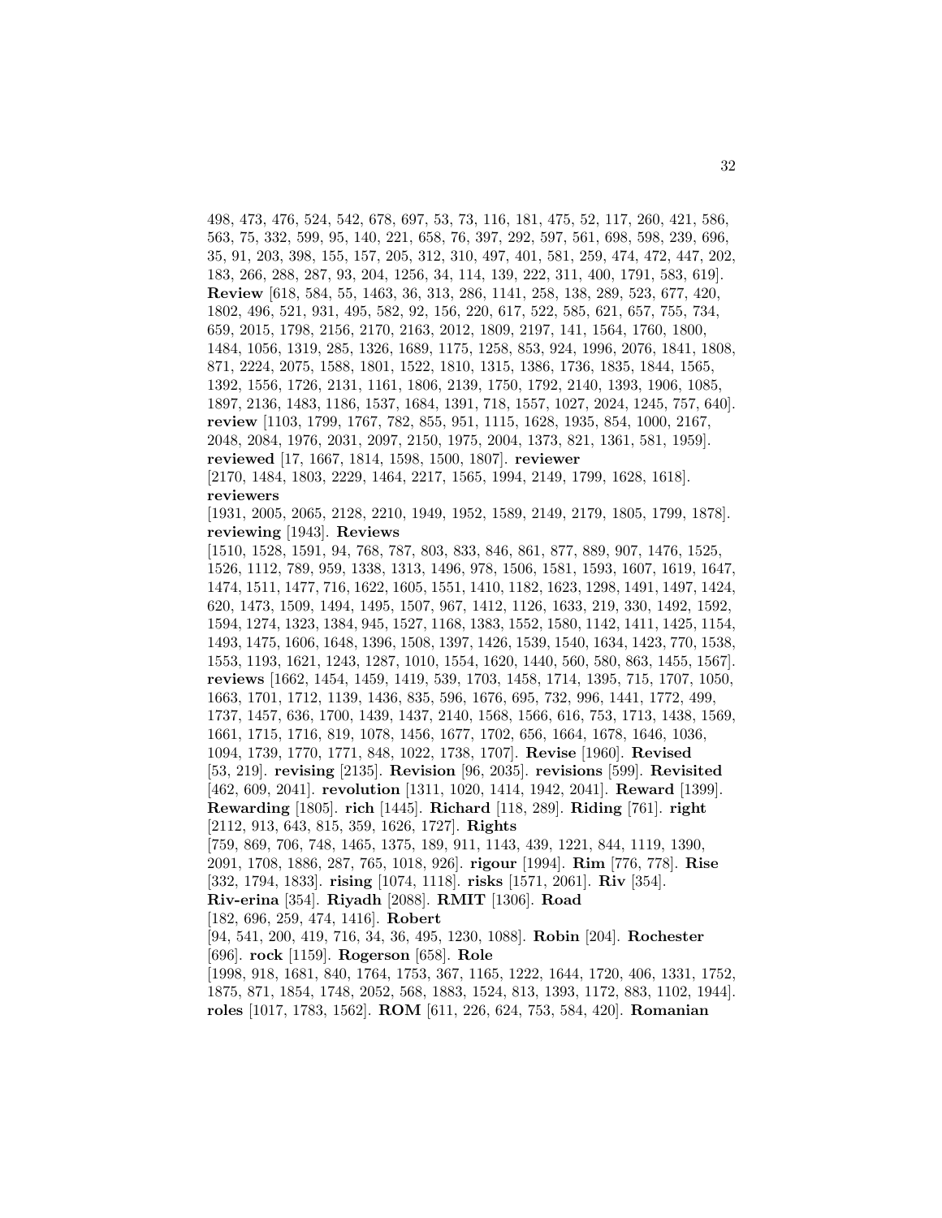498, 473, 476, 524, 542, 678, 697, 53, 73, 116, 181, 475, 52, 117, 260, 421, 586, 563, 75, 332, 599, 95, 140, 221, 658, 76, 397, 292, 597, 561, 698, 598, 239, 696, 35, 91, 203, 398, 155, 157, 205, 312, 310, 497, 401, 581, 259, 474, 472, 447, 202, 183, 266, 288, 287, 93, 204, 1256, 34, 114, 139, 222, 311, 400, 1791, 583, 619]. **Review** [618, 584, 55, 1463, 36, 313, 286, 1141, 258, 138, 289, 523, 677, 420, 1802, 496, 521, 931, 495, 582, 92, 156, 220, 617, 522, 585, 621, 657, 755, 734, 659, 2015, 1798, 2156, 2170, 2163, 2012, 1809, 2197, 141, 1564, 1760, 1800, 1484, 1056, 1319, 285, 1326, 1689, 1175, 1258, 853, 924, 1996, 2076, 1841, 1808, 871, 2224, 2075, 1588, 1801, 1522, 1810, 1315, 1386, 1736, 1835, 1844, 1565, 1392, 1556, 1726, 2131, 1161, 1806, 2139, 1750, 1792, 2140, 1393, 1906, 1085, 1897, 2136, 1483, 1186, 1537, 1684, 1391, 718, 1557, 1027, 2024, 1245, 757, 640]. **review** [1103, 1799, 1767, 782, 855, 951, 1115, 1628, 1935, 854, 1000, 2167, 2048, 2084, 1976, 2031, 2097, 2150, 1975, 2004, 1373, 821, 1361, 581, 1959]. **reviewed** [17, 1667, 1814, 1598, 1500, 1807]. **reviewer** [2170, 1484, 1803, 2229, 1464, 2217, 1565, 1994, 2149, 1799, 1628, 1618]. **reviewers** [1931, 2005, 2065, 2128, 2210, 1949, 1952, 1589, 2149, 2179, 1805, 1799, 1878]. **reviewing** [1943]. **Reviews** [1510, 1528, 1591, 94, 768, 787, 803, 833, 846, 861, 877, 889, 907, 1476, 1525, 1526, 1112, 789, 959, 1338, 1313, 1496, 978, 1506, 1581, 1593, 1607, 1619, 1647, 1474, 1511, 1477, 716, 1622, 1605, 1551, 1410, 1182, 1623, 1298, 1491, 1497, 1424, 620, 1473, 1509, 1494, 1495, 1507, 967, 1412, 1126, 1633, 219, 330, 1492, 1592, 1594, 1274, 1323, 1384, 945, 1527, 1168, 1383, 1552, 1580, 1142, 1411, 1425, 1154, 1493, 1475, 1606, 1648, 1396, 1508, 1397, 1426, 1539, 1540, 1634, 1423, 770, 1538, 1553, 1193, 1621, 1243, 1287, 1010, 1554, 1620, 1440, 560, 580, 863, 1455, 1567]. **reviews** [1662, 1454, 1459, 1419, 539, 1703, 1458, 1714, 1395, 715, 1707, 1050, 1663, 1701, 1712, 1139, 1436, 835, 596, 1676, 695, 732, 996, 1441, 1772, 499, 1737, 1457, 636, 1700, 1439, 1437, 2140, 1568, 1566, 616, 753, 1713, 1438, 1569, 1661, 1715, 1716, 819, 1078, 1456, 1677, 1702, 656, 1664, 1678, 1646, 1036, 1094, 1739, 1770, 1771, 848, 1022, 1738, 1707]. **Revise** [1960]. **Revised** [53, 219]. **revising** [2135]. **Revision** [96, 2035]. **revisions** [599]. **Revisited** [462, 609, 2041]. **revolution** [1311, 1020, 1414, 1942, 2041]. **Reward** [1399]. **Rewarding** [1805]. **rich** [1445]. **Richard** [118, 289]. **Riding** [761]. **right** [2112, 913, 643, 815, 359, 1626, 1727]. **Rights** [759, 869, 706, 748, 1465, 1375, 189, 911, 1143, 439, 1221, 844, 1119, 1390, 2091, 1708, 1886, 287, 765, 1018, 926]. **rigour** [1994]. **Rim** [776, 778]. **Rise** [332, 1794, 1833]. **rising** [1074, 1118]. **risks** [1571, 2061]. **Riv** [354]. **Riv-erina** [354]. **Riyadh** [2088]. **RMIT** [1306]. **Road** [182, 696, 259, 474, 1416]. **Robert** [94, 541, 200, 419, 716, 34, 36, 495, 1230, 1088]. **Robin** [204]. **Rochester** [696]. **rock** [1159]. **Rogerson** [658]. **Role** [1998, 918, 1681, 840, 1764, 1753, 367, 1165, 1222, 1644, 1720, 406, 1331, 1752, 1875, 871, 1854, 1748, 2052, 568, 1883, 1524, 813, 1393, 1172, 883, 1102, 1944]. **roles** [1017, 1783, 1562]. **ROM** [611, 226, 624, 753, 584, 420]. **Romanian**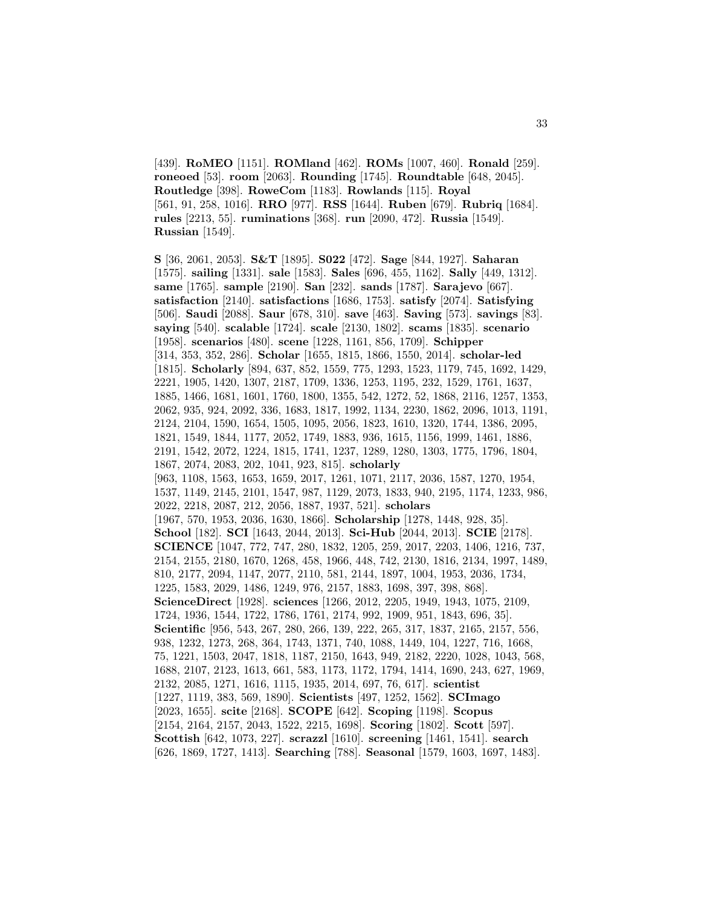[439]. **RoMEO** [1151]. **ROMland** [462]. **ROMs** [1007, 460]. **Ronald** [259]. **roneoed** [53]. **room** [2063]. **Rounding** [1745]. **Roundtable** [648, 2045]. **Routledge** [398]. **RoweCom** [1183]. **Rowlands** [115]. **Royal** [561, 91, 258, 1016]. **RRO** [977]. **RSS** [1644]. **Ruben** [679]. **Rubriq** [1684]. **rules** [2213, 55]. **ruminations** [368]. **run** [2090, 472]. **Russia** [1549]. **Russian** [1549].

**S** [36, 2061, 2053]. **S&T** [1895]. **S022** [472]. **Sage** [844, 1927]. **Saharan** [1575]. **sailing** [1331]. **sale** [1583]. **Sales** [696, 455, 1162]. **Sally** [449, 1312]. **same** [1765]. **sample** [2190]. **San** [232]. **sands** [1787]. **Sarajevo** [667]. **satisfaction** [2140]. **satisfactions** [1686, 1753]. **satisfy** [2074]. **Satisfying** [506]. **Saudi** [2088]. **Saur** [678, 310]. **save** [463]. **Saving** [573]. **savings** [83]. **saying** [540]. **scalable** [1724]. **scale** [2130, 1802]. **scams** [1835]. **scenario** [1958]. **scenarios** [480]. **scene** [1228, 1161, 856, 1709]. **Schipper** [314, 353, 352, 286]. **Scholar** [1655, 1815, 1866, 1550, 2014]. **scholar-led** [1815]. **Scholarly** [894, 637, 852, 1559, 775, 1293, 1523, 1179, 745, 1692, 1429, 2221, 1905, 1420, 1307, 2187, 1709, 1336, 1253, 1195, 232, 1529, 1761, 1637, 1885, 1466, 1681, 1601, 1760, 1800, 1355, 542, 1272, 52, 1868, 2116, 1257, 1353, 2062, 935, 924, 2092, 336, 1683, 1817, 1992, 1134, 2230, 1862, 2096, 1013, 1191, 2124, 2104, 1590, 1654, 1505, 1095, 2056, 1823, 1610, 1320, 1744, 1386, 2095, 1821, 1549, 1844, 1177, 2052, 1749, 1883, 936, 1615, 1156, 1999, 1461, 1886, 2191, 1542, 2072, 1224, 1815, 1741, 1237, 1289, 1280, 1303, 1775, 1796, 1804, 1867, 2074, 2083, 202, 1041, 923, 815]. **scholarly** [963, 1108, 1563, 1653, 1659, 2017, 1261, 1071, 2117, 2036, 1587, 1270, 1954, 1537, 1149, 2145, 2101, 1547, 987, 1129, 2073, 1833, 940, 2195, 1174, 1233, 986, 2022, 2218, 2087, 212, 2056, 1887, 1937, 521]. **scholars** [1967, 570, 1953, 2036, 1630, 1866]. **Scholarship** [1278, 1448, 928, 35]. **School** [182]. **SCI** [1643, 2044, 2013]. **Sci-Hub** [2044, 2013]. **SCIE** [2178]. **SCIENCE** [1047, 772, 747, 280, 1832, 1205, 259, 2017, 2203, 1406, 1216, 737, 2154, 2155, 2180, 1670, 1268, 458, 1966, 448, 742, 2130, 1816, 2134, 1997, 1489, 810, 2177, 2094, 1147, 2077, 2110, 581, 2144, 1897, 1004, 1953, 2036, 1734, 1225, 1583, 2029, 1486, 1249, 976, 2157, 1883, 1698, 397, 398, 868]. **ScienceDirect** [1928]. **sciences** [1266, 2012, 2205, 1949, 1943, 1075, 2109, 1724, 1936, 1544, 1722, 1786, 1761, 2174, 992, 1909, 951, 1843, 696, 35]. **Scientific** [956, 543, 267, 280, 266, 139, 222, 265, 317, 1837, 2165, 2157, 556, 938, 1232, 1273, 268, 364, 1743, 1371, 740, 1088, 1449, 104, 1227, 716, 1668, 75, 1221, 1503, 2047, 1818, 1187, 2150, 1643, 949, 2182, 2220, 1028, 1043, 568, 1688, 2107, 2123, 1613, 661, 583, 1173, 1172, 1794, 1414, 1690, 243, 627, 1969, 2132, 2085, 1271, 1616, 1115, 1935, 2014, 697, 76, 617]. **scientist** [1227, 1119, 383, 569, 1890]. **Scientists** [497, 1252, 1562]. **SCImago** [2023, 1655]. **scite** [2168]. **SCOPE** [642]. **Scoping** [1198]. **Scopus** [2154, 2164, 2157, 2043, 1522, 2215, 1698]. **Scoring** [1802]. **Scott** [597]. **Scottish** [642, 1073, 227]. **scrazzl** [1610]. **screening** [1461, 1541]. **search** [626, 1869, 1727, 1413]. **Searching** [788]. **Seasonal** [1579, 1603, 1697, 1483].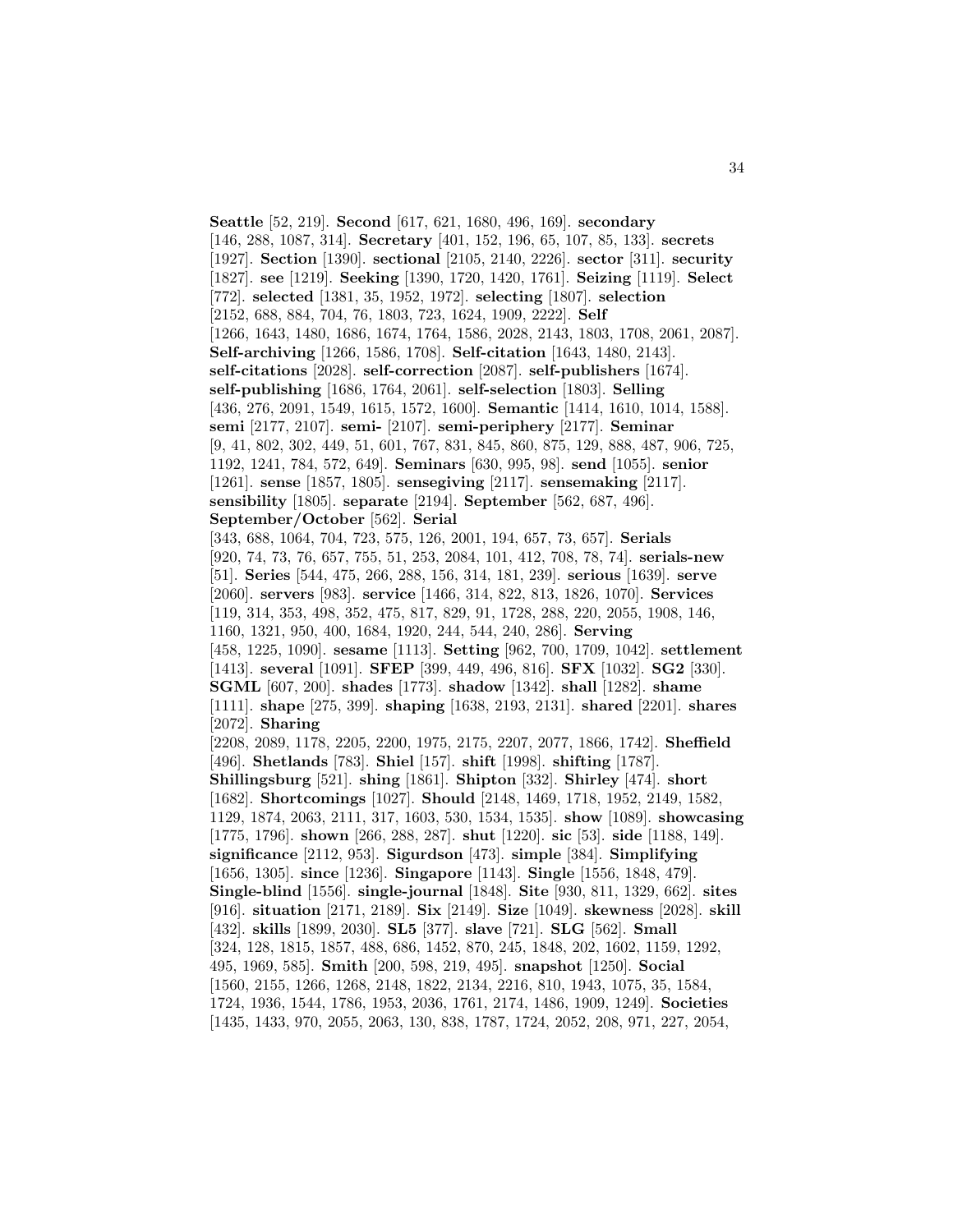**Seattle** [52, 219]. **Second** [617, 621, 1680, 496, 169]. **secondary** [146, 288, 1087, 314]. **Secretary** [401, 152, 196, 65, 107, 85, 133]. **secrets** [1927]. **Section** [1390]. **sectional** [2105, 2140, 2226]. **sector** [311]. **security** [1827]. **see** [1219]. **Seeking** [1390, 1720, 1420, 1761]. **Seizing** [1119]. **Select** [772]. **selected** [1381, 35, 1952, 1972]. **selecting** [1807]. **selection** [2152, 688, 884, 704, 76, 1803, 723, 1624, 1909, 2222]. **Self** [1266, 1643, 1480, 1686, 1674, 1764, 1586, 2028, 2143, 1803, 1708, 2061, 2087]. **Self-archiving** [1266, 1586, 1708]. **Self-citation** [1643, 1480, 2143]. **self-citations** [2028]. **self-correction** [2087]. **self-publishers** [1674]. **self-publishing** [1686, 1764, 2061]. **self-selection** [1803]. **Selling** [436, 276, 2091, 1549, 1615, 1572, 1600]. **Semantic** [1414, 1610, 1014, 1588]. **semi** [2177, 2107]. **semi-** [2107]. **semi-periphery** [2177]. **Seminar** [9, 41, 802, 302, 449, 51, 601, 767, 831, 845, 860, 875, 129, 888, 487, 906, 725, 1192, 1241, 784, 572, 649]. **Seminars** [630, 995, 98]. **send** [1055]. **senior** [1261]. **sense** [1857, 1805]. **sensegiving** [2117]. **sensemaking** [2117]. **sensibility** [1805]. **separate** [2194]. **September** [562, 687, 496]. **September/October** [562]. **Serial** [343, 688, 1064, 704, 723, 575, 126, 2001, 194, 657, 73, 657]. **Serials** [920, 74, 73, 76, 657, 755, 51, 253, 2084, 101, 412, 708, 78, 74]. **serials-new** [51]. **Series** [544, 475, 266, 288, 156, 314, 181, 239]. **serious** [1639]. **serve** [2060]. **servers** [983]. **service** [1466, 314, 822, 813, 1826, 1070]. **Services** [119, 314, 353, 498, 352, 475, 817, 829, 91, 1728, 288, 220, 2055, 1908, 146, 1160, 1321, 950, 400, 1684, 1920, 244, 544, 240, 286]. **Serving** [458, 1225, 1090]. **sesame** [1113]. **Setting** [962, 700, 1709, 1042]. **settlement** [1413]. **several** [1091]. **SFEP** [399, 449, 496, 816]. **SFX** [1032]. **SG2** [330]. **SGML** [607, 200]. **shades** [1773]. **shadow** [1342]. **shall** [1282]. **shame** [1111]. **shape** [275, 399]. **shaping** [1638, 2193, 2131]. **shared** [2201]. **shares** [2072]. **Sharing** [2208, 2089, 1178, 2205, 2200, 1975, 2175, 2207, 2077, 1866, 1742]. **Sheffield** [496]. **Shetlands** [783]. **Shiel** [157]. **shift** [1998]. **shifting** [1787]. **Shillingsburg** [521]. **shing** [1861]. **Shipton** [332]. **Shirley** [474]. **short** [1682]. **Shortcomings** [1027]. **Should** [2148, 1469, 1718, 1952, 2149, 1582, 1129, 1874, 2063, 2111, 317, 1603, 530, 1534, 1535]. **show** [1089]. **showcasing** [1775, 1796]. **shown** [266, 288, 287]. **shut** [1220]. **sic** [53]. **side** [1188, 149]. **significance** [2112, 953]. **Sigurdson** [473]. **simple** [384]. **Simplifying** [1656, 1305]. **since** [1236]. **Singapore** [1143]. **Single** [1556, 1848, 479]. **Single-blind** [1556]. **single-journal** [1848]. **Site** [930, 811, 1329, 662]. **sites** [916]. **situation** [2171, 2189]. **Six** [2149]. **Size** [1049]. **skewness** [2028]. **skill** [432]. **skills** [1899, 2030]. **SL5** [377]. **slave** [721]. **SLG** [562]. **Small** [324, 128, 1815, 1857, 488, 686, 1452, 870, 245, 1848, 202, 1602, 1159, 1292, 495, 1969, 585]. **Smith** [200, 598, 219, 495]. **snapshot** [1250]. **Social** [1560, 2155, 1266, 1268, 2148, 1822, 2134, 2216, 810, 1943, 1075, 35, 1584, 1724, 1936, 1544, 1786, 1953, 2036, 1761, 2174, 1486, 1909, 1249]. **Societies** [1435, 1433, 970, 2055, 2063, 130, 838, 1787, 1724, 2052, 208, 971, 227, 2054,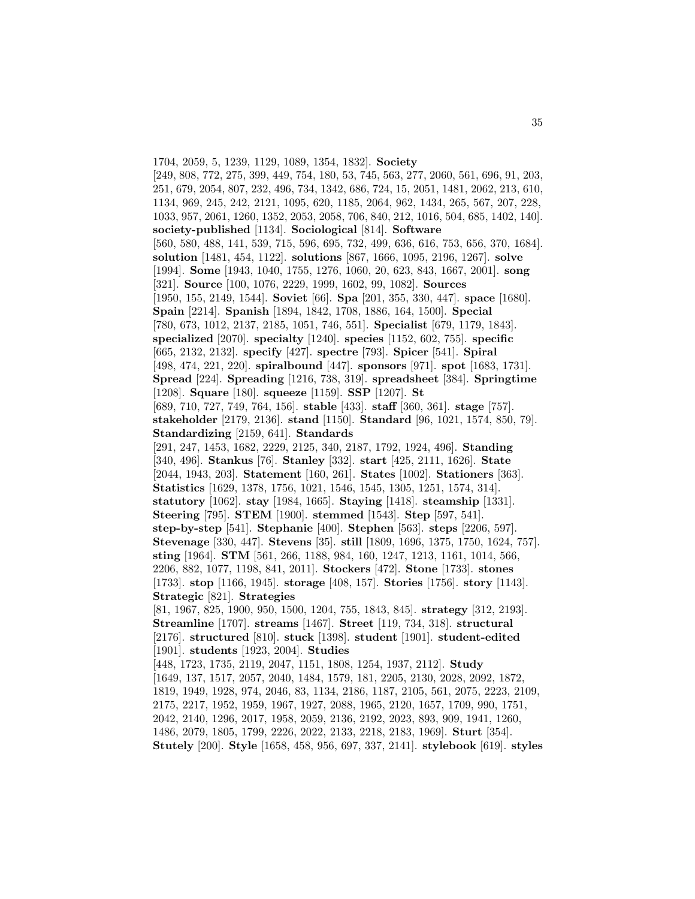1704, 2059, 5, 1239, 1129, 1089, 1354, 1832]. **Society** [249, 808, 772, 275, 399, 449, 754, 180, 53, 745, 563, 277, 2060, 561, 696, 91, 203, 251, 679, 2054, 807, 232, 496, 734, 1342, 686, 724, 15, 2051, 1481, 2062, 213, 610, 1134, 969, 245, 242, 2121, 1095, 620, 1185, 2064, 962, 1434, 265, 567, 207, 228, 1033, 957, 2061, 1260, 1352, 2053, 2058, 706, 840, 212, 1016, 504, 685, 1402, 140]. **society-published** [1134]. **Sociological** [814]. **Software** [560, 580, 488, 141, 539, 715, 596, 695, 732, 499, 636, 616, 753, 656, 370, 1684]. **solution** [1481, 454, 1122]. **solutions** [867, 1666, 1095, 2196, 1267]. **solve** [1994]. **Some** [1943, 1040, 1755, 1276, 1060, 20, 623, 843, 1667, 2001]. **song** [321]. **Source** [100, 1076, 2229, 1999, 1602, 99, 1082]. **Sources** [1950, 155, 2149, 1544]. **Soviet** [66]. **Spa** [201, 355, 330, 447]. **space** [1680]. **Spain** [2214]. **Spanish** [1894, 1842, 1708, 1886, 164, 1500]. **Special** [780, 673, 1012, 2137, 2185, 1051, 746, 551]. **Specialist** [679, 1179, 1843]. **specialized** [2070]. **specialty** [1240]. **species** [1152, 602, 755]. **specific** [665, 2132, 2132]. **specify** [427]. **spectre** [793]. **Spicer** [541]. **Spiral** [498, 474, 221, 220]. **spiralbound** [447]. **sponsors** [971]. **spot** [1683, 1731]. **Spread** [224]. **Spreading** [1216, 738, 319]. **spreadsheet** [384]. **Springtime** [1208]. **Square** [180]. **squeeze** [1159]. **SSP** [1207]. **St** [689, 710, 727, 749, 764, 156]. **stable** [433]. **staff** [360, 361]. **stage** [757]. **stakeholder** [2179, 2136]. **stand** [1150]. **Standard** [96, 1021, 1574, 850, 79]. **Standardizing** [2159, 641]. **Standards** [291, 247, 1453, 1682, 2229, 2125, 340, 2187, 1792, 1924, 496]. **Standing** [340, 496]. **Stankus** [76]. **Stanley** [332]. **start** [425, 2111, 1626]. **State** [2044, 1943, 203]. **Statement** [160, 261]. **States** [1002]. **Stationers** [363]. **Statistics** [1629, 1378, 1756, 1021, 1546, 1545, 1305, 1251, 1574, 314]. **statutory** [1062]. **stay** [1984, 1665]. **Staying** [1418]. **steamship** [1331]. **Steering** [795]. **STEM** [1900]. **stemmed** [1543]. **Step** [597, 541]. **step-by-step** [541]. **Stephanie** [400]. **Stephen** [563]. **steps** [2206, 597]. **Stevenage** [330, 447]. **Stevens** [35]. **still** [1809, 1696, 1375, 1750, 1624, 757]. **sting** [1964]. **STM** [561, 266, 1188, 984, 160, 1247, 1213, 1161, 1014, 566, 2206, 882, 1077, 1198, 841, 2011]. **Stockers** [472]. **Stone** [1733]. **stones** [1733]. **stop** [1166, 1945]. **storage** [408, 157]. **Stories** [1756]. **story** [1143]. **Strategic** [821]. **Strategies** [81, 1967, 825, 1900, 950, 1500, 1204, 755, 1843, 845]. **strategy** [312, 2193]. **Streamline** [1707]. **streams** [1467]. **Street** [119, 734, 318]. **structural** [2176]. **structured** [810]. **stuck** [1398]. **student** [1901]. **student-edited** [1901]. **students** [1923, 2004]. **Studies** [448, 1723, 1735, 2119, 2047, 1151, 1808, 1254, 1937, 2112]. **Study** [1649, 137, 1517, 2057, 2040, 1484, 1579, 181, 2205, 2130, 2028, 2092, 1872, 1819, 1949, 1928, 974, 2046, 83, 1134, 2186, 1187, 2105, 561, 2075, 2223, 2109, 2175, 2217, 1952, 1959, 1967, 1927, 2088, 1965, 2120, 1657, 1709, 990, 1751, 2042, 2140, 1296, 2017, 1958, 2059, 2136, 2192, 2023, 893, 909, 1941, 1260, 1486, 2079, 1805, 1799, 2226, 2022, 2133, 2218, 2183, 1969]. **Sturt** [354]. **Stutely** [200]. **Style** [1658, 458, 956, 697, 337, 2141]. **stylebook** [619]. **styles**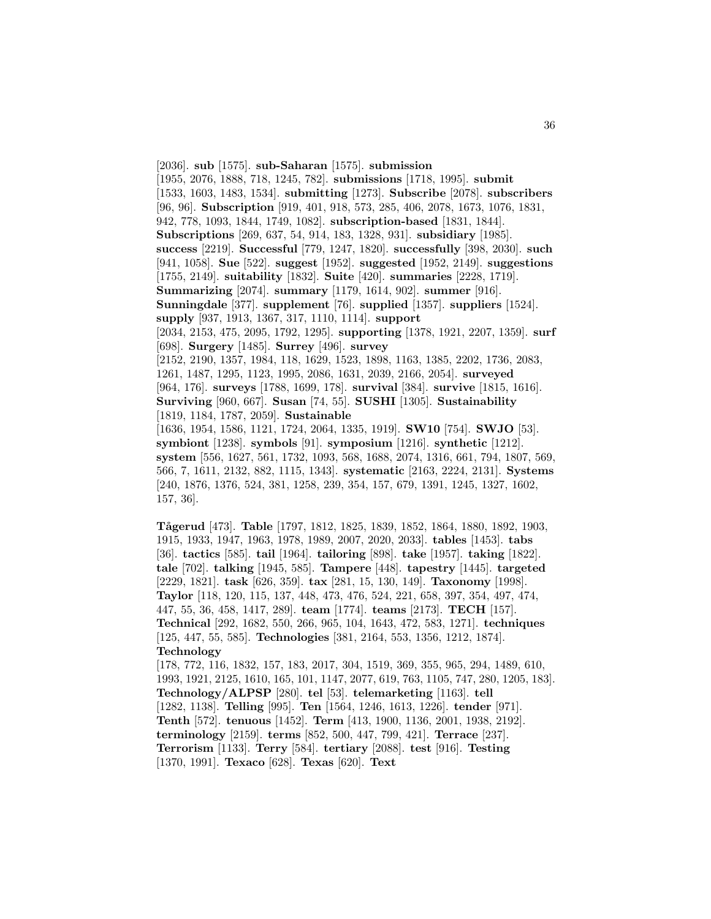[2036]. **sub** [1575]. **sub-Saharan** [1575]. **submission** [1955, 2076, 1888, 718, 1245, 782]. **submissions** [1718, 1995]. **submit** [1533, 1603, 1483, 1534]. **submitting** [1273]. **Subscribe** [2078]. **subscribers** [96, 96]. **Subscription** [919, 401, 918, 573, 285, 406, 2078, 1673, 1076, 1831, 942, 778, 1093, 1844, 1749, 1082]. **subscription-based** [1831, 1844]. **Subscriptions** [269, 637, 54, 914, 183, 1328, 931]. **subsidiary** [1985]. **success** [2219]. **Successful** [779, 1247, 1820]. **successfully** [398, 2030]. **such** [941, 1058]. **Sue** [522]. **suggest** [1952]. **suggested** [1952, 2149]. **suggestions** [1755, 2149]. **suitability** [1832]. **Suite** [420]. **summaries** [2228, 1719]. **Summarizing** [2074]. **summary** [1179, 1614, 902]. **summer** [916]. **Sunningdale** [377]. **supplement** [76]. **supplied** [1357]. **suppliers** [1524]. **supply** [937, 1913, 1367, 317, 1110, 1114]. **support** [2034, 2153, 475, 2095, 1792, 1295]. **supporting** [1378, 1921, 2207, 1359]. **surf** [698]. **Surgery** [1485]. **Surrey** [496]. **survey** [2152, 2190, 1357, 1984, 118, 1629, 1523, 1898, 1163, 1385, 2202, 1736, 2083, 1261, 1487, 1295, 1123, 1995, 2086, 1631, 2039, 2166, 2054]. **surveyed** [964, 176]. **surveys** [1788, 1699, 178]. **survival** [384]. **survive** [1815, 1616]. **Surviving** [960, 667]. **Susan** [74, 55]. **SUSHI** [1305]. **Sustainability** [1819, 1184, 1787, 2059]. **Sustainable** [1636, 1954, 1586, 1121, 1724, 2064, 1335, 1919]. **SW10** [754]. **SWJO** [53]. **symbiont** [1238]. **symbols** [91]. **symposium** [1216]. **synthetic** [1212]. **system** [556, 1627, 561, 1732, 1093, 568, 1688, 2074, 1316, 661, 794, 1807, 569, 566, 7, 1611, 2132, 882, 1115, 1343]. **systematic** [2163, 2224, 2131]. **Systems** [240, 1876, 1376, 524, 381, 1258, 239, 354, 157, 679, 1391, 1245, 1327, 1602, 157, 36].

**Tågerud** [473]. **Table** [1797, 1812, 1825, 1839, 1852, 1864, 1880, 1892, 1903, 1915, 1933, 1947, 1963, 1978, 1989, 2007, 2020, 2033]. **tables** [1453]. **tabs** [36]. **tactics** [585]. **tail** [1964]. **tailoring** [898]. **take** [1957]. **taking** [1822]. **tale** [702]. **talking** [1945, 585]. **Tampere** [448]. **tapestry** [1445]. **targeted** [2229, 1821]. **task** [626, 359]. **tax** [281, 15, 130, 149]. **Taxonomy** [1998]. **Taylor** [118, 120, 115, 137, 448, 473, 476, 524, 221, 658, 397, 354, 497, 474, 447, 55, 36, 458, 1417, 289]. **team** [1774]. **teams** [2173]. **TECH** [157]. **Technical** [292, 1682, 550, 266, 965, 104, 1643, 472, 583, 1271]. **techniques** [125, 447, 55, 585]. **Technologies** [381, 2164, 553, 1356, 1212, 1874]. **Technology** [178, 772, 116, 1832, 157, 183, 2017, 304, 1519, 369, 355, 965, 294, 1489, 610, 1993, 1921, 2125, 1610, 165, 101, 1147, 2077, 619, 763, 1105, 747, 280, 1205, 183]. **Technology/ALPSP** [280]. **tel** [53]. **telemarketing** [1163]. **tell** [1282, 1138]. **Telling** [995]. **Ten** [1564, 1246, 1613, 1226]. **tender** [971]. **Tenth** [572]. **tenuous** [1452]. **Term** [413, 1900, 1136, 2001, 1938, 2192]. **terminology** [2159]. **terms** [852, 500, 447, 799, 421]. **Terrace** [237]. **Terrorism** [1133]. **Terry** [584]. **tertiary** [2088]. **test** [916]. **Testing** [1370, 1991]. **Texaco** [628]. **Texas** [620]. **Text**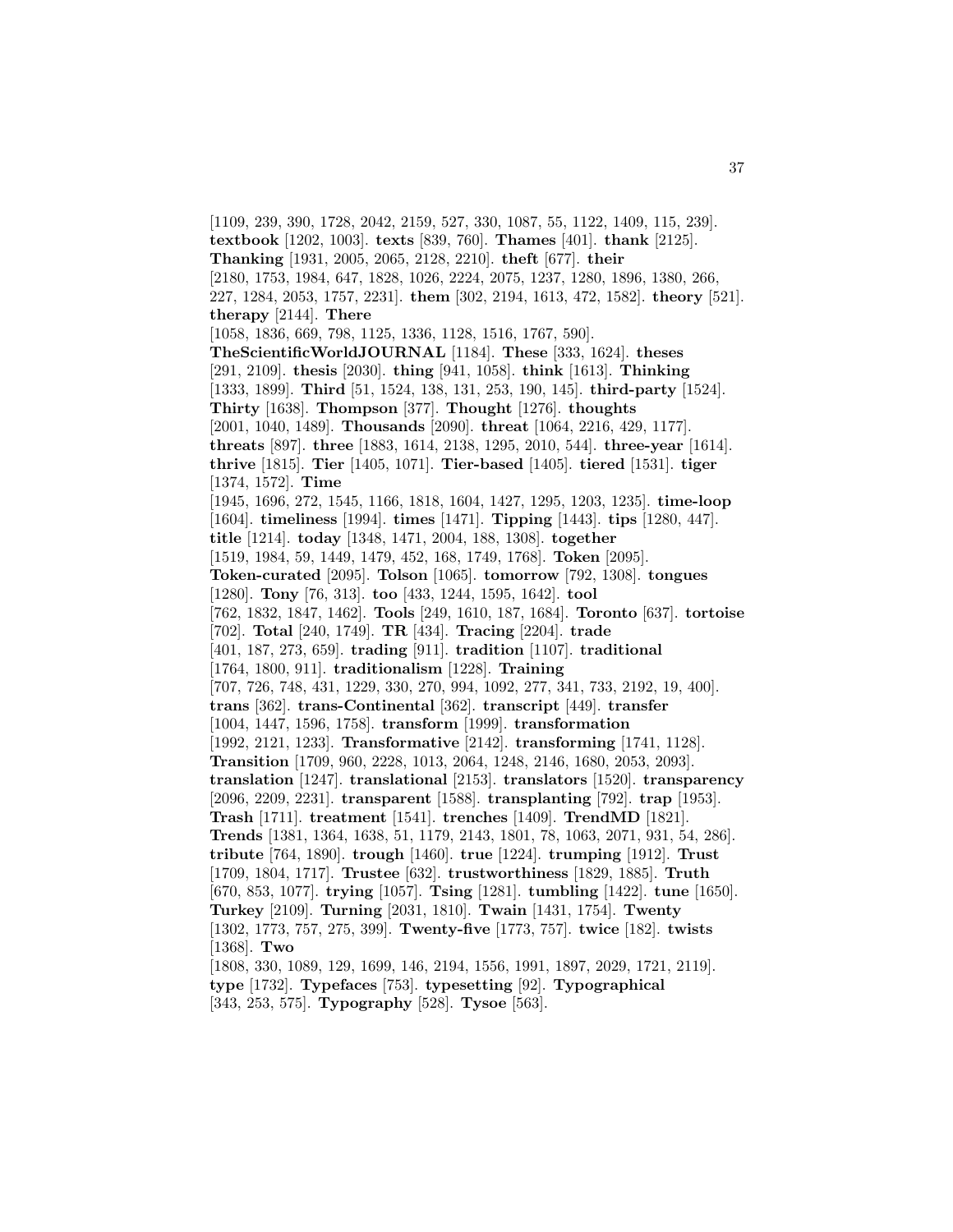[1109, 239, 390, 1728, 2042, 2159, 527, 330, 1087, 55, 1122, 1409, 115, 239]. **textbook** [1202, 1003]. **texts** [839, 760]. **Thames** [401]. **thank** [2125]. **Thanking** [1931, 2005, 2065, 2128, 2210]. **theft** [677]. **their** [2180, 1753, 1984, 647, 1828, 1026, 2224, 2075, 1237, 1280, 1896, 1380, 266, 227, 1284, 2053, 1757, 2231]. **them** [302, 2194, 1613, 472, 1582]. **theory** [521]. **therapy** [2144]. **There** [1058, 1836, 669, 798, 1125, 1336, 1128, 1516, 1767, 590]. **TheScientificWorldJOURNAL** [1184]. **These** [333, 1624]. **theses** [291, 2109]. **thesis** [2030]. **thing** [941, 1058]. **think** [1613]. **Thinking** [1333, 1899]. **Third** [51, 1524, 138, 131, 253, 190, 145]. **third-party** [1524]. **Thirty** [1638]. **Thompson** [377]. **Thought** [1276]. **thoughts** [2001, 1040, 1489]. **Thousands** [2090]. **threat** [1064, 2216, 429, 1177]. **threats** [897]. **three** [1883, 1614, 2138, 1295, 2010, 544]. **three-year** [1614]. **thrive** [1815]. **Tier** [1405, 1071]. **Tier-based** [1405]. **tiered** [1531]. **tiger** [1374, 1572]. **Time** [1945, 1696, 272, 1545, 1166, 1818, 1604, 1427, 1295, 1203, 1235]. **time-loop** [1604]. **timeliness** [1994]. **times** [1471]. **Tipping** [1443]. **tips** [1280, 447]. **title** [1214]. **today** [1348, 1471, 2004, 188, 1308]. **together** [1519, 1984, 59, 1449, 1479, 452, 168, 1749, 1768]. **Token** [2095]. **Token-curated** [2095]. **Tolson** [1065]. **tomorrow** [792, 1308]. **tongues** [1280]. **Tony** [76, 313]. **too** [433, 1244, 1595, 1642]. **tool** [762, 1832, 1847, 1462]. **Tools** [249, 1610, 187, 1684]. **Toronto** [637]. **tortoise** [702]. **Total** [240, 1749]. **TR** [434]. **Tracing** [2204]. **trade** [401, 187, 273, 659]. **trading** [911]. **tradition** [1107]. **traditional** [1764, 1800, 911]. **traditionalism** [1228]. **Training** [707, 726, 748, 431, 1229, 330, 270, 994, 1092, 277, 341, 733, 2192, 19, 400]. **trans** [362]. **trans-Continental** [362]. **transcript** [449]. **transfer** [1004, 1447, 1596, 1758]. **transform** [1999]. **transformation** [1992, 2121, 1233]. **Transformative** [2142]. **transforming** [1741, 1128]. **Transition** [1709, 960, 2228, 1013, 2064, 1248, 2146, 1680, 2053, 2093]. **translation** [1247]. **translational** [2153]. **translators** [1520]. **transparency** [2096, 2209, 2231]. **transparent** [1588]. **transplanting** [792]. **trap** [1953]. **Trash** [1711]. **treatment** [1541]. **trenches** [1409]. **TrendMD** [1821]. **Trends** [1381, 1364, 1638, 51, 1179, 2143, 1801, 78, 1063, 2071, 931, 54, 286]. **tribute** [764, 1890]. **trough** [1460]. **true** [1224]. **trumping** [1912]. **Trust** [1709, 1804, 1717]. **Trustee** [632]. **trustworthiness** [1829, 1885]. **Truth** [670, 853, 1077]. **trying** [1057]. **Tsing** [1281]. **tumbling** [1422]. **tune** [1650]. **Turkey** [2109]. **Turning** [2031, 1810]. **Twain** [1431, 1754]. **Twenty** [1302, 1773, 757, 275, 399]. **Twenty-five** [1773, 757]. **twice** [182]. **twists** [1368]. **Two** [1808, 330, 1089, 129, 1699, 146, 2194, 1556, 1991, 1897, 2029, 1721, 2119]. **type** [1732]. **Typefaces** [753]. **typesetting** [92]. **Typographical** [343, 253, 575]. **Typography** [528]. **Tysoe** [563].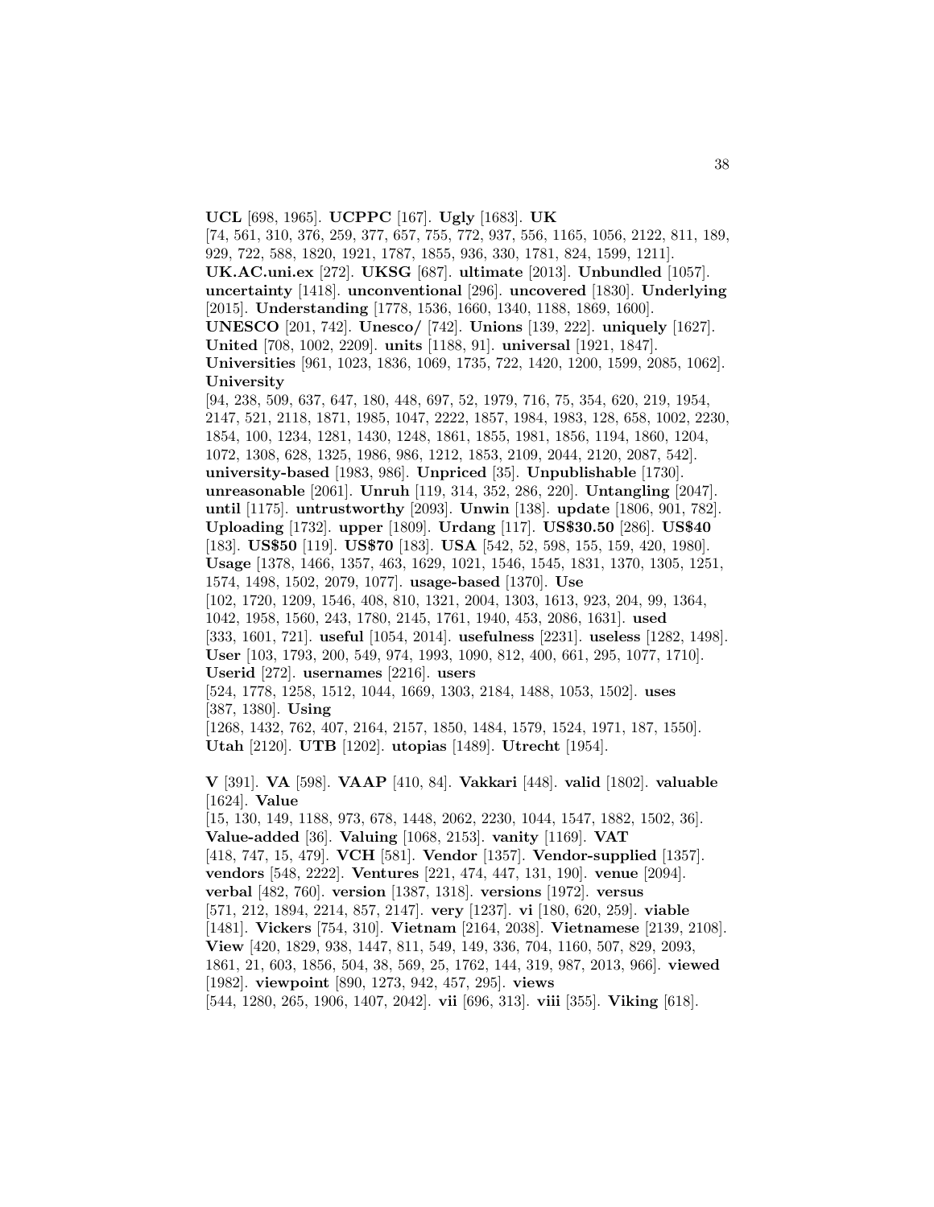**UCL** [698, 1965]. **UCPPC** [167]. **Ugly** [1683]. **UK** [74, 561, 310, 376, 259, 377, 657, 755, 772, 937, 556, 1165, 1056, 2122, 811, 189, 929, 722, 588, 1820, 1921, 1787, 1855, 936, 330, 1781, 824, 1599, 1211]. **UK.AC.uni.ex** [272]. **UKSG** [687]. **ultimate** [2013]. **Unbundled** [1057]. **uncertainty** [1418]. **unconventional** [296]. **uncovered** [1830]. **Underlying** [2015]. **Understanding** [1778, 1536, 1660, 1340, 1188, 1869, 1600]. **UNESCO** [201, 742]. **Unesco/** [742]. **Unions** [139, 222]. **uniquely** [1627]. **United** [708, 1002, 2209]. **units** [1188, 91]. **universal** [1921, 1847]. **Universities** [961, 1023, 1836, 1069, 1735, 722, 1420, 1200, 1599, 2085, 1062]. **University** [94, 238, 509, 637, 647, 180, 448, 697, 52, 1979, 716, 75, 354, 620, 219, 1954, 2147, 521, 2118, 1871, 1985, 1047, 2222, 1857, 1984, 1983, 128, 658, 1002, 2230, 1854, 100, 1234, 1281, 1430, 1248, 1861, 1855, 1981, 1856, 1194, 1860, 1204, 1072, 1308, 628, 1325, 1986, 986, 1212, 1853, 2109, 2044, 2120, 2087, 542]. **university-based** [1983, 986]. **Unpriced** [35]. **Unpublishable** [1730]. **unreasonable** [2061]. **Unruh** [119, 314, 352, 286, 220]. **Untangling** [2047]. **until** [1175]. **untrustworthy** [2093]. **Unwin** [138]. **update** [1806, 901, 782]. **Uploading** [1732]. **upper** [1809]. **Urdang** [117]. **US$30.50** [286]. **US$40** [183]. **US$50** [119]. **US$70** [183]. **USA** [542, 52, 598, 155, 159, 420, 1980]. **Usage** [1378, 1466, 1357, 463, 1629, 1021, 1546, 1545, 1831, 1370, 1305, 1251, 1574, 1498, 1502, 2079, 1077]. **usage-based** [1370]. **Use** [102, 1720, 1209, 1546, 408, 810, 1321, 2004, 1303, 1613, 923, 204, 99, 1364, 1042, 1958, 1560, 243, 1780, 2145, 1761, 1940, 453, 2086, 1631]. **used** [333, 1601, 721]. **useful** [1054, 2014]. **usefulness** [2231]. **useless** [1282, 1498]. **User** [103, 1793, 200, 549, 974, 1993, 1090, 812, 400, 661, 295, 1077, 1710]. **Userid** [272]. **usernames** [2216]. **users** [524, 1778, 1258, 1512, 1044, 1669, 1303, 2184, 1488, 1053, 1502]. **uses** [387, 1380]. **Using** [1268, 1432, 762, 407, 2164, 2157, 1850, 1484, 1579, 1524, 1971, 187, 1550]. **Utah** [2120]. **UTB** [1202]. **utopias** [1489]. **Utrecht** [1954].

**V** [391]. **VA** [598]. **VAAP** [410, 84]. **Vakkari** [448]. **valid** [1802]. **valuable** [1624]. **Value** [15, 130, 149, 1188, 973, 678, 1448, 2062, 2230, 1044, 1547, 1882, 1502, 36]. **Value-added** [36]. **Valuing** [1068, 2153]. **vanity** [1169]. **VAT** [418, 747, 15, 479]. **VCH** [581]. **Vendor** [1357]. **Vendor-supplied** [1357]. **vendors** [548, 2222]. **Ventures** [221, 474, 447, 131, 190]. **venue** [2094]. **verbal** [482, 760]. **version** [1387, 1318]. **versions** [1972]. **versus** [571, 212, 1894, 2214, 857, 2147]. **very** [1237]. **vi** [180, 620, 259]. **viable** [1481]. **Vickers** [754, 310]. **Vietnam** [2164, 2038]. **Vietnamese** [2139, 2108]. **View** [420, 1829, 938, 1447, 811, 549, 149, 336, 704, 1160, 507, 829, 2093, 1861, 21, 603, 1856, 504, 38, 569, 25, 1762, 144, 319, 987, 2013, 966]. **viewed** [1982]. **viewpoint** [890, 1273, 942, 457, 295]. **views** [544, 1280, 265, 1906, 1407, 2042]. **vii** [696, 313]. **viii** [355]. **Viking** [618].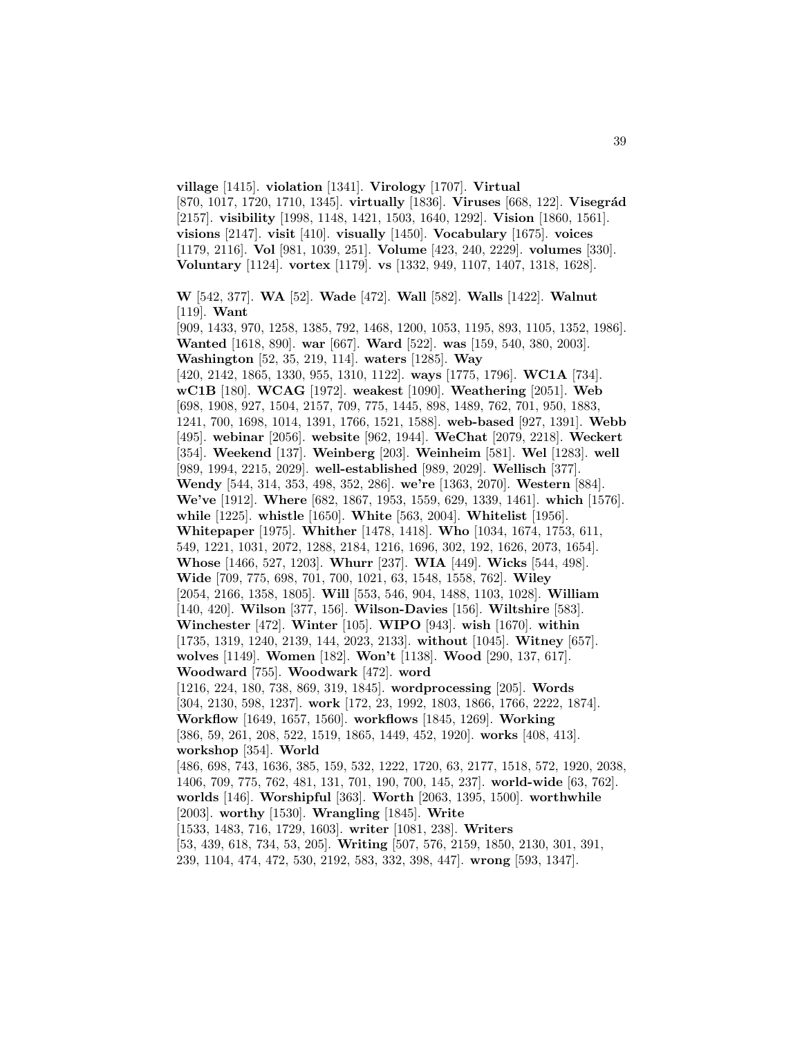**village** [1415]. **violation** [1341]. **Virology** [1707]. **Virtual** [870, 1017, 1720, 1710, 1345]. **virtually** [1836]. **Viruses** [668, 122]. **Visegrád** [2157]. **visibility** [1998, 1148, 1421, 1503, 1640, 1292]. **Vision** [1860, 1561]. **visions** [2147]. **visit** [410]. **visually** [1450]. **Vocabulary** [1675]. **voices** [1179, 2116]. **Vol** [981, 1039, 251]. **Volume** [423, 240, 2229]. **volumes** [330]. **Voluntary** [1124]. **vortex** [1179]. **vs** [1332, 949, 1107, 1407, 1318, 1628].

**W** [542, 377]. **WA** [52]. **Wade** [472]. **Wall** [582]. **Walls** [1422]. **Walnut** [119]. **Want** [909, 1433, 970, 1258, 1385, 792, 1468, 1200, 1053, 1195, 893, 1105, 1352, 1986]. **Wanted** [1618, 890]. **war** [667]. **Ward** [522]. **was** [159, 540, 380, 2003]. **Washington** [52, 35, 219, 114]. **waters** [1285]. **Way** [420, 2142, 1865, 1330, 955, 1310, 1122]. **ways** [1775, 1796]. **WC1A** [734]. **wC1B** [180]. **WCAG** [1972]. **weakest** [1090]. **Weathering** [2051]. **Web** [698, 1908, 927, 1504, 2157, 709, 775, 1445, 898, 1489, 762, 701, 950, 1883, 1241, 700, 1698, 1014, 1391, 1766, 1521, 1588]. **web-based** [927, 1391]. **Webb** [495]. **webinar** [2056]. **website** [962, 1944]. **WeChat** [2079, 2218]. **Weckert** [354]. **Weekend** [137]. **Weinberg** [203]. **Weinheim** [581]. **Wel** [1283]. **well** [989, 1994, 2215, 2029]. **well-established** [989, 2029]. **Wellisch** [377]. **Wendy** [544, 314, 353, 498, 352, 286]. **we're** [1363, 2070]. **Western** [884]. **We've** [1912]. **Where** [682, 1867, 1953, 1559, 629, 1339, 1461]. **which** [1576]. **while** [1225]. **whistle** [1650]. **White** [563, 2004]. **Whitelist** [1956]. **Whitepaper** [1975]. **Whither** [1478, 1418]. **Who** [1034, 1674, 1753, 611, 549, 1221, 1031, 2072, 1288, 2184, 1216, 1696, 302, 192, 1626, 2073, 1654]. **Whose** [1466, 527, 1203]. **Whurr** [237]. **WIA** [449]. **Wicks** [544, 498]. **Wide** [709, 775, 698, 701, 700, 1021, 63, 1548, 1558, 762]. **Wiley** [2054, 2166, 1358, 1805]. **Will** [553, 546, 904, 1488, 1103, 1028]. **William** [140, 420]. **Wilson** [377, 156]. **Wilson-Davies** [156]. **Wiltshire** [583]. **Winchester** [472]. **Winter** [105]. **WIPO** [943]. **wish** [1670]. **within** [1735, 1319, 1240, 2139, 144, 2023, 2133]. **without** [1045]. **Witney** [657]. **wolves** [1149]. **Women** [182]. **Won't** [1138]. **Wood** [290, 137, 617]. **Woodward** [755]. **Woodwark** [472]. **word** [1216, 224, 180, 738, 869, 319, 1845]. **wordprocessing** [205]. **Words** [304, 2130, 598, 1237]. **work** [172, 23, 1992, 1803, 1866, 1766, 2222, 1874]. **Workflow** [1649, 1657, 1560]. **workflows** [1845, 1269]. **Working** [386, 59, 261, 208, 522, 1519, 1865, 1449, 452, 1920]. **works** [408, 413]. **workshop** [354]. **World** [486, 698, 743, 1636, 385, 159, 532, 1222, 1720, 63, 2177, 1518, 572, 1920, 2038, 1406, 709, 775, 762, 481, 131, 701, 190, 700, 145, 237]. **world-wide** [63, 762]. **worlds** [146]. **Worshipful** [363]. **Worth** [2063, 1395, 1500]. **worthwhile** [2003]. **worthy** [1530]. **Wrangling** [1845]. **Write** [1533, 1483, 716, 1729, 1603]. **writer** [1081, 238]. **Writers** [53, 439, 618, 734, 53, 205]. **Writing** [507, 576, 2159, 1850, 2130, 301, 391, 239, 1104, 474, 472, 530, 2192, 583, 332, 398, 447]. **wrong** [593, 1347].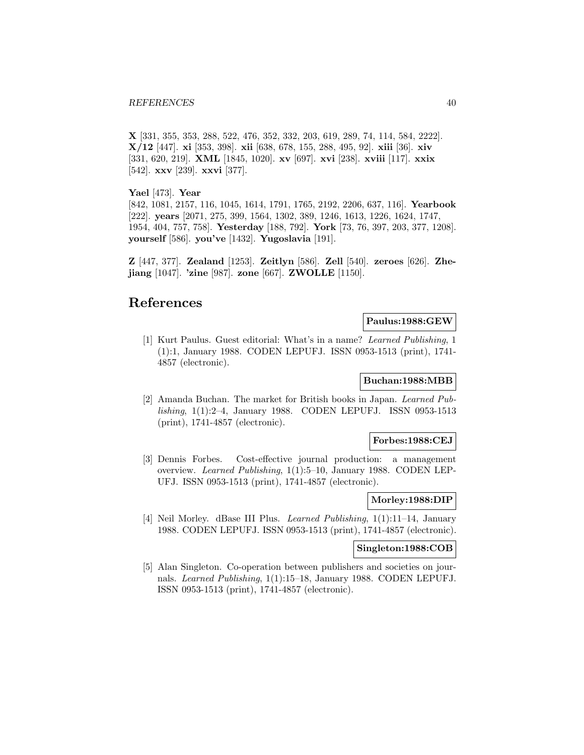**X** [331, 355, 353, 288, 522, 476, 352, 332, 203, 619, 289, 74, 114, 584, 2222]. **X/12** [447]. **xi** [353, 398]. **xii** [638, 678, 155, 288, 495, 92]. **xiii** [36]. **xiv** [331, 620, 219]. **XML** [1845, 1020]. **xv** [697]. **xvi** [238]. **xviii** [117]. **xxix** [542]. **xxv** [239]. **xxvi** [377].

**Yael** [473]. **Year** [842, 1081, 2157, 116, 1045, 1614, 1791, 1765, 2192, 2206, 637, 116]. **Yearbook** [222]. **years** [2071, 275, 399, 1564, 1302, 389, 1246, 1613, 1226, 1624, 1747, 1954, 404, 757, 758]. **Yesterday** [188, 792]. **York** [73, 76, 397, 203, 377, 1208]. **yourself** [586]. **you've** [1432]. **Yugoslavia** [191].

**Z** [447, 377]. **Zealand** [1253]. **Zeitlyn** [586]. **Zell** [540]. **zeroes** [626]. **Zhejiang** [1047]. **'zine** [987]. **zone** [667]. **ZWOLLE** [1150].

# References

**Paulus:1988:GEW**

[1] Kurt Paulus. Guest editorial: What's in a name? *Learned Publishing*, 1 (1):1, January 1988. CODEN LEPUFJ. ISSN 0953-1513 (print), 1741-4857 (electronic).

**Buchan:1988:MBB**

[2] Amanda Buchan. The market for British books in Japan. *Learned Publishing*, 1(1):2–4, January 1988. CODEN LEPUFJ. ISSN 0953-1513 (print), 1741-4857 (electronic).

**Forbes:1988:CEJ**

[3] Dennis Forbes. Cost-effective journal production: a management overview. *Learned Publishing*, 1(1):5–10, January 1988. CODEN LEPUFJ. ISSN 0953-1513 (print), 1741-4857 (electronic).

**Morley:1988:DIP**

[4] Neil Morley. dBase III Plus. *Learned Publishing*, 1(1):11–14, January 1988. CODEN LEPUFJ. ISSN 0953-1513 (print), 1741-4857 (electronic).

**Singleton:1988:COB**

[5] Alan Singleton. Co-operation between publishers and societies on journals. *Learned Publishing*, 1(1):15–18, January 1988. CODEN LEPUFJ. ISSN 0953-1513 (print), 1741-4857 (electronic).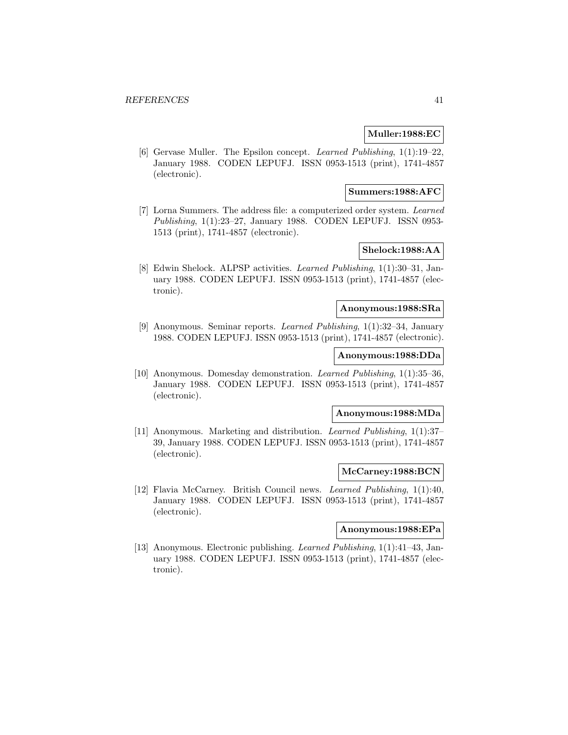**Muller:1988:EC**

[6] Gervase Muller. The Epsilon concept. *Learned Publishing*, 1(1):19–22, January 1988. CODEN LEPUFJ. ISSN 0953-1513 (print), 1741-4857 (electronic).

**Summers:1988:AFC**

[7] Lorna Summers. The address file: a computerized order system. *Learned Publishing*, 1(1):23–27, January 1988. CODEN LEPUFJ. ISSN 0953-1513 (print), 1741-4857 (electronic).

**Shelock:1988:AA**

[8] Edwin Shelock. ALPSP activities. *Learned Publishing*, 1(1):30–31, January 1988. CODEN LEPUFJ. ISSN 0953-1513 (print), 1741-4857 (electronic).

**Anonymous:1988:SRa**

[9] Anonymous. Seminar reports. *Learned Publishing*, 1(1):32–34, January 1988. CODEN LEPUFJ. ISSN 0953-1513 (print), 1741-4857 (electronic).

**Anonymous:1988:DDa**

[10] Anonymous. Domesday demonstration. *Learned Publishing*, 1(1):35–36, January 1988. CODEN LEPUFJ. ISSN 0953-1513 (print), 1741-4857 (electronic).

**Anonymous:1988:MDa**

[11] Anonymous. Marketing and distribution. *Learned Publishing*, 1(1):37–39, January 1988. CODEN LEPUFJ. ISSN 0953-1513 (print), 1741-4857 (electronic).

**McCarney:1988:BCN**

[12] Flavia McCarney. British Council news. *Learned Publishing*, 1(1):40, January 1988. CODEN LEPUFJ. ISSN 0953-1513 (print), 1741-4857 (electronic).

**Anonymous:1988:EPa**

[13] Anonymous. Electronic publishing. *Learned Publishing*, 1(1):41–43, January 1988. CODEN LEPUFJ. ISSN 0953-1513 (print), 1741-4857 (electronic).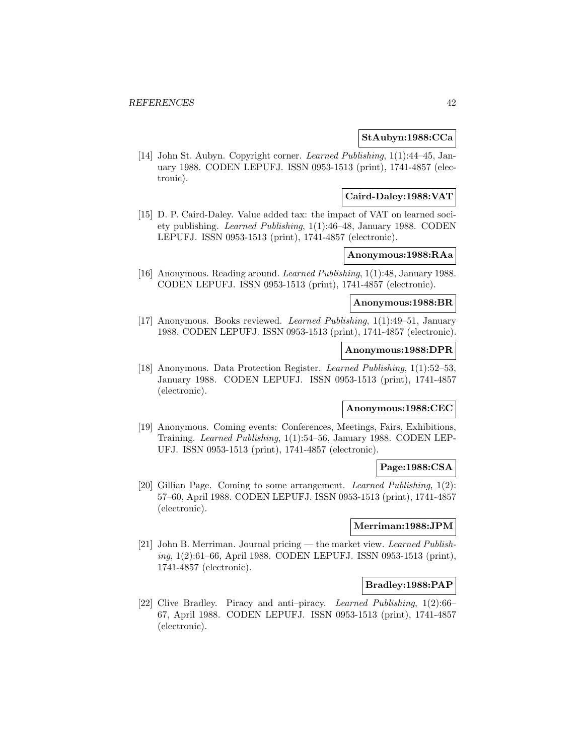**StAubyn:1988:CCa**

[14] John St. Aubyn. Copyright corner. *Learned Publishing*, 1(1):44–45, January 1988. CODEN LEPUFJ. ISSN 0953-1513 (print), 1741-4857 (electronic).

**Caird-Daley:1988:VAT**

[15] D. P. Caird-Daley. Value added tax: the impact of VAT on learned society publishing. *Learned Publishing*, 1(1):46–48, January 1988. CODEN LEPUFJ. ISSN 0953-1513 (print), 1741-4857 (electronic).

**Anonymous:1988:RAa**

[16] Anonymous. Reading around. *Learned Publishing*, 1(1):48, January 1988. CODEN LEPUFJ. ISSN 0953-1513 (print), 1741-4857 (electronic).

**Anonymous:1988:BR**

[17] Anonymous. Books reviewed. *Learned Publishing*, 1(1):49–51, January 1988. CODEN LEPUFJ. ISSN 0953-1513 (print), 1741-4857 (electronic).

**Anonymous:1988:DPR**

[18] Anonymous. Data Protection Register. *Learned Publishing*, 1(1):52–53, January 1988. CODEN LEPUFJ. ISSN 0953-1513 (print), 1741-4857 (electronic).

**Anonymous:1988:CEC**

[19] Anonymous. Coming events: Conferences, Meetings, Fairs, Exhibitions, Training. *Learned Publishing*, 1(1):54–56, January 1988. CODEN LEPUFJ. ISSN 0953-1513 (print), 1741-4857 (electronic).

**Page:1988:CSA**

[20] Gillian Page. Coming to some arrangement. *Learned Publishing*, 1(2): 57–60, April 1988. CODEN LEPUFJ. ISSN 0953-1513 (print), 1741-4857 (electronic).

**Merriman:1988:JPM**

[21] John B. Merriman. Journal pricing — the market view. *Learned Publishing*, 1(2):61–66, April 1988. CODEN LEPUFJ. ISSN 0953-1513 (print), 1741-4857 (electronic).

**Bradley:1988:PAP**

[22] Clive Bradley. Piracy and anti–piracy. *Learned Publishing*, 1(2):66–67, April 1988. CODEN LEPUFJ. ISSN 0953-1513 (print), 1741-4857 (electronic).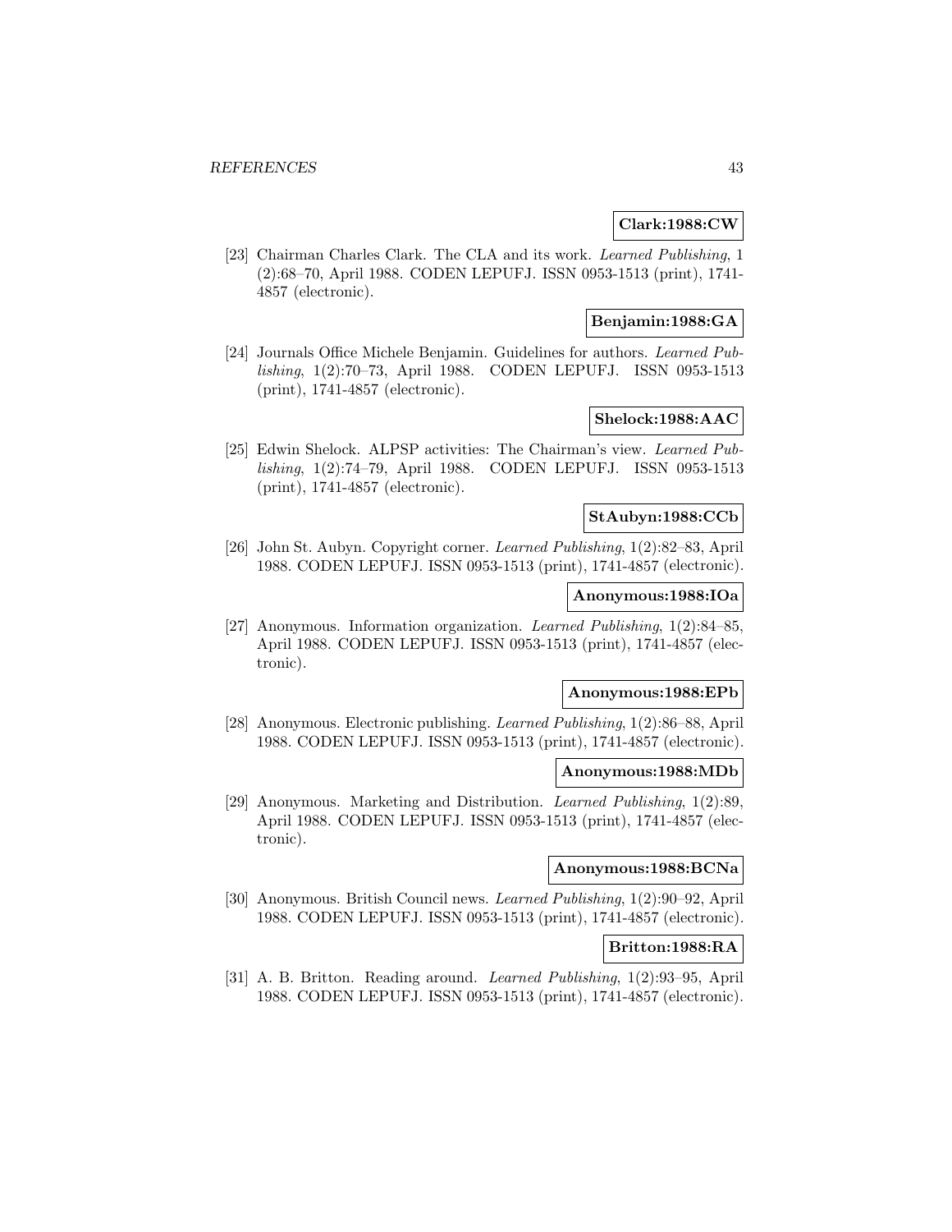**Clark:1988:CW**

[23] Chairman Charles Clark. The CLA and its work. *Learned Publishing*, 1 (2):68–70, April 1988. CODEN LEPUFJ. ISSN 0953-1513 (print), 1741-4857 (electronic).

**Benjamin:1988:GA**

[24] Journals Office Michele Benjamin. Guidelines for authors. *Learned Publishing*, 1(2):70–73, April 1988. CODEN LEPUFJ. ISSN 0953-1513 (print), 1741-4857 (electronic).

**Shelock:1988:AAC**

[25] Edwin Shelock. ALPSP activities: The Chairman's view. *Learned Publishing*, 1(2):74–79, April 1988. CODEN LEPUFJ. ISSN 0953-1513 (print), 1741-4857 (electronic).

**StAubyn:1988:CCb**

[26] John St. Aubyn. Copyright corner. *Learned Publishing*, 1(2):82–83, April 1988. CODEN LEPUFJ. ISSN 0953-1513 (print), 1741-4857 (electronic).

**Anonymous:1988:IOa**

[27] Anonymous. Information organization. *Learned Publishing*, 1(2):84–85, April 1988. CODEN LEPUFJ. ISSN 0953-1513 (print), 1741-4857 (electronic).

**Anonymous:1988:EPb**

[28] Anonymous. Electronic publishing. *Learned Publishing*, 1(2):86–88, April 1988. CODEN LEPUFJ. ISSN 0953-1513 (print), 1741-4857 (electronic).

**Anonymous:1988:MDb**

[29] Anonymous. Marketing and Distribution. *Learned Publishing*, 1(2):89, April 1988. CODEN LEPUFJ. ISSN 0953-1513 (print), 1741-4857 (electronic).

**Anonymous:1988:BCNa**

[30] Anonymous. British Council news. *Learned Publishing*, 1(2):90–92, April 1988. CODEN LEPUFJ. ISSN 0953-1513 (print), 1741-4857 (electronic).

**Britton:1988:RA**

[31] A. B. Britton. Reading around. *Learned Publishing*, 1(2):93–95, April 1988. CODEN LEPUFJ. ISSN 0953-1513 (print), 1741-4857 (electronic).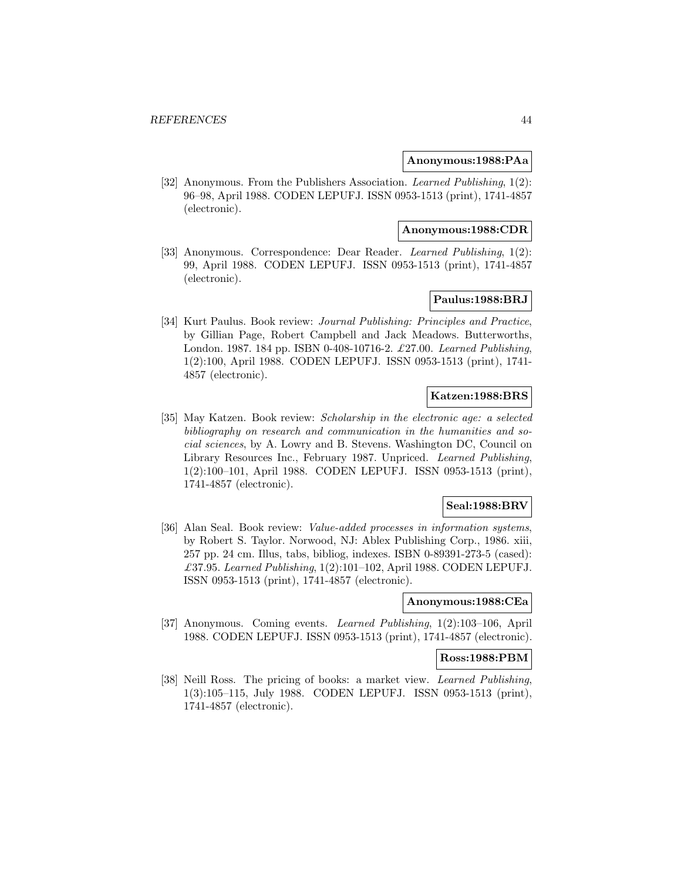**Anonymous:1988:PAa**

[32] Anonymous. From the Publishers Association. *Learned Publishing*, 1(2): 96–98, April 1988. CODEN LEPUFJ. ISSN 0953-1513 (print), 1741-4857 (electronic).

**Anonymous:1988:CDR**

[33] Anonymous. Correspondence: Dear Reader. *Learned Publishing*, 1(2): 99, April 1988. CODEN LEPUFJ. ISSN 0953-1513 (print), 1741-4857 (electronic).

**Paulus:1988:BRJ**

[34] Kurt Paulus. Book review: *Journal Publishing: Principles and Practice*, by Gillian Page, Robert Campbell and Jack Meadows. Butterworths, London. 1987. 184 pp. ISBN 0-408-10716-2. £27.00. *Learned Publishing*, 1(2):100, April 1988. CODEN LEPUFJ. ISSN 0953-1513 (print), 1741-4857 (electronic).

**Katzen:1988:BRS**

[35] May Katzen. Book review: *Scholarship in the electronic age: a selected bibliography on research and communication in the humanities and social sciences*, by A. Lowry and B. Stevens. Washington DC, Council on Library Resources Inc., February 1987. Unpriced. *Learned Publishing*, 1(2):100–101, April 1988. CODEN LEPUFJ. ISSN 0953-1513 (print), 1741-4857 (electronic).

**Seal:1988:BRV**

[36] Alan Seal. Book review: *Value-added processes in information systems*, by Robert S. Taylor. Norwood, NJ: Ablex Publishing Corp., 1986. xiii, 257 pp. 24 cm. Illus, tabs, bibliog, indexes. ISBN 0-89391-273-5 (cased): £37.95. *Learned Publishing*, 1(2):101–102, April 1988. CODEN LEPUFJ. ISSN 0953-1513 (print), 1741-4857 (electronic).

**Anonymous:1988:CEa**

[37] Anonymous. Coming events. *Learned Publishing*, 1(2):103–106, April 1988. CODEN LEPUFJ. ISSN 0953-1513 (print), 1741-4857 (electronic).

**Ross:1988:PBM**

[38] Neill Ross. The pricing of books: a market view. *Learned Publishing*, 1(3):105–115, July 1988. CODEN LEPUFJ. ISSN 0953-1513 (print), 1741-4857 (electronic).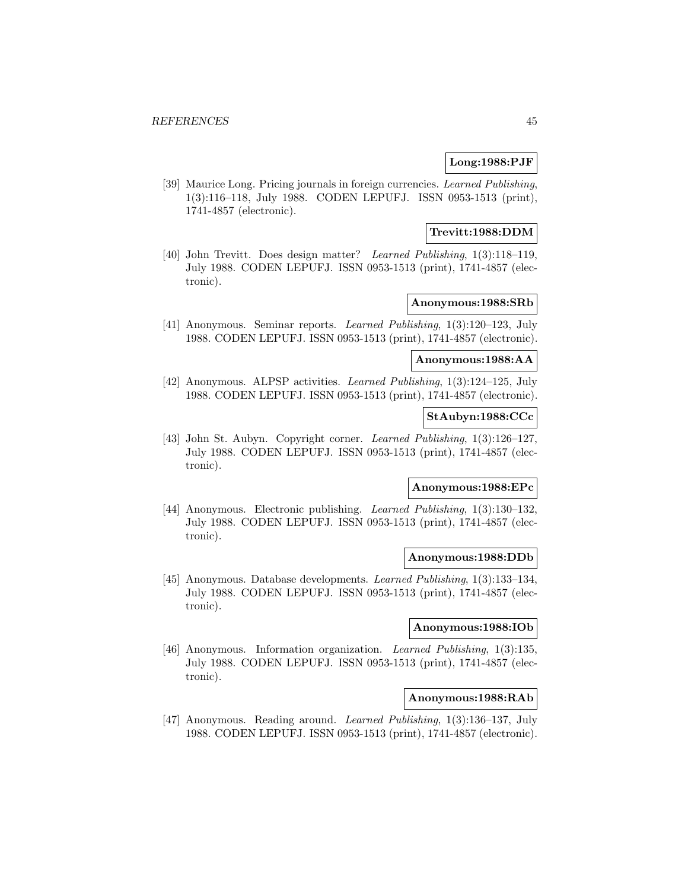**Long:1988:PJF**

[39] Maurice Long. Pricing journals in foreign currencies. *Learned Publishing*, 1(3):116–118, July 1988. CODEN LEPUFJ. ISSN 0953-1513 (print), 1741-4857 (electronic).

**Trevitt:1988:DDM**

[40] John Trevitt. Does design matter? *Learned Publishing*, 1(3):118–119, July 1988. CODEN LEPUFJ. ISSN 0953-1513 (print), 1741-4857 (electronic).

**Anonymous:1988:SRb**

[41] Anonymous. Seminar reports. *Learned Publishing*, 1(3):120–123, July 1988. CODEN LEPUFJ. ISSN 0953-1513 (print), 1741-4857 (electronic).

**Anonymous:1988:AA**

[42] Anonymous. ALPSP activities. *Learned Publishing*, 1(3):124–125, July 1988. CODEN LEPUFJ. ISSN 0953-1513 (print), 1741-4857 (electronic).

**StAubyn:1988:CCc**

[43] John St. Aubyn. Copyright corner. *Learned Publishing*, 1(3):126–127, July 1988. CODEN LEPUFJ. ISSN 0953-1513 (print), 1741-4857 (electronic).

**Anonymous:1988:EPc**

[44] Anonymous. Electronic publishing. *Learned Publishing*, 1(3):130–132, July 1988. CODEN LEPUFJ. ISSN 0953-1513 (print), 1741-4857 (electronic).

**Anonymous:1988:DDb**

[45] Anonymous. Database developments. *Learned Publishing*, 1(3):133–134, July 1988. CODEN LEPUFJ. ISSN 0953-1513 (print), 1741-4857 (electronic).

**Anonymous:1988:IOb**

[46] Anonymous. Information organization. *Learned Publishing*, 1(3):135, July 1988. CODEN LEPUFJ. ISSN 0953-1513 (print), 1741-4857 (electronic).

**Anonymous:1988:RAb**

[47] Anonymous. Reading around. *Learned Publishing*, 1(3):136–137, July 1988. CODEN LEPUFJ. ISSN 0953-1513 (print), 1741-4857 (electronic).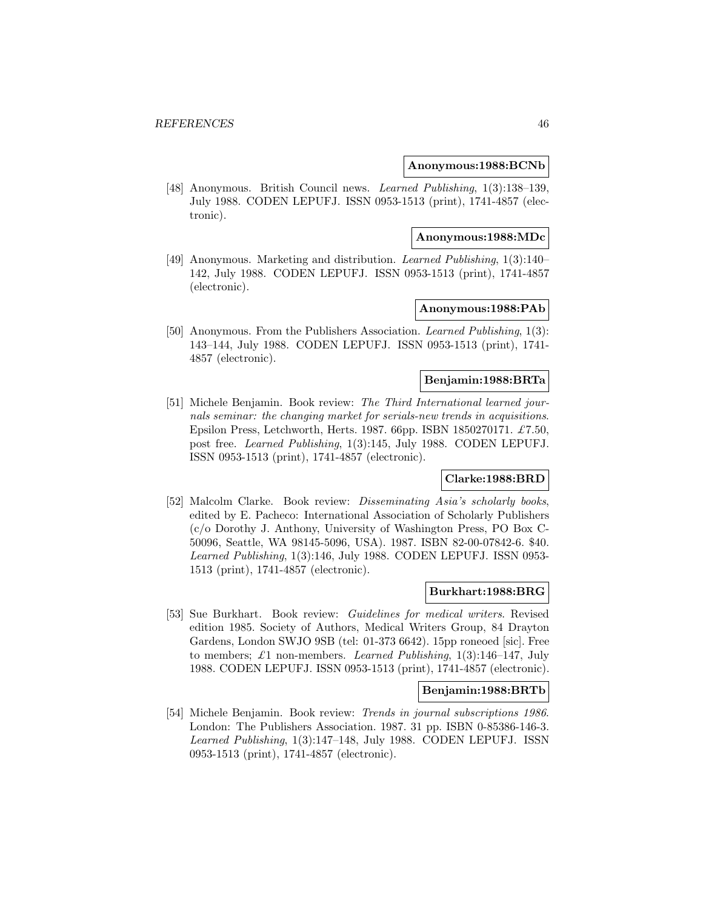**Anonymous:1988:BCNb**

[48] Anonymous. British Council news. *Learned Publishing*, 1(3):138–139, July 1988. CODEN LEPUFJ. ISSN 0953-1513 (print), 1741-4857 (electronic).

**Anonymous:1988:MDc**

[49] Anonymous. Marketing and distribution. *Learned Publishing*, 1(3):140–142, July 1988. CODEN LEPUFJ. ISSN 0953-1513 (print), 1741-4857 (electronic).

**Anonymous:1988:PAb**

[50] Anonymous. From the Publishers Association. *Learned Publishing*, 1(3): 143–144, July 1988. CODEN LEPUFJ. ISSN 0953-1513 (print), 1741-4857 (electronic).

**Benjamin:1988:BRTa**

[51] Michele Benjamin. Book review: *The Third International learned journals seminar: the changing market for serials-new trends in acquisitions*. Epsilon Press, Letchworth, Herts. 1987. 66pp. ISBN 1850270171. £7.50, post free. *Learned Publishing*, 1(3):145, July 1988. CODEN LEPUFJ. ISSN 0953-1513 (print), 1741-4857 (electronic).

**Clarke:1988:BRD**

[52] Malcolm Clarke. Book review: *Disseminating Asia's scholarly books*, edited by E. Pacheco: International Association of Scholarly Publishers (c/o Dorothy J. Anthony, University of Washington Press, PO Box C-50096, Seattle, WA 98145-5096, USA). 1987. ISBN 82-00-07842-6. $40. *Learned Publishing*, 1(3):146, July 1988. CODEN LEPUFJ. ISSN 0953-1513 (print), 1741-4857 (electronic).

**Burkhart:1988:BRG**

[53] Sue Burkhart. Book review: *Guidelines for medical writers*. Revised edition 1985. Society of Authors, Medical Writers Group, 84 Drayton Gardens, London SWJO 9SB (tel: 01-373 6642). 15pp roneoed [sic]. Free to members; £1 non-members. *Learned Publishing*, 1(3):146–147, July 1988. CODEN LEPUFJ. ISSN 0953-1513 (print), 1741-4857 (electronic).

**Benjamin:1988:BRTb**

[54] Michele Benjamin. Book review: *Trends in journal subscriptions 1986*. London: The Publishers Association. 1987. 31 pp. ISBN 0-85386-146-3. *Learned Publishing*, 1(3):147–148, July 1988. CODEN LEPUFJ. ISSN 0953-1513 (print), 1741-4857 (electronic).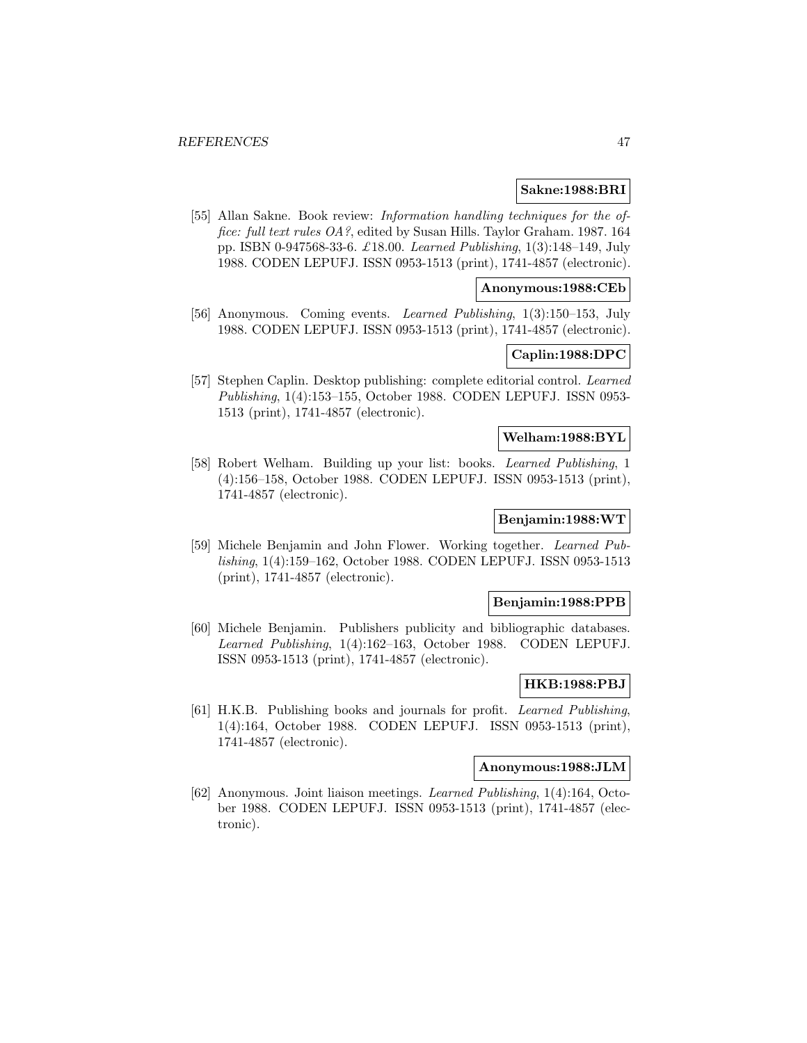**Sakne:1988:BRI**

[55] Allan Sakne. Book review: *Information handling techniques for the office: full text rules OA?*, edited by Susan Hills. Taylor Graham. 1987. 164 pp. ISBN 0-947568-33-6. £18.00. *Learned Publishing*, 1(3):148–149, July 1988. CODEN LEPUFJ. ISSN 0953-1513 (print), 1741-4857 (electronic).

**Anonymous:1988:CEb**

[56] Anonymous. Coming events. *Learned Publishing*, 1(3):150–153, July 1988. CODEN LEPUFJ. ISSN 0953-1513 (print), 1741-4857 (electronic).

**Caplin:1988:DPC**

[57] Stephen Caplin. Desktop publishing: complete editorial control. *Learned Publishing*, 1(4):153–155, October 1988. CODEN LEPUFJ. ISSN 0953-1513 (print), 1741-4857 (electronic).

**Welham:1988:BYL**

[58] Robert Welham. Building up your list: books. *Learned Publishing*, 1 (4):156–158, October 1988. CODEN LEPUFJ. ISSN 0953-1513 (print), 1741-4857 (electronic).

**Benjamin:1988:WT**

[59] Michele Benjamin and John Flower. Working together. *Learned Publishing*, 1(4):159–162, October 1988. CODEN LEPUFJ. ISSN 0953-1513 (print), 1741-4857 (electronic).

**Benjamin:1988:PPB**

[60] Michele Benjamin. Publishers publicity and bibliographic databases. *Learned Publishing*, 1(4):162–163, October 1988. CODEN LEPUFJ. ISSN 0953-1513 (print), 1741-4857 (electronic).

**HKB:1988:PBJ**

[61] H.K.B. Publishing books and journals for profit. *Learned Publishing*, 1(4):164, October 1988. CODEN LEPUFJ. ISSN 0953-1513 (print), 1741-4857 (electronic).

**Anonymous:1988:JLM**

[62] Anonymous. Joint liaison meetings. *Learned Publishing*, 1(4):164, October 1988. CODEN LEPUFJ. ISSN 0953-1513 (print), 1741-4857 (electronic).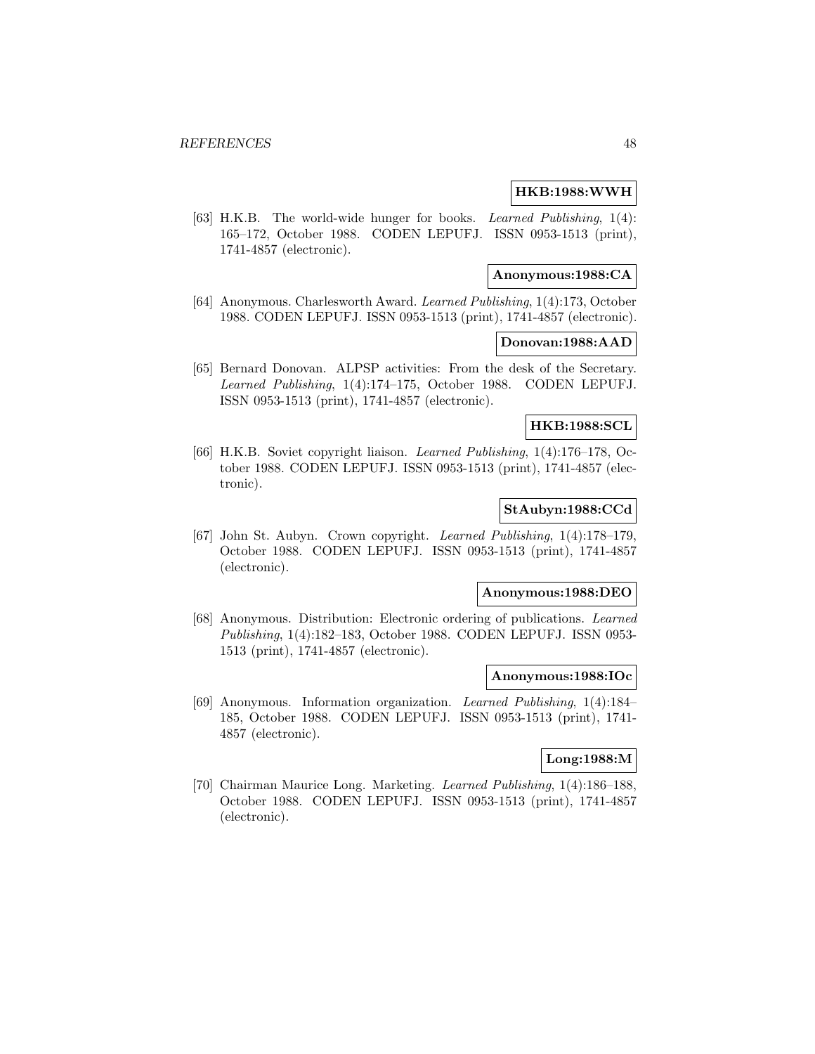**HKB:1988:WWH**

[63] H.K.B. The world-wide hunger for books. *Learned Publishing*, 1(4): 165–172, October 1988. CODEN LEPUFJ. ISSN 0953-1513 (print), 1741-4857 (electronic).

**Anonymous:1988:CA**

[64] Anonymous. Charlesworth Award. *Learned Publishing*, 1(4):173, October 1988. CODEN LEPUFJ. ISSN 0953-1513 (print), 1741-4857 (electronic).

**Donovan:1988:AAD**

[65] Bernard Donovan. ALPSP activities: From the desk of the Secretary. *Learned Publishing*, 1(4):174–175, October 1988. CODEN LEPUFJ. ISSN 0953-1513 (print), 1741-4857 (electronic).

**HKB:1988:SCL**

[66] H.K.B. Soviet copyright liaison. *Learned Publishing*, 1(4):176–178, October 1988. CODEN LEPUFJ. ISSN 0953-1513 (print), 1741-4857 (electronic).

**StAubyn:1988:CCd**

[67] John St. Aubyn. Crown copyright. *Learned Publishing*, 1(4):178–179, October 1988. CODEN LEPUFJ. ISSN 0953-1513 (print), 1741-4857 (electronic).

**Anonymous:1988:DEO**

[68] Anonymous. Distribution: Electronic ordering of publications. *Learned Publishing*, 1(4):182–183, October 1988. CODEN LEPUFJ. ISSN 0953-1513 (print), 1741-4857 (electronic).

**Anonymous:1988:IOc**

[69] Anonymous. Information organization. *Learned Publishing*, 1(4):184–185, October 1988. CODEN LEPUFJ. ISSN 0953-1513 (print), 1741-4857 (electronic).

**Long:1988:M**

[70] Chairman Maurice Long. Marketing. *Learned Publishing*, 1(4):186–188, October 1988. CODEN LEPUFJ. ISSN 0953-1513 (print), 1741-4857 (electronic).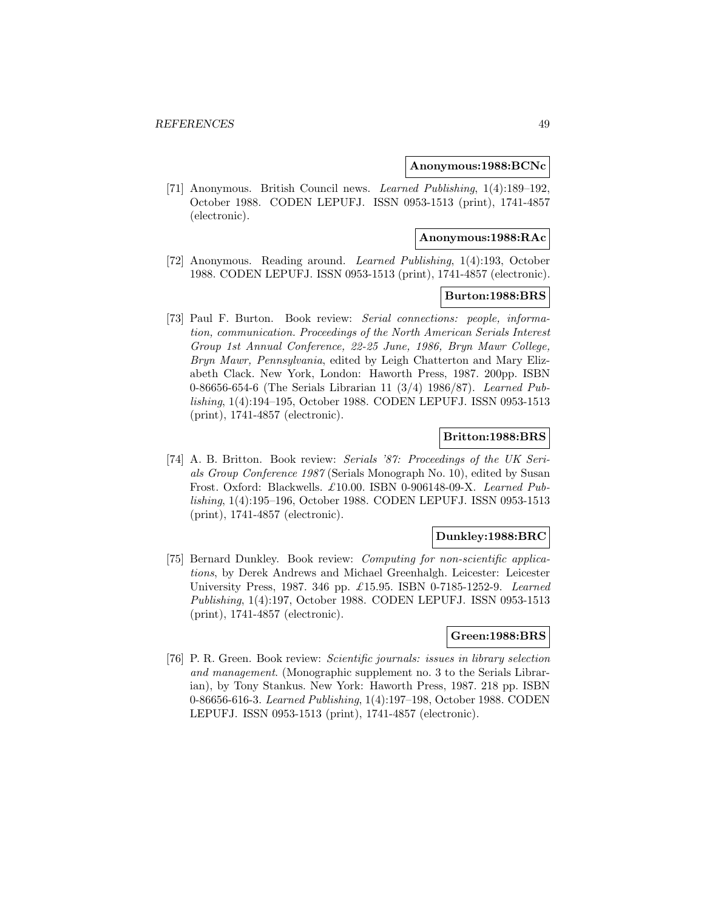**Anonymous:1988:BCNc**

[71] Anonymous. British Council news. *Learned Publishing*, 1(4):189–192, October 1988. CODEN LEPUFJ. ISSN 0953-1513 (print), 1741-4857 (electronic).

**Anonymous:1988:RAc**

[72] Anonymous. Reading around. *Learned Publishing*, 1(4):193, October 1988. CODEN LEPUFJ. ISSN 0953-1513 (print), 1741-4857 (electronic).

**Burton:1988:BRS**

[73] Paul F. Burton. Book review: *Serial connections: people, information, communication. Proceedings of the North American Serials Interest Group 1st Annual Conference, 22-25 June, 1986, Bryn Mawr College, Bryn Mawr, Pennsylvania*, edited by Leigh Chatterton and Mary Elizabeth Clack. New York, London: Haworth Press, 1987. 200pp. ISBN 0-86656-654-6 (The Serials Librarian 11 (3/4) 1986/87). *Learned Publishing*, 1(4):194–195, October 1988. CODEN LEPUFJ. ISSN 0953-1513 (print), 1741-4857 (electronic).

**Britton:1988:BRS**

[74] A. B. Britton. Book review: *Serials '87: Proceedings of the UK Serials Group Conference 1987* (Serials Monograph No. 10), edited by Susan Frost. Oxford: Blackwells. £10.00. ISBN 0-906148-09-X. *Learned Publishing*, 1(4):195–196, October 1988. CODEN LEPUFJ. ISSN 0953-1513 (print), 1741-4857 (electronic).

**Dunkley:1988:BRC**

[75] Bernard Dunkley. Book review: *Computing for non-scientific applications*, by Derek Andrews and Michael Greenhalgh. Leicester: Leicester University Press, 1987. 346 pp. £15.95. ISBN 0-7185-1252-9. *Learned Publishing*, 1(4):197, October 1988. CODEN LEPUFJ. ISSN 0953-1513 (print), 1741-4857 (electronic).

**Green:1988:BRS**

[76] P. R. Green. Book review: *Scientific journals: issues in library selection and management*. (Monographic supplement no. 3 to the Serials Librarian), by Tony Stankus. New York: Haworth Press, 1987. 218 pp. ISBN 0-86656-616-3. *Learned Publishing*, 1(4):197–198, October 1988. CODEN LEPUFJ. ISSN 0953-1513 (print), 1741-4857 (electronic).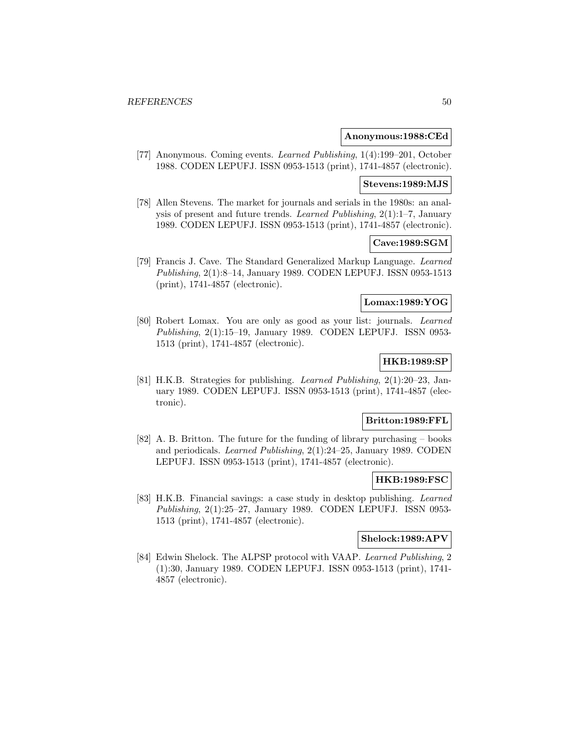**Anonymous:1988:CEd**

[77] Anonymous. Coming events. *Learned Publishing*, 1(4):199–201, October 1988. CODEN LEPUFJ. ISSN 0953-1513 (print), 1741-4857 (electronic).

**Stevens:1989:MJS**

[78] Allen Stevens. The market for journals and serials in the 1980s: an analysis of present and future trends. *Learned Publishing*, 2(1):1–7, January 1989. CODEN LEPUFJ. ISSN 0953-1513 (print), 1741-4857 (electronic).

**Cave:1989:SGM**

[79] Francis J. Cave. The Standard Generalized Markup Language. *Learned Publishing*, 2(1):8–14, January 1989. CODEN LEPUFJ. ISSN 0953-1513 (print), 1741-4857 (electronic).

**Lomax:1989:YOG**

[80] Robert Lomax. You are only as good as your list: journals. *Learned Publishing*, 2(1):15–19, January 1989. CODEN LEPUFJ. ISSN 0953-1513 (print), 1741-4857 (electronic).

**HKB:1989:SP**

[81] H.K.B. Strategies for publishing. *Learned Publishing*, 2(1):20–23, January 1989. CODEN LEPUFJ. ISSN 0953-1513 (print), 1741-4857 (electronic).

**Britton:1989:FFL**

[82] A. B. Britton. The future for the funding of library purchasing – books and periodicals. *Learned Publishing*, 2(1):24–25, January 1989. CODEN LEPUFJ. ISSN 0953-1513 (print), 1741-4857 (electronic).

**HKB:1989:FSC**

[83] H.K.B. Financial savings: a case study in desktop publishing. *Learned Publishing*, 2(1):25–27, January 1989. CODEN LEPUFJ. ISSN 0953-1513 (print), 1741-4857 (electronic).

**Shelock:1989:APV**

[84] Edwin Shelock. The ALPSP protocol with VAAP. *Learned Publishing*, 2(1):30, January 1989. CODEN LEPUFJ. ISSN 0953-1513 (print), 1741-4857 (electronic).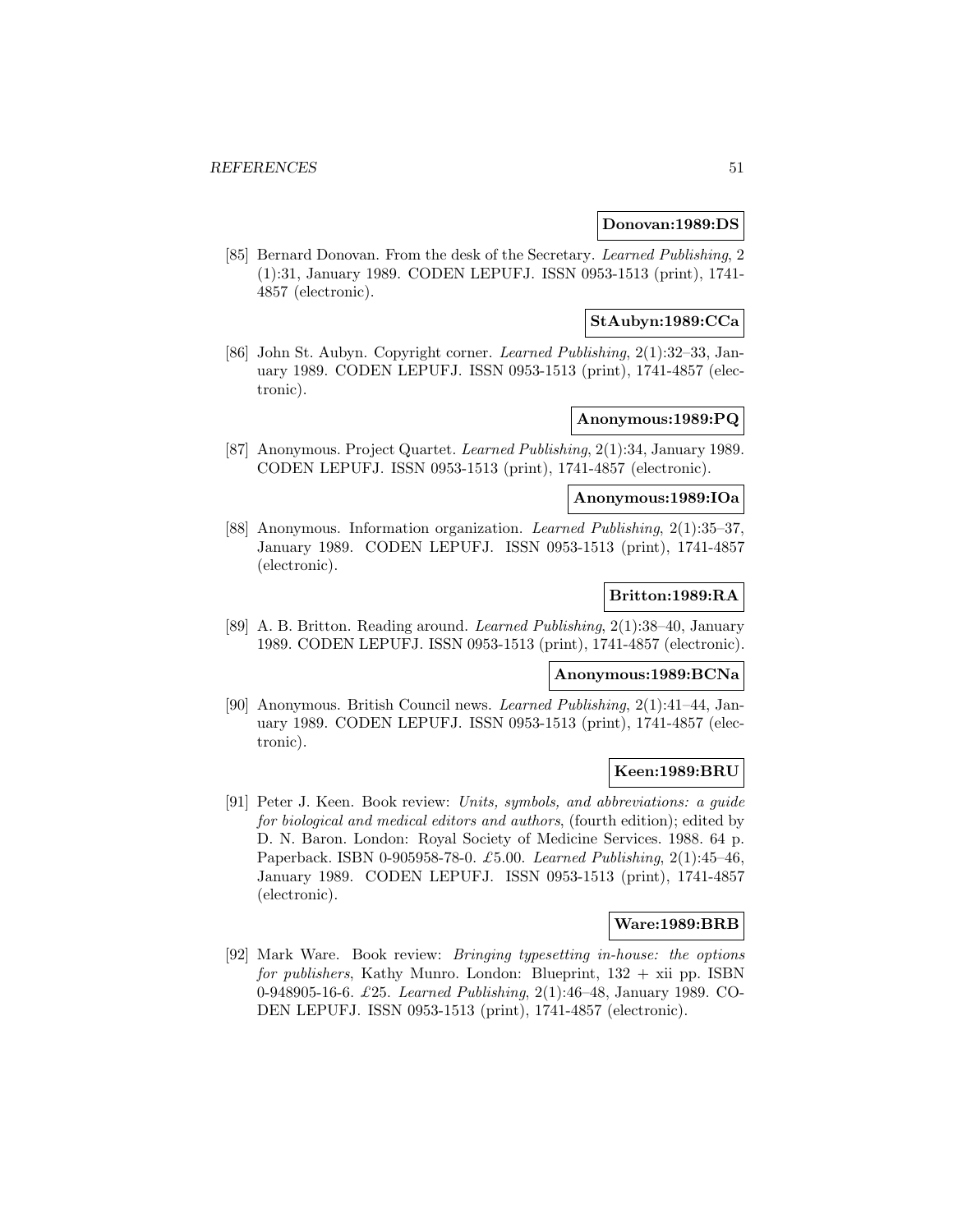**Donovan:1989:DS**

[85] Bernard Donovan. From the desk of the Secretary. *Learned Publishing*, 2 (1):31, January 1989. CODEN LEPUFJ. ISSN 0953-1513 (print), 1741-4857 (electronic).

**StAubyn:1989:CCa**

[86] John St. Aubyn. Copyright corner. *Learned Publishing*, 2(1):32–33, January 1989. CODEN LEPUFJ. ISSN 0953-1513 (print), 1741-4857 (electronic).

**Anonymous:1989:PQ**

[87] Anonymous. Project Quartet. *Learned Publishing*, 2(1):34, January 1989. CODEN LEPUFJ. ISSN 0953-1513 (print), 1741-4857 (electronic).

**Anonymous:1989:IOa**

[88] Anonymous. Information organization. *Learned Publishing*, 2(1):35–37, January 1989. CODEN LEPUFJ. ISSN 0953-1513 (print), 1741-4857 (electronic).

**Britton:1989:RA**

[89] A. B. Britton. Reading around. *Learned Publishing*, 2(1):38–40, January 1989. CODEN LEPUFJ. ISSN 0953-1513 (print), 1741-4857 (electronic).

**Anonymous:1989:BCNa**

[90] Anonymous. British Council news. *Learned Publishing*, 2(1):41–44, January 1989. CODEN LEPUFJ. ISSN 0953-1513 (print), 1741-4857 (electronic).

**Keen:1989:BRU**

[91] Peter J. Keen. Book review: *Units, symbols, and abbreviations: a guide for biological and medical editors and authors*, (fourth edition); edited by D. N. Baron. London: Royal Society of Medicine Services. 1988. 64 p. Paperback. ISBN 0-905958-78-0. £5.00. *Learned Publishing*, 2(1):45–46, January 1989. CODEN LEPUFJ. ISSN 0953-1513 (print), 1741-4857 (electronic).

**Ware:1989:BRB**

[92] Mark Ware. Book review: *Bringing typesetting in-house: the options for publishers*, Kathy Munro. London: Blueprint, 132 + xii pp. ISBN 0-948905-16-6. £25. *Learned Publishing*, 2(1):46–48, January 1989. CODEN LEPUFJ. ISSN 0953-1513 (print), 1741-4857 (electronic).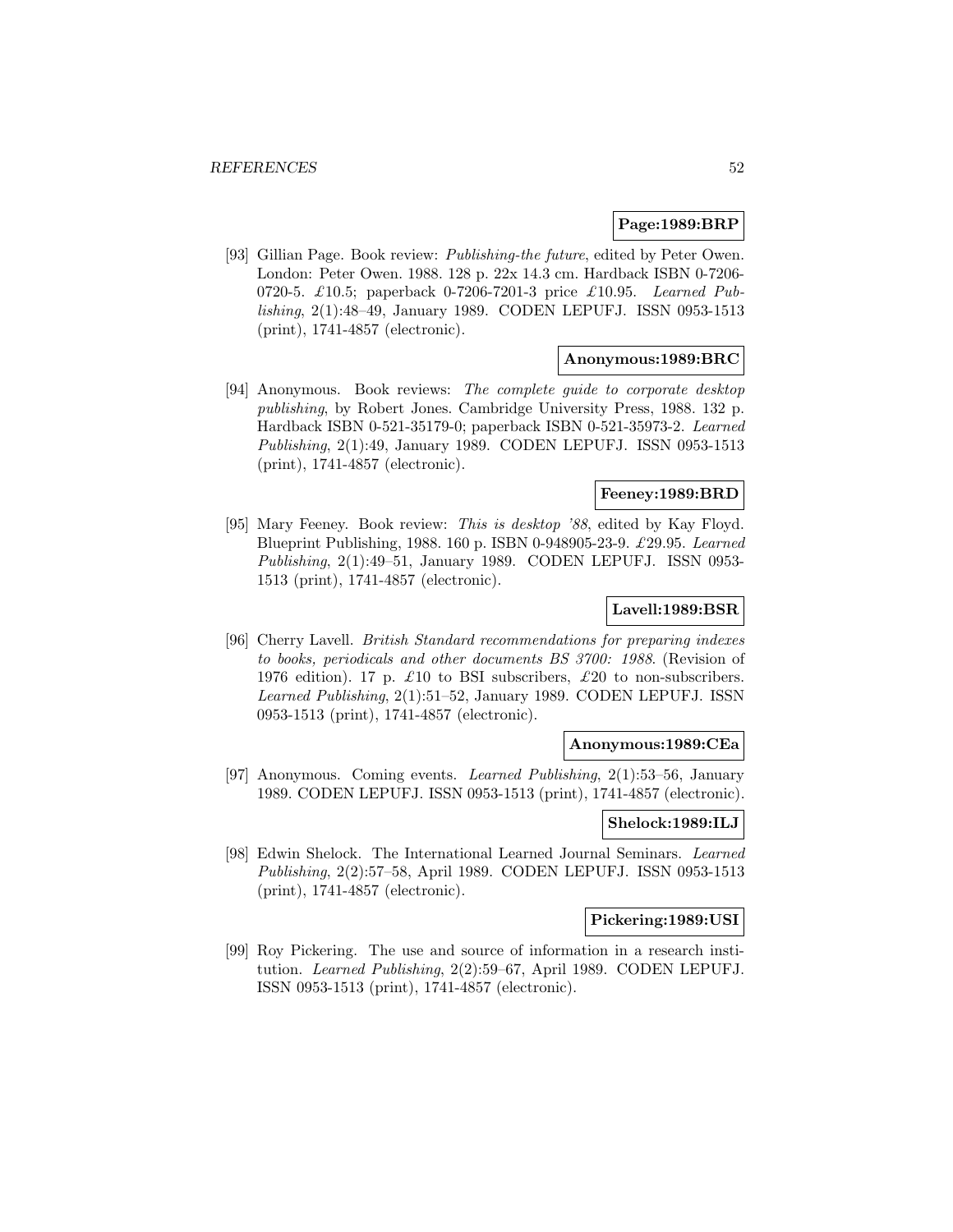**Page:1989:BRP**

[93] Gillian Page. Book review: *Publishing-the future*, edited by Peter Owen. London: Peter Owen. 1988. 128 p. 22x 14.3 cm. Hardback ISBN 0-7206-0720-5. £10.5; paperback 0-7206-7201-3 price £10.95. *Learned Publishing*, 2(1):48–49, January 1989. CODEN LEPUFJ. ISSN 0953-1513 (print), 1741-4857 (electronic).

**Anonymous:1989:BRC**

[94] Anonymous. Book reviews: *The complete guide to corporate desktop publishing*, by Robert Jones. Cambridge University Press, 1988. 132 p. Hardback ISBN 0-521-35179-0; paperback ISBN 0-521-35973-2. *Learned Publishing*, 2(1):49, January 1989. CODEN LEPUFJ. ISSN 0953-1513 (print), 1741-4857 (electronic).

**Feeney:1989:BRD**

[95] Mary Feeney. Book review: *This is desktop '88*, edited by Kay Floyd. Blueprint Publishing, 1988. 160 p. ISBN 0-948905-23-9. £29.95. *Learned Publishing*, 2(1):49–51, January 1989. CODEN LEPUFJ. ISSN 0953-1513 (print), 1741-4857 (electronic).

**Lavell:1989:BSR**

[96] Cherry Lavell. *British Standard recommendations for preparing indexes to books, periodicals and other documents BS 3700: 1988*. (Revision of 1976 edition). 17 p. £10 to BSI subscribers, £20 to non-subscribers. *Learned Publishing*, 2(1):51–52, January 1989. CODEN LEPUFJ. ISSN 0953-1513 (print), 1741-4857 (electronic).

**Anonymous:1989:CEa**

[97] Anonymous. Coming events. *Learned Publishing*, 2(1):53–56, January 1989. CODEN LEPUFJ. ISSN 0953-1513 (print), 1741-4857 (electronic).

**Shelock:1989:ILJ**

[98] Edwin Shelock. The International Learned Journal Seminars. *Learned Publishing*, 2(2):57–58, April 1989. CODEN LEPUFJ. ISSN 0953-1513 (print), 1741-4857 (electronic).

**Pickering:1989:USI**

[99] Roy Pickering. The use and source of information in a research institution. *Learned Publishing*, 2(2):59–67, April 1989. CODEN LEPUFJ. ISSN 0953-1513 (print), 1741-4857 (electronic).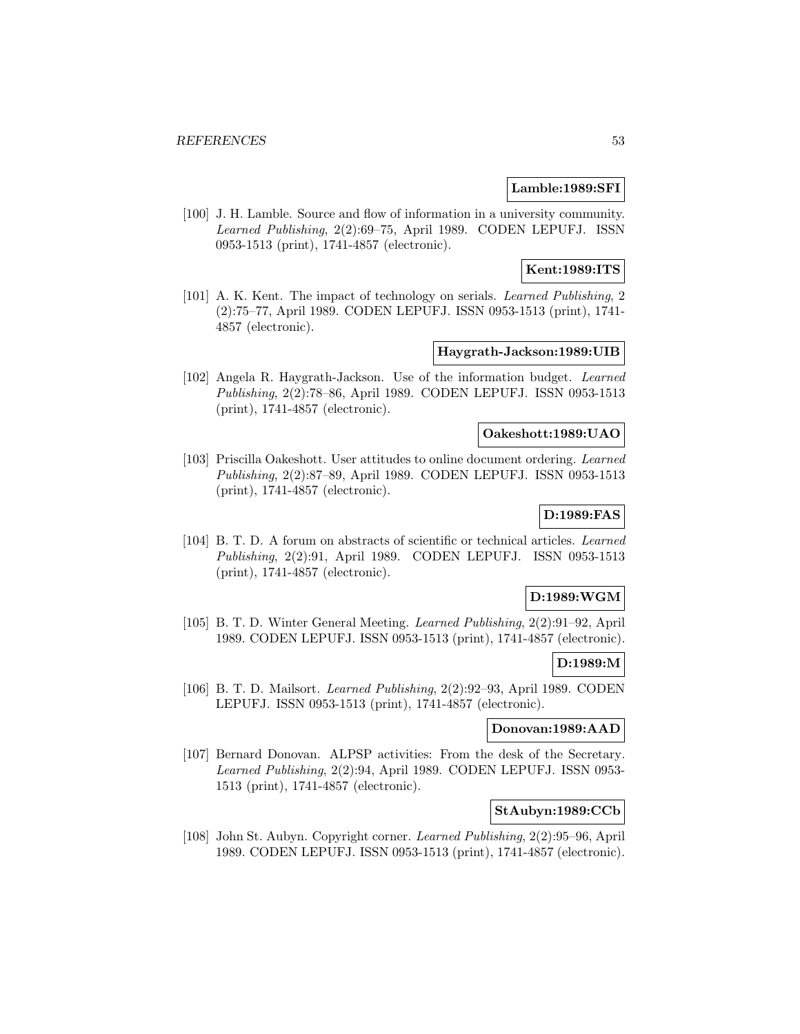**Lamble:1989:SFI**

[100] J. H. Lamble. Source and flow of information in a university community. *Learned Publishing*, 2(2):69–75, April 1989. CODEN LEPUFJ. ISSN 0953-1513 (print), 1741-4857 (electronic).

**Kent:1989:ITS**

[101] A. K. Kent. The impact of technology on serials. *Learned Publishing*, 2 (2):75–77, April 1989. CODEN LEPUFJ. ISSN 0953-1513 (print), 1741-4857 (electronic).

**Haygrath-Jackson:1989:UIB**

[102] Angela R. Haygrath-Jackson. Use of the information budget. *Learned Publishing*, 2(2):78–86, April 1989. CODEN LEPUFJ. ISSN 0953-1513 (print), 1741-4857 (electronic).

**Oakeshott:1989:UAO**

[103] Priscilla Oakeshott. User attitudes to online document ordering. *Learned Publishing*, 2(2):87–89, April 1989. CODEN LEPUFJ. ISSN 0953-1513 (print), 1741-4857 (electronic).

**D:1989:FAS**

[104] B. T. D. A forum on abstracts of scientific or technical articles. *Learned Publishing*, 2(2):91, April 1989. CODEN LEPUFJ. ISSN 0953-1513 (print), 1741-4857 (electronic).

**D:1989:WGM**

[105] B. T. D. Winter General Meeting. *Learned Publishing*, 2(2):91–92, April 1989. CODEN LEPUFJ. ISSN 0953-1513 (print), 1741-4857 (electronic).

**D:1989:M**

[106] B. T. D. Mailsort. *Learned Publishing*, 2(2):92–93, April 1989. CODEN LEPUFJ. ISSN 0953-1513 (print), 1741-4857 (electronic).

**Donovan:1989:AAD**

[107] Bernard Donovan. ALPSP activities: From the desk of the Secretary. *Learned Publishing*, 2(2):94, April 1989. CODEN LEPUFJ. ISSN 0953-1513 (print), 1741-4857 (electronic).

**StAubyn:1989:CCb**

[108] John St. Aubyn. Copyright corner. *Learned Publishing*, 2(2):95–96, April 1989. CODEN LEPUFJ. ISSN 0953-1513 (print), 1741-4857 (electronic).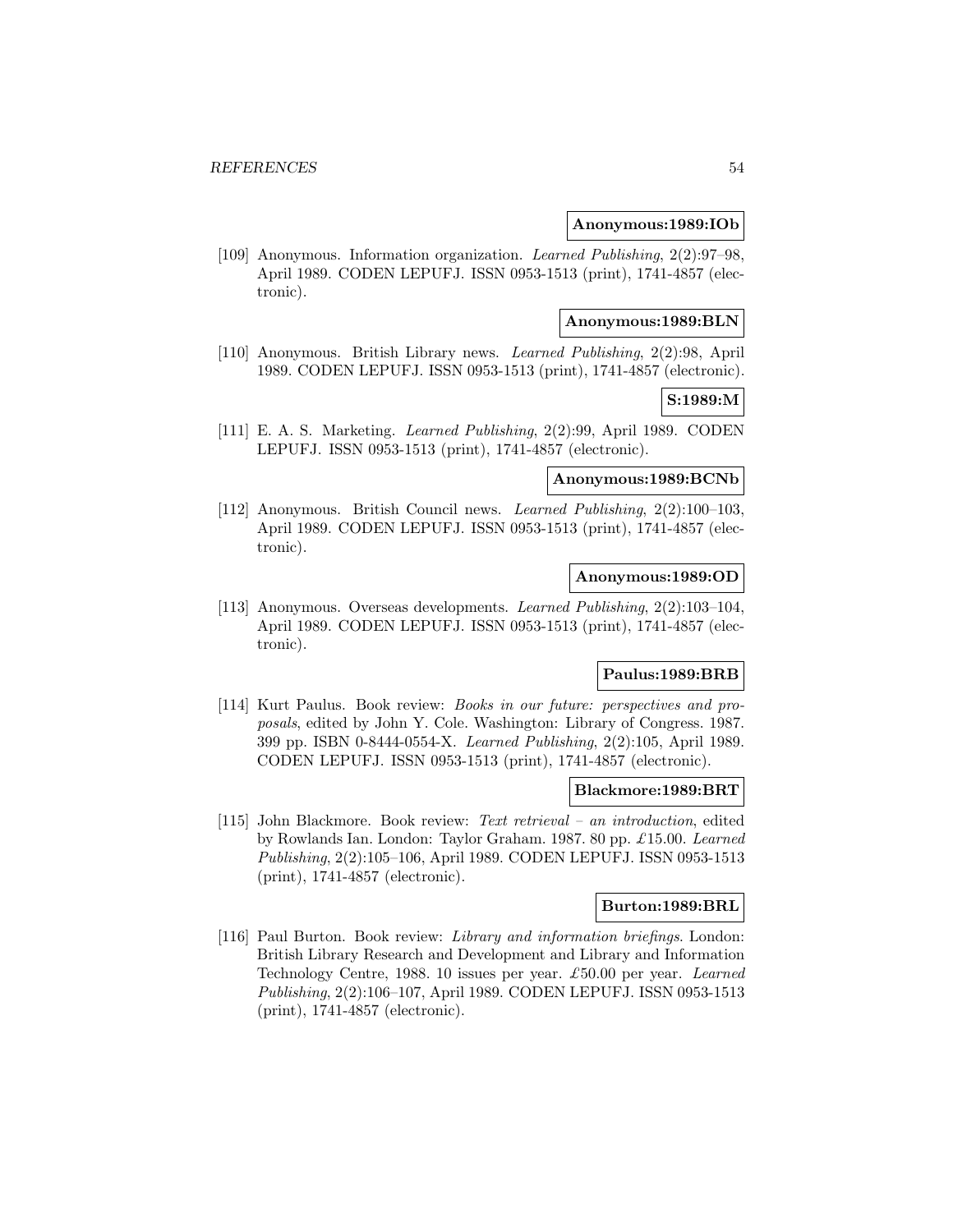**Anonymous:1989:IOb**

[109] Anonymous. Information organization. *Learned Publishing*, 2(2):97–98, April 1989. CODEN LEPUFJ. ISSN 0953-1513 (print), 1741-4857 (electronic).

**Anonymous:1989:BLN**

[110] Anonymous. British Library news. *Learned Publishing*, 2(2):98, April 1989. CODEN LEPUFJ. ISSN 0953-1513 (print), 1741-4857 (electronic).

**S:1989:M**

[111] E. A. S. Marketing. *Learned Publishing*, 2(2):99, April 1989. CODEN LEPUFJ. ISSN 0953-1513 (print), 1741-4857 (electronic).

**Anonymous:1989:BCNb**

[112] Anonymous. British Council news. *Learned Publishing*, 2(2):100–103, April 1989. CODEN LEPUFJ. ISSN 0953-1513 (print), 1741-4857 (electronic).

**Anonymous:1989:OD**

[113] Anonymous. Overseas developments. *Learned Publishing*, 2(2):103–104, April 1989. CODEN LEPUFJ. ISSN 0953-1513 (print), 1741-4857 (electronic).

**Paulus:1989:BRB**

[114] Kurt Paulus. Book review: *Books in our future: perspectives and proposals*, edited by John Y. Cole. Washington: Library of Congress. 1987. 399 pp. ISBN 0-8444-0554-X. *Learned Publishing*, 2(2):105, April 1989. CODEN LEPUFJ. ISSN 0953-1513 (print), 1741-4857 (electronic).

**Blackmore:1989:BRT**

[115] John Blackmore. Book review: *Text retrieval – an introduction*, edited by Rowlands Ian. London: Taylor Graham. 1987. 80 pp. £15.00. *Learned Publishing*, 2(2):105–106, April 1989. CODEN LEPUFJ. ISSN 0953-1513 (print), 1741-4857 (electronic).

**Burton:1989:BRL**

[116] Paul Burton. Book review: *Library and information briefings*. London: British Library Research and Development and Library and Information Technology Centre, 1988. 10 issues per year. £50.00 per year. *Learned Publishing*, 2(2):106–107, April 1989. CODEN LEPUFJ. ISSN 0953-1513 (print), 1741-4857 (electronic).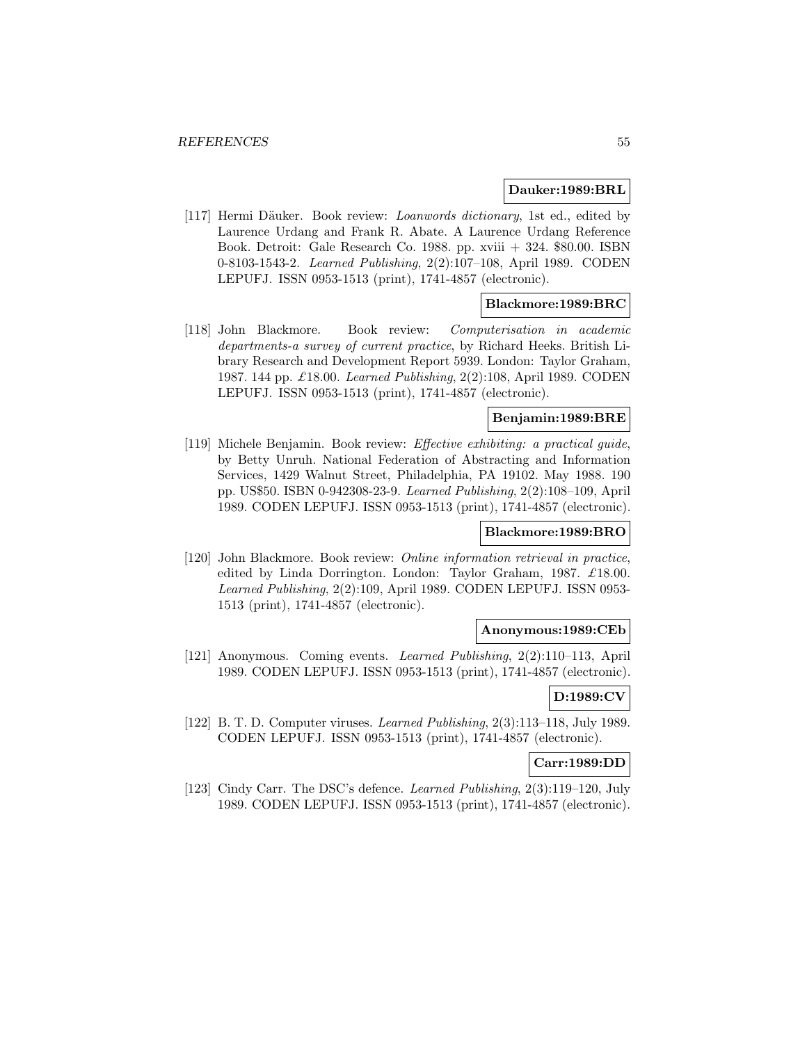**Dauker:1989:BRL**

[117] Hermi Däuker. Book review: *Loanwords dictionary*, 1st ed., edited by Laurence Urdang and Frank R. Abate. A Laurence Urdang Reference Book. Detroit: Gale Research Co. 1988. pp. xviii + 324. $80.00. ISBN 0-8103-1543-2. *Learned Publishing*, 2(2):107–108, April 1989. CODEN LEPUFJ. ISSN 0953-1513 (print), 1741-4857 (electronic).

**Blackmore:1989:BRC**

[118] John Blackmore. Book review: *Computerisation in academic departments-a survey of current practice*, by Richard Heeks. British Library Research and Development Report 5939. London: Taylor Graham, 1987. 144 pp. £18.00. *Learned Publishing*, 2(2):108, April 1989. CODEN LEPUFJ. ISSN 0953-1513 (print), 1741-4857 (electronic).

**Benjamin:1989:BRE**

[119] Michele Benjamin. Book review: *Effective exhibiting: a practical guide*, by Betty Unruh. National Federation of Abstracting and Information Services, 1429 Walnut Street, Philadelphia, PA 19102. May 1988. 190 pp. US$50. ISBN 0-942308-23-9. *Learned Publishing*, 2(2):108–109, April 1989. CODEN LEPUFJ. ISSN 0953-1513 (print), 1741-4857 (electronic).

**Blackmore:1989:BRO**

[120] John Blackmore. Book review: *Online information retrieval in practice*, edited by Linda Dorrington. London: Taylor Graham, 1987. £18.00. *Learned Publishing*, 2(2):109, April 1989. CODEN LEPUFJ. ISSN 0953-1513 (print), 1741-4857 (electronic).

**Anonymous:1989:CEb**

[121] Anonymous. Coming events. *Learned Publishing*, 2(2):110–113, April 1989. CODEN LEPUFJ. ISSN 0953-1513 (print), 1741-4857 (electronic).

**D:1989:CV**

[122] B. T. D. Computer viruses. *Learned Publishing*, 2(3):113–118, July 1989. CODEN LEPUFJ. ISSN 0953-1513 (print), 1741-4857 (electronic).

**Carr:1989:DD**

[123] Cindy Carr. The DSC's defence. *Learned Publishing*, 2(3):119–120, July 1989. CODEN LEPUFJ. ISSN 0953-1513 (print), 1741-4857 (electronic).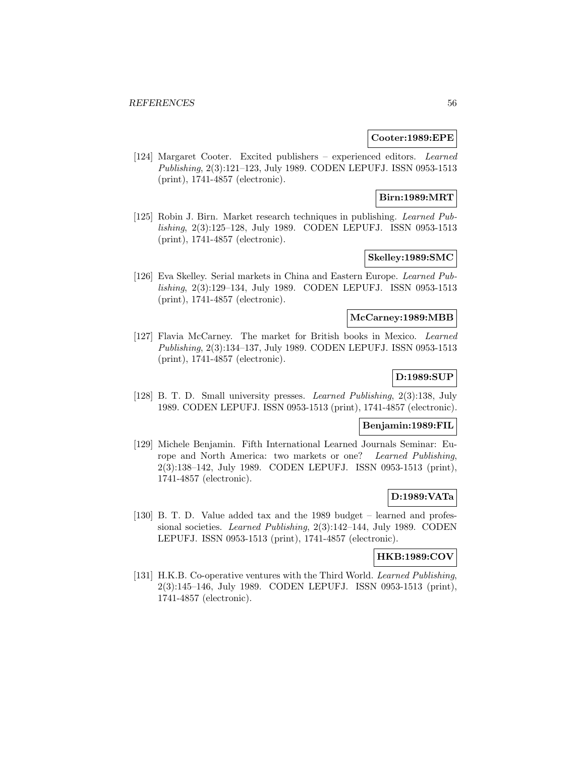**Cooter:1989:EPE**

[124] Margaret Cooter. Excited publishers – experienced editors. *Learned Publishing*, 2(3):121–123, July 1989. CODEN LEPUFJ. ISSN 0953-1513 (print), 1741-4857 (electronic).

**Birn:1989:MRT**

[125] Robin J. Birn. Market research techniques in publishing. *Learned Publishing*, 2(3):125–128, July 1989. CODEN LEPUFJ. ISSN 0953-1513 (print), 1741-4857 (electronic).

**Skelley:1989:SMC**

[126] Eva Skelley. Serial markets in China and Eastern Europe. *Learned Publishing*, 2(3):129–134, July 1989. CODEN LEPUFJ. ISSN 0953-1513 (print), 1741-4857 (electronic).

**McCarney:1989:MBB**

[127] Flavia McCarney. The market for British books in Mexico. *Learned Publishing*, 2(3):134–137, July 1989. CODEN LEPUFJ. ISSN 0953-1513 (print), 1741-4857 (electronic).

**D:1989:SUP**

[128] B. T. D. Small university presses. *Learned Publishing*, 2(3):138, July 1989. CODEN LEPUFJ. ISSN 0953-1513 (print), 1741-4857 (electronic).

**Benjamin:1989:FIL**

[129] Michele Benjamin. Fifth International Learned Journals Seminar: Europe and North America: two markets or one? *Learned Publishing*, 2(3):138–142, July 1989. CODEN LEPUFJ. ISSN 0953-1513 (print), 1741-4857 (electronic).

**D:1989:VATa**

[130] B. T. D. Value added tax and the 1989 budget – learned and professional societies. *Learned Publishing*, 2(3):142–144, July 1989. CODEN LEPUFJ. ISSN 0953-1513 (print), 1741-4857 (electronic).

**HKB:1989:COV**

[131] H.K.B. Co-operative ventures with the Third World. *Learned Publishing*, 2(3):145–146, July 1989. CODEN LEPUFJ. ISSN 0953-1513 (print), 1741-4857 (electronic).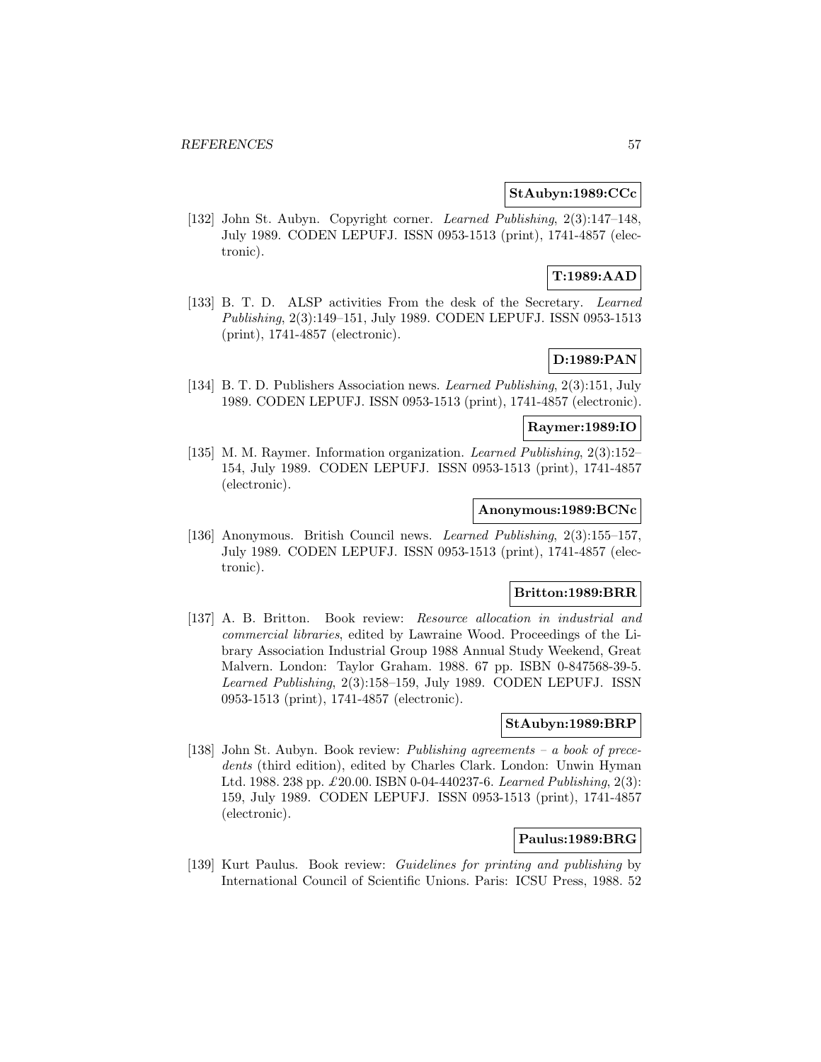**StAubyn:1989:CCc**

[132] John St. Aubyn. Copyright corner. *Learned Publishing*, 2(3):147–148, July 1989. CODEN LEPUFJ. ISSN 0953-1513 (print), 1741-4857 (electronic).

**T:1989:AAD**

[133] B. T. D. ALSP activities From the desk of the Secretary. *Learned Publishing*, 2(3):149–151, July 1989. CODEN LEPUFJ. ISSN 0953-1513 (print), 1741-4857 (electronic).

**D:1989:PAN**

[134] B. T. D. Publishers Association news. *Learned Publishing*, 2(3):151, July 1989. CODEN LEPUFJ. ISSN 0953-1513 (print), 1741-4857 (electronic).

**Raymer:1989:IO**

[135] M. M. Raymer. Information organization. *Learned Publishing*, 2(3):152–154, July 1989. CODEN LEPUFJ. ISSN 0953-1513 (print), 1741-4857 (electronic).

**Anonymous:1989:BCNc**

[136] Anonymous. British Council news. *Learned Publishing*, 2(3):155–157, July 1989. CODEN LEPUFJ. ISSN 0953-1513 (print), 1741-4857 (electronic).

**Britton:1989:BRR**

[137] A. B. Britton. Book review: *Resource allocation in industrial and commercial libraries*, edited by Lawraine Wood. Proceedings of the Library Association Industrial Group 1988 Annual Study Weekend, Great Malvern. London: Taylor Graham. 1988. 67 pp. ISBN 0-847568-39-5. *Learned Publishing*, 2(3):158–159, July 1989. CODEN LEPUFJ. ISSN 0953-1513 (print), 1741-4857 (electronic).

**StAubyn:1989:BRP**

[138] John St. Aubyn. Book review: *Publishing agreements – a book of precedents* (third edition), edited by Charles Clark. London: Unwin Hyman Ltd. 1988. 238 pp. £20.00. ISBN 0-04-440237-6. *Learned Publishing*, 2(3): 159, July 1989. CODEN LEPUFJ. ISSN 0953-1513 (print), 1741-4857 (electronic).

**Paulus:1989:BRG**

[139] Kurt Paulus. Book review: *Guidelines for printing and publishing* by International Council of Scientific Unions. Paris: ICSU Press, 1988. 52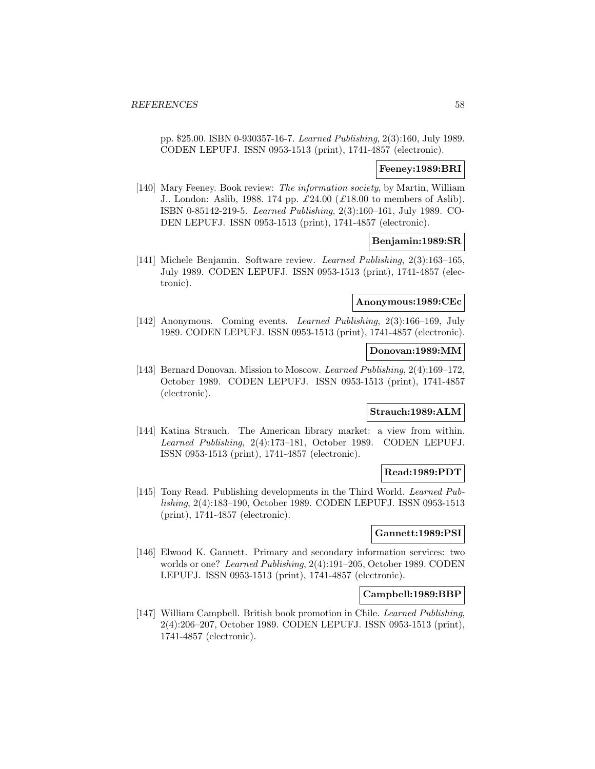pp. $25.00. ISBN 0-930357-16-7. *Learned Publishing*, 2(3):160, July 1989. CODEN LEPUFJ. ISSN 0953-1513 (print), 1741-4857 (electronic).

**Feeney:1989:BRI**

[140] Mary Feeney. Book review: *The information society*, by Martin, William J.. London: Aslib, 1988. 174 pp. £24.00 (£18.00 to members of Aslib). ISBN 0-85142-219-5. *Learned Publishing*, 2(3):160–161, July 1989. CODEN LEPUFJ. ISSN 0953-1513 (print), 1741-4857 (electronic).

**Benjamin:1989:SR**

[141] Michele Benjamin. Software review. *Learned Publishing*, 2(3):163–165, July 1989. CODEN LEPUFJ. ISSN 0953-1513 (print), 1741-4857 (electronic).

**Anonymous:1989:CEc**

[142] Anonymous. Coming events. *Learned Publishing*, 2(3):166–169, July 1989. CODEN LEPUFJ. ISSN 0953-1513 (print), 1741-4857 (electronic).

**Donovan:1989:MM**

[143] Bernard Donovan. Mission to Moscow. *Learned Publishing*, 2(4):169–172, October 1989. CODEN LEPUFJ. ISSN 0953-1513 (print), 1741-4857 (electronic).

**Strauch:1989:ALM**

[144] Katina Strauch. The American library market: a view from within. *Learned Publishing*, 2(4):173–181, October 1989. CODEN LEPUFJ. ISSN 0953-1513 (print), 1741-4857 (electronic).

**Read:1989:PDT**

[145] Tony Read. Publishing developments in the Third World. *Learned Publishing*, 2(4):183–190, October 1989. CODEN LEPUFJ. ISSN 0953-1513 (print), 1741-4857 (electronic).

**Gannett:1989:PSI**

[146] Elwood K. Gannett. Primary and secondary information services: two worlds or one? *Learned Publishing*, 2(4):191–205, October 1989. CODEN LEPUFJ. ISSN 0953-1513 (print), 1741-4857 (electronic).

**Campbell:1989:BBP**

[147] William Campbell. British book promotion in Chile. *Learned Publishing*, 2(4):206–207, October 1989. CODEN LEPUFJ. ISSN 0953-1513 (print), 1741-4857 (electronic).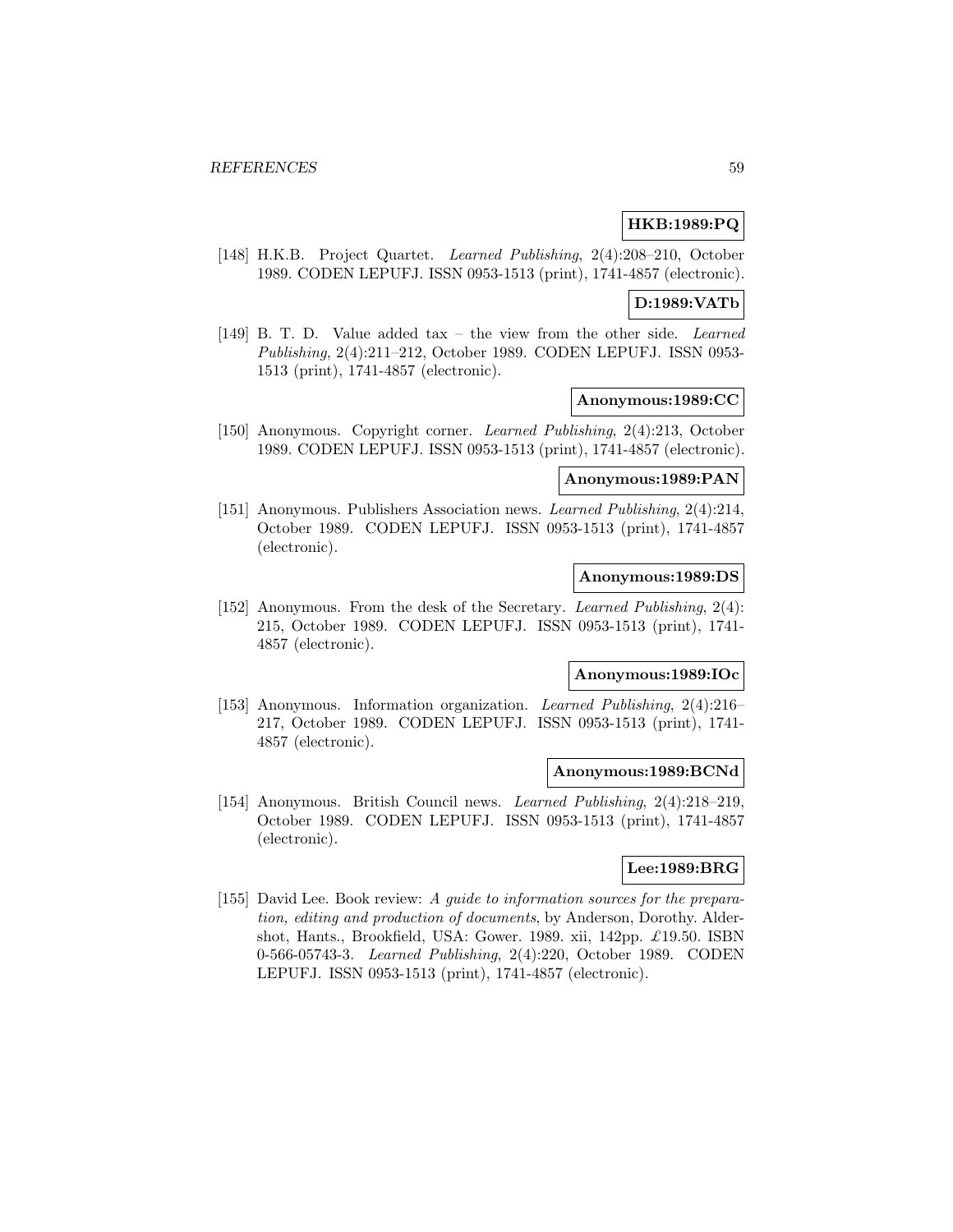**HKB:1989:PQ**

[148] H.K.B. Project Quartet. *Learned Publishing*, 2(4):208–210, October 1989. CODEN LEPUFJ. ISSN 0953-1513 (print), 1741-4857 (electronic).

**D:1989:VATb**

[149] B. T. D. Value added tax – the view from the other side. *Learned Publishing*, 2(4):211–212, October 1989. CODEN LEPUFJ. ISSN 0953-1513 (print), 1741-4857 (electronic).

**Anonymous:1989:CC**

[150] Anonymous. Copyright corner. *Learned Publishing*, 2(4):213, October 1989. CODEN LEPUFJ. ISSN 0953-1513 (print), 1741-4857 (electronic).

**Anonymous:1989:PAN**

[151] Anonymous. Publishers Association news. *Learned Publishing*, 2(4):214, October 1989. CODEN LEPUFJ. ISSN 0953-1513 (print), 1741-4857 (electronic).

**Anonymous:1989:DS**

[152] Anonymous. From the desk of the Secretary. *Learned Publishing*, 2(4): 215, October 1989. CODEN LEPUFJ. ISSN 0953-1513 (print), 1741-4857 (electronic).

**Anonymous:1989:IOc**

[153] Anonymous. Information organization. *Learned Publishing*, 2(4):216–217, October 1989. CODEN LEPUFJ. ISSN 0953-1513 (print), 1741-4857 (electronic).

**Anonymous:1989:BCNd**

[154] Anonymous. British Council news. *Learned Publishing*, 2(4):218–219, October 1989. CODEN LEPUFJ. ISSN 0953-1513 (print), 1741-4857 (electronic).

**Lee:1989:BRG**

[155] David Lee. Book review: *A guide to information sources for the preparation, editing and production of documents*, by Anderson, Dorothy. Aldershot, Hants., Brookfield, USA: Gower. 1989. xii, 142pp. £19.50. ISBN 0-566-05743-3. *Learned Publishing*, 2(4):220, October 1989. CODEN LEPUFJ. ISSN 0953-1513 (print), 1741-4857 (electronic).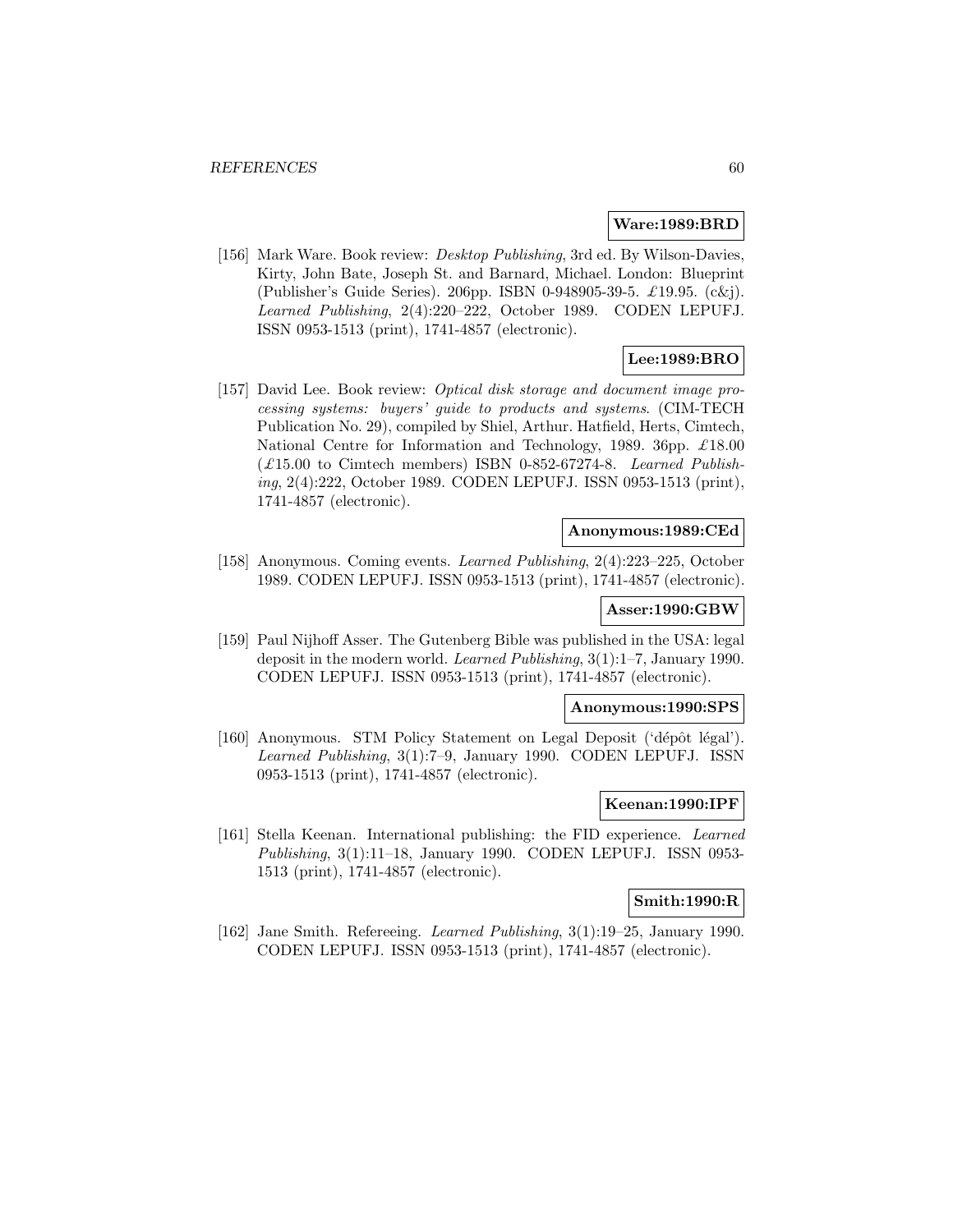**Ware:1989:BRD**

[156] Mark Ware. Book review: *Desktop Publishing*, 3rd ed. By Wilson-Davies, Kirty, John Bate, Joseph St. and Barnard, Michael. London: Blueprint (Publisher's Guide Series). 206pp. ISBN 0-948905-39-5. £19.95. (c&j). *Learned Publishing*, 2(4):220–222, October 1989. CODEN LEPUFJ. ISSN 0953-1513 (print), 1741-4857 (electronic).

**Lee:1989:BRO**

[157] David Lee. Book review: *Optical disk storage and document image processing systems: buyers' guide to products and systems*. (CIM-TECH Publication No. 29), compiled by Shiel, Arthur. Hatfield, Herts, Cimtech, National Centre for Information and Technology, 1989. 36pp. £18.00 (£15.00 to Cimtech members) ISBN 0-852-67274-8. *Learned Publishing*, 2(4):222, October 1989. CODEN LEPUFJ. ISSN 0953-1513 (print), 1741-4857 (electronic).

**Anonymous:1989:CEd**

[158] Anonymous. Coming events. *Learned Publishing*, 2(4):223–225, October 1989. CODEN LEPUFJ. ISSN 0953-1513 (print), 1741-4857 (electronic).

**Asser:1990:GBW**

[159] Paul Nijhoff Asser. The Gutenberg Bible was published in the USA: legal deposit in the modern world. *Learned Publishing*, 3(1):1–7, January 1990. CODEN LEPUFJ. ISSN 0953-1513 (print), 1741-4857 (electronic).

**Anonymous:1990:SPS**

[160] Anonymous. STM Policy Statement on Legal Deposit ('dépôt légal'). *Learned Publishing*, 3(1):7–9, January 1990. CODEN LEPUFJ. ISSN 0953-1513 (print), 1741-4857 (electronic).

**Keenan:1990:IPF**

[161] Stella Keenan. International publishing: the FID experience. *Learned Publishing*, 3(1):11–18, January 1990. CODEN LEPUFJ. ISSN 0953-1513 (print), 1741-4857 (electronic).

**Smith:1990:R**

[162] Jane Smith. Refereeing. *Learned Publishing*, 3(1):19–25, January 1990. CODEN LEPUFJ. ISSN 0953-1513 (print), 1741-4857 (electronic).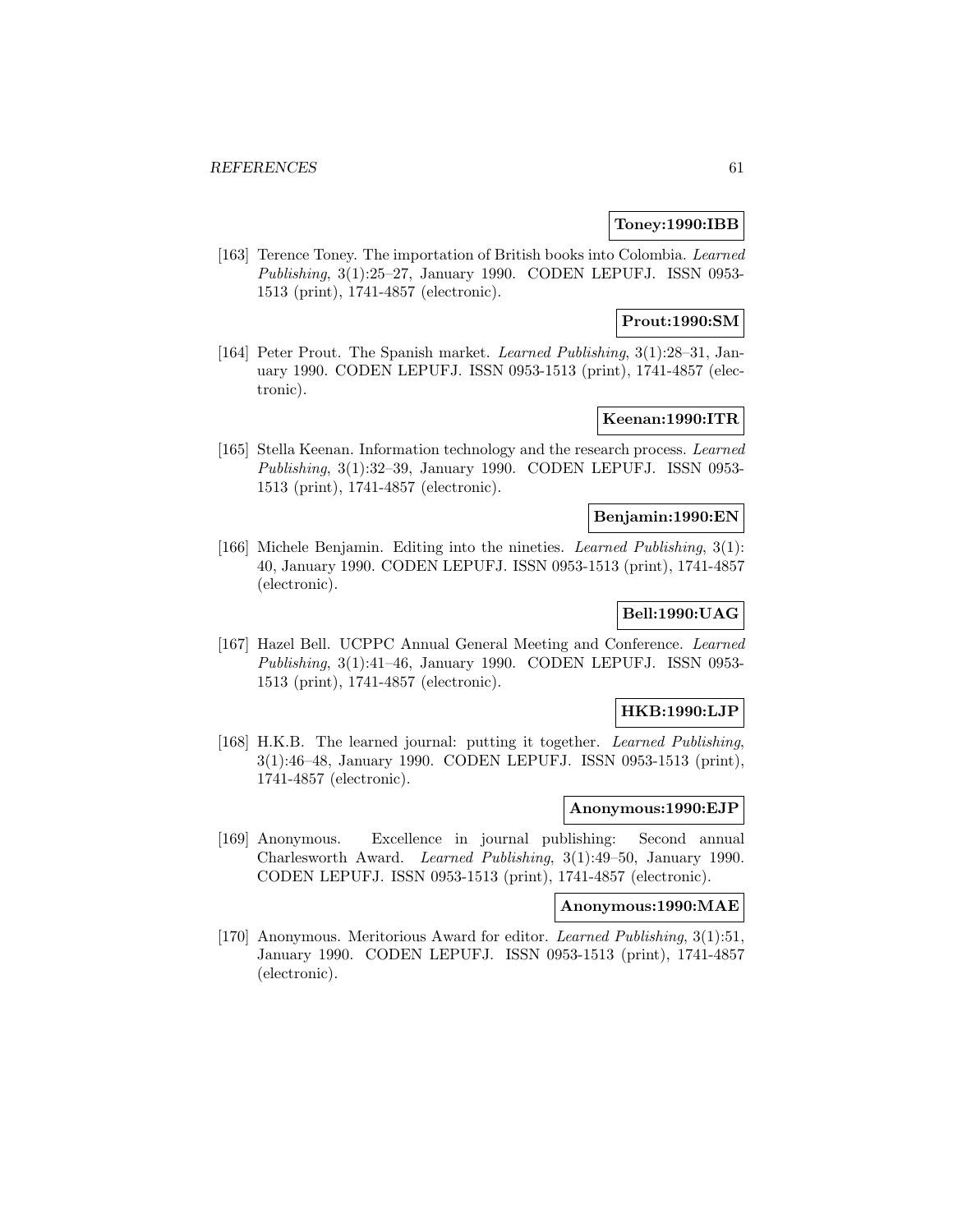**Toney:1990:IBB**

[163] Terence Toney. The importation of British books into Colombia. *Learned Publishing*, 3(1):25–27, January 1990. CODEN LEPUFJ. ISSN 0953-1513 (print), 1741-4857 (electronic).

**Prout:1990:SM**

[164] Peter Prout. The Spanish market. *Learned Publishing*, 3(1):28–31, January 1990. CODEN LEPUFJ. ISSN 0953-1513 (print), 1741-4857 (electronic).

**Keenan:1990:ITR**

[165] Stella Keenan. Information technology and the research process. *Learned Publishing*, 3(1):32–39, January 1990. CODEN LEPUFJ. ISSN 0953-1513 (print), 1741-4857 (electronic).

**Benjamin:1990:EN**

[166] Michele Benjamin. Editing into the nineties. *Learned Publishing*, 3(1):40, January 1990. CODEN LEPUFJ. ISSN 0953-1513 (print), 1741-4857 (electronic).

**Bell:1990:UAG**

[167] Hazel Bell. UCPPC Annual General Meeting and Conference. *Learned Publishing*, 3(1):41–46, January 1990. CODEN LEPUFJ. ISSN 0953-1513 (print), 1741-4857 (electronic).

**HKB:1990:LJP**

[168] H.K.B. The learned journal: putting it together. *Learned Publishing*, 3(1):46–48, January 1990. CODEN LEPUFJ. ISSN 0953-1513 (print), 1741-4857 (electronic).

**Anonymous:1990:EJP**

[169] Anonymous. Excellence in journal publishing: Second annual Charlesworth Award. *Learned Publishing*, 3(1):49–50, January 1990. CODEN LEPUFJ. ISSN 0953-1513 (print), 1741-4857 (electronic).

**Anonymous:1990:MAE**

[170] Anonymous. Meritorious Award for editor. *Learned Publishing*, 3(1):51, January 1990. CODEN LEPUFJ. ISSN 0953-1513 (print), 1741-4857 (electronic).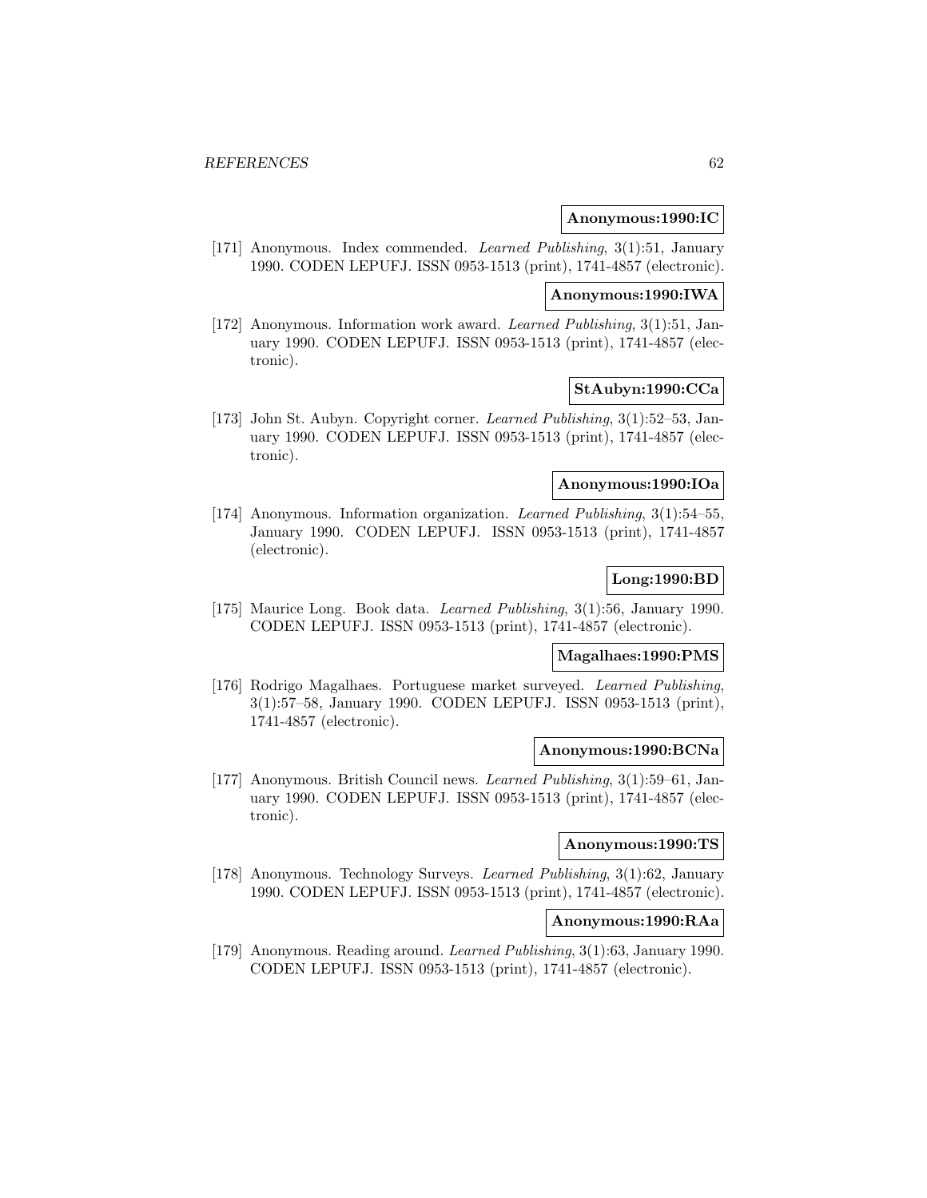**Anonymous:1990:IC**

[171] Anonymous. Index commended. *Learned Publishing*, 3(1):51, January 1990. CODEN LEPUFJ. ISSN 0953-1513 (print), 1741-4857 (electronic).

**Anonymous:1990:IWA**

[172] Anonymous. Information work award. *Learned Publishing*, 3(1):51, January 1990. CODEN LEPUFJ. ISSN 0953-1513 (print), 1741-4857 (electronic).

**StAubyn:1990:CCa**

[173] John St. Aubyn. Copyright corner. *Learned Publishing*, 3(1):52–53, January 1990. CODEN LEPUFJ. ISSN 0953-1513 (print), 1741-4857 (electronic).

**Anonymous:1990:IOa**

[174] Anonymous. Information organization. *Learned Publishing*, 3(1):54–55, January 1990. CODEN LEPUFJ. ISSN 0953-1513 (print), 1741-4857 (electronic).

**Long:1990:BD**

[175] Maurice Long. Book data. *Learned Publishing*, 3(1):56, January 1990. CODEN LEPUFJ. ISSN 0953-1513 (print), 1741-4857 (electronic).

**Magalhaes:1990:PMS**

[176] Rodrigo Magalhaes. Portuguese market surveyed. *Learned Publishing*, 3(1):57–58, January 1990. CODEN LEPUFJ. ISSN 0953-1513 (print), 1741-4857 (electronic).

**Anonymous:1990:BCNa**

[177] Anonymous. British Council news. *Learned Publishing*, 3(1):59–61, January 1990. CODEN LEPUFJ. ISSN 0953-1513 (print), 1741-4857 (electronic).

**Anonymous:1990:TS**

[178] Anonymous. Technology Surveys. *Learned Publishing*, 3(1):62, January 1990. CODEN LEPUFJ. ISSN 0953-1513 (print), 1741-4857 (electronic).

**Anonymous:1990:RAa**

[179] Anonymous. Reading around. *Learned Publishing*, 3(1):63, January 1990. CODEN LEPUFJ. ISSN 0953-1513 (print), 1741-4857 (electronic).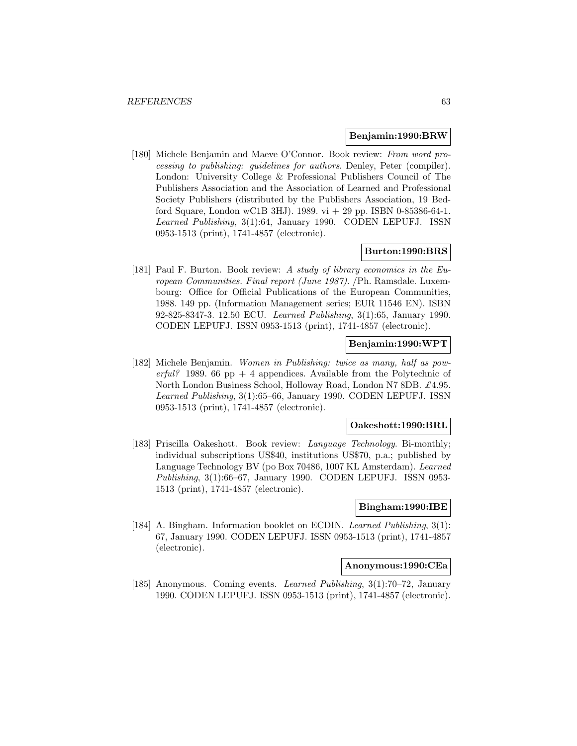**Benjamin:1990:BRW**

[180] Michele Benjamin and Maeve O'Connor. Book review: *From word processing to publishing: guidelines for authors*. Denley, Peter (compiler). London: University College & Professional Publishers Council of The Publishers Association and the Association of Learned and Professional Society Publishers (distributed by the Publishers Association, 19 Bedford Square, London wC1B 3HJ). 1989. vi + 29 pp. ISBN 0-85386-64-1. *Learned Publishing*, 3(1):64, January 1990. CODEN LEPUFJ. ISSN 0953-1513 (print), 1741-4857 (electronic).

**Burton:1990:BRS**

[181] Paul F. Burton. Book review: *A study of library economics in the European Communities. Final report (June 1987)*. /Ph. Ramsdale. Luxembourg: Office for Official Publications of the European Communities, 1988. 149 pp. (Information Management series; EUR 11546 EN). ISBN 92-825-8347-3. 12.50 ECU. *Learned Publishing*, 3(1):65, January 1990. CODEN LEPUFJ. ISSN 0953-1513 (print), 1741-4857 (electronic).

**Benjamin:1990:WPT**

[182] Michele Benjamin. *Women in Publishing: twice as many, half as powerful?* 1989. 66 pp + 4 appendices. Available from the Polytechnic of North London Business School, Holloway Road, London N7 8DB. £4.95. *Learned Publishing*, 3(1):65–66, January 1990. CODEN LEPUFJ. ISSN 0953-1513 (print), 1741-4857 (electronic).

**Oakeshott:1990:BRL**

[183] Priscilla Oakeshott. Book review: *Language Technology*. Bi-monthly; individual subscriptions US$40, institutions US$70, p.a.; published by Language Technology BV (po Box 70486, 1007 KL Amsterdam). *Learned Publishing*, 3(1):66–67, January 1990. CODEN LEPUFJ. ISSN 0953-1513 (print), 1741-4857 (electronic).

**Bingham:1990:IBE**

[184] A. Bingham. Information booklet on ECDIN. *Learned Publishing*, 3(1):67, January 1990. CODEN LEPUFJ. ISSN 0953-1513 (print), 1741-4857 (electronic).

**Anonymous:1990:CEa**

[185] Anonymous. Coming events. *Learned Publishing*, 3(1):70–72, January 1990. CODEN LEPUFJ. ISSN 0953-1513 (print), 1741-4857 (electronic).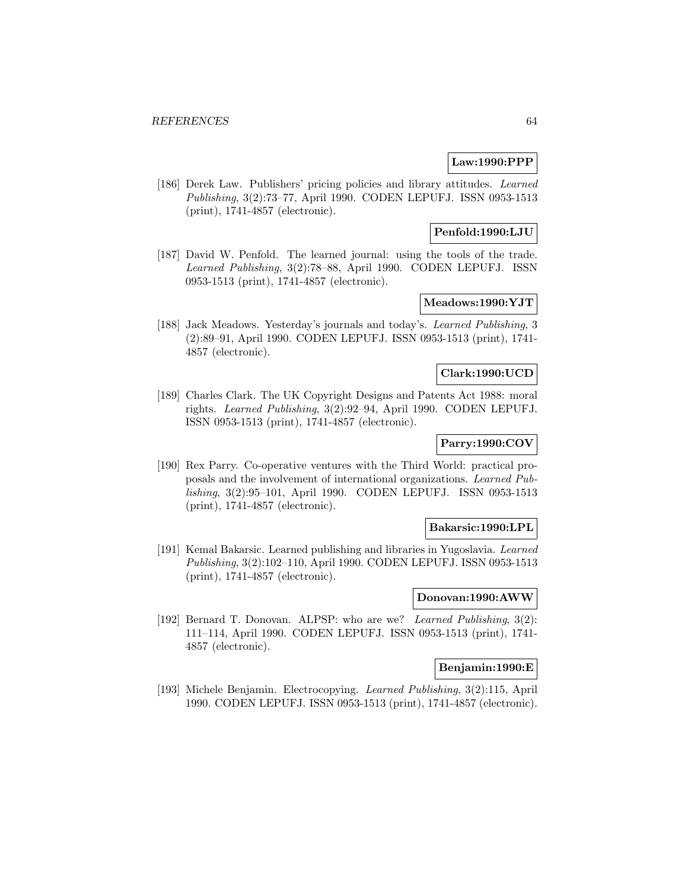**Law:1990:PPP**

[186] Derek Law. Publishers' pricing policies and library attitudes. *Learned Publishing*, 3(2):73–77, April 1990. CODEN LEPUFJ. ISSN 0953-1513 (print), 1741-4857 (electronic).

**Penfold:1990:LJU**

[187] David W. Penfold. The learned journal: using the tools of the trade. *Learned Publishing*, 3(2):78–88, April 1990. CODEN LEPUFJ. ISSN 0953-1513 (print), 1741-4857 (electronic).

**Meadows:1990:YJT**

[188] Jack Meadows. Yesterday's journals and today's. *Learned Publishing*, 3 (2):89–91, April 1990. CODEN LEPUFJ. ISSN 0953-1513 (print), 1741-4857 (electronic).

**Clark:1990:UCD**

[189] Charles Clark. The UK Copyright Designs and Patents Act 1988: moral rights. *Learned Publishing*, 3(2):92–94, April 1990. CODEN LEPUFJ. ISSN 0953-1513 (print), 1741-4857 (electronic).

**Parry:1990:COV**

[190] Rex Parry. Co-operative ventures with the Third World: practical proposals and the involvement of international organizations. *Learned Publishing*, 3(2):95–101, April 1990. CODEN LEPUFJ. ISSN 0953-1513 (print), 1741-4857 (electronic).

**Bakarsic:1990:LPL**

[191] Kemal Bakarsic. Learned publishing and libraries in Yugoslavia. *Learned Publishing*, 3(2):102–110, April 1990. CODEN LEPUFJ. ISSN 0953-1513 (print), 1741-4857 (electronic).

**Donovan:1990:AWW**

[192] Bernard T. Donovan. ALPSP: who are we? *Learned Publishing*, 3(2): 111–114, April 1990. CODEN LEPUFJ. ISSN 0953-1513 (print), 1741-4857 (electronic).

**Benjamin:1990:E**

[193] Michele Benjamin. Electrocopying. *Learned Publishing*, 3(2):115, April 1990. CODEN LEPUFJ. ISSN 0953-1513 (print), 1741-4857 (electronic).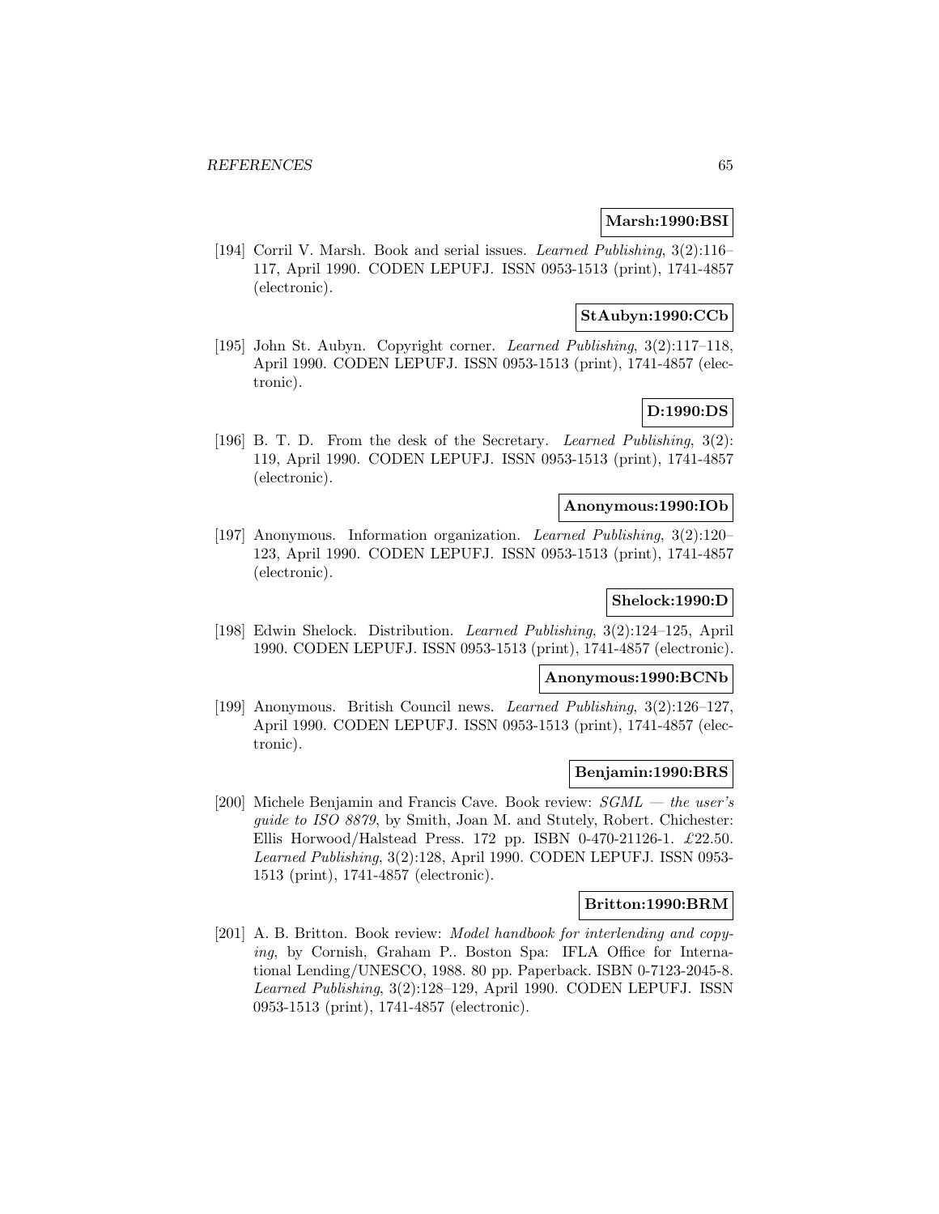**Marsh:1990:BSI**

[194] Corril V. Marsh. Book and serial issues. *Learned Publishing*, 3(2):116–117, April 1990. CODEN LEPUFJ. ISSN 0953-1513 (print), 1741-4857 (electronic).

**StAubyn:1990:CCb**

[195] John St. Aubyn. Copyright corner. *Learned Publishing*, 3(2):117–118, April 1990. CODEN LEPUFJ. ISSN 0953-1513 (print), 1741-4857 (electronic).

**D:1990:DS**

[196] B. T. D. From the desk of the Secretary. *Learned Publishing*, 3(2): 119, April 1990. CODEN LEPUFJ. ISSN 0953-1513 (print), 1741-4857 (electronic).

**Anonymous:1990:IOb**

[197] Anonymous. Information organization. *Learned Publishing*, 3(2):120–123, April 1990. CODEN LEPUFJ. ISSN 0953-1513 (print), 1741-4857 (electronic).

**Shelock:1990:D**

[198] Edwin Shelock. Distribution. *Learned Publishing*, 3(2):124–125, April 1990. CODEN LEPUFJ. ISSN 0953-1513 (print), 1741-4857 (electronic).

**Anonymous:1990:BCNb**

[199] Anonymous. British Council news. *Learned Publishing*, 3(2):126–127, April 1990. CODEN LEPUFJ. ISSN 0953-1513 (print), 1741-4857 (electronic).

**Benjamin:1990:BRS**

[200] Michele Benjamin and Francis Cave. Book review: *SGML — the user's guide to ISO 8879*, by Smith, Joan M. and Stutely, Robert. Chichester: Ellis Horwood/Halstead Press. 172 pp. ISBN 0-470-21126-1. £22.50. *Learned Publishing*, 3(2):128, April 1990. CODEN LEPUFJ. ISSN 0953-1513 (print), 1741-4857 (electronic).

**Britton:1990:BRM**

[201] A. B. Britton. Book review: *Model handbook for interlending and copying*, by Cornish, Graham P.. Boston Spa: IFLA Office for International Lending/UNESCO, 1988. 80 pp. Paperback. ISBN 0-7123-2045-8. *Learned Publishing*, 3(2):128–129, April 1990. CODEN LEPUFJ. ISSN 0953-1513 (print), 1741-4857 (electronic).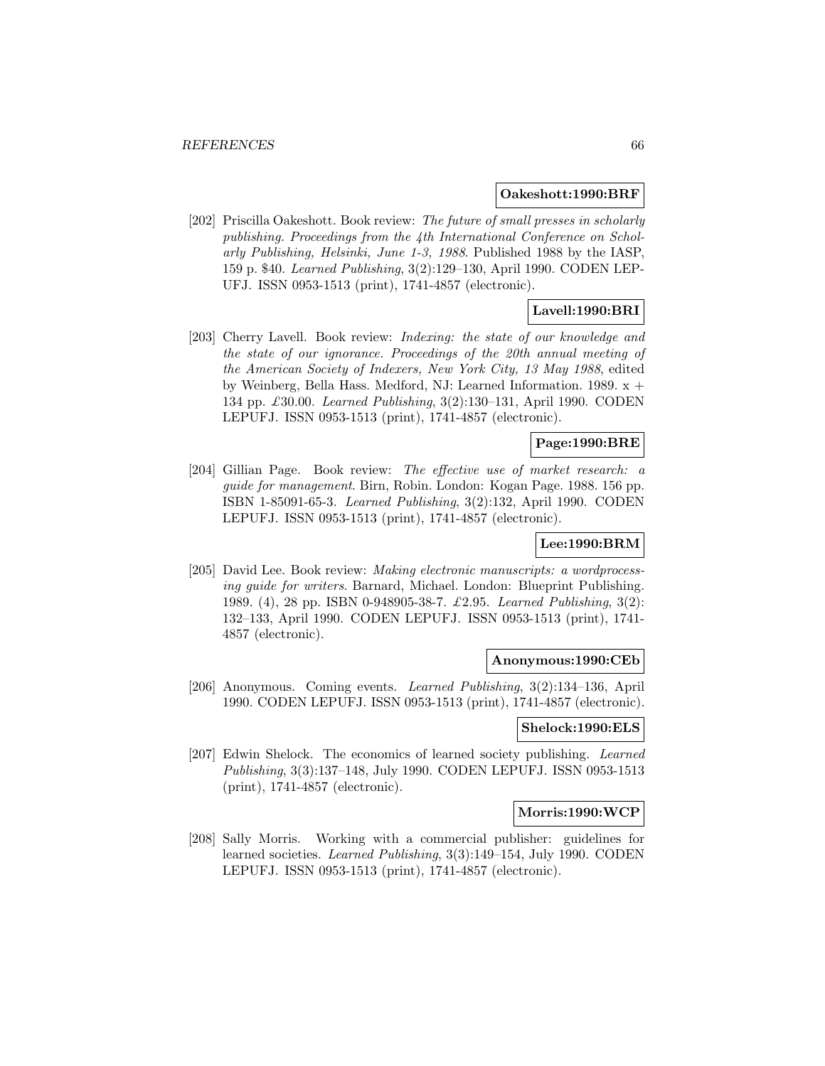**Oakeshott:1990:BRF**

[202] Priscilla Oakeshott. Book review: *The future of small presses in scholarly publishing. Proceedings from the 4th International Conference on Scholarly Publishing, Helsinki, June 1-3, 1988*. Published 1988 by the IASP, 159 p. $40. *Learned Publishing*, 3(2):129–130, April 1990. CODEN LEPUFJ. ISSN 0953-1513 (print), 1741-4857 (electronic).

**Lavell:1990:BRI**

[203] Cherry Lavell. Book review: *Indexing: the state of our knowledge and the state of our ignorance. Proceedings of the 20th annual meeting of the American Society of Indexers, New York City, 13 May 1988*, edited by Weinberg, Bella Hass. Medford, NJ: Learned Information. 1989. x + 134 pp. £30.00. *Learned Publishing*, 3(2):130–131, April 1990. CODEN LEPUFJ. ISSN 0953-1513 (print), 1741-4857 (electronic).

**Page:1990:BRE**

[204] Gillian Page. Book review: *The effective use of market research: a guide for management*. Birn, Robin. London: Kogan Page. 1988. 156 pp. ISBN 1-85091-65-3. *Learned Publishing*, 3(2):132, April 1990. CODEN LEPUFJ. ISSN 0953-1513 (print), 1741-4857 (electronic).

**Lee:1990:BRM**

[205] David Lee. Book review: *Making electronic manuscripts: a wordprocessing guide for writers*. Barnard, Michael. London: Blueprint Publishing. 1989. (4), 28 pp. ISBN 0-948905-38-7. £2.95. *Learned Publishing*, 3(2): 132–133, April 1990. CODEN LEPUFJ. ISSN 0953-1513 (print), 1741-4857 (electronic).

**Anonymous:1990:CEb**

[206] Anonymous. Coming events. *Learned Publishing*, 3(2):134–136, April 1990. CODEN LEPUFJ. ISSN 0953-1513 (print), 1741-4857 (electronic).

**Shelock:1990:ELS**

[207] Edwin Shelock. The economics of learned society publishing. *Learned Publishing*, 3(3):137–148, July 1990. CODEN LEPUFJ. ISSN 0953-1513 (print), 1741-4857 (electronic).

**Morris:1990:WCP**

[208] Sally Morris. Working with a commercial publisher: guidelines for learned societies. *Learned Publishing*, 3(3):149–154, July 1990. CODEN LEPUFJ. ISSN 0953-1513 (print), 1741-4857 (electronic).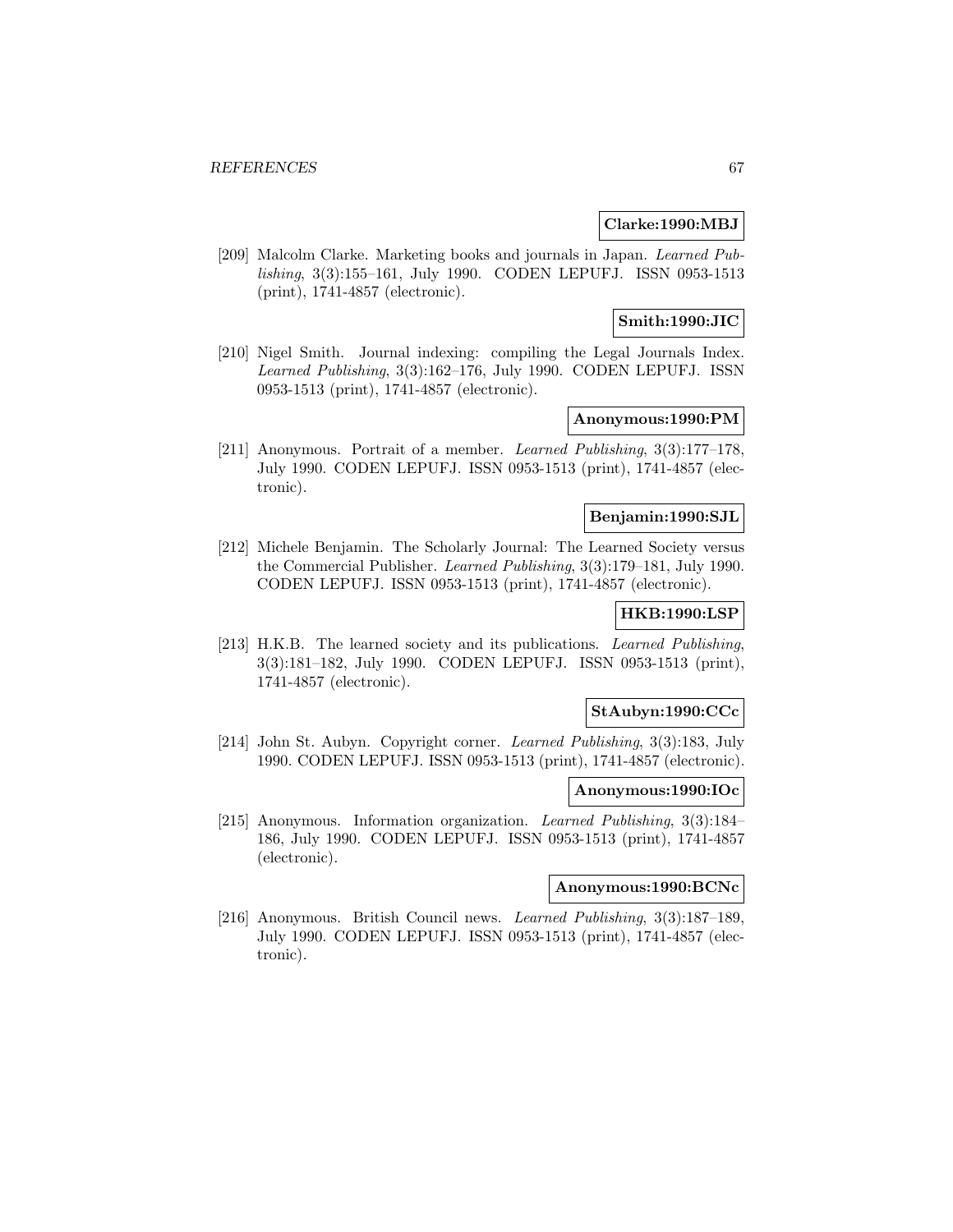**Clarke:1990:MBJ**

[209] Malcolm Clarke. Marketing books and journals in Japan. *Learned Publishing*, 3(3):155–161, July 1990. CODEN LEPUFJ. ISSN 0953-1513 (print), 1741-4857 (electronic).

**Smith:1990:JIC**

[210] Nigel Smith. Journal indexing: compiling the Legal Journals Index. *Learned Publishing*, 3(3):162–176, July 1990. CODEN LEPUFJ. ISSN 0953-1513 (print), 1741-4857 (electronic).

**Anonymous:1990:PM**

[211] Anonymous. Portrait of a member. *Learned Publishing*, 3(3):177–178, July 1990. CODEN LEPUFJ. ISSN 0953-1513 (print), 1741-4857 (electronic).

**Benjamin:1990:SJL**

[212] Michele Benjamin. The Scholarly Journal: The Learned Society versus the Commercial Publisher. *Learned Publishing*, 3(3):179–181, July 1990. CODEN LEPUFJ. ISSN 0953-1513 (print), 1741-4857 (electronic).

**HKB:1990:LSP**

[213] H.K.B. The learned society and its publications. *Learned Publishing*, 3(3):181–182, July 1990. CODEN LEPUFJ. ISSN 0953-1513 (print), 1741-4857 (electronic).

**StAubyn:1990:CCc**

[214] John St. Aubyn. Copyright corner. *Learned Publishing*, 3(3):183, July 1990. CODEN LEPUFJ. ISSN 0953-1513 (print), 1741-4857 (electronic).

**Anonymous:1990:IOc**

[215] Anonymous. Information organization. *Learned Publishing*, 3(3):184–186, July 1990. CODEN LEPUFJ. ISSN 0953-1513 (print), 1741-4857 (electronic).

**Anonymous:1990:BCNc**

[216] Anonymous. British Council news. *Learned Publishing*, 3(3):187–189, July 1990. CODEN LEPUFJ. ISSN 0953-1513 (print), 1741-4857 (electronic).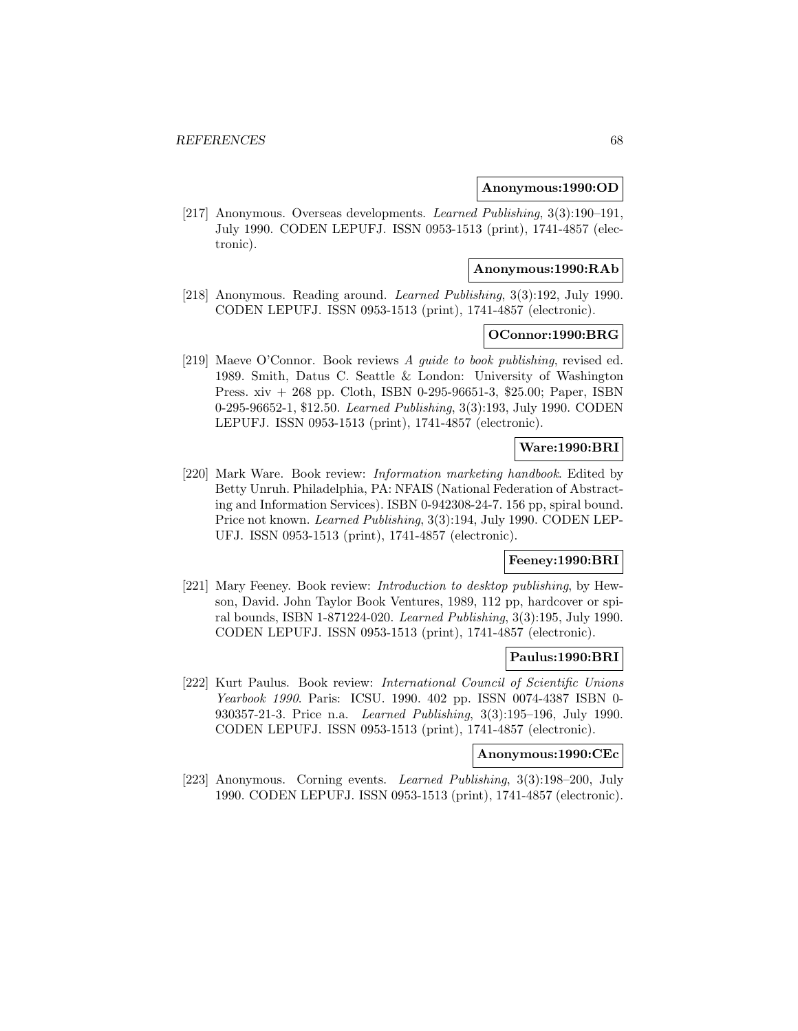**Anonymous:1990:OD**

[217] Anonymous. Overseas developments. *Learned Publishing*, 3(3):190–191, July 1990. CODEN LEPUFJ. ISSN 0953-1513 (print), 1741-4857 (electronic).

**Anonymous:1990:RAb**

[218] Anonymous. Reading around. *Learned Publishing*, 3(3):192, July 1990. CODEN LEPUFJ. ISSN 0953-1513 (print), 1741-4857 (electronic).

**OConnor:1990:BRG**

[219] Maeve O'Connor. Book reviews *A guide to book publishing*, revised ed. 1989. Smith, Datus C. Seattle & London: University of Washington Press. xiv + 268 pp. Cloth, ISBN 0-295-96651-3, $25.00; Paper, ISBN 0-295-96652-1, $12.50. *Learned Publishing*, 3(3):193, July 1990. CODEN LEPUFJ. ISSN 0953-1513 (print), 1741-4857 (electronic).

**Ware:1990:BRI**

[220] Mark Ware. Book review: *Information marketing handbook*. Edited by Betty Unruh. Philadelphia, PA: NFAIS (National Federation of Abstracting and Information Services). ISBN 0-942308-24-7. 156 pp, spiral bound. Price not known. *Learned Publishing*, 3(3):194, July 1990. CODEN LEPUFJ. ISSN 0953-1513 (print), 1741-4857 (electronic).

**Feeney:1990:BRI**

[221] Mary Feeney. Book review: *Introduction to desktop publishing*, by Hewson, David. John Taylor Book Ventures, 1989, 112 pp, hardcover or spiral bounds, ISBN 1-871224-020. *Learned Publishing*, 3(3):195, July 1990. CODEN LEPUFJ. ISSN 0953-1513 (print), 1741-4857 (electronic).

**Paulus:1990:BRI**

[222] Kurt Paulus. Book review: *International Council of Scientific Unions Yearbook 1990*. Paris: ICSU. 1990. 402 pp. ISSN 0074-4387 ISBN 0-930357-21-3. Price n.a. *Learned Publishing*, 3(3):195–196, July 1990. CODEN LEPUFJ. ISSN 0953-1513 (print), 1741-4857 (electronic).

**Anonymous:1990:CEc**

[223] Anonymous. Corning events. *Learned Publishing*, 3(3):198–200, July 1990. CODEN LEPUFJ. ISSN 0953-1513 (print), 1741-4857 (electronic).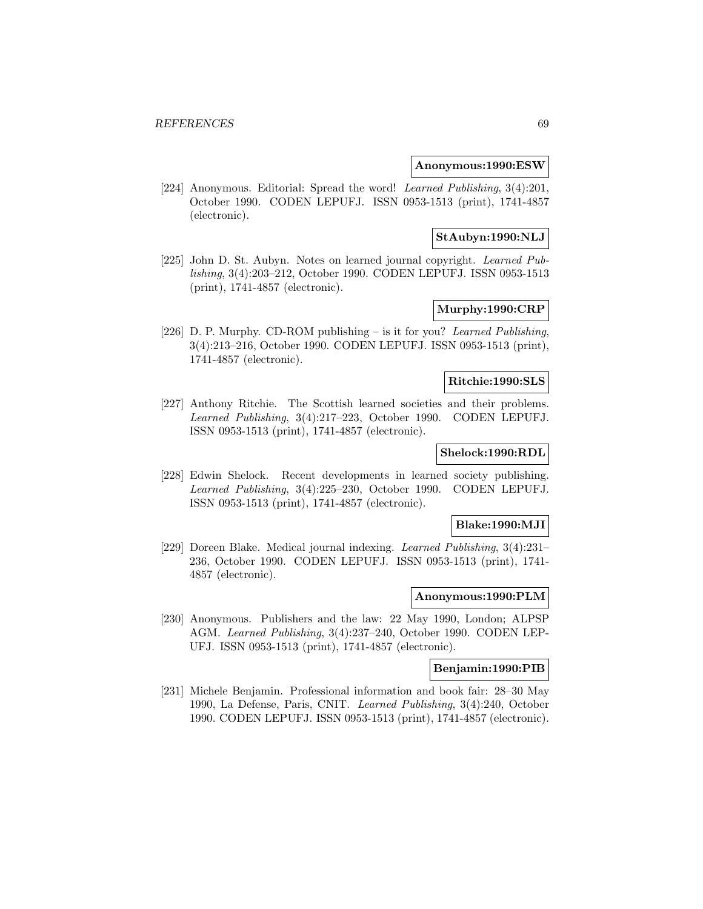**Anonymous:1990:ESW**

[224] Anonymous. Editorial: Spread the word! *Learned Publishing*, 3(4):201, October 1990. CODEN LEPUFJ. ISSN 0953-1513 (print), 1741-4857 (electronic).

**StAubyn:1990:NLJ**

[225] John D. St. Aubyn. Notes on learned journal copyright. *Learned Publishing*, 3(4):203–212, October 1990. CODEN LEPUFJ. ISSN 0953-1513 (print), 1741-4857 (electronic).

**Murphy:1990:CRP**

[226] D. P. Murphy. CD-ROM publishing – is it for you? *Learned Publishing*, 3(4):213–216, October 1990. CODEN LEPUFJ. ISSN 0953-1513 (print), 1741-4857 (electronic).

**Ritchie:1990:SLS**

[227] Anthony Ritchie. The Scottish learned societies and their problems. *Learned Publishing*, 3(4):217–223, October 1990. CODEN LEPUFJ. ISSN 0953-1513 (print), 1741-4857 (electronic).

**Shelock:1990:RDL**

[228] Edwin Shelock. Recent developments in learned society publishing. *Learned Publishing*, 3(4):225–230, October 1990. CODEN LEPUFJ. ISSN 0953-1513 (print), 1741-4857 (electronic).

**Blake:1990:MJI**

[229] Doreen Blake. Medical journal indexing. *Learned Publishing*, 3(4):231–236, October 1990. CODEN LEPUFJ. ISSN 0953-1513 (print), 1741-4857 (electronic).

**Anonymous:1990:PLM**

[230] Anonymous. Publishers and the law: 22 May 1990, London; ALPSP AGM. *Learned Publishing*, 3(4):237–240, October 1990. CODEN LEPUFJ. ISSN 0953-1513 (print), 1741-4857 (electronic).

**Benjamin:1990:PIB**

[231] Michele Benjamin. Professional information and book fair: 28–30 May 1990, La Defense, Paris, CNIT. *Learned Publishing*, 3(4):240, October 1990. CODEN LEPUFJ. ISSN 0953-1513 (print), 1741-4857 (electronic).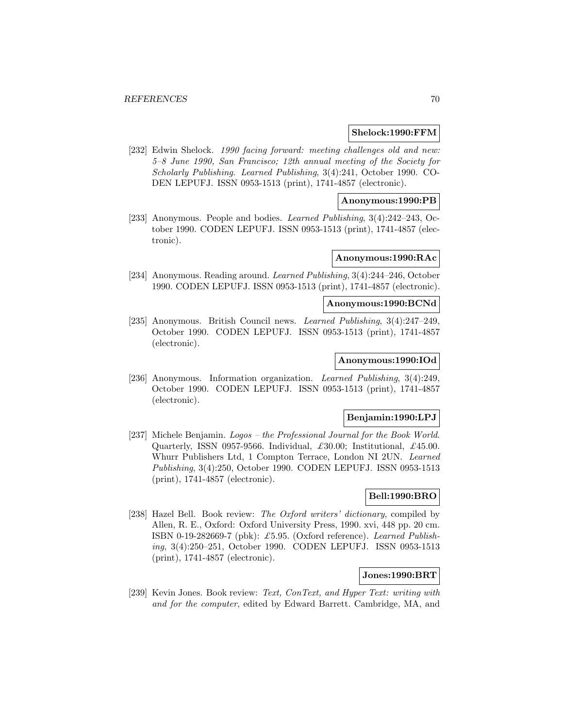**Shelock:1990:FFM**

[232] Edwin Shelock. *1990 facing forward: meeting challenges old and new: 5–8 June 1990, San Francisco; 12th annual meeting of the Society for Scholarly Publishing*. *Learned Publishing*, 3(4):241, October 1990. CODEN LEPUFJ. ISSN 0953-1513 (print), 1741-4857 (electronic).

**Anonymous:1990:PB**

[233] Anonymous. People and bodies. *Learned Publishing*, 3(4):242–243, October 1990. CODEN LEPUFJ. ISSN 0953-1513 (print), 1741-4857 (electronic).

**Anonymous:1990:RAc**

[234] Anonymous. Reading around. *Learned Publishing*, 3(4):244–246, October 1990. CODEN LEPUFJ. ISSN 0953-1513 (print), 1741-4857 (electronic).

**Anonymous:1990:BCNd**

[235] Anonymous. British Council news. *Learned Publishing*, 3(4):247–249, October 1990. CODEN LEPUFJ. ISSN 0953-1513 (print), 1741-4857 (electronic).

**Anonymous:1990:IOd**

[236] Anonymous. Information organization. *Learned Publishing*, 3(4):249, October 1990. CODEN LEPUFJ. ISSN 0953-1513 (print), 1741-4857 (electronic).

**Benjamin:1990:LPJ**

[237] Michele Benjamin. *Logos – the Professional Journal for the Book World*. Quarterly, ISSN 0957-9566. Individual, £30.00; Institutional, £45.00. Whurr Publishers Ltd, 1 Compton Terrace, London NI 2UN. *Learned Publishing*, 3(4):250, October 1990. CODEN LEPUFJ. ISSN 0953-1513 (print), 1741-4857 (electronic).

**Bell:1990:BRO**

[238] Hazel Bell. Book review: *The Oxford writers' dictionary*, compiled by Allen, R. E., Oxford: Oxford University Press, 1990. xvi, 448 pp. 20 cm. ISBN 0-19-282669-7 (pbk): £5.95. (Oxford reference). *Learned Publishing*, 3(4):250–251, October 1990. CODEN LEPUFJ. ISSN 0953-1513 (print), 1741-4857 (electronic).

**Jones:1990:BRT**

[239] Kevin Jones. Book review: *Text, ConText, and Hyper Text: writing with and for the computer*, edited by Edward Barrett. Cambridge, MA, and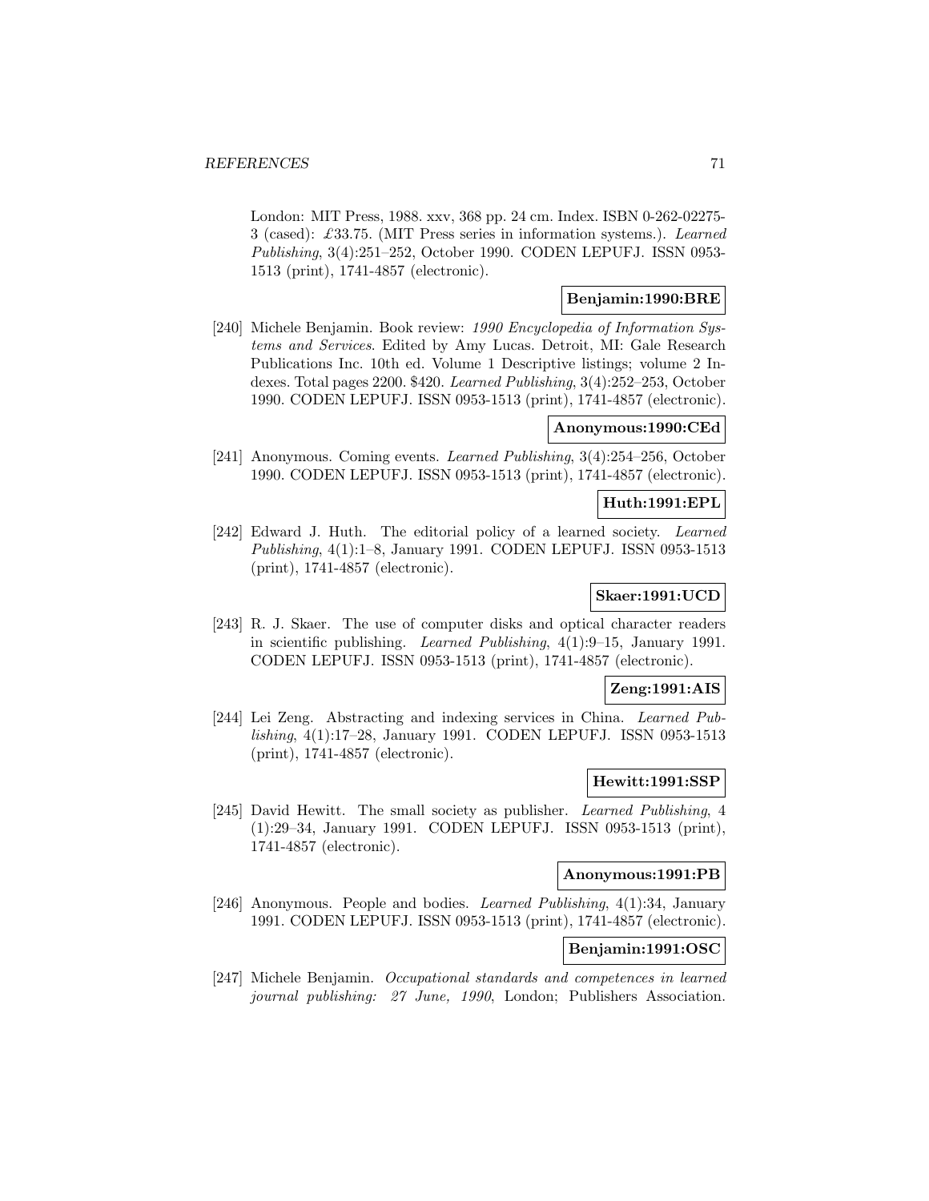London: MIT Press, 1988. xxv, 368 pp. 24 cm. Index. ISBN 0-262-02275-3 (cased): £33.75. (MIT Press series in information systems.). *Learned Publishing*, 3(4):251–252, October 1990. CODEN LEPUFJ. ISSN 0953-1513 (print), 1741-4857 (electronic).

**Benjamin:1990:BRE**

[240] Michele Benjamin. Book review: *1990 Encyclopedia of Information Systems and Services*. Edited by Amy Lucas. Detroit, MI: Gale Research Publications Inc. 10th ed. Volume 1 Descriptive listings; volume 2 Indexes. Total pages 2200. $420. *Learned Publishing*, 3(4):252–253, October 1990. CODEN LEPUFJ. ISSN 0953-1513 (print), 1741-4857 (electronic).

**Anonymous:1990:CEd**

[241] Anonymous. Coming events. *Learned Publishing*, 3(4):254–256, October 1990. CODEN LEPUFJ. ISSN 0953-1513 (print), 1741-4857 (electronic).

**Huth:1991:EPL**

[242] Edward J. Huth. The editorial policy of a learned society. *Learned Publishing*, 4(1):1–8, January 1991. CODEN LEPUFJ. ISSN 0953-1513 (print), 1741-4857 (electronic).

**Skaer:1991:UCD**

[243] R. J. Skaer. The use of computer disks and optical character readers in scientific publishing. *Learned Publishing*, 4(1):9–15, January 1991. CODEN LEPUFJ. ISSN 0953-1513 (print), 1741-4857 (electronic).

**Zeng:1991:AIS**

[244] Lei Zeng. Abstracting and indexing services in China. *Learned Publishing*, 4(1):17–28, January 1991. CODEN LEPUFJ. ISSN 0953-1513 (print), 1741-4857 (electronic).

**Hewitt:1991:SSP**

[245] David Hewitt. The small society as publisher. *Learned Publishing*, 4 (1):29–34, January 1991. CODEN LEPUFJ. ISSN 0953-1513 (print), 1741-4857 (electronic).

**Anonymous:1991:PB**

[246] Anonymous. People and bodies. *Learned Publishing*, 4(1):34, January 1991. CODEN LEPUFJ. ISSN 0953-1513 (print), 1741-4857 (electronic).

**Benjamin:1991:OSC**

[247] Michele Benjamin. *Occupational standards and competences in learned journal publishing: 27 June, 1990*, London; Publishers Association.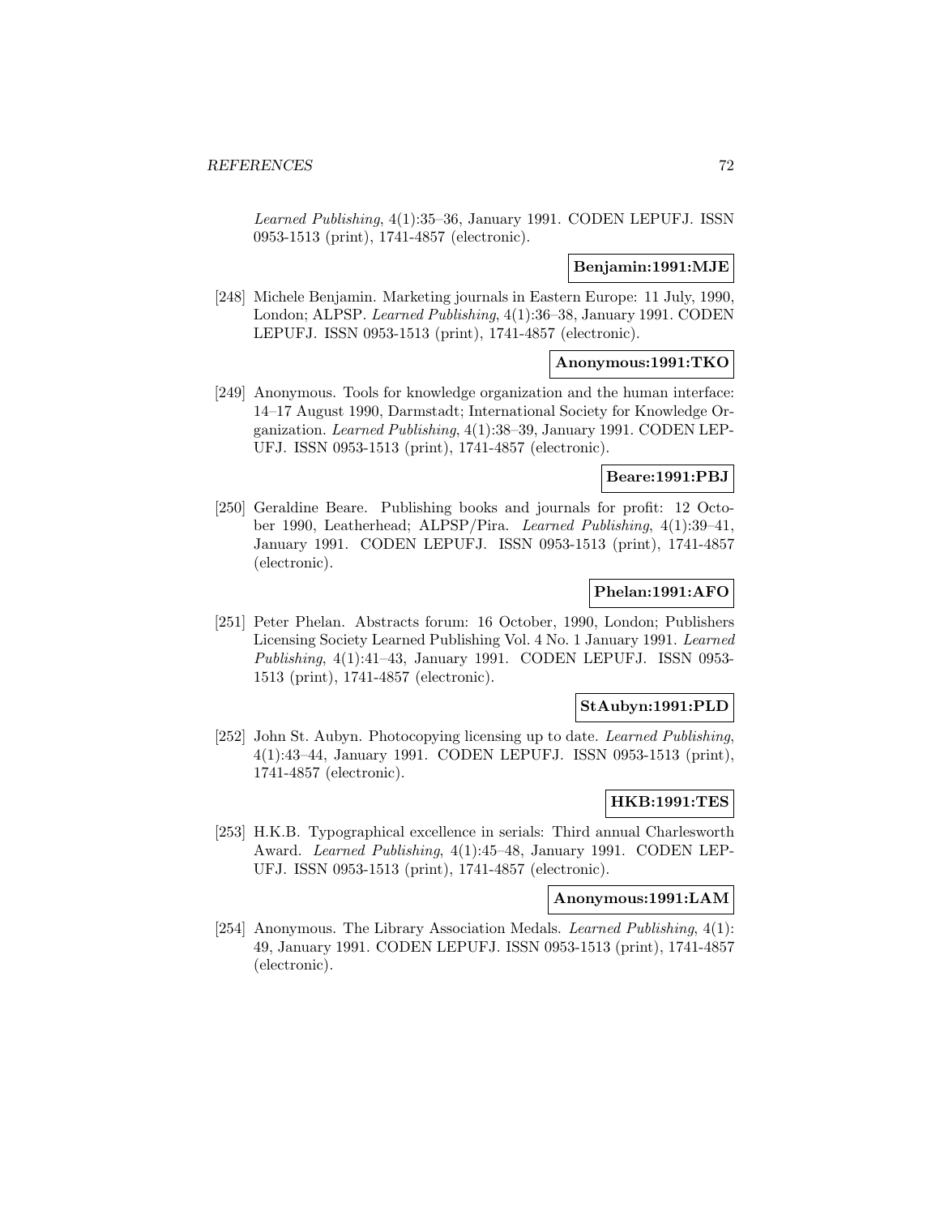*Learned Publishing*, 4(1):35–36, January 1991. CODEN LEPUFJ. ISSN 0953-1513 (print), 1741-4857 (electronic).

**Benjamin:1991:MJE**

[248] Michele Benjamin. Marketing journals in Eastern Europe: 11 July, 1990, London; ALPSP. *Learned Publishing*, 4(1):36–38, January 1991. CODEN LEPUFJ. ISSN 0953-1513 (print), 1741-4857 (electronic).

**Anonymous:1991:TKO**

[249] Anonymous. Tools for knowledge organization and the human interface: 14–17 August 1990, Darmstadt; International Society for Knowledge Organization. *Learned Publishing*, 4(1):38–39, January 1991. CODEN LEPUFJ. ISSN 0953-1513 (print), 1741-4857 (electronic).

**Beare:1991:PBJ**

[250] Geraldine Beare. Publishing books and journals for profit: 12 October 1990, Leatherhead; ALPSP/Pira. *Learned Publishing*, 4(1):39–41, January 1991. CODEN LEPUFJ. ISSN 0953-1513 (print), 1741-4857 (electronic).

**Phelan:1991:AFO**

[251] Peter Phelan. Abstracts forum: 16 October, 1990, London; Publishers Licensing Society Learned Publishing Vol. 4 No. 1 January 1991. *Learned Publishing*, 4(1):41–43, January 1991. CODEN LEPUFJ. ISSN 0953-1513 (print), 1741-4857 (electronic).

**StAubyn:1991:PLD**

[252] John St. Aubyn. Photocopying licensing up to date. *Learned Publishing*, 4(1):43–44, January 1991. CODEN LEPUFJ. ISSN 0953-1513 (print), 1741-4857 (electronic).

**HKB:1991:TES**

[253] H.K.B. Typographical excellence in serials: Third annual Charlesworth Award. *Learned Publishing*, 4(1):45–48, January 1991. CODEN LEPUFJ. ISSN 0953-1513 (print), 1741-4857 (electronic).

**Anonymous:1991:LAM**

[254] Anonymous. The Library Association Medals. *Learned Publishing*, 4(1): 49, January 1991. CODEN LEPUFJ. ISSN 0953-1513 (print), 1741-4857 (electronic).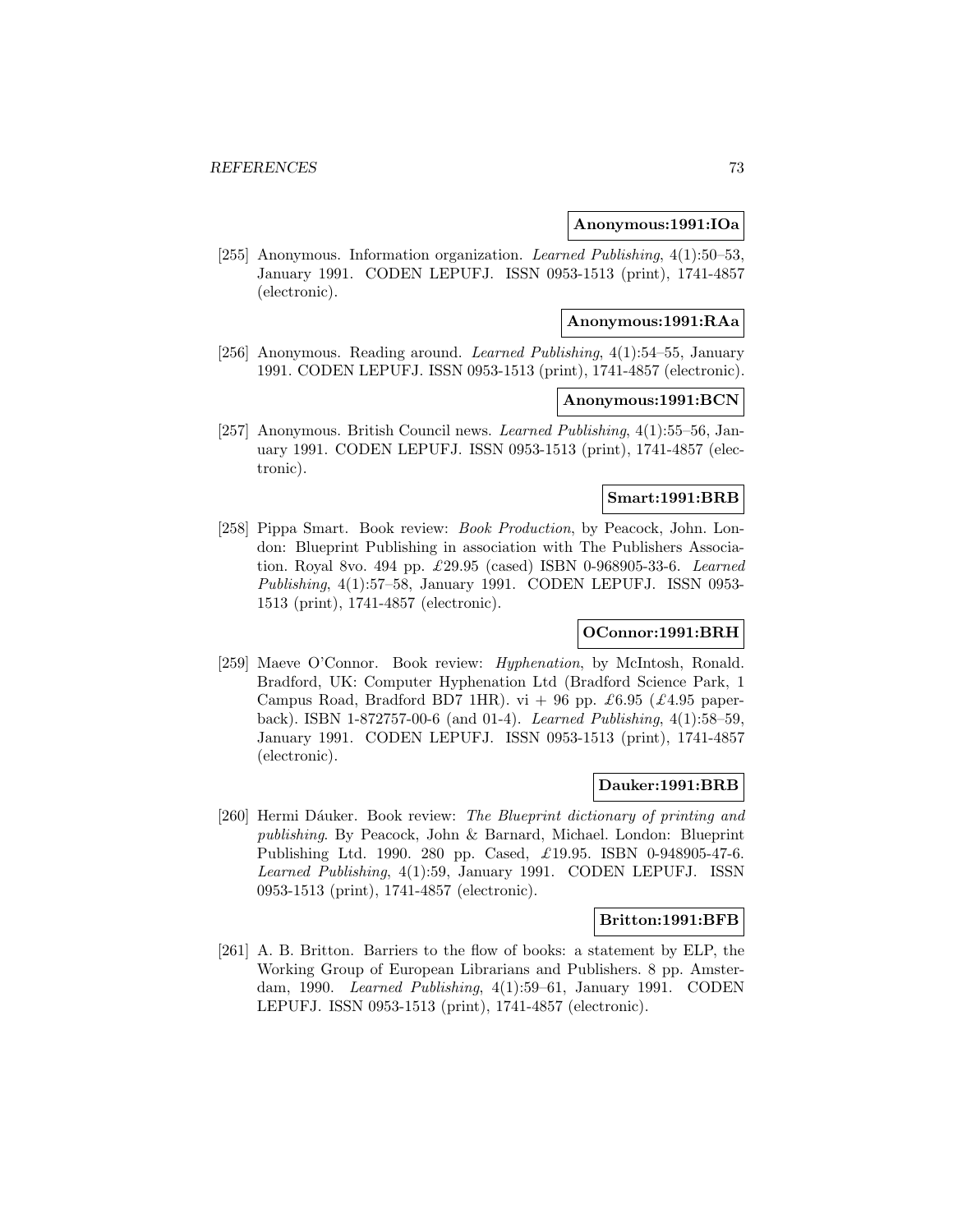**Anonymous:1991:IOa**

[255] Anonymous. Information organization. *Learned Publishing*, 4(1):50–53, January 1991. CODEN LEPUFJ. ISSN 0953-1513 (print), 1741-4857 (electronic).

**Anonymous:1991:RAa**

[256] Anonymous. Reading around. *Learned Publishing*, 4(1):54–55, January 1991. CODEN LEPUFJ. ISSN 0953-1513 (print), 1741-4857 (electronic).

**Anonymous:1991:BCN**

[257] Anonymous. British Council news. *Learned Publishing*, 4(1):55–56, January 1991. CODEN LEPUFJ. ISSN 0953-1513 (print), 1741-4857 (electronic).

**Smart:1991:BRB**

[258] Pippa Smart. Book review: *Book Production*, by Peacock, John. London: Blueprint Publishing in association with The Publishers Association. Royal 8vo. 494 pp. £29.95 (cased) ISBN 0-968905-33-6. *Learned Publishing*, 4(1):57–58, January 1991. CODEN LEPUFJ. ISSN 0953-1513 (print), 1741-4857 (electronic).

**OConnor:1991:BRH**

[259] Maeve O'Connor. Book review: *Hyphenation*, by McIntosh, Ronald. Bradford, UK: Computer Hyphenation Ltd (Bradford Science Park, 1 Campus Road, Bradford BD7 1HR). vi + 96 pp. £6.95 (£4.95 paperback). ISBN 1-872757-00-6 (and 01-4). *Learned Publishing*, 4(1):58–59, January 1991. CODEN LEPUFJ. ISSN 0953-1513 (print), 1741-4857 (electronic).

**Dauker:1991:BRB**

[260] Hermi Dáuker. Book review: *The Blueprint dictionary of printing and publishing*. By Peacock, John & Barnard, Michael. London: Blueprint Publishing Ltd. 1990. 280 pp. Cased, £19.95. ISBN 0-948905-47-6. *Learned Publishing*, 4(1):59, January 1991. CODEN LEPUFJ. ISSN 0953-1513 (print), 1741-4857 (electronic).

**Britton:1991:BFB**

[261] A. B. Britton. Barriers to the flow of books: a statement by ELP, the Working Group of European Librarians and Publishers. 8 pp. Amsterdam, 1990. *Learned Publishing*, 4(1):59–61, January 1991. CODEN LEPUFJ. ISSN 0953-1513 (print), 1741-4857 (electronic).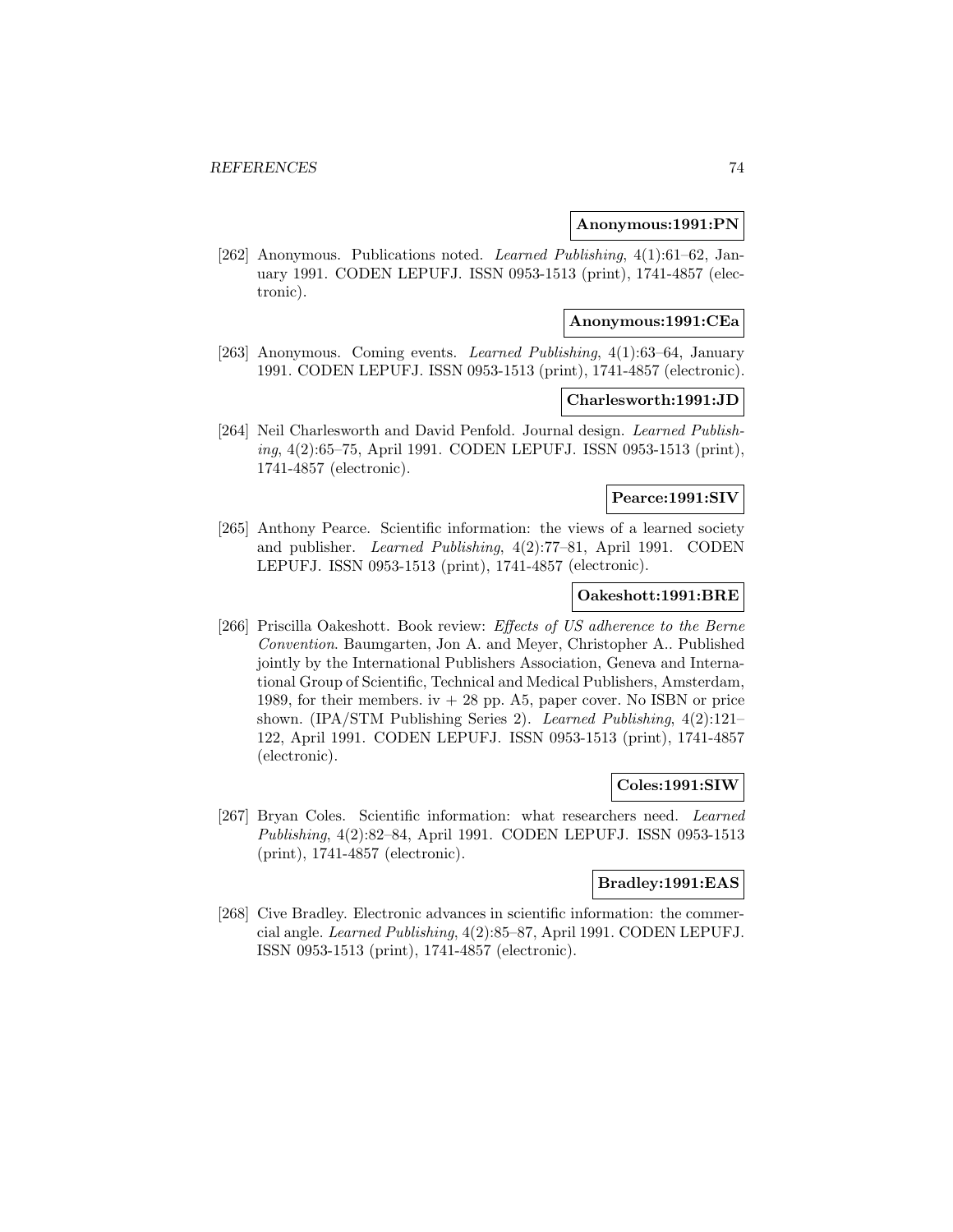**Anonymous:1991:PN**

[262] Anonymous. Publications noted. *Learned Publishing*, 4(1):61–62, January 1991. CODEN LEPUFJ. ISSN 0953-1513 (print), 1741-4857 (electronic).

**Anonymous:1991:CEa**

[263] Anonymous. Coming events. *Learned Publishing*, 4(1):63–64, January 1991. CODEN LEPUFJ. ISSN 0953-1513 (print), 1741-4857 (electronic).

**Charlesworth:1991:JD**

[264] Neil Charlesworth and David Penfold. Journal design. *Learned Publishing*, 4(2):65–75, April 1991. CODEN LEPUFJ. ISSN 0953-1513 (print), 1741-4857 (electronic).

**Pearce:1991:SIV**

[265] Anthony Pearce. Scientific information: the views of a learned society and publisher. *Learned Publishing*, 4(2):77–81, April 1991. CODEN LEPUFJ. ISSN 0953-1513 (print), 1741-4857 (electronic).

**Oakeshott:1991:BRE**

[266] Priscilla Oakeshott. Book review: *Effects of US adherence to the Berne Convention*. Baumgarten, Jon A. and Meyer, Christopher A.. Published jointly by the International Publishers Association, Geneva and International Group of Scientific, Technical and Medical Publishers, Amsterdam, 1989, for their members. iv + 28 pp. A5, paper cover. No ISBN or price shown. (IPA/STM Publishing Series 2). *Learned Publishing*, 4(2):121–122, April 1991. CODEN LEPUFJ. ISSN 0953-1513 (print), 1741-4857 (electronic).

**Coles:1991:SIW**

[267] Bryan Coles. Scientific information: what researchers need. *Learned Publishing*, 4(2):82–84, April 1991. CODEN LEPUFJ. ISSN 0953-1513 (print), 1741-4857 (electronic).

**Bradley:1991:EAS**

[268] Cive Bradley. Electronic advances in scientific information: the commercial angle. *Learned Publishing*, 4(2):85–87, April 1991. CODEN LEPUFJ. ISSN 0953-1513 (print), 1741-4857 (electronic).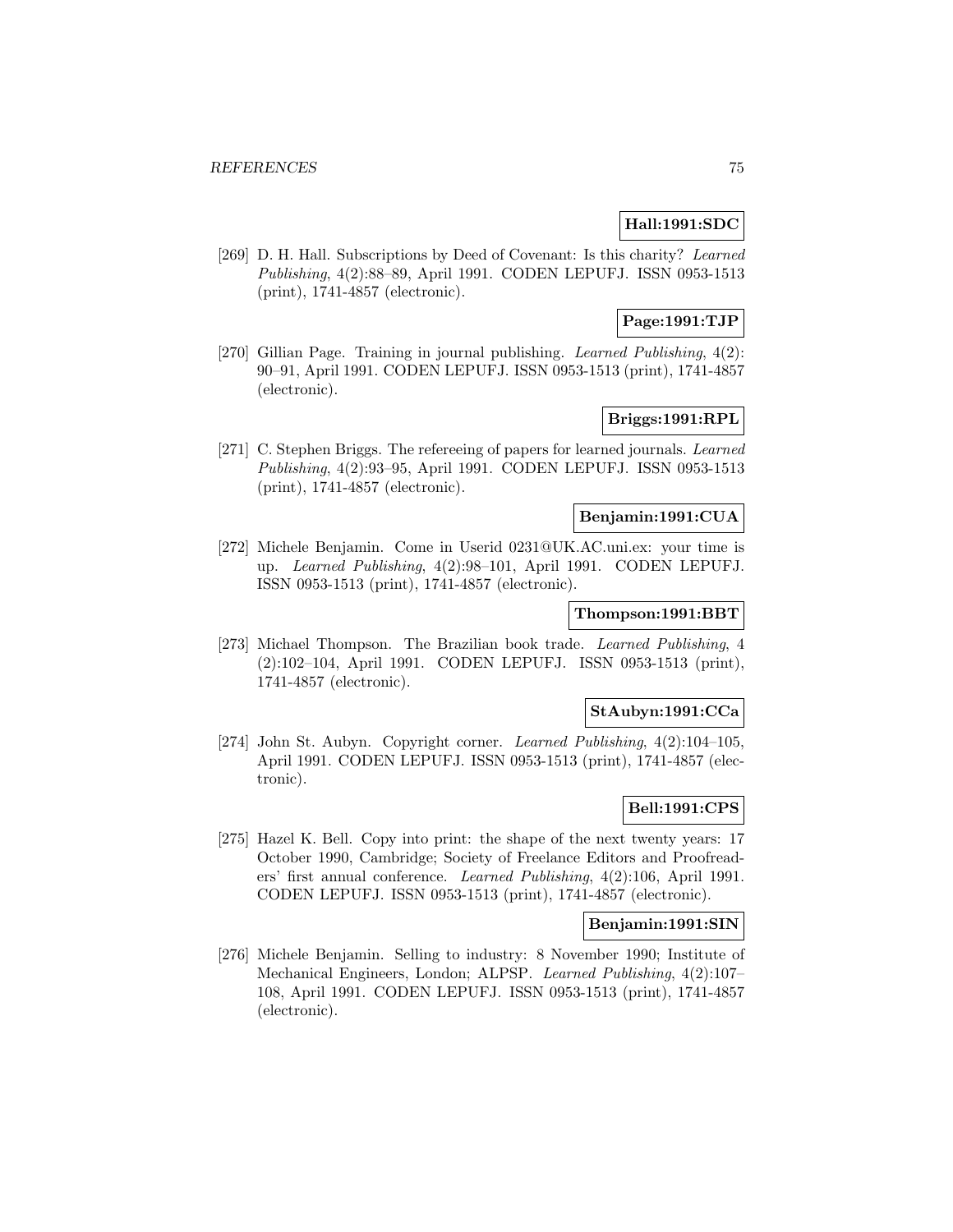**Hall:1991:SDC**

[269] D. H. Hall. Subscriptions by Deed of Covenant: Is this charity? *Learned Publishing*, 4(2):88–89, April 1991. CODEN LEPUFJ. ISSN 0953-1513 (print), 1741-4857 (electronic).

**Page:1991:TJP**

[270] Gillian Page. Training in journal publishing. *Learned Publishing*, 4(2): 90–91, April 1991. CODEN LEPUFJ. ISSN 0953-1513 (print), 1741-4857 (electronic).

**Briggs:1991:RPL**

[271] C. Stephen Briggs. The refereeing of papers for learned journals. *Learned Publishing*, 4(2):93–95, April 1991. CODEN LEPUFJ. ISSN 0953-1513 (print), 1741-4857 (electronic).

**Benjamin:1991:CUA**

[272] Michele Benjamin. Come in Userid 0231@UK.AC.uni.ex: your time is up. *Learned Publishing*, 4(2):98–101, April 1991. CODEN LEPUFJ. ISSN 0953-1513 (print), 1741-4857 (electronic).

**Thompson:1991:BBT**

[273] Michael Thompson. The Brazilian book trade. *Learned Publishing*, 4 (2):102–104, April 1991. CODEN LEPUFJ. ISSN 0953-1513 (print), 1741-4857 (electronic).

**StAubyn:1991:CCa**

[274] John St. Aubyn. Copyright corner. *Learned Publishing*, 4(2):104–105, April 1991. CODEN LEPUFJ. ISSN 0953-1513 (print), 1741-4857 (electronic).

**Bell:1991:CPS**

[275] Hazel K. Bell. Copy into print: the shape of the next twenty years: 17 October 1990, Cambridge; Society of Freelance Editors and Proofreaders' first annual conference. *Learned Publishing*, 4(2):106, April 1991. CODEN LEPUFJ. ISSN 0953-1513 (print), 1741-4857 (electronic).

**Benjamin:1991:SIN**

[276] Michele Benjamin. Selling to industry: 8 November 1990; Institute of Mechanical Engineers, London; ALPSP. *Learned Publishing*, 4(2):107–108, April 1991. CODEN LEPUFJ. ISSN 0953-1513 (print), 1741-4857 (electronic).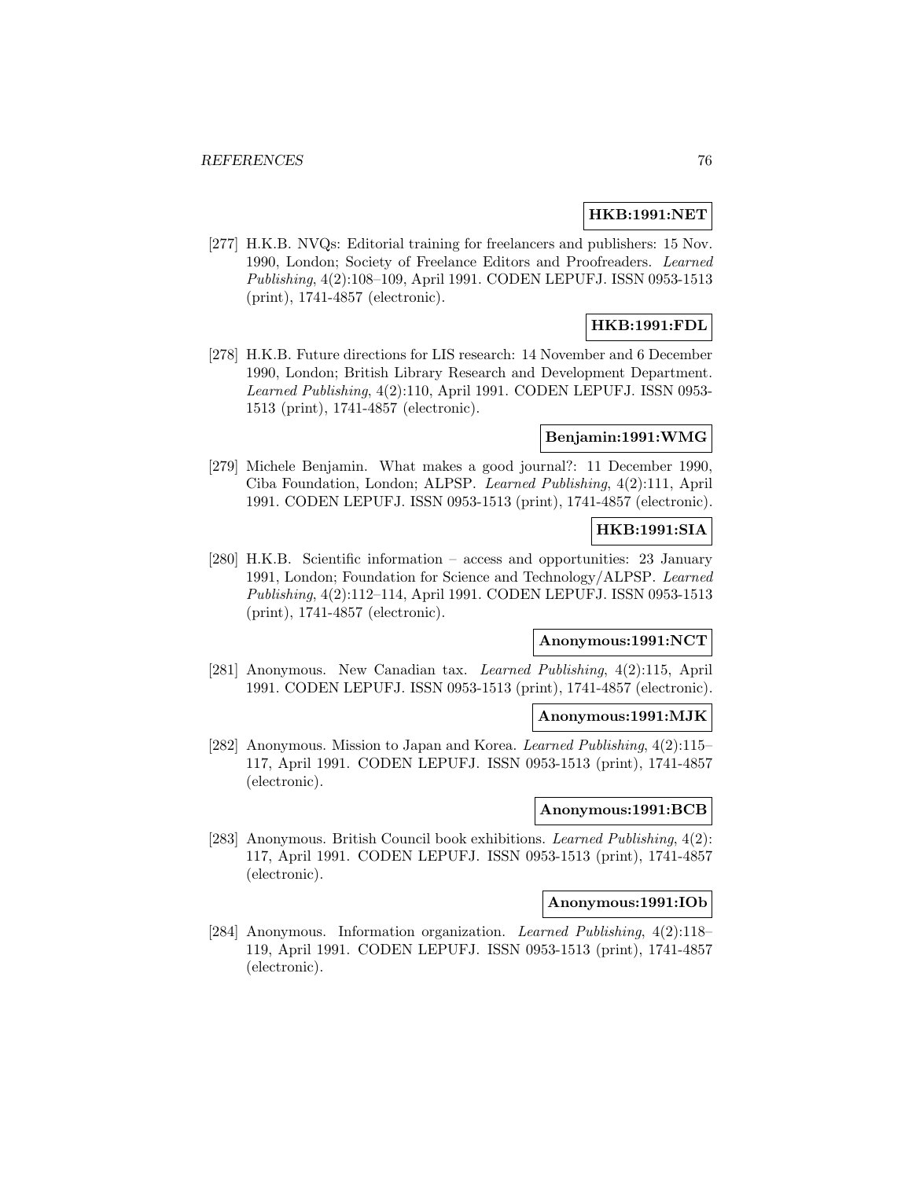**HKB:1991:NET**

[277] H.K.B. NVQs: Editorial training for freelancers and publishers: 15 Nov. 1990, London; Society of Freelance Editors and Proofreaders. *Learned Publishing*, 4(2):108–109, April 1991. CODEN LEPUFJ. ISSN 0953-1513 (print), 1741-4857 (electronic).

**HKB:1991:FDL**

[278] H.K.B. Future directions for LIS research: 14 November and 6 December 1990, London; British Library Research and Development Department. *Learned Publishing*, 4(2):110, April 1991. CODEN LEPUFJ. ISSN 0953-1513 (print), 1741-4857 (electronic).

**Benjamin:1991:WMG**

[279] Michele Benjamin. What makes a good journal?: 11 December 1990, Ciba Foundation, London; ALPSP. *Learned Publishing*, 4(2):111, April 1991. CODEN LEPUFJ. ISSN 0953-1513 (print), 1741-4857 (electronic).

**HKB:1991:SIA**

[280] H.K.B. Scientific information – access and opportunities: 23 January 1991, London; Foundation for Science and Technology/ALPSP. *Learned Publishing*, 4(2):112–114, April 1991. CODEN LEPUFJ. ISSN 0953-1513 (print), 1741-4857 (electronic).

**Anonymous:1991:NCT**

[281] Anonymous. New Canadian tax. *Learned Publishing*, 4(2):115, April 1991. CODEN LEPUFJ. ISSN 0953-1513 (print), 1741-4857 (electronic).

**Anonymous:1991:MJK**

[282] Anonymous. Mission to Japan and Korea. *Learned Publishing*, 4(2):115–117, April 1991. CODEN LEPUFJ. ISSN 0953-1513 (print), 1741-4857 (electronic).

**Anonymous:1991:BCB**

[283] Anonymous. British Council book exhibitions. *Learned Publishing*, 4(2): 117, April 1991. CODEN LEPUFJ. ISSN 0953-1513 (print), 1741-4857 (electronic).

**Anonymous:1991:IOb**

[284] Anonymous. Information organization. *Learned Publishing*, 4(2):118–119, April 1991. CODEN LEPUFJ. ISSN 0953-1513 (print), 1741-4857 (electronic).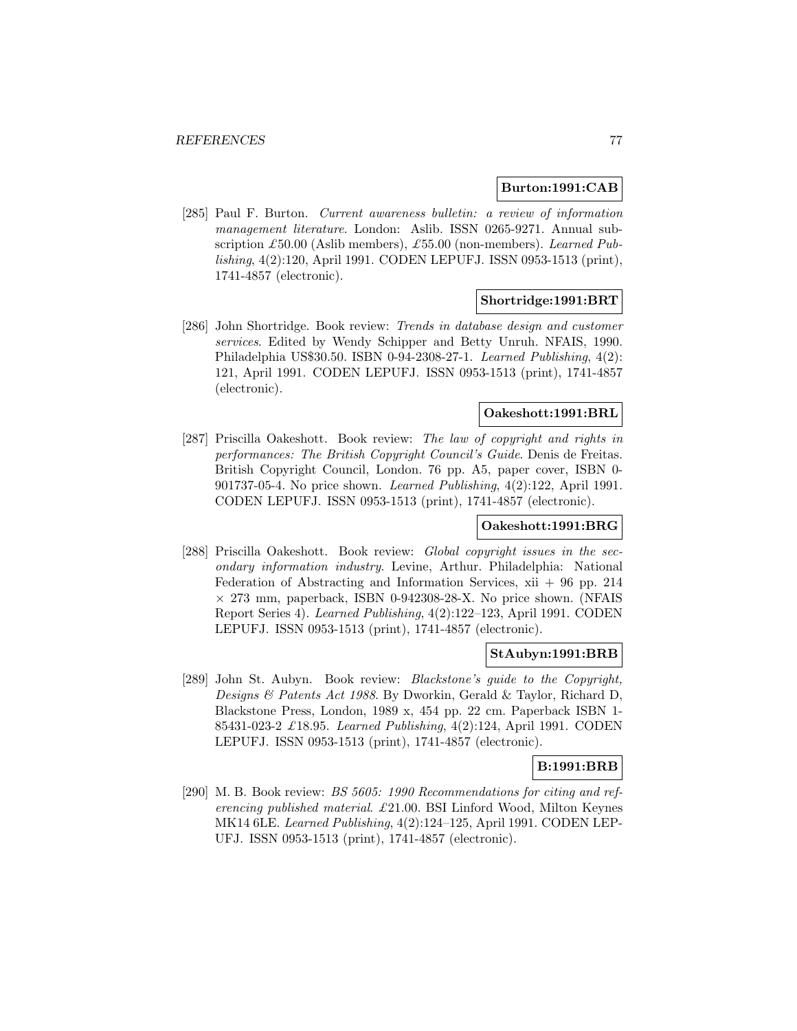**Burton:1991:CAB**

[285] Paul F. Burton. *Current awareness bulletin: a review of information management literature*. London: Aslib. ISSN 0265-9271. Annual subscription £50.00 (Aslib members), £55.00 (non-members). *Learned Publishing*, 4(2):120, April 1991. CODEN LEPUFJ. ISSN 0953-1513 (print), 1741-4857 (electronic).

**Shortridge:1991:BRT**

[286] John Shortridge. Book review: *Trends in database design and customer services*. Edited by Wendy Schipper and Betty Unruh. NFAIS, 1990. Philadelphia US$30.50. ISBN 0-94-2308-27-1. *Learned Publishing*, 4(2): 121, April 1991. CODEN LEPUFJ. ISSN 0953-1513 (print), 1741-4857 (electronic).

**Oakeshott:1991:BRL**

[287] Priscilla Oakeshott. Book review: *The law of copyright and rights in performances: The British Copyright Council's Guide*. Denis de Freitas. British Copyright Council, London. 76 pp. A5, paper cover, ISBN 0-901737-05-4. No price shown. *Learned Publishing*, 4(2):122, April 1991. CODEN LEPUFJ. ISSN 0953-1513 (print), 1741-4857 (electronic).

**Oakeshott:1991:BRG**

[288] Priscilla Oakeshott. Book review: *Global copyright issues in the secondary information industry*. Levine, Arthur. Philadelphia: National Federation of Abstracting and Information Services, xii + 96 pp. 214 × 273 mm, paperback, ISBN 0-942308-28-X. No price shown. (NFAIS Report Series 4). *Learned Publishing*, 4(2):122–123, April 1991. CODEN LEPUFJ. ISSN 0953-1513 (print), 1741-4857 (electronic).

**StAubyn:1991:BRB**

[289] John St. Aubyn. Book review: *Blackstone's guide to the Copyright, Designs & Patents Act 1988*. By Dworkin, Gerald & Taylor, Richard D, Blackstone Press, London, 1989 x, 454 pp. 22 cm. Paperback ISBN 1-85431-023-2 £18.95. *Learned Publishing*, 4(2):124, April 1991. CODEN LEPUFJ. ISSN 0953-1513 (print), 1741-4857 (electronic).

**B:1991:BRB**

[290] M. B. Book review: *BS 5605: 1990 Recommendations for citing and referencing published material*. £21.00. BSI Linford Wood, Milton Keynes MK14 6LE. *Learned Publishing*, 4(2):124–125, April 1991. CODEN LEPUFJ. ISSN 0953-1513 (print), 1741-4857 (electronic).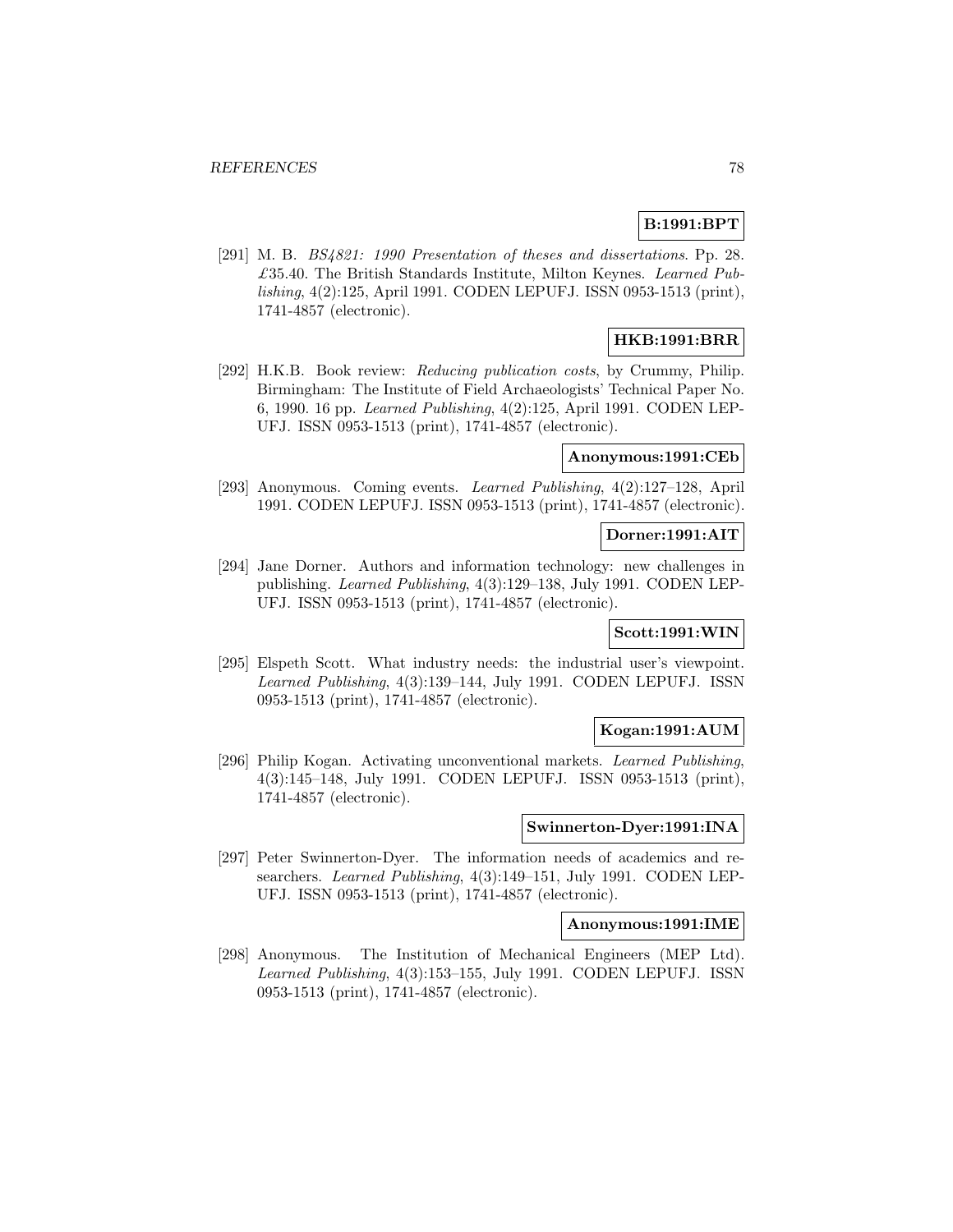**B:1991:BPT**

[291] M. B. *BS4821: 1990 Presentation of theses and dissertations*. Pp. 28. £35.40. The British Standards Institute, Milton Keynes. *Learned Publishing*, 4(2):125, April 1991. CODEN LEPUFJ. ISSN 0953-1513 (print), 1741-4857 (electronic).

**HKB:1991:BRR**

[292] H.K.B. Book review: *Reducing publication costs*, by Crummy, Philip. Birmingham: The Institute of Field Archaeologists' Technical Paper No. 6, 1990. 16 pp. *Learned Publishing*, 4(2):125, April 1991. CODEN LEPUFJ. ISSN 0953-1513 (print), 1741-4857 (electronic).

**Anonymous:1991:CEb**

[293] Anonymous. Coming events. *Learned Publishing*, 4(2):127–128, April 1991. CODEN LEPUFJ. ISSN 0953-1513 (print), 1741-4857 (electronic).

**Dorner:1991:AIT**

[294] Jane Dorner. Authors and information technology: new challenges in publishing. *Learned Publishing*, 4(3):129–138, July 1991. CODEN LEPUFJ. ISSN 0953-1513 (print), 1741-4857 (electronic).

**Scott:1991:WIN**

[295] Elspeth Scott. What industry needs: the industrial user's viewpoint. *Learned Publishing*, 4(3):139–144, July 1991. CODEN LEPUFJ. ISSN 0953-1513 (print), 1741-4857 (electronic).

**Kogan:1991:AUM**

[296] Philip Kogan. Activating unconventional markets. *Learned Publishing*, 4(3):145–148, July 1991. CODEN LEPUFJ. ISSN 0953-1513 (print), 1741-4857 (electronic).

**Swinnerton-Dyer:1991:INA**

[297] Peter Swinnerton-Dyer. The information needs of academics and researchers. *Learned Publishing*, 4(3):149–151, July 1991. CODEN LEPUFJ. ISSN 0953-1513 (print), 1741-4857 (electronic).

**Anonymous:1991:IME**

[298] Anonymous. The Institution of Mechanical Engineers (MEP Ltd). *Learned Publishing*, 4(3):153–155, July 1991. CODEN LEPUFJ. ISSN 0953-1513 (print), 1741-4857 (electronic).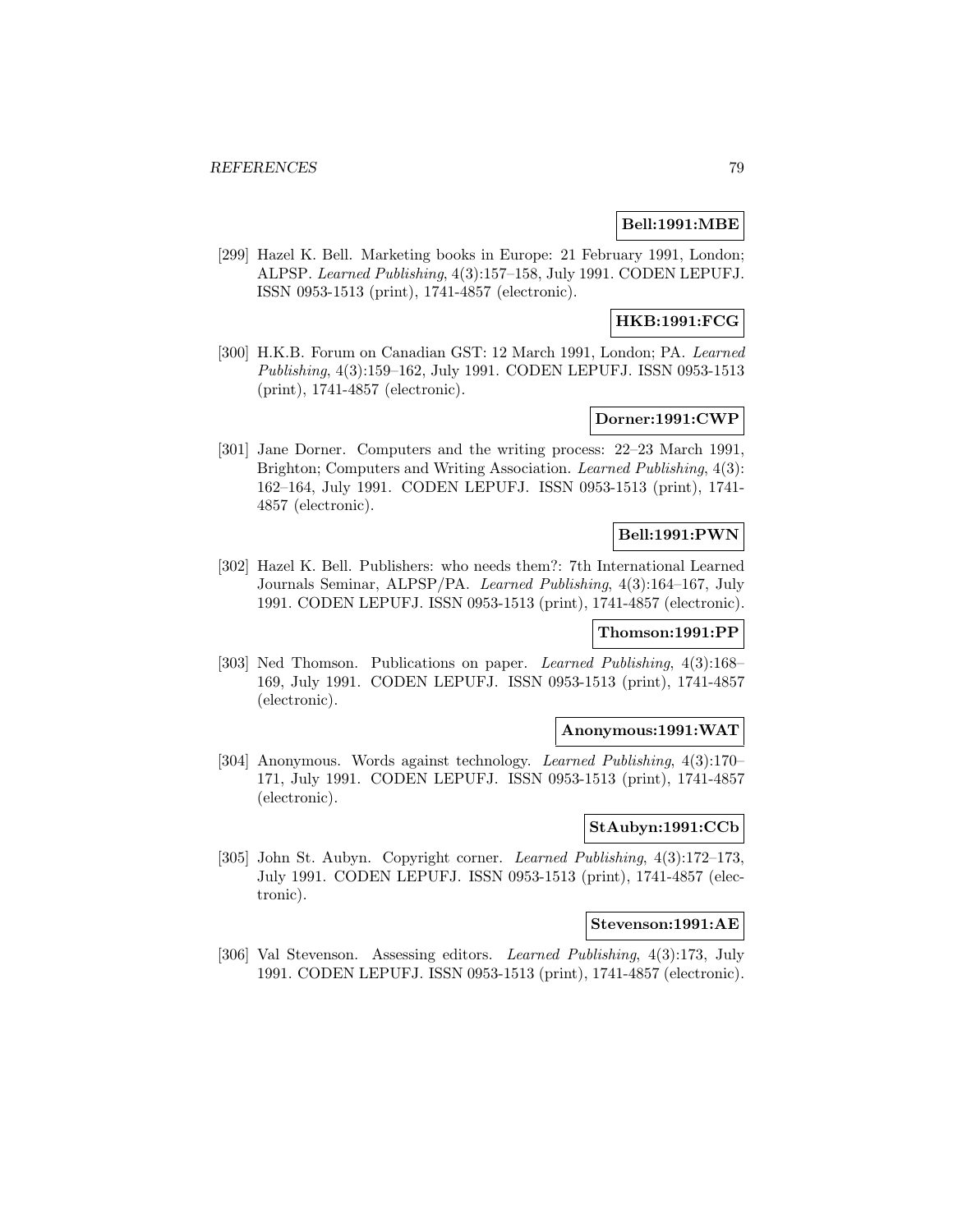**Bell:1991:MBE**

[299] Hazel K. Bell. Marketing books in Europe: 21 February 1991, London; ALPSP. *Learned Publishing*, 4(3):157–158, July 1991. CODEN LEPUFJ. ISSN 0953-1513 (print), 1741-4857 (electronic).

**HKB:1991:FCG**

[300] H.K.B. Forum on Canadian GST: 12 March 1991, London; PA. *Learned Publishing*, 4(3):159–162, July 1991. CODEN LEPUFJ. ISSN 0953-1513 (print), 1741-4857 (electronic).

**Dorner:1991:CWP**

[301] Jane Dorner. Computers and the writing process: 22–23 March 1991, Brighton; Computers and Writing Association. *Learned Publishing*, 4(3): 162–164, July 1991. CODEN LEPUFJ. ISSN 0953-1513 (print), 1741-4857 (electronic).

**Bell:1991:PWN**

[302] Hazel K. Bell. Publishers: who needs them?: 7th International Learned Journals Seminar, ALPSP/PA. *Learned Publishing*, 4(3):164–167, July 1991. CODEN LEPUFJ. ISSN 0953-1513 (print), 1741-4857 (electronic).

**Thomson:1991:PP**

[303] Ned Thomson. Publications on paper. *Learned Publishing*, 4(3):168–169, July 1991. CODEN LEPUFJ. ISSN 0953-1513 (print), 1741-4857 (electronic).

**Anonymous:1991:WAT**

[304] Anonymous. Words against technology. *Learned Publishing*, 4(3):170–171, July 1991. CODEN LEPUFJ. ISSN 0953-1513 (print), 1741-4857 (electronic).

**StAubyn:1991:CCb**

[305] John St. Aubyn. Copyright corner. *Learned Publishing*, 4(3):172–173, July 1991. CODEN LEPUFJ. ISSN 0953-1513 (print), 1741-4857 (electronic).

**Stevenson:1991:AE**

[306] Val Stevenson. Assessing editors. *Learned Publishing*, 4(3):173, July 1991. CODEN LEPUFJ. ISSN 0953-1513 (print), 1741-4857 (electronic).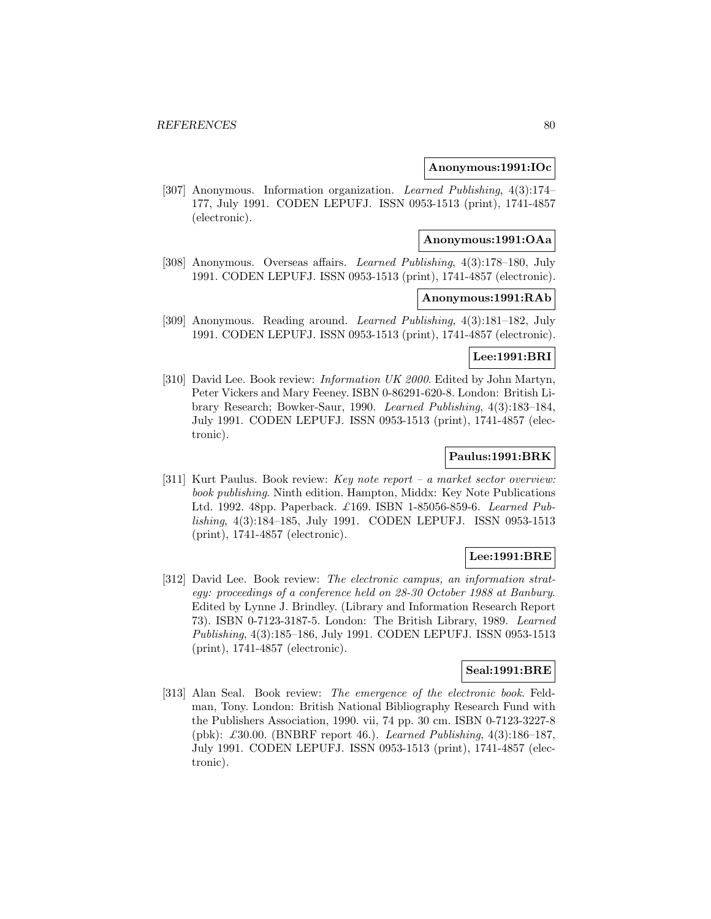**Anonymous:1991:IOc**

[307] Anonymous. Information organization. *Learned Publishing*, 4(3):174–177, July 1991. CODEN LEPUFJ. ISSN 0953-1513 (print), 1741-4857 (electronic).

**Anonymous:1991:OAa**

[308] Anonymous. Overseas affairs. *Learned Publishing*, 4(3):178–180, July 1991. CODEN LEPUFJ. ISSN 0953-1513 (print), 1741-4857 (electronic).

**Anonymous:1991:RAb**

[309] Anonymous. Reading around. *Learned Publishing*, 4(3):181–182, July 1991. CODEN LEPUFJ. ISSN 0953-1513 (print), 1741-4857 (electronic).

**Lee:1991:BRI**

[310] David Lee. Book review: *Information UK 2000*. Edited by John Martyn, Peter Vickers and Mary Feeney. ISBN 0-86291-620-8. London: British Library Research; Bowker-Saur, 1990. *Learned Publishing*, 4(3):183–184, July 1991. CODEN LEPUFJ. ISSN 0953-1513 (print), 1741-4857 (electronic).

**Paulus:1991:BRK**

[311] Kurt Paulus. Book review: *Key note report – a market sector overview: book publishing*. Ninth edition. Hampton, Middx: Key Note Publications Ltd. 1992. 48pp. Paperback. £169. ISBN 1-85056-859-6. *Learned Publishing*, 4(3):184–185, July 1991. CODEN LEPUFJ. ISSN 0953-1513 (print), 1741-4857 (electronic).

**Lee:1991:BRE**

[312] David Lee. Book review: *The electronic campus, an information strategy: proceedings of a conference held on 28-30 October 1988 at Banbury*. Edited by Lynne J. Brindley. (Library and Information Research Report 73). ISBN 0-7123-3187-5. London: The British Library, 1989. *Learned Publishing*, 4(3):185–186, July 1991. CODEN LEPUFJ. ISSN 0953-1513 (print), 1741-4857 (electronic).

**Seal:1991:BRE**

[313] Alan Seal. Book review: *The emergence of the electronic book*. Feldman, Tony. London: British National Bibliography Research Fund with the Publishers Association, 1990. vii, 74 pp. 30 cm. ISBN 0-7123-3227-8 (pbk): £30.00. (BNBRF report 46.). *Learned Publishing*, 4(3):186–187, July 1991. CODEN LEPUFJ. ISSN 0953-1513 (print), 1741-4857 (electronic).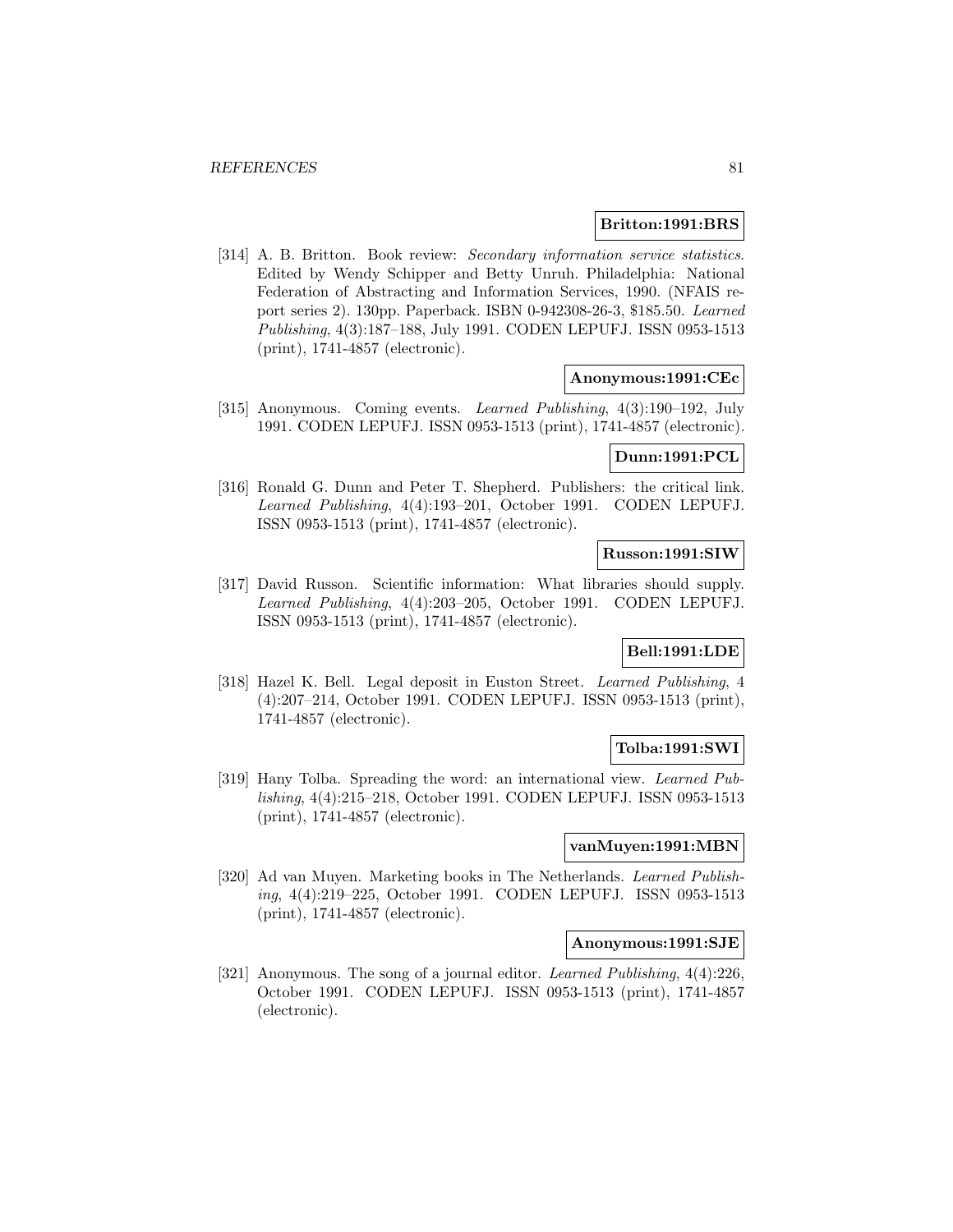**Britton:1991:BRS**

[314] A. B. Britton. Book review: *Secondary information service statistics*. Edited by Wendy Schipper and Betty Unruh. Philadelphia: National Federation of Abstracting and Information Services, 1990. (NFAIS report series 2). 130pp. Paperback. ISBN 0-942308-26-3, $185.50. *Learned Publishing*, 4(3):187–188, July 1991. CODEN LEPUFJ. ISSN 0953-1513 (print), 1741-4857 (electronic).

**Anonymous:1991:CEc**

[315] Anonymous. Coming events. *Learned Publishing*, 4(3):190–192, July 1991. CODEN LEPUFJ. ISSN 0953-1513 (print), 1741-4857 (electronic).

**Dunn:1991:PCL**

[316] Ronald G. Dunn and Peter T. Shepherd. Publishers: the critical link. *Learned Publishing*, 4(4):193–201, October 1991. CODEN LEPUFJ. ISSN 0953-1513 (print), 1741-4857 (electronic).

**Russon:1991:SIW**

[317] David Russon. Scientific information: What libraries should supply. *Learned Publishing*, 4(4):203–205, October 1991. CODEN LEPUFJ. ISSN 0953-1513 (print), 1741-4857 (electronic).

**Bell:1991:LDE**

[318] Hazel K. Bell. Legal deposit in Euston Street. *Learned Publishing*, 4 (4):207–214, October 1991. CODEN LEPUFJ. ISSN 0953-1513 (print), 1741-4857 (electronic).

**Tolba:1991:SWI**

[319] Hany Tolba. Spreading the word: an international view. *Learned Publishing*, 4(4):215–218, October 1991. CODEN LEPUFJ. ISSN 0953-1513 (print), 1741-4857 (electronic).

**vanMuyen:1991:MBN**

[320] Ad van Muyen. Marketing books in The Netherlands. *Learned Publishing*, 4(4):219–225, October 1991. CODEN LEPUFJ. ISSN 0953-1513 (print), 1741-4857 (electronic).

**Anonymous:1991:SJE**

[321] Anonymous. The song of a journal editor. *Learned Publishing*, 4(4):226, October 1991. CODEN LEPUFJ. ISSN 0953-1513 (print), 1741-4857 (electronic).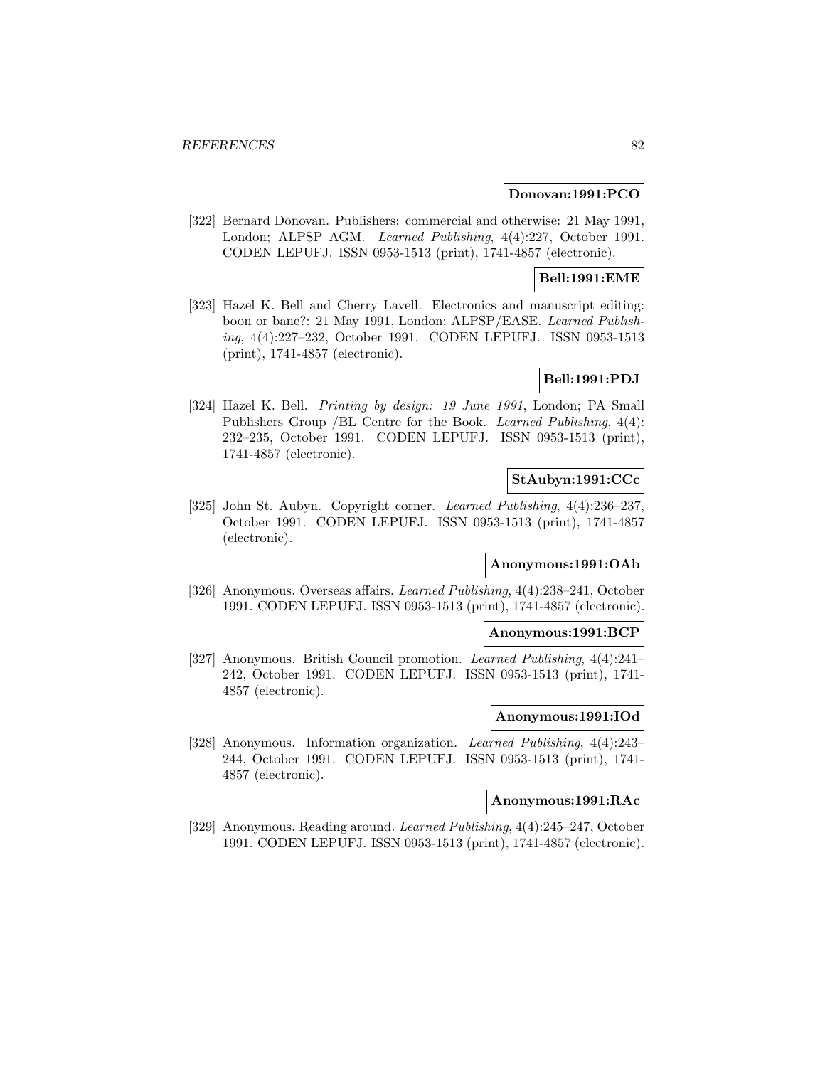**Donovan:1991:PCO**

[322] Bernard Donovan. Publishers: commercial and otherwise: 21 May 1991, London; ALPSP AGM. *Learned Publishing*, 4(4):227, October 1991. CODEN LEPUFJ. ISSN 0953-1513 (print), 1741-4857 (electronic).

**Bell:1991:EME**

[323] Hazel K. Bell and Cherry Lavell. Electronics and manuscript editing: boon or bane?: 21 May 1991, London; ALPSP/EASE. *Learned Publishing*, 4(4):227–232, October 1991. CODEN LEPUFJ. ISSN 0953-1513 (print), 1741-4857 (electronic).

**Bell:1991:PDJ**

[324] Hazel K. Bell. *Printing by design: 19 June 1991*, London; PA Small Publishers Group /BL Centre for the Book. *Learned Publishing*, 4(4): 232–235, October 1991. CODEN LEPUFJ. ISSN 0953-1513 (print), 1741-4857 (electronic).

**StAubyn:1991:CCc**

[325] John St. Aubyn. Copyright corner. *Learned Publishing*, 4(4):236–237, October 1991. CODEN LEPUFJ. ISSN 0953-1513 (print), 1741-4857 (electronic).

**Anonymous:1991:OAb**

[326] Anonymous. Overseas affairs. *Learned Publishing*, 4(4):238–241, October 1991. CODEN LEPUFJ. ISSN 0953-1513 (print), 1741-4857 (electronic).

**Anonymous:1991:BCP**

[327] Anonymous. British Council promotion. *Learned Publishing*, 4(4):241–242, October 1991. CODEN LEPUFJ. ISSN 0953-1513 (print), 1741-4857 (electronic).

**Anonymous:1991:IOd**

[328] Anonymous. Information organization. *Learned Publishing*, 4(4):243–244, October 1991. CODEN LEPUFJ. ISSN 0953-1513 (print), 1741-4857 (electronic).

**Anonymous:1991:RAc**

[329] Anonymous. Reading around. *Learned Publishing*, 4(4):245–247, October 1991. CODEN LEPUFJ. ISSN 0953-1513 (print), 1741-4857 (electronic).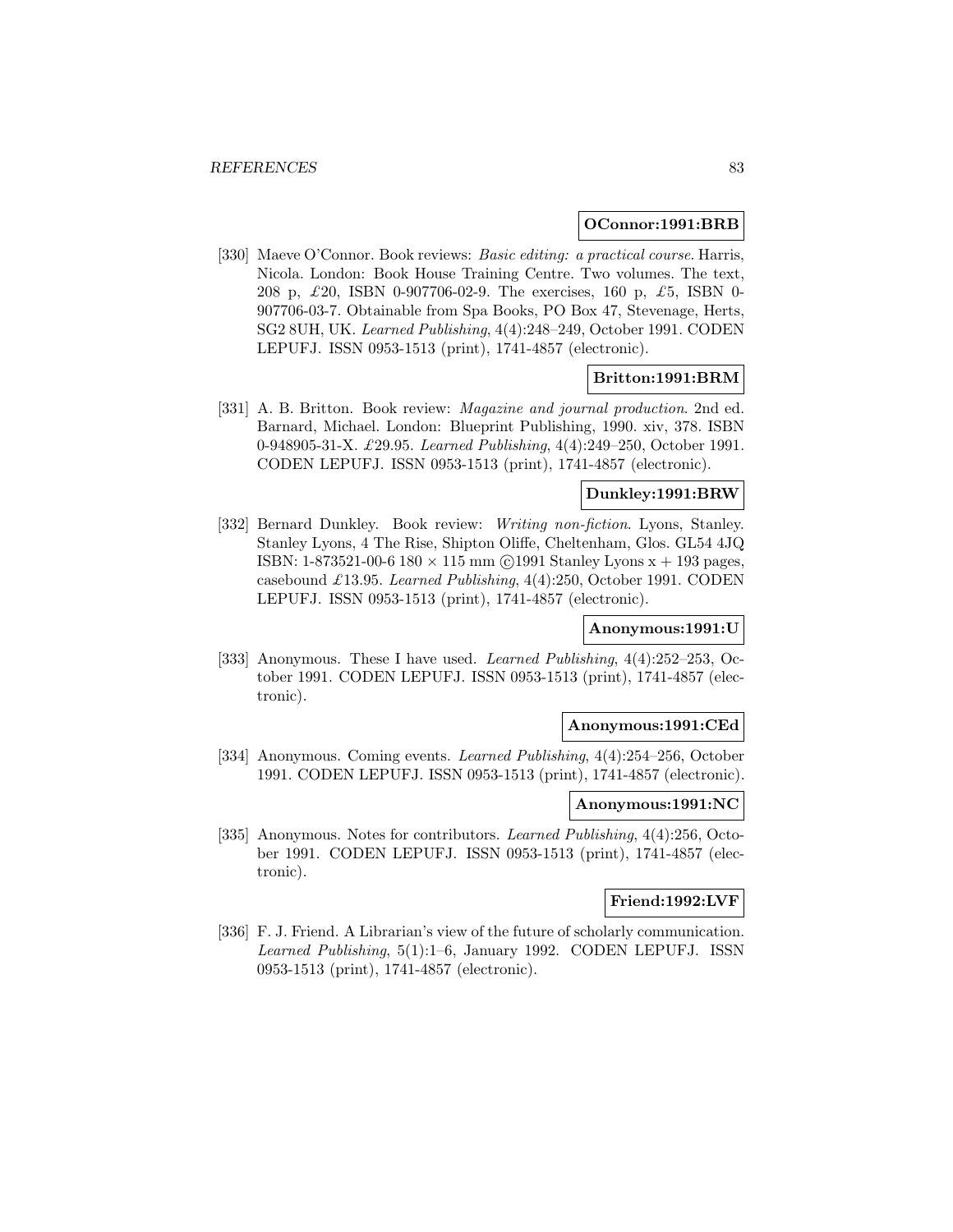**OConnor:1991:BRB**

[330] Maeve O'Connor. Book reviews: *Basic editing: a practical course*. Harris, Nicola. London: Book House Training Centre. Two volumes. The text, 208 p, £20, ISBN 0-907706-02-9. The exercises, 160 p, £5, ISBN 0-907706-03-7. Obtainable from Spa Books, PO Box 47, Stevenage, Herts, SG2 8UH, UK. *Learned Publishing*, 4(4):248–249, October 1991. CODEN LEPUFJ. ISSN 0953-1513 (print), 1741-4857 (electronic).

**Britton:1991:BRM**

[331] A. B. Britton. Book review: *Magazine and journal production*. 2nd ed. Barnard, Michael. London: Blueprint Publishing, 1990. xiv, 378. ISBN 0-948905-31-X. £29.95. *Learned Publishing*, 4(4):249–250, October 1991. CODEN LEPUFJ. ISSN 0953-1513 (print), 1741-4857 (electronic).

**Dunkley:1991:BRW**

[332] Bernard Dunkley. Book review: *Writing non-fiction*. Lyons, Stanley. Stanley Lyons, 4 The Rise, Shipton Oliffe, Cheltenham, Glos. GL54 4JQ ISBN: 1-873521-00-6 180 × 115 mm ©1991 Stanley Lyons x + 193 pages, casebound £13.95. *Learned Publishing*, 4(4):250, October 1991. CODEN LEPUFJ. ISSN 0953-1513 (print), 1741-4857 (electronic).

**Anonymous:1991:U**

[333] Anonymous. These I have used. *Learned Publishing*, 4(4):252–253, October 1991. CODEN LEPUFJ. ISSN 0953-1513 (print), 1741-4857 (electronic).

**Anonymous:1991:CEd**

[334] Anonymous. Coming events. *Learned Publishing*, 4(4):254–256, October 1991. CODEN LEPUFJ. ISSN 0953-1513 (print), 1741-4857 (electronic).

**Anonymous:1991:NC**

[335] Anonymous. Notes for contributors. *Learned Publishing*, 4(4):256, October 1991. CODEN LEPUFJ. ISSN 0953-1513 (print), 1741-4857 (electronic).

**Friend:1992:LVF**

[336] F. J. Friend. A Librarian's view of the future of scholarly communication. *Learned Publishing*, 5(1):1–6, January 1992. CODEN LEPUFJ. ISSN 0953-1513 (print), 1741-4857 (electronic).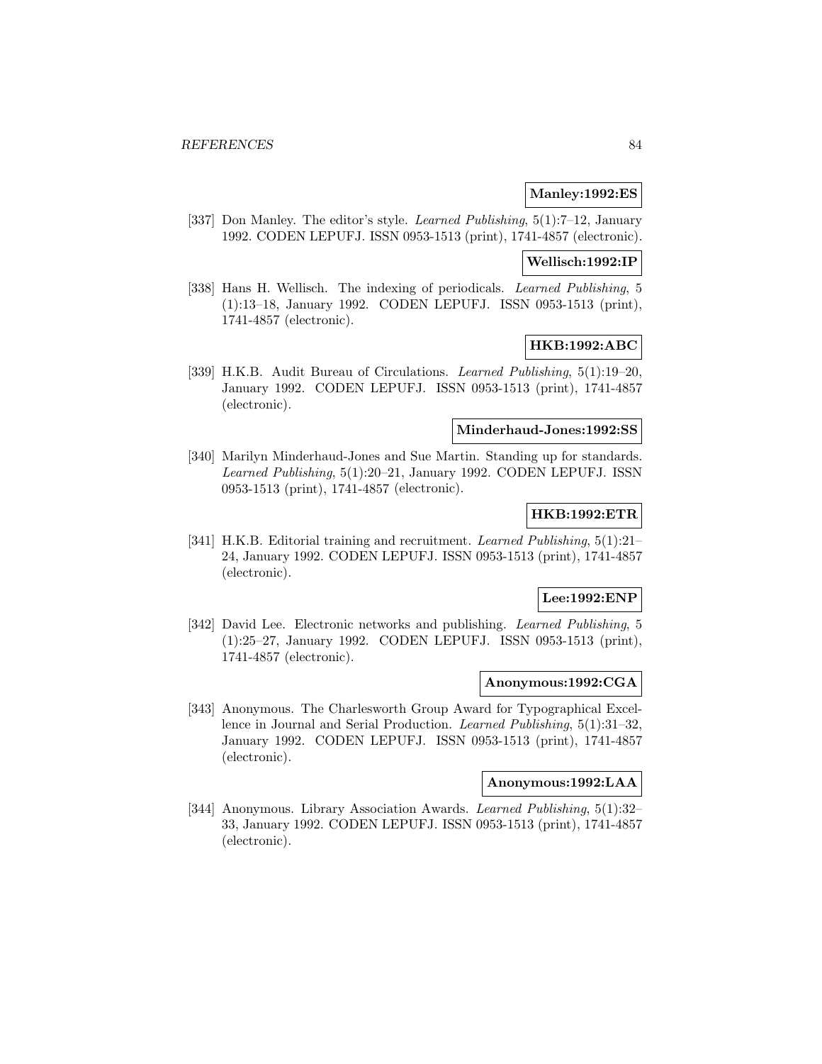**Manley:1992:ES**

[337] Don Manley. The editor's style. *Learned Publishing*, 5(1):7–12, January 1992. CODEN LEPUFJ. ISSN 0953-1513 (print), 1741-4857 (electronic).

**Wellisch:1992:IP**

[338] Hans H. Wellisch. The indexing of periodicals. *Learned Publishing*, 5 (1):13–18, January 1992. CODEN LEPUFJ. ISSN 0953-1513 (print), 1741-4857 (electronic).

**HKB:1992:ABC**

[339] H.K.B. Audit Bureau of Circulations. *Learned Publishing*, 5(1):19–20, January 1992. CODEN LEPUFJ. ISSN 0953-1513 (print), 1741-4857 (electronic).

**Minderhaud-Jones:1992:SS**

[340] Marilyn Minderhaud-Jones and Sue Martin. Standing up for standards. *Learned Publishing*, 5(1):20–21, January 1992. CODEN LEPUFJ. ISSN 0953-1513 (print), 1741-4857 (electronic).

**HKB:1992:ETR**

[341] H.K.B. Editorial training and recruitment. *Learned Publishing*, 5(1):21–24, January 1992. CODEN LEPUFJ. ISSN 0953-1513 (print), 1741-4857 (electronic).

**Lee:1992:ENP**

[342] David Lee. Electronic networks and publishing. *Learned Publishing*, 5 (1):25–27, January 1992. CODEN LEPUFJ. ISSN 0953-1513 (print), 1741-4857 (electronic).

**Anonymous:1992:CGA**

[343] Anonymous. The Charlesworth Group Award for Typographical Excellence in Journal and Serial Production. *Learned Publishing*, 5(1):31–32, January 1992. CODEN LEPUFJ. ISSN 0953-1513 (print), 1741-4857 (electronic).

**Anonymous:1992:LAA**

[344] Anonymous. Library Association Awards. *Learned Publishing*, 5(1):32–33, January 1992. CODEN LEPUFJ. ISSN 0953-1513 (print), 1741-4857 (electronic).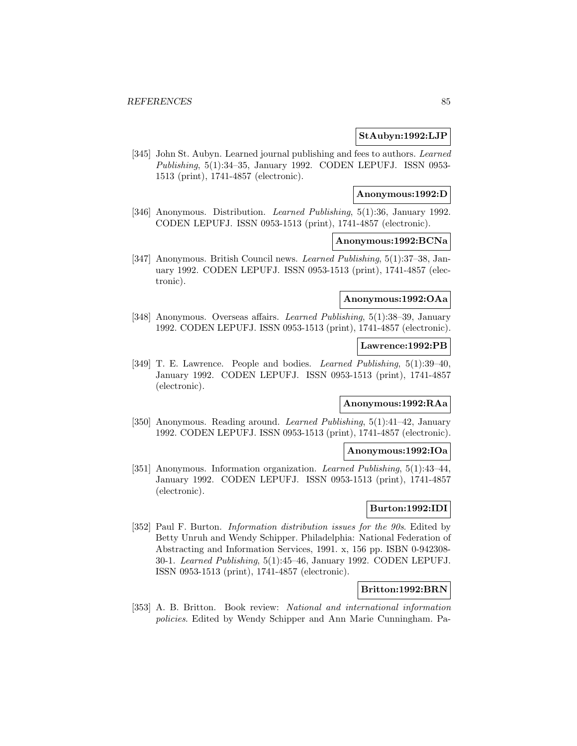**StAubyn:1992:LJP**

[345] John St. Aubyn. Learned journal publishing and fees to authors. *Learned Publishing*, 5(1):34–35, January 1992. CODEN LEPUFJ. ISSN 0953-1513 (print), 1741-4857 (electronic).

**Anonymous:1992:D**

[346] Anonymous. Distribution. *Learned Publishing*, 5(1):36, January 1992. CODEN LEPUFJ. ISSN 0953-1513 (print), 1741-4857 (electronic).

**Anonymous:1992:BCNa**

[347] Anonymous. British Council news. *Learned Publishing*, 5(1):37–38, January 1992. CODEN LEPUFJ. ISSN 0953-1513 (print), 1741-4857 (electronic).

**Anonymous:1992:OAa**

[348] Anonymous. Overseas affairs. *Learned Publishing*, 5(1):38–39, January 1992. CODEN LEPUFJ. ISSN 0953-1513 (print), 1741-4857 (electronic).

**Lawrence:1992:PB**

[349] T. E. Lawrence. People and bodies. *Learned Publishing*, 5(1):39–40, January 1992. CODEN LEPUFJ. ISSN 0953-1513 (print), 1741-4857 (electronic).

**Anonymous:1992:RAa**

[350] Anonymous. Reading around. *Learned Publishing*, 5(1):41–42, January 1992. CODEN LEPUFJ. ISSN 0953-1513 (print), 1741-4857 (electronic).

**Anonymous:1992:IOa**

[351] Anonymous. Information organization. *Learned Publishing*, 5(1):43–44, January 1992. CODEN LEPUFJ. ISSN 0953-1513 (print), 1741-4857 (electronic).

**Burton:1992:IDI**

[352] Paul F. Burton. *Information distribution issues for the 90s*. Edited by Betty Unruh and Wendy Schipper. Philadelphia: National Federation of Abstracting and Information Services, 1991. x, 156 pp. ISBN 0-942308-30-1. *Learned Publishing*, 5(1):45–46, January 1992. CODEN LEPUFJ. ISSN 0953-1513 (print), 1741-4857 (electronic).

**Britton:1992:BRN**

[353] A. B. Britton. Book review: *National and international information policies*. Edited by Wendy Schipper and Ann Marie Cunningham. Pa-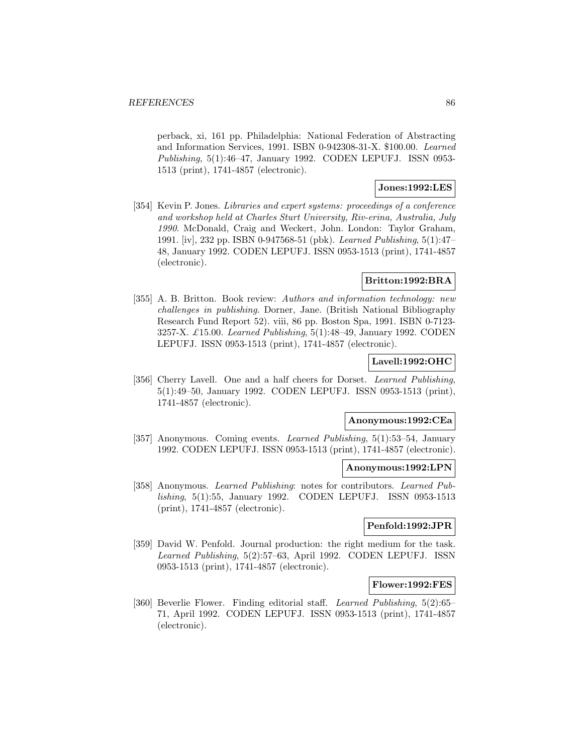perback, xi, 161 pp. Philadelphia: National Federation of Abstracting and Information Services, 1991. ISBN 0-942308-31-X. $100.00. *Learned Publishing*, 5(1):46–47, January 1992. CODEN LEPUFJ. ISSN 0953-1513 (print), 1741-4857 (electronic).

**Jones:1992:LES**

[354] Kevin P. Jones. *Libraries and expert systems: proceedings of a conference and workshop held at Charles Sturt University, Riv-erina, Australia, July 1990*. McDonald, Craig and Weckert, John. London: Taylor Graham, 1991. [iv], 232 pp. ISBN 0-947568-51 (pbk). *Learned Publishing*, 5(1):47–48, January 1992. CODEN LEPUFJ. ISSN 0953-1513 (print), 1741-4857 (electronic).

**Britton:1992:BRA**

[355] A. B. Britton. Book review: *Authors and information technology: new challenges in publishing*. Dorner, Jane. (British National Bibliography Research Fund Report 52). viii, 86 pp. Boston Spa, 1991. ISBN 0-7123-3257-X. £15.00. *Learned Publishing*, 5(1):48–49, January 1992. CODEN LEPUFJ. ISSN 0953-1513 (print), 1741-4857 (electronic).

**Lavell:1992:OHC**

[356] Cherry Lavell. One and a half cheers for Dorset. *Learned Publishing*, 5(1):49–50, January 1992. CODEN LEPUFJ. ISSN 0953-1513 (print), 1741-4857 (electronic).

**Anonymous:1992:CEa**

[357] Anonymous. Coming events. *Learned Publishing*, 5(1):53–54, January 1992. CODEN LEPUFJ. ISSN 0953-1513 (print), 1741-4857 (electronic).

**Anonymous:1992:LPN**

[358] Anonymous. *Learned Publishing*: notes for contributors. *Learned Publishing*, 5(1):55, January 1992. CODEN LEPUFJ. ISSN 0953-1513 (print), 1741-4857 (electronic).

**Penfold:1992:JPR**

[359] David W. Penfold. Journal production: the right medium for the task. *Learned Publishing*, 5(2):57–63, April 1992. CODEN LEPUFJ. ISSN 0953-1513 (print), 1741-4857 (electronic).

**Flower:1992:FES**

[360] Beverlie Flower. Finding editorial staff. *Learned Publishing*, 5(2):65–71, April 1992. CODEN LEPUFJ. ISSN 0953-1513 (print), 1741-4857 (electronic).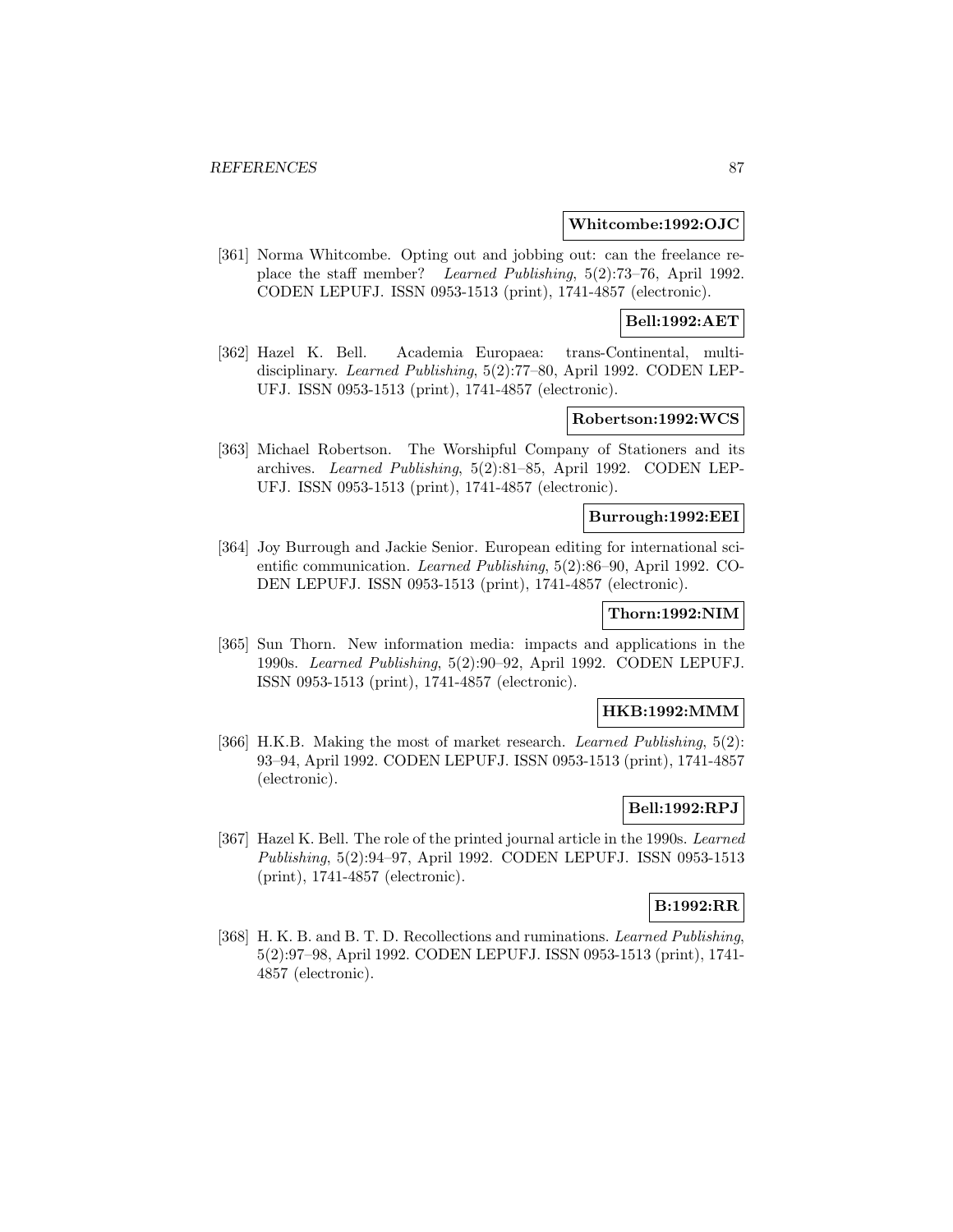**Whitcombe:1992:OJC**

[361] Norma Whitcombe. Opting out and jobbing out: can the freelance replace the staff member? *Learned Publishing*, 5(2):73–76, April 1992. CODEN LEPUFJ. ISSN 0953-1513 (print), 1741-4857 (electronic).

**Bell:1992:AET**

[362] Hazel K. Bell. Academia Europaea: trans-Continental, multidisciplinary. *Learned Publishing*, 5(2):77–80, April 1992. CODEN LEPUFJ. ISSN 0953-1513 (print), 1741-4857 (electronic).

**Robertson:1992:WCS**

[363] Michael Robertson. The Worshipful Company of Stationers and its archives. *Learned Publishing*, 5(2):81–85, April 1992. CODEN LEPUFJ. ISSN 0953-1513 (print), 1741-4857 (electronic).

**Burrough:1992:EEI**

[364] Joy Burrough and Jackie Senior. European editing for international scientific communication. *Learned Publishing*, 5(2):86–90, April 1992. CODEN LEPUFJ. ISSN 0953-1513 (print), 1741-4857 (electronic).

**Thorn:1992:NIM**

[365] Sun Thorn. New information media: impacts and applications in the 1990s. *Learned Publishing*, 5(2):90–92, April 1992. CODEN LEPUFJ. ISSN 0953-1513 (print), 1741-4857 (electronic).

**HKB:1992:MMM**

[366] H.K.B. Making the most of market research. *Learned Publishing*, 5(2): 93–94, April 1992. CODEN LEPUFJ. ISSN 0953-1513 (print), 1741-4857 (electronic).

**Bell:1992:RPJ**

[367] Hazel K. Bell. The role of the printed journal article in the 1990s. *Learned Publishing*, 5(2):94–97, April 1992. CODEN LEPUFJ. ISSN 0953-1513 (print), 1741-4857 (electronic).

**B:1992:RR**

[368] H. K. B. and B. T. D. Recollections and ruminations. *Learned Publishing*, 5(2):97–98, April 1992. CODEN LEPUFJ. ISSN 0953-1513 (print), 1741-4857 (electronic).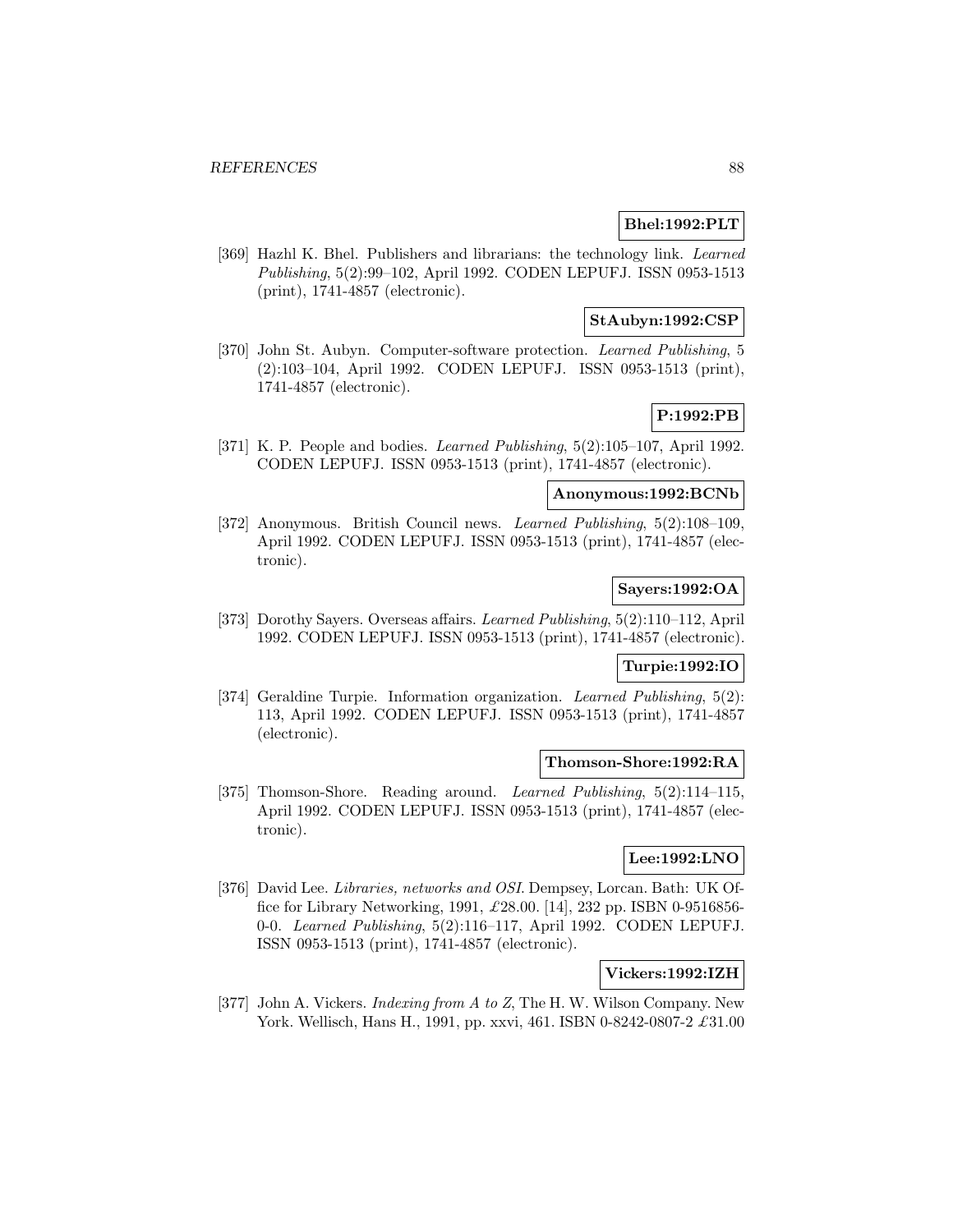**Bhel:1992:PLT**

[369] Hazhl K. Bhel. Publishers and librarians: the technology link. *Learned Publishing*, 5(2):99–102, April 1992. CODEN LEPUFJ. ISSN 0953-1513 (print), 1741-4857 (electronic).

**StAubyn:1992:CSP**

[370] John St. Aubyn. Computer-software protection. *Learned Publishing*, 5 (2):103–104, April 1992. CODEN LEPUFJ. ISSN 0953-1513 (print), 1741-4857 (electronic).

**P:1992:PB**

[371] K. P. People and bodies. *Learned Publishing*, 5(2):105–107, April 1992. CODEN LEPUFJ. ISSN 0953-1513 (print), 1741-4857 (electronic).

**Anonymous:1992:BCNb**

[372] Anonymous. British Council news. *Learned Publishing*, 5(2):108–109, April 1992. CODEN LEPUFJ. ISSN 0953-1513 (print), 1741-4857 (electronic).

**Sayers:1992:OA**

[373] Dorothy Sayers. Overseas affairs. *Learned Publishing*, 5(2):110–112, April 1992. CODEN LEPUFJ. ISSN 0953-1513 (print), 1741-4857 (electronic).

**Turpie:1992:IO**

[374] Geraldine Turpie. Information organization. *Learned Publishing*, 5(2): 113, April 1992. CODEN LEPUFJ. ISSN 0953-1513 (print), 1741-4857 (electronic).

**Thomson-Shore:1992:RA**

[375] Thomson-Shore. Reading around. *Learned Publishing*, 5(2):114–115, April 1992. CODEN LEPUFJ. ISSN 0953-1513 (print), 1741-4857 (electronic).

**Lee:1992:LNO**

[376] David Lee. *Libraries, networks and OSI*. Dempsey, Lorcan. Bath: UK Office for Library Networking, 1991, £28.00. [14], 232 pp. ISBN 0-9516856-0-0. *Learned Publishing*, 5(2):116–117, April 1992. CODEN LEPUFJ. ISSN 0953-1513 (print), 1741-4857 (electronic).

**Vickers:1992:IZH**

[377] John A. Vickers. *Indexing from A to Z*, The H. W. Wilson Company. New York. Wellisch, Hans H., 1991, pp. xxvi, 461. ISBN 0-8242-0807-2 £31.00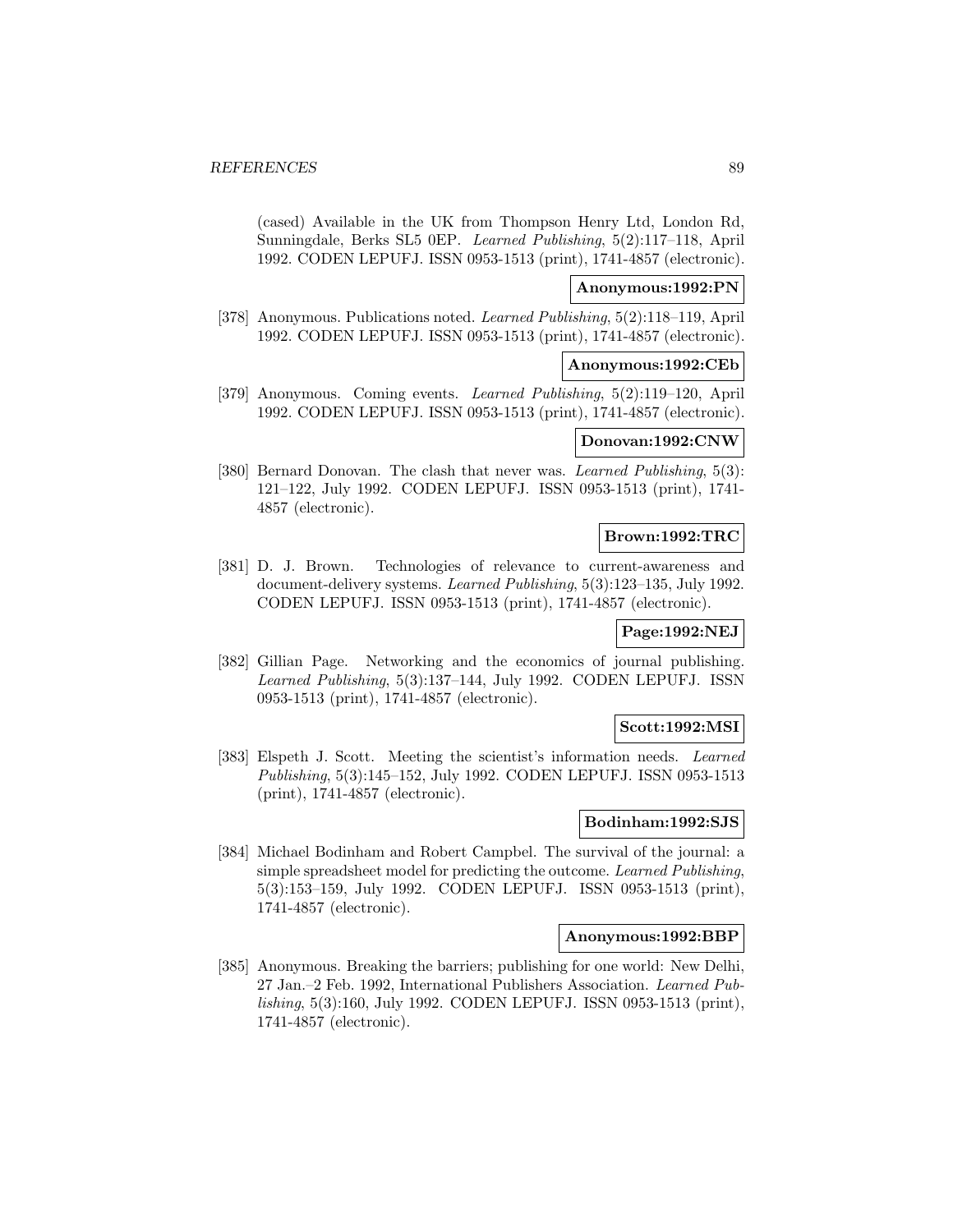(cased) Available in the UK from Thompson Henry Ltd, London Rd, Sunningdale, Berks SL5 0EP. *Learned Publishing*, 5(2):117–118, April 1992. CODEN LEPUFJ. ISSN 0953-1513 (print), 1741-4857 (electronic).

**Anonymous:1992:PN**

[378] Anonymous. Publications noted. *Learned Publishing*, 5(2):118–119, April 1992. CODEN LEPUFJ. ISSN 0953-1513 (print), 1741-4857 (electronic).

**Anonymous:1992:CEb**

[379] Anonymous. Coming events. *Learned Publishing*, 5(2):119–120, April 1992. CODEN LEPUFJ. ISSN 0953-1513 (print), 1741-4857 (electronic).

**Donovan:1992:CNW**

[380] Bernard Donovan. The clash that never was. *Learned Publishing*, 5(3): 121–122, July 1992. CODEN LEPUFJ. ISSN 0953-1513 (print), 1741-4857 (electronic).

**Brown:1992:TRC**

[381] D. J. Brown. Technologies of relevance to current-awareness and document-delivery systems. *Learned Publishing*, 5(3):123–135, July 1992. CODEN LEPUFJ. ISSN 0953-1513 (print), 1741-4857 (electronic).

**Page:1992:NEJ**

[382] Gillian Page. Networking and the economics of journal publishing. *Learned Publishing*, 5(3):137–144, July 1992. CODEN LEPUFJ. ISSN 0953-1513 (print), 1741-4857 (electronic).

**Scott:1992:MSI**

[383] Elspeth J. Scott. Meeting the scientist's information needs. *Learned Publishing*, 5(3):145–152, July 1992. CODEN LEPUFJ. ISSN 0953-1513 (print), 1741-4857 (electronic).

**Bodinham:1992:SJS**

[384] Michael Bodinham and Robert Campbel. The survival of the journal: a simple spreadsheet model for predicting the outcome. *Learned Publishing*, 5(3):153–159, July 1992. CODEN LEPUFJ. ISSN 0953-1513 (print), 1741-4857 (electronic).

**Anonymous:1992:BBP**

[385] Anonymous. Breaking the barriers; publishing for one world: New Delhi, 27 Jan.–2 Feb. 1992, International Publishers Association. *Learned Publishing*, 5(3):160, July 1992. CODEN LEPUFJ. ISSN 0953-1513 (print), 1741-4857 (electronic).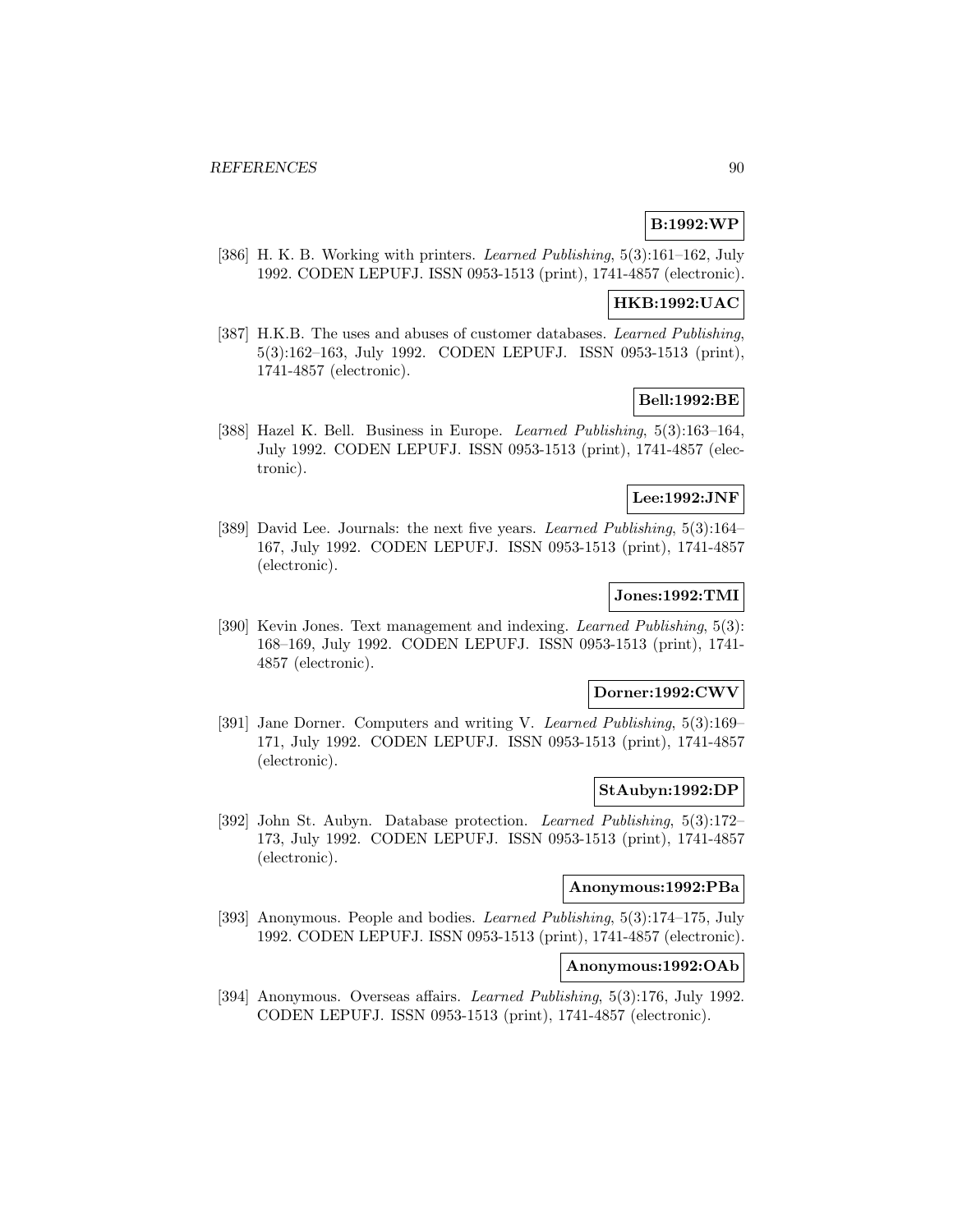**B:1992:WP**

[386] H. K. B. Working with printers. *Learned Publishing*, 5(3):161–162, July 1992. CODEN LEPUFJ. ISSN 0953-1513 (print), 1741-4857 (electronic).

**HKB:1992:UAC**

[387] H.K.B. The uses and abuses of customer databases. *Learned Publishing*, 5(3):162–163, July 1992. CODEN LEPUFJ. ISSN 0953-1513 (print), 1741-4857 (electronic).

**Bell:1992:BE**

[388] Hazel K. Bell. Business in Europe. *Learned Publishing*, 5(3):163–164, July 1992. CODEN LEPUFJ. ISSN 0953-1513 (print), 1741-4857 (electronic).

**Lee:1992:JNF**

[389] David Lee. Journals: the next five years. *Learned Publishing*, 5(3):164–167, July 1992. CODEN LEPUFJ. ISSN 0953-1513 (print), 1741-4857 (electronic).

**Jones:1992:TMI**

[390] Kevin Jones. Text management and indexing. *Learned Publishing*, 5(3): 168–169, July 1992. CODEN LEPUFJ. ISSN 0953-1513 (print), 1741-4857 (electronic).

**Dorner:1992:CWV**

[391] Jane Dorner. Computers and writing V. *Learned Publishing*, 5(3):169–171, July 1992. CODEN LEPUFJ. ISSN 0953-1513 (print), 1741-4857 (electronic).

**StAubyn:1992:DP**

[392] John St. Aubyn. Database protection. *Learned Publishing*, 5(3):172–173, July 1992. CODEN LEPUFJ. ISSN 0953-1513 (print), 1741-4857 (electronic).

**Anonymous:1992:PBa**

[393] Anonymous. People and bodies. *Learned Publishing*, 5(3):174–175, July 1992. CODEN LEPUFJ. ISSN 0953-1513 (print), 1741-4857 (electronic).

**Anonymous:1992:OAb**

[394] Anonymous. Overseas affairs. *Learned Publishing*, 5(3):176, July 1992. CODEN LEPUFJ. ISSN 0953-1513 (print), 1741-4857 (electronic).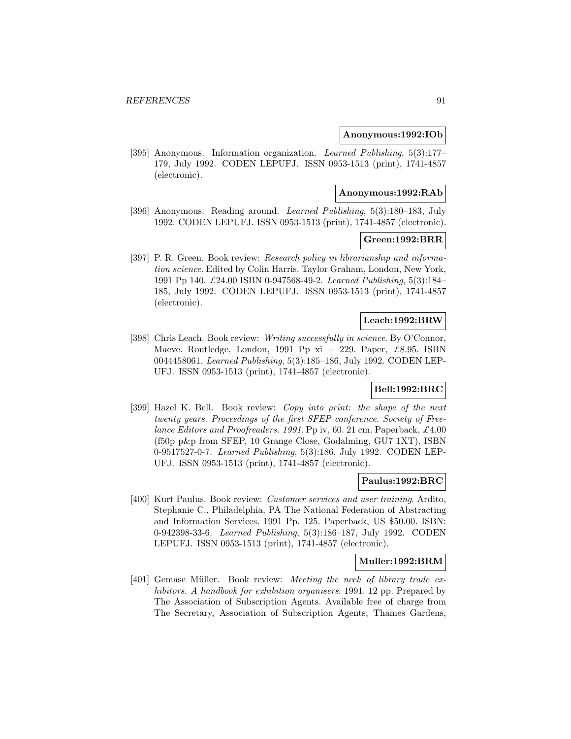**Anonymous:1992:IOb**

[395] Anonymous. Information organization. *Learned Publishing*, 5(3):177–179, July 1992. CODEN LEPUFJ. ISSN 0953-1513 (print), 1741-4857 (electronic).

**Anonymous:1992:RAb**

[396] Anonymous. Reading around. *Learned Publishing*, 5(3):180–183, July 1992. CODEN LEPUFJ. ISSN 0953-1513 (print), 1741-4857 (electronic).

**Green:1992:BRR**

[397] P. R. Green. Book review: *Research policy in librarianship and information science*. Edited by Colin Harris. Taylor Graham, London, New York, 1991 Pp 140. £24.00 ISBN 0-947568-49-2. *Learned Publishing*, 5(3):184–185, July 1992. CODEN LEPUFJ. ISSN 0953-1513 (print), 1741-4857 (electronic).

**Leach:1992:BRW**

[398] Chris Leach. Book review: *Writing successfully in science*. By O'Connor, Maeve. Routledge, London, 1991 Pp xi + 229. Paper, £8.95. ISBN 0044458061. *Learned Publishing*, 5(3):185–186, July 1992. CODEN LEPUFJ. ISSN 0953-1513 (print), 1741-4857 (electronic).

**Bell:1992:BRC**

[399] Hazel K. Bell. Book review: *Copy into print: the shape of the next twenty years. Proceedings of the first SFEP conference. Society of Freelance Editors and Proofreaders. 1991.* Pp iv, 60. 21 cm. Paperback, £4.00 (f50p p&p from SFEP, 10 Grange Close, Godalming, GU7 1XT). ISBN 0-9517527-0-7. *Learned Publishing*, 5(3):186, July 1992. CODEN LEPUFJ. ISSN 0953-1513 (print), 1741-4857 (electronic).

**Paulus:1992:BRC**

[400] Kurt Paulus. Book review: *Customer services and user training*. Ardito, Stephanie C.. Philadelphia, PA The National Federation of Abstracting and Information Services. 1991 Pp. 125. Paperback, US \$50.00. ISBN: 0-942398-33-6. *Learned Publishing*, 5(3):186–187, July 1992. CODEN LEPUFJ. ISSN 0953-1513 (print), 1741-4857 (electronic).

**Muller:1992:BRM**

[401] Gemase Müller. Book review: *Meeting the neeh of library trade exhibitors. A handbook for exhibition organisers*. 1991. 12 pp. Prepared by The Association of Subscription Agents. Available free of charge from The Secretary, Association of Subscription Agents, Thames Gardens,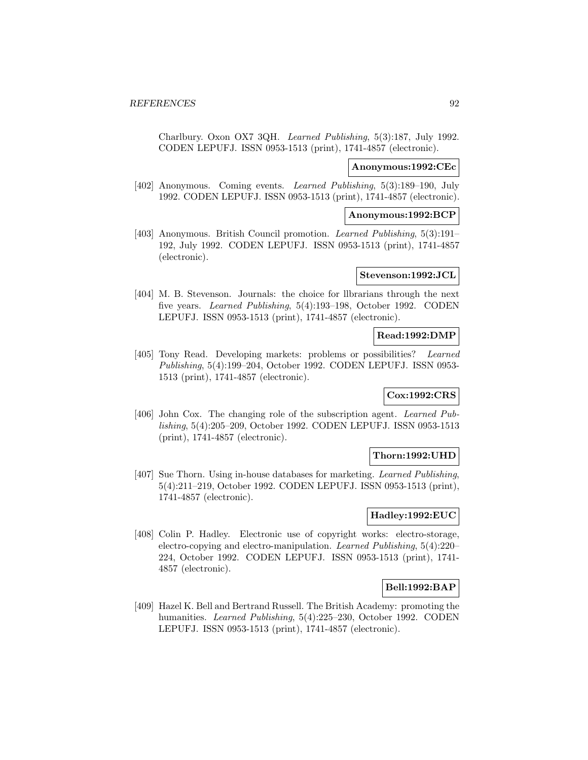Charlbury. Oxon OX7 3QH. *Learned Publishing*, 5(3):187, July 1992. CODEN LEPUFJ. ISSN 0953-1513 (print), 1741-4857 (electronic).

**Anonymous:1992:CEc**

[402] Anonymous. Coming events. *Learned Publishing*, 5(3):189–190, July 1992. CODEN LEPUFJ. ISSN 0953-1513 (print), 1741-4857 (electronic).

**Anonymous:1992:BCP**

[403] Anonymous. British Council promotion. *Learned Publishing*, 5(3):191–192, July 1992. CODEN LEPUFJ. ISSN 0953-1513 (print), 1741-4857 (electronic).

**Stevenson:1992:JCL**

[404] M. B. Stevenson. Journals: the choice for llbrarians through the next five years. *Learned Publishing*, 5(4):193–198, October 1992. CODEN LEPUFJ. ISSN 0953-1513 (print), 1741-4857 (electronic).

**Read:1992:DMP**

[405] Tony Read. Developing markets: problems or possibilities? *Learned Publishing*, 5(4):199–204, October 1992. CODEN LEPUFJ. ISSN 0953-1513 (print), 1741-4857 (electronic).

**Cox:1992:CRS**

[406] John Cox. The changing role of the subscription agent. *Learned Publishing*, 5(4):205–209, October 1992. CODEN LEPUFJ. ISSN 0953-1513 (print), 1741-4857 (electronic).

**Thorn:1992:UHD**

[407] Sue Thorn. Using in-house databases for marketing. *Learned Publishing*, 5(4):211–219, October 1992. CODEN LEPUFJ. ISSN 0953-1513 (print), 1741-4857 (electronic).

**Hadley:1992:EUC**

[408] Colin P. Hadley. Electronic use of copyright works: electro-storage, electro-copying and electro-manipulation. *Learned Publishing*, 5(4):220–224, October 1992. CODEN LEPUFJ. ISSN 0953-1513 (print), 1741-4857 (electronic).

**Bell:1992:BAP**

[409] Hazel K. Bell and Bertrand Russell. The British Academy: promoting the humanities. *Learned Publishing*, 5(4):225–230, October 1992. CODEN LEPUFJ. ISSN 0953-1513 (print), 1741-4857 (electronic).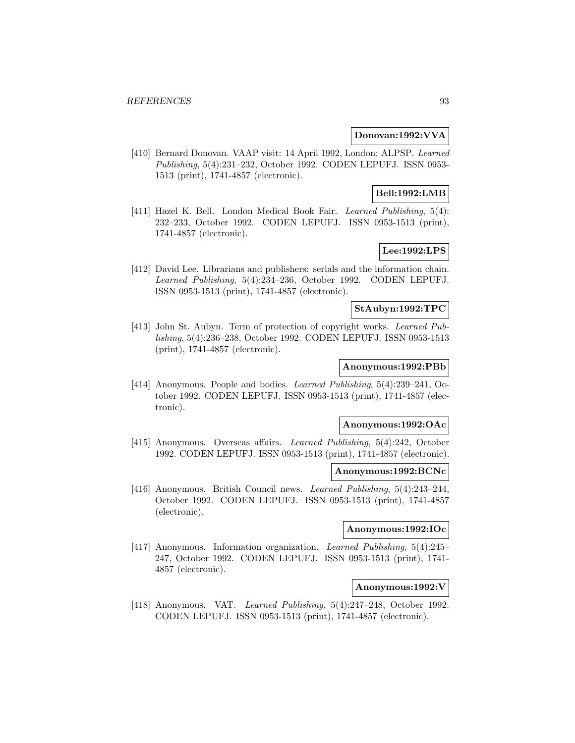**Donovan:1992:VVA**

[410] Bernard Donovan. VAAP visit: 14 April 1992, London; ALPSP. *Learned Publishing*, 5(4):231–232, October 1992. CODEN LEPUFJ. ISSN 0953-1513 (print), 1741-4857 (electronic).

**Bell:1992:LMB**

[411] Hazel K. Bell. London Medical Book Fair. *Learned Publishing*, 5(4): 232–233, October 1992. CODEN LEPUFJ. ISSN 0953-1513 (print), 1741-4857 (electronic).

**Lee:1992:LPS**

[412] David Lee. Librarians and publishers: serials and the information chain. *Learned Publishing*, 5(4):234–236, October 1992. CODEN LEPUFJ. ISSN 0953-1513 (print), 1741-4857 (electronic).

**StAubyn:1992:TPC**

[413] John St. Aubyn. Term of protection of copyright works. *Learned Publishing*, 5(4):236–238, October 1992. CODEN LEPUFJ. ISSN 0953-1513 (print), 1741-4857 (electronic).

**Anonymous:1992:PBb**

[414] Anonymous. People and bodies. *Learned Publishing*, 5(4):239–241, October 1992. CODEN LEPUFJ. ISSN 0953-1513 (print), 1741-4857 (electronic).

**Anonymous:1992:OAc**

[415] Anonymous. Overseas affairs. *Learned Publishing*, 5(4):242, October 1992. CODEN LEPUFJ. ISSN 0953-1513 (print), 1741-4857 (electronic).

**Anonymous:1992:BCNc**

[416] Anonymous. British Council news. *Learned Publishing*, 5(4):243–244, October 1992. CODEN LEPUFJ. ISSN 0953-1513 (print), 1741-4857 (electronic).

**Anonymous:1992:IOc**

[417] Anonymous. Information organization. *Learned Publishing*, 5(4):245–247, October 1992. CODEN LEPUFJ. ISSN 0953-1513 (print), 1741-4857 (electronic).

**Anonymous:1992:V**

[418] Anonymous. VAT. *Learned Publishing*, 5(4):247–248, October 1992. CODEN LEPUFJ. ISSN 0953-1513 (print), 1741-4857 (electronic).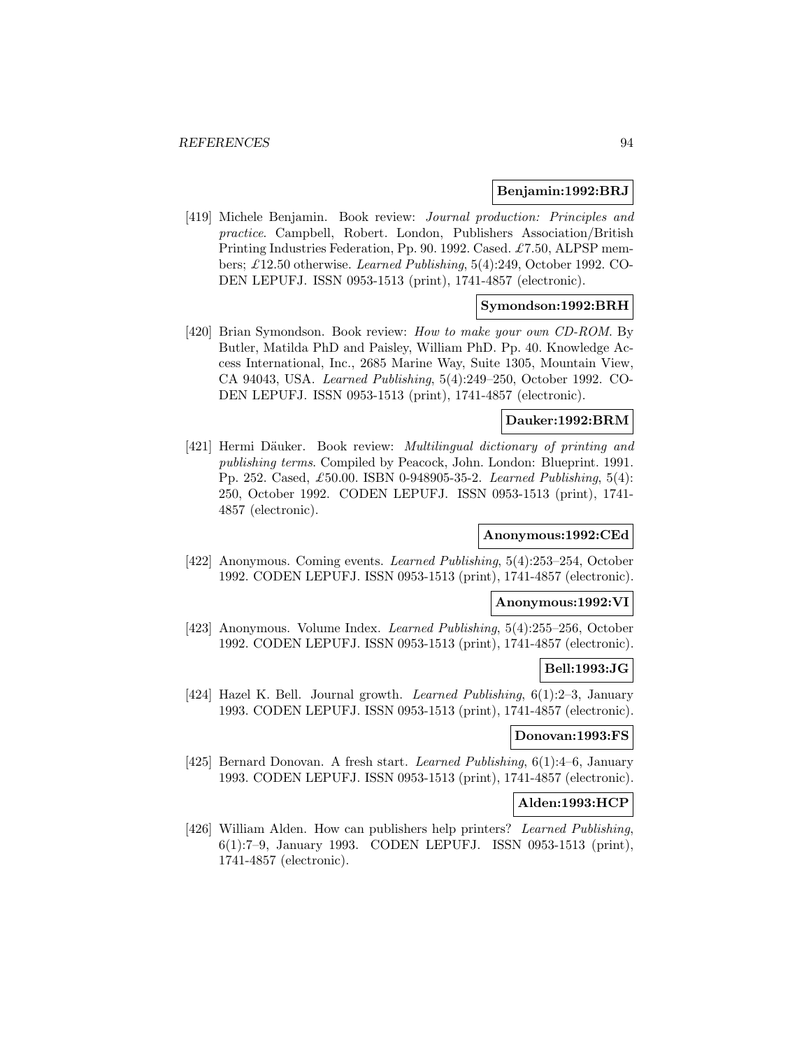**Benjamin:1992:BRJ**

[419] Michele Benjamin. Book review: *Journal production: Principles and practice*. Campbell, Robert. London, Publishers Association/British Printing Industries Federation, Pp. 90. 1992. Cased. £7.50, ALPSP members; £12.50 otherwise. *Learned Publishing*, 5(4):249, October 1992. CODEN LEPUFJ. ISSN 0953-1513 (print), 1741-4857 (electronic).

**Symondson:1992:BRH**

[420] Brian Symondson. Book review: *How to make your own CD-ROM*. By Butler, Matilda PhD and Paisley, William PhD. Pp. 40. Knowledge Access International, Inc., 2685 Marine Way, Suite 1305, Mountain View, CA 94043, USA. *Learned Publishing*, 5(4):249–250, October 1992. CODEN LEPUFJ. ISSN 0953-1513 (print), 1741-4857 (electronic).

**Dauker:1992:BRM**

[421] Hermi Däuker. Book review: *Multilingual dictionary of printing and publishing terms*. Compiled by Peacock, John. London: Blueprint. 1991. Pp. 252. Cased, £50.00. ISBN 0-948905-35-2. *Learned Publishing*, 5(4): 250, October 1992. CODEN LEPUFJ. ISSN 0953-1513 (print), 1741-4857 (electronic).

**Anonymous:1992:CEd**

[422] Anonymous. Coming events. *Learned Publishing*, 5(4):253–254, October 1992. CODEN LEPUFJ. ISSN 0953-1513 (print), 1741-4857 (electronic).

**Anonymous:1992:VI**

[423] Anonymous. Volume Index. *Learned Publishing*, 5(4):255–256, October 1992. CODEN LEPUFJ. ISSN 0953-1513 (print), 1741-4857 (electronic).

**Bell:1993:JG**

[424] Hazel K. Bell. Journal growth. *Learned Publishing*, 6(1):2–3, January 1993. CODEN LEPUFJ. ISSN 0953-1513 (print), 1741-4857 (electronic).

**Donovan:1993:FS**

[425] Bernard Donovan. A fresh start. *Learned Publishing*, 6(1):4–6, January 1993. CODEN LEPUFJ. ISSN 0953-1513 (print), 1741-4857 (electronic).

**Alden:1993:HCP**

[426] William Alden. How can publishers help printers? *Learned Publishing*, 6(1):7–9, January 1993. CODEN LEPUFJ. ISSN 0953-1513 (print), 1741-4857 (electronic).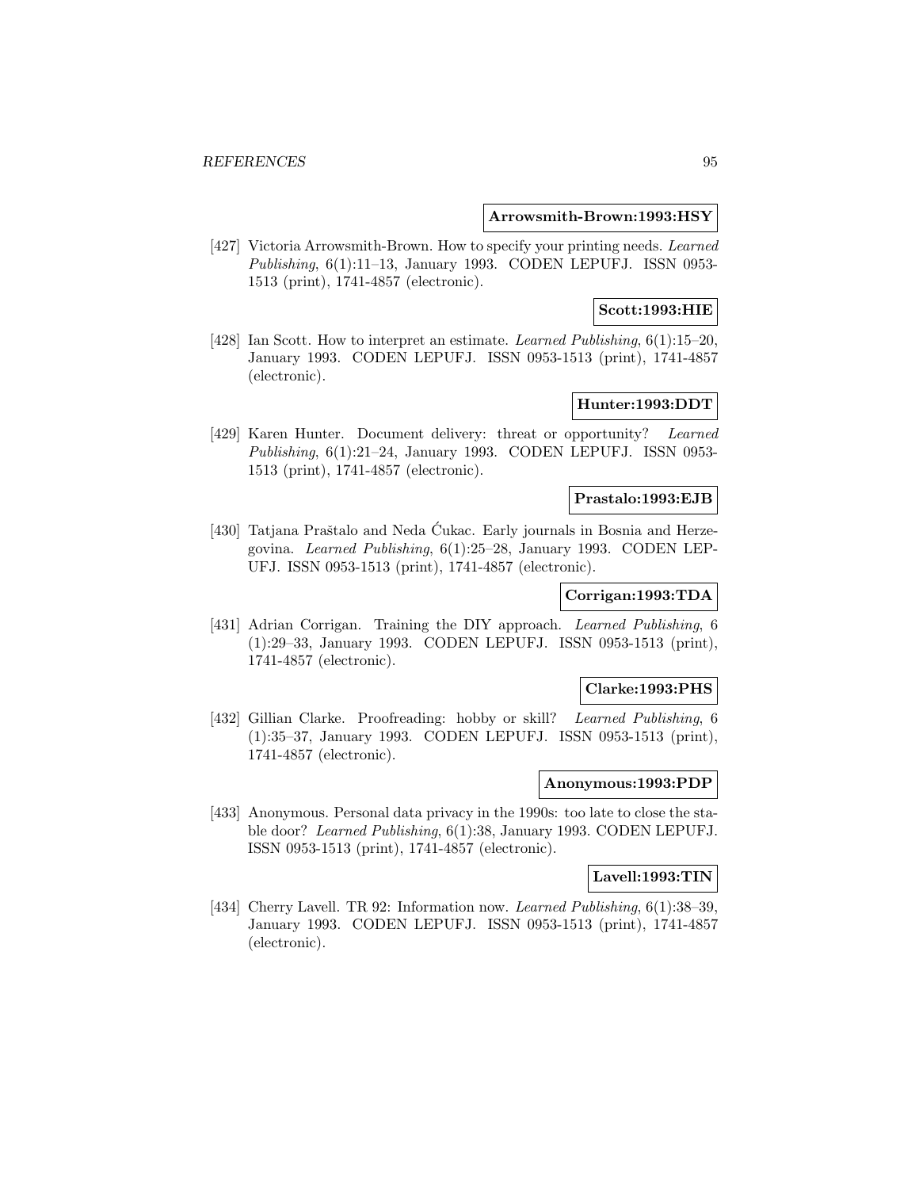**Arrowsmith-Brown:1993:HSY**

[427] Victoria Arrowsmith-Brown. How to specify your printing needs. *Learned Publishing*, 6(1):11–13, January 1993. CODEN LEPUFJ. ISSN 0953-1513 (print), 1741-4857 (electronic).

**Scott:1993:HIE**

[428] Ian Scott. How to interpret an estimate. *Learned Publishing*, 6(1):15–20, January 1993. CODEN LEPUFJ. ISSN 0953-1513 (print), 1741-4857 (electronic).

**Hunter:1993:DDT**

[429] Karen Hunter. Document delivery: threat or opportunity? *Learned Publishing*, 6(1):21–24, January 1993. CODEN LEPUFJ. ISSN 0953-1513 (print), 1741-4857 (electronic).

**Prastalo:1993:EJB**

[430] Tatjana Praštalo and Neda Ćukac. Early journals in Bosnia and Herzegovina. *Learned Publishing*, 6(1):25–28, January 1993. CODEN LEPUFJ. ISSN 0953-1513 (print), 1741-4857 (electronic).

**Corrigan:1993:TDA**

[431] Adrian Corrigan. Training the DIY approach. *Learned Publishing*, 6 (1):29–33, January 1993. CODEN LEPUFJ. ISSN 0953-1513 (print), 1741-4857 (electronic).

**Clarke:1993:PHS**

[432] Gillian Clarke. Proofreading: hobby or skill? *Learned Publishing*, 6 (1):35–37, January 1993. CODEN LEPUFJ. ISSN 0953-1513 (print), 1741-4857 (electronic).

**Anonymous:1993:PDP**

[433] Anonymous. Personal data privacy in the 1990s: too late to close the stable door? *Learned Publishing*, 6(1):38, January 1993. CODEN LEPUFJ. ISSN 0953-1513 (print), 1741-4857 (electronic).

**Lavell:1993:TIN**

[434] Cherry Lavell. TR 92: Information now. *Learned Publishing*, 6(1):38–39, January 1993. CODEN LEPUFJ. ISSN 0953-1513 (print), 1741-4857 (electronic).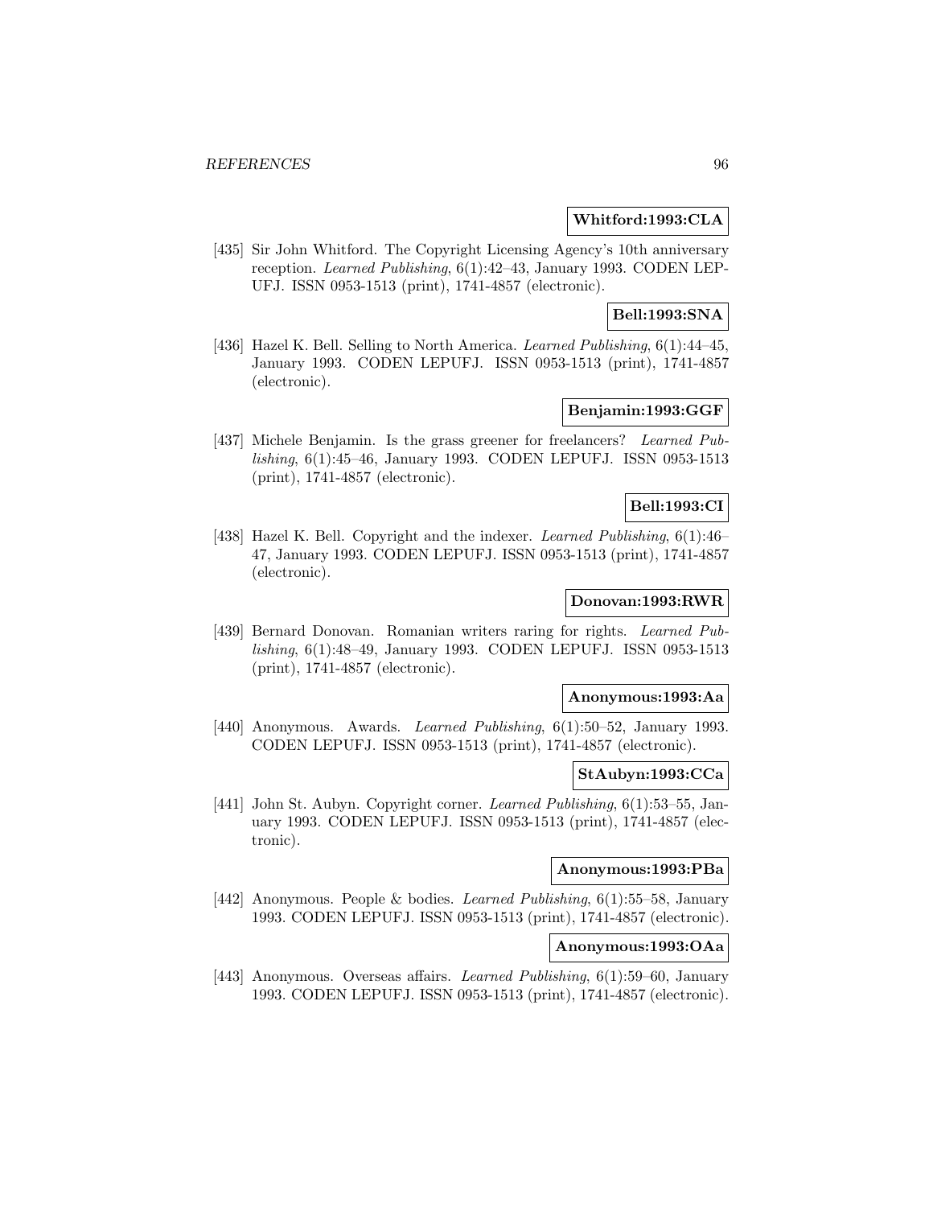**Whitford:1993:CLA**

[435] Sir John Whitford. The Copyright Licensing Agency's 10th anniversary reception. *Learned Publishing*, 6(1):42–43, January 1993. CODEN LEPUFJ. ISSN 0953-1513 (print), 1741-4857 (electronic).

**Bell:1993:SNA**

[436] Hazel K. Bell. Selling to North America. *Learned Publishing*, 6(1):44–45, January 1993. CODEN LEPUFJ. ISSN 0953-1513 (print), 1741-4857 (electronic).

**Benjamin:1993:GGF**

[437] Michele Benjamin. Is the grass greener for freelancers? *Learned Publishing*, 6(1):45–46, January 1993. CODEN LEPUFJ. ISSN 0953-1513 (print), 1741-4857 (electronic).

**Bell:1993:CI**

[438] Hazel K. Bell. Copyright and the indexer. *Learned Publishing*, 6(1):46–47, January 1993. CODEN LEPUFJ. ISSN 0953-1513 (print), 1741-4857 (electronic).

**Donovan:1993:RWR**

[439] Bernard Donovan. Romanian writers raring for rights. *Learned Publishing*, 6(1):48–49, January 1993. CODEN LEPUFJ. ISSN 0953-1513 (print), 1741-4857 (electronic).

**Anonymous:1993:Aa**

[440] Anonymous. Awards. *Learned Publishing*, 6(1):50–52, January 1993. CODEN LEPUFJ. ISSN 0953-1513 (print), 1741-4857 (electronic).

**StAubyn:1993:CCa**

[441] John St. Aubyn. Copyright corner. *Learned Publishing*, 6(1):53–55, January 1993. CODEN LEPUFJ. ISSN 0953-1513 (print), 1741-4857 (electronic).

**Anonymous:1993:PBa**

[442] Anonymous. People & bodies. *Learned Publishing*, 6(1):55–58, January 1993. CODEN LEPUFJ. ISSN 0953-1513 (print), 1741-4857 (electronic).

**Anonymous:1993:OAa**

[443] Anonymous. Overseas affairs. *Learned Publishing*, 6(1):59–60, January 1993. CODEN LEPUFJ. ISSN 0953-1513 (print), 1741-4857 (electronic).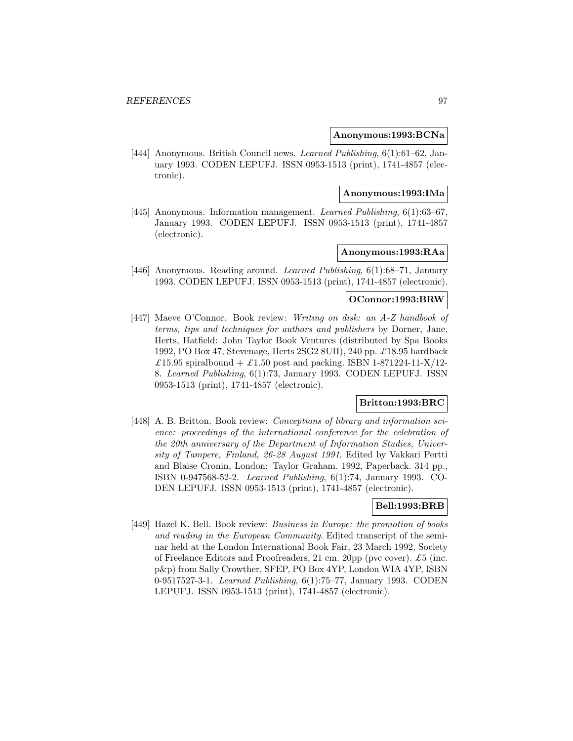**Anonymous:1993:BCNa**

[444] Anonymous. British Council news. *Learned Publishing*, 6(1):61–62, January 1993. CODEN LEPUFJ. ISSN 0953-1513 (print), 1741-4857 (electronic).

**Anonymous:1993:IMa**

[445] Anonymous. Information management. *Learned Publishing*, 6(1):63–67, January 1993. CODEN LEPUFJ. ISSN 0953-1513 (print), 1741-4857 (electronic).

**Anonymous:1993:RAa**

[446] Anonymous. Reading around. *Learned Publishing*, 6(1):68–71, January 1993. CODEN LEPUFJ. ISSN 0953-1513 (print), 1741-4857 (electronic).

**OConnor:1993:BRW**

[447] Maeve O'Connor. Book review: *Writing on disk: an A-Z handbook of terms, tips and techniques for authors and publishers* by Dorner, Jane, Herts, Hatfield: John Taylor Book Ventures (distributed by Spa Books 1992, PO Box 47, Stevenage, Herts 2SG2 8UH), 240 pp. £18.95 hardback £15.95 spiralbound + £1.50 post and packing. ISBN 1-871224-11-X/12-8. *Learned Publishing*, 6(1):73, January 1993. CODEN LEPUFJ. ISSN 0953-1513 (print), 1741-4857 (electronic).

**Britton:1993:BRC**

[448] A. B. Britton. Book review: *Conceptions of library and information science: proceedings of the international conference for the celebration of the 20th anniversary of the Department of Information Studies, University of Tampere, Finland, 26-28 August 1991*, Edited by Vakkari Pertti and Blaise Cronin, London: Taylor Graham. 1992, Paperback. 314 pp., ISBN 0-947568-52-2. *Learned Publishing*, 6(1):74, January 1993. CODEN LEPUFJ. ISSN 0953-1513 (print), 1741-4857 (electronic).

**Bell:1993:BRB**

[449] Hazel K. Bell. Book review: *Business in Europe: the promotion of books and reading in the European Community*. Edited transcript of the seminar held at the London International Book Fair, 23 March 1992, Society of Freelance Editors and Proofreaders, 21 cm. 20pp (pvc cover). £5 (inc. p&p) from Sally Crowther, SFEP, PO Box 4YP, London WIA 4YP, ISBN 0-9517527-3-1. *Learned Publishing*, 6(1):75–77, January 1993. CODEN LEPUFJ. ISSN 0953-1513 (print), 1741-4857 (electronic).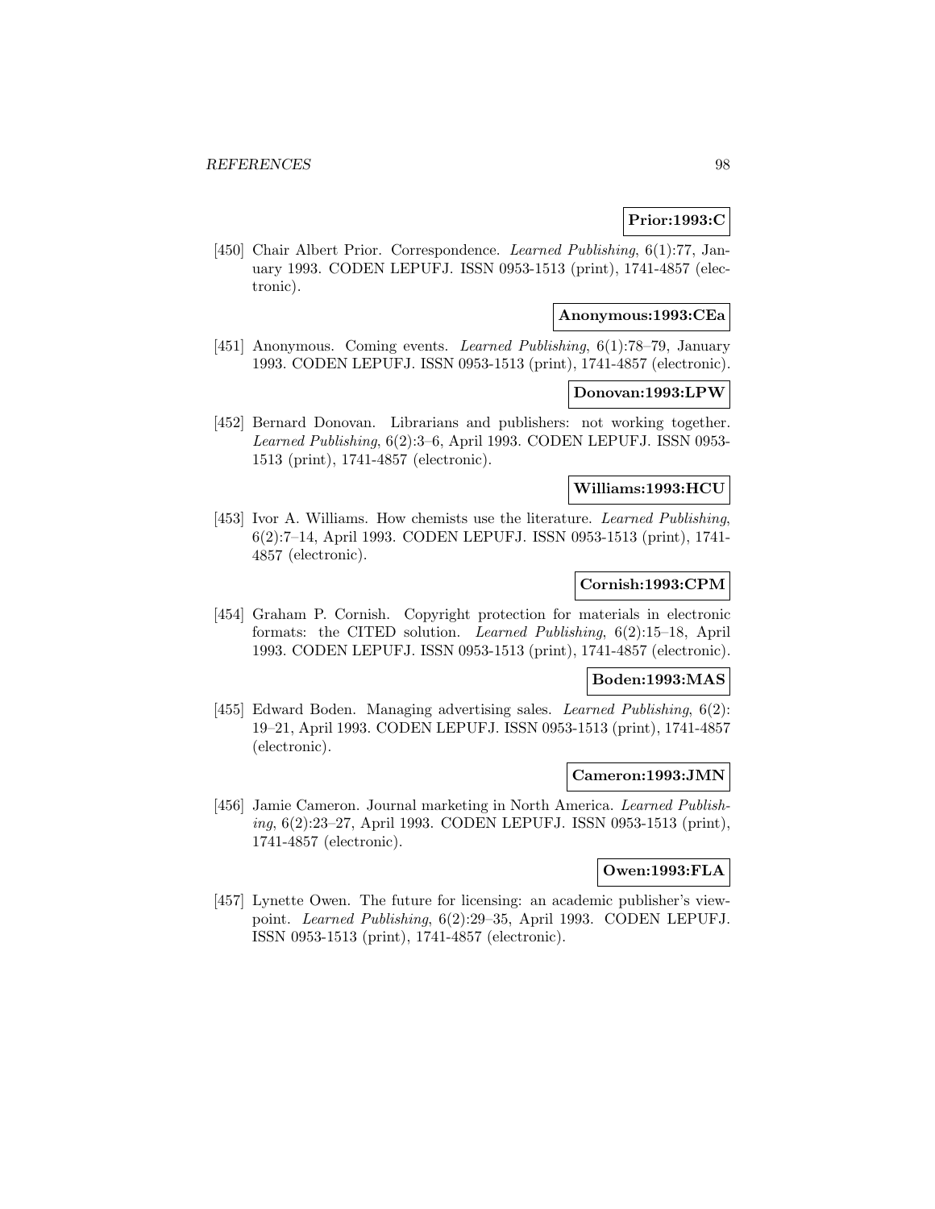**Prior:1993:C**

[450] Chair Albert Prior. Correspondence. *Learned Publishing*, 6(1):77, January 1993. CODEN LEPUFJ. ISSN 0953-1513 (print), 1741-4857 (electronic).

**Anonymous:1993:CEa**

[451] Anonymous. Coming events. *Learned Publishing*, 6(1):78–79, January 1993. CODEN LEPUFJ. ISSN 0953-1513 (print), 1741-4857 (electronic).

**Donovan:1993:LPW**

[452] Bernard Donovan. Librarians and publishers: not working together. *Learned Publishing*, 6(2):3–6, April 1993. CODEN LEPUFJ. ISSN 0953-1513 (print), 1741-4857 (electronic).

**Williams:1993:HCU**

[453] Ivor A. Williams. How chemists use the literature. *Learned Publishing*, 6(2):7–14, April 1993. CODEN LEPUFJ. ISSN 0953-1513 (print), 1741-4857 (electronic).

**Cornish:1993:CPM**

[454] Graham P. Cornish. Copyright protection for materials in electronic formats: the CITED solution. *Learned Publishing*, 6(2):15–18, April 1993. CODEN LEPUFJ. ISSN 0953-1513 (print), 1741-4857 (electronic).

**Boden:1993:MAS**

[455] Edward Boden. Managing advertising sales. *Learned Publishing*, 6(2):19–21, April 1993. CODEN LEPUFJ. ISSN 0953-1513 (print), 1741-4857 (electronic).

**Cameron:1993:JMN**

[456] Jamie Cameron. Journal marketing in North America. *Learned Publishing*, 6(2):23–27, April 1993. CODEN LEPUFJ. ISSN 0953-1513 (print), 1741-4857 (electronic).

**Owen:1993:FLA**

[457] Lynette Owen. The future for licensing: an academic publisher's viewpoint. *Learned Publishing*, 6(2):29–35, April 1993. CODEN LEPUFJ. ISSN 0953-1513 (print), 1741-4857 (electronic).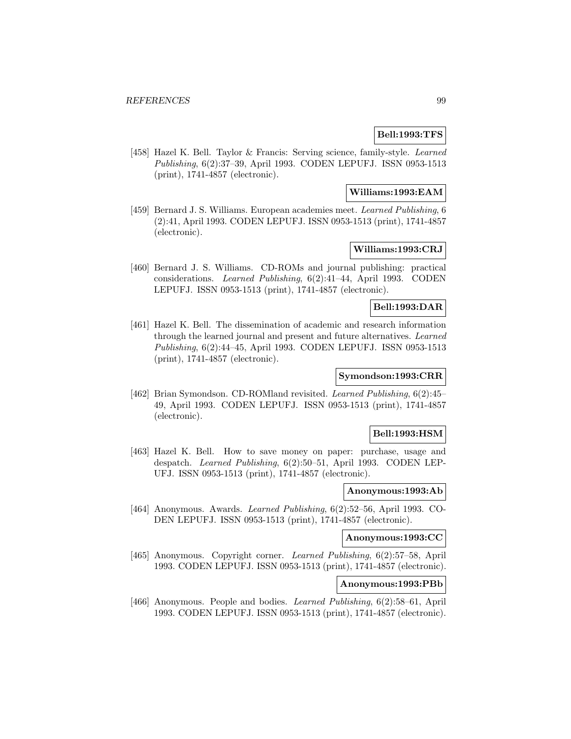**Bell:1993:TFS**

[458] Hazel K. Bell. Taylor & Francis: Serving science, family-style. *Learned Publishing*, 6(2):37–39, April 1993. CODEN LEPUFJ. ISSN 0953-1513 (print), 1741-4857 (electronic).

**Williams:1993:EAM**

[459] Bernard J. S. Williams. European academies meet. *Learned Publishing*, 6 (2):41, April 1993. CODEN LEPUFJ. ISSN 0953-1513 (print), 1741-4857 (electronic).

**Williams:1993:CRJ**

[460] Bernard J. S. Williams. CD-ROMs and journal publishing: practical considerations. *Learned Publishing*, 6(2):41–44, April 1993. CODEN LEPUFJ. ISSN 0953-1513 (print), 1741-4857 (electronic).

**Bell:1993:DAR**

[461] Hazel K. Bell. The dissemination of academic and research information through the learned journal and present and future alternatives. *Learned Publishing*, 6(2):44–45, April 1993. CODEN LEPUFJ. ISSN 0953-1513 (print), 1741-4857 (electronic).

**Symondson:1993:CRR**

[462] Brian Symondson. CD-ROMland revisited. *Learned Publishing*, 6(2):45–49, April 1993. CODEN LEPUFJ. ISSN 0953-1513 (print), 1741-4857 (electronic).

**Bell:1993:HSM**

[463] Hazel K. Bell. How to save money on paper: purchase, usage and despatch. *Learned Publishing*, 6(2):50–51, April 1993. CODEN LEPUFJ. ISSN 0953-1513 (print), 1741-4857 (electronic).

**Anonymous:1993:Ab**

[464] Anonymous. Awards. *Learned Publishing*, 6(2):52–56, April 1993. CODEN LEPUFJ. ISSN 0953-1513 (print), 1741-4857 (electronic).

**Anonymous:1993:CC**

[465] Anonymous. Copyright corner. *Learned Publishing*, 6(2):57–58, April 1993. CODEN LEPUFJ. ISSN 0953-1513 (print), 1741-4857 (electronic).

**Anonymous:1993:PBb**

[466] Anonymous. People and bodies. *Learned Publishing*, 6(2):58–61, April 1993. CODEN LEPUFJ. ISSN 0953-1513 (print), 1741-4857 (electronic).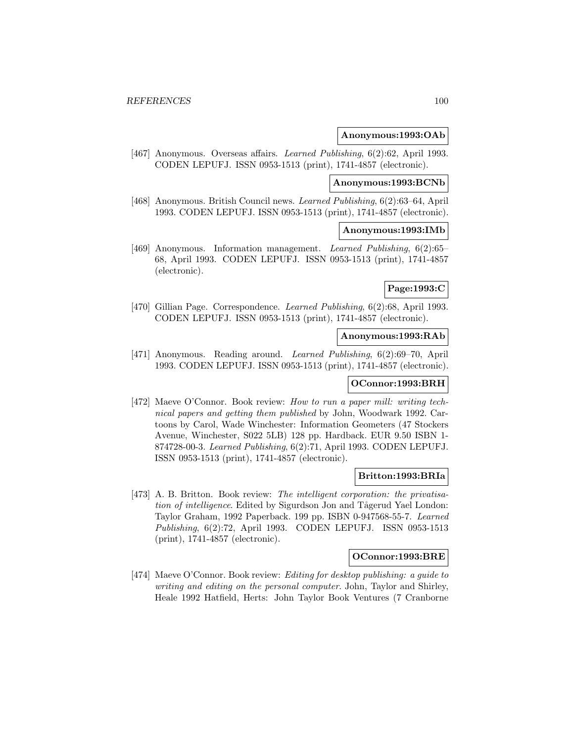**Anonymous:1993:OAb**

[467] Anonymous. Overseas affairs. *Learned Publishing*, 6(2):62, April 1993. CODEN LEPUFJ. ISSN 0953-1513 (print), 1741-4857 (electronic).

**Anonymous:1993:BCNb**

[468] Anonymous. British Council news. *Learned Publishing*, 6(2):63–64, April 1993. CODEN LEPUFJ. ISSN 0953-1513 (print), 1741-4857 (electronic).

**Anonymous:1993:IMb**

[469] Anonymous. Information management. *Learned Publishing*, 6(2):65–68, April 1993. CODEN LEPUFJ. ISSN 0953-1513 (print), 1741-4857 (electronic).

**Page:1993:C**

[470] Gillian Page. Correspondence. *Learned Publishing*, 6(2):68, April 1993. CODEN LEPUFJ. ISSN 0953-1513 (print), 1741-4857 (electronic).

**Anonymous:1993:RAb**

[471] Anonymous. Reading around. *Learned Publishing*, 6(2):69–70, April 1993. CODEN LEPUFJ. ISSN 0953-1513 (print), 1741-4857 (electronic).

**OConnor:1993:BRH**

[472] Maeve O'Connor. Book review: *How to run a paper mill: writing technical papers and getting them published* by John, Woodwark 1992. Cartoons by Carol, Wade Winchester: Information Geometers (47 Stockers Avenue, Winchester, S022 5LB) 128 pp. Hardback. EUR 9.50 ISBN 1-874728-00-3. *Learned Publishing*, 6(2):71, April 1993. CODEN LEPUFJ. ISSN 0953-1513 (print), 1741-4857 (electronic).

**Britton:1993:BRIa**

[473] A. B. Britton. Book review: *The intelligent corporation: the privatisation of intelligence*. Edited by Sigurdson Jon and Tågerud Yael London: Taylor Graham, 1992 Paperback. 199 pp. ISBN 0-947568-55-7. *Learned Publishing*, 6(2):72, April 1993. CODEN LEPUFJ. ISSN 0953-1513 (print), 1741-4857 (electronic).

**OConnor:1993:BRE**

[474] Maeve O'Connor. Book review: *Editing for desktop publishing: a guide to writing and editing on the personal computer*. John, Taylor and Shirley, Heale 1992 Hatfield, Herts: John Taylor Book Ventures (7 Cranborne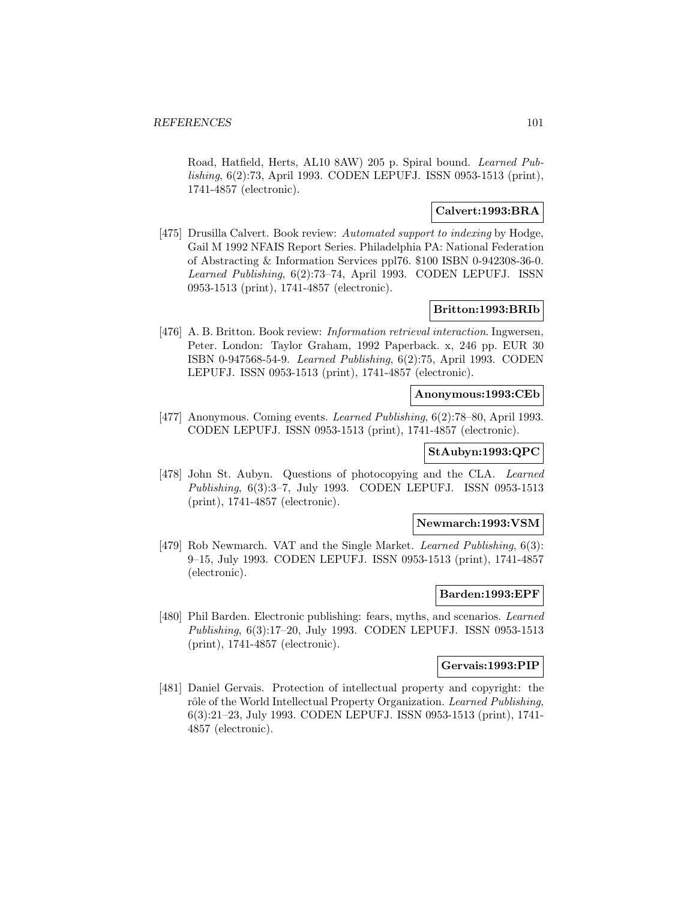Road, Hatfield, Herts, AL10 8AW) 205 p. Spiral bound. *Learned Publishing*, 6(2):73, April 1993. CODEN LEPUFJ. ISSN 0953-1513 (print), 1741-4857 (electronic).

**Calvert:1993:BRA**

[475] Drusilla Calvert. Book review: *Automated support to indexing* by Hodge, Gail M 1992 NFAIS Report Series. Philadelphia PA: National Federation of Abstracting & Information Services ppl76. $100 ISBN 0-942308-36-0. *Learned Publishing*, 6(2):73–74, April 1993. CODEN LEPUFJ. ISSN 0953-1513 (print), 1741-4857 (electronic).

**Britton:1993:BRIb**

[476] A. B. Britton. Book review: *Information retrieval interaction*. Ingwersen, Peter. London: Taylor Graham, 1992 Paperback. x, 246 pp. EUR 30 ISBN 0-947568-54-9. *Learned Publishing*, 6(2):75, April 1993. CODEN LEPUFJ. ISSN 0953-1513 (print), 1741-4857 (electronic).

**Anonymous:1993:CEb**

[477] Anonymous. Coming events. *Learned Publishing*, 6(2):78–80, April 1993. CODEN LEPUFJ. ISSN 0953-1513 (print), 1741-4857 (electronic).

**StAubyn:1993:QPC**

[478] John St. Aubyn. Questions of photocopying and the CLA. *Learned Publishing*, 6(3):3–7, July 1993. CODEN LEPUFJ. ISSN 0953-1513 (print), 1741-4857 (electronic).

**Newmarch:1993:VSM**

[479] Rob Newmarch. VAT and the Single Market. *Learned Publishing*, 6(3): 9–15, July 1993. CODEN LEPUFJ. ISSN 0953-1513 (print), 1741-4857 (electronic).

**Barden:1993:EPF**

[480] Phil Barden. Electronic publishing: fears, myths, and scenarios. *Learned Publishing*, 6(3):17–20, July 1993. CODEN LEPUFJ. ISSN 0953-1513 (print), 1741-4857 (electronic).

**Gervais:1993:PIP**

[481] Daniel Gervais. Protection of intellectual property and copyright: the rôle of the World Intellectual Property Organization. *Learned Publishing*, 6(3):21–23, July 1993. CODEN LEPUFJ. ISSN 0953-1513 (print), 1741-4857 (electronic).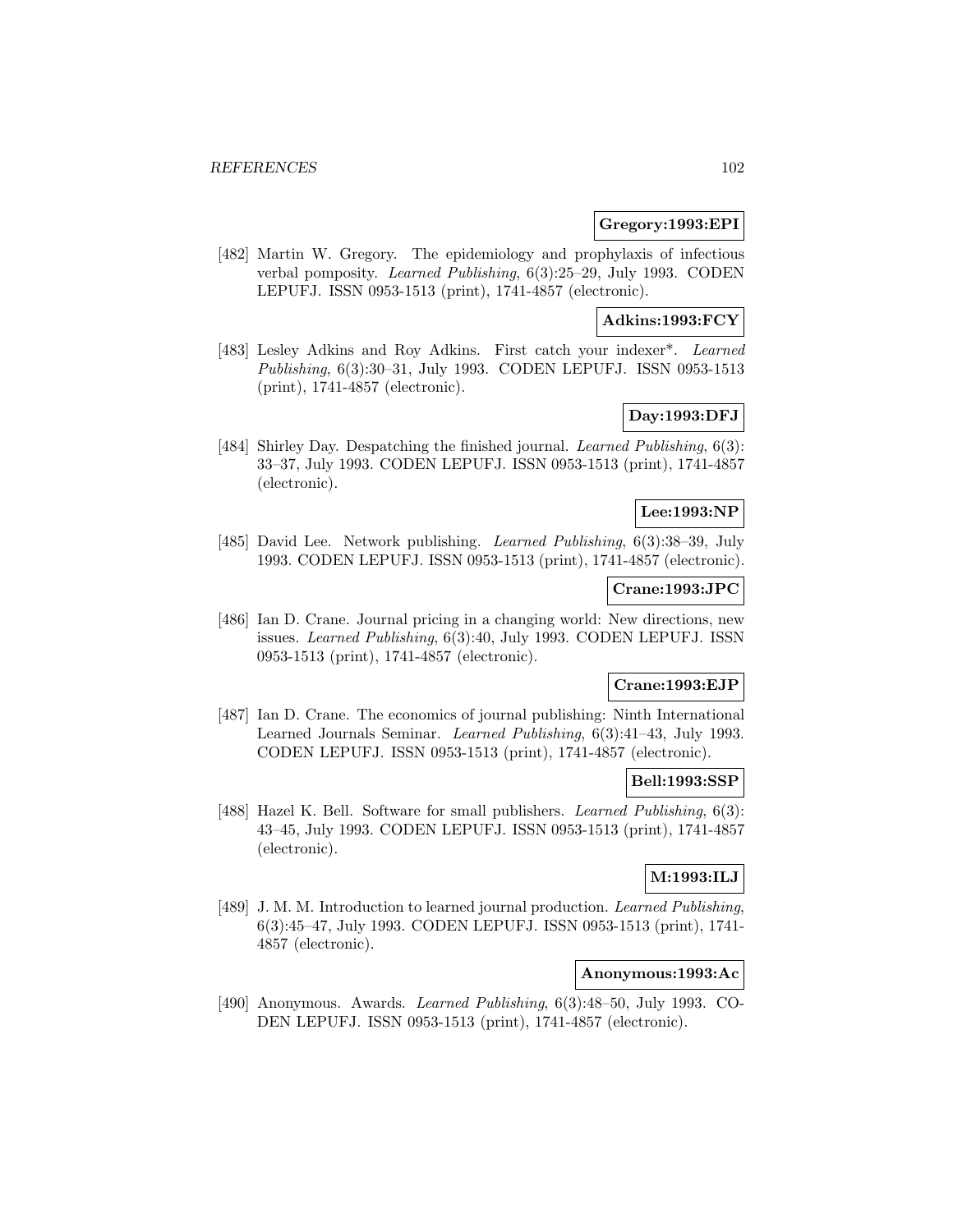**Gregory:1993:EPI**

[482] Martin W. Gregory. The epidemiology and prophylaxis of infectious verbal pomposity. *Learned Publishing*, 6(3):25–29, July 1993. CODEN LEPUFJ. ISSN 0953-1513 (print), 1741-4857 (electronic).

**Adkins:1993:FCY**

[483] Lesley Adkins and Roy Adkins. First catch your indexer*. *Learned Publishing*, 6(3):30–31, July 1993. CODEN LEPUFJ. ISSN 0953-1513 (print), 1741-4857 (electronic).

**Day:1993:DFJ**

[484] Shirley Day. Despatching the finished journal. *Learned Publishing*, 6(3): 33–37, July 1993. CODEN LEPUFJ. ISSN 0953-1513 (print), 1741-4857 (electronic).

**Lee:1993:NP**

[485] David Lee. Network publishing. *Learned Publishing*, 6(3):38–39, July 1993. CODEN LEPUFJ. ISSN 0953-1513 (print), 1741-4857 (electronic).

**Crane:1993:JPC**

[486] Ian D. Crane. Journal pricing in a changing world: New directions, new issues. *Learned Publishing*, 6(3):40, July 1993. CODEN LEPUFJ. ISSN 0953-1513 (print), 1741-4857 (electronic).

**Crane:1993:EJP**

[487] Ian D. Crane. The economics of journal publishing: Ninth International Learned Journals Seminar. *Learned Publishing*, 6(3):41–43, July 1993. CODEN LEPUFJ. ISSN 0953-1513 (print), 1741-4857 (electronic).

**Bell:1993:SSP**

[488] Hazel K. Bell. Software for small publishers. *Learned Publishing*, 6(3): 43–45, July 1993. CODEN LEPUFJ. ISSN 0953-1513 (print), 1741-4857 (electronic).

**M:1993:ILJ**

[489] J. M. M. Introduction to learned journal production. *Learned Publishing*, 6(3):45–47, July 1993. CODEN LEPUFJ. ISSN 0953-1513 (print), 1741-4857 (electronic).

**Anonymous:1993:Ac**

[490] Anonymous. Awards. *Learned Publishing*, 6(3):48–50, July 1993. CODEN LEPUFJ. ISSN 0953-1513 (print), 1741-4857 (electronic).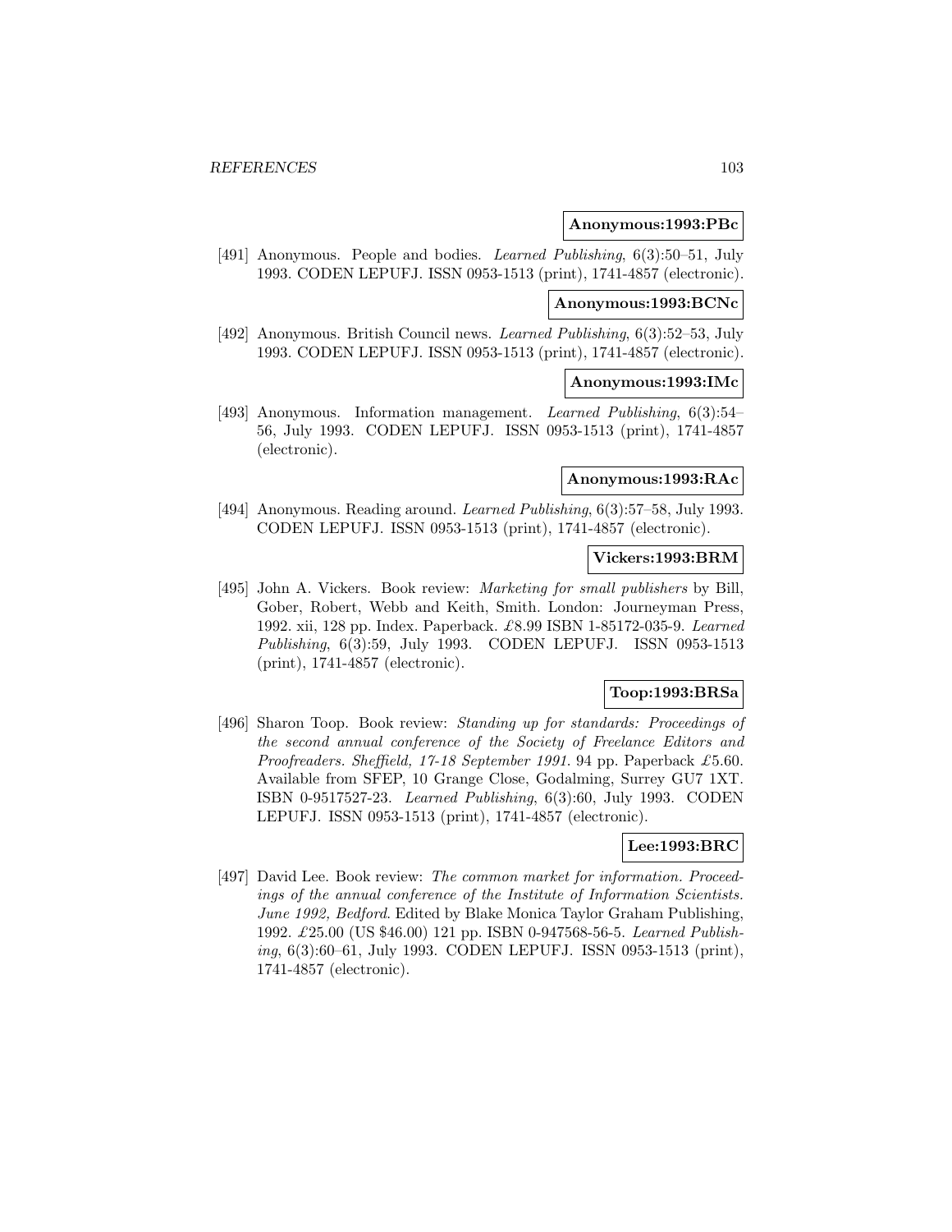**Anonymous:1993:PBc**

[491] Anonymous. People and bodies. *Learned Publishing*, 6(3):50–51, July 1993. CODEN LEPUFJ. ISSN 0953-1513 (print), 1741-4857 (electronic).

**Anonymous:1993:BCNc**

[492] Anonymous. British Council news. *Learned Publishing*, 6(3):52–53, July 1993. CODEN LEPUFJ. ISSN 0953-1513 (print), 1741-4857 (electronic).

**Anonymous:1993:IMc**

[493] Anonymous. Information management. *Learned Publishing*, 6(3):54–56, July 1993. CODEN LEPUFJ. ISSN 0953-1513 (print), 1741-4857 (electronic).

**Anonymous:1993:RAc**

[494] Anonymous. Reading around. *Learned Publishing*, 6(3):57–58, July 1993. CODEN LEPUFJ. ISSN 0953-1513 (print), 1741-4857 (electronic).

**Vickers:1993:BRM**

[495] John A. Vickers. Book review: *Marketing for small publishers* by Bill, Gober, Robert, Webb and Keith, Smith. London: Journeyman Press, 1992. xii, 128 pp. Index. Paperback. £8.99 ISBN 1-85172-035-9. *Learned Publishing*, 6(3):59, July 1993. CODEN LEPUFJ. ISSN 0953-1513 (print), 1741-4857 (electronic).

**Toop:1993:BRSa**

[496] Sharon Toop. Book review: *Standing up for standards: Proceedings of the second annual conference of the Society of Freelance Editors and Proofreaders. Sheffield, 17-18 September 1991*. 94 pp. Paperback £5.60. Available from SFEP, 10 Grange Close, Godalming, Surrey GU7 1XT. ISBN 0-9517527-23. *Learned Publishing*, 6(3):60, July 1993. CODEN LEPUFJ. ISSN 0953-1513 (print), 1741-4857 (electronic).

**Lee:1993:BRC**

[497] David Lee. Book review: *The common market for information. Proceedings of the annual conference of the Institute of Information Scientists. June 1992, Bedford*. Edited by Blake Monica Taylor Graham Publishing, 1992. £25.00 (US $46.00) 121 pp. ISBN 0-947568-56-5. *Learned Publishing*, 6(3):60–61, July 1993. CODEN LEPUFJ. ISSN 0953-1513 (print), 1741-4857 (electronic).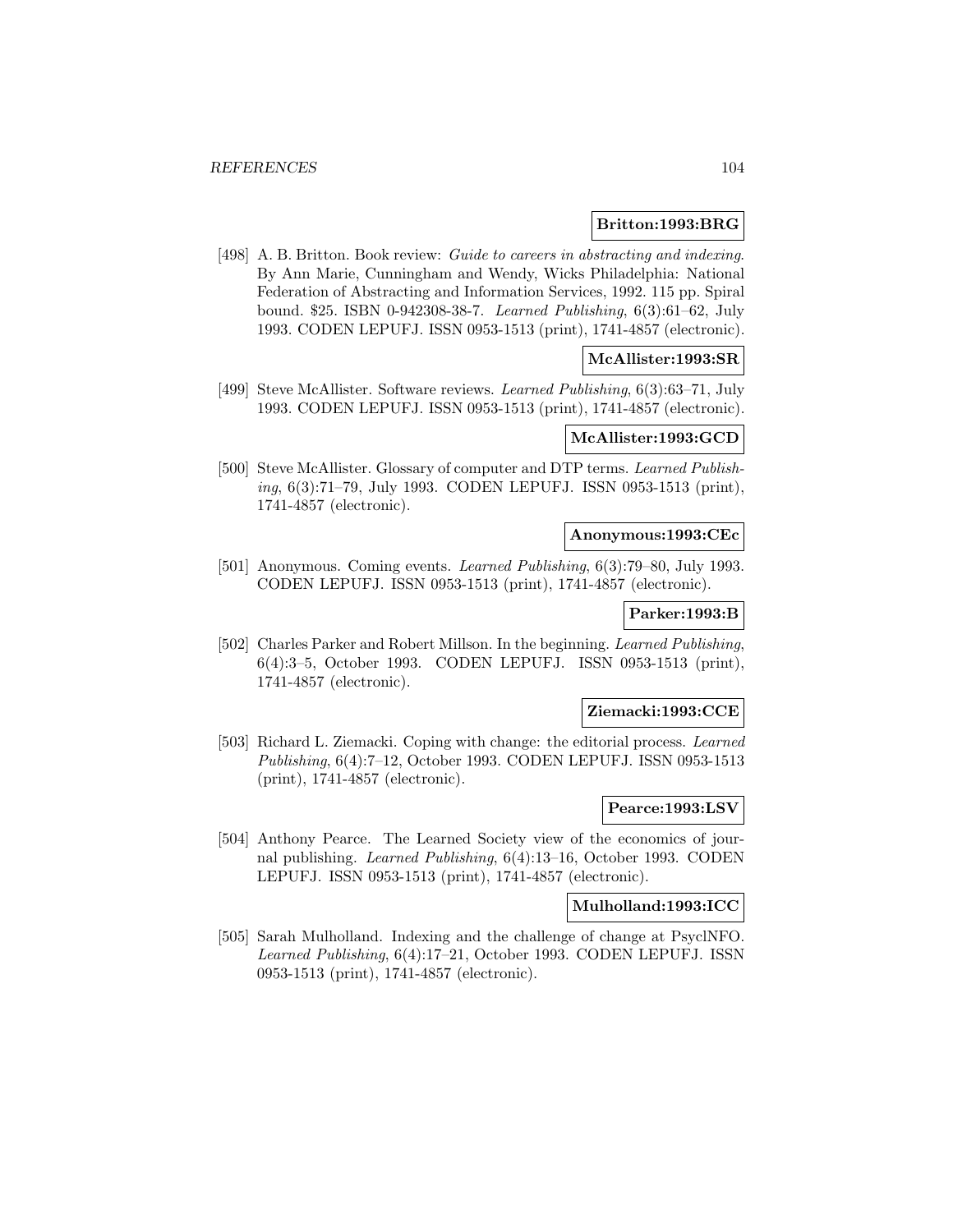**Britton:1993:BRG**

[498] A. B. Britton. Book review: *Guide to careers in abstracting and indexing*. By Ann Marie, Cunningham and Wendy, Wicks Philadelphia: National Federation of Abstracting and Information Services, 1992. 115 pp. Spiral bound. $25. ISBN 0-942308-38-7. *Learned Publishing*, 6(3):61–62, July 1993. CODEN LEPUFJ. ISSN 0953-1513 (print), 1741-4857 (electronic).

**McAllister:1993:SR**

[499] Steve McAllister. Software reviews. *Learned Publishing*, 6(3):63–71, July 1993. CODEN LEPUFJ. ISSN 0953-1513 (print), 1741-4857 (electronic).

**McAllister:1993:GCD**

[500] Steve McAllister. Glossary of computer and DTP terms. *Learned Publishing*, 6(3):71–79, July 1993. CODEN LEPUFJ. ISSN 0953-1513 (print), 1741-4857 (electronic).

**Anonymous:1993:CEc**

[501] Anonymous. Coming events. *Learned Publishing*, 6(3):79–80, July 1993. CODEN LEPUFJ. ISSN 0953-1513 (print), 1741-4857 (electronic).

**Parker:1993:B**

[502] Charles Parker and Robert Millson. In the beginning. *Learned Publishing*, 6(4):3–5, October 1993. CODEN LEPUFJ. ISSN 0953-1513 (print), 1741-4857 (electronic).

**Ziemacki:1993:CCE**

[503] Richard L. Ziemacki. Coping with change: the editorial process. *Learned Publishing*, 6(4):7–12, October 1993. CODEN LEPUFJ. ISSN 0953-1513 (print), 1741-4857 (electronic).

**Pearce:1993:LSV**

[504] Anthony Pearce. The Learned Society view of the economics of journal publishing. *Learned Publishing*, 6(4):13–16, October 1993. CODEN LEPUFJ. ISSN 0953-1513 (print), 1741-4857 (electronic).

**Mulholland:1993:ICC**

[505] Sarah Mulholland. Indexing and the challenge of change at PsyclNFO. *Learned Publishing*, 6(4):17–21, October 1993. CODEN LEPUFJ. ISSN 0953-1513 (print), 1741-4857 (electronic).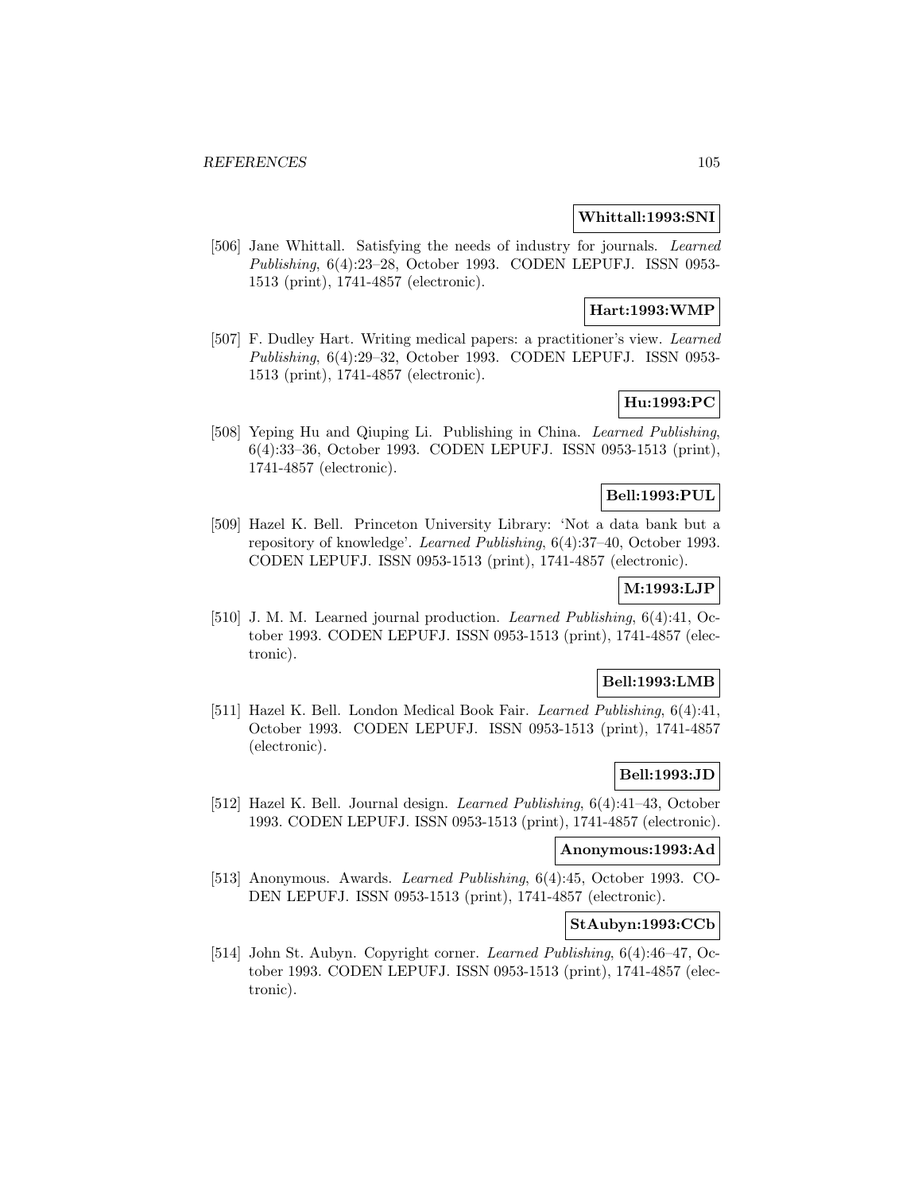**Whittall:1993:SNI**

[506] Jane Whittall. Satisfying the needs of industry for journals. *Learned Publishing*, 6(4):23–28, October 1993. CODEN LEPUFJ. ISSN 0953-1513 (print), 1741-4857 (electronic).

**Hart:1993:WMP**

[507] F. Dudley Hart. Writing medical papers: a practitioner's view. *Learned Publishing*, 6(4):29–32, October 1993. CODEN LEPUFJ. ISSN 0953-1513 (print), 1741-4857 (electronic).

**Hu:1993:PC**

[508] Yeping Hu and Qiuping Li. Publishing in China. *Learned Publishing*, 6(4):33–36, October 1993. CODEN LEPUFJ. ISSN 0953-1513 (print), 1741-4857 (electronic).

**Bell:1993:PUL**

[509] Hazel K. Bell. Princeton University Library: 'Not a data bank but a repository of knowledge'. *Learned Publishing*, 6(4):37–40, October 1993. CODEN LEPUFJ. ISSN 0953-1513 (print), 1741-4857 (electronic).

**M:1993:LJP**

[510] J. M. M. Learned journal production. *Learned Publishing*, 6(4):41, October 1993. CODEN LEPUFJ. ISSN 0953-1513 (print), 1741-4857 (electronic).

**Bell:1993:LMB**

[511] Hazel K. Bell. London Medical Book Fair. *Learned Publishing*, 6(4):41, October 1993. CODEN LEPUFJ. ISSN 0953-1513 (print), 1741-4857 (electronic).

**Bell:1993:JD**

[512] Hazel K. Bell. Journal design. *Learned Publishing*, 6(4):41–43, October 1993. CODEN LEPUFJ. ISSN 0953-1513 (print), 1741-4857 (electronic).

**Anonymous:1993:Ad**

[513] Anonymous. Awards. *Learned Publishing*, 6(4):45, October 1993. CODEN LEPUFJ. ISSN 0953-1513 (print), 1741-4857 (electronic).

**StAubyn:1993:CCb**

[514] John St. Aubyn. Copyright corner. *Learned Publishing*, 6(4):46–47, October 1993. CODEN LEPUFJ. ISSN 0953-1513 (print), 1741-4857 (electronic).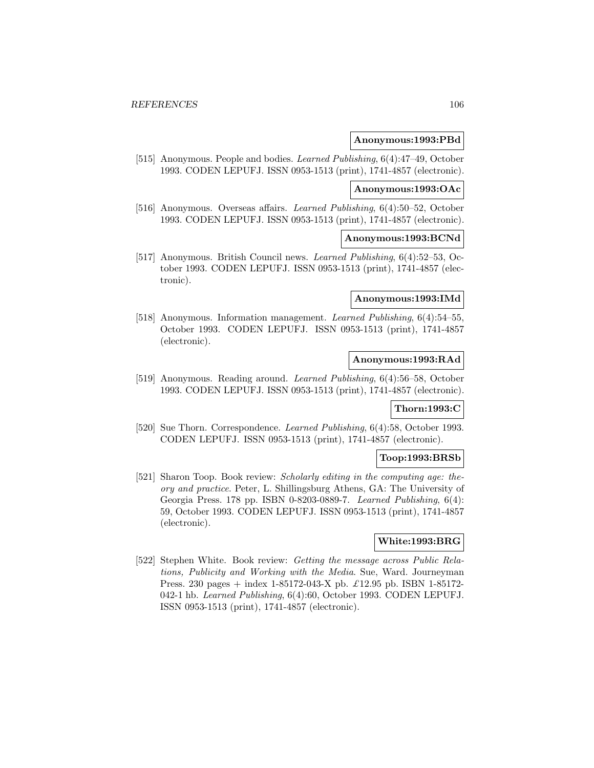**Anonymous:1993:PBd**

[515] Anonymous. People and bodies. *Learned Publishing*, 6(4):47–49, October 1993. CODEN LEPUFJ. ISSN 0953-1513 (print), 1741-4857 (electronic).

**Anonymous:1993:OAc**

[516] Anonymous. Overseas affairs. *Learned Publishing*, 6(4):50–52, October 1993. CODEN LEPUFJ. ISSN 0953-1513 (print), 1741-4857 (electronic).

**Anonymous:1993:BCNd**

[517] Anonymous. British Council news. *Learned Publishing*, 6(4):52–53, October 1993. CODEN LEPUFJ. ISSN 0953-1513 (print), 1741-4857 (electronic).

**Anonymous:1993:IMd**

[518] Anonymous. Information management. *Learned Publishing*, 6(4):54–55, October 1993. CODEN LEPUFJ. ISSN 0953-1513 (print), 1741-4857 (electronic).

**Anonymous:1993:RAd**

[519] Anonymous. Reading around. *Learned Publishing*, 6(4):56–58, October 1993. CODEN LEPUFJ. ISSN 0953-1513 (print), 1741-4857 (electronic).

**Thorn:1993:C**

[520] Sue Thorn. Correspondence. *Learned Publishing*, 6(4):58, October 1993. CODEN LEPUFJ. ISSN 0953-1513 (print), 1741-4857 (electronic).

**Toop:1993:BRSb**

[521] Sharon Toop. Book review: *Scholarly editing in the computing age: theory and practice*. Peter, L. Shillingsburg Athens, GA: The University of Georgia Press. 178 pp. ISBN 0-8203-0889-7. *Learned Publishing*, 6(4): 59, October 1993. CODEN LEPUFJ. ISSN 0953-1513 (print), 1741-4857 (electronic).

**White:1993:BRG**

[522] Stephen White. Book review: *Getting the message across Public Relations, Publicity and Working with the Media*. Sue, Ward. Journeyman Press. 230 pages + index 1-85172-043-X pb. £12.95 pb. ISBN 1-85172-042-1 hb. *Learned Publishing*, 6(4):60, October 1993. CODEN LEPUFJ. ISSN 0953-1513 (print), 1741-4857 (electronic).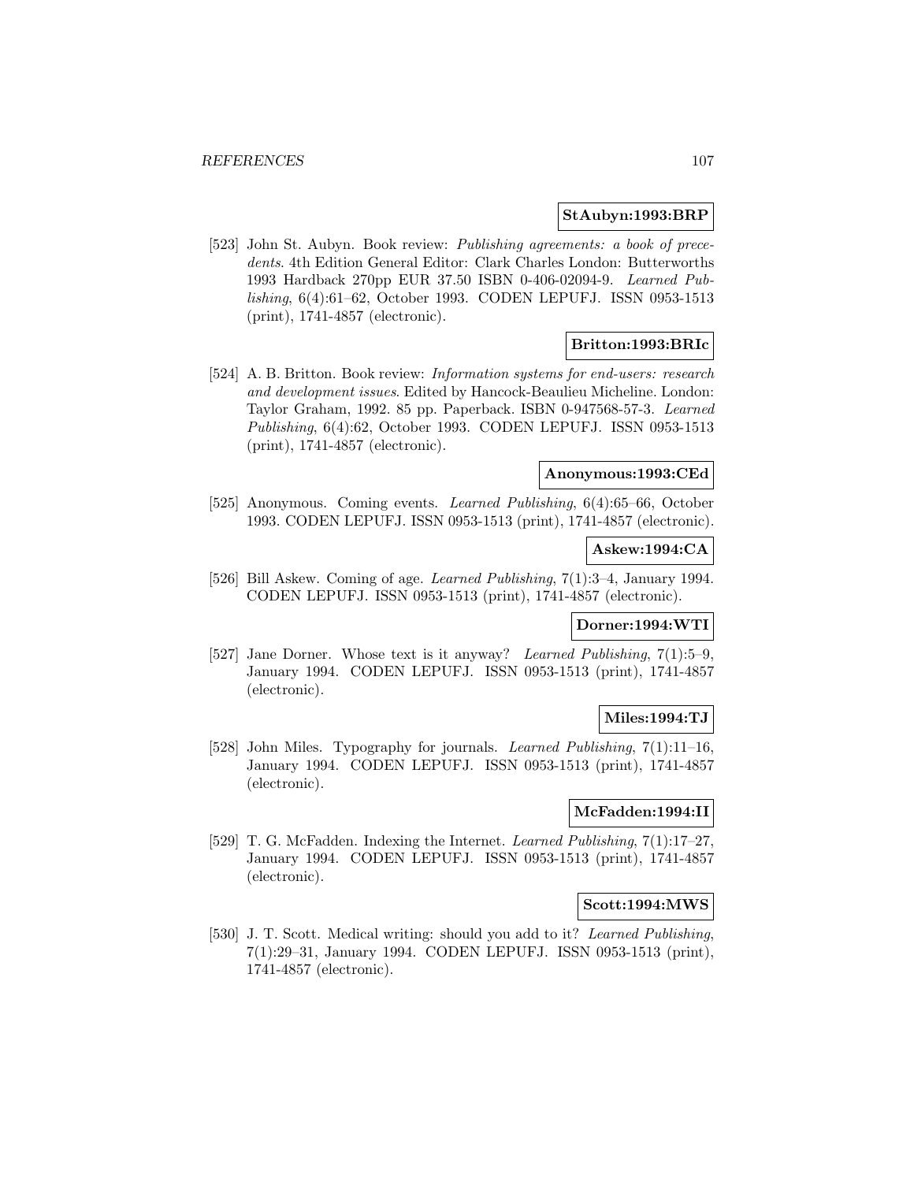**StAubyn:1993:BRP**

[523] John St. Aubyn. Book review: *Publishing agreements: a book of precedents*. 4th Edition General Editor: Clark Charles London: Butterworths 1993 Hardback 270pp EUR 37.50 ISBN 0-406-02094-9. *Learned Publishing*, 6(4):61–62, October 1993. CODEN LEPUFJ. ISSN 0953-1513 (print), 1741-4857 (electronic).

**Britton:1993:BRIc**

[524] A. B. Britton. Book review: *Information systems for end-users: research and development issues*. Edited by Hancock-Beaulieu Micheline. London: Taylor Graham, 1992. 85 pp. Paperback. ISBN 0-947568-57-3. *Learned Publishing*, 6(4):62, October 1993. CODEN LEPUFJ. ISSN 0953-1513 (print), 1741-4857 (electronic).

**Anonymous:1993:CEd**

[525] Anonymous. Coming events. *Learned Publishing*, 6(4):65–66, October 1993. CODEN LEPUFJ. ISSN 0953-1513 (print), 1741-4857 (electronic).

**Askew:1994:CA**

[526] Bill Askew. Coming of age. *Learned Publishing*, 7(1):3–4, January 1994. CODEN LEPUFJ. ISSN 0953-1513 (print), 1741-4857 (electronic).

**Dorner:1994:WTI**

[527] Jane Dorner. Whose text is it anyway? *Learned Publishing*, 7(1):5–9, January 1994. CODEN LEPUFJ. ISSN 0953-1513 (print), 1741-4857 (electronic).

**Miles:1994:TJ**

[528] John Miles. Typography for journals. *Learned Publishing*, 7(1):11–16, January 1994. CODEN LEPUFJ. ISSN 0953-1513 (print), 1741-4857 (electronic).

**McFadden:1994:II**

[529] T. G. McFadden. Indexing the Internet. *Learned Publishing*, 7(1):17–27, January 1994. CODEN LEPUFJ. ISSN 0953-1513 (print), 1741-4857 (electronic).

**Scott:1994:MWS**

[530] J. T. Scott. Medical writing: should you add to it? *Learned Publishing*, 7(1):29–31, January 1994. CODEN LEPUFJ. ISSN 0953-1513 (print), 1741-4857 (electronic).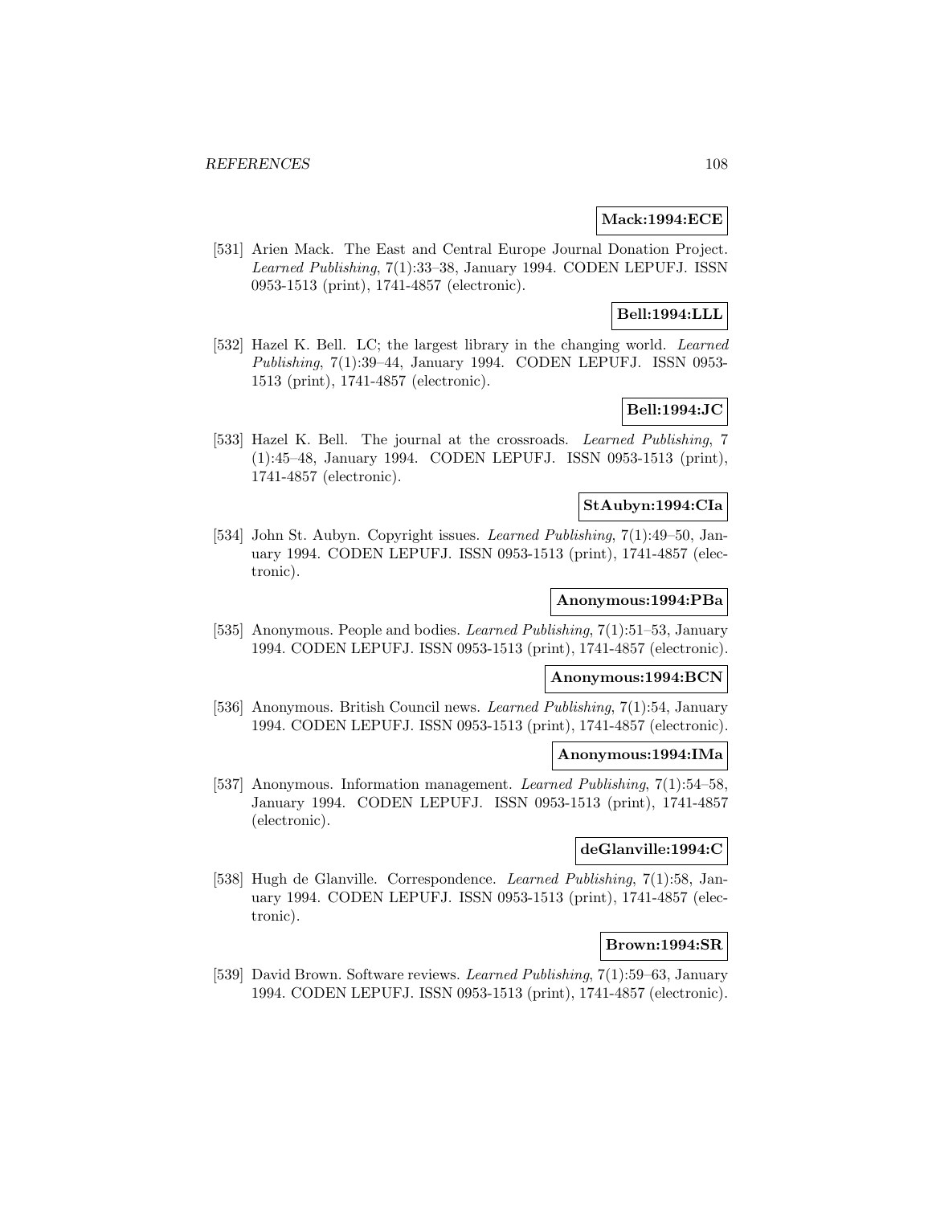**Mack:1994:ECE**

[531] Arien Mack. The East and Central Europe Journal Donation Project. *Learned Publishing*, 7(1):33–38, January 1994. CODEN LEPUFJ. ISSN 0953-1513 (print), 1741-4857 (electronic).

**Bell:1994:LLL**

[532] Hazel K. Bell. LC; the largest library in the changing world. *Learned Publishing*, 7(1):39–44, January 1994. CODEN LEPUFJ. ISSN 0953-1513 (print), 1741-4857 (electronic).

**Bell:1994:JC**

[533] Hazel K. Bell. The journal at the crossroads. *Learned Publishing*, 7 (1):45–48, January 1994. CODEN LEPUFJ. ISSN 0953-1513 (print), 1741-4857 (electronic).

**StAubyn:1994:CIa**

[534] John St. Aubyn. Copyright issues. *Learned Publishing*, 7(1):49–50, January 1994. CODEN LEPUFJ. ISSN 0953-1513 (print), 1741-4857 (electronic).

**Anonymous:1994:PBa**

[535] Anonymous. People and bodies. *Learned Publishing*, 7(1):51–53, January 1994. CODEN LEPUFJ. ISSN 0953-1513 (print), 1741-4857 (electronic).

**Anonymous:1994:BCN**

[536] Anonymous. British Council news. *Learned Publishing*, 7(1):54, January 1994. CODEN LEPUFJ. ISSN 0953-1513 (print), 1741-4857 (electronic).

**Anonymous:1994:IMa**

[537] Anonymous. Information management. *Learned Publishing*, 7(1):54–58, January 1994. CODEN LEPUFJ. ISSN 0953-1513 (print), 1741-4857 (electronic).

**deGlanville:1994:C**

[538] Hugh de Glanville. Correspondence. *Learned Publishing*, 7(1):58, January 1994. CODEN LEPUFJ. ISSN 0953-1513 (print), 1741-4857 (electronic).

**Brown:1994:SR**

[539] David Brown. Software reviews. *Learned Publishing*, 7(1):59–63, January 1994. CODEN LEPUFJ. ISSN 0953-1513 (print), 1741-4857 (electronic).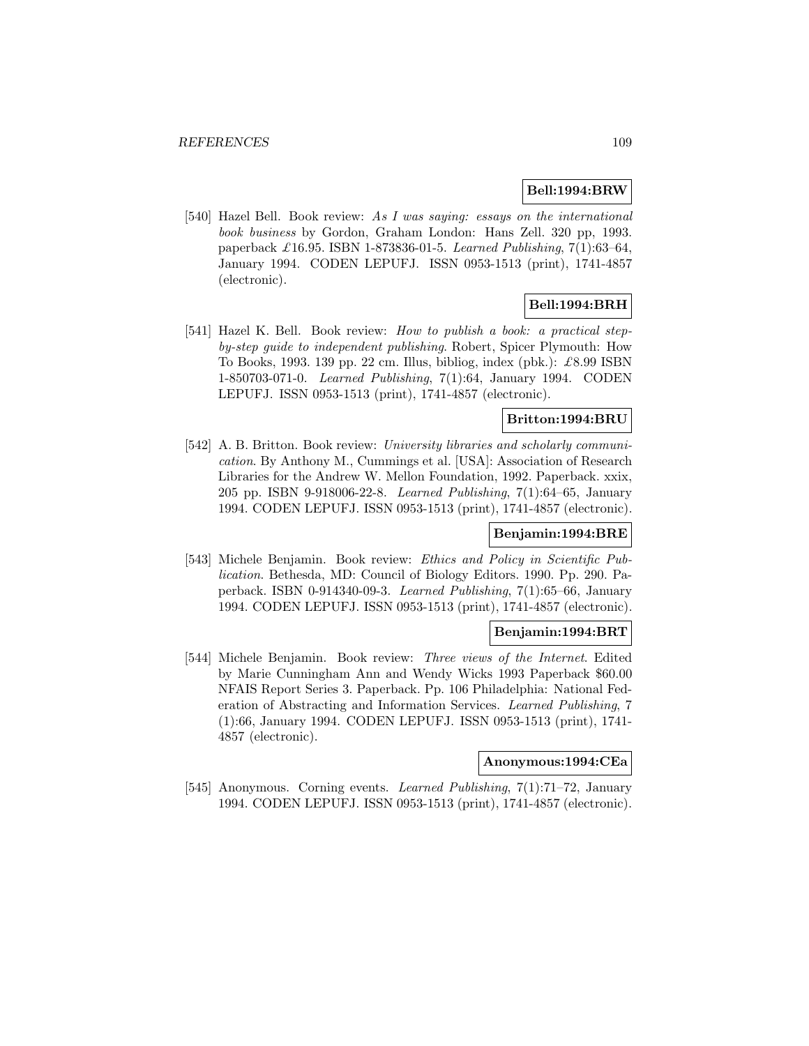**Bell:1994:BRW**

[540] Hazel Bell. Book review: *As I was saying: essays on the international book business* by Gordon, Graham London: Hans Zell. 320 pp, 1993. paperback £16.95. ISBN 1-873836-01-5. *Learned Publishing*, 7(1):63–64, January 1994. CODEN LEPUFJ. ISSN 0953-1513 (print), 1741-4857 (electronic).

**Bell:1994:BRH**

[541] Hazel K. Bell. Book review: *How to publish a book: a practical step-by-step guide to independent publishing*. Robert, Spicer Plymouth: How To Books, 1993. 139 pp. 22 cm. Illus, bibliog, index (pbk.): £8.99 ISBN 1-850703-071-0. *Learned Publishing*, 7(1):64, January 1994. CODEN LEPUFJ. ISSN 0953-1513 (print), 1741-4857 (electronic).

**Britton:1994:BRU**

[542] A. B. Britton. Book review: *University libraries and scholarly communication*. By Anthony M., Cummings et al. [USA]: Association of Research Libraries for the Andrew W. Mellon Foundation, 1992. Paperback. xxix, 205 pp. ISBN 9-918006-22-8. *Learned Publishing*, 7(1):64–65, January 1994. CODEN LEPUFJ. ISSN 0953-1513 (print), 1741-4857 (electronic).

**Benjamin:1994:BRE**

[543] Michele Benjamin. Book review: *Ethics and Policy in Scientific Publication*. Bethesda, MD: Council of Biology Editors. 1990. Pp. 290. Paperback. ISBN 0-914340-09-3. *Learned Publishing*, 7(1):65–66, January 1994. CODEN LEPUFJ. ISSN 0953-1513 (print), 1741-4857 (electronic).

**Benjamin:1994:BRT**

[544] Michele Benjamin. Book review: *Three views of the Internet*. Edited by Marie Cunningham Ann and Wendy Wicks 1993 Paperback $60.00 NFAIS Report Series 3. Paperback. Pp. 106 Philadelphia: National Federation of Abstracting and Information Services. *Learned Publishing*, 7 (1):66, January 1994. CODEN LEPUFJ. ISSN 0953-1513 (print), 1741-4857 (electronic).

**Anonymous:1994:CEa**

[545] Anonymous. Corning events. *Learned Publishing*, 7(1):71–72, January 1994. CODEN LEPUFJ. ISSN 0953-1513 (print), 1741-4857 (electronic).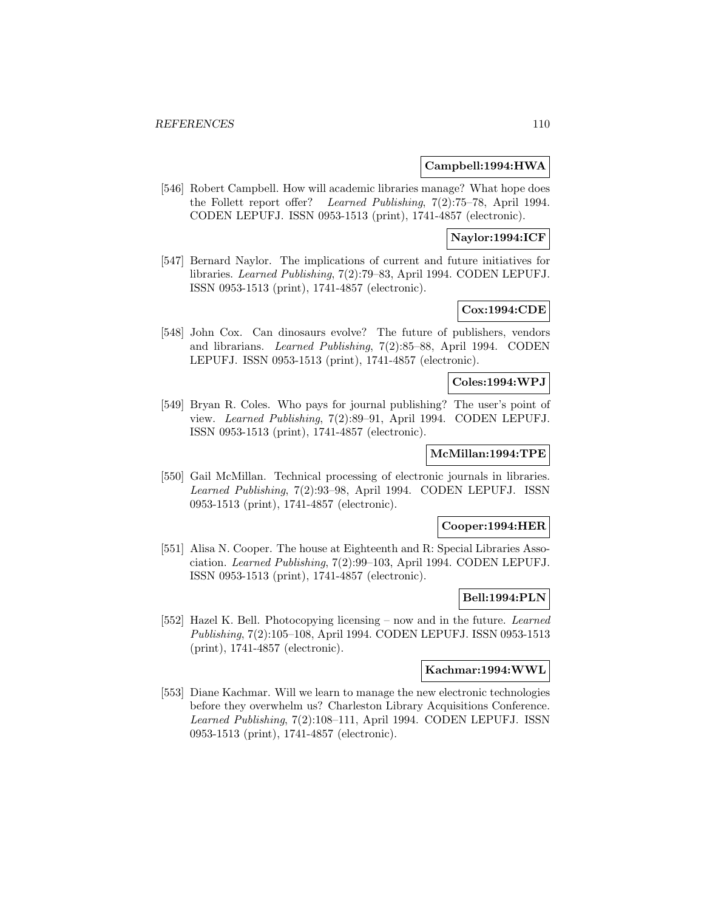**Campbell:1994:HWA**

[546] Robert Campbell. How will academic libraries manage? What hope does the Follett report offer? *Learned Publishing*, 7(2):75–78, April 1994. CODEN LEPUFJ. ISSN 0953-1513 (print), 1741-4857 (electronic).

**Naylor:1994:ICF**

[547] Bernard Naylor. The implications of current and future initiatives for libraries. *Learned Publishing*, 7(2):79–83, April 1994. CODEN LEPUFJ. ISSN 0953-1513 (print), 1741-4857 (electronic).

**Cox:1994:CDE**

[548] John Cox. Can dinosaurs evolve? The future of publishers, vendors and librarians. *Learned Publishing*, 7(2):85–88, April 1994. CODEN LEPUFJ. ISSN 0953-1513 (print), 1741-4857 (electronic).

**Coles:1994:WPJ**

[549] Bryan R. Coles. Who pays for journal publishing? The user's point of view. *Learned Publishing*, 7(2):89–91, April 1994. CODEN LEPUFJ. ISSN 0953-1513 (print), 1741-4857 (electronic).

**McMillan:1994:TPE**

[550] Gail McMillan. Technical processing of electronic journals in libraries. *Learned Publishing*, 7(2):93–98, April 1994. CODEN LEPUFJ. ISSN 0953-1513 (print), 1741-4857 (electronic).

**Cooper:1994:HER**

[551] Alisa N. Cooper. The house at Eighteenth and R: Special Libraries Association. *Learned Publishing*, 7(2):99–103, April 1994. CODEN LEPUFJ. ISSN 0953-1513 (print), 1741-4857 (electronic).

**Bell:1994:PLN**

[552] Hazel K. Bell. Photocopying licensing – now and in the future. *Learned Publishing*, 7(2):105–108, April 1994. CODEN LEPUFJ. ISSN 0953-1513 (print), 1741-4857 (electronic).

**Kachmar:1994:WWL**

[553] Diane Kachmar. Will we learn to manage the new electronic technologies before they overwhelm us? Charleston Library Acquisitions Conference. *Learned Publishing*, 7(2):108–111, April 1994. CODEN LEPUFJ. ISSN 0953-1513 (print), 1741-4857 (electronic).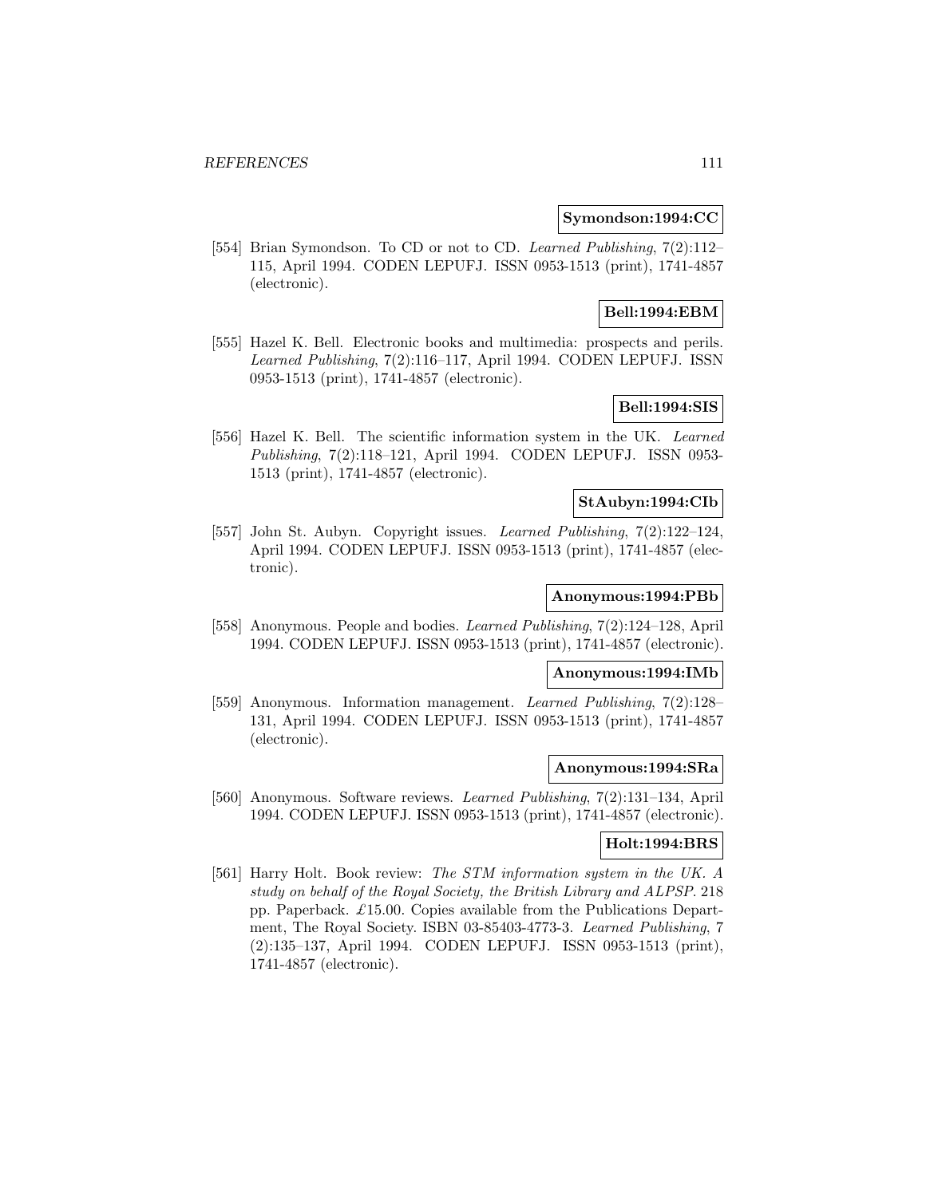**Symondson:1994:CC**

[554] Brian Symondson. To CD or not to CD. *Learned Publishing*, 7(2):112–115, April 1994. CODEN LEPUFJ. ISSN 0953-1513 (print), 1741-4857 (electronic).

**Bell:1994:EBM**

[555] Hazel K. Bell. Electronic books and multimedia: prospects and perils. *Learned Publishing*, 7(2):116–117, April 1994. CODEN LEPUFJ. ISSN 0953-1513 (print), 1741-4857 (electronic).

**Bell:1994:SIS**

[556] Hazel K. Bell. The scientific information system in the UK. *Learned Publishing*, 7(2):118–121, April 1994. CODEN LEPUFJ. ISSN 0953-1513 (print), 1741-4857 (electronic).

**StAubyn:1994:CIb**

[557] John St. Aubyn. Copyright issues. *Learned Publishing*, 7(2):122–124, April 1994. CODEN LEPUFJ. ISSN 0953-1513 (print), 1741-4857 (electronic).

**Anonymous:1994:PBb**

[558] Anonymous. People and bodies. *Learned Publishing*, 7(2):124–128, April 1994. CODEN LEPUFJ. ISSN 0953-1513 (print), 1741-4857 (electronic).

**Anonymous:1994:IMb**

[559] Anonymous. Information management. *Learned Publishing*, 7(2):128–131, April 1994. CODEN LEPUFJ. ISSN 0953-1513 (print), 1741-4857 (electronic).

**Anonymous:1994:SRa**

[560] Anonymous. Software reviews. *Learned Publishing*, 7(2):131–134, April 1994. CODEN LEPUFJ. ISSN 0953-1513 (print), 1741-4857 (electronic).

**Holt:1994:BRS**

[561] Harry Holt. Book review: *The STM information system in the UK. A study on behalf of the Royal Society, the British Library and ALPSP*. 218 pp. Paperback. £15.00. Copies available from the Publications Department, The Royal Society. ISBN 03-85403-4773-3. *Learned Publishing*, 7 (2):135–137, April 1994. CODEN LEPUFJ. ISSN 0953-1513 (print), 1741-4857 (electronic).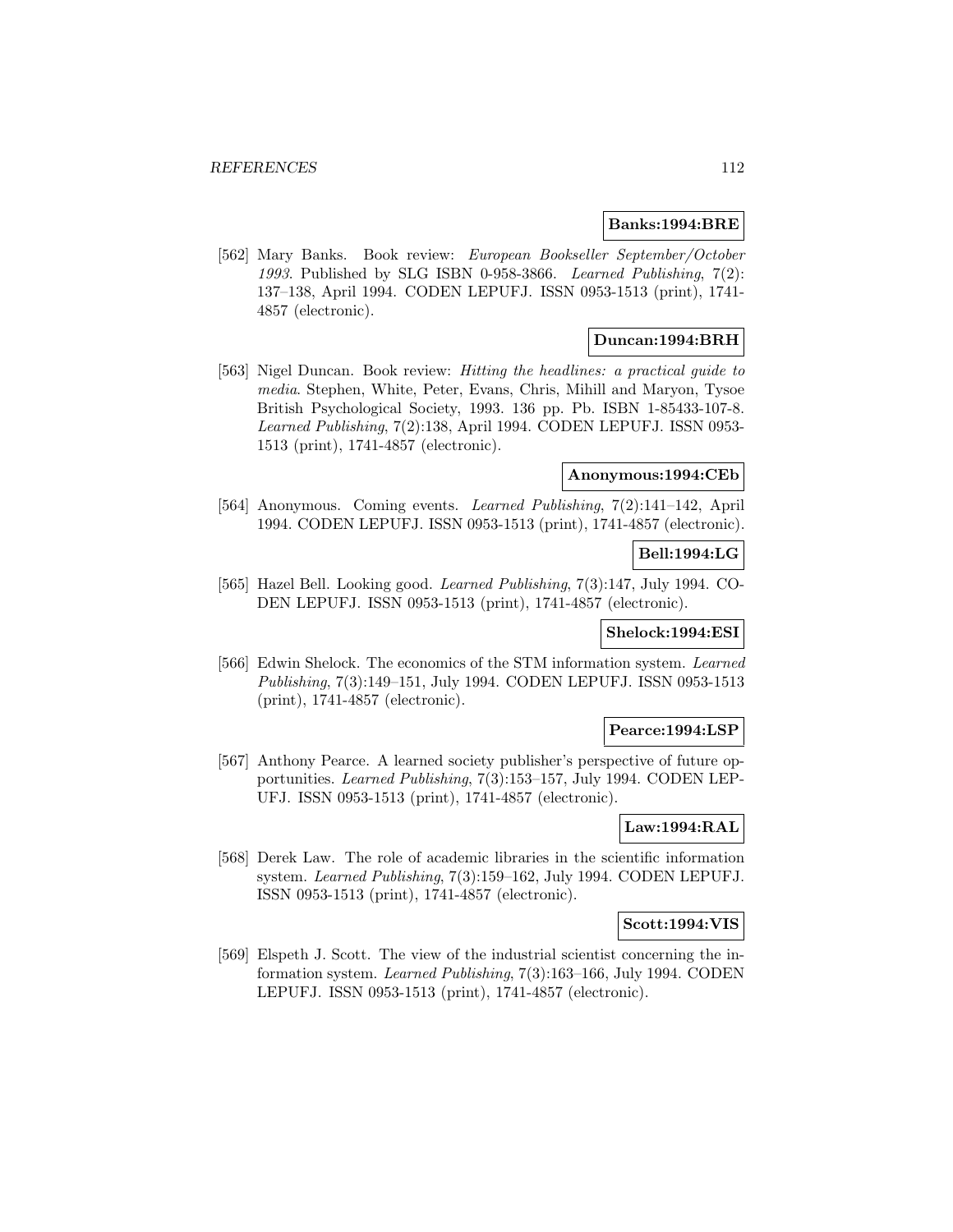**Banks:1994:BRE**

[562] Mary Banks. Book review: *European Bookseller September/October 1993*. Published by SLG ISBN 0-958-3866. *Learned Publishing*, 7(2): 137–138, April 1994. CODEN LEPUFJ. ISSN 0953-1513 (print), 1741-4857 (electronic).

**Duncan:1994:BRH**

[563] Nigel Duncan. Book review: *Hitting the headlines: a practical guide to media*. Stephen, White, Peter, Evans, Chris, Mihill and Maryon, Tysoe British Psychological Society, 1993. 136 pp. Pb. ISBN 1-85433-107-8. *Learned Publishing*, 7(2):138, April 1994. CODEN LEPUFJ. ISSN 0953-1513 (print), 1741-4857 (electronic).

**Anonymous:1994:CEb**

[564] Anonymous. Coming events. *Learned Publishing*, 7(2):141–142, April 1994. CODEN LEPUFJ. ISSN 0953-1513 (print), 1741-4857 (electronic).

**Bell:1994:LG**

[565] Hazel Bell. Looking good. *Learned Publishing*, 7(3):147, July 1994. CODEN LEPUFJ. ISSN 0953-1513 (print), 1741-4857 (electronic).

**Shelock:1994:ESI**

[566] Edwin Shelock. The economics of the STM information system. *Learned Publishing*, 7(3):149–151, July 1994. CODEN LEPUFJ. ISSN 0953-1513 (print), 1741-4857 (electronic).

**Pearce:1994:LSP**

[567] Anthony Pearce. A learned society publisher's perspective of future opportunities. *Learned Publishing*, 7(3):153–157, July 1994. CODEN LEPUFJ. ISSN 0953-1513 (print), 1741-4857 (electronic).

**Law:1994:RAL**

[568] Derek Law. The role of academic libraries in the scientific information system. *Learned Publishing*, 7(3):159–162, July 1994. CODEN LEPUFJ. ISSN 0953-1513 (print), 1741-4857 (electronic).

**Scott:1994:VIS**

[569] Elspeth J. Scott. The view of the industrial scientist concerning the information system. *Learned Publishing*, 7(3):163–166, July 1994. CODEN LEPUFJ. ISSN 0953-1513 (print), 1741-4857 (electronic).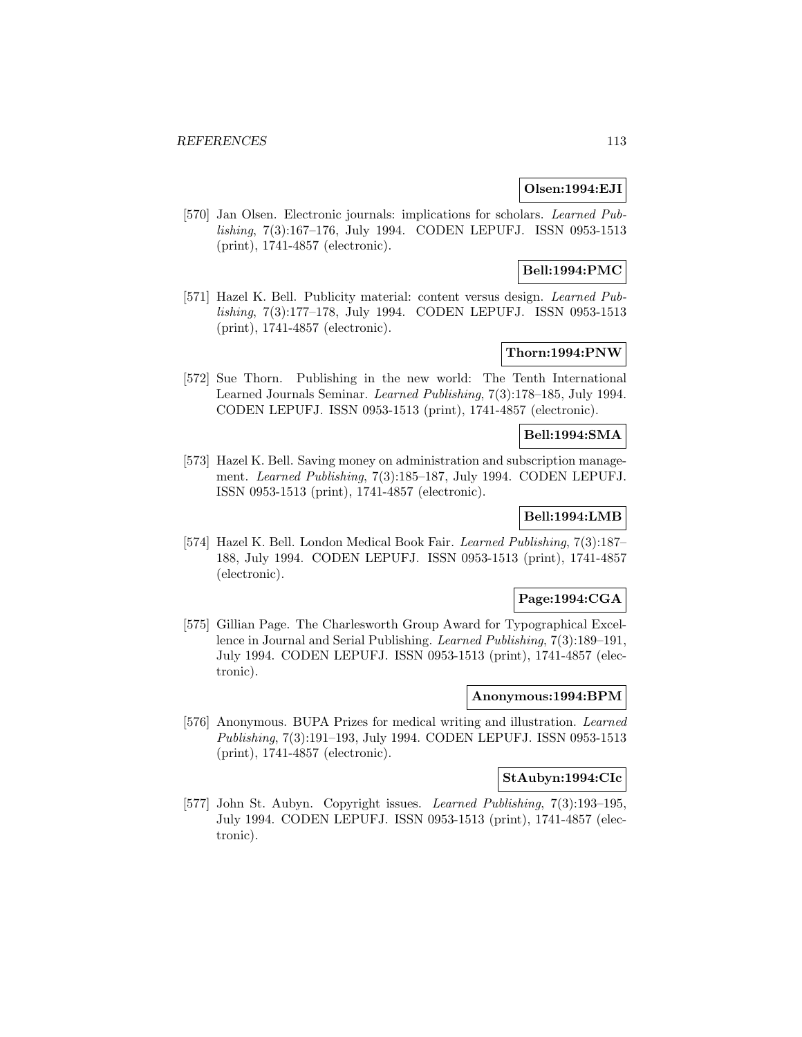**Olsen:1994:EJI**

[570] Jan Olsen. Electronic journals: implications for scholars. *Learned Publishing*, 7(3):167–176, July 1994. CODEN LEPUFJ. ISSN 0953-1513 (print), 1741-4857 (electronic).

**Bell:1994:PMC**

[571] Hazel K. Bell. Publicity material: content versus design. *Learned Publishing*, 7(3):177–178, July 1994. CODEN LEPUFJ. ISSN 0953-1513 (print), 1741-4857 (electronic).

**Thorn:1994:PNW**

[572] Sue Thorn. Publishing in the new world: The Tenth International Learned Journals Seminar. *Learned Publishing*, 7(3):178–185, July 1994. CODEN LEPUFJ. ISSN 0953-1513 (print), 1741-4857 (electronic).

**Bell:1994:SMA**

[573] Hazel K. Bell. Saving money on administration and subscription management. *Learned Publishing*, 7(3):185–187, July 1994. CODEN LEPUFJ. ISSN 0953-1513 (print), 1741-4857 (electronic).

**Bell:1994:LMB**

[574] Hazel K. Bell. London Medical Book Fair. *Learned Publishing*, 7(3):187–188, July 1994. CODEN LEPUFJ. ISSN 0953-1513 (print), 1741-4857 (electronic).

**Page:1994:CGA**

[575] Gillian Page. The Charlesworth Group Award for Typographical Excellence in Journal and Serial Publishing. *Learned Publishing*, 7(3):189–191, July 1994. CODEN LEPUFJ. ISSN 0953-1513 (print), 1741-4857 (electronic).

**Anonymous:1994:BPM**

[576] Anonymous. BUPA Prizes for medical writing and illustration. *Learned Publishing*, 7(3):191–193, July 1994. CODEN LEPUFJ. ISSN 0953-1513 (print), 1741-4857 (electronic).

**StAubyn:1994:CIc**

[577] John St. Aubyn. Copyright issues. *Learned Publishing*, 7(3):193–195, July 1994. CODEN LEPUFJ. ISSN 0953-1513 (print), 1741-4857 (electronic).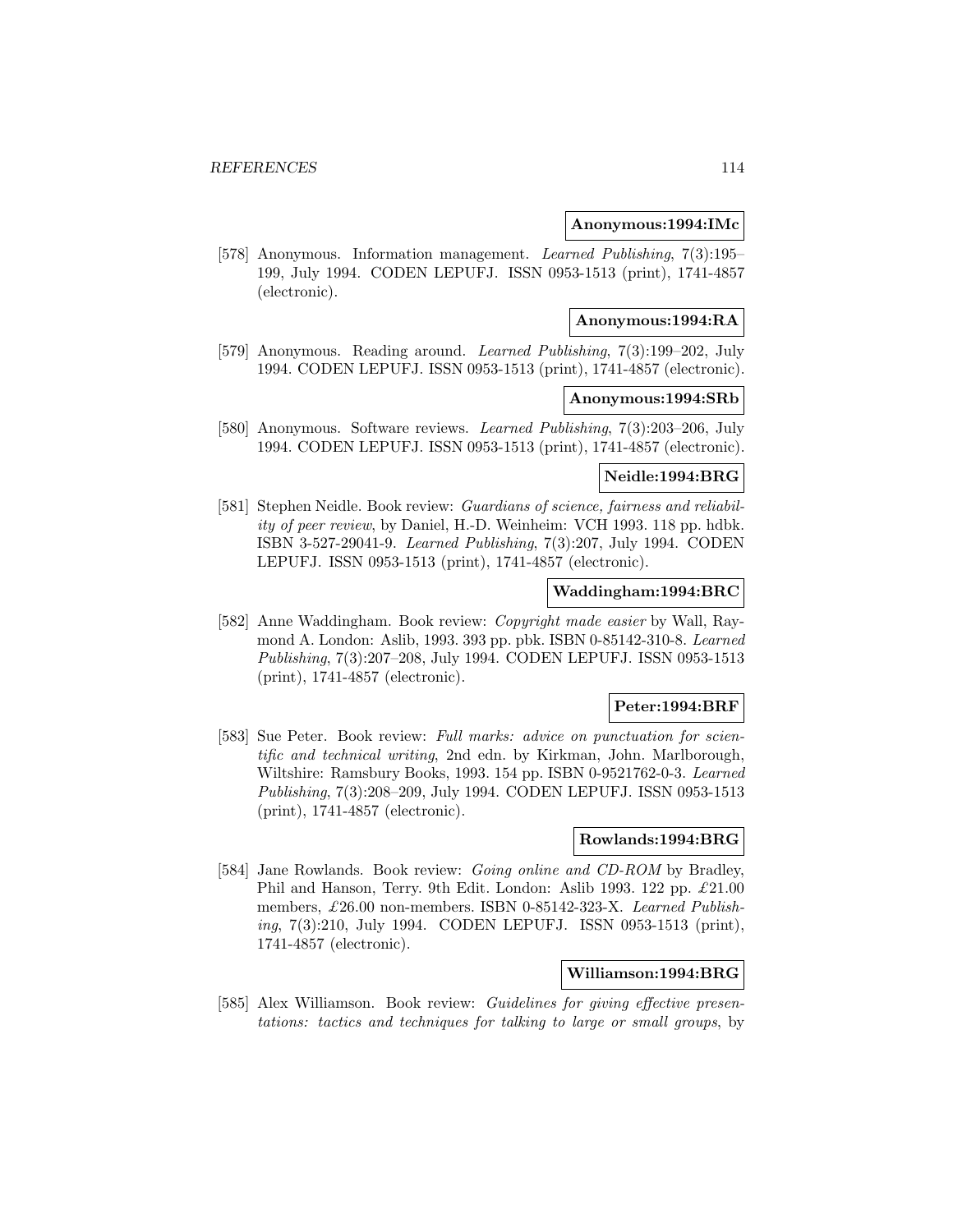**Anonymous:1994:IMc**

[578] Anonymous. Information management. *Learned Publishing*, 7(3):195–199, July 1994. CODEN LEPUFJ. ISSN 0953-1513 (print), 1741-4857 (electronic).

**Anonymous:1994:RA**

[579] Anonymous. Reading around. *Learned Publishing*, 7(3):199–202, July 1994. CODEN LEPUFJ. ISSN 0953-1513 (print), 1741-4857 (electronic).

**Anonymous:1994:SRb**

[580] Anonymous. Software reviews. *Learned Publishing*, 7(3):203–206, July 1994. CODEN LEPUFJ. ISSN 0953-1513 (print), 1741-4857 (electronic).

**Neidle:1994:BRG**

[581] Stephen Neidle. Book review: *Guardians of science, fairness and reliability of peer review*, by Daniel, H.-D. Weinheim: VCH 1993. 118 pp. hdbk. ISBN 3-527-29041-9. *Learned Publishing*, 7(3):207, July 1994. CODEN LEPUFJ. ISSN 0953-1513 (print), 1741-4857 (electronic).

**Waddingham:1994:BRC**

[582] Anne Waddingham. Book review: *Copyright made easier* by Wall, Raymond A. London: Aslib, 1993. 393 pp. pbk. ISBN 0-85142-310-8. *Learned Publishing*, 7(3):207–208, July 1994. CODEN LEPUFJ. ISSN 0953-1513 (print), 1741-4857 (electronic).

**Peter:1994:BRF**

[583] Sue Peter. Book review: *Full marks: advice on punctuation for scientific and technical writing*, 2nd edn. by Kirkman, John. Marlborough, Wiltshire: Ramsbury Books, 1993. 154 pp. ISBN 0-9521762-0-3. *Learned Publishing*, 7(3):208–209, July 1994. CODEN LEPUFJ. ISSN 0953-1513 (print), 1741-4857 (electronic).

**Rowlands:1994:BRG**

[584] Jane Rowlands. Book review: *Going online and CD-ROM* by Bradley, Phil and Hanson, Terry. 9th Edit. London: Aslib 1993. 122 pp. £21.00 members, £26.00 non-members. ISBN 0-85142-323-X. *Learned Publishing*, 7(3):210, July 1994. CODEN LEPUFJ. ISSN 0953-1513 (print), 1741-4857 (electronic).

**Williamson:1994:BRG**

[585] Alex Williamson. Book review: *Guidelines for giving effective presentations: tactics and techniques for talking to large or small groups*, by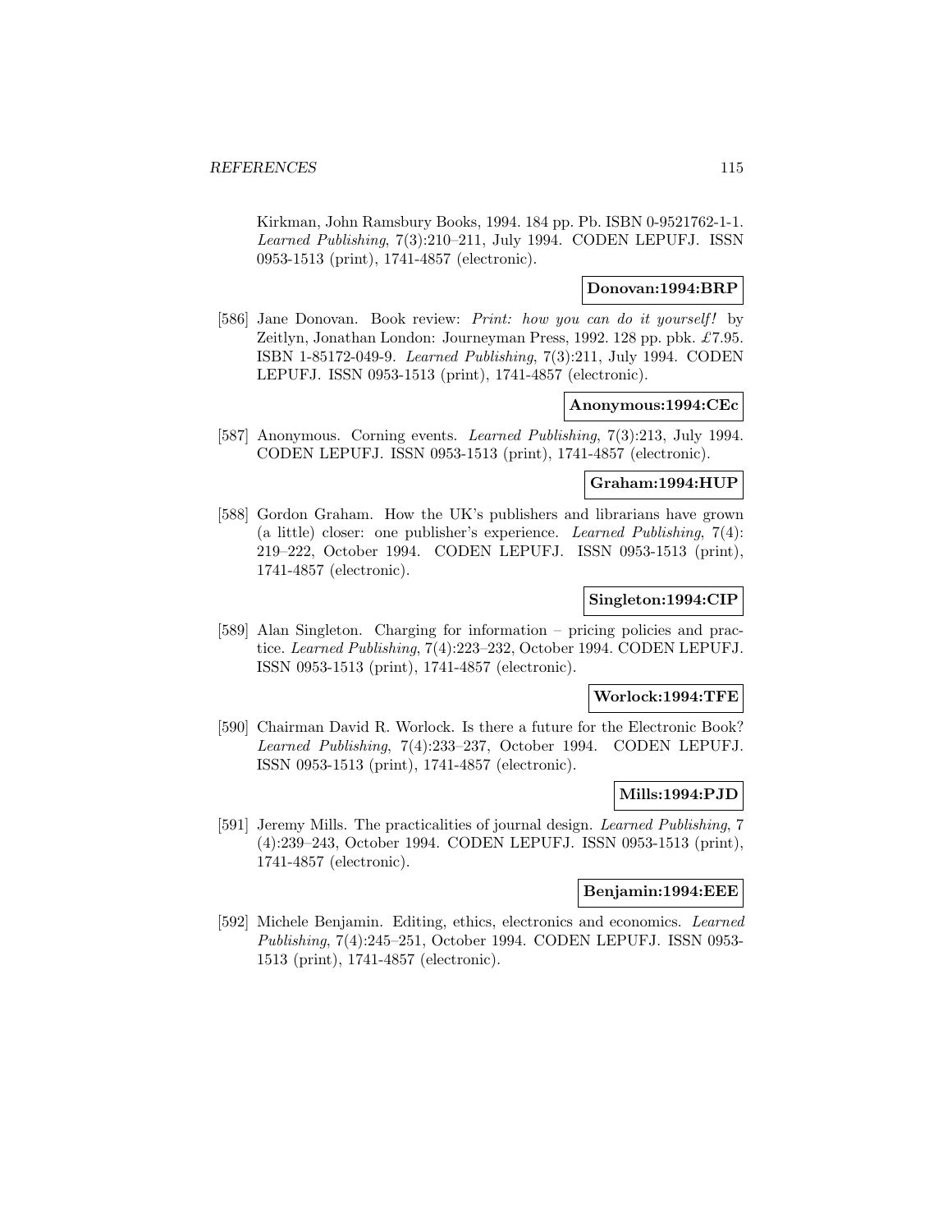Kirkman, John Ramsbury Books, 1994. 184 pp. Pb. ISBN 0-9521762-1-1. *Learned Publishing*, 7(3):210–211, July 1994. CODEN LEPUFJ. ISSN 0953-1513 (print), 1741-4857 (electronic).

**Donovan:1994:BRP**

[586] Jane Donovan. Book review: *Print: how you can do it yourself!* by Zeitlyn, Jonathan London: Journeyman Press, 1992. 128 pp. pbk. £7.95. ISBN 1-85172-049-9. *Learned Publishing*, 7(3):211, July 1994. CODEN LEPUFJ. ISSN 0953-1513 (print), 1741-4857 (electronic).

**Anonymous:1994:CEc**

[587] Anonymous. Corning events. *Learned Publishing*, 7(3):213, July 1994. CODEN LEPUFJ. ISSN 0953-1513 (print), 1741-4857 (electronic).

**Graham:1994:HUP**

[588] Gordon Graham. How the UK's publishers and librarians have grown (a little) closer: one publisher's experience. *Learned Publishing*, 7(4): 219–222, October 1994. CODEN LEPUFJ. ISSN 0953-1513 (print), 1741-4857 (electronic).

**Singleton:1994:CIP**

[589] Alan Singleton. Charging for information – pricing policies and practice. *Learned Publishing*, 7(4):223–232, October 1994. CODEN LEPUFJ. ISSN 0953-1513 (print), 1741-4857 (electronic).

**Worlock:1994:TFE**

[590] Chairman David R. Worlock. Is there a future for the Electronic Book? *Learned Publishing*, 7(4):233–237, October 1994. CODEN LEPUFJ. ISSN 0953-1513 (print), 1741-4857 (electronic).

**Mills:1994:PJD**

[591] Jeremy Mills. The practicalities of journal design. *Learned Publishing*, 7 (4):239–243, October 1994. CODEN LEPUFJ. ISSN 0953-1513 (print), 1741-4857 (electronic).

**Benjamin:1994:EEE**

[592] Michele Benjamin. Editing, ethics, electronics and economics. *Learned Publishing*, 7(4):245–251, October 1994. CODEN LEPUFJ. ISSN 0953-1513 (print), 1741-4857 (electronic).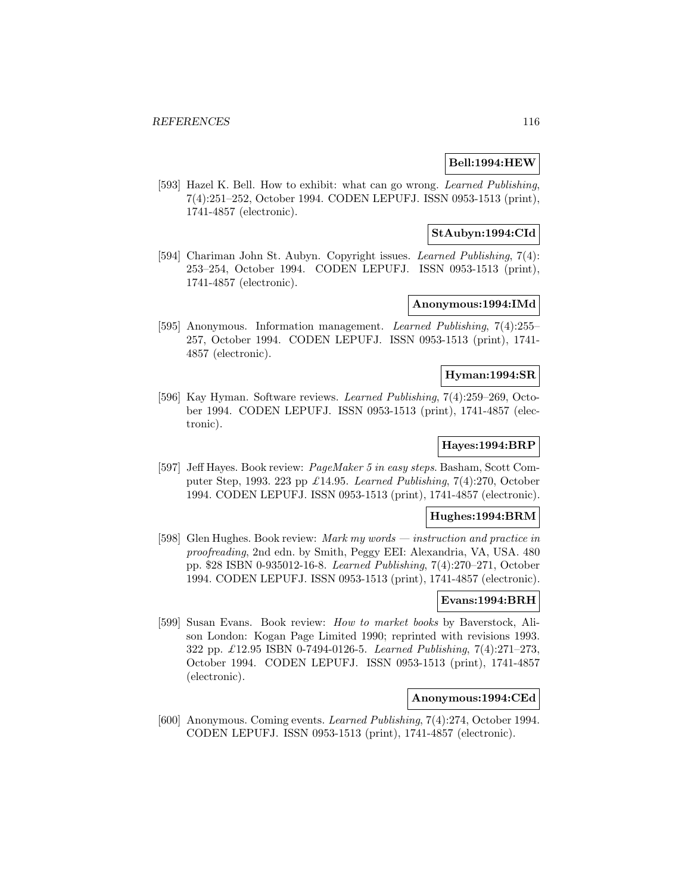**Bell:1994:HEW**

[593] Hazel K. Bell. How to exhibit: what can go wrong. *Learned Publishing*, 7(4):251–252, October 1994. CODEN LEPUFJ. ISSN 0953-1513 (print), 1741-4857 (electronic).

**StAubyn:1994:CId**

[594] Chariman John St. Aubyn. Copyright issues. *Learned Publishing*, 7(4): 253–254, October 1994. CODEN LEPUFJ. ISSN 0953-1513 (print), 1741-4857 (electronic).

**Anonymous:1994:IMd**

[595] Anonymous. Information management. *Learned Publishing*, 7(4):255–257, October 1994. CODEN LEPUFJ. ISSN 0953-1513 (print), 1741-4857 (electronic).

**Hyman:1994:SR**

[596] Kay Hyman. Software reviews. *Learned Publishing*, 7(4):259–269, October 1994. CODEN LEPUFJ. ISSN 0953-1513 (print), 1741-4857 (electronic).

**Hayes:1994:BRP**

[597] Jeff Hayes. Book review: *PageMaker 5 in easy steps*. Basham, Scott Computer Step, 1993. 223 pp £14.95. *Learned Publishing*, 7(4):270, October 1994. CODEN LEPUFJ. ISSN 0953-1513 (print), 1741-4857 (electronic).

**Hughes:1994:BRM**

[598] Glen Hughes. Book review: *Mark my words — instruction and practice in proofreading*, 2nd edn. by Smith, Peggy EEI: Alexandria, VA, USA. 480 pp. $28 ISBN 0-935012-16-8. *Learned Publishing*, 7(4):270–271, October 1994. CODEN LEPUFJ. ISSN 0953-1513 (print), 1741-4857 (electronic).

**Evans:1994:BRH**

[599] Susan Evans. Book review: *How to market books* by Baverstock, Alison London: Kogan Page Limited 1990; reprinted with revisions 1993. 322 pp. £12.95 ISBN 0-7494-0126-5. *Learned Publishing*, 7(4):271–273, October 1994. CODEN LEPUFJ. ISSN 0953-1513 (print), 1741-4857 (electronic).

**Anonymous:1994:CEd**

[600] Anonymous. Coming events. *Learned Publishing*, 7(4):274, October 1994. CODEN LEPUFJ. ISSN 0953-1513 (print), 1741-4857 (electronic).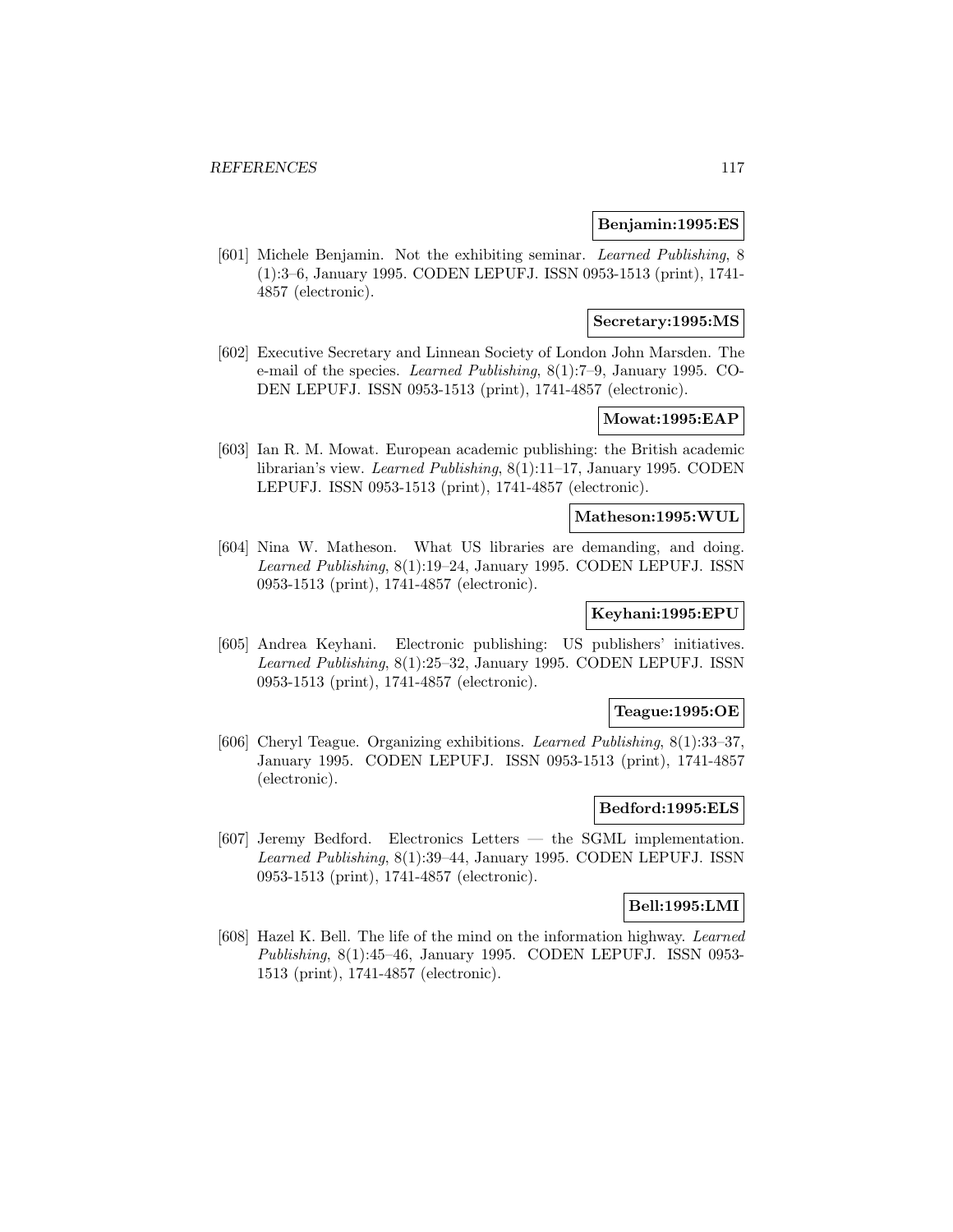**Benjamin:1995:ES**

[601] Michele Benjamin. Not the exhibiting seminar. *Learned Publishing*, 8 (1):3–6, January 1995. CODEN LEPUFJ. ISSN 0953-1513 (print), 1741-4857 (electronic).

**Secretary:1995:MS**

[602] Executive Secretary and Linnean Society of London John Marsden. The e-mail of the species. *Learned Publishing*, 8(1):7–9, January 1995. CODEN LEPUFJ. ISSN 0953-1513 (print), 1741-4857 (electronic).

**Mowat:1995:EAP**

[603] Ian R. M. Mowat. European academic publishing: the British academic librarian's view. *Learned Publishing*, 8(1):11–17, January 1995. CODEN LEPUFJ. ISSN 0953-1513 (print), 1741-4857 (electronic).

**Matheson:1995:WUL**

[604] Nina W. Matheson. What US libraries are demanding, and doing. *Learned Publishing*, 8(1):19–24, January 1995. CODEN LEPUFJ. ISSN 0953-1513 (print), 1741-4857 (electronic).

**Keyhani:1995:EPU**

[605] Andrea Keyhani. Electronic publishing: US publishers' initiatives. *Learned Publishing*, 8(1):25–32, January 1995. CODEN LEPUFJ. ISSN 0953-1513 (print), 1741-4857 (electronic).

**Teague:1995:OE**

[606] Cheryl Teague. Organizing exhibitions. *Learned Publishing*, 8(1):33–37, January 1995. CODEN LEPUFJ. ISSN 0953-1513 (print), 1741-4857 (electronic).

**Bedford:1995:ELS**

[607] Jeremy Bedford. Electronics Letters — the SGML implementation. *Learned Publishing*, 8(1):39–44, January 1995. CODEN LEPUFJ. ISSN 0953-1513 (print), 1741-4857 (electronic).

**Bell:1995:LMI**

[608] Hazel K. Bell. The life of the mind on the information highway. *Learned Publishing*, 8(1):45–46, January 1995. CODEN LEPUFJ. ISSN 0953-1513 (print), 1741-4857 (electronic).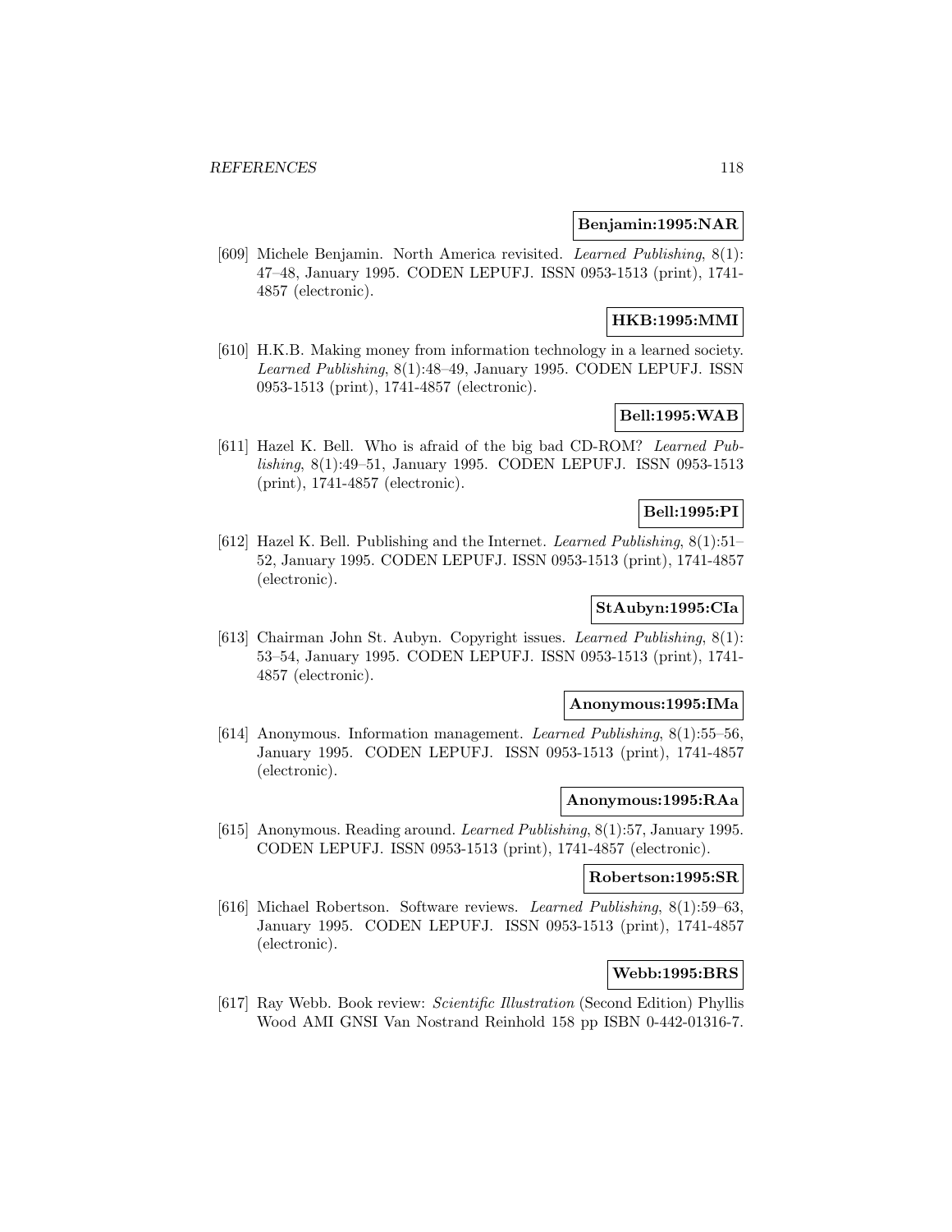**Benjamin:1995:NAR**

[609] Michele Benjamin. North America revisited. *Learned Publishing*, 8(1): 47–48, January 1995. CODEN LEPUFJ. ISSN 0953-1513 (print), 1741-4857 (electronic).

**HKB:1995:MMI**

[610] H.K.B. Making money from information technology in a learned society. *Learned Publishing*, 8(1):48–49, January 1995. CODEN LEPUFJ. ISSN 0953-1513 (print), 1741-4857 (electronic).

**Bell:1995:WAB**

[611] Hazel K. Bell. Who is afraid of the big bad CD-ROM? *Learned Publishing*, 8(1):49–51, January 1995. CODEN LEPUFJ. ISSN 0953-1513 (print), 1741-4857 (electronic).

**Bell:1995:PI**

[612] Hazel K. Bell. Publishing and the Internet. *Learned Publishing*, 8(1):51–52, January 1995. CODEN LEPUFJ. ISSN 0953-1513 (print), 1741-4857 (electronic).

**StAubyn:1995:CIa**

[613] Chairman John St. Aubyn. Copyright issues. *Learned Publishing*, 8(1): 53–54, January 1995. CODEN LEPUFJ. ISSN 0953-1513 (print), 1741-4857 (electronic).

**Anonymous:1995:IMa**

[614] Anonymous. Information management. *Learned Publishing*, 8(1):55–56, January 1995. CODEN LEPUFJ. ISSN 0953-1513 (print), 1741-4857 (electronic).

**Anonymous:1995:RAa**

[615] Anonymous. Reading around. *Learned Publishing*, 8(1):57, January 1995. CODEN LEPUFJ. ISSN 0953-1513 (print), 1741-4857 (electronic).

**Robertson:1995:SR**

[616] Michael Robertson. Software reviews. *Learned Publishing*, 8(1):59–63, January 1995. CODEN LEPUFJ. ISSN 0953-1513 (print), 1741-4857 (electronic).

**Webb:1995:BRS**

[617] Ray Webb. Book review: *Scientific Illustration* (Second Edition) Phyllis Wood AMI GNSI Van Nostrand Reinhold 158 pp ISBN 0-442-01316-7.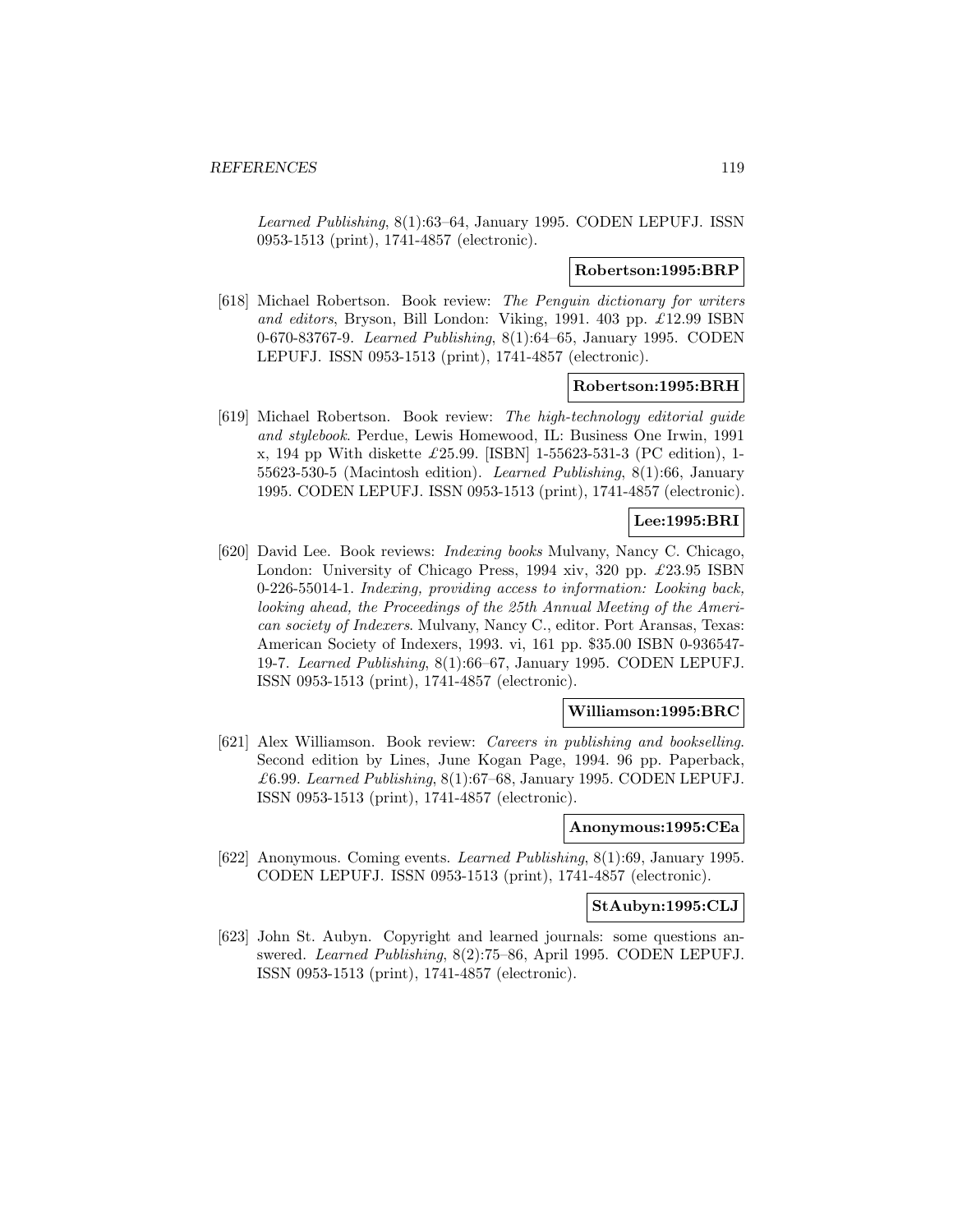*Learned Publishing*, 8(1):63–64, January 1995. CODEN LEPUFJ. ISSN 0953-1513 (print), 1741-4857 (electronic).

**Robertson:1995:BRP**

[618] Michael Robertson. Book review: *The Penguin dictionary for writers and editors*, Bryson, Bill London: Viking, 1991. 403 pp. £12.99 ISBN 0-670-83767-9. *Learned Publishing*, 8(1):64–65, January 1995. CODEN LEPUFJ. ISSN 0953-1513 (print), 1741-4857 (electronic).

**Robertson:1995:BRH**

[619] Michael Robertson. Book review: *The high-technology editorial guide and stylebook*. Perdue, Lewis Homewood, IL: Business One Irwin, 1991 x, 194 pp With diskette £25.99. [ISBN] 1-55623-531-3 (PC edition), 1-55623-530-5 (Macintosh edition). *Learned Publishing*, 8(1):66, January 1995. CODEN LEPUFJ. ISSN 0953-1513 (print), 1741-4857 (electronic).

**Lee:1995:BRI**

[620] David Lee. Book reviews: *Indexing books* Mulvany, Nancy C. Chicago, London: University of Chicago Press, 1994 xiv, 320 pp. £23.95 ISBN 0-226-55014-1. *Indexing, providing access to information: Looking back, looking ahead, the Proceedings of the 25th Annual Meeting of the American society of Indexers*. Mulvany, Nancy C., editor. Port Aransas, Texas: American Society of Indexers, 1993. vi, 161 pp. $35.00 ISBN 0-936547-19-7. *Learned Publishing*, 8(1):66–67, January 1995. CODEN LEPUFJ. ISSN 0953-1513 (print), 1741-4857 (electronic).

**Williamson:1995:BRC**

[621] Alex Williamson. Book review: *Careers in publishing and bookselling*. Second edition by Lines, June Kogan Page, 1994. 96 pp. Paperback, £6.99. *Learned Publishing*, 8(1):67–68, January 1995. CODEN LEPUFJ. ISSN 0953-1513 (print), 1741-4857 (electronic).

**Anonymous:1995:CEa**

[622] Anonymous. Coming events. *Learned Publishing*, 8(1):69, January 1995. CODEN LEPUFJ. ISSN 0953-1513 (print), 1741-4857 (electronic).

**StAubyn:1995:CLJ**

[623] John St. Aubyn. Copyright and learned journals: some questions answered. *Learned Publishing*, 8(2):75–86, April 1995. CODEN LEPUFJ. ISSN 0953-1513 (print), 1741-4857 (electronic).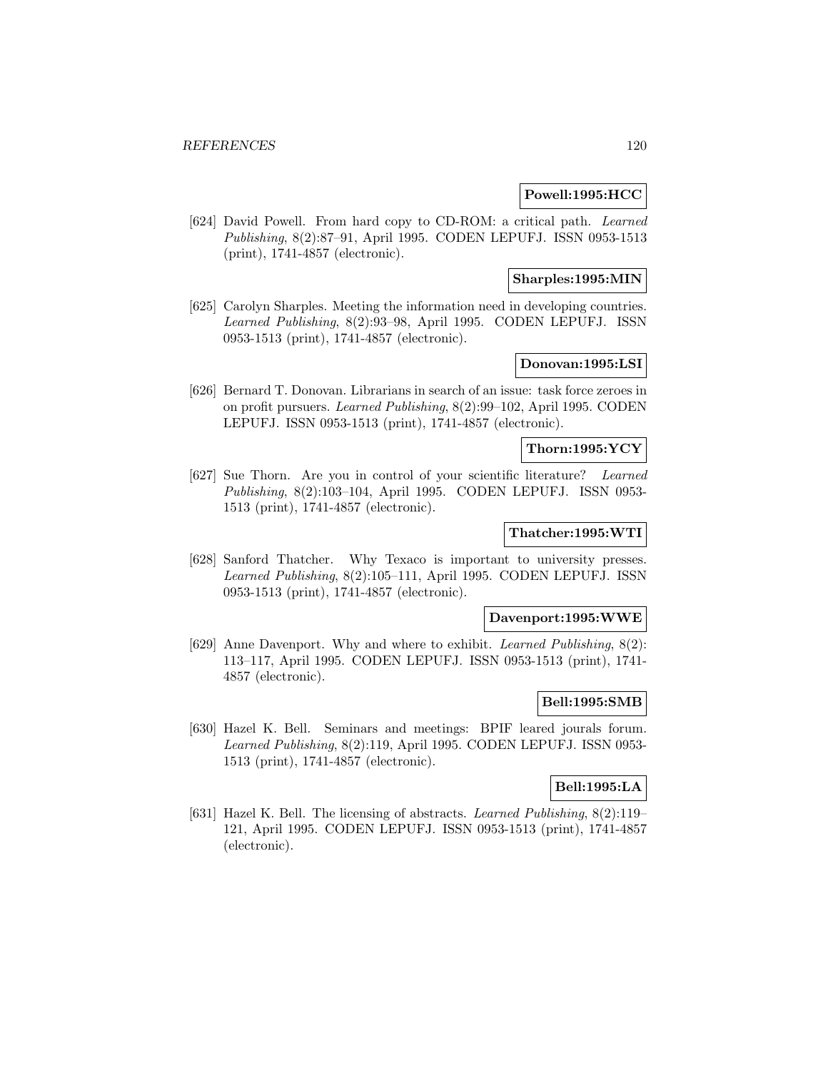**Powell:1995:HCC**

[624] David Powell. From hard copy to CD-ROM: a critical path. *Learned Publishing*, 8(2):87–91, April 1995. CODEN LEPUFJ. ISSN 0953-1513 (print), 1741-4857 (electronic).

**Sharples:1995:MIN**

[625] Carolyn Sharples. Meeting the information need in developing countries. *Learned Publishing*, 8(2):93–98, April 1995. CODEN LEPUFJ. ISSN 0953-1513 (print), 1741-4857 (electronic).

**Donovan:1995:LSI**

[626] Bernard T. Donovan. Librarians in search of an issue: task force zeroes in on profit pursuers. *Learned Publishing*, 8(2):99–102, April 1995. CODEN LEPUFJ. ISSN 0953-1513 (print), 1741-4857 (electronic).

**Thorn:1995:YCY**

[627] Sue Thorn. Are you in control of your scientific literature? *Learned Publishing*, 8(2):103–104, April 1995. CODEN LEPUFJ. ISSN 0953-1513 (print), 1741-4857 (electronic).

**Thatcher:1995:WTI**

[628] Sanford Thatcher. Why Texaco is important to university presses. *Learned Publishing*, 8(2):105–111, April 1995. CODEN LEPUFJ. ISSN 0953-1513 (print), 1741-4857 (electronic).

**Davenport:1995:WWE**

[629] Anne Davenport. Why and where to exhibit. *Learned Publishing*, 8(2): 113–117, April 1995. CODEN LEPUFJ. ISSN 0953-1513 (print), 1741-4857 (electronic).

**Bell:1995:SMB**

[630] Hazel K. Bell. Seminars and meetings: BPIF leared jourals forum. *Learned Publishing*, 8(2):119, April 1995. CODEN LEPUFJ. ISSN 0953-1513 (print), 1741-4857 (electronic).

**Bell:1995:LA**

[631] Hazel K. Bell. The licensing of abstracts. *Learned Publishing*, 8(2):119–121, April 1995. CODEN LEPUFJ. ISSN 0953-1513 (print), 1741-4857 (electronic).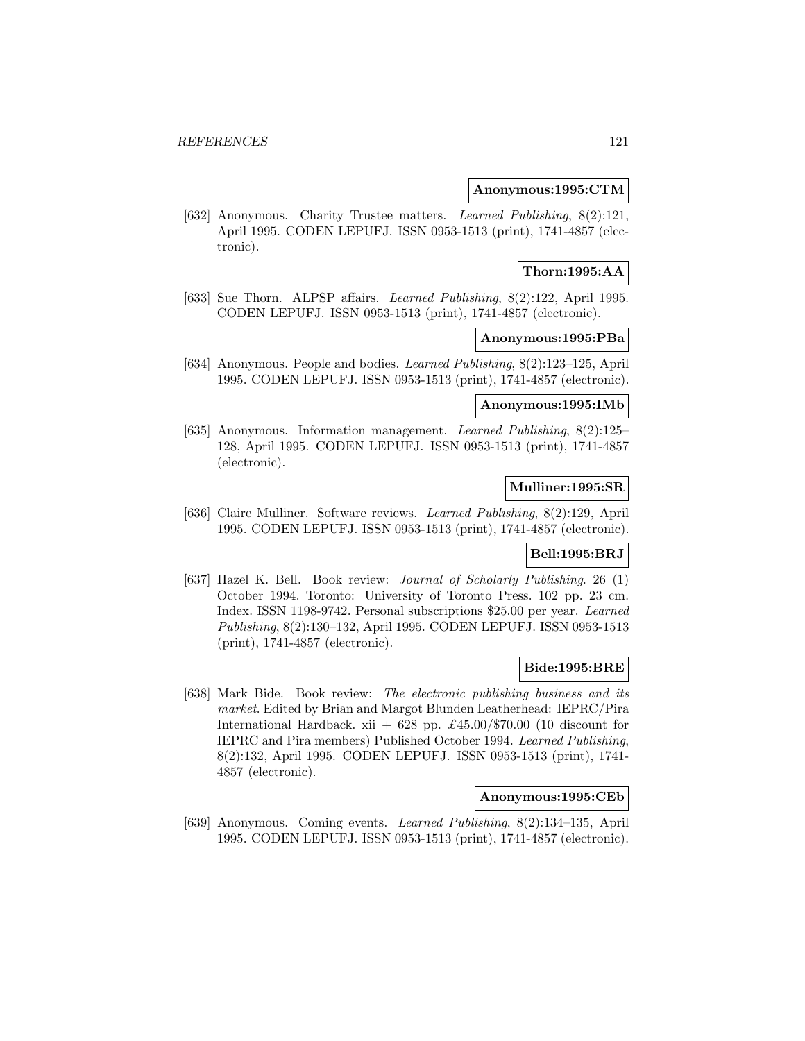**Anonymous:1995:CTM**

[632] Anonymous. Charity Trustee matters. *Learned Publishing*, 8(2):121, April 1995. CODEN LEPUFJ. ISSN 0953-1513 (print), 1741-4857 (electronic).

**Thorn:1995:AA**

[633] Sue Thorn. ALPSP affairs. *Learned Publishing*, 8(2):122, April 1995. CODEN LEPUFJ. ISSN 0953-1513 (print), 1741-4857 (electronic).

**Anonymous:1995:PBa**

[634] Anonymous. People and bodies. *Learned Publishing*, 8(2):123–125, April 1995. CODEN LEPUFJ. ISSN 0953-1513 (print), 1741-4857 (electronic).

**Anonymous:1995:IMb**

[635] Anonymous. Information management. *Learned Publishing*, 8(2):125–128, April 1995. CODEN LEPUFJ. ISSN 0953-1513 (print), 1741-4857 (electronic).

**Mulliner:1995:SR**

[636] Claire Mulliner. Software reviews. *Learned Publishing*, 8(2):129, April 1995. CODEN LEPUFJ. ISSN 0953-1513 (print), 1741-4857 (electronic).

**Bell:1995:BRJ**

[637] Hazel K. Bell. Book review: *Journal of Scholarly Publishing*. 26 (1) October 1994. Toronto: University of Toronto Press. 102 pp. 23 cm. Index. ISSN 1198-9742. Personal subscriptions $25.00 per year. *Learned Publishing*, 8(2):130–132, April 1995. CODEN LEPUFJ. ISSN 0953-1513 (print), 1741-4857 (electronic).

**Bide:1995:BRE**

[638] Mark Bide. Book review: *The electronic publishing business and its market*. Edited by Brian and Margot Blunden Leatherhead: IEPRC/Pira International Hardback. xii + 628 pp. £45.00/$70.00 (10 discount for IEPRC and Pira members) Published October 1994. *Learned Publishing*, 8(2):132, April 1995. CODEN LEPUFJ. ISSN 0953-1513 (print), 1741-4857 (electronic).

**Anonymous:1995:CEb**

[639] Anonymous. Coming events. *Learned Publishing*, 8(2):134–135, April 1995. CODEN LEPUFJ. ISSN 0953-1513 (print), 1741-4857 (electronic).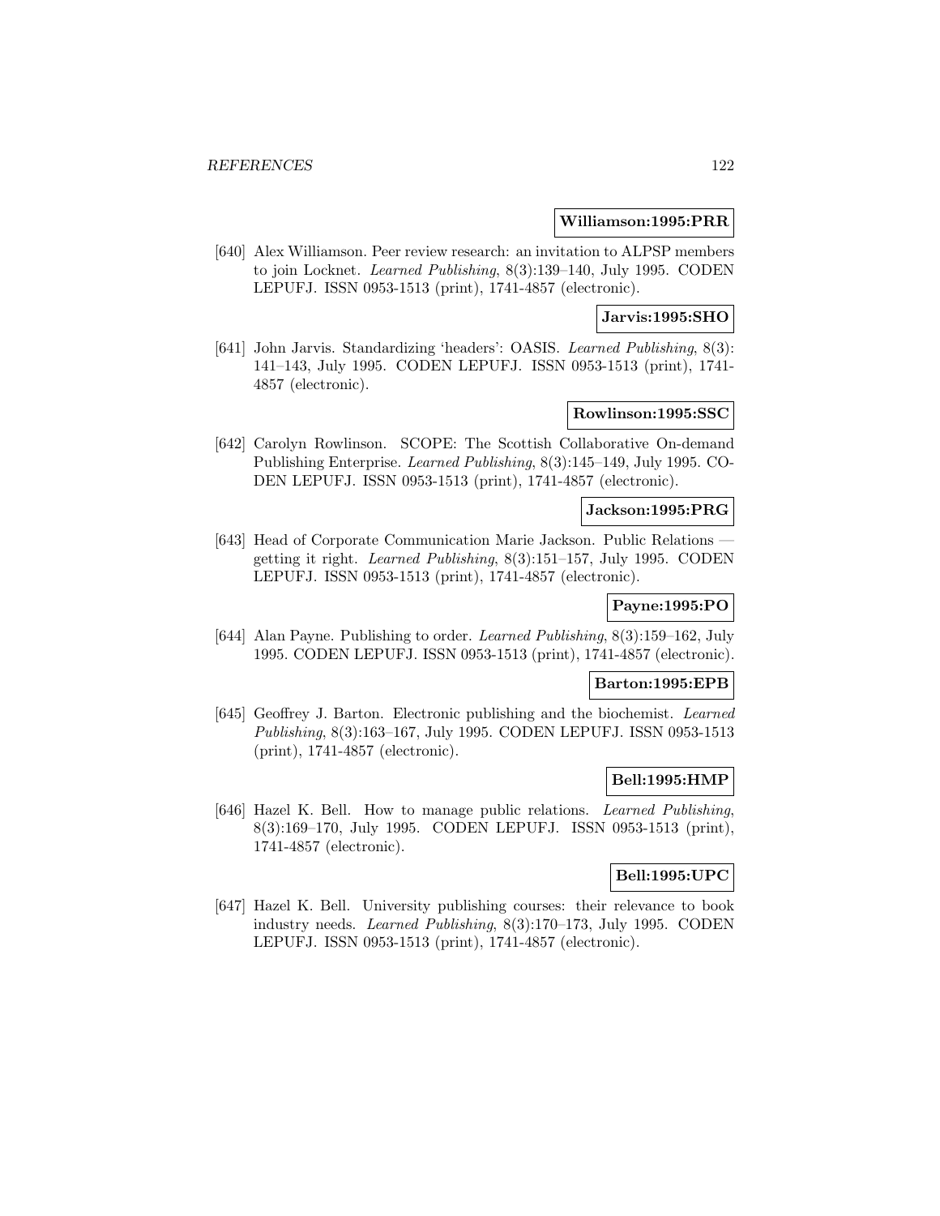**Williamson:1995:PRR**

[640] Alex Williamson. Peer review research: an invitation to ALPSP members to join Locknet. *Learned Publishing*, 8(3):139–140, July 1995. CODEN LEPUFJ. ISSN 0953-1513 (print), 1741-4857 (electronic).

**Jarvis:1995:SHO**

[641] John Jarvis. Standardizing 'headers': OASIS. *Learned Publishing*, 8(3): 141–143, July 1995. CODEN LEPUFJ. ISSN 0953-1513 (print), 1741-4857 (electronic).

**Rowlinson:1995:SSC**

[642] Carolyn Rowlinson. SCOPE: The Scottish Collaborative On-demand Publishing Enterprise. *Learned Publishing*, 8(3):145–149, July 1995. CODEN LEPUFJ. ISSN 0953-1513 (print), 1741-4857 (electronic).

**Jackson:1995:PRG**

[643] Head of Corporate Communication Marie Jackson. Public Relations — getting it right. *Learned Publishing*, 8(3):151–157, July 1995. CODEN LEPUFJ. ISSN 0953-1513 (print), 1741-4857 (electronic).

**Payne:1995:PO**

[644] Alan Payne. Publishing to order. *Learned Publishing*, 8(3):159–162, July 1995. CODEN LEPUFJ. ISSN 0953-1513 (print), 1741-4857 (electronic).

**Barton:1995:EPB**

[645] Geoffrey J. Barton. Electronic publishing and the biochemist. *Learned Publishing*, 8(3):163–167, July 1995. CODEN LEPUFJ. ISSN 0953-1513 (print), 1741-4857 (electronic).

**Bell:1995:HMP**

[646] Hazel K. Bell. How to manage public relations. *Learned Publishing*, 8(3):169–170, July 1995. CODEN LEPUFJ. ISSN 0953-1513 (print), 1741-4857 (electronic).

**Bell:1995:UPC**

[647] Hazel K. Bell. University publishing courses: their relevance to book industry needs. *Learned Publishing*, 8(3):170–173, July 1995. CODEN LEPUFJ. ISSN 0953-1513 (print), 1741-4857 (electronic).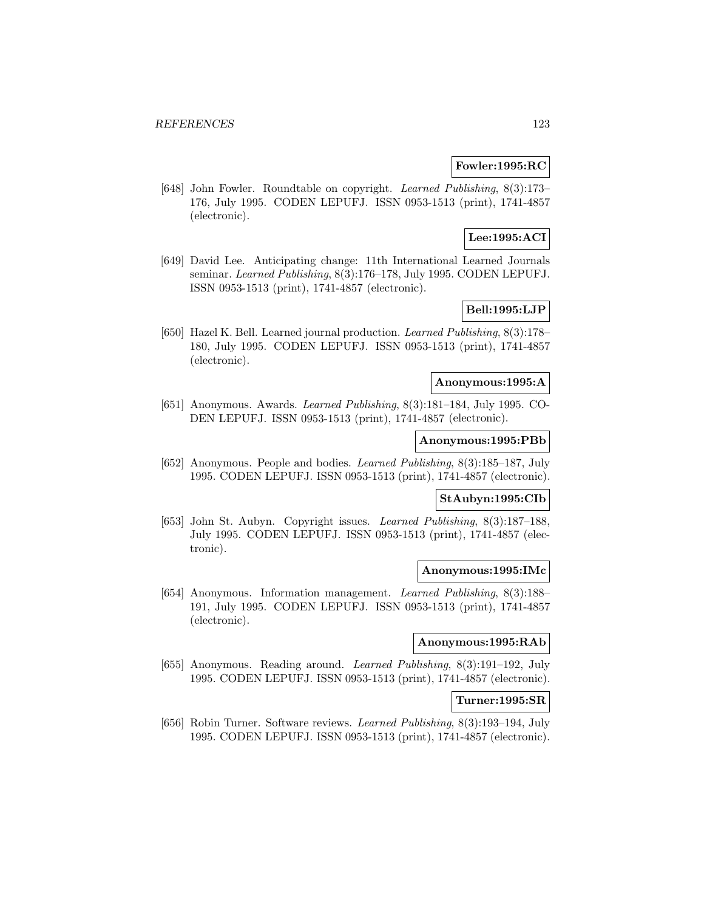**Fowler:1995:RC**

[648] John Fowler. Roundtable on copyright. *Learned Publishing*, 8(3):173–176, July 1995. CODEN LEPUFJ. ISSN 0953-1513 (print), 1741-4857 (electronic).

**Lee:1995:ACI**

[649] David Lee. Anticipating change: 11th International Learned Journals seminar. *Learned Publishing*, 8(3):176–178, July 1995. CODEN LEPUFJ. ISSN 0953-1513 (print), 1741-4857 (electronic).

**Bell:1995:LJP**

[650] Hazel K. Bell. Learned journal production. *Learned Publishing*, 8(3):178–180, July 1995. CODEN LEPUFJ. ISSN 0953-1513 (print), 1741-4857 (electronic).

**Anonymous:1995:A**

[651] Anonymous. Awards. *Learned Publishing*, 8(3):181–184, July 1995. CODEN LEPUFJ. ISSN 0953-1513 (print), 1741-4857 (electronic).

**Anonymous:1995:PBb**

[652] Anonymous. People and bodies. *Learned Publishing*, 8(3):185–187, July 1995. CODEN LEPUFJ. ISSN 0953-1513 (print), 1741-4857 (electronic).

**StAubyn:1995:CIb**

[653] John St. Aubyn. Copyright issues. *Learned Publishing*, 8(3):187–188, July 1995. CODEN LEPUFJ. ISSN 0953-1513 (print), 1741-4857 (electronic).

**Anonymous:1995:IMc**

[654] Anonymous. Information management. *Learned Publishing*, 8(3):188–191, July 1995. CODEN LEPUFJ. ISSN 0953-1513 (print), 1741-4857 (electronic).

**Anonymous:1995:RAb**

[655] Anonymous. Reading around. *Learned Publishing*, 8(3):191–192, July 1995. CODEN LEPUFJ. ISSN 0953-1513 (print), 1741-4857 (electronic).

**Turner:1995:SR**

[656] Robin Turner. Software reviews. *Learned Publishing*, 8(3):193–194, July 1995. CODEN LEPUFJ. ISSN 0953-1513 (print), 1741-4857 (electronic).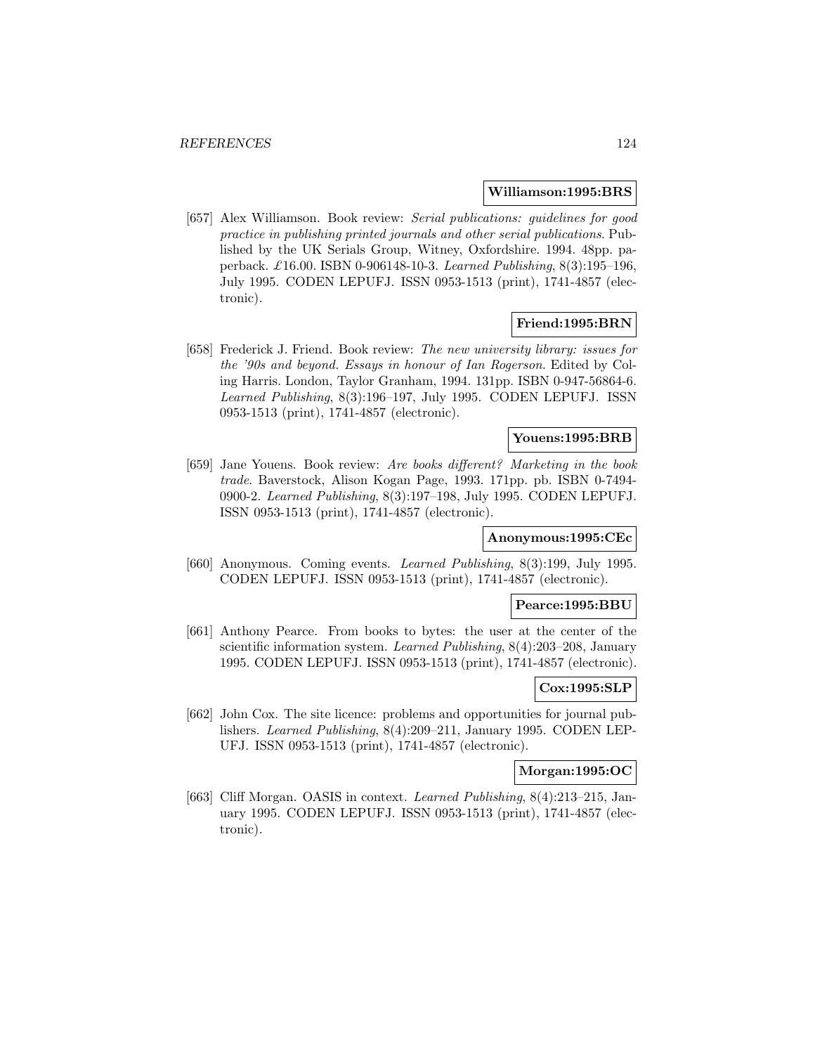**Williamson:1995:BRS**

[657] Alex Williamson. Book review: *Serial publications: guidelines for good practice in publishing printed journals and other serial publications*. Published by the UK Serials Group, Witney, Oxfordshire. 1994. 48pp. paperback. £16.00. ISBN 0-906148-10-3. *Learned Publishing*, 8(3):195–196, July 1995. CODEN LEPUFJ. ISSN 0953-1513 (print), 1741-4857 (electronic).

**Friend:1995:BRN**

[658] Frederick J. Friend. Book review: *The new university library: issues for the '90s and beyond. Essays in honour of Ian Rogerson*. Edited by Coling Harris. London, Taylor Granham, 1994. 131pp. ISBN 0-947-56864-6. *Learned Publishing*, 8(3):196–197, July 1995. CODEN LEPUFJ. ISSN 0953-1513 (print), 1741-4857 (electronic).

**Youens:1995:BRB**

[659] Jane Youens. Book review: *Are books different? Marketing in the book trade*. Baverstock, Alison Kogan Page, 1993. 171pp. pb. ISBN 0-7494-0900-2. *Learned Publishing*, 8(3):197–198, July 1995. CODEN LEPUFJ. ISSN 0953-1513 (print), 1741-4857 (electronic).

**Anonymous:1995:CEc**

[660] Anonymous. Coming events. *Learned Publishing*, 8(3):199, July 1995. CODEN LEPUFJ. ISSN 0953-1513 (print), 1741-4857 (electronic).

**Pearce:1995:BBU**

[661] Anthony Pearce. From books to bytes: the user at the center of the scientific information system. *Learned Publishing*, 8(4):203–208, January 1995. CODEN LEPUFJ. ISSN 0953-1513 (print), 1741-4857 (electronic).

**Cox:1995:SLP**

[662] John Cox. The site licence: problems and opportunities for journal publishers. *Learned Publishing*, 8(4):209–211, January 1995. CODEN LEPUFJ. ISSN 0953-1513 (print), 1741-4857 (electronic).

**Morgan:1995:OC**

[663] Cliff Morgan. OASIS in context. *Learned Publishing*, 8(4):213–215, January 1995. CODEN LEPUFJ. ISSN 0953-1513 (print), 1741-4857 (electronic).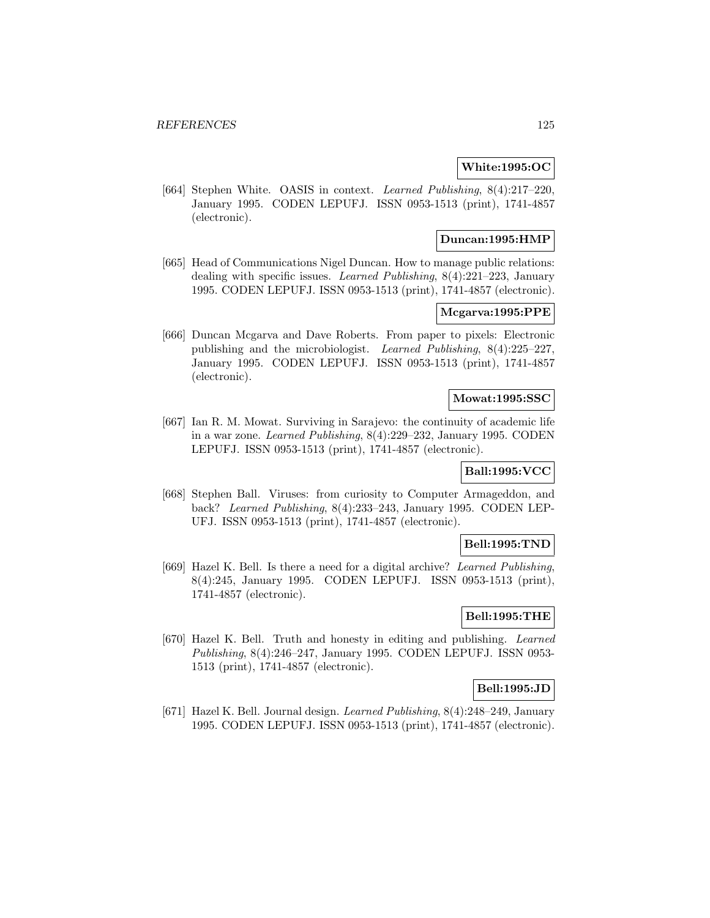**White:1995:OC**

[664] Stephen White. OASIS in context. *Learned Publishing*, 8(4):217–220, January 1995. CODEN LEPUFJ. ISSN 0953-1513 (print), 1741-4857 (electronic).

**Duncan:1995:HMP**

[665] Head of Communications Nigel Duncan. How to manage public relations: dealing with specific issues. *Learned Publishing*, 8(4):221–223, January 1995. CODEN LEPUFJ. ISSN 0953-1513 (print), 1741-4857 (electronic).

**Mcgarva:1995:PPE**

[666] Duncan Mcgarva and Dave Roberts. From paper to pixels: Electronic publishing and the microbiologist. *Learned Publishing*, 8(4):225–227, January 1995. CODEN LEPUFJ. ISSN 0953-1513 (print), 1741-4857 (electronic).

**Mowat:1995:SSC**

[667] Ian R. M. Mowat. Surviving in Sarajevo: the continuity of academic life in a war zone. *Learned Publishing*, 8(4):229–232, January 1995. CODEN LEPUFJ. ISSN 0953-1513 (print), 1741-4857 (electronic).

**Ball:1995:VCC**

[668] Stephen Ball. Viruses: from curiosity to Computer Armageddon, and back? *Learned Publishing*, 8(4):233–243, January 1995. CODEN LEPUFJ. ISSN 0953-1513 (print), 1741-4857 (electronic).

**Bell:1995:TND**

[669] Hazel K. Bell. Is there a need for a digital archive? *Learned Publishing*, 8(4):245, January 1995. CODEN LEPUFJ. ISSN 0953-1513 (print), 1741-4857 (electronic).

**Bell:1995:THE**

[670] Hazel K. Bell. Truth and honesty in editing and publishing. *Learned Publishing*, 8(4):246–247, January 1995. CODEN LEPUFJ. ISSN 0953-1513 (print), 1741-4857 (electronic).

**Bell:1995:JD**

[671] Hazel K. Bell. Journal design. *Learned Publishing*, 8(4):248–249, January 1995. CODEN LEPUFJ. ISSN 0953-1513 (print), 1741-4857 (electronic).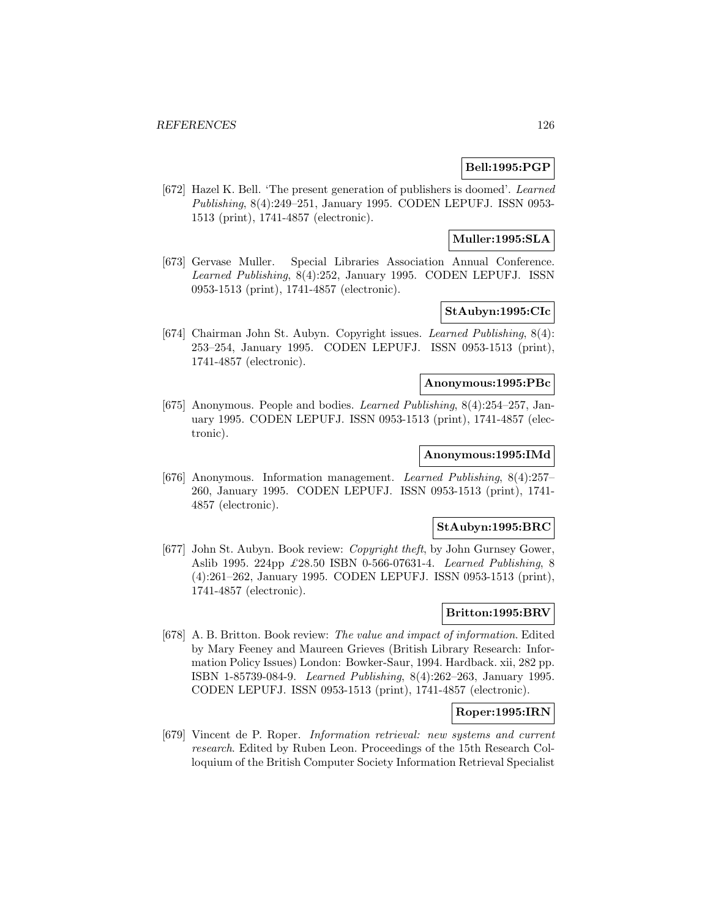**Bell:1995:PGP**

[672] Hazel K. Bell. 'The present generation of publishers is doomed'. *Learned Publishing*, 8(4):249–251, January 1995. CODEN LEPUFJ. ISSN 0953-1513 (print), 1741-4857 (electronic).

**Muller:1995:SLA**

[673] Gervase Muller. Special Libraries Association Annual Conference. *Learned Publishing*, 8(4):252, January 1995. CODEN LEPUFJ. ISSN 0953-1513 (print), 1741-4857 (electronic).

**StAubyn:1995:CIc**

[674] Chairman John St. Aubyn. Copyright issues. *Learned Publishing*, 8(4): 253–254, January 1995. CODEN LEPUFJ. ISSN 0953-1513 (print), 1741-4857 (electronic).

**Anonymous:1995:PBc**

[675] Anonymous. People and bodies. *Learned Publishing*, 8(4):254–257, January 1995. CODEN LEPUFJ. ISSN 0953-1513 (print), 1741-4857 (electronic).

**Anonymous:1995:IMd**

[676] Anonymous. Information management. *Learned Publishing*, 8(4):257–260, January 1995. CODEN LEPUFJ. ISSN 0953-1513 (print), 1741-4857 (electronic).

**StAubyn:1995:BRC**

[677] John St. Aubyn. Book review: *Copyright theft*, by John Gurnsey Gower, Aslib 1995. 224pp £28.50 ISBN 0-566-07631-4. *Learned Publishing*, 8 (4):261–262, January 1995. CODEN LEPUFJ. ISSN 0953-1513 (print), 1741-4857 (electronic).

**Britton:1995:BRV**

[678] A. B. Britton. Book review: *The value and impact of information*. Edited by Mary Feeney and Maureen Grieves (British Library Research: Information Policy Issues) London: Bowker-Saur, 1994. Hardback. xii, 282 pp. ISBN 1-85739-084-9. *Learned Publishing*, 8(4):262–263, January 1995. CODEN LEPUFJ. ISSN 0953-1513 (print), 1741-4857 (electronic).

**Roper:1995:IRN**

[679] Vincent de P. Roper. *Information retrieval: new systems and current research*. Edited by Ruben Leon. Proceedings of the 15th Research Colloquium of the British Computer Society Information Retrieval Specialist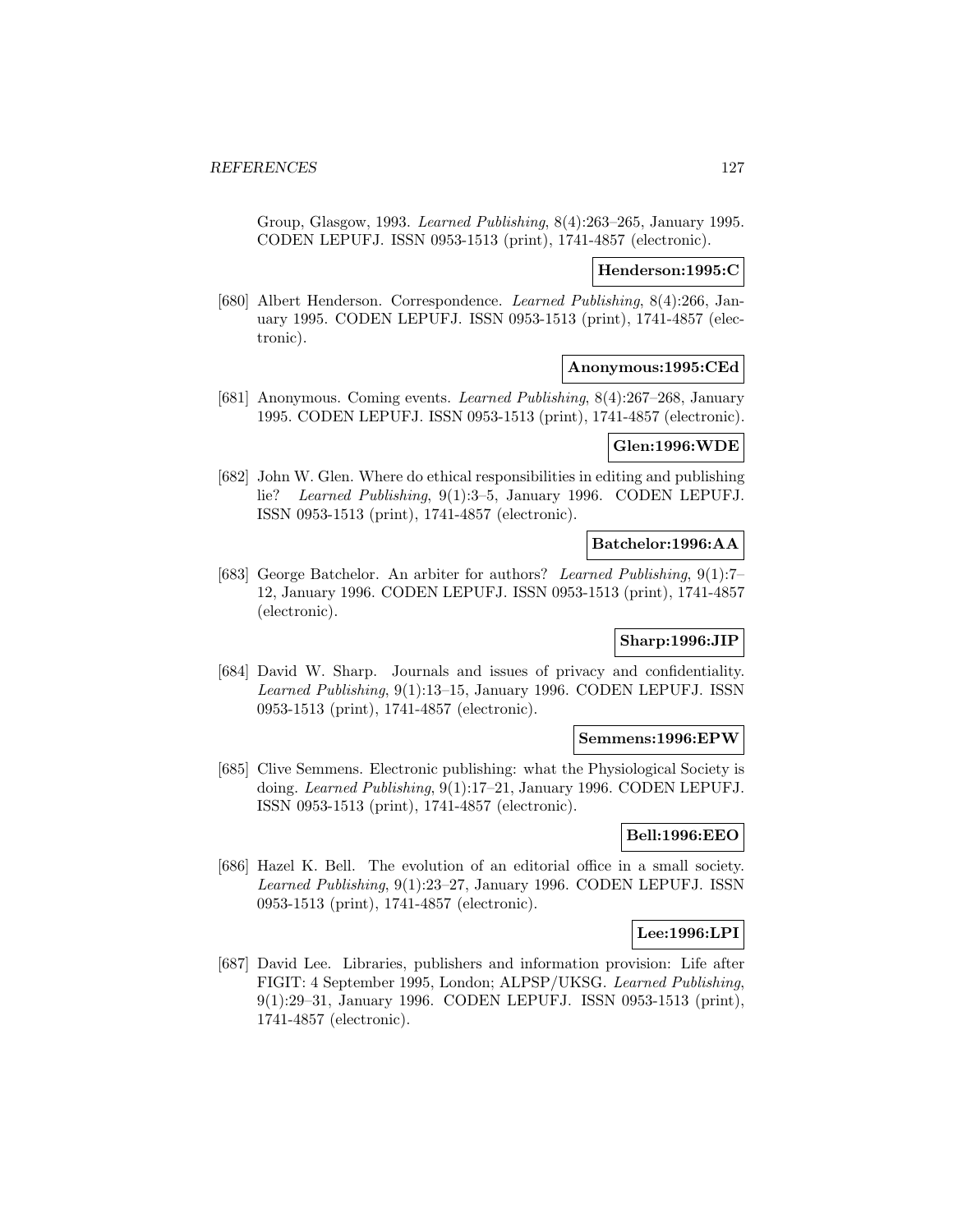Group, Glasgow, 1993. *Learned Publishing*, 8(4):263–265, January 1995. CODEN LEPUFJ. ISSN 0953-1513 (print), 1741-4857 (electronic).

**Henderson:1995:C**

[680] Albert Henderson. Correspondence. *Learned Publishing*, 8(4):266, January 1995. CODEN LEPUFJ. ISSN 0953-1513 (print), 1741-4857 (electronic).

**Anonymous:1995:CEd**

[681] Anonymous. Coming events. *Learned Publishing*, 8(4):267–268, January 1995. CODEN LEPUFJ. ISSN 0953-1513 (print), 1741-4857 (electronic).

**Glen:1996:WDE**

[682] John W. Glen. Where do ethical responsibilities in editing and publishing lie? *Learned Publishing*, 9(1):3–5, January 1996. CODEN LEPUFJ. ISSN 0953-1513 (print), 1741-4857 (electronic).

**Batchelor:1996:AA**

[683] George Batchelor. An arbiter for authors? *Learned Publishing*, 9(1):7–12, January 1996. CODEN LEPUFJ. ISSN 0953-1513 (print), 1741-4857 (electronic).

**Sharp:1996:JIP**

[684] David W. Sharp. Journals and issues of privacy and confidentiality. *Learned Publishing*, 9(1):13–15, January 1996. CODEN LEPUFJ. ISSN 0953-1513 (print), 1741-4857 (electronic).

**Semmens:1996:EPW**

[685] Clive Semmens. Electronic publishing: what the Physiological Society is doing. *Learned Publishing*, 9(1):17–21, January 1996. CODEN LEPUFJ. ISSN 0953-1513 (print), 1741-4857 (electronic).

**Bell:1996:EEO**

[686] Hazel K. Bell. The evolution of an editorial office in a small society. *Learned Publishing*, 9(1):23–27, January 1996. CODEN LEPUFJ. ISSN 0953-1513 (print), 1741-4857 (electronic).

**Lee:1996:LPI**

[687] David Lee. Libraries, publishers and information provision: Life after FIGIT: 4 September 1995, London; ALPSP/UKSG. *Learned Publishing*, 9(1):29–31, January 1996. CODEN LEPUFJ. ISSN 0953-1513 (print), 1741-4857 (electronic).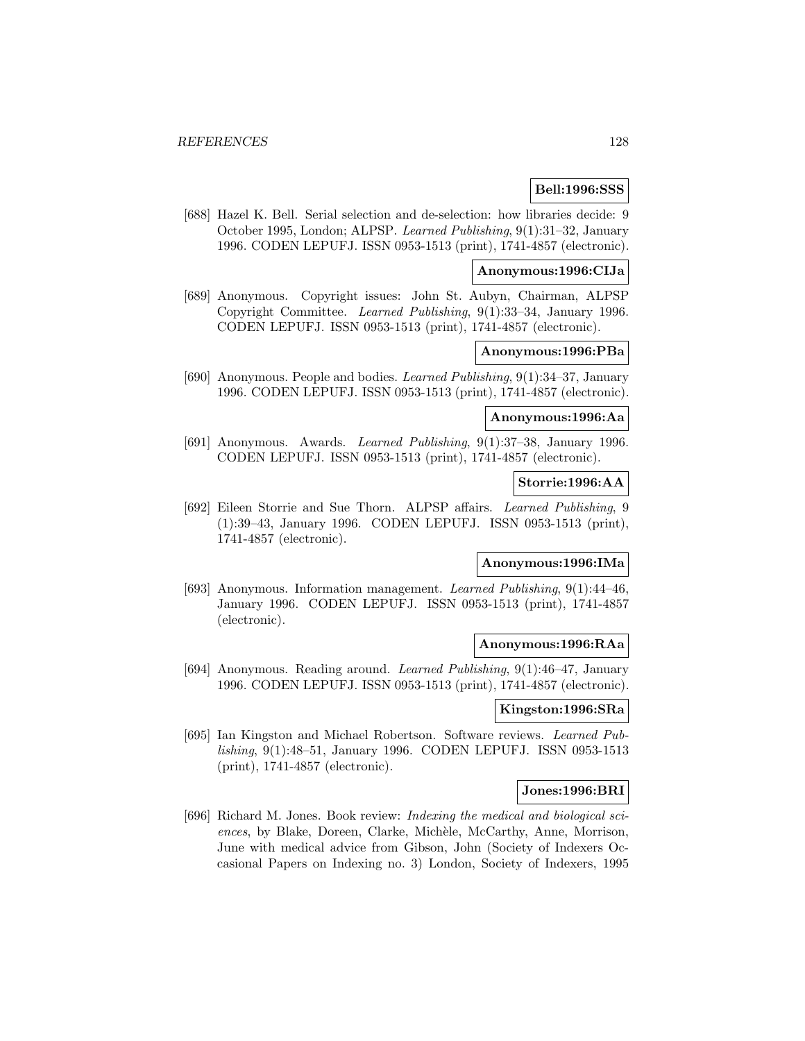**Bell:1996:SSS**

[688] Hazel K. Bell. Serial selection and de-selection: how libraries decide: 9 October 1995, London; ALPSP. *Learned Publishing*, 9(1):31–32, January 1996. CODEN LEPUFJ. ISSN 0953-1513 (print), 1741-4857 (electronic).

**Anonymous:1996:CIJa**

[689] Anonymous. Copyright issues: John St. Aubyn, Chairman, ALPSP Copyright Committee. *Learned Publishing*, 9(1):33–34, January 1996. CODEN LEPUFJ. ISSN 0953-1513 (print), 1741-4857 (electronic).

**Anonymous:1996:PBa**

[690] Anonymous. People and bodies. *Learned Publishing*, 9(1):34–37, January 1996. CODEN LEPUFJ. ISSN 0953-1513 (print), 1741-4857 (electronic).

**Anonymous:1996:Aa**

[691] Anonymous. Awards. *Learned Publishing*, 9(1):37–38, January 1996. CODEN LEPUFJ. ISSN 0953-1513 (print), 1741-4857 (electronic).

**Storrie:1996:AA**

[692] Eileen Storrie and Sue Thorn. ALPSP affairs. *Learned Publishing*, 9 (1):39–43, January 1996. CODEN LEPUFJ. ISSN 0953-1513 (print), 1741-4857 (electronic).

**Anonymous:1996:IMa**

[693] Anonymous. Information management. *Learned Publishing*, 9(1):44–46, January 1996. CODEN LEPUFJ. ISSN 0953-1513 (print), 1741-4857 (electronic).

**Anonymous:1996:RAa**

[694] Anonymous. Reading around. *Learned Publishing*, 9(1):46–47, January 1996. CODEN LEPUFJ. ISSN 0953-1513 (print), 1741-4857 (electronic).

**Kingston:1996:SRa**

[695] Ian Kingston and Michael Robertson. Software reviews. *Learned Publishing*, 9(1):48–51, January 1996. CODEN LEPUFJ. ISSN 0953-1513 (print), 1741-4857 (electronic).

**Jones:1996:BRI**

[696] Richard M. Jones. Book review: *Indexing the medical and biological sciences*, by Blake, Doreen, Clarke, Michèle, McCarthy, Anne, Morrison, June with medical advice from Gibson, John (Society of Indexers Occasional Papers on Indexing no. 3) London, Society of Indexers, 1995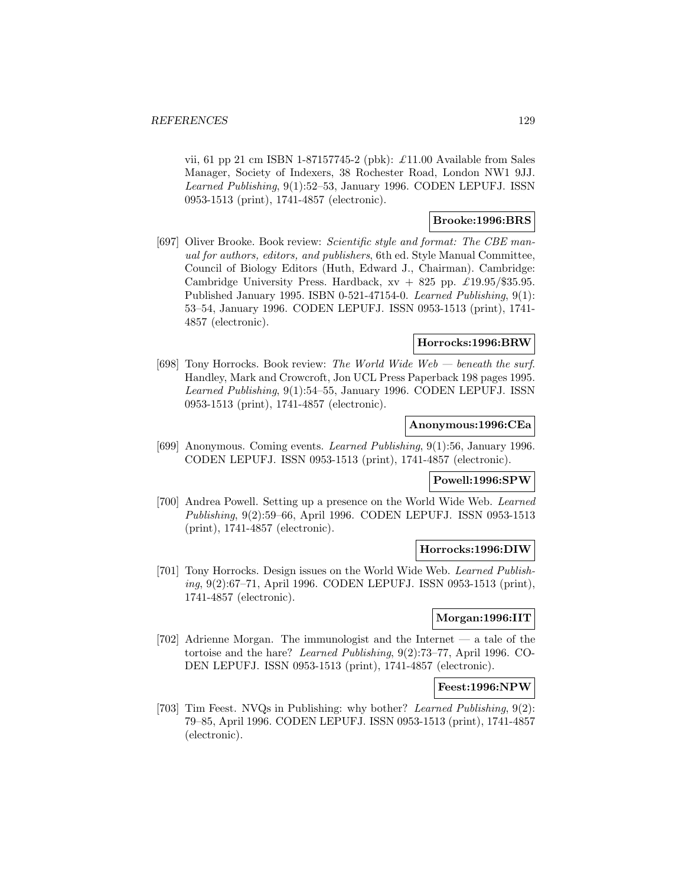vii, 61 pp 21 cm ISBN 1-87157745-2 (pbk): £11.00 Available from Sales Manager, Society of Indexers, 38 Rochester Road, London NW1 9JJ. *Learned Publishing*, 9(1):52–53, January 1996. CODEN LEPUFJ. ISSN 0953-1513 (print), 1741-4857 (electronic).

**Brooke:1996:BRS**

[697] Oliver Brooke. Book review: *Scientific style and format: The CBE manual for authors, editors, and publishers*, 6th ed. Style Manual Committee, Council of Biology Editors (Huth, Edward J., Chairman). Cambridge: Cambridge University Press. Hardback, xv + 825 pp. £19.95/$35.95. Published January 1995. ISBN 0-521-47154-0. *Learned Publishing*, 9(1): 53–54, January 1996. CODEN LEPUFJ. ISSN 0953-1513 (print), 1741-4857 (electronic).

**Horrocks:1996:BRW**

[698] Tony Horrocks. Book review: *The World Wide Web — beneath the surf*. Handley, Mark and Crowcroft, Jon UCL Press Paperback 198 pages 1995. *Learned Publishing*, 9(1):54–55, January 1996. CODEN LEPUFJ. ISSN 0953-1513 (print), 1741-4857 (electronic).

**Anonymous:1996:CEa**

[699] Anonymous. Coming events. *Learned Publishing*, 9(1):56, January 1996. CODEN LEPUFJ. ISSN 0953-1513 (print), 1741-4857 (electronic).

**Powell:1996:SPW**

[700] Andrea Powell. Setting up a presence on the World Wide Web. *Learned Publishing*, 9(2):59–66, April 1996. CODEN LEPUFJ. ISSN 0953-1513 (print), 1741-4857 (electronic).

**Horrocks:1996:DIW**

[701] Tony Horrocks. Design issues on the World Wide Web. *Learned Publishing*, 9(2):67–71, April 1996. CODEN LEPUFJ. ISSN 0953-1513 (print), 1741-4857 (electronic).

**Morgan:1996:IIT**

[702] Adrienne Morgan. The immunologist and the Internet — a tale of the tortoise and the hare? *Learned Publishing*, 9(2):73–77, April 1996. CODEN LEPUFJ. ISSN 0953-1513 (print), 1741-4857 (electronic).

**Feest:1996:NPW**

[703] Tim Feest. NVQs in Publishing: why bother? *Learned Publishing*, 9(2): 79–85, April 1996. CODEN LEPUFJ. ISSN 0953-1513 (print), 1741-4857 (electronic).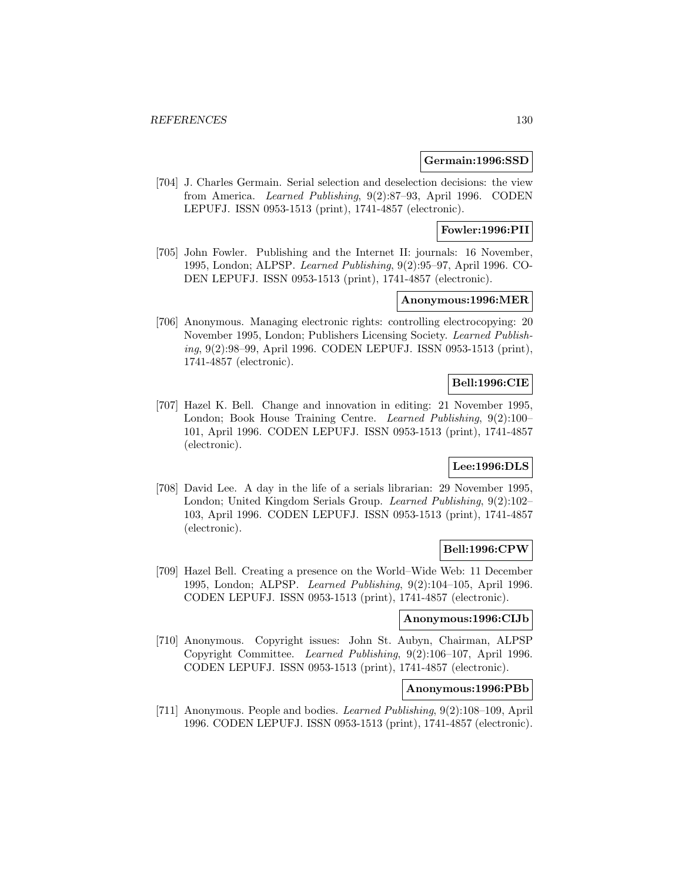**Germain:1996:SSD**

[704] J. Charles Germain. Serial selection and deselection decisions: the view from America. *Learned Publishing*, 9(2):87–93, April 1996. CODEN LEPUFJ. ISSN 0953-1513 (print), 1741-4857 (electronic).

**Fowler:1996:PII**

[705] John Fowler. Publishing and the Internet II: journals: 16 November, 1995, London; ALPSP. *Learned Publishing*, 9(2):95–97, April 1996. CODEN LEPUFJ. ISSN 0953-1513 (print), 1741-4857 (electronic).

**Anonymous:1996:MER**

[706] Anonymous. Managing electronic rights: controlling electrocopying: 20 November 1995, London; Publishers Licensing Society. *Learned Publishing*, 9(2):98–99, April 1996. CODEN LEPUFJ. ISSN 0953-1513 (print), 1741-4857 (electronic).

**Bell:1996:CIE**

[707] Hazel K. Bell. Change and innovation in editing: 21 November 1995, London; Book House Training Centre. *Learned Publishing*, 9(2):100–101, April 1996. CODEN LEPUFJ. ISSN 0953-1513 (print), 1741-4857 (electronic).

**Lee:1996:DLS**

[708] David Lee. A day in the life of a serials librarian: 29 November 1995, London; United Kingdom Serials Group. *Learned Publishing*, 9(2):102–103, April 1996. CODEN LEPUFJ. ISSN 0953-1513 (print), 1741-4857 (electronic).

**Bell:1996:CPW**

[709] Hazel Bell. Creating a presence on the World–Wide Web: 11 December 1995, London; ALPSP. *Learned Publishing*, 9(2):104–105, April 1996. CODEN LEPUFJ. ISSN 0953-1513 (print), 1741-4857 (electronic).

**Anonymous:1996:CIJb**

[710] Anonymous. Copyright issues: John St. Aubyn, Chairman, ALPSP Copyright Committee. *Learned Publishing*, 9(2):106–107, April 1996. CODEN LEPUFJ. ISSN 0953-1513 (print), 1741-4857 (electronic).

**Anonymous:1996:PBb**

[711] Anonymous. People and bodies. *Learned Publishing*, 9(2):108–109, April 1996. CODEN LEPUFJ. ISSN 0953-1513 (print), 1741-4857 (electronic).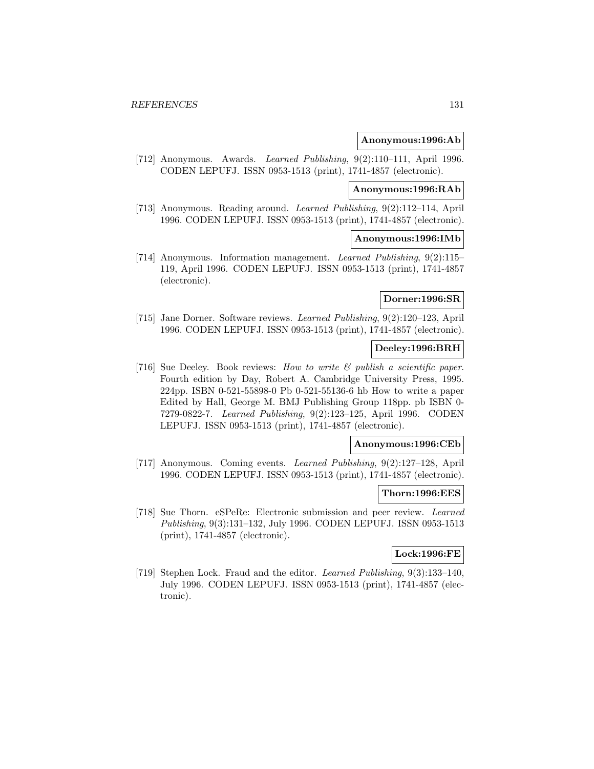**Anonymous:1996:Ab**

[712] Anonymous. Awards. *Learned Publishing*, 9(2):110–111, April 1996. CODEN LEPUFJ. ISSN 0953-1513 (print), 1741-4857 (electronic).

**Anonymous:1996:RAb**

[713] Anonymous. Reading around. *Learned Publishing*, 9(2):112–114, April 1996. CODEN LEPUFJ. ISSN 0953-1513 (print), 1741-4857 (electronic).

**Anonymous:1996:IMb**

[714] Anonymous. Information management. *Learned Publishing*, 9(2):115–119, April 1996. CODEN LEPUFJ. ISSN 0953-1513 (print), 1741-4857 (electronic).

**Dorner:1996:SR**

[715] Jane Dorner. Software reviews. *Learned Publishing*, 9(2):120–123, April 1996. CODEN LEPUFJ. ISSN 0953-1513 (print), 1741-4857 (electronic).

**Deeley:1996:BRH**

[716] Sue Deeley. Book reviews: *How to write & publish a scientific paper*. Fourth edition by Day, Robert A. Cambridge University Press, 1995. 224pp. ISBN 0-521-55898-0 Pb 0-521-55136-6 hb How to write a paper Edited by Hall, George M. BMJ Publishing Group 118pp. pb ISBN 0-7279-0822-7. *Learned Publishing*, 9(2):123–125, April 1996. CODEN LEPUFJ. ISSN 0953-1513 (print), 1741-4857 (electronic).

**Anonymous:1996:CEb**

[717] Anonymous. Coming events. *Learned Publishing*, 9(2):127–128, April 1996. CODEN LEPUFJ. ISSN 0953-1513 (print), 1741-4857 (electronic).

**Thorn:1996:EES**

[718] Sue Thorn. eSPeRe: Electronic submission and peer review. *Learned Publishing*, 9(3):131–132, July 1996. CODEN LEPUFJ. ISSN 0953-1513 (print), 1741-4857 (electronic).

**Lock:1996:FE**

[719] Stephen Lock. Fraud and the editor. *Learned Publishing*, 9(3):133–140, July 1996. CODEN LEPUFJ. ISSN 0953-1513 (print), 1741-4857 (electronic).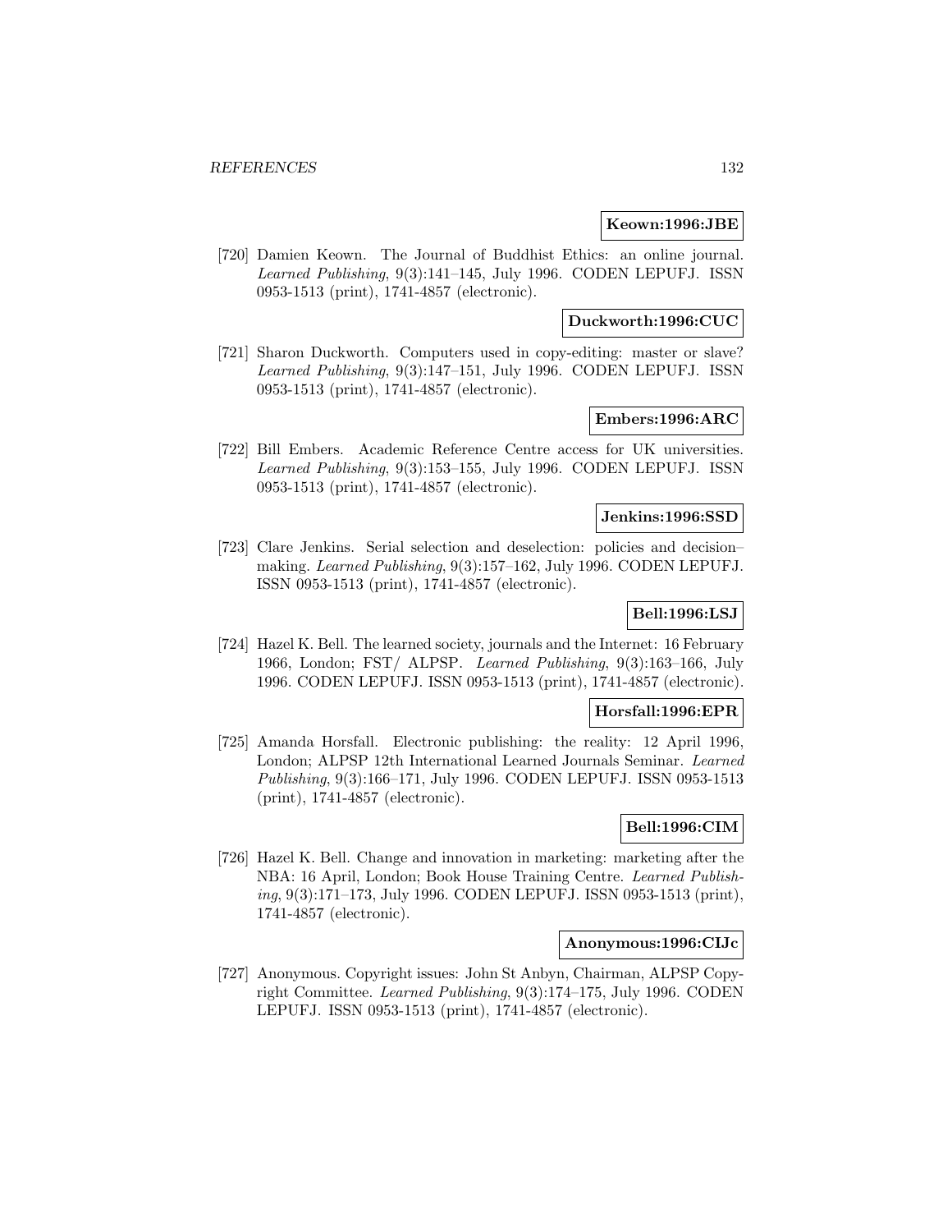**Keown:1996:JBE**

[720] Damien Keown. The Journal of Buddhist Ethics: an online journal. *Learned Publishing*, 9(3):141–145, July 1996. CODEN LEPUFJ. ISSN 0953-1513 (print), 1741-4857 (electronic).

**Duckworth:1996:CUC**

[721] Sharon Duckworth. Computers used in copy-editing: master or slave? *Learned Publishing*, 9(3):147–151, July 1996. CODEN LEPUFJ. ISSN 0953-1513 (print), 1741-4857 (electronic).

**Embers:1996:ARC**

[722] Bill Embers. Academic Reference Centre access for UK universities. *Learned Publishing*, 9(3):153–155, July 1996. CODEN LEPUFJ. ISSN 0953-1513 (print), 1741-4857 (electronic).

**Jenkins:1996:SSD**

[723] Clare Jenkins. Serial selection and deselection: policies and decision–making. *Learned Publishing*, 9(3):157–162, July 1996. CODEN LEPUFJ. ISSN 0953-1513 (print), 1741-4857 (electronic).

**Bell:1996:LSJ**

[724] Hazel K. Bell. The learned society, journals and the Internet: 16 February 1966, London; FST/ ALPSP. *Learned Publishing*, 9(3):163–166, July 1996. CODEN LEPUFJ. ISSN 0953-1513 (print), 1741-4857 (electronic).

**Horsfall:1996:EPR**

[725] Amanda Horsfall. Electronic publishing: the reality: 12 April 1996, London; ALPSP 12th International Learned Journals Seminar. *Learned Publishing*, 9(3):166–171, July 1996. CODEN LEPUFJ. ISSN 0953-1513 (print), 1741-4857 (electronic).

**Bell:1996:CIM**

[726] Hazel K. Bell. Change and innovation in marketing: marketing after the NBA: 16 April, London; Book House Training Centre. *Learned Publishing*, 9(3):171–173, July 1996. CODEN LEPUFJ. ISSN 0953-1513 (print), 1741-4857 (electronic).

**Anonymous:1996:CIJc**

[727] Anonymous. Copyright issues: John St Anbyn, Chairman, ALPSP Copyright Committee. *Learned Publishing*, 9(3):174–175, July 1996. CODEN LEPUFJ. ISSN 0953-1513 (print), 1741-4857 (electronic).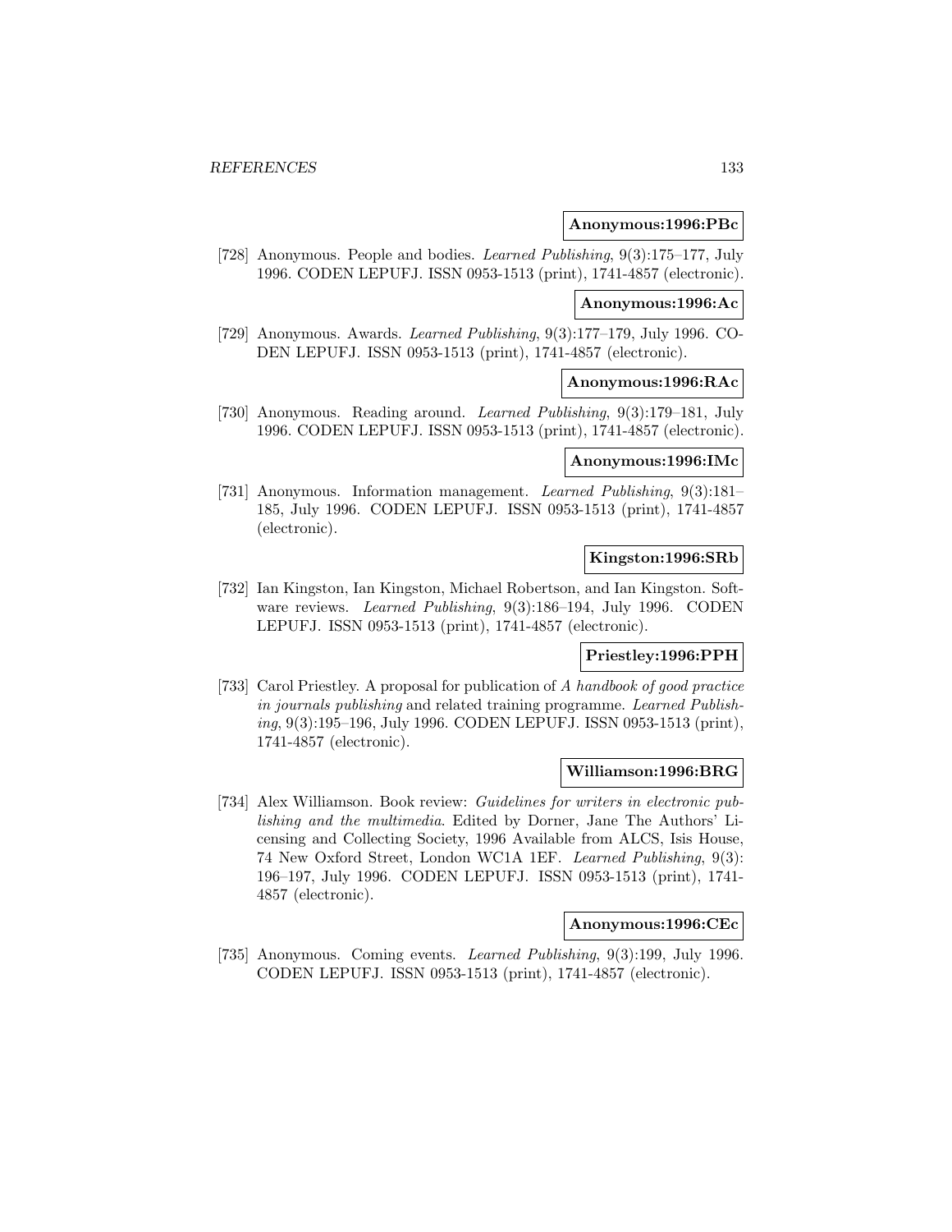**Anonymous:1996:PBc**

[728] Anonymous. People and bodies. *Learned Publishing*, 9(3):175–177, July 1996. CODEN LEPUFJ. ISSN 0953-1513 (print), 1741-4857 (electronic).

**Anonymous:1996:Ac**

[729] Anonymous. Awards. *Learned Publishing*, 9(3):177–179, July 1996. CODEN LEPUFJ. ISSN 0953-1513 (print), 1741-4857 (electronic).

**Anonymous:1996:RAc**

[730] Anonymous. Reading around. *Learned Publishing*, 9(3):179–181, July 1996. CODEN LEPUFJ. ISSN 0953-1513 (print), 1741-4857 (electronic).

**Anonymous:1996:IMc**

[731] Anonymous. Information management. *Learned Publishing*, 9(3):181–185, July 1996. CODEN LEPUFJ. ISSN 0953-1513 (print), 1741-4857 (electronic).

**Kingston:1996:SRb**

[732] Ian Kingston, Ian Kingston, Michael Robertson, and Ian Kingston. Software reviews. *Learned Publishing*, 9(3):186–194, July 1996. CODEN LEPUFJ. ISSN 0953-1513 (print), 1741-4857 (electronic).

**Priestley:1996:PPH**

[733] Carol Priestley. A proposal for publication of *A handbook of good practice in journals publishing* and related training programme. *Learned Publishing*, 9(3):195–196, July 1996. CODEN LEPUFJ. ISSN 0953-1513 (print), 1741-4857 (electronic).

**Williamson:1996:BRG**

[734] Alex Williamson. Book review: *Guidelines for writers in electronic publishing and the multimedia*. Edited by Dorner, Jane The Authors' Licensing and Collecting Society, 1996 Available from ALCS, Isis House, 74 New Oxford Street, London WC1A 1EF. *Learned Publishing*, 9(3): 196–197, July 1996. CODEN LEPUFJ. ISSN 0953-1513 (print), 1741-4857 (electronic).

**Anonymous:1996:CEc**

[735] Anonymous. Coming events. *Learned Publishing*, 9(3):199, July 1996. CODEN LEPUFJ. ISSN 0953-1513 (print), 1741-4857 (electronic).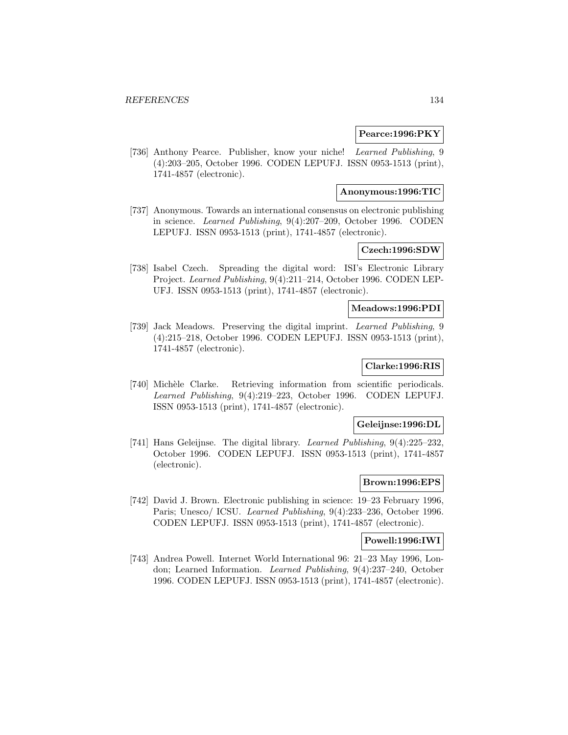**Pearce:1996:PKY**

[736] Anthony Pearce. Publisher, know your niche! *Learned Publishing*, 9 (4):203–205, October 1996. CODEN LEPUFJ. ISSN 0953-1513 (print), 1741-4857 (electronic).

**Anonymous:1996:TIC**

[737] Anonymous. Towards an international consensus on electronic publishing in science. *Learned Publishing*, 9(4):207–209, October 1996. CODEN LEPUFJ. ISSN 0953-1513 (print), 1741-4857 (electronic).

**Czech:1996:SDW**

[738] Isabel Czech. Spreading the digital word: ISI's Electronic Library Project. *Learned Publishing*, 9(4):211–214, October 1996. CODEN LEPUFJ. ISSN 0953-1513 (print), 1741-4857 (electronic).

**Meadows:1996:PDI**

[739] Jack Meadows. Preserving the digital imprint. *Learned Publishing*, 9 (4):215–218, October 1996. CODEN LEPUFJ. ISSN 0953-1513 (print), 1741-4857 (electronic).

**Clarke:1996:RIS**

[740] Michèle Clarke. Retrieving information from scientific periodicals. *Learned Publishing*, 9(4):219–223, October 1996. CODEN LEPUFJ. ISSN 0953-1513 (print), 1741-4857 (electronic).

**Geleijnse:1996:DL**

[741] Hans Geleijnse. The digital library. *Learned Publishing*, 9(4):225–232, October 1996. CODEN LEPUFJ. ISSN 0953-1513 (print), 1741-4857 (electronic).

**Brown:1996:EPS**

[742] David J. Brown. Electronic publishing in science: 19–23 February 1996, Paris; Unesco/ ICSU. *Learned Publishing*, 9(4):233–236, October 1996. CODEN LEPUFJ. ISSN 0953-1513 (print), 1741-4857 (electronic).

**Powell:1996:IWI**

[743] Andrea Powell. Internet World International 96: 21–23 May 1996, London; Learned Information. *Learned Publishing*, 9(4):237–240, October 1996. CODEN LEPUFJ. ISSN 0953-1513 (print), 1741-4857 (electronic).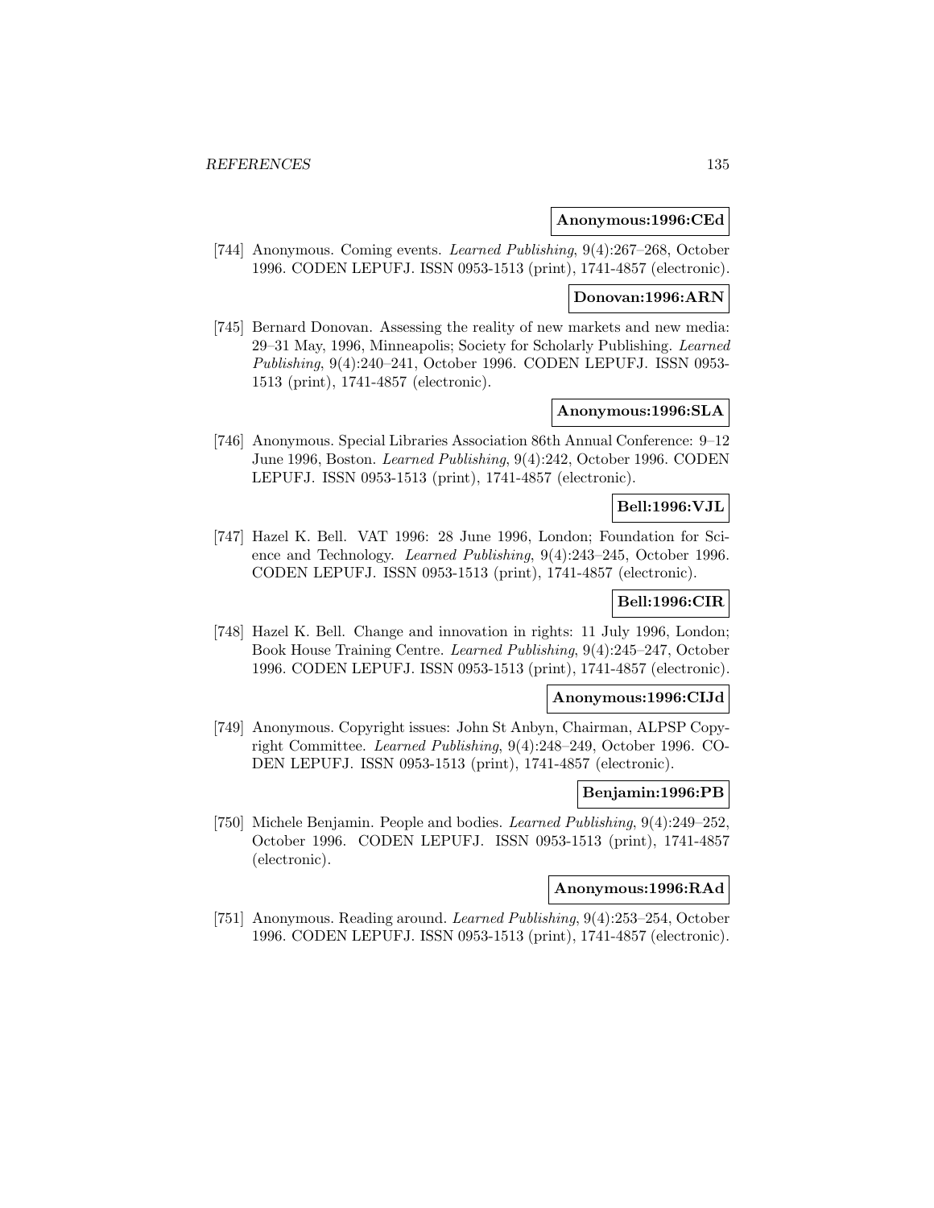**Anonymous:1996:CEd**

[744] Anonymous. Coming events. *Learned Publishing*, 9(4):267–268, October 1996. CODEN LEPUFJ. ISSN 0953-1513 (print), 1741-4857 (electronic).

**Donovan:1996:ARN**

[745] Bernard Donovan. Assessing the reality of new markets and new media: 29–31 May, 1996, Minneapolis; Society for Scholarly Publishing. *Learned Publishing*, 9(4):240–241, October 1996. CODEN LEPUFJ. ISSN 0953-1513 (print), 1741-4857 (electronic).

**Anonymous:1996:SLA**

[746] Anonymous. Special Libraries Association 86th Annual Conference: 9–12 June 1996, Boston. *Learned Publishing*, 9(4):242, October 1996. CODEN LEPUFJ. ISSN 0953-1513 (print), 1741-4857 (electronic).

**Bell:1996:VJL**

[747] Hazel K. Bell. VAT 1996: 28 June 1996, London; Foundation for Science and Technology. *Learned Publishing*, 9(4):243–245, October 1996. CODEN LEPUFJ. ISSN 0953-1513 (print), 1741-4857 (electronic).

**Bell:1996:CIR**

[748] Hazel K. Bell. Change and innovation in rights: 11 July 1996, London; Book House Training Centre. *Learned Publishing*, 9(4):245–247, October 1996. CODEN LEPUFJ. ISSN 0953-1513 (print), 1741-4857 (electronic).

**Anonymous:1996:CIJd**

[749] Anonymous. Copyright issues: John St Anbyn, Chairman, ALPSP Copyright Committee. *Learned Publishing*, 9(4):248–249, October 1996. CODEN LEPUFJ. ISSN 0953-1513 (print), 1741-4857 (electronic).

**Benjamin:1996:PB**

[750] Michele Benjamin. People and bodies. *Learned Publishing*, 9(4):249–252, October 1996. CODEN LEPUFJ. ISSN 0953-1513 (print), 1741-4857 (electronic).

**Anonymous:1996:RAd**

[751] Anonymous. Reading around. *Learned Publishing*, 9(4):253–254, October 1996. CODEN LEPUFJ. ISSN 0953-1513 (print), 1741-4857 (electronic).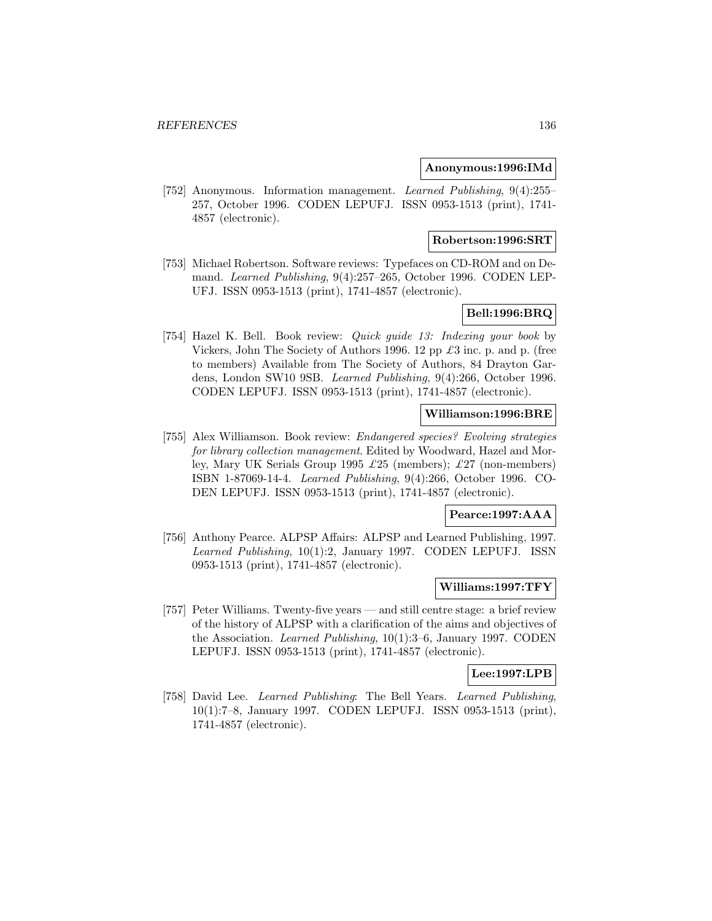**Anonymous:1996:IMd**

[752] Anonymous. Information management. *Learned Publishing*, 9(4):255–257, October 1996. CODEN LEPUFJ. ISSN 0953-1513 (print), 1741-4857 (electronic).

**Robertson:1996:SRT**

[753] Michael Robertson. Software reviews: Typefaces on CD-ROM and on Demand. *Learned Publishing*, 9(4):257–265, October 1996. CODEN LEPUFJ. ISSN 0953-1513 (print), 1741-4857 (electronic).

**Bell:1996:BRQ**

[754] Hazel K. Bell. Book review: *Quick guide 13: Indexing your book* by Vickers, John The Society of Authors 1996. 12 pp £3 inc. p. and p. (free to members) Available from The Society of Authors, 84 Drayton Gardens, London SW10 9SB. *Learned Publishing*, 9(4):266, October 1996. CODEN LEPUFJ. ISSN 0953-1513 (print), 1741-4857 (electronic).

**Williamson:1996:BRE**

[755] Alex Williamson. Book review: *Endangered species? Evolving strategies for library collection management*. Edited by Woodward, Hazel and Morley, Mary UK Serials Group 1995 £25 (members); £27 (non-members) ISBN 1-87069-14-4. *Learned Publishing*, 9(4):266, October 1996. CODEN LEPUFJ. ISSN 0953-1513 (print), 1741-4857 (electronic).

**Pearce:1997:AAA**

[756] Anthony Pearce. ALPSP Affairs: ALPSP and Learned Publishing, 1997. *Learned Publishing*, 10(1):2, January 1997. CODEN LEPUFJ. ISSN 0953-1513 (print), 1741-4857 (electronic).

**Williams:1997:TFY**

[757] Peter Williams. Twenty-five years — and still centre stage: a brief review of the history of ALPSP with a clarification of the aims and objectives of the Association. *Learned Publishing*, 10(1):3–6, January 1997. CODEN LEPUFJ. ISSN 0953-1513 (print), 1741-4857 (electronic).

**Lee:1997:LPB**

[758] David Lee. *Learned Publishing*: The Bell Years. *Learned Publishing*, 10(1):7–8, January 1997. CODEN LEPUFJ. ISSN 0953-1513 (print), 1741-4857 (electronic).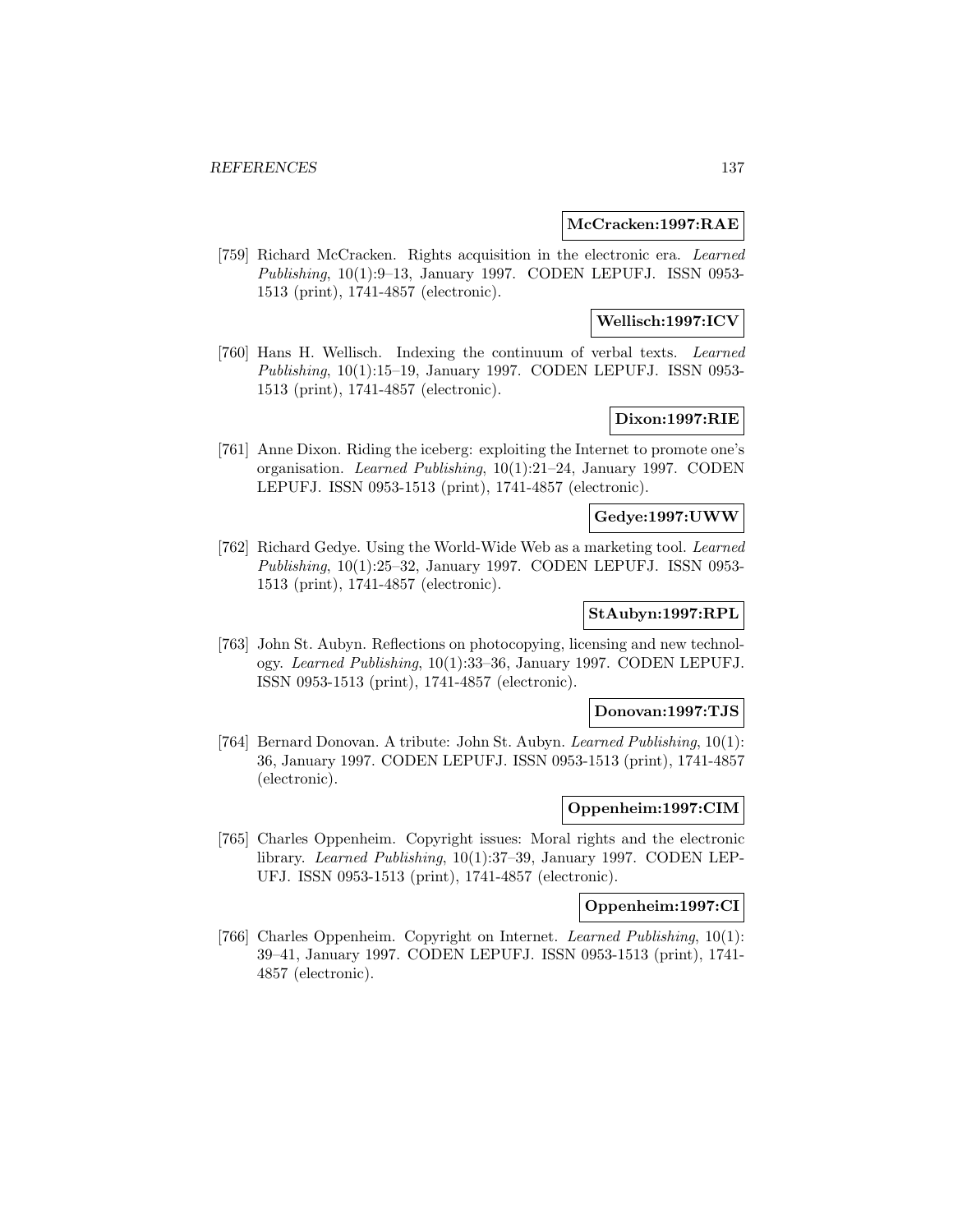**McCracken:1997:RAE**

[759] Richard McCracken. Rights acquisition in the electronic era. *Learned Publishing*, 10(1):9–13, January 1997. CODEN LEPUFJ. ISSN 0953-1513 (print), 1741-4857 (electronic).

**Wellisch:1997:ICV**

[760] Hans H. Wellisch. Indexing the continuum of verbal texts. *Learned Publishing*, 10(1):15–19, January 1997. CODEN LEPUFJ. ISSN 0953-1513 (print), 1741-4857 (electronic).

**Dixon:1997:RIE**

[761] Anne Dixon. Riding the iceberg: exploiting the Internet to promote one's organisation. *Learned Publishing*, 10(1):21–24, January 1997. CODEN LEPUFJ. ISSN 0953-1513 (print), 1741-4857 (electronic).

**Gedye:1997:UWW**

[762] Richard Gedye. Using the World-Wide Web as a marketing tool. *Learned Publishing*, 10(1):25–32, January 1997. CODEN LEPUFJ. ISSN 0953-1513 (print), 1741-4857 (electronic).

**StAubyn:1997:RPL**

[763] John St. Aubyn. Reflections on photocopying, licensing and new technology. *Learned Publishing*, 10(1):33–36, January 1997. CODEN LEPUFJ. ISSN 0953-1513 (print), 1741-4857 (electronic).

**Donovan:1997:TJS**

[764] Bernard Donovan. A tribute: John St. Aubyn. *Learned Publishing*, 10(1):36, January 1997. CODEN LEPUFJ. ISSN 0953-1513 (print), 1741-4857 (electronic).

**Oppenheim:1997:CIM**

[765] Charles Oppenheim. Copyright issues: Moral rights and the electronic library. *Learned Publishing*, 10(1):37–39, January 1997. CODEN LEPUFJ. ISSN 0953-1513 (print), 1741-4857 (electronic).

**Oppenheim:1997:CI**

[766] Charles Oppenheim. Copyright on Internet. *Learned Publishing*, 10(1):39–41, January 1997. CODEN LEPUFJ. ISSN 0953-1513 (print), 1741-4857 (electronic).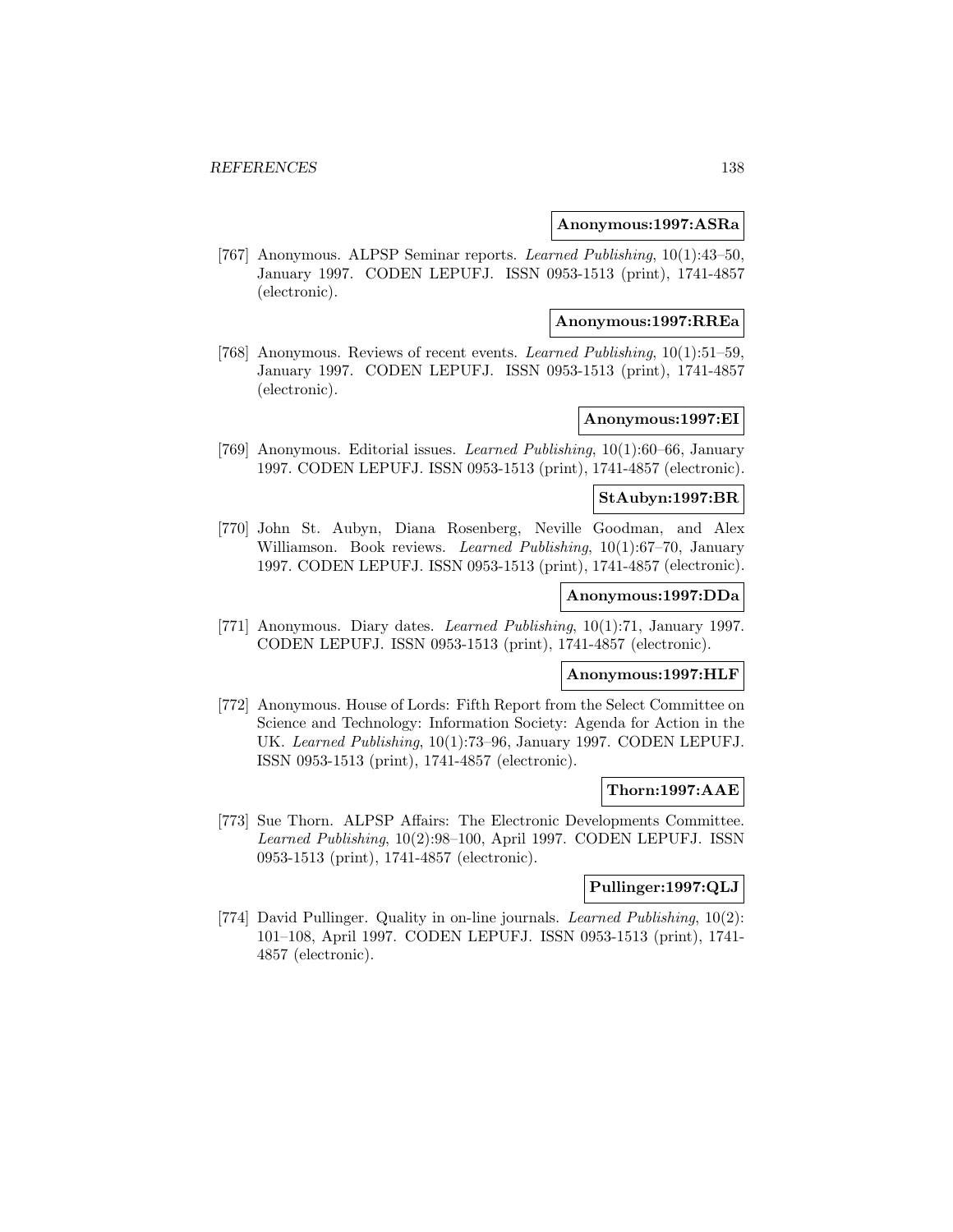**Anonymous:1997:ASRa**

[767] Anonymous. ALPSP Seminar reports. *Learned Publishing*, 10(1):43–50, January 1997. CODEN LEPUFJ. ISSN 0953-1513 (print), 1741-4857 (electronic).

**Anonymous:1997:RREa**

[768] Anonymous. Reviews of recent events. *Learned Publishing*, 10(1):51–59, January 1997. CODEN LEPUFJ. ISSN 0953-1513 (print), 1741-4857 (electronic).

**Anonymous:1997:EI**

[769] Anonymous. Editorial issues. *Learned Publishing*, 10(1):60–66, January 1997. CODEN LEPUFJ. ISSN 0953-1513 (print), 1741-4857 (electronic).

**StAubyn:1997:BR**

[770] John St. Aubyn, Diana Rosenberg, Neville Goodman, and Alex Williamson. Book reviews. *Learned Publishing*, 10(1):67–70, January 1997. CODEN LEPUFJ. ISSN 0953-1513 (print), 1741-4857 (electronic).

**Anonymous:1997:DDa**

[771] Anonymous. Diary dates. *Learned Publishing*, 10(1):71, January 1997. CODEN LEPUFJ. ISSN 0953-1513 (print), 1741-4857 (electronic).

**Anonymous:1997:HLF**

[772] Anonymous. House of Lords: Fifth Report from the Select Committee on Science and Technology: Information Society: Agenda for Action in the UK. *Learned Publishing*, 10(1):73–96, January 1997. CODEN LEPUFJ. ISSN 0953-1513 (print), 1741-4857 (electronic).

**Thorn:1997:AAE**

[773] Sue Thorn. ALPSP Affairs: The Electronic Developments Committee. *Learned Publishing*, 10(2):98–100, April 1997. CODEN LEPUFJ. ISSN 0953-1513 (print), 1741-4857 (electronic).

**Pullinger:1997:QLJ**

[774] David Pullinger. Quality in on-line journals. *Learned Publishing*, 10(2): 101–108, April 1997. CODEN LEPUFJ. ISSN 0953-1513 (print), 1741-4857 (electronic).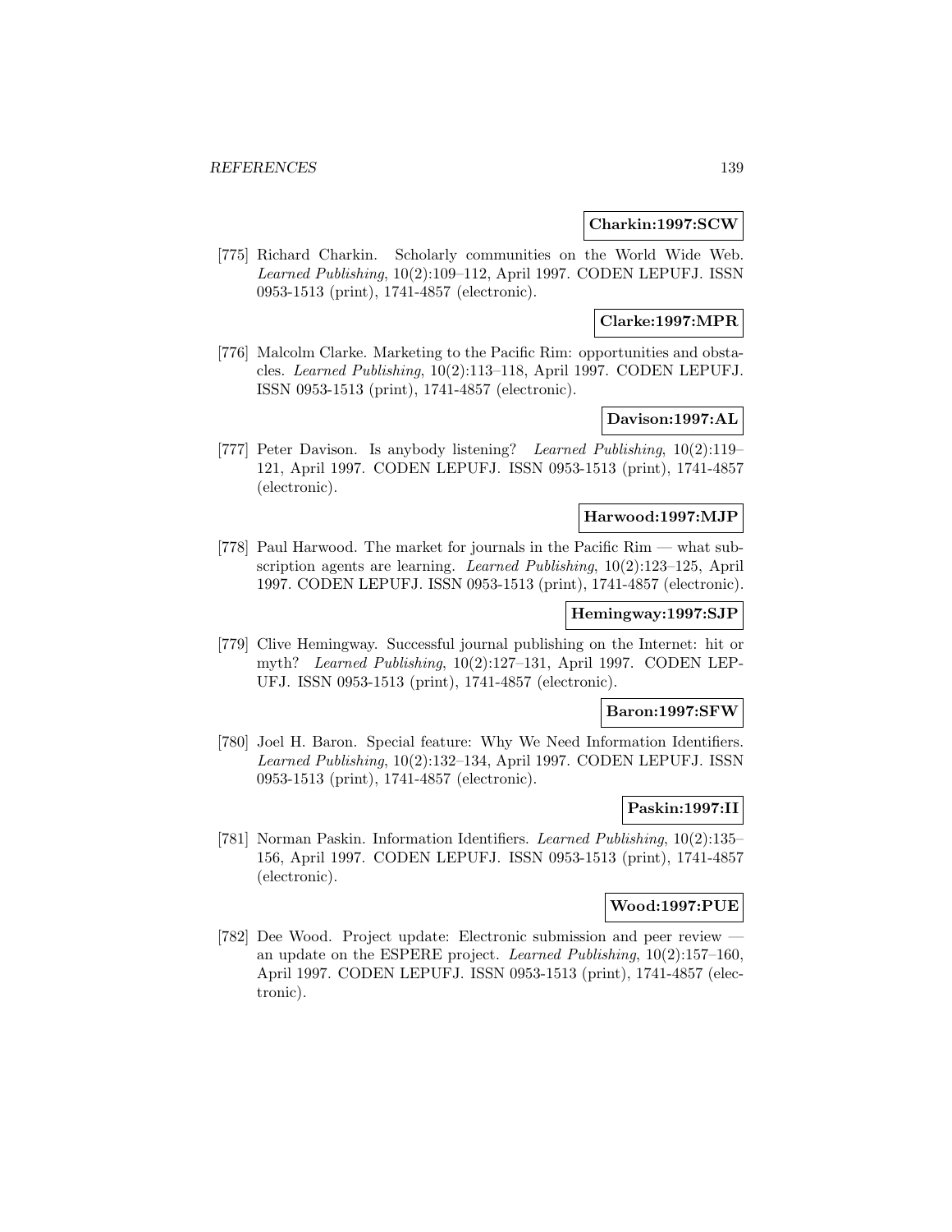**Charkin:1997:SCW**

[775] Richard Charkin. Scholarly communities on the World Wide Web. *Learned Publishing*, 10(2):109–112, April 1997. CODEN LEPUFJ. ISSN 0953-1513 (print), 1741-4857 (electronic).

**Clarke:1997:MPR**

[776] Malcolm Clarke. Marketing to the Pacific Rim: opportunities and obstacles. *Learned Publishing*, 10(2):113–118, April 1997. CODEN LEPUFJ. ISSN 0953-1513 (print), 1741-4857 (electronic).

**Davison:1997:AL**

[777] Peter Davison. Is anybody listening? *Learned Publishing*, 10(2):119–121, April 1997. CODEN LEPUFJ. ISSN 0953-1513 (print), 1741-4857 (electronic).

**Harwood:1997:MJP**

[778] Paul Harwood. The market for journals in the Pacific Rim — what subscription agents are learning. *Learned Publishing*, 10(2):123–125, April 1997. CODEN LEPUFJ. ISSN 0953-1513 (print), 1741-4857 (electronic).

**Hemingway:1997:SJP**

[779] Clive Hemingway. Successful journal publishing on the Internet: hit or myth? *Learned Publishing*, 10(2):127–131, April 1997. CODEN LEPUFJ. ISSN 0953-1513 (print), 1741-4857 (electronic).

**Baron:1997:SFW**

[780] Joel H. Baron. Special feature: Why We Need Information Identifiers. *Learned Publishing*, 10(2):132–134, April 1997. CODEN LEPUFJ. ISSN 0953-1513 (print), 1741-4857 (electronic).

**Paskin:1997:II**

[781] Norman Paskin. Information Identifiers. *Learned Publishing*, 10(2):135–156, April 1997. CODEN LEPUFJ. ISSN 0953-1513 (print), 1741-4857 (electronic).

**Wood:1997:PUE**

[782] Dee Wood. Project update: Electronic submission and peer review — an update on the ESPERE project. *Learned Publishing*, 10(2):157–160, April 1997. CODEN LEPUFJ. ISSN 0953-1513 (print), 1741-4857 (electronic).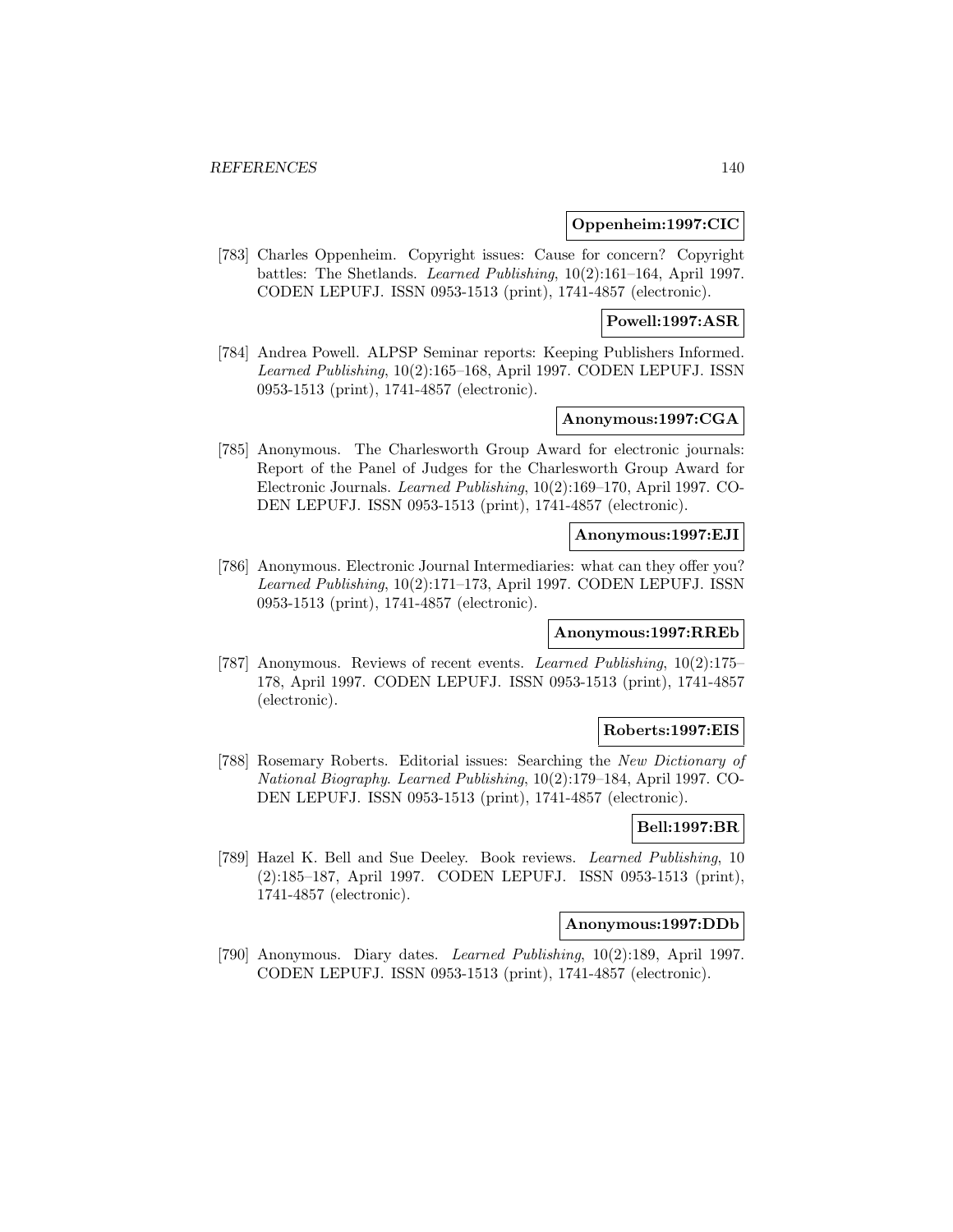**Oppenheim:1997:CIC**

[783] Charles Oppenheim. Copyright issues: Cause for concern? Copyright battles: The Shetlands. *Learned Publishing*, 10(2):161–164, April 1997. CODEN LEPUFJ. ISSN 0953-1513 (print), 1741-4857 (electronic).

**Powell:1997:ASR**

[784] Andrea Powell. ALPSP Seminar reports: Keeping Publishers Informed. *Learned Publishing*, 10(2):165–168, April 1997. CODEN LEPUFJ. ISSN 0953-1513 (print), 1741-4857 (electronic).

**Anonymous:1997:CGA**

[785] Anonymous. The Charlesworth Group Award for electronic journals: Report of the Panel of Judges for the Charlesworth Group Award for Electronic Journals. *Learned Publishing*, 10(2):169–170, April 1997. CODEN LEPUFJ. ISSN 0953-1513 (print), 1741-4857 (electronic).

**Anonymous:1997:EJI**

[786] Anonymous. Electronic Journal Intermediaries: what can they offer you? *Learned Publishing*, 10(2):171–173, April 1997. CODEN LEPUFJ. ISSN 0953-1513 (print), 1741-4857 (electronic).

**Anonymous:1997:RREb**

[787] Anonymous. Reviews of recent events. *Learned Publishing*, 10(2):175–178, April 1997. CODEN LEPUFJ. ISSN 0953-1513 (print), 1741-4857 (electronic).

**Roberts:1997:EIS**

[788] Rosemary Roberts. Editorial issues: Searching the *New Dictionary of National Biography*. *Learned Publishing*, 10(2):179–184, April 1997. CODEN LEPUFJ. ISSN 0953-1513 (print), 1741-4857 (electronic).

**Bell:1997:BR**

[789] Hazel K. Bell and Sue Deeley. Book reviews. *Learned Publishing*, 10 (2):185–187, April 1997. CODEN LEPUFJ. ISSN 0953-1513 (print), 1741-4857 (electronic).

**Anonymous:1997:DDb**

[790] Anonymous. Diary dates. *Learned Publishing*, 10(2):189, April 1997. CODEN LEPUFJ. ISSN 0953-1513 (print), 1741-4857 (electronic).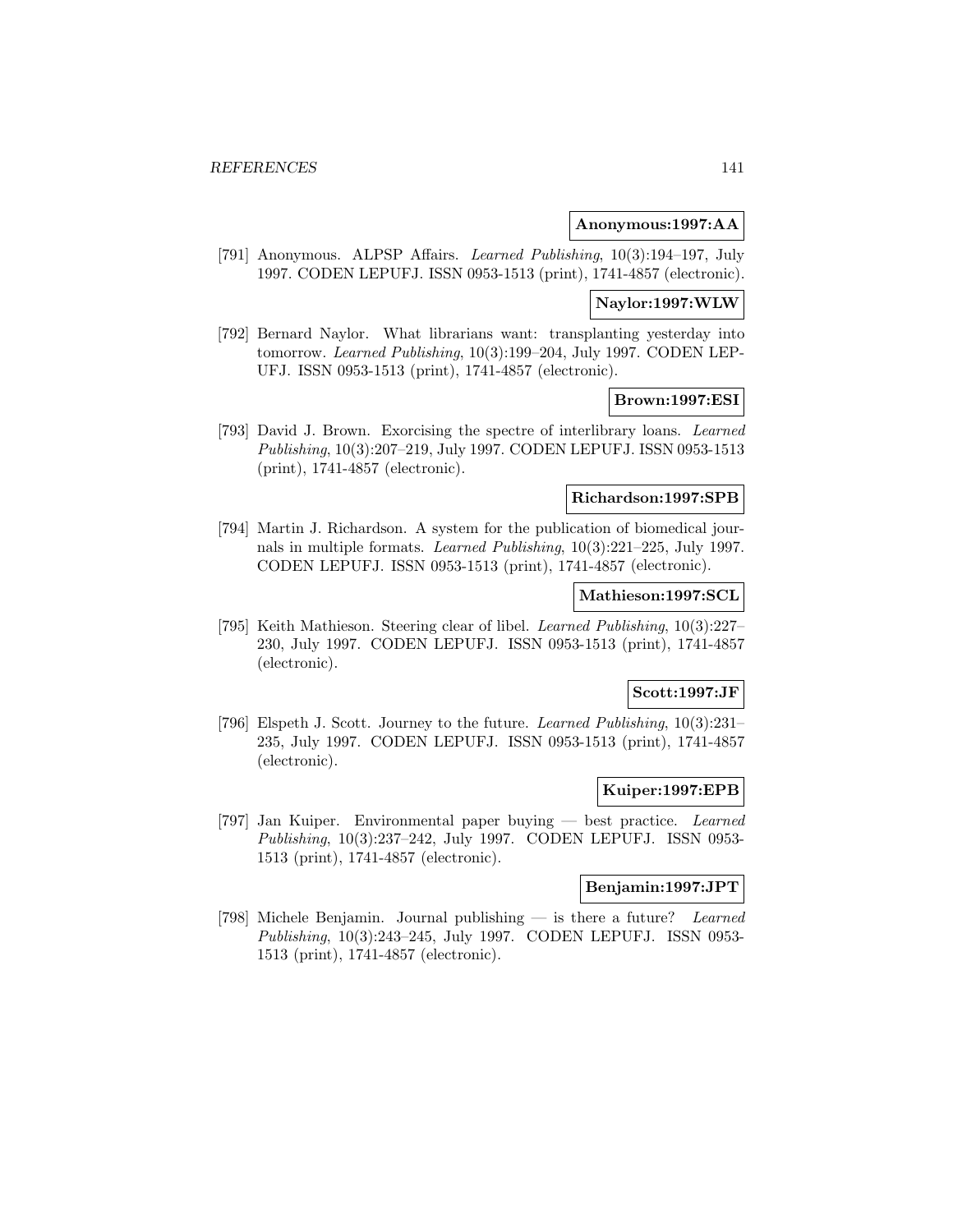**Anonymous:1997:AA**

[791] Anonymous. ALPSP Affairs. *Learned Publishing*, 10(3):194–197, July 1997. CODEN LEPUFJ. ISSN 0953-1513 (print), 1741-4857 (electronic).

**Naylor:1997:WLW**

[792] Bernard Naylor. What librarians want: transplanting yesterday into tomorrow. *Learned Publishing*, 10(3):199–204, July 1997. CODEN LEPUFJ. ISSN 0953-1513 (print), 1741-4857 (electronic).

**Brown:1997:ESI**

[793] David J. Brown. Exorcising the spectre of interlibrary loans. *Learned Publishing*, 10(3):207–219, July 1997. CODEN LEPUFJ. ISSN 0953-1513 (print), 1741-4857 (electronic).

**Richardson:1997:SPB**

[794] Martin J. Richardson. A system for the publication of biomedical journals in multiple formats. *Learned Publishing*, 10(3):221–225, July 1997. CODEN LEPUFJ. ISSN 0953-1513 (print), 1741-4857 (electronic).

**Mathieson:1997:SCL**

[795] Keith Mathieson. Steering clear of libel. *Learned Publishing*, 10(3):227–230, July 1997. CODEN LEPUFJ. ISSN 0953-1513 (print), 1741-4857 (electronic).

**Scott:1997:JF**

[796] Elspeth J. Scott. Journey to the future. *Learned Publishing*, 10(3):231–235, July 1997. CODEN LEPUFJ. ISSN 0953-1513 (print), 1741-4857 (electronic).

**Kuiper:1997:EPB**

[797] Jan Kuiper. Environmental paper buying — best practice. *Learned Publishing*, 10(3):237–242, July 1997. CODEN LEPUFJ. ISSN 0953-1513 (print), 1741-4857 (electronic).

**Benjamin:1997:JPT**

[798] Michele Benjamin. Journal publishing — is there a future? *Learned Publishing*, 10(3):243–245, July 1997. CODEN LEPUFJ. ISSN 0953-1513 (print), 1741-4857 (electronic).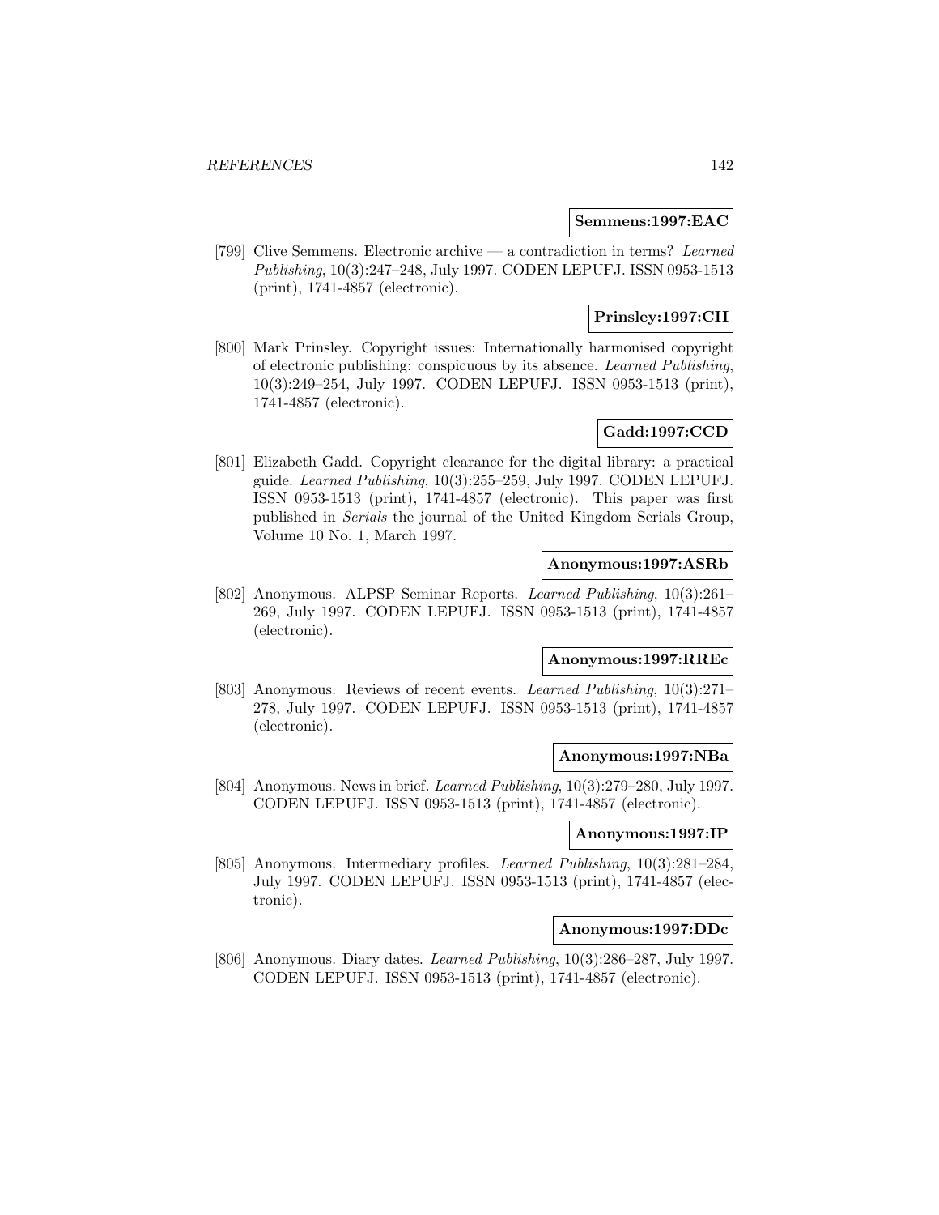**Semmens:1997:EAC**

[799] Clive Semmens. Electronic archive — a contradiction in terms? *Learned Publishing*, 10(3):247–248, July 1997. CODEN LEPUFJ. ISSN 0953-1513 (print), 1741-4857 (electronic).

**Prinsley:1997:CII**

[800] Mark Prinsley. Copyright issues: Internationally harmonised copyright of electronic publishing: conspicuous by its absence. *Learned Publishing*, 10(3):249–254, July 1997. CODEN LEPUFJ. ISSN 0953-1513 (print), 1741-4857 (electronic).

**Gadd:1997:CCD**

[801] Elizabeth Gadd. Copyright clearance for the digital library: a practical guide. *Learned Publishing*, 10(3):255–259, July 1997. CODEN LEPUFJ. ISSN 0953-1513 (print), 1741-4857 (electronic). This paper was first published in *Serials* the journal of the United Kingdom Serials Group, Volume 10 No. 1, March 1997.

**Anonymous:1997:ASRb**

[802] Anonymous. ALPSP Seminar Reports. *Learned Publishing*, 10(3):261–269, July 1997. CODEN LEPUFJ. ISSN 0953-1513 (print), 1741-4857 (electronic).

**Anonymous:1997:RREc**

[803] Anonymous. Reviews of recent events. *Learned Publishing*, 10(3):271–278, July 1997. CODEN LEPUFJ. ISSN 0953-1513 (print), 1741-4857 (electronic).

**Anonymous:1997:NBa**

[804] Anonymous. News in brief. *Learned Publishing*, 10(3):279–280, July 1997. CODEN LEPUFJ. ISSN 0953-1513 (print), 1741-4857 (electronic).

**Anonymous:1997:IP**

[805] Anonymous. Intermediary profiles. *Learned Publishing*, 10(3):281–284, July 1997. CODEN LEPUFJ. ISSN 0953-1513 (print), 1741-4857 (electronic).

**Anonymous:1997:DDc**

[806] Anonymous. Diary dates. *Learned Publishing*, 10(3):286–287, July 1997. CODEN LEPUFJ. ISSN 0953-1513 (print), 1741-4857 (electronic).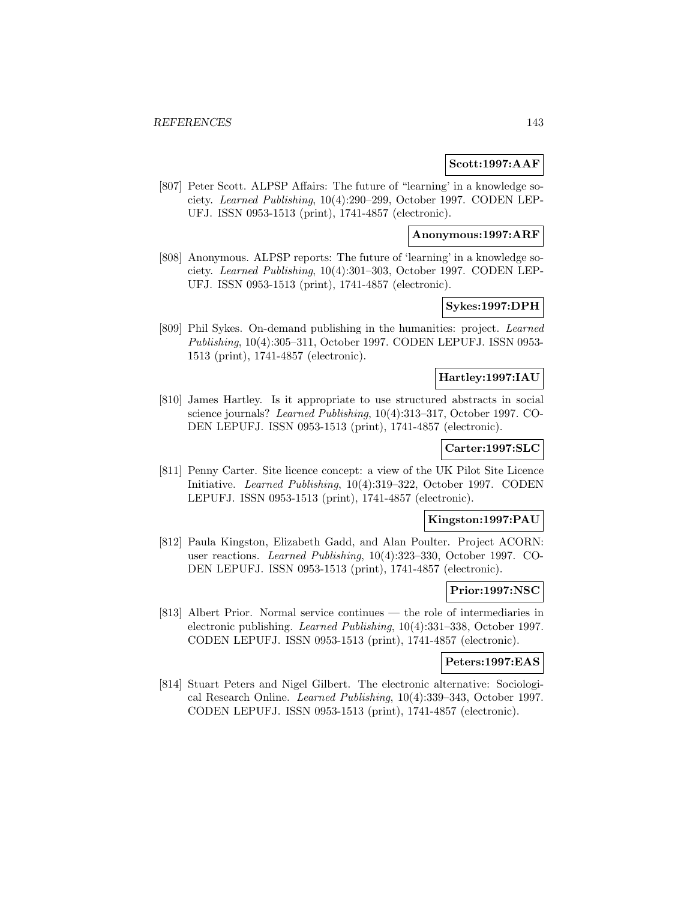**Scott:1997:AAF**

[807] Peter Scott. ALPSP Affairs: The future of "learning' in a knowledge society. *Learned Publishing*, 10(4):290–299, October 1997. CODEN LEPUFJ. ISSN 0953-1513 (print), 1741-4857 (electronic).

**Anonymous:1997:ARF**

[808] Anonymous. ALPSP reports: The future of 'learning' in a knowledge society. *Learned Publishing*, 10(4):301–303, October 1997. CODEN LEPUFJ. ISSN 0953-1513 (print), 1741-4857 (electronic).

**Sykes:1997:DPH**

[809] Phil Sykes. On-demand publishing in the humanities: project. *Learned Publishing*, 10(4):305–311, October 1997. CODEN LEPUFJ. ISSN 0953-1513 (print), 1741-4857 (electronic).

**Hartley:1997:IAU**

[810] James Hartley. Is it appropriate to use structured abstracts in social science journals? *Learned Publishing*, 10(4):313–317, October 1997. CODEN LEPUFJ. ISSN 0953-1513 (print), 1741-4857 (electronic).

**Carter:1997:SLC**

[811] Penny Carter. Site licence concept: a view of the UK Pilot Site Licence Initiative. *Learned Publishing*, 10(4):319–322, October 1997. CODEN LEPUFJ. ISSN 0953-1513 (print), 1741-4857 (electronic).

**Kingston:1997:PAU**

[812] Paula Kingston, Elizabeth Gadd, and Alan Poulter. Project ACORN: user reactions. *Learned Publishing*, 10(4):323–330, October 1997. CODEN LEPUFJ. ISSN 0953-1513 (print), 1741-4857 (electronic).

**Prior:1997:NSC**

[813] Albert Prior. Normal service continues — the role of intermediaries in electronic publishing. *Learned Publishing*, 10(4):331–338, October 1997. CODEN LEPUFJ. ISSN 0953-1513 (print), 1741-4857 (electronic).

**Peters:1997:EAS**

[814] Stuart Peters and Nigel Gilbert. The electronic alternative: Sociological Research Online. *Learned Publishing*, 10(4):339–343, October 1997. CODEN LEPUFJ. ISSN 0953-1513 (print), 1741-4857 (electronic).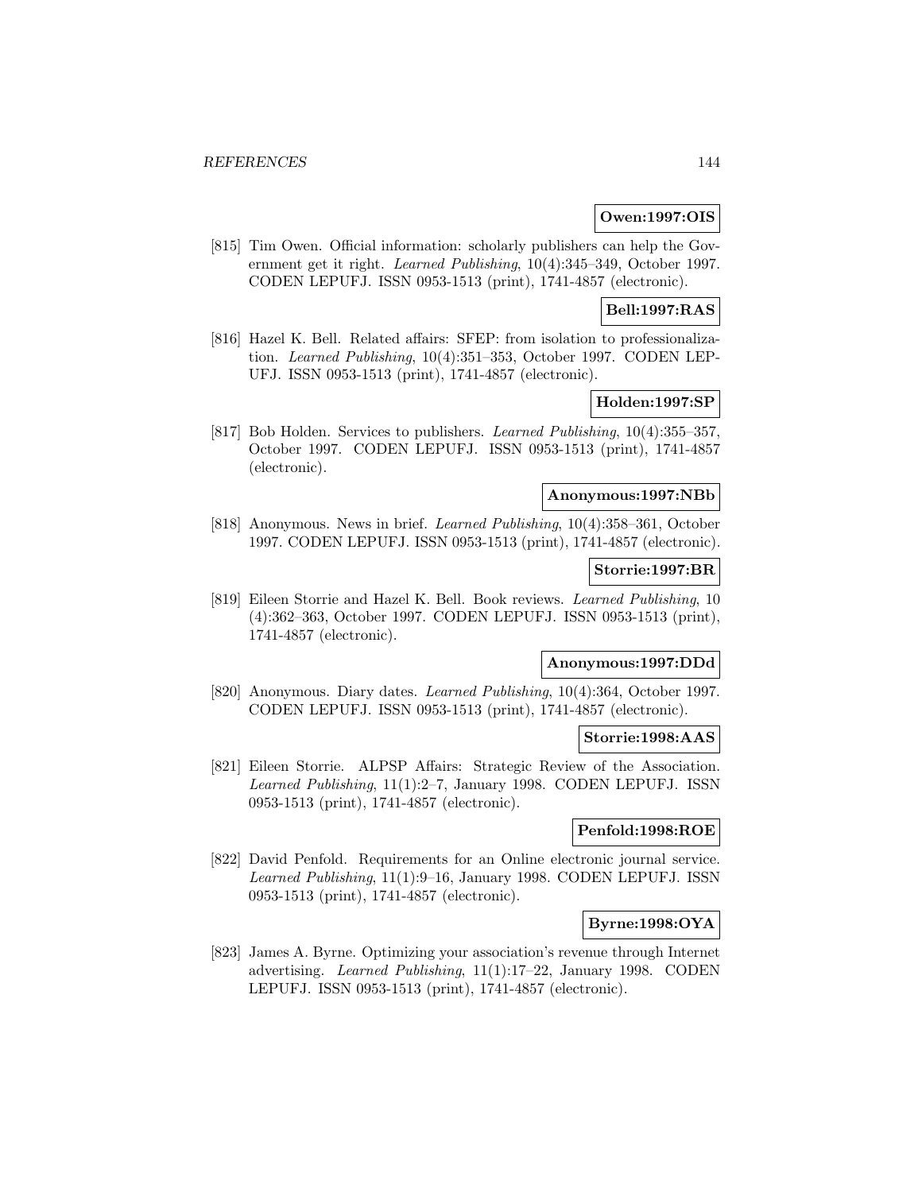**Owen:1997:OIS**

[815] Tim Owen. Official information: scholarly publishers can help the Government get it right. *Learned Publishing*, 10(4):345–349, October 1997. CODEN LEPUFJ. ISSN 0953-1513 (print), 1741-4857 (electronic).

**Bell:1997:RAS**

[816] Hazel K. Bell. Related affairs: SFEP: from isolation to professionalization. *Learned Publishing*, 10(4):351–353, October 1997. CODEN LEPUFJ. ISSN 0953-1513 (print), 1741-4857 (electronic).

**Holden:1997:SP**

[817] Bob Holden. Services to publishers. *Learned Publishing*, 10(4):355–357, October 1997. CODEN LEPUFJ. ISSN 0953-1513 (print), 1741-4857 (electronic).

**Anonymous:1997:NBb**

[818] Anonymous. News in brief. *Learned Publishing*, 10(4):358–361, October 1997. CODEN LEPUFJ. ISSN 0953-1513 (print), 1741-4857 (electronic).

**Storrie:1997:BR**

[819] Eileen Storrie and Hazel K. Bell. Book reviews. *Learned Publishing*, 10 (4):362–363, October 1997. CODEN LEPUFJ. ISSN 0953-1513 (print), 1741-4857 (electronic).

**Anonymous:1997:DDd**

[820] Anonymous. Diary dates. *Learned Publishing*, 10(4):364, October 1997. CODEN LEPUFJ. ISSN 0953-1513 (print), 1741-4857 (electronic).

**Storrie:1998:AAS**

[821] Eileen Storrie. ALPSP Affairs: Strategic Review of the Association. *Learned Publishing*, 11(1):2–7, January 1998. CODEN LEPUFJ. ISSN 0953-1513 (print), 1741-4857 (electronic).

**Penfold:1998:ROE**

[822] David Penfold. Requirements for an Online electronic journal service. *Learned Publishing*, 11(1):9–16, January 1998. CODEN LEPUFJ. ISSN 0953-1513 (print), 1741-4857 (electronic).

**Byrne:1998:OYA**

[823] James A. Byrne. Optimizing your association's revenue through Internet advertising. *Learned Publishing*, 11(1):17–22, January 1998. CODEN LEPUFJ. ISSN 0953-1513 (print), 1741-4857 (electronic).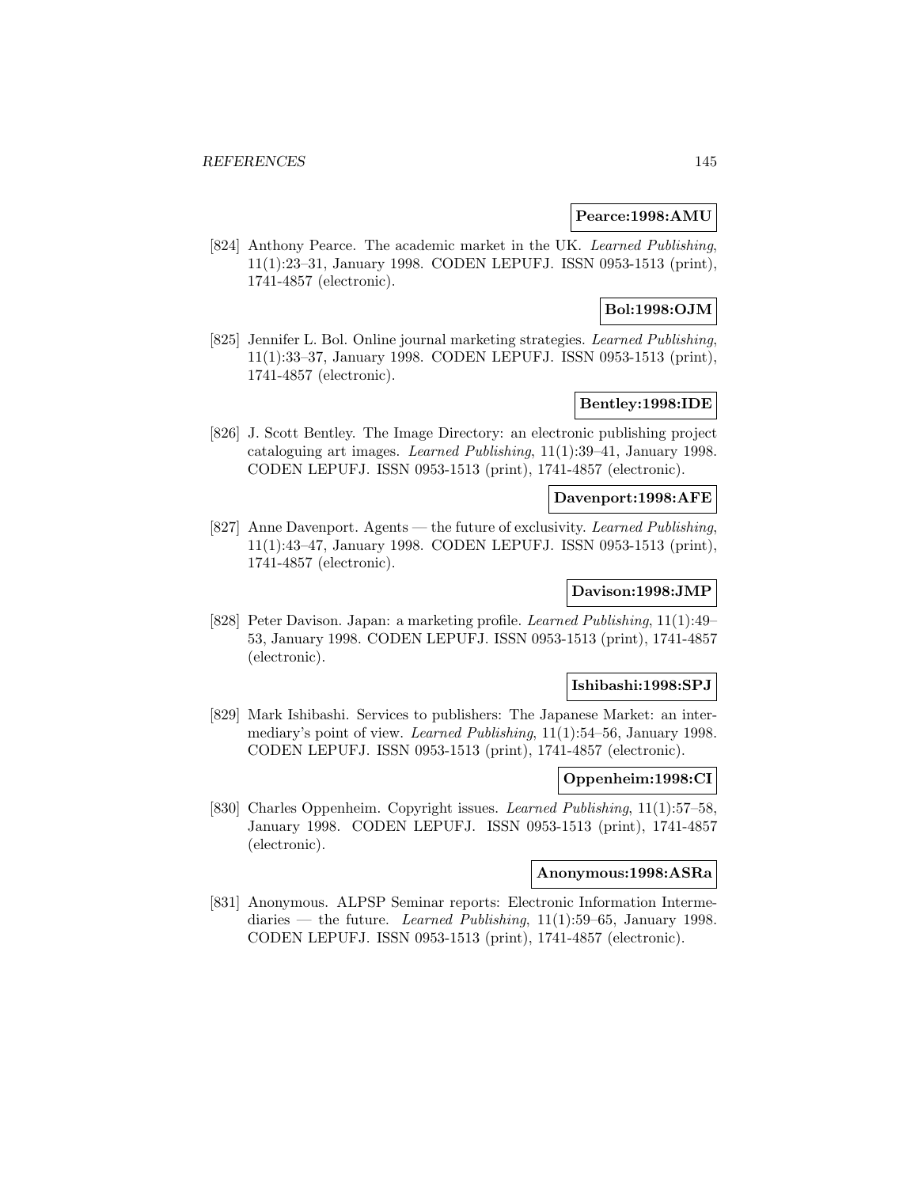**Pearce:1998:AMU**

[824] Anthony Pearce. The academic market in the UK. *Learned Publishing*, 11(1):23–31, January 1998. CODEN LEPUFJ. ISSN 0953-1513 (print), 1741-4857 (electronic).

**Bol:1998:OJM**

[825] Jennifer L. Bol. Online journal marketing strategies. *Learned Publishing*, 11(1):33–37, January 1998. CODEN LEPUFJ. ISSN 0953-1513 (print), 1741-4857 (electronic).

**Bentley:1998:IDE**

[826] J. Scott Bentley. The Image Directory: an electronic publishing project cataloguing art images. *Learned Publishing*, 11(1):39–41, January 1998. CODEN LEPUFJ. ISSN 0953-1513 (print), 1741-4857 (electronic).

**Davenport:1998:AFE**

[827] Anne Davenport. Agents — the future of exclusivity. *Learned Publishing*, 11(1):43–47, January 1998. CODEN LEPUFJ. ISSN 0953-1513 (print), 1741-4857 (electronic).

**Davison:1998:JMP**

[828] Peter Davison. Japan: a marketing profile. *Learned Publishing*, 11(1):49–53, January 1998. CODEN LEPUFJ. ISSN 0953-1513 (print), 1741-4857 (electronic).

**Ishibashi:1998:SPJ**

[829] Mark Ishibashi. Services to publishers: The Japanese Market: an intermediary's point of view. *Learned Publishing*, 11(1):54–56, January 1998. CODEN LEPUFJ. ISSN 0953-1513 (print), 1741-4857 (electronic).

**Oppenheim:1998:CI**

[830] Charles Oppenheim. Copyright issues. *Learned Publishing*, 11(1):57–58, January 1998. CODEN LEPUFJ. ISSN 0953-1513 (print), 1741-4857 (electronic).

**Anonymous:1998:ASRa**

[831] Anonymous. ALPSP Seminar reports: Electronic Information Intermediaries — the future. *Learned Publishing*, 11(1):59–65, January 1998. CODEN LEPUFJ. ISSN 0953-1513 (print), 1741-4857 (electronic).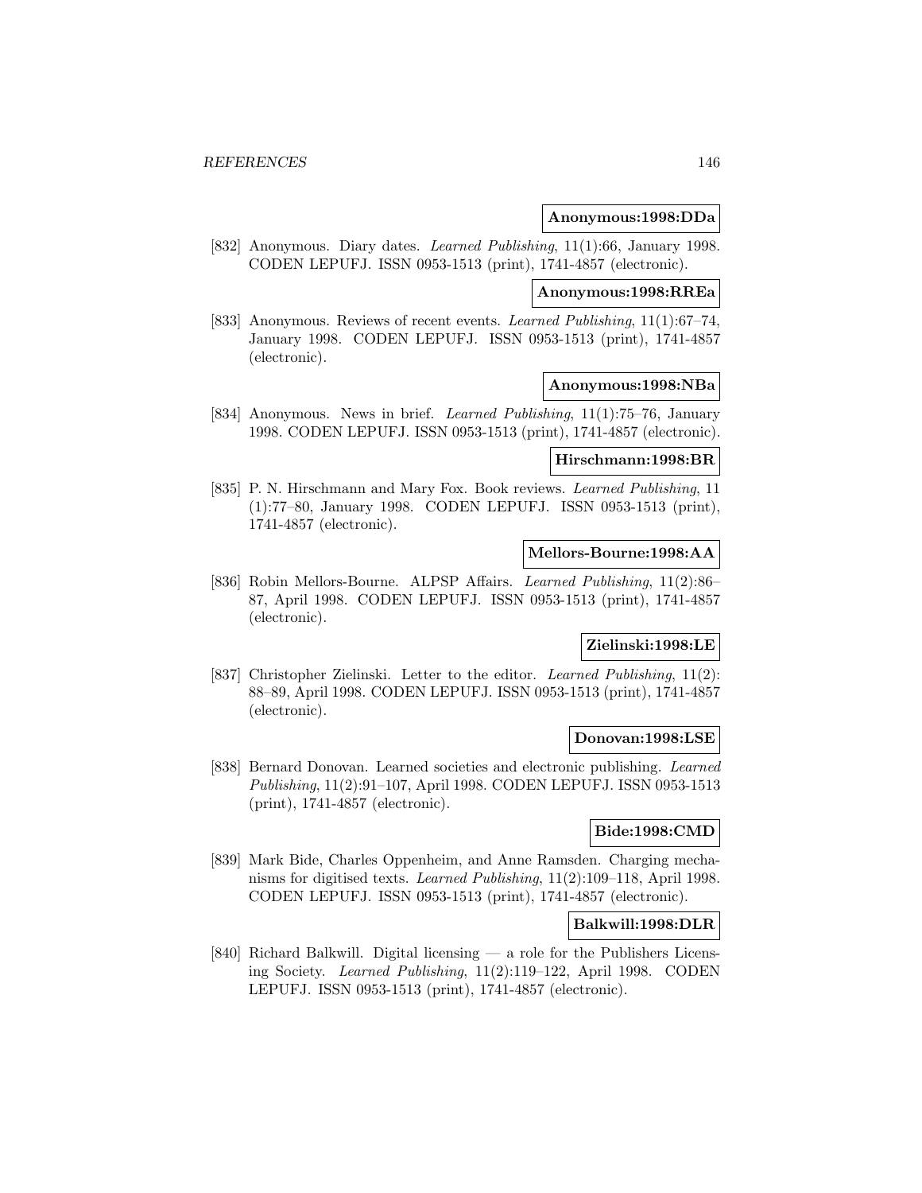**Anonymous:1998:DDa**

[832] Anonymous. Diary dates. *Learned Publishing*, 11(1):66, January 1998. CODEN LEPUFJ. ISSN 0953-1513 (print), 1741-4857 (electronic).

**Anonymous:1998:RREa**

[833] Anonymous. Reviews of recent events. *Learned Publishing*, 11(1):67–74, January 1998. CODEN LEPUFJ. ISSN 0953-1513 (print), 1741-4857 (electronic).

**Anonymous:1998:NBa**

[834] Anonymous. News in brief. *Learned Publishing*, 11(1):75–76, January 1998. CODEN LEPUFJ. ISSN 0953-1513 (print), 1741-4857 (electronic).

**Hirschmann:1998:BR**

[835] P. N. Hirschmann and Mary Fox. Book reviews. *Learned Publishing*, 11 (1):77–80, January 1998. CODEN LEPUFJ. ISSN 0953-1513 (print), 1741-4857 (electronic).

**Mellors-Bourne:1998:AA**

[836] Robin Mellors-Bourne. ALPSP Affairs. *Learned Publishing*, 11(2):86–87, April 1998. CODEN LEPUFJ. ISSN 0953-1513 (print), 1741-4857 (electronic).

**Zielinski:1998:LE**

[837] Christopher Zielinski. Letter to the editor. *Learned Publishing*, 11(2): 88–89, April 1998. CODEN LEPUFJ. ISSN 0953-1513 (print), 1741-4857 (electronic).

**Donovan:1998:LSE**

[838] Bernard Donovan. Learned societies and electronic publishing. *Learned Publishing*, 11(2):91–107, April 1998. CODEN LEPUFJ. ISSN 0953-1513 (print), 1741-4857 (electronic).

**Bide:1998:CMD**

[839] Mark Bide, Charles Oppenheim, and Anne Ramsden. Charging mechanisms for digitised texts. *Learned Publishing*, 11(2):109–118, April 1998. CODEN LEPUFJ. ISSN 0953-1513 (print), 1741-4857 (electronic).

**Balkwill:1998:DLR**

[840] Richard Balkwill. Digital licensing — a role for the Publishers Licensing Society. *Learned Publishing*, 11(2):119–122, April 1998. CODEN LEPUFJ. ISSN 0953-1513 (print), 1741-4857 (electronic).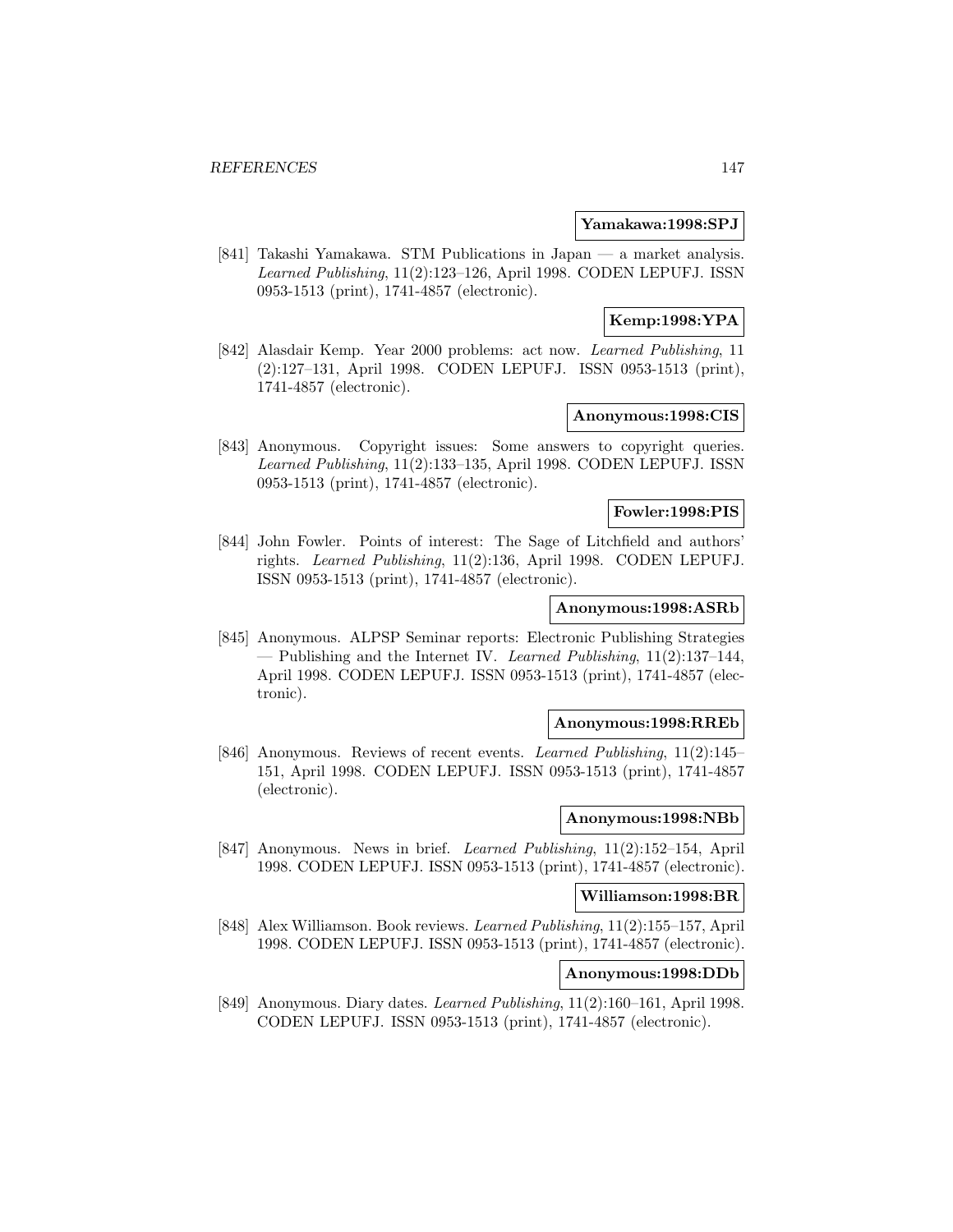**Yamakawa:1998:SPJ**

[841] Takashi Yamakawa. STM Publications in Japan — a market analysis. *Learned Publishing*, 11(2):123–126, April 1998. CODEN LEPUFJ. ISSN 0953-1513 (print), 1741-4857 (electronic).

**Kemp:1998:YPA**

[842] Alasdair Kemp. Year 2000 problems: act now. *Learned Publishing*, 11 (2):127–131, April 1998. CODEN LEPUFJ. ISSN 0953-1513 (print), 1741-4857 (electronic).

**Anonymous:1998:CIS**

[843] Anonymous. Copyright issues: Some answers to copyright queries. *Learned Publishing*, 11(2):133–135, April 1998. CODEN LEPUFJ. ISSN 0953-1513 (print), 1741-4857 (electronic).

**Fowler:1998:PIS**

[844] John Fowler. Points of interest: The Sage of Litchfield and authors' rights. *Learned Publishing*, 11(2):136, April 1998. CODEN LEPUFJ. ISSN 0953-1513 (print), 1741-4857 (electronic).

**Anonymous:1998:ASRb**

[845] Anonymous. ALPSP Seminar reports: Electronic Publishing Strategies — Publishing and the Internet IV. *Learned Publishing*, 11(2):137–144, April 1998. CODEN LEPUFJ. ISSN 0953-1513 (print), 1741-4857 (electronic).

**Anonymous:1998:RREb**

[846] Anonymous. Reviews of recent events. *Learned Publishing*, 11(2):145–151, April 1998. CODEN LEPUFJ. ISSN 0953-1513 (print), 1741-4857 (electronic).

**Anonymous:1998:NBb**

[847] Anonymous. News in brief. *Learned Publishing*, 11(2):152–154, April 1998. CODEN LEPUFJ. ISSN 0953-1513 (print), 1741-4857 (electronic).

**Williamson:1998:BR**

[848] Alex Williamson. Book reviews. *Learned Publishing*, 11(2):155–157, April 1998. CODEN LEPUFJ. ISSN 0953-1513 (print), 1741-4857 (electronic).

**Anonymous:1998:DDb**

[849] Anonymous. Diary dates. *Learned Publishing*, 11(2):160–161, April 1998. CODEN LEPUFJ. ISSN 0953-1513 (print), 1741-4857 (electronic).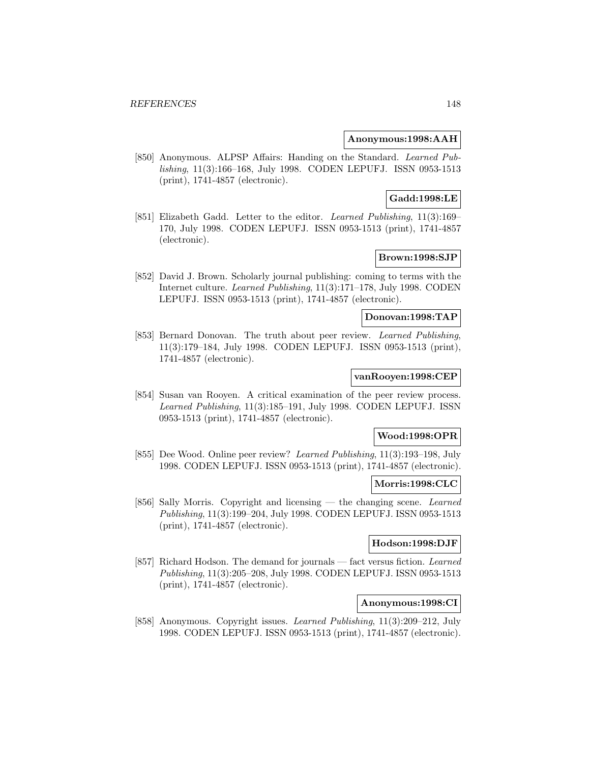**Anonymous:1998:AAH**

[850] Anonymous. ALPSP Affairs: Handing on the Standard. *Learned Publishing*, 11(3):166–168, July 1998. CODEN LEPUFJ. ISSN 0953-1513 (print), 1741-4857 (electronic).

**Gadd:1998:LE**

[851] Elizabeth Gadd. Letter to the editor. *Learned Publishing*, 11(3):169–170, July 1998. CODEN LEPUFJ. ISSN 0953-1513 (print), 1741-4857 (electronic).

**Brown:1998:SJP**

[852] David J. Brown. Scholarly journal publishing: coming to terms with the Internet culture. *Learned Publishing*, 11(3):171–178, July 1998. CODEN LEPUFJ. ISSN 0953-1513 (print), 1741-4857 (electronic).

**Donovan:1998:TAP**

[853] Bernard Donovan. The truth about peer review. *Learned Publishing*, 11(3):179–184, July 1998. CODEN LEPUFJ. ISSN 0953-1513 (print), 1741-4857 (electronic).

**vanRooyen:1998:CEP**

[854] Susan van Rooyen. A critical examination of the peer review process. *Learned Publishing*, 11(3):185–191, July 1998. CODEN LEPUFJ. ISSN 0953-1513 (print), 1741-4857 (electronic).

**Wood:1998:OPR**

[855] Dee Wood. Online peer review? *Learned Publishing*, 11(3):193–198, July 1998. CODEN LEPUFJ. ISSN 0953-1513 (print), 1741-4857 (electronic).

**Morris:1998:CLC**

[856] Sally Morris. Copyright and licensing — the changing scene. *Learned Publishing*, 11(3):199–204, July 1998. CODEN LEPUFJ. ISSN 0953-1513 (print), 1741-4857 (electronic).

**Hodson:1998:DJF**

[857] Richard Hodson. The demand for journals — fact versus fiction. *Learned Publishing*, 11(3):205–208, July 1998. CODEN LEPUFJ. ISSN 0953-1513 (print), 1741-4857 (electronic).

**Anonymous:1998:CI**

[858] Anonymous. Copyright issues. *Learned Publishing*, 11(3):209–212, July 1998. CODEN LEPUFJ. ISSN 0953-1513 (print), 1741-4857 (electronic).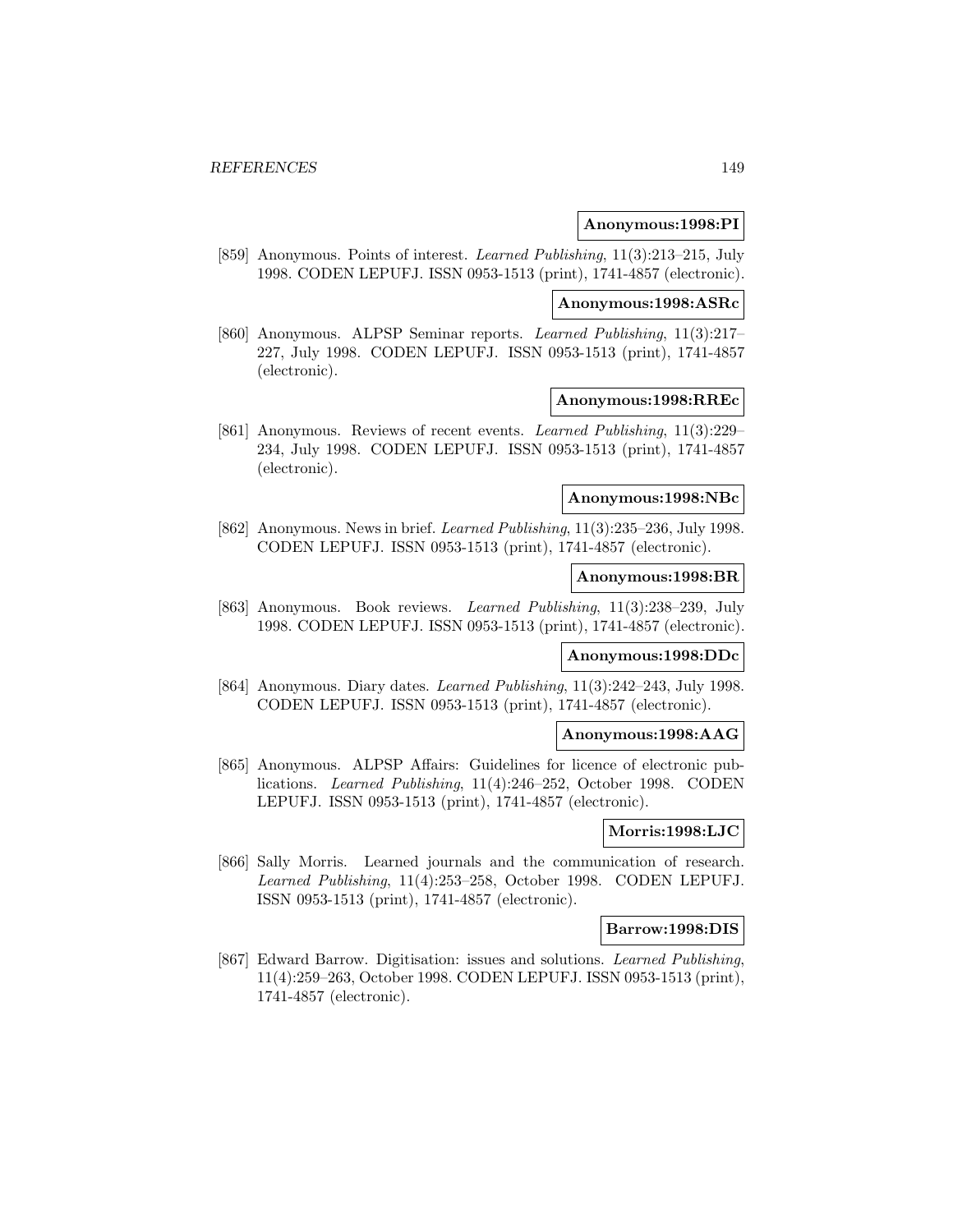**Anonymous:1998:PI**

[859] Anonymous. Points of interest. *Learned Publishing*, 11(3):213–215, July 1998. CODEN LEPUFJ. ISSN 0953-1513 (print), 1741-4857 (electronic).

**Anonymous:1998:ASRc**

[860] Anonymous. ALPSP Seminar reports. *Learned Publishing*, 11(3):217–227, July 1998. CODEN LEPUFJ. ISSN 0953-1513 (print), 1741-4857 (electronic).

**Anonymous:1998:RREc**

[861] Anonymous. Reviews of recent events. *Learned Publishing*, 11(3):229–234, July 1998. CODEN LEPUFJ. ISSN 0953-1513 (print), 1741-4857 (electronic).

**Anonymous:1998:NBc**

[862] Anonymous. News in brief. *Learned Publishing*, 11(3):235–236, July 1998. CODEN LEPUFJ. ISSN 0953-1513 (print), 1741-4857 (electronic).

**Anonymous:1998:BR**

[863] Anonymous. Book reviews. *Learned Publishing*, 11(3):238–239, July 1998. CODEN LEPUFJ. ISSN 0953-1513 (print), 1741-4857 (electronic).

**Anonymous:1998:DDc**

[864] Anonymous. Diary dates. *Learned Publishing*, 11(3):242–243, July 1998. CODEN LEPUFJ. ISSN 0953-1513 (print), 1741-4857 (electronic).

**Anonymous:1998:AAG**

[865] Anonymous. ALPSP Affairs: Guidelines for licence of electronic publications. *Learned Publishing*, 11(4):246–252, October 1998. CODEN LEPUFJ. ISSN 0953-1513 (print), 1741-4857 (electronic).

**Morris:1998:LJC**

[866] Sally Morris. Learned journals and the communication of research. *Learned Publishing*, 11(4):253–258, October 1998. CODEN LEPUFJ. ISSN 0953-1513 (print), 1741-4857 (electronic).

**Barrow:1998:DIS**

[867] Edward Barrow. Digitisation: issues and solutions. *Learned Publishing*, 11(4):259–263, October 1998. CODEN LEPUFJ. ISSN 0953-1513 (print), 1741-4857 (electronic).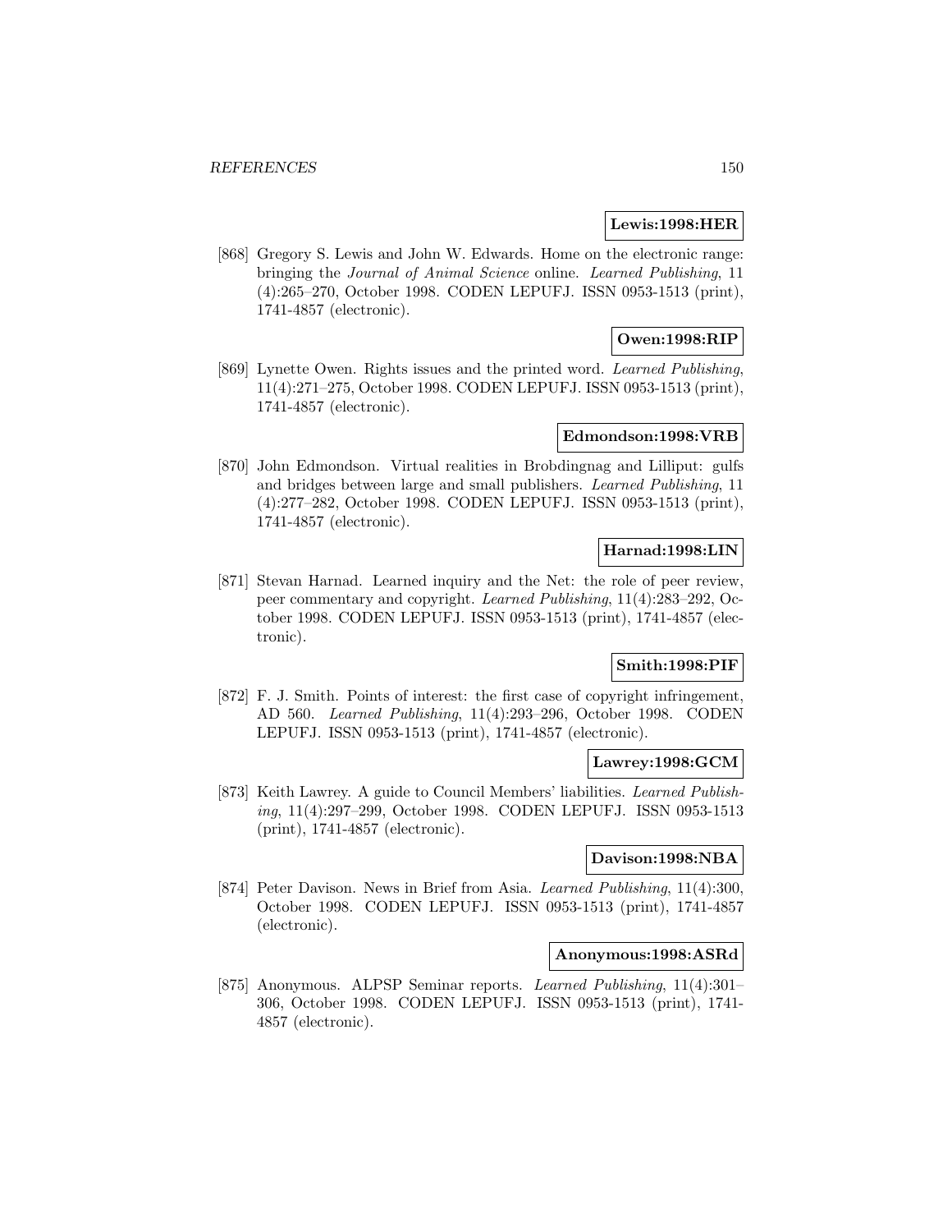**Lewis:1998:HER**

[868] Gregory S. Lewis and John W. Edwards. Home on the electronic range: bringing the *Journal of Animal Science* online. *Learned Publishing*, 11 (4):265–270, October 1998. CODEN LEPUFJ. ISSN 0953-1513 (print), 1741-4857 (electronic).

**Owen:1998:RIP**

[869] Lynette Owen. Rights issues and the printed word. *Learned Publishing*, 11(4):271–275, October 1998. CODEN LEPUFJ. ISSN 0953-1513 (print), 1741-4857 (electronic).

**Edmondson:1998:VRB**

[870] John Edmondson. Virtual realities in Brobdingnag and Lilliput: gulfs and bridges between large and small publishers. *Learned Publishing*, 11 (4):277–282, October 1998. CODEN LEPUFJ. ISSN 0953-1513 (print), 1741-4857 (electronic).

**Harnad:1998:LIN**

[871] Stevan Harnad. Learned inquiry and the Net: the role of peer review, peer commentary and copyright. *Learned Publishing*, 11(4):283–292, October 1998. CODEN LEPUFJ. ISSN 0953-1513 (print), 1741-4857 (electronic).

**Smith:1998:PIF**

[872] F. J. Smith. Points of interest: the first case of copyright infringement, AD 560. *Learned Publishing*, 11(4):293–296, October 1998. CODEN LEPUFJ. ISSN 0953-1513 (print), 1741-4857 (electronic).

**Lawrey:1998:GCM**

[873] Keith Lawrey. A guide to Council Members' liabilities. *Learned Publishing*, 11(4):297–299, October 1998. CODEN LEPUFJ. ISSN 0953-1513 (print), 1741-4857 (electronic).

**Davison:1998:NBA**

[874] Peter Davison. News in Brief from Asia. *Learned Publishing*, 11(4):300, October 1998. CODEN LEPUFJ. ISSN 0953-1513 (print), 1741-4857 (electronic).

**Anonymous:1998:ASRd**

[875] Anonymous. ALPSP Seminar reports. *Learned Publishing*, 11(4):301–306, October 1998. CODEN LEPUFJ. ISSN 0953-1513 (print), 1741-4857 (electronic).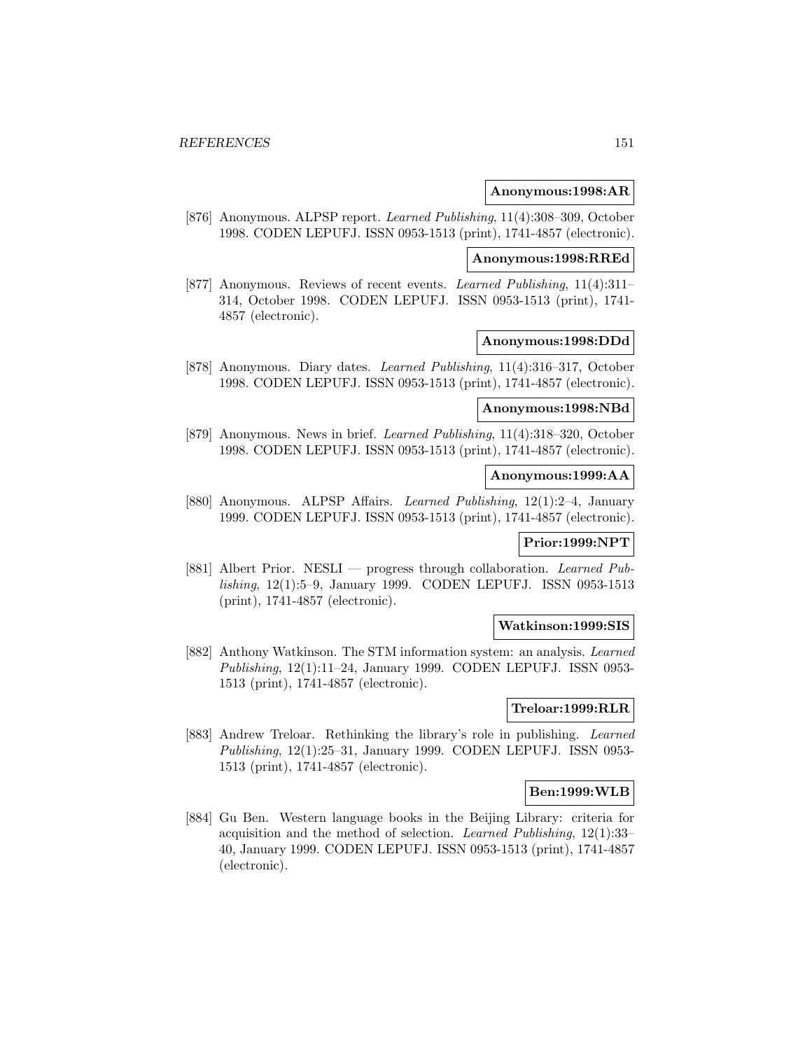**Anonymous:1998:AR**

[876] Anonymous. ALPSP report. *Learned Publishing*, 11(4):308–309, October 1998. CODEN LEPUFJ. ISSN 0953-1513 (print), 1741-4857 (electronic).

**Anonymous:1998:RREd**

[877] Anonymous. Reviews of recent events. *Learned Publishing*, 11(4):311–314, October 1998. CODEN LEPUFJ. ISSN 0953-1513 (print), 1741-4857 (electronic).

**Anonymous:1998:DDd**

[878] Anonymous. Diary dates. *Learned Publishing*, 11(4):316–317, October 1998. CODEN LEPUFJ. ISSN 0953-1513 (print), 1741-4857 (electronic).

**Anonymous:1998:NBd**

[879] Anonymous. News in brief. *Learned Publishing*, 11(4):318–320, October 1998. CODEN LEPUFJ. ISSN 0953-1513 (print), 1741-4857 (electronic).

**Anonymous:1999:AA**

[880] Anonymous. ALPSP Affairs. *Learned Publishing*, 12(1):2–4, January 1999. CODEN LEPUFJ. ISSN 0953-1513 (print), 1741-4857 (electronic).

**Prior:1999:NPT**

[881] Albert Prior. NESLI — progress through collaboration. *Learned Publishing*, 12(1):5–9, January 1999. CODEN LEPUFJ. ISSN 0953-1513 (print), 1741-4857 (electronic).

**Watkinson:1999:SIS**

[882] Anthony Watkinson. The STM information system: an analysis. *Learned Publishing*, 12(1):11–24, January 1999. CODEN LEPUFJ. ISSN 0953-1513 (print), 1741-4857 (electronic).

**Treloar:1999:RLR**

[883] Andrew Treloar. Rethinking the library's role in publishing. *Learned Publishing*, 12(1):25–31, January 1999. CODEN LEPUFJ. ISSN 0953-1513 (print), 1741-4857 (electronic).

**Ben:1999:WLB**

[884] Gu Ben. Western language books in the Beijing Library: criteria for acquisition and the method of selection. *Learned Publishing*, 12(1):33–40, January 1999. CODEN LEPUFJ. ISSN 0953-1513 (print), 1741-4857 (electronic).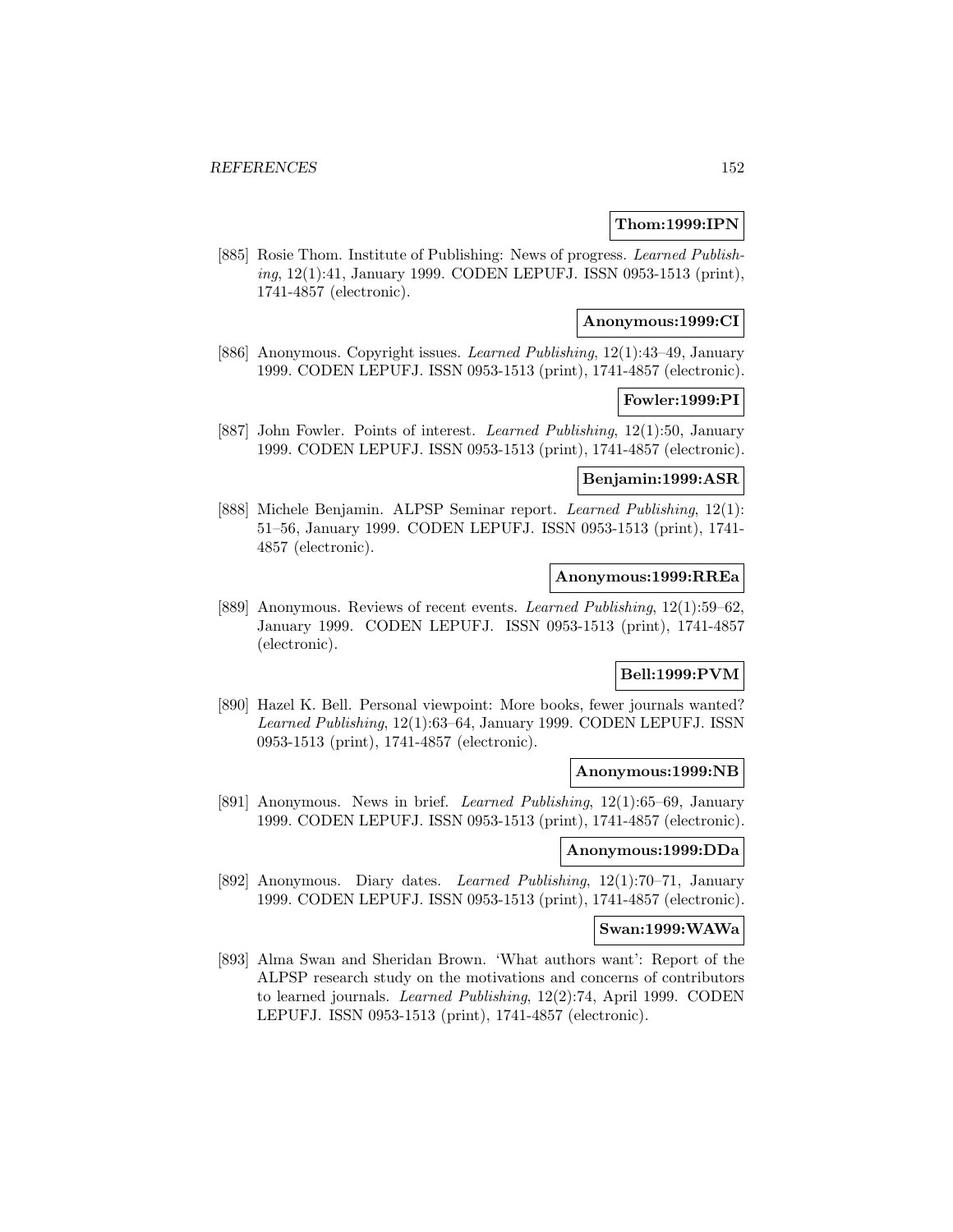**Thom:1999:IPN**

[885] Rosie Thom. Institute of Publishing: News of progress. *Learned Publishing*, 12(1):41, January 1999. CODEN LEPUFJ. ISSN 0953-1513 (print), 1741-4857 (electronic).

**Anonymous:1999:CI**

[886] Anonymous. Copyright issues. *Learned Publishing*, 12(1):43–49, January 1999. CODEN LEPUFJ. ISSN 0953-1513 (print), 1741-4857 (electronic).

**Fowler:1999:PI**

[887] John Fowler. Points of interest. *Learned Publishing*, 12(1):50, January 1999. CODEN LEPUFJ. ISSN 0953-1513 (print), 1741-4857 (electronic).

**Benjamin:1999:ASR**

[888] Michele Benjamin. ALPSP Seminar report. *Learned Publishing*, 12(1): 51–56, January 1999. CODEN LEPUFJ. ISSN 0953-1513 (print), 1741-4857 (electronic).

**Anonymous:1999:RREa**

[889] Anonymous. Reviews of recent events. *Learned Publishing*, 12(1):59–62, January 1999. CODEN LEPUFJ. ISSN 0953-1513 (print), 1741-4857 (electronic).

**Bell:1999:PVM**

[890] Hazel K. Bell. Personal viewpoint: More books, fewer journals wanted? *Learned Publishing*, 12(1):63–64, January 1999. CODEN LEPUFJ. ISSN 0953-1513 (print), 1741-4857 (electronic).

**Anonymous:1999:NB**

[891] Anonymous. News in brief. *Learned Publishing*, 12(1):65–69, January 1999. CODEN LEPUFJ. ISSN 0953-1513 (print), 1741-4857 (electronic).

**Anonymous:1999:DDa**

[892] Anonymous. Diary dates. *Learned Publishing*, 12(1):70–71, January 1999. CODEN LEPUFJ. ISSN 0953-1513 (print), 1741-4857 (electronic).

**Swan:1999:WAWa**

[893] Alma Swan and Sheridan Brown. 'What authors want': Report of the ALPSP research study on the motivations and concerns of contributors to learned journals. *Learned Publishing*, 12(2):74, April 1999. CODEN LEPUFJ. ISSN 0953-1513 (print), 1741-4857 (electronic).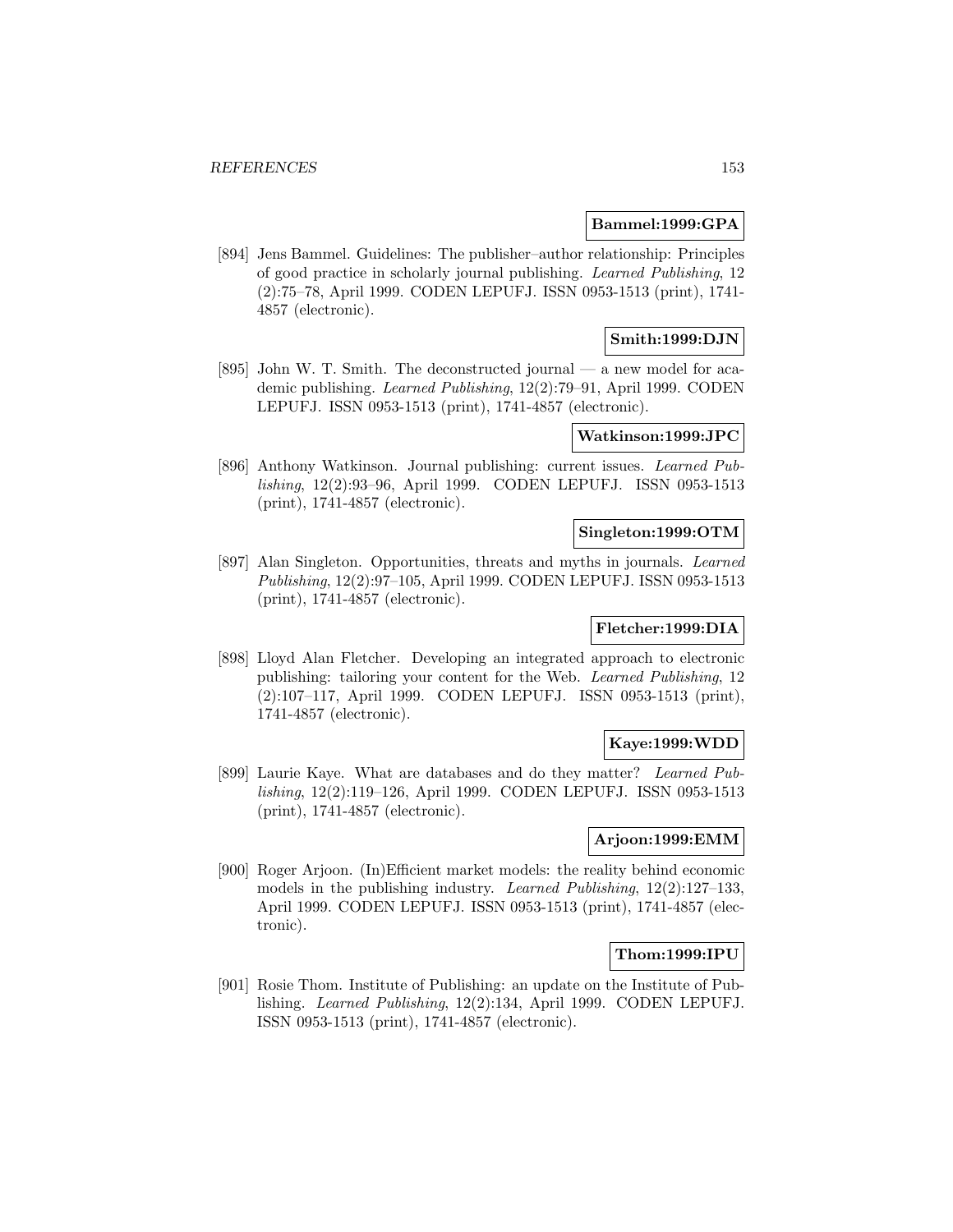**Bammel:1999:GPA**

[894] Jens Bammel. Guidelines: The publisher–author relationship: Principles of good practice in scholarly journal publishing. *Learned Publishing*, 12 (2):75–78, April 1999. CODEN LEPUFJ. ISSN 0953-1513 (print), 1741-4857 (electronic).

**Smith:1999:DJN**

[895] John W. T. Smith. The deconstructed journal — a new model for academic publishing. *Learned Publishing*, 12(2):79–91, April 1999. CODEN LEPUFJ. ISSN 0953-1513 (print), 1741-4857 (electronic).

**Watkinson:1999:JPC**

[896] Anthony Watkinson. Journal publishing: current issues. *Learned Publishing*, 12(2):93–96, April 1999. CODEN LEPUFJ. ISSN 0953-1513 (print), 1741-4857 (electronic).

**Singleton:1999:OTM**

[897] Alan Singleton. Opportunities, threats and myths in journals. *Learned Publishing*, 12(2):97–105, April 1999. CODEN LEPUFJ. ISSN 0953-1513 (print), 1741-4857 (electronic).

**Fletcher:1999:DIA**

[898] Lloyd Alan Fletcher. Developing an integrated approach to electronic publishing: tailoring your content for the Web. *Learned Publishing*, 12 (2):107–117, April 1999. CODEN LEPUFJ. ISSN 0953-1513 (print), 1741-4857 (electronic).

**Kaye:1999:WDD**

[899] Laurie Kaye. What are databases and do they matter? *Learned Publishing*, 12(2):119–126, April 1999. CODEN LEPUFJ. ISSN 0953-1513 (print), 1741-4857 (electronic).

**Arjoon:1999:EMM**

[900] Roger Arjoon. (In)Efficient market models: the reality behind economic models in the publishing industry. *Learned Publishing*, 12(2):127–133, April 1999. CODEN LEPUFJ. ISSN 0953-1513 (print), 1741-4857 (electronic).

**Thom:1999:IPU**

[901] Rosie Thom. Institute of Publishing: an update on the Institute of Publishing. *Learned Publishing*, 12(2):134, April 1999. CODEN LEPUFJ. ISSN 0953-1513 (print), 1741-4857 (electronic).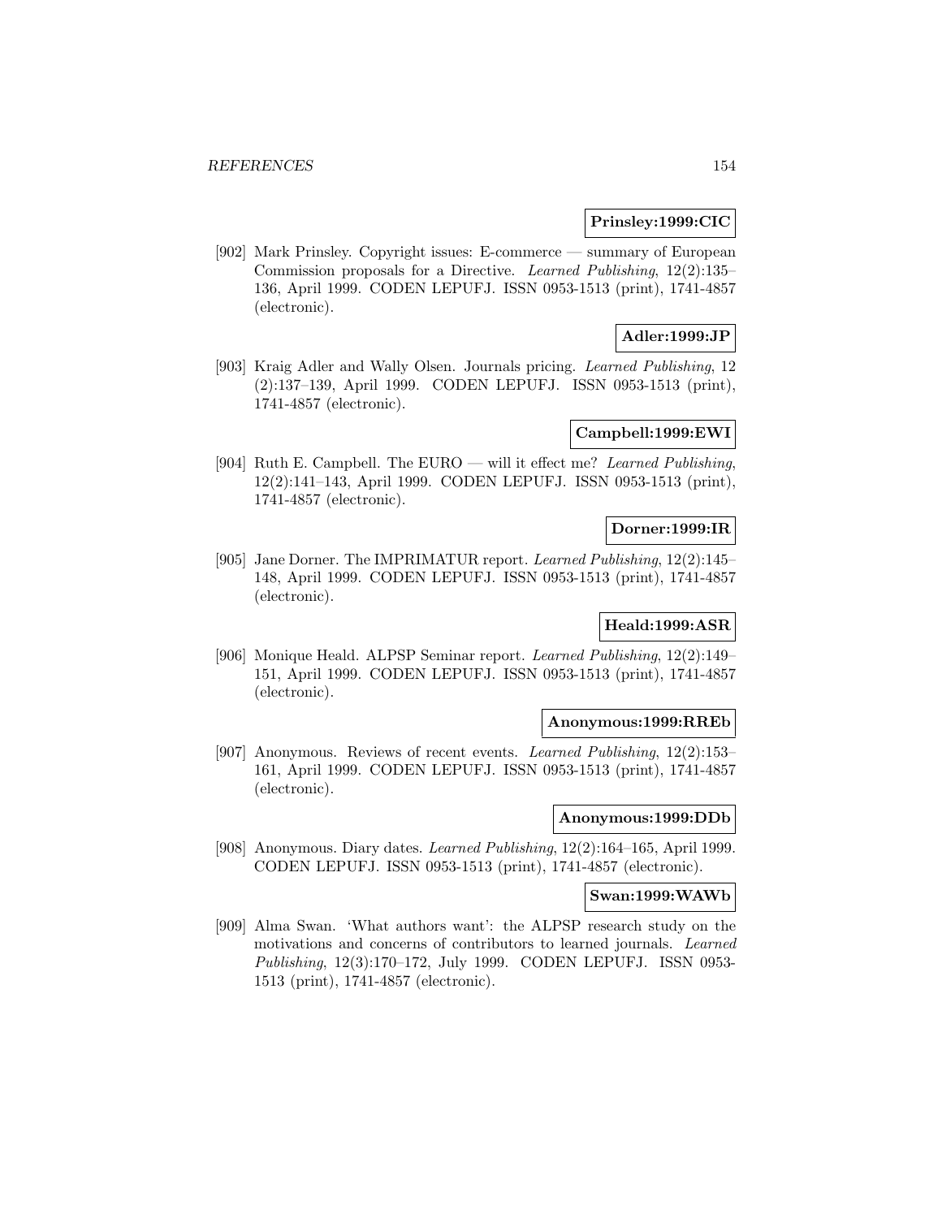**Prinsley:1999:CIC**

[902] Mark Prinsley. Copyright issues: E-commerce — summary of European Commission proposals for a Directive. *Learned Publishing*, 12(2):135–136, April 1999. CODEN LEPUFJ. ISSN 0953-1513 (print), 1741-4857 (electronic).

**Adler:1999:JP**

[903] Kraig Adler and Wally Olsen. Journals pricing. *Learned Publishing*, 12 (2):137–139, April 1999. CODEN LEPUFJ. ISSN 0953-1513 (print), 1741-4857 (electronic).

**Campbell:1999:EWI**

[904] Ruth E. Campbell. The EURO — will it effect me? *Learned Publishing*, 12(2):141–143, April 1999. CODEN LEPUFJ. ISSN 0953-1513 (print), 1741-4857 (electronic).

**Dorner:1999:IR**

[905] Jane Dorner. The IMPRIMATUR report. *Learned Publishing*, 12(2):145–148, April 1999. CODEN LEPUFJ. ISSN 0953-1513 (print), 1741-4857 (electronic).

**Heald:1999:ASR**

[906] Monique Heald. ALPSP Seminar report. *Learned Publishing*, 12(2):149–151, April 1999. CODEN LEPUFJ. ISSN 0953-1513 (print), 1741-4857 (electronic).

**Anonymous:1999:RREb**

[907] Anonymous. Reviews of recent events. *Learned Publishing*, 12(2):153–161, April 1999. CODEN LEPUFJ. ISSN 0953-1513 (print), 1741-4857 (electronic).

**Anonymous:1999:DDb**

[908] Anonymous. Diary dates. *Learned Publishing*, 12(2):164–165, April 1999. CODEN LEPUFJ. ISSN 0953-1513 (print), 1741-4857 (electronic).

**Swan:1999:WAWb**

[909] Alma Swan. 'What authors want': the ALPSP research study on the motivations and concerns of contributors to learned journals. *Learned Publishing*, 12(3):170–172, July 1999. CODEN LEPUFJ. ISSN 0953-1513 (print), 1741-4857 (electronic).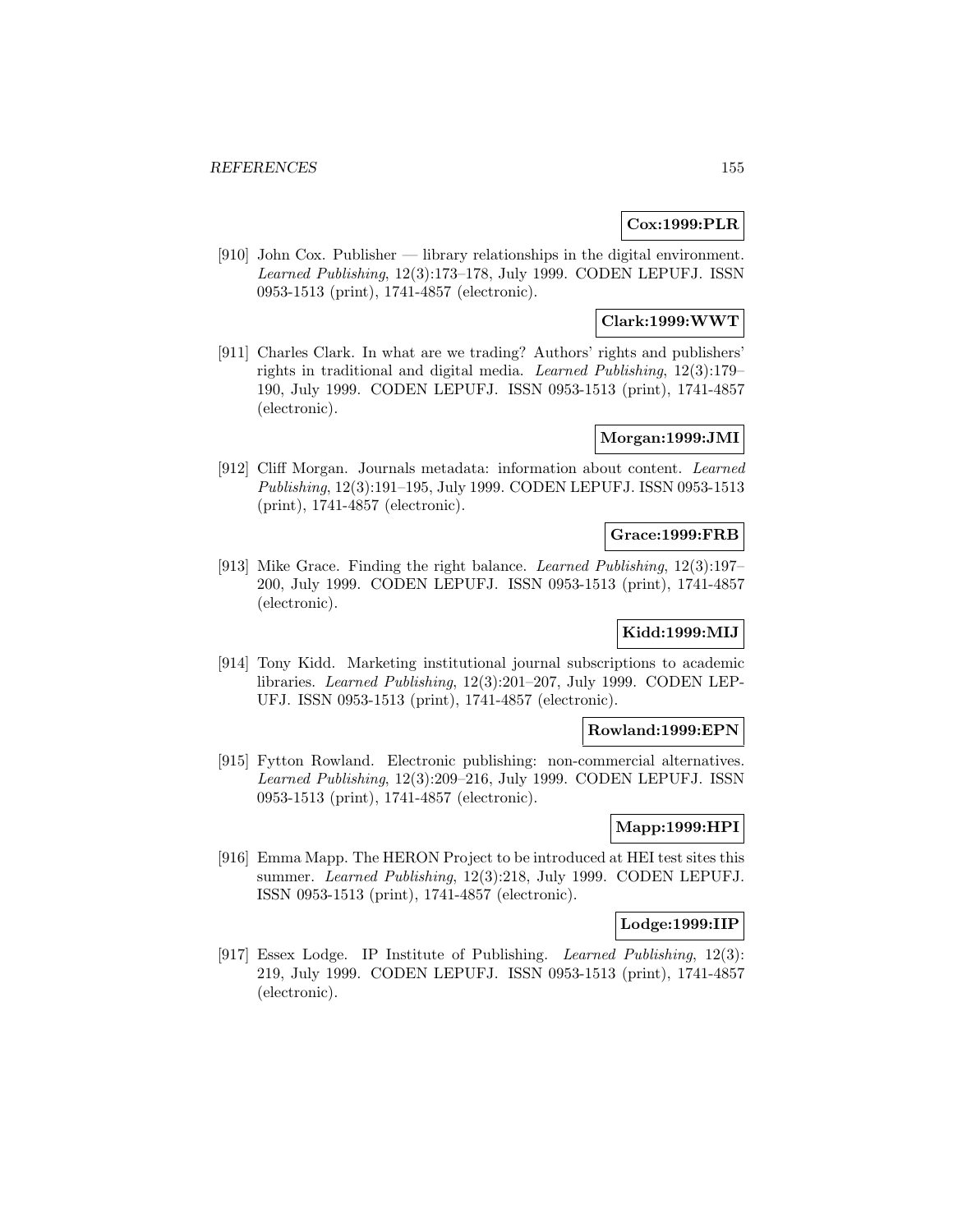**Cox:1999:PLR**

[910] John Cox. Publisher — library relationships in the digital environment. *Learned Publishing*, 12(3):173–178, July 1999. CODEN LEPUFJ. ISSN 0953-1513 (print), 1741-4857 (electronic).

**Clark:1999:WWT**

[911] Charles Clark. In what are we trading? Authors' rights and publishers' rights in traditional and digital media. *Learned Publishing*, 12(3):179–190, July 1999. CODEN LEPUFJ. ISSN 0953-1513 (print), 1741-4857 (electronic).

**Morgan:1999:JMI**

[912] Cliff Morgan. Journals metadata: information about content. *Learned Publishing*, 12(3):191–195, July 1999. CODEN LEPUFJ. ISSN 0953-1513 (print), 1741-4857 (electronic).

**Grace:1999:FRB**

[913] Mike Grace. Finding the right balance. *Learned Publishing*, 12(3):197–200, July 1999. CODEN LEPUFJ. ISSN 0953-1513 (print), 1741-4857 (electronic).

**Kidd:1999:MIJ**

[914] Tony Kidd. Marketing institutional journal subscriptions to academic libraries. *Learned Publishing*, 12(3):201–207, July 1999. CODEN LEPUFJ. ISSN 0953-1513 (print), 1741-4857 (electronic).

**Rowland:1999:EPN**

[915] Fytton Rowland. Electronic publishing: non-commercial alternatives. *Learned Publishing*, 12(3):209–216, July 1999. CODEN LEPUFJ. ISSN 0953-1513 (print), 1741-4857 (electronic).

**Mapp:1999:HPI**

[916] Emma Mapp. The HERON Project to be introduced at HEI test sites this summer. *Learned Publishing*, 12(3):218, July 1999. CODEN LEPUFJ. ISSN 0953-1513 (print), 1741-4857 (electronic).

**Lodge:1999:IIP**

[917] Essex Lodge. IP Institute of Publishing. *Learned Publishing*, 12(3): 219, July 1999. CODEN LEPUFJ. ISSN 0953-1513 (print), 1741-4857 (electronic).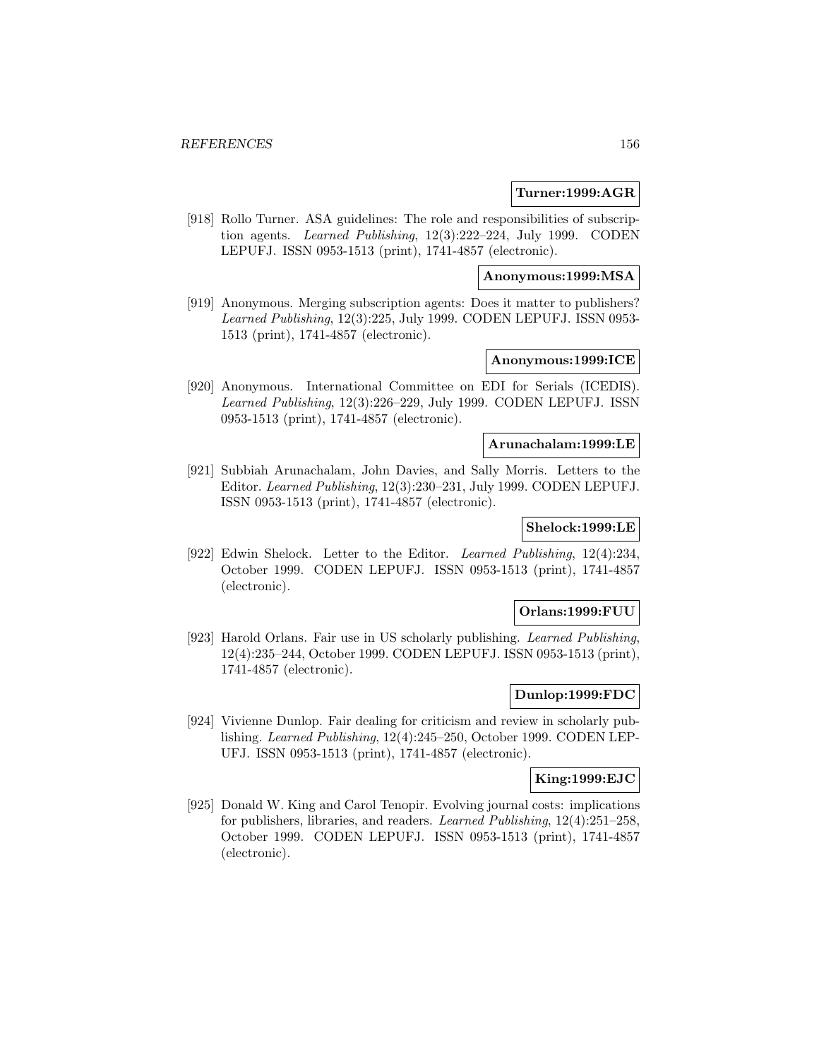**Turner:1999:AGR**

[918] Rollo Turner. ASA guidelines: The role and responsibilities of subscription agents. *Learned Publishing*, 12(3):222–224, July 1999. CODEN LEPUFJ. ISSN 0953-1513 (print), 1741-4857 (electronic).

**Anonymous:1999:MSA**

[919] Anonymous. Merging subscription agents: Does it matter to publishers? *Learned Publishing*, 12(3):225, July 1999. CODEN LEPUFJ. ISSN 0953-1513 (print), 1741-4857 (electronic).

**Anonymous:1999:ICE**

[920] Anonymous. International Committee on EDI for Serials (ICEDIS). *Learned Publishing*, 12(3):226–229, July 1999. CODEN LEPUFJ. ISSN 0953-1513 (print), 1741-4857 (electronic).

**Arunachalam:1999:LE**

[921] Subbiah Arunachalam, John Davies, and Sally Morris. Letters to the Editor. *Learned Publishing*, 12(3):230–231, July 1999. CODEN LEPUFJ. ISSN 0953-1513 (print), 1741-4857 (electronic).

**Shelock:1999:LE**

[922] Edwin Shelock. Letter to the Editor. *Learned Publishing*, 12(4):234, October 1999. CODEN LEPUFJ. ISSN 0953-1513 (print), 1741-4857 (electronic).

**Orlans:1999:FUU**

[923] Harold Orlans. Fair use in US scholarly publishing. *Learned Publishing*, 12(4):235–244, October 1999. CODEN LEPUFJ. ISSN 0953-1513 (print), 1741-4857 (electronic).

**Dunlop:1999:FDC**

[924] Vivienne Dunlop. Fair dealing for criticism and review in scholarly publishing. *Learned Publishing*, 12(4):245–250, October 1999. CODEN LEPUFJ. ISSN 0953-1513 (print), 1741-4857 (electronic).

**King:1999:EJC**

[925] Donald W. King and Carol Tenopir. Evolving journal costs: implications for publishers, libraries, and readers. *Learned Publishing*, 12(4):251–258, October 1999. CODEN LEPUFJ. ISSN 0953-1513 (print), 1741-4857 (electronic).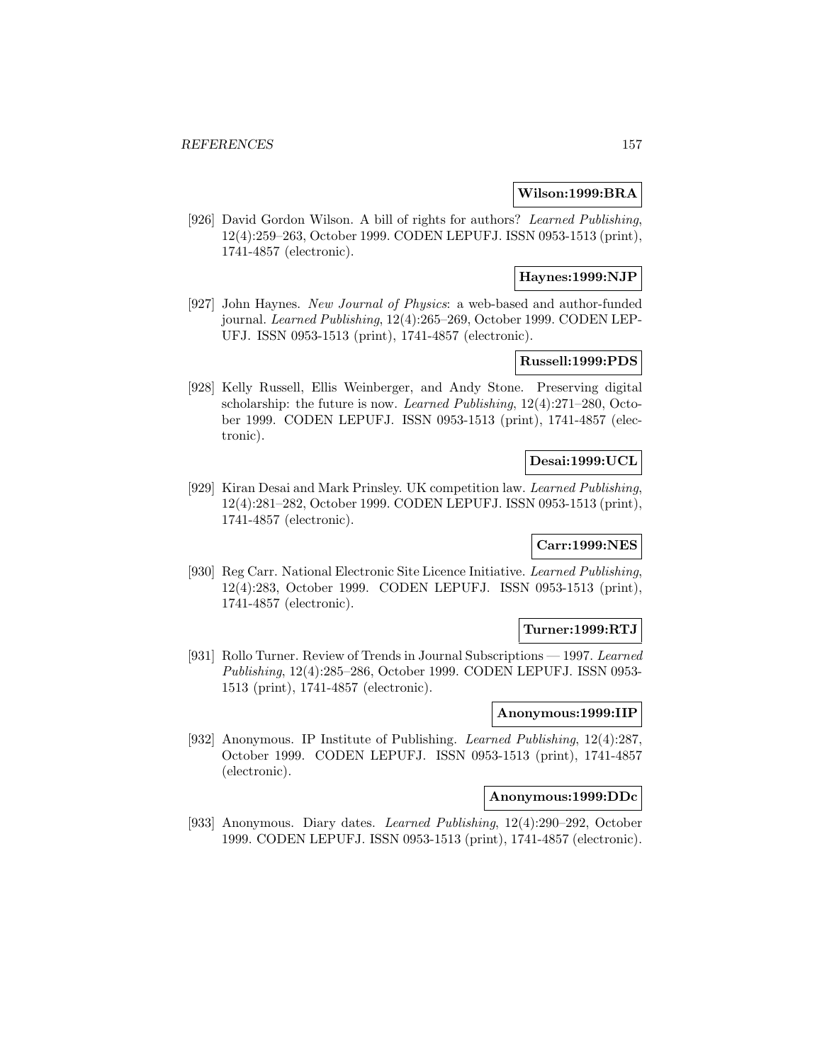**Wilson:1999:BRA**

[926] David Gordon Wilson. A bill of rights for authors? *Learned Publishing*, 12(4):259–263, October 1999. CODEN LEPUFJ. ISSN 0953-1513 (print), 1741-4857 (electronic).

**Haynes:1999:NJP**

[927] John Haynes. *New Journal of Physics*: a web-based and author-funded journal. *Learned Publishing*, 12(4):265–269, October 1999. CODEN LEPUFJ. ISSN 0953-1513 (print), 1741-4857 (electronic).

**Russell:1999:PDS**

[928] Kelly Russell, Ellis Weinberger, and Andy Stone. Preserving digital scholarship: the future is now. *Learned Publishing*, 12(4):271–280, October 1999. CODEN LEPUFJ. ISSN 0953-1513 (print), 1741-4857 (electronic).

**Desai:1999:UCL**

[929] Kiran Desai and Mark Prinsley. UK competition law. *Learned Publishing*, 12(4):281–282, October 1999. CODEN LEPUFJ. ISSN 0953-1513 (print), 1741-4857 (electronic).

**Carr:1999:NES**

[930] Reg Carr. National Electronic Site Licence Initiative. *Learned Publishing*, 12(4):283, October 1999. CODEN LEPUFJ. ISSN 0953-1513 (print), 1741-4857 (electronic).

**Turner:1999:RTJ**

[931] Rollo Turner. Review of Trends in Journal Subscriptions — 1997. *Learned Publishing*, 12(4):285–286, October 1999. CODEN LEPUFJ. ISSN 0953-1513 (print), 1741-4857 (electronic).

**Anonymous:1999:IIP**

[932] Anonymous. IP Institute of Publishing. *Learned Publishing*, 12(4):287, October 1999. CODEN LEPUFJ. ISSN 0953-1513 (print), 1741-4857 (electronic).

**Anonymous:1999:DDc**

[933] Anonymous. Diary dates. *Learned Publishing*, 12(4):290–292, October 1999. CODEN LEPUFJ. ISSN 0953-1513 (print), 1741-4857 (electronic).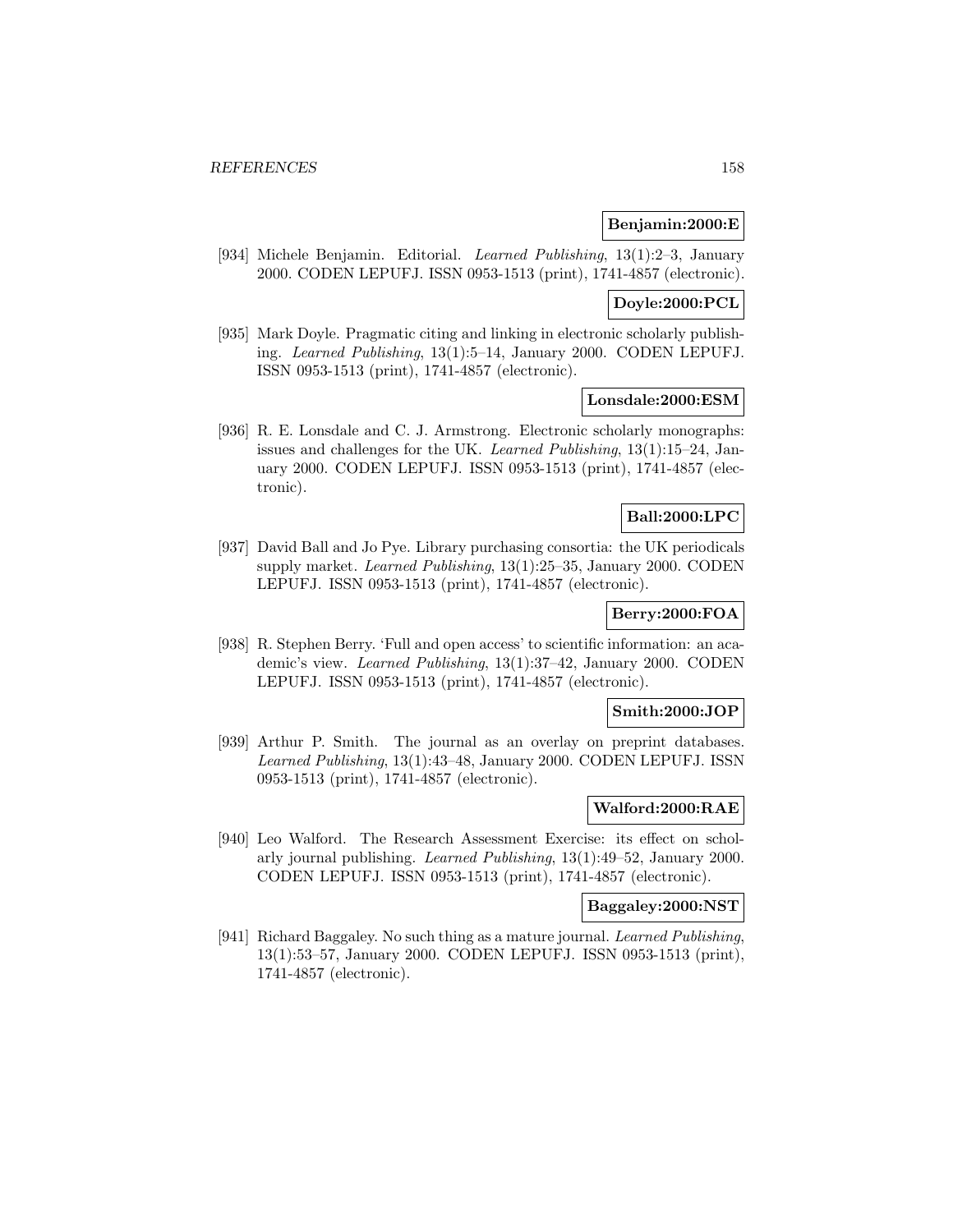**Benjamin:2000:E**

[934] Michele Benjamin. Editorial. *Learned Publishing*, 13(1):2–3, January 2000. CODEN LEPUFJ. ISSN 0953-1513 (print), 1741-4857 (electronic).

**Doyle:2000:PCL**

[935] Mark Doyle. Pragmatic citing and linking in electronic scholarly publishing. *Learned Publishing*, 13(1):5–14, January 2000. CODEN LEPUFJ. ISSN 0953-1513 (print), 1741-4857 (electronic).

**Lonsdale:2000:ESM**

[936] R. E. Lonsdale and C. J. Armstrong. Electronic scholarly monographs: issues and challenges for the UK. *Learned Publishing*, 13(1):15–24, January 2000. CODEN LEPUFJ. ISSN 0953-1513 (print), 1741-4857 (electronic).

**Ball:2000:LPC**

[937] David Ball and Jo Pye. Library purchasing consortia: the UK periodicals supply market. *Learned Publishing*, 13(1):25–35, January 2000. CODEN LEPUFJ. ISSN 0953-1513 (print), 1741-4857 (electronic).

**Berry:2000:FOA**

[938] R. Stephen Berry. 'Full and open access' to scientific information: an academic's view. *Learned Publishing*, 13(1):37–42, January 2000. CODEN LEPUFJ. ISSN 0953-1513 (print), 1741-4857 (electronic).

**Smith:2000:JOP**

[939] Arthur P. Smith. The journal as an overlay on preprint databases. *Learned Publishing*, 13(1):43–48, January 2000. CODEN LEPUFJ. ISSN 0953-1513 (print), 1741-4857 (electronic).

**Walford:2000:RAE**

[940] Leo Walford. The Research Assessment Exercise: its effect on scholarly journal publishing. *Learned Publishing*, 13(1):49–52, January 2000. CODEN LEPUFJ. ISSN 0953-1513 (print), 1741-4857 (electronic).

**Baggaley:2000:NST**

[941] Richard Baggaley. No such thing as a mature journal. *Learned Publishing*, 13(1):53–57, January 2000. CODEN LEPUFJ. ISSN 0953-1513 (print), 1741-4857 (electronic).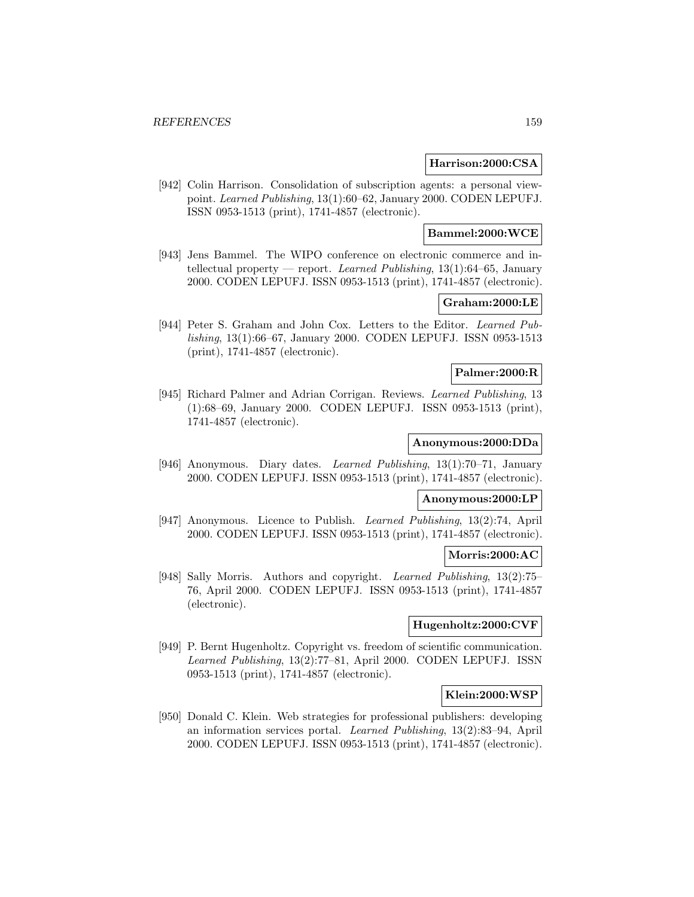**Harrison:2000:CSA**

[942] Colin Harrison. Consolidation of subscription agents: a personal viewpoint. *Learned Publishing*, 13(1):60–62, January 2000. CODEN LEPUFJ. ISSN 0953-1513 (print), 1741-4857 (electronic).

**Bammel:2000:WCE**

[943] Jens Bammel. The WIPO conference on electronic commerce and intellectual property — report. *Learned Publishing*, 13(1):64–65, January 2000. CODEN LEPUFJ. ISSN 0953-1513 (print), 1741-4857 (electronic).

**Graham:2000:LE**

[944] Peter S. Graham and John Cox. Letters to the Editor. *Learned Publishing*, 13(1):66–67, January 2000. CODEN LEPUFJ. ISSN 0953-1513 (print), 1741-4857 (electronic).

**Palmer:2000:R**

[945] Richard Palmer and Adrian Corrigan. Reviews. *Learned Publishing*, 13 (1):68–69, January 2000. CODEN LEPUFJ. ISSN 0953-1513 (print), 1741-4857 (electronic).

**Anonymous:2000:DDa**

[946] Anonymous. Diary dates. *Learned Publishing*, 13(1):70–71, January 2000. CODEN LEPUFJ. ISSN 0953-1513 (print), 1741-4857 (electronic).

**Anonymous:2000:LP**

[947] Anonymous. Licence to Publish. *Learned Publishing*, 13(2):74, April 2000. CODEN LEPUFJ. ISSN 0953-1513 (print), 1741-4857 (electronic).

**Morris:2000:AC**

[948] Sally Morris. Authors and copyright. *Learned Publishing*, 13(2):75–76, April 2000. CODEN LEPUFJ. ISSN 0953-1513 (print), 1741-4857 (electronic).

**Hugenholtz:2000:CVF**

[949] P. Bernt Hugenholtz. Copyright vs. freedom of scientific communication. *Learned Publishing*, 13(2):77–81, April 2000. CODEN LEPUFJ. ISSN 0953-1513 (print), 1741-4857 (electronic).

**Klein:2000:WSP**

[950] Donald C. Klein. Web strategies for professional publishers: developing an information services portal. *Learned Publishing*, 13(2):83–94, April 2000. CODEN LEPUFJ. ISSN 0953-1513 (print), 1741-4857 (electronic).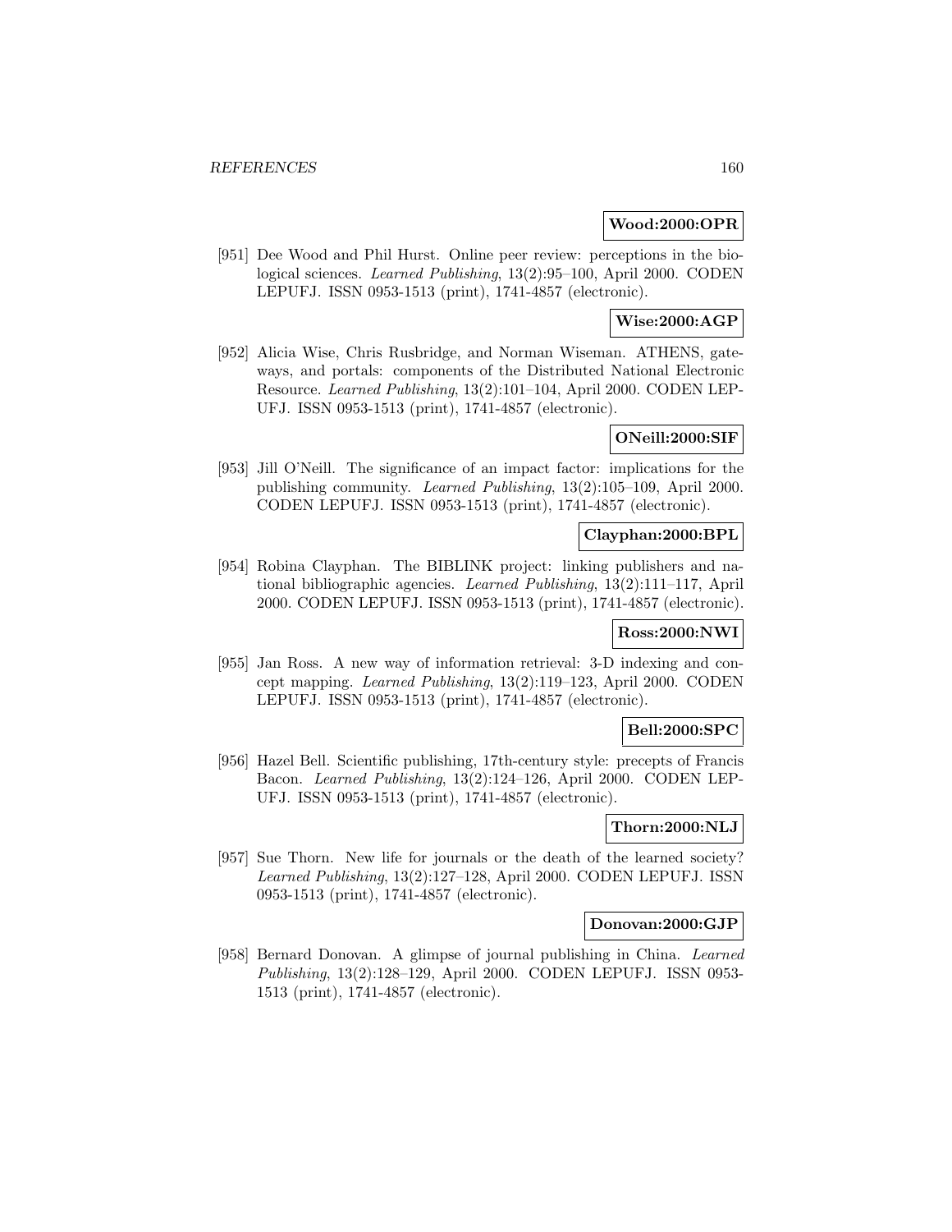**Wood:2000:OPR**

[951] Dee Wood and Phil Hurst. Online peer review: perceptions in the biological sciences. *Learned Publishing*, 13(2):95–100, April 2000. CODEN LEPUFJ. ISSN 0953-1513 (print), 1741-4857 (electronic).

**Wise:2000:AGP**

[952] Alicia Wise, Chris Rusbridge, and Norman Wiseman. ATHENS, gateways, and portals: components of the Distributed National Electronic Resource. *Learned Publishing*, 13(2):101–104, April 2000. CODEN LEPUFJ. ISSN 0953-1513 (print), 1741-4857 (electronic).

**ONeill:2000:SIF**

[953] Jill O'Neill. The significance of an impact factor: implications for the publishing community. *Learned Publishing*, 13(2):105–109, April 2000. CODEN LEPUFJ. ISSN 0953-1513 (print), 1741-4857 (electronic).

**Clayphan:2000:BPL**

[954] Robina Clayphan. The BIBLINK project: linking publishers and national bibliographic agencies. *Learned Publishing*, 13(2):111–117, April 2000. CODEN LEPUFJ. ISSN 0953-1513 (print), 1741-4857 (electronic).

**Ross:2000:NWI**

[955] Jan Ross. A new way of information retrieval: 3-D indexing and concept mapping. *Learned Publishing*, 13(2):119–123, April 2000. CODEN LEPUFJ. ISSN 0953-1513 (print), 1741-4857 (electronic).

**Bell:2000:SPC**

[956] Hazel Bell. Scientific publishing, 17th-century style: precepts of Francis Bacon. *Learned Publishing*, 13(2):124–126, April 2000. CODEN LEPUFJ. ISSN 0953-1513 (print), 1741-4857 (electronic).

**Thorn:2000:NLJ**

[957] Sue Thorn. New life for journals or the death of the learned society? *Learned Publishing*, 13(2):127–128, April 2000. CODEN LEPUFJ. ISSN 0953-1513 (print), 1741-4857 (electronic).

**Donovan:2000:GJP**

[958] Bernard Donovan. A glimpse of journal publishing in China. *Learned Publishing*, 13(2):128–129, April 2000. CODEN LEPUFJ. ISSN 0953-1513 (print), 1741-4857 (electronic).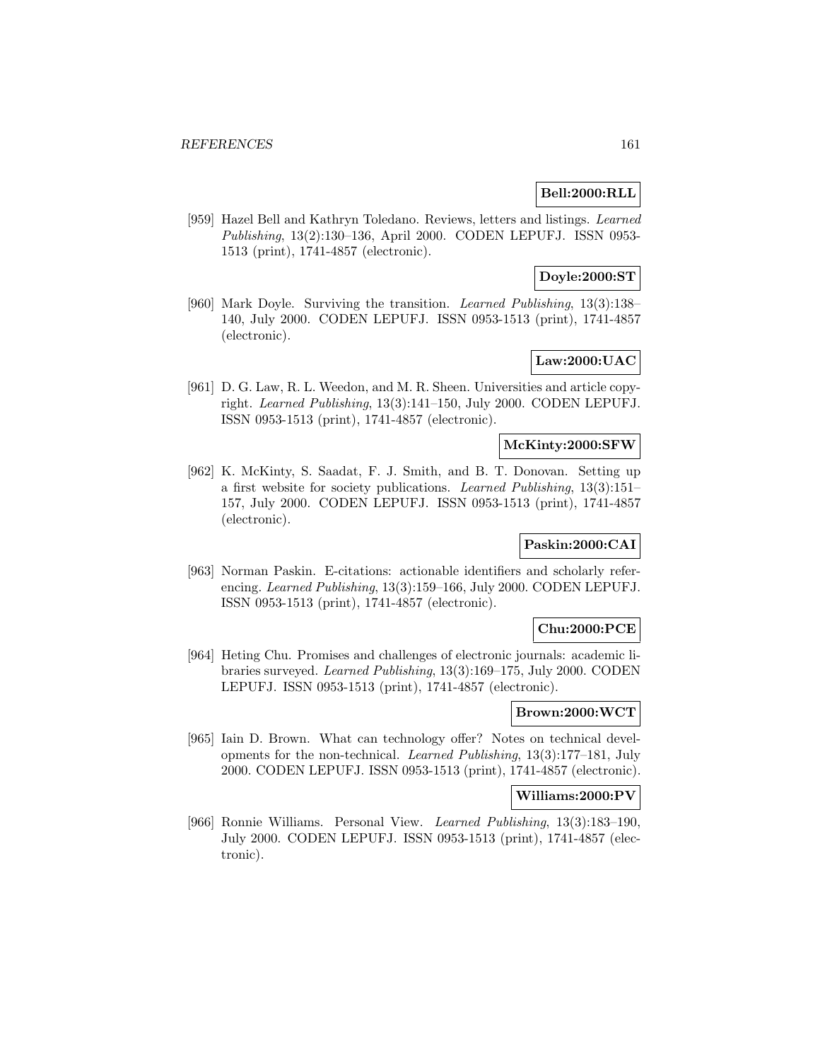**Bell:2000:RLL**

[959] Hazel Bell and Kathryn Toledano. Reviews, letters and listings. *Learned Publishing*, 13(2):130–136, April 2000. CODEN LEPUFJ. ISSN 0953-1513 (print), 1741-4857 (electronic).

**Doyle:2000:ST**

[960] Mark Doyle. Surviving the transition. *Learned Publishing*, 13(3):138–140, July 2000. CODEN LEPUFJ. ISSN 0953-1513 (print), 1741-4857 (electronic).

**Law:2000:UAC**

[961] D. G. Law, R. L. Weedon, and M. R. Sheen. Universities and article copyright. *Learned Publishing*, 13(3):141–150, July 2000. CODEN LEPUFJ. ISSN 0953-1513 (print), 1741-4857 (electronic).

**McKinty:2000:SFW**

[962] K. McKinty, S. Saadat, F. J. Smith, and B. T. Donovan. Setting up a first website for society publications. *Learned Publishing*, 13(3):151–157, July 2000. CODEN LEPUFJ. ISSN 0953-1513 (print), 1741-4857 (electronic).

**Paskin:2000:CAI**

[963] Norman Paskin. E-citations: actionable identifiers and scholarly referencing. *Learned Publishing*, 13(3):159–166, July 2000. CODEN LEPUFJ. ISSN 0953-1513 (print), 1741-4857 (electronic).

**Chu:2000:PCE**

[964] Heting Chu. Promises and challenges of electronic journals: academic libraries surveyed. *Learned Publishing*, 13(3):169–175, July 2000. CODEN LEPUFJ. ISSN 0953-1513 (print), 1741-4857 (electronic).

**Brown:2000:WCT**

[965] Iain D. Brown. What can technology offer? Notes on technical developments for the non-technical. *Learned Publishing*, 13(3):177–181, July 2000. CODEN LEPUFJ. ISSN 0953-1513 (print), 1741-4857 (electronic).

**Williams:2000:PV**

[966] Ronnie Williams. Personal View. *Learned Publishing*, 13(3):183–190, July 2000. CODEN LEPUFJ. ISSN 0953-1513 (print), 1741-4857 (electronic).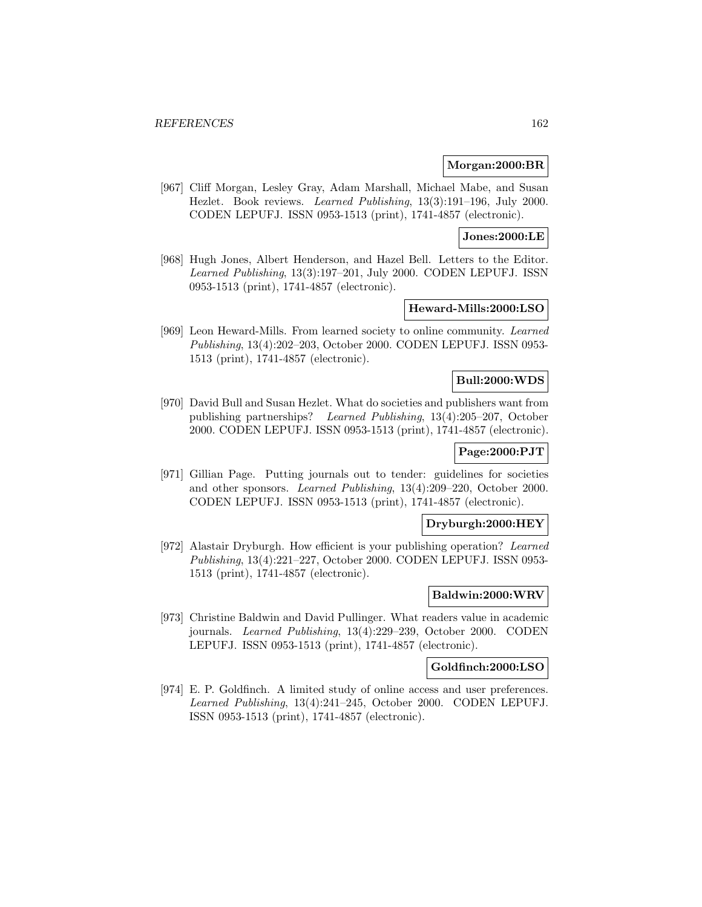**Morgan:2000:BR**

[967] Cliff Morgan, Lesley Gray, Adam Marshall, Michael Mabe, and Susan Hezlet. Book reviews. *Learned Publishing*, 13(3):191–196, July 2000. CODEN LEPUFJ. ISSN 0953-1513 (print), 1741-4857 (electronic).

**Jones:2000:LE**

[968] Hugh Jones, Albert Henderson, and Hazel Bell. Letters to the Editor. *Learned Publishing*, 13(3):197–201, July 2000. CODEN LEPUFJ. ISSN 0953-1513 (print), 1741-4857 (electronic).

**Heward-Mills:2000:LSO**

[969] Leon Heward-Mills. From learned society to online community. *Learned Publishing*, 13(4):202–203, October 2000. CODEN LEPUFJ. ISSN 0953-1513 (print), 1741-4857 (electronic).

**Bull:2000:WDS**

[970] David Bull and Susan Hezlet. What do societies and publishers want from publishing partnerships? *Learned Publishing*, 13(4):205–207, October 2000. CODEN LEPUFJ. ISSN 0953-1513 (print), 1741-4857 (electronic).

**Page:2000:PJT**

[971] Gillian Page. Putting journals out to tender: guidelines for societies and other sponsors. *Learned Publishing*, 13(4):209–220, October 2000. CODEN LEPUFJ. ISSN 0953-1513 (print), 1741-4857 (electronic).

**Dryburgh:2000:HEY**

[972] Alastair Dryburgh. How efficient is your publishing operation? *Learned Publishing*, 13(4):221–227, October 2000. CODEN LEPUFJ. ISSN 0953-1513 (print), 1741-4857 (electronic).

**Baldwin:2000:WRV**

[973] Christine Baldwin and David Pullinger. What readers value in academic journals. *Learned Publishing*, 13(4):229–239, October 2000. CODEN LEPUFJ. ISSN 0953-1513 (print), 1741-4857 (electronic).

**Goldfinch:2000:LSO**

[974] E. P. Goldfinch. A limited study of online access and user preferences. *Learned Publishing*, 13(4):241–245, October 2000. CODEN LEPUFJ. ISSN 0953-1513 (print), 1741-4857 (electronic).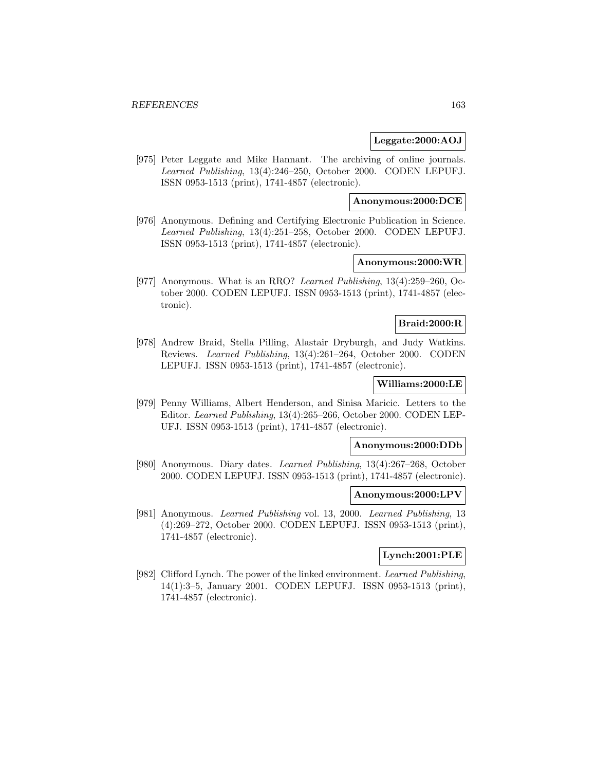**Leggate:2000:AOJ**

[975] Peter Leggate and Mike Hannant. The archiving of online journals. *Learned Publishing*, 13(4):246–250, October 2000. CODEN LEPUFJ. ISSN 0953-1513 (print), 1741-4857 (electronic).

**Anonymous:2000:DCE**

[976] Anonymous. Defining and Certifying Electronic Publication in Science. *Learned Publishing*, 13(4):251–258, October 2000. CODEN LEPUFJ. ISSN 0953-1513 (print), 1741-4857 (electronic).

**Anonymous:2000:WR**

[977] Anonymous. What is an RRO? *Learned Publishing*, 13(4):259–260, October 2000. CODEN LEPUFJ. ISSN 0953-1513 (print), 1741-4857 (electronic).

**Braid:2000:R**

[978] Andrew Braid, Stella Pilling, Alastair Dryburgh, and Judy Watkins. Reviews. *Learned Publishing*, 13(4):261–264, October 2000. CODEN LEPUFJ. ISSN 0953-1513 (print), 1741-4857 (electronic).

**Williams:2000:LE**

[979] Penny Williams, Albert Henderson, and Sinisa Maricic. Letters to the Editor. *Learned Publishing*, 13(4):265–266, October 2000. CODEN LEPUFJ. ISSN 0953-1513 (print), 1741-4857 (electronic).

**Anonymous:2000:DDb**

[980] Anonymous. Diary dates. *Learned Publishing*, 13(4):267–268, October 2000. CODEN LEPUFJ. ISSN 0953-1513 (print), 1741-4857 (electronic).

**Anonymous:2000:LPV**

[981] Anonymous. *Learned Publishing* vol. 13, 2000. *Learned Publishing*, 13 (4):269–272, October 2000. CODEN LEPUFJ. ISSN 0953-1513 (print), 1741-4857 (electronic).

**Lynch:2001:PLE**

[982] Clifford Lynch. The power of the linked environment. *Learned Publishing*, 14(1):3–5, January 2001. CODEN LEPUFJ. ISSN 0953-1513 (print), 1741-4857 (electronic).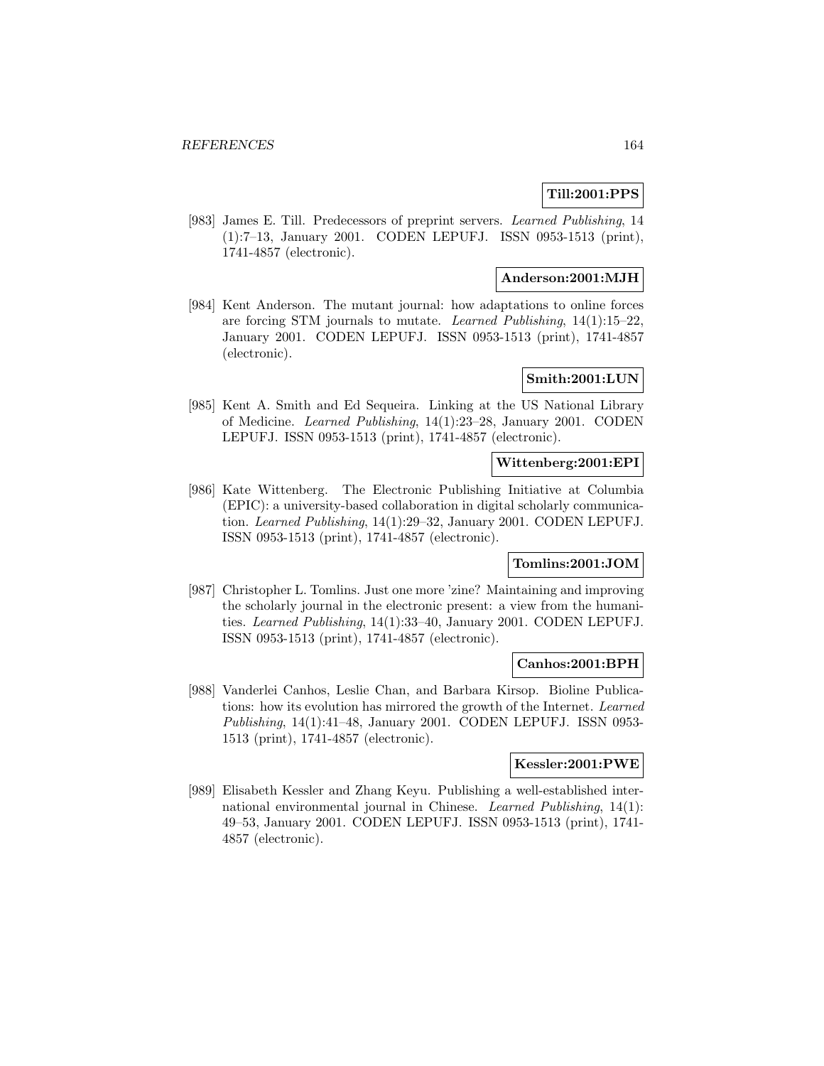**Till:2001:PPS**

[983] James E. Till. Predecessors of preprint servers. *Learned Publishing*, 14 (1):7–13, January 2001. CODEN LEPUFJ. ISSN 0953-1513 (print), 1741-4857 (electronic).

**Anderson:2001:MJH**

[984] Kent Anderson. The mutant journal: how adaptations to online forces are forcing STM journals to mutate. *Learned Publishing*, 14(1):15–22, January 2001. CODEN LEPUFJ. ISSN 0953-1513 (print), 1741-4857 (electronic).

**Smith:2001:LUN**

[985] Kent A. Smith and Ed Sequeira. Linking at the US National Library of Medicine. *Learned Publishing*, 14(1):23–28, January 2001. CODEN LEPUFJ. ISSN 0953-1513 (print), 1741-4857 (electronic).

**Wittenberg:2001:EPI**

[986] Kate Wittenberg. The Electronic Publishing Initiative at Columbia (EPIC): a university-based collaboration in digital scholarly communication. *Learned Publishing*, 14(1):29–32, January 2001. CODEN LEPUFJ. ISSN 0953-1513 (print), 1741-4857 (electronic).

**Tomlins:2001:JOM**

[987] Christopher L. Tomlins. Just one more 'zine? Maintaining and improving the scholarly journal in the electronic present: a view from the humanities. *Learned Publishing*, 14(1):33–40, January 2001. CODEN LEPUFJ. ISSN 0953-1513 (print), 1741-4857 (electronic).

**Canhos:2001:BPH**

[988] Vanderlei Canhos, Leslie Chan, and Barbara Kirsop. Bioline Publications: how its evolution has mirrored the growth of the Internet. *Learned Publishing*, 14(1):41–48, January 2001. CODEN LEPUFJ. ISSN 0953-1513 (print), 1741-4857 (electronic).

**Kessler:2001:PWE**

[989] Elisabeth Kessler and Zhang Keyu. Publishing a well-established international environmental journal in Chinese. *Learned Publishing*, 14(1): 49–53, January 2001. CODEN LEPUFJ. ISSN 0953-1513 (print), 1741-4857 (electronic).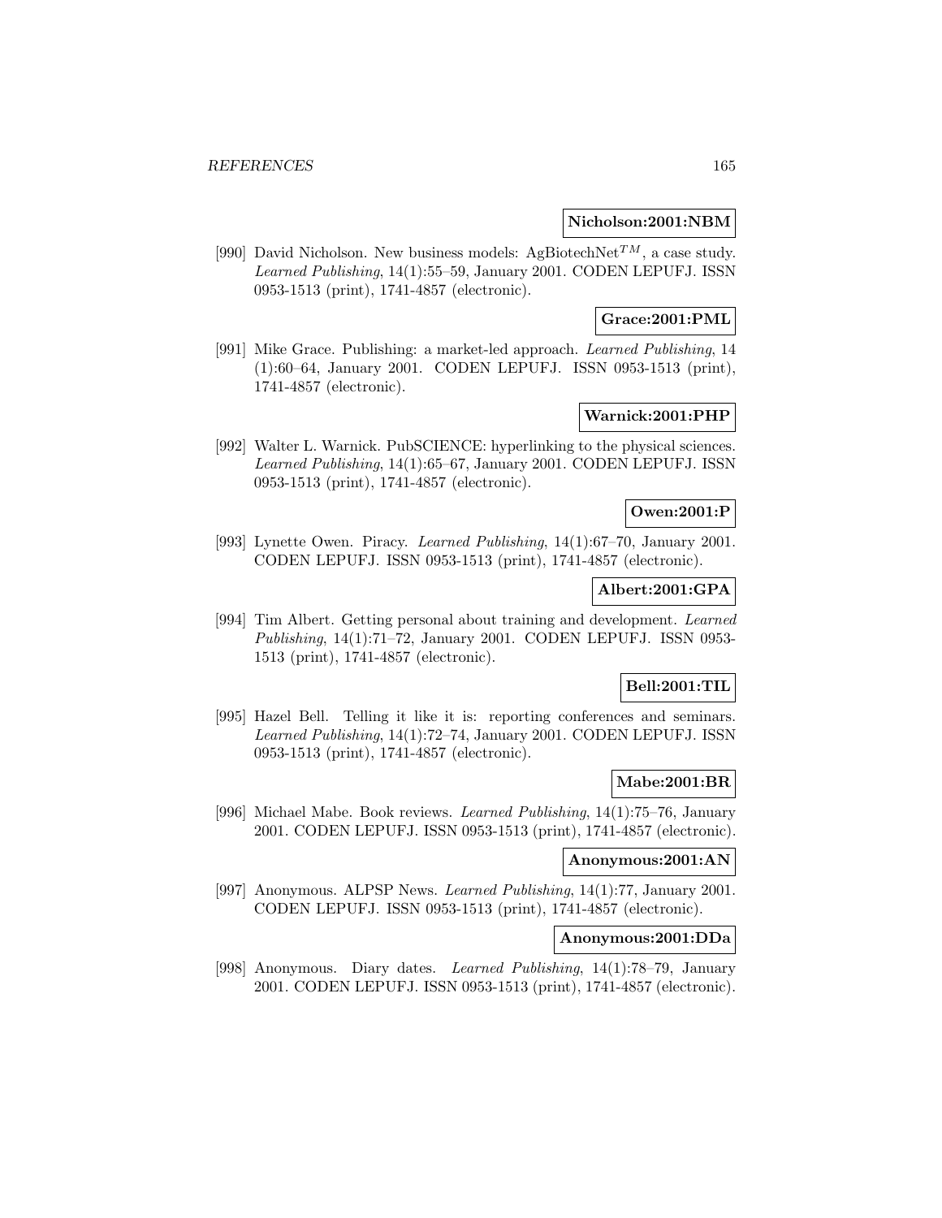**Nicholson:2001:NBM**

[990] David Nicholson. New business models: AgBiotechNet$^{TM}$, a case study. *Learned Publishing*, 14(1):55–59, January 2001. CODEN LEPUFJ. ISSN 0953-1513 (print), 1741-4857 (electronic).

**Grace:2001:PML**

[991] Mike Grace. Publishing: a market-led approach. *Learned Publishing*, 14 (1):60–64, January 2001. CODEN LEPUFJ. ISSN 0953-1513 (print), 1741-4857 (electronic).

**Warnick:2001:PHP**

[992] Walter L. Warnick. PubSCIENCE: hyperlinking to the physical sciences. *Learned Publishing*, 14(1):65–67, January 2001. CODEN LEPUFJ. ISSN 0953-1513 (print), 1741-4857 (electronic).

**Owen:2001:P**

[993] Lynette Owen. Piracy. *Learned Publishing*, 14(1):67–70, January 2001. CODEN LEPUFJ. ISSN 0953-1513 (print), 1741-4857 (electronic).

**Albert:2001:GPA**

[994] Tim Albert. Getting personal about training and development. *Learned Publishing*, 14(1):71–72, January 2001. CODEN LEPUFJ. ISSN 0953-1513 (print), 1741-4857 (electronic).

**Bell:2001:TIL**

[995] Hazel Bell. Telling it like it is: reporting conferences and seminars. *Learned Publishing*, 14(1):72–74, January 2001. CODEN LEPUFJ. ISSN 0953-1513 (print), 1741-4857 (electronic).

**Mabe:2001:BR**

[996] Michael Mabe. Book reviews. *Learned Publishing*, 14(1):75–76, January 2001. CODEN LEPUFJ. ISSN 0953-1513 (print), 1741-4857 (electronic).

**Anonymous:2001:AN**

[997] Anonymous. ALPSP News. *Learned Publishing*, 14(1):77, January 2001. CODEN LEPUFJ. ISSN 0953-1513 (print), 1741-4857 (electronic).

**Anonymous:2001:DDa**

[998] Anonymous. Diary dates. *Learned Publishing*, 14(1):78–79, January 2001. CODEN LEPUFJ. ISSN 0953-1513 (print), 1741-4857 (electronic).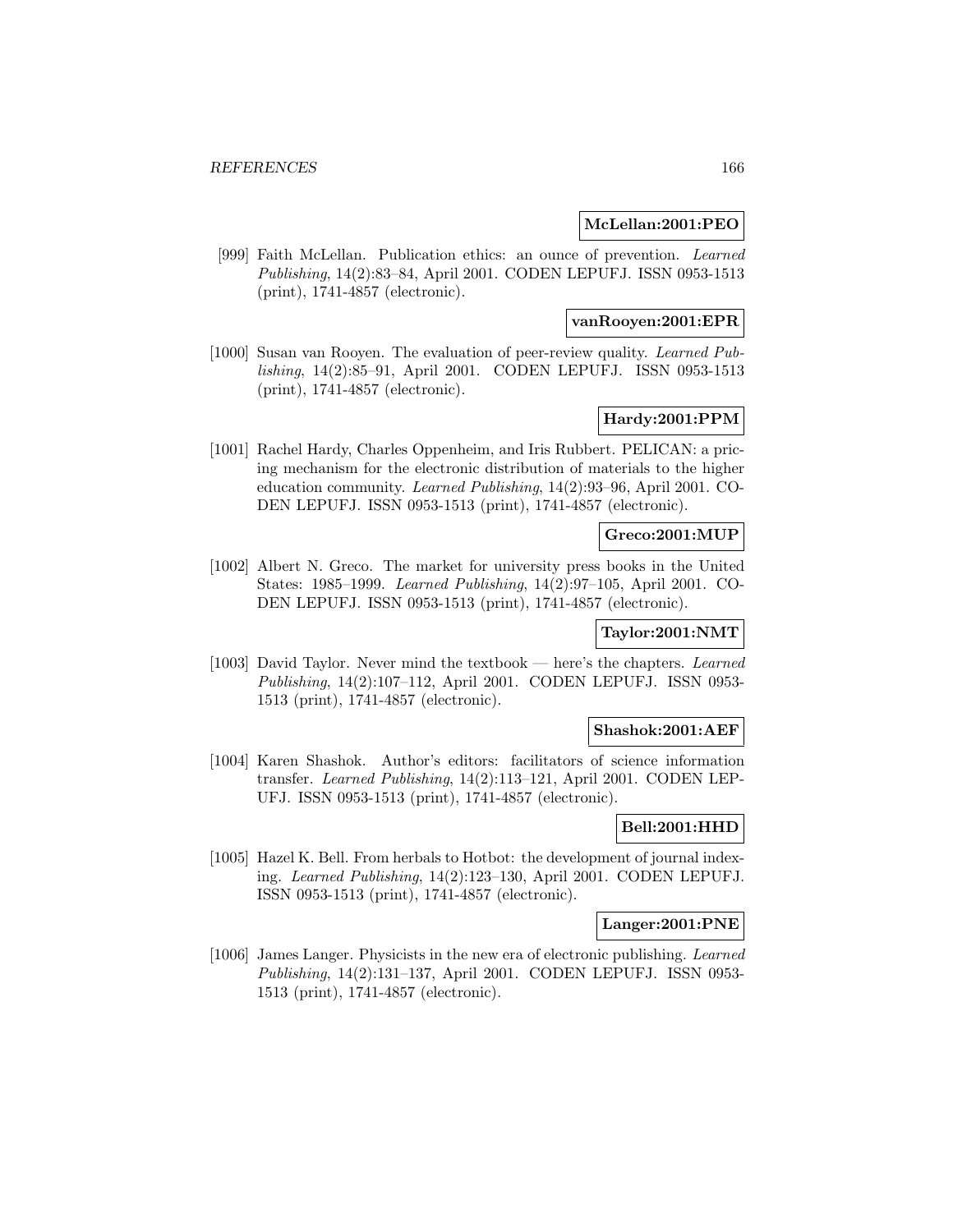**McLellan:2001:PEO**

[999] Faith McLellan. Publication ethics: an ounce of prevention. *Learned Publishing*, 14(2):83–84, April 2001. CODEN LEPUFJ. ISSN 0953-1513 (print), 1741-4857 (electronic).

**vanRooyen:2001:EPR**

[1000] Susan van Rooyen. The evaluation of peer-review quality. *Learned Publishing*, 14(2):85–91, April 2001. CODEN LEPUFJ. ISSN 0953-1513 (print), 1741-4857 (electronic).

**Hardy:2001:PPM**

[1001] Rachel Hardy, Charles Oppenheim, and Iris Rubbert. PELICAN: a pricing mechanism for the electronic distribution of materials to the higher education community. *Learned Publishing*, 14(2):93–96, April 2001. CODEN LEPUFJ. ISSN 0953-1513 (print), 1741-4857 (electronic).

**Greco:2001:MUP**

[1002] Albert N. Greco. The market for university press books in the United States: 1985–1999. *Learned Publishing*, 14(2):97–105, April 2001. CODEN LEPUFJ. ISSN 0953-1513 (print), 1741-4857 (electronic).

**Taylor:2001:NMT**

[1003] David Taylor. Never mind the textbook — here's the chapters. *Learned Publishing*, 14(2):107–112, April 2001. CODEN LEPUFJ. ISSN 0953-1513 (print), 1741-4857 (electronic).

**Shashok:2001:AEF**

[1004] Karen Shashok. Author's editors: facilitators of science information transfer. *Learned Publishing*, 14(2):113–121, April 2001. CODEN LEPUFJ. ISSN 0953-1513 (print), 1741-4857 (electronic).

**Bell:2001:HHD**

[1005] Hazel K. Bell. From herbals to Hotbot: the development of journal indexing. *Learned Publishing*, 14(2):123–130, April 2001. CODEN LEPUFJ. ISSN 0953-1513 (print), 1741-4857 (electronic).

**Langer:2001:PNE**

[1006] James Langer. Physicists in the new era of electronic publishing. *Learned Publishing*, 14(2):131–137, April 2001. CODEN LEPUFJ. ISSN 0953-1513 (print), 1741-4857 (electronic).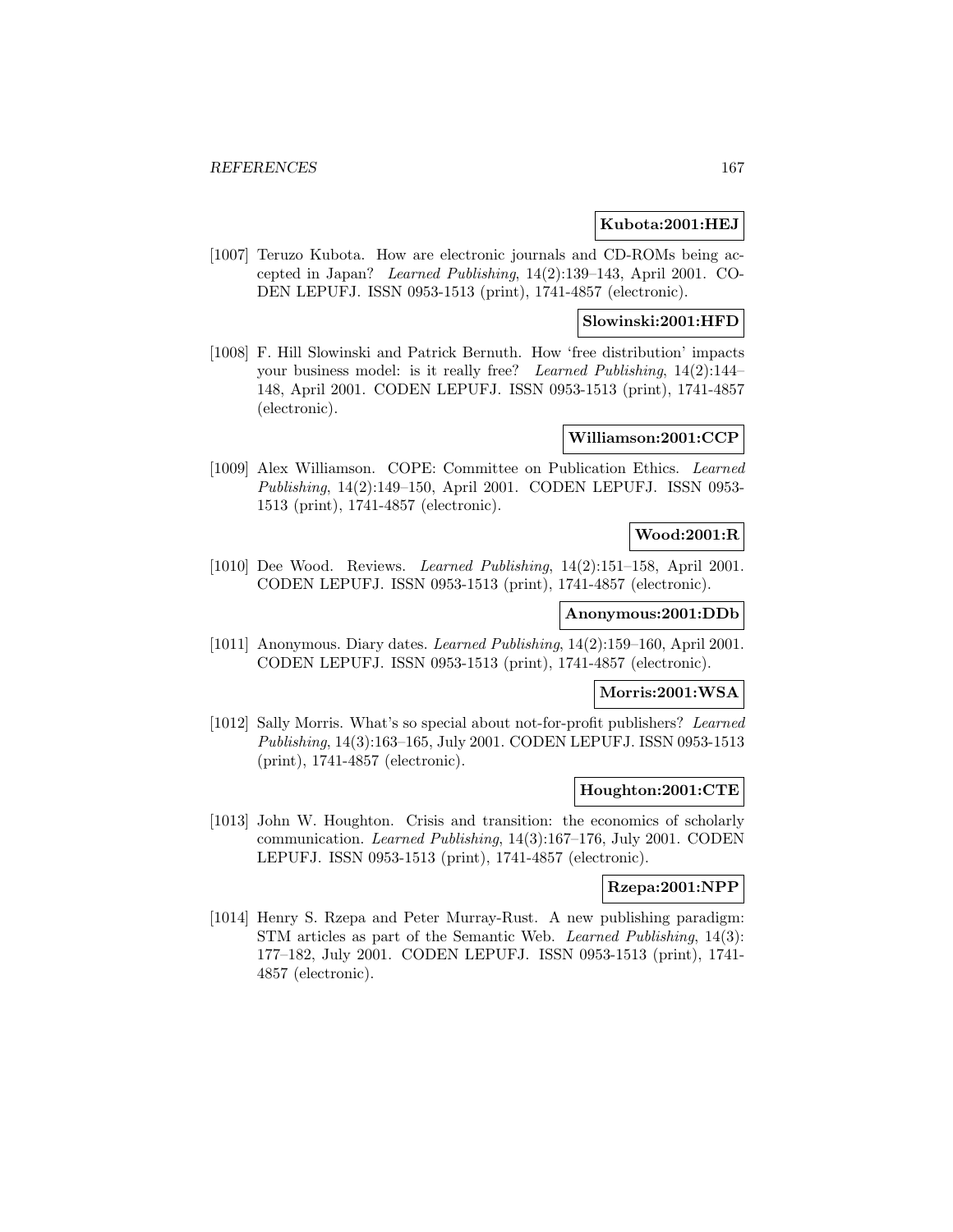**Kubota:2001:HEJ**

[1007] Teruzo Kubota. How are electronic journals and CD-ROMs being accepted in Japan? *Learned Publishing*, 14(2):139–143, April 2001. CODEN LEPUFJ. ISSN 0953-1513 (print), 1741-4857 (electronic).

**Slowinski:2001:HFD**

[1008] F. Hill Slowinski and Patrick Bernuth. How 'free distribution' impacts your business model: is it really free? *Learned Publishing*, 14(2):144–148, April 2001. CODEN LEPUFJ. ISSN 0953-1513 (print), 1741-4857 (electronic).

**Williamson:2001:CCP**

[1009] Alex Williamson. COPE: Committee on Publication Ethics. *Learned Publishing*, 14(2):149–150, April 2001. CODEN LEPUFJ. ISSN 0953-1513 (print), 1741-4857 (electronic).

**Wood:2001:R**

[1010] Dee Wood. Reviews. *Learned Publishing*, 14(2):151–158, April 2001. CODEN LEPUFJ. ISSN 0953-1513 (print), 1741-4857 (electronic).

**Anonymous:2001:DDb**

[1011] Anonymous. Diary dates. *Learned Publishing*, 14(2):159–160, April 2001. CODEN LEPUFJ. ISSN 0953-1513 (print), 1741-4857 (electronic).

**Morris:2001:WSA**

[1012] Sally Morris. What's so special about not-for-profit publishers? *Learned Publishing*, 14(3):163–165, July 2001. CODEN LEPUFJ. ISSN 0953-1513 (print), 1741-4857 (electronic).

**Houghton:2001:CTE**

[1013] John W. Houghton. Crisis and transition: the economics of scholarly communication. *Learned Publishing*, 14(3):167–176, July 2001. CODEN LEPUFJ. ISSN 0953-1513 (print), 1741-4857 (electronic).

**Rzepa:2001:NPP**

[1014] Henry S. Rzepa and Peter Murray-Rust. A new publishing paradigm: STM articles as part of the Semantic Web. *Learned Publishing*, 14(3): 177–182, July 2001. CODEN LEPUFJ. ISSN 0953-1513 (print), 1741-4857 (electronic).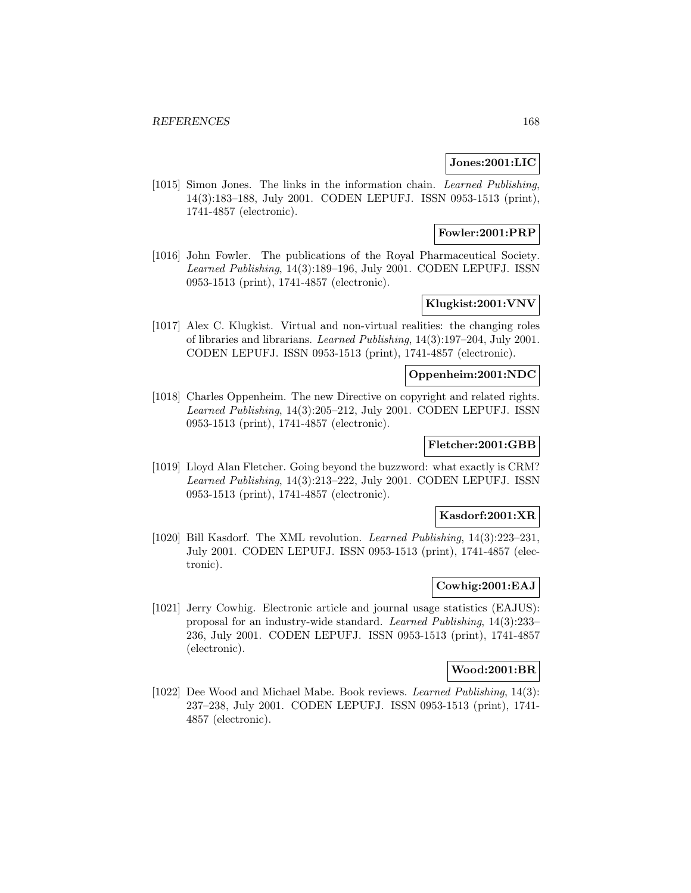**Jones:2001:LIC**

[1015] Simon Jones. The links in the information chain. *Learned Publishing*, 14(3):183–188, July 2001. CODEN LEPUFJ. ISSN 0953-1513 (print), 1741-4857 (electronic).

**Fowler:2001:PRP**

[1016] John Fowler. The publications of the Royal Pharmaceutical Society. *Learned Publishing*, 14(3):189–196, July 2001. CODEN LEPUFJ. ISSN 0953-1513 (print), 1741-4857 (electronic).

**Klugkist:2001:VNV**

[1017] Alex C. Klugkist. Virtual and non-virtual realities: the changing roles of libraries and librarians. *Learned Publishing*, 14(3):197–204, July 2001. CODEN LEPUFJ. ISSN 0953-1513 (print), 1741-4857 (electronic).

**Oppenheim:2001:NDC**

[1018] Charles Oppenheim. The new Directive on copyright and related rights. *Learned Publishing*, 14(3):205–212, July 2001. CODEN LEPUFJ. ISSN 0953-1513 (print), 1741-4857 (electronic).

**Fletcher:2001:GBB**

[1019] Lloyd Alan Fletcher. Going beyond the buzzword: what exactly is CRM? *Learned Publishing*, 14(3):213–222, July 2001. CODEN LEPUFJ. ISSN 0953-1513 (print), 1741-4857 (electronic).

**Kasdorf:2001:XR**

[1020] Bill Kasdorf. The XML revolution. *Learned Publishing*, 14(3):223–231, July 2001. CODEN LEPUFJ. ISSN 0953-1513 (print), 1741-4857 (electronic).

**Cowhig:2001:EAJ**

[1021] Jerry Cowhig. Electronic article and journal usage statistics (EAJUS): proposal for an industry-wide standard. *Learned Publishing*, 14(3):233–236, July 2001. CODEN LEPUFJ. ISSN 0953-1513 (print), 1741-4857 (electronic).

**Wood:2001:BR**

[1022] Dee Wood and Michael Mabe. Book reviews. *Learned Publishing*, 14(3):237–238, July 2001. CODEN LEPUFJ. ISSN 0953-1513 (print), 1741-4857 (electronic).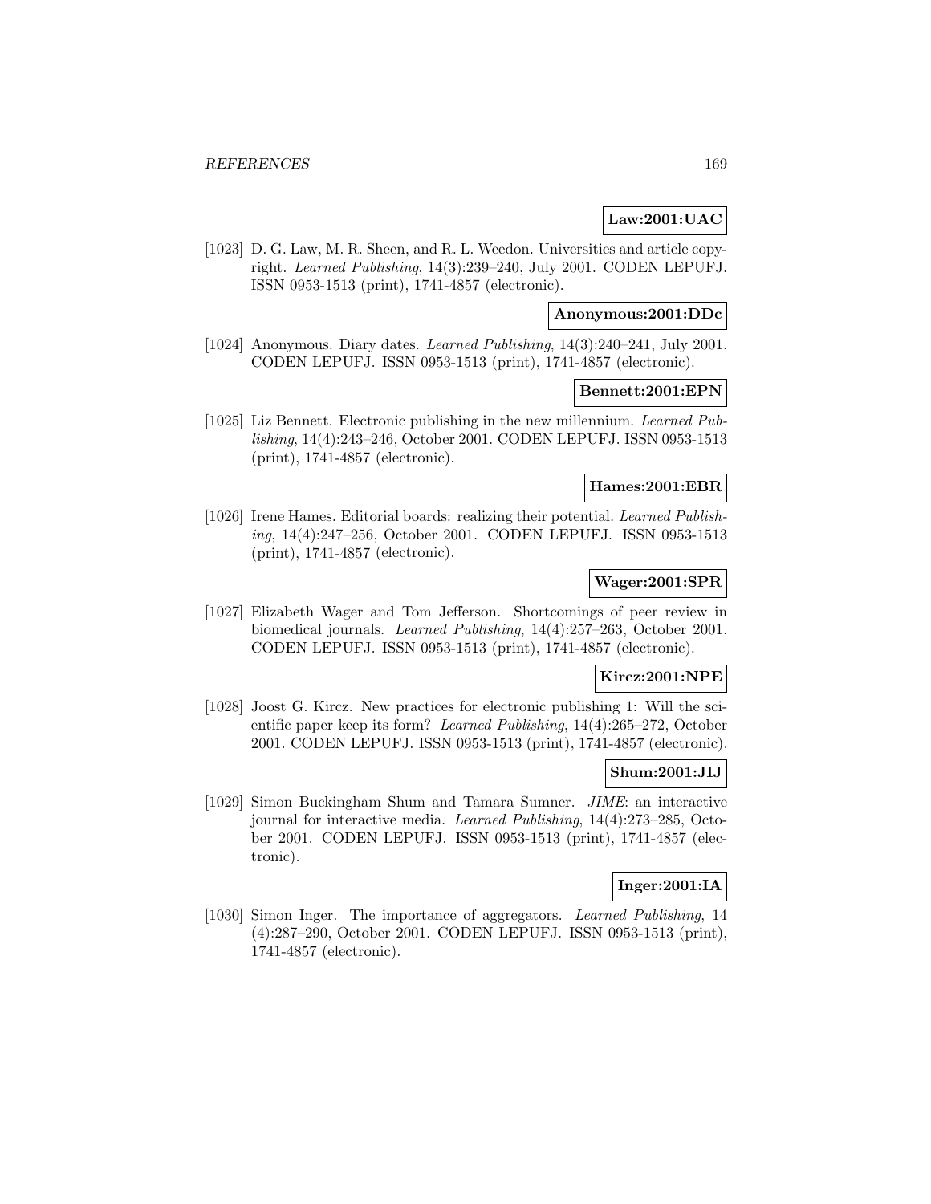**Law:2001:UAC**

[1023] D. G. Law, M. R. Sheen, and R. L. Weedon. Universities and article copyright. *Learned Publishing*, 14(3):239–240, July 2001. CODEN LEPUFJ. ISSN 0953-1513 (print), 1741-4857 (electronic).

**Anonymous:2001:DDc**

[1024] Anonymous. Diary dates. *Learned Publishing*, 14(3):240–241, July 2001. CODEN LEPUFJ. ISSN 0953-1513 (print), 1741-4857 (electronic).

**Bennett:2001:EPN**

[1025] Liz Bennett. Electronic publishing in the new millennium. *Learned Publishing*, 14(4):243–246, October 2001. CODEN LEPUFJ. ISSN 0953-1513 (print), 1741-4857 (electronic).

**Hames:2001:EBR**

[1026] Irene Hames. Editorial boards: realizing their potential. *Learned Publishing*, 14(4):247–256, October 2001. CODEN LEPUFJ. ISSN 0953-1513 (print), 1741-4857 (electronic).

**Wager:2001:SPR**

[1027] Elizabeth Wager and Tom Jefferson. Shortcomings of peer review in biomedical journals. *Learned Publishing*, 14(4):257–263, October 2001. CODEN LEPUFJ. ISSN 0953-1513 (print), 1741-4857 (electronic).

**Kircz:2001:NPE**

[1028] Joost G. Kircz. New practices for electronic publishing 1: Will the scientific paper keep its form? *Learned Publishing*, 14(4):265–272, October 2001. CODEN LEPUFJ. ISSN 0953-1513 (print), 1741-4857 (electronic).

**Shum:2001:JIJ**

[1029] Simon Buckingham Shum and Tamara Sumner. *JIME*: an interactive journal for interactive media. *Learned Publishing*, 14(4):273–285, October 2001. CODEN LEPUFJ. ISSN 0953-1513 (print), 1741-4857 (electronic).

**Inger:2001:IA**

[1030] Simon Inger. The importance of aggregators. *Learned Publishing*, 14 (4):287–290, October 2001. CODEN LEPUFJ. ISSN 0953-1513 (print), 1741-4857 (electronic).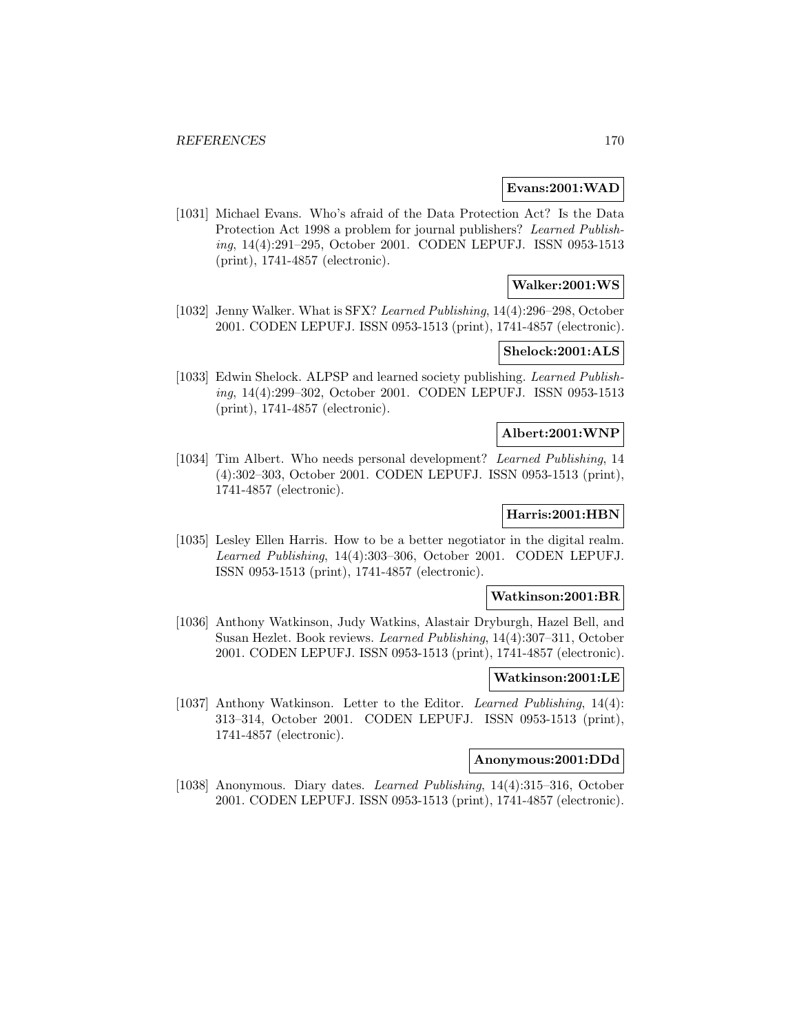**Evans:2001:WAD**

[1031] Michael Evans. Who's afraid of the Data Protection Act? Is the Data Protection Act 1998 a problem for journal publishers? *Learned Publishing*, 14(4):291–295, October 2001. CODEN LEPUFJ. ISSN 0953-1513 (print), 1741-4857 (electronic).

**Walker:2001:WS**

[1032] Jenny Walker. What is SFX? *Learned Publishing*, 14(4):296–298, October 2001. CODEN LEPUFJ. ISSN 0953-1513 (print), 1741-4857 (electronic).

**Shelock:2001:ALS**

[1033] Edwin Shelock. ALPSP and learned society publishing. *Learned Publishing*, 14(4):299–302, October 2001. CODEN LEPUFJ. ISSN 0953-1513 (print), 1741-4857 (electronic).

**Albert:2001:WNP**

[1034] Tim Albert. Who needs personal development? *Learned Publishing*, 14 (4):302–303, October 2001. CODEN LEPUFJ. ISSN 0953-1513 (print), 1741-4857 (electronic).

**Harris:2001:HBN**

[1035] Lesley Ellen Harris. How to be a better negotiator in the digital realm. *Learned Publishing*, 14(4):303–306, October 2001. CODEN LEPUFJ. ISSN 0953-1513 (print), 1741-4857 (electronic).

**Watkinson:2001:BR**

[1036] Anthony Watkinson, Judy Watkins, Alastair Dryburgh, Hazel Bell, and Susan Hezlet. Book reviews. *Learned Publishing*, 14(4):307–311, October 2001. CODEN LEPUFJ. ISSN 0953-1513 (print), 1741-4857 (electronic).

**Watkinson:2001:LE**

[1037] Anthony Watkinson. Letter to the Editor. *Learned Publishing*, 14(4): 313–314, October 2001. CODEN LEPUFJ. ISSN 0953-1513 (print), 1741-4857 (electronic).

**Anonymous:2001:DDd**

[1038] Anonymous. Diary dates. *Learned Publishing*, 14(4):315–316, October 2001. CODEN LEPUFJ. ISSN 0953-1513 (print), 1741-4857 (electronic).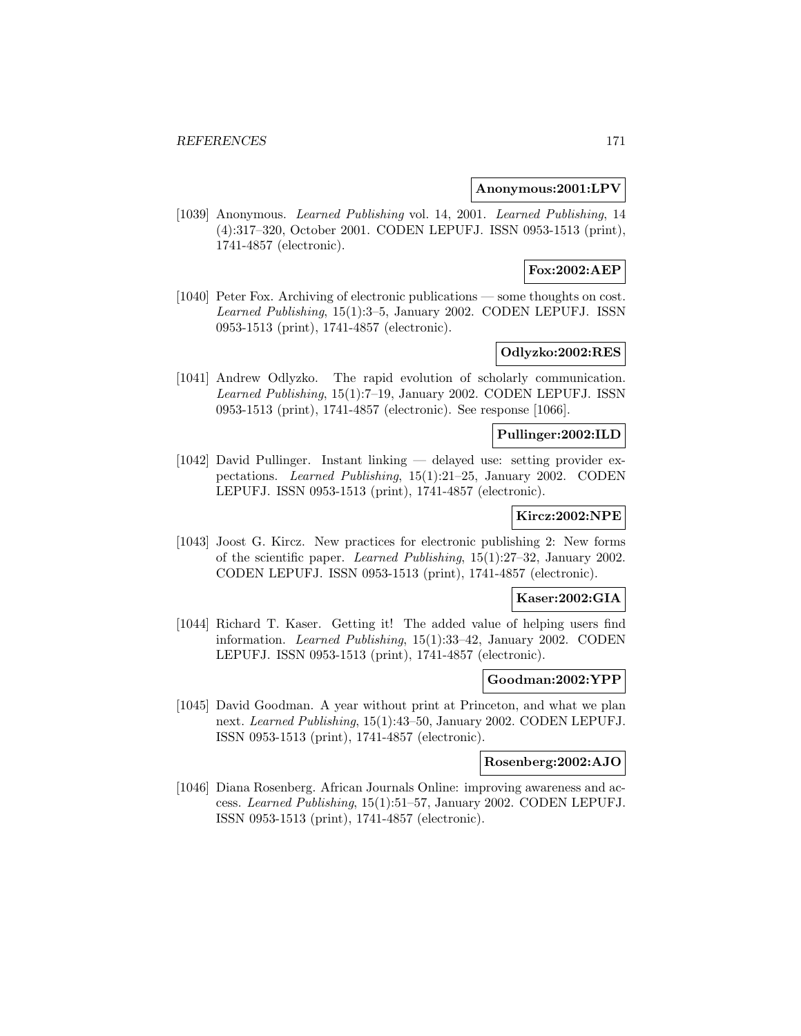**Anonymous:2001:LPV**

[1039] Anonymous. *Learned Publishing* vol. 14, 2001. *Learned Publishing*, 14 (4):317–320, October 2001. CODEN LEPUFJ. ISSN 0953-1513 (print), 1741-4857 (electronic).

**Fox:2002:AEP**

[1040] Peter Fox. Archiving of electronic publications — some thoughts on cost. *Learned Publishing*, 15(1):3–5, January 2002. CODEN LEPUFJ. ISSN 0953-1513 (print), 1741-4857 (electronic).

**Odlyzko:2002:RES**

[1041] Andrew Odlyzko. The rapid evolution of scholarly communication. *Learned Publishing*, 15(1):7–19, January 2002. CODEN LEPUFJ. ISSN 0953-1513 (print), 1741-4857 (electronic). See response [1066].

**Pullinger:2002:ILD**

[1042] David Pullinger. Instant linking — delayed use: setting provider expectations. *Learned Publishing*, 15(1):21–25, January 2002. CODEN LEPUFJ. ISSN 0953-1513 (print), 1741-4857 (electronic).

**Kircz:2002:NPE**

[1043] Joost G. Kircz. New practices for electronic publishing 2: New forms of the scientific paper. *Learned Publishing*, 15(1):27–32, January 2002. CODEN LEPUFJ. ISSN 0953-1513 (print), 1741-4857 (electronic).

**Kaser:2002:GIA**

[1044] Richard T. Kaser. Getting it! The added value of helping users find information. *Learned Publishing*, 15(1):33–42, January 2002. CODEN LEPUFJ. ISSN 0953-1513 (print), 1741-4857 (electronic).

**Goodman:2002:YPP**

[1045] David Goodman. A year without print at Princeton, and what we plan next. *Learned Publishing*, 15(1):43–50, January 2002. CODEN LEPUFJ. ISSN 0953-1513 (print), 1741-4857 (electronic).

**Rosenberg:2002:AJO**

[1046] Diana Rosenberg. African Journals Online: improving awareness and access. *Learned Publishing*, 15(1):51–57, January 2002. CODEN LEPUFJ. ISSN 0953-1513 (print), 1741-4857 (electronic).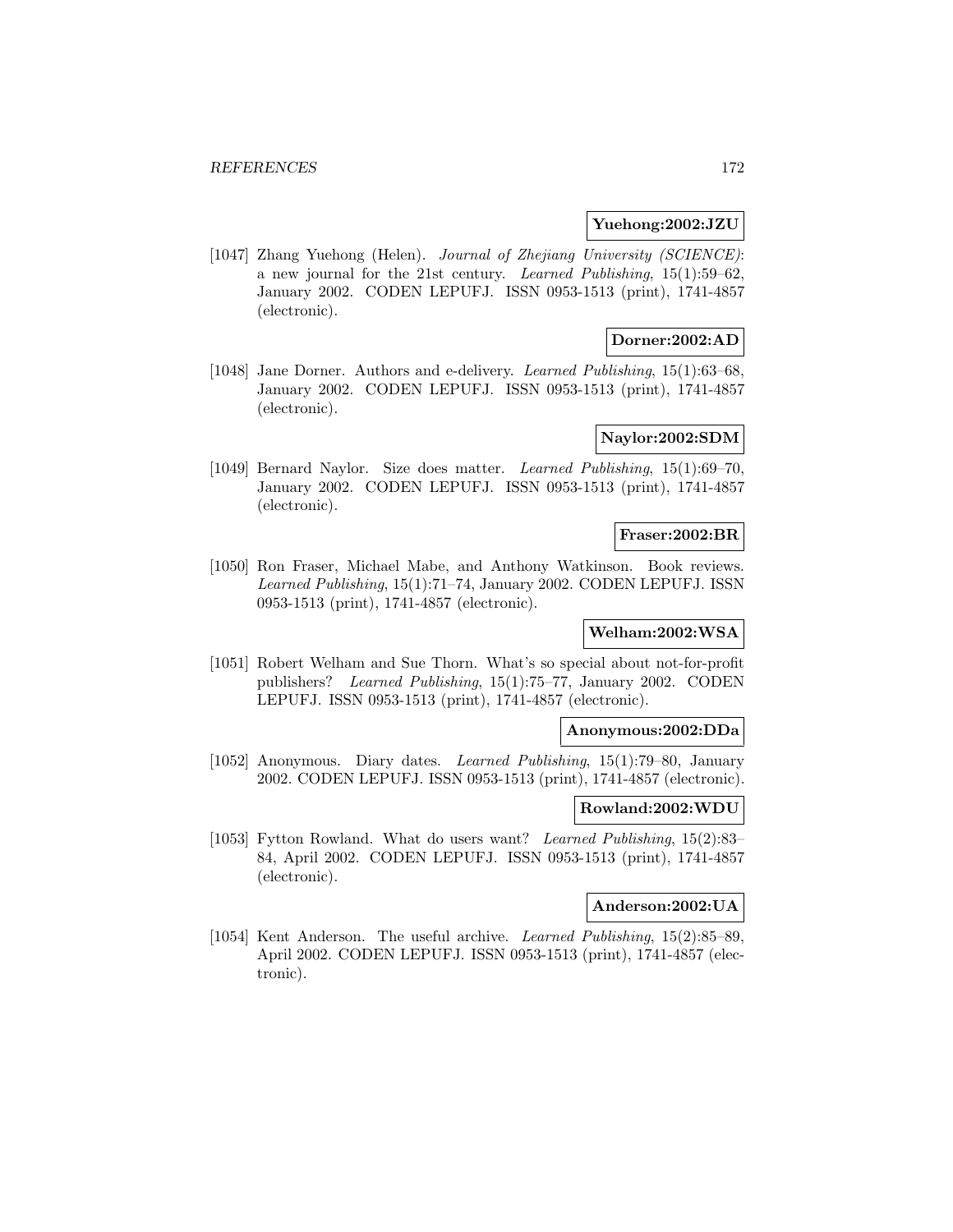**Yuehong:2002:JZU**

[1047] Zhang Yuehong (Helen). *Journal of Zhejiang University (SCIENCE)*: a new journal for the 21st century. *Learned Publishing*, 15(1):59–62, January 2002. CODEN LEPUFJ. ISSN 0953-1513 (print), 1741-4857 (electronic).

**Dorner:2002:AD**

[1048] Jane Dorner. Authors and e-delivery. *Learned Publishing*, 15(1):63–68, January 2002. CODEN LEPUFJ. ISSN 0953-1513 (print), 1741-4857 (electronic).

**Naylor:2002:SDM**

[1049] Bernard Naylor. Size does matter. *Learned Publishing*, 15(1):69–70, January 2002. CODEN LEPUFJ. ISSN 0953-1513 (print), 1741-4857 (electronic).

**Fraser:2002:BR**

[1050] Ron Fraser, Michael Mabe, and Anthony Watkinson. Book reviews. *Learned Publishing*, 15(1):71–74, January 2002. CODEN LEPUFJ. ISSN 0953-1513 (print), 1741-4857 (electronic).

**Welham:2002:WSA**

[1051] Robert Welham and Sue Thorn. What's so special about not-for-profit publishers? *Learned Publishing*, 15(1):75–77, January 2002. CODEN LEPUFJ. ISSN 0953-1513 (print), 1741-4857 (electronic).

**Anonymous:2002:DDa**

[1052] Anonymous. Diary dates. *Learned Publishing*, 15(1):79–80, January 2002. CODEN LEPUFJ. ISSN 0953-1513 (print), 1741-4857 (electronic).

**Rowland:2002:WDU**

[1053] Fytton Rowland. What do users want? *Learned Publishing*, 15(2):83–84, April 2002. CODEN LEPUFJ. ISSN 0953-1513 (print), 1741-4857 (electronic).

**Anderson:2002:UA**

[1054] Kent Anderson. The useful archive. *Learned Publishing*, 15(2):85–89, April 2002. CODEN LEPUFJ. ISSN 0953-1513 (print), 1741-4857 (electronic).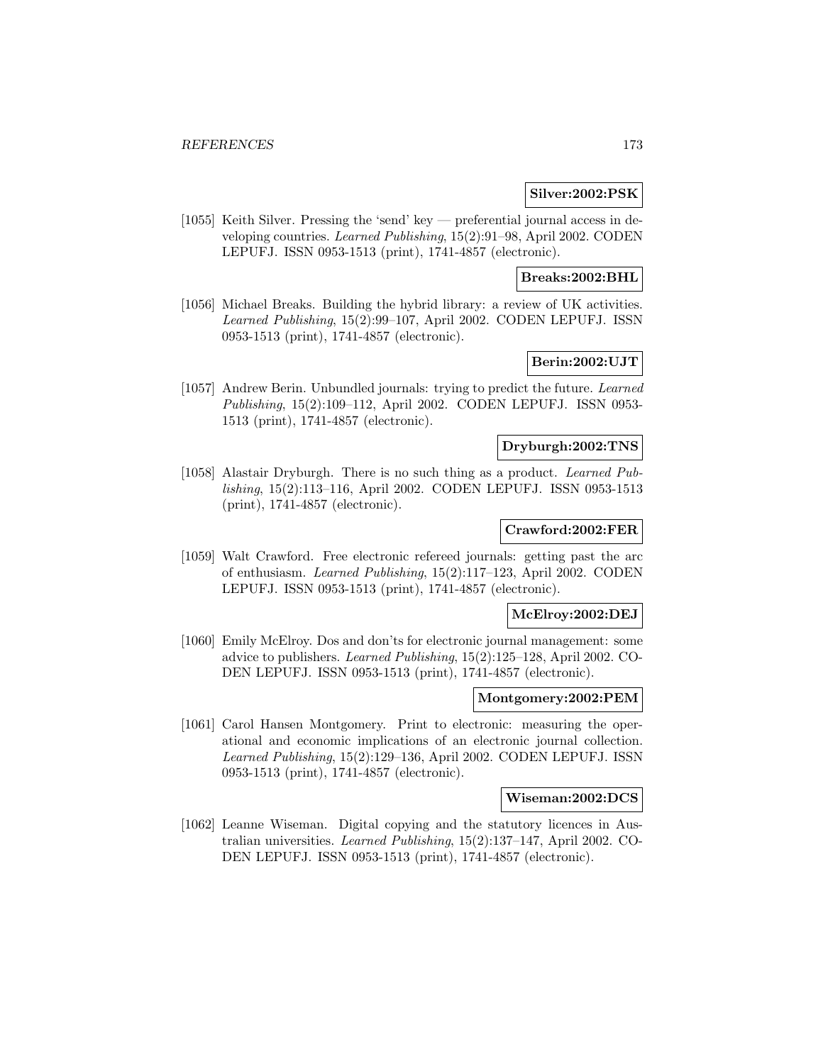**Silver:2002:PSK**

[1055] Keith Silver. Pressing the 'send' key — preferential journal access in developing countries. *Learned Publishing*, 15(2):91–98, April 2002. CODEN LEPUFJ. ISSN 0953-1513 (print), 1741-4857 (electronic).

**Breaks:2002:BHL**

[1056] Michael Breaks. Building the hybrid library: a review of UK activities. *Learned Publishing*, 15(2):99–107, April 2002. CODEN LEPUFJ. ISSN 0953-1513 (print), 1741-4857 (electronic).

**Berin:2002:UJT**

[1057] Andrew Berin. Unbundled journals: trying to predict the future. *Learned Publishing*, 15(2):109–112, April 2002. CODEN LEPUFJ. ISSN 0953-1513 (print), 1741-4857 (electronic).

**Dryburgh:2002:TNS**

[1058] Alastair Dryburgh. There is no such thing as a product. *Learned Publishing*, 15(2):113–116, April 2002. CODEN LEPUFJ. ISSN 0953-1513 (print), 1741-4857 (electronic).

**Crawford:2002:FER**

[1059] Walt Crawford. Free electronic refereed journals: getting past the arc of enthusiasm. *Learned Publishing*, 15(2):117–123, April 2002. CODEN LEPUFJ. ISSN 0953-1513 (print), 1741-4857 (electronic).

**McElroy:2002:DEJ**

[1060] Emily McElroy. Dos and don'ts for electronic journal management: some advice to publishers. *Learned Publishing*, 15(2):125–128, April 2002. CODEN LEPUFJ. ISSN 0953-1513 (print), 1741-4857 (electronic).

**Montgomery:2002:PEM**

[1061] Carol Hansen Montgomery. Print to electronic: measuring the operational and economic implications of an electronic journal collection. *Learned Publishing*, 15(2):129–136, April 2002. CODEN LEPUFJ. ISSN 0953-1513 (print), 1741-4857 (electronic).

**Wiseman:2002:DCS**

[1062] Leanne Wiseman. Digital copying and the statutory licences in Australian universities. *Learned Publishing*, 15(2):137–147, April 2002. CODEN LEPUFJ. ISSN 0953-1513 (print), 1741-4857 (electronic).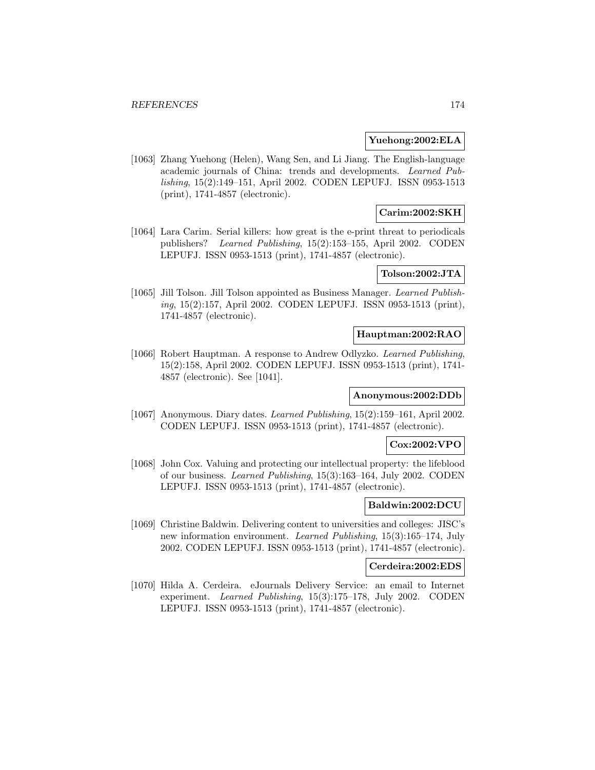**Yuehong:2002:ELA**

[1063] Zhang Yuehong (Helen), Wang Sen, and Li Jiang. The English-language academic journals of China: trends and developments. *Learned Publishing*, 15(2):149–151, April 2002. CODEN LEPUFJ. ISSN 0953-1513 (print), 1741-4857 (electronic).

**Carim:2002:SKH**

[1064] Lara Carim. Serial killers: how great is the e-print threat to periodicals publishers? *Learned Publishing*, 15(2):153–155, April 2002. CODEN LEPUFJ. ISSN 0953-1513 (print), 1741-4857 (electronic).

**Tolson:2002:JTA**

[1065] Jill Tolson. Jill Tolson appointed as Business Manager. *Learned Publishing*, 15(2):157, April 2002. CODEN LEPUFJ. ISSN 0953-1513 (print), 1741-4857 (electronic).

**Hauptman:2002:RAO**

[1066] Robert Hauptman. A response to Andrew Odlyzko. *Learned Publishing*, 15(2):158, April 2002. CODEN LEPUFJ. ISSN 0953-1513 (print), 1741-4857 (electronic). See [1041].

**Anonymous:2002:DDb**

[1067] Anonymous. Diary dates. *Learned Publishing*, 15(2):159–161, April 2002. CODEN LEPUFJ. ISSN 0953-1513 (print), 1741-4857 (electronic).

**Cox:2002:VPO**

[1068] John Cox. Valuing and protecting our intellectual property: the lifeblood of our business. *Learned Publishing*, 15(3):163–164, July 2002. CODEN LEPUFJ. ISSN 0953-1513 (print), 1741-4857 (electronic).

**Baldwin:2002:DCU**

[1069] Christine Baldwin. Delivering content to universities and colleges: JISC's new information environment. *Learned Publishing*, 15(3):165–174, July 2002. CODEN LEPUFJ. ISSN 0953-1513 (print), 1741-4857 (electronic).

**Cerdeira:2002:EDS**

[1070] Hilda A. Cerdeira. eJournals Delivery Service: an email to Internet experiment. *Learned Publishing*, 15(3):175–178, July 2002. CODEN LEPUFJ. ISSN 0953-1513 (print), 1741-4857 (electronic).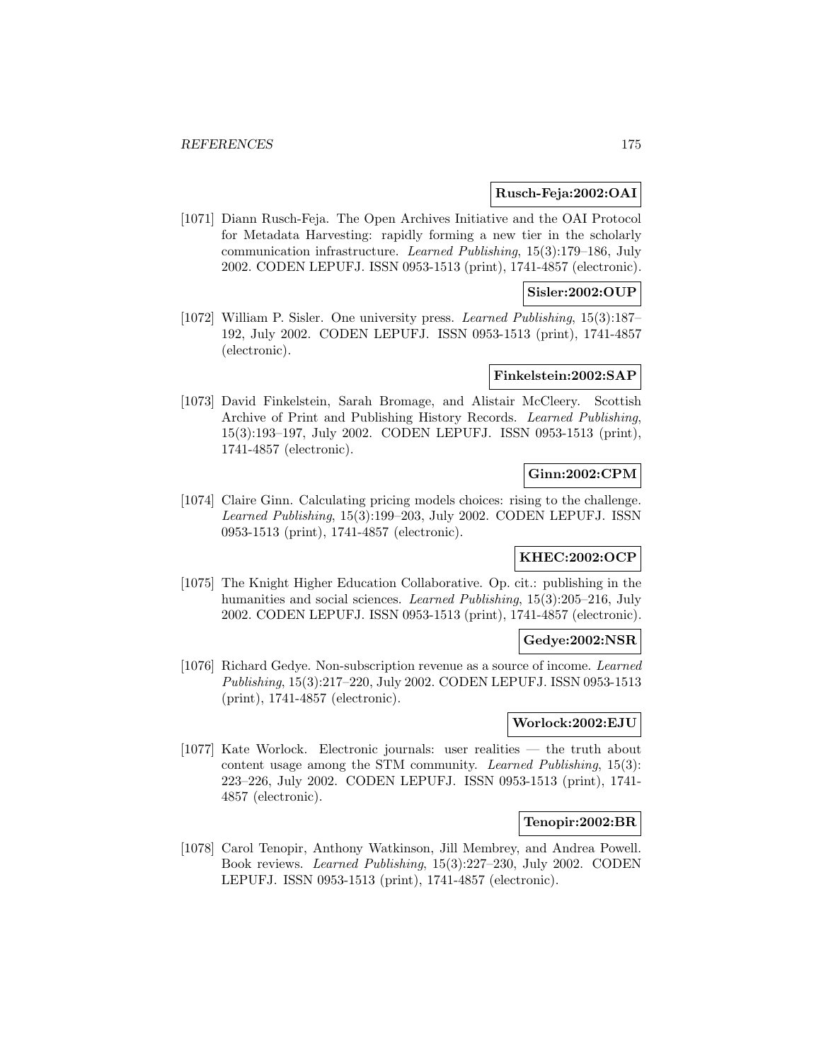**Rusch-Feja:2002:OAI**

[1071] Diann Rusch-Feja. The Open Archives Initiative and the OAI Protocol for Metadata Harvesting: rapidly forming a new tier in the scholarly communication infrastructure. *Learned Publishing*, 15(3):179–186, July 2002. CODEN LEPUFJ. ISSN 0953-1513 (print), 1741-4857 (electronic).

**Sisler:2002:OUP**

[1072] William P. Sisler. One university press. *Learned Publishing*, 15(3):187–192, July 2002. CODEN LEPUFJ. ISSN 0953-1513 (print), 1741-4857 (electronic).

**Finkelstein:2002:SAP**

[1073] David Finkelstein, Sarah Bromage, and Alistair McCleery. Scottish Archive of Print and Publishing History Records. *Learned Publishing*, 15(3):193–197, July 2002. CODEN LEPUFJ. ISSN 0953-1513 (print), 1741-4857 (electronic).

**Ginn:2002:CPM**

[1074] Claire Ginn. Calculating pricing models choices: rising to the challenge. *Learned Publishing*, 15(3):199–203, July 2002. CODEN LEPUFJ. ISSN 0953-1513 (print), 1741-4857 (electronic).

**KHEC:2002:OCP**

[1075] The Knight Higher Education Collaborative. Op. cit.: publishing in the humanities and social sciences. *Learned Publishing*, 15(3):205–216, July 2002. CODEN LEPUFJ. ISSN 0953-1513 (print), 1741-4857 (electronic).

**Gedye:2002:NSR**

[1076] Richard Gedye. Non-subscription revenue as a source of income. *Learned Publishing*, 15(3):217–220, July 2002. CODEN LEPUFJ. ISSN 0953-1513 (print), 1741-4857 (electronic).

**Worlock:2002:EJU**

[1077] Kate Worlock. Electronic journals: user realities — the truth about content usage among the STM community. *Learned Publishing*, 15(3): 223–226, July 2002. CODEN LEPUFJ. ISSN 0953-1513 (print), 1741-4857 (electronic).

**Tenopir:2002:BR**

[1078] Carol Tenopir, Anthony Watkinson, Jill Membrey, and Andrea Powell. Book reviews. *Learned Publishing*, 15(3):227–230, July 2002. CODEN LEPUFJ. ISSN 0953-1513 (print), 1741-4857 (electronic).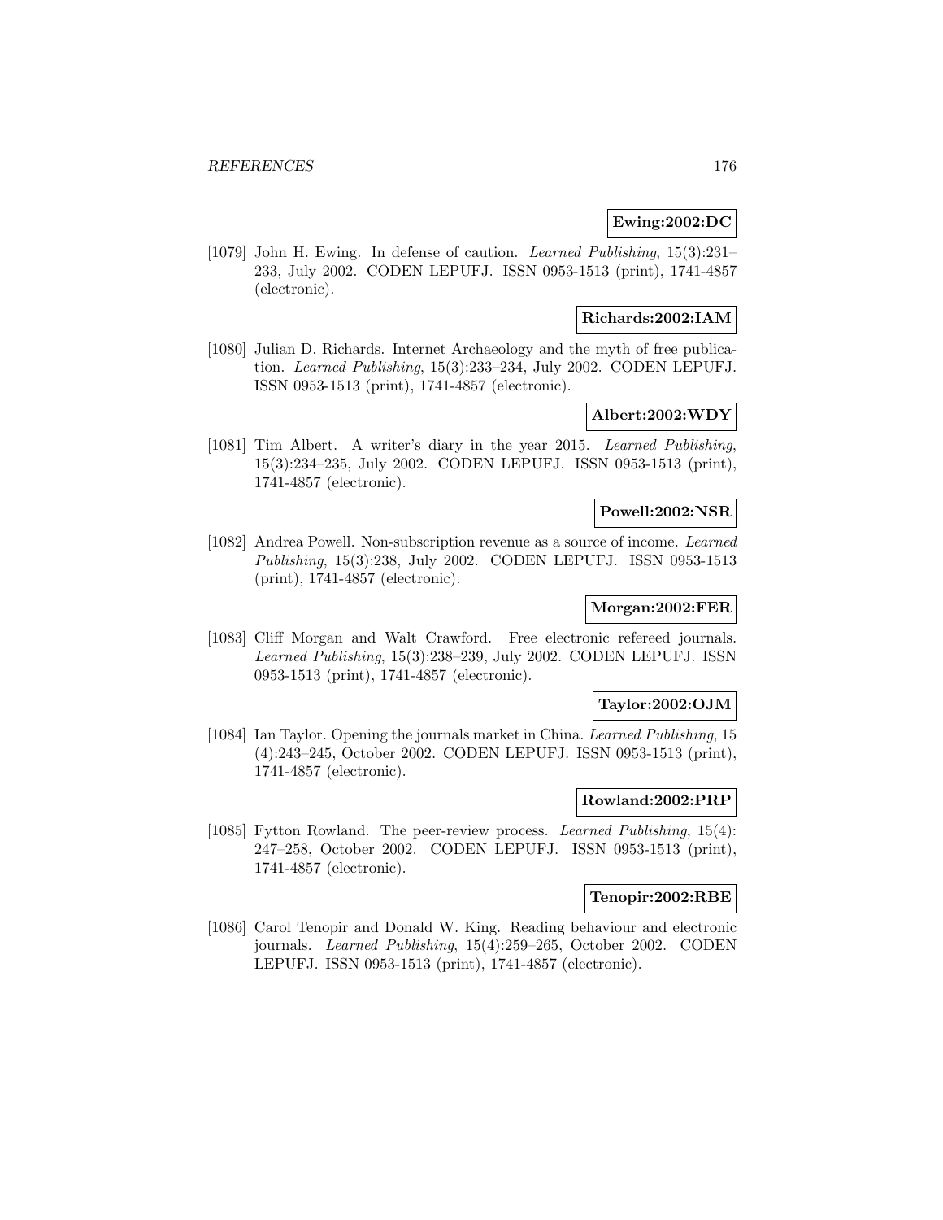**Ewing:2002:DC**

[1079] John H. Ewing. In defense of caution. *Learned Publishing*, 15(3):231–233, July 2002. CODEN LEPUFJ. ISSN 0953-1513 (print), 1741-4857 (electronic).

**Richards:2002:IAM**

[1080] Julian D. Richards. Internet Archaeology and the myth of free publication. *Learned Publishing*, 15(3):233–234, July 2002. CODEN LEPUFJ. ISSN 0953-1513 (print), 1741-4857 (electronic).

**Albert:2002:WDY**

[1081] Tim Albert. A writer's diary in the year 2015. *Learned Publishing*, 15(3):234–235, July 2002. CODEN LEPUFJ. ISSN 0953-1513 (print), 1741-4857 (electronic).

**Powell:2002:NSR**

[1082] Andrea Powell. Non-subscription revenue as a source of income. *Learned Publishing*, 15(3):238, July 2002. CODEN LEPUFJ. ISSN 0953-1513 (print), 1741-4857 (electronic).

**Morgan:2002:FER**

[1083] Cliff Morgan and Walt Crawford. Free electronic refereed journals. *Learned Publishing*, 15(3):238–239, July 2002. CODEN LEPUFJ. ISSN 0953-1513 (print), 1741-4857 (electronic).

**Taylor:2002:OJM**

[1084] Ian Taylor. Opening the journals market in China. *Learned Publishing*, 15 (4):243–245, October 2002. CODEN LEPUFJ. ISSN 0953-1513 (print), 1741-4857 (electronic).

**Rowland:2002:PRP**

[1085] Fytton Rowland. The peer-review process. *Learned Publishing*, 15(4): 247–258, October 2002. CODEN LEPUFJ. ISSN 0953-1513 (print), 1741-4857 (electronic).

**Tenopir:2002:RBE**

[1086] Carol Tenopir and Donald W. King. Reading behaviour and electronic journals. *Learned Publishing*, 15(4):259–265, October 2002. CODEN LEPUFJ. ISSN 0953-1513 (print), 1741-4857 (electronic).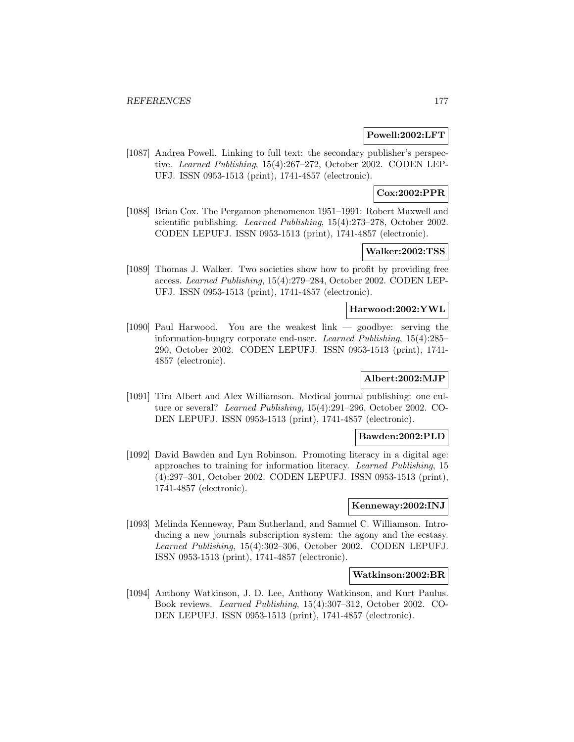**Powell:2002:LFT**

[1087] Andrea Powell. Linking to full text: the secondary publisher's perspective. *Learned Publishing*, 15(4):267–272, October 2002. CODEN LEPUFJ. ISSN 0953-1513 (print), 1741-4857 (electronic).

**Cox:2002:PPR**

[1088] Brian Cox. The Pergamon phenomenon 1951–1991: Robert Maxwell and scientific publishing. *Learned Publishing*, 15(4):273–278, October 2002. CODEN LEPUFJ. ISSN 0953-1513 (print), 1741-4857 (electronic).

**Walker:2002:TSS**

[1089] Thomas J. Walker. Two societies show how to profit by providing free access. *Learned Publishing*, 15(4):279–284, October 2002. CODEN LEPUFJ. ISSN 0953-1513 (print), 1741-4857 (electronic).

**Harwood:2002:YWL**

[1090] Paul Harwood. You are the weakest link — goodbye: serving the information-hungry corporate end-user. *Learned Publishing*, 15(4):285–290, October 2002. CODEN LEPUFJ. ISSN 0953-1513 (print), 1741-4857 (electronic).

**Albert:2002:MJP**

[1091] Tim Albert and Alex Williamson. Medical journal publishing: one culture or several? *Learned Publishing*, 15(4):291–296, October 2002. CODEN LEPUFJ. ISSN 0953-1513 (print), 1741-4857 (electronic).

**Bawden:2002:PLD**

[1092] David Bawden and Lyn Robinson. Promoting literacy in a digital age: approaches to training for information literacy. *Learned Publishing*, 15 (4):297–301, October 2002. CODEN LEPUFJ. ISSN 0953-1513 (print), 1741-4857 (electronic).

**Kenneway:2002:INJ**

[1093] Melinda Kenneway, Pam Sutherland, and Samuel C. Williamson. Introducing a new journals subscription system: the agony and the ecstasy. *Learned Publishing*, 15(4):302–306, October 2002. CODEN LEPUFJ. ISSN 0953-1513 (print), 1741-4857 (electronic).

**Watkinson:2002:BR**

[1094] Anthony Watkinson, J. D. Lee, Anthony Watkinson, and Kurt Paulus. Book reviews. *Learned Publishing*, 15(4):307–312, October 2002. CODEN LEPUFJ. ISSN 0953-1513 (print), 1741-4857 (electronic).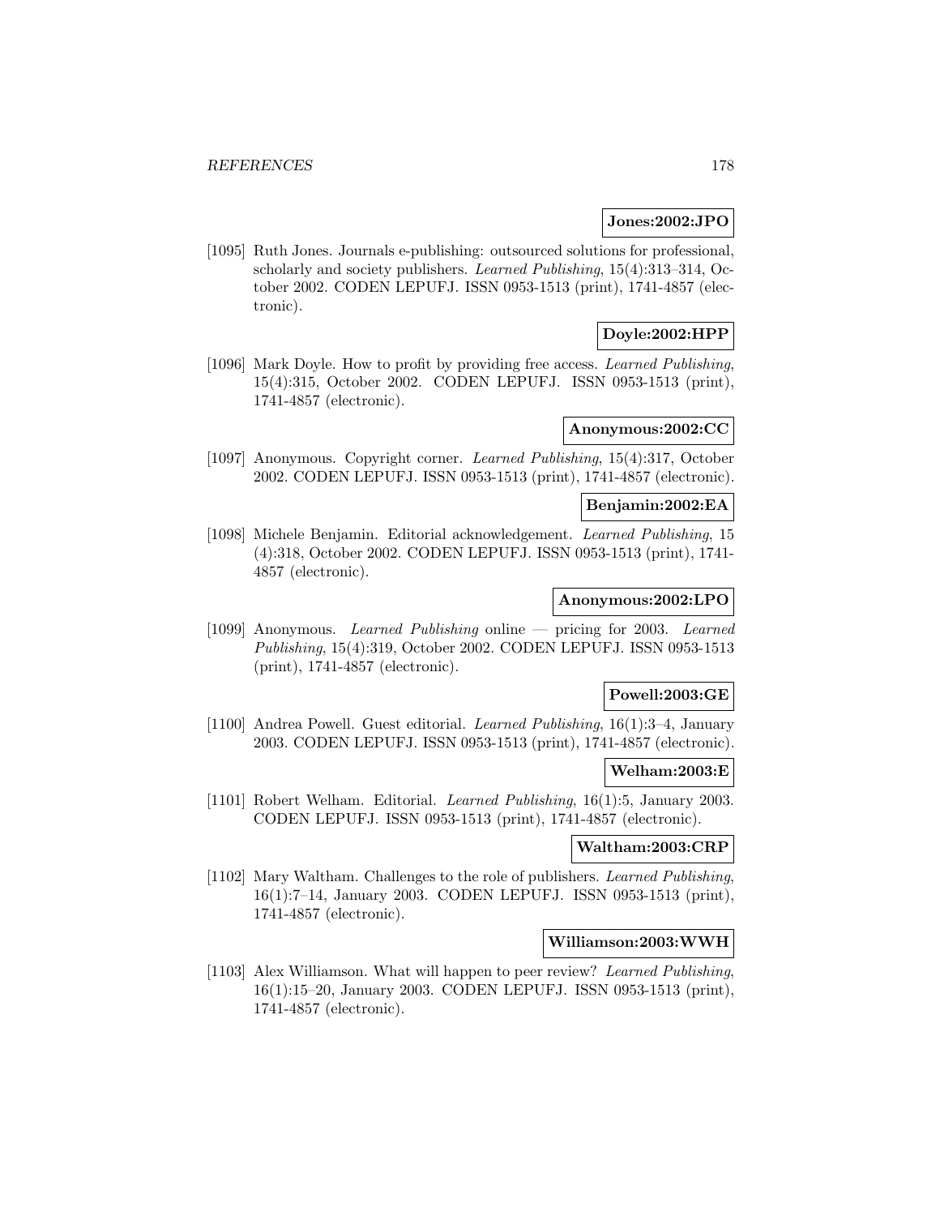**Jones:2002:JPO**

[1095] Ruth Jones. Journals e-publishing: outsourced solutions for professional, scholarly and society publishers. *Learned Publishing*, 15(4):313–314, October 2002. CODEN LEPUFJ. ISSN 0953-1513 (print), 1741-4857 (electronic).

**Doyle:2002:HPP**

[1096] Mark Doyle. How to profit by providing free access. *Learned Publishing*, 15(4):315, October 2002. CODEN LEPUFJ. ISSN 0953-1513 (print), 1741-4857 (electronic).

**Anonymous:2002:CC**

[1097] Anonymous. Copyright corner. *Learned Publishing*, 15(4):317, October 2002. CODEN LEPUFJ. ISSN 0953-1513 (print), 1741-4857 (electronic).

**Benjamin:2002:EA**

[1098] Michele Benjamin. Editorial acknowledgement. *Learned Publishing*, 15 (4):318, October 2002. CODEN LEPUFJ. ISSN 0953-1513 (print), 1741-4857 (electronic).

**Anonymous:2002:LPO**

[1099] Anonymous. *Learned Publishing* online — pricing for 2003. *Learned Publishing*, 15(4):319, October 2002. CODEN LEPUFJ. ISSN 0953-1513 (print), 1741-4857 (electronic).

**Powell:2003:GE**

[1100] Andrea Powell. Guest editorial. *Learned Publishing*, 16(1):3–4, January 2003. CODEN LEPUFJ. ISSN 0953-1513 (print), 1741-4857 (electronic).

**Welham:2003:E**

[1101] Robert Welham. Editorial. *Learned Publishing*, 16(1):5, January 2003. CODEN LEPUFJ. ISSN 0953-1513 (print), 1741-4857 (electronic).

**Waltham:2003:CRP**

[1102] Mary Waltham. Challenges to the role of publishers. *Learned Publishing*, 16(1):7–14, January 2003. CODEN LEPUFJ. ISSN 0953-1513 (print), 1741-4857 (electronic).

**Williamson:2003:WWH**

[1103] Alex Williamson. What will happen to peer review? *Learned Publishing*, 16(1):15–20, January 2003. CODEN LEPUFJ. ISSN 0953-1513 (print), 1741-4857 (electronic).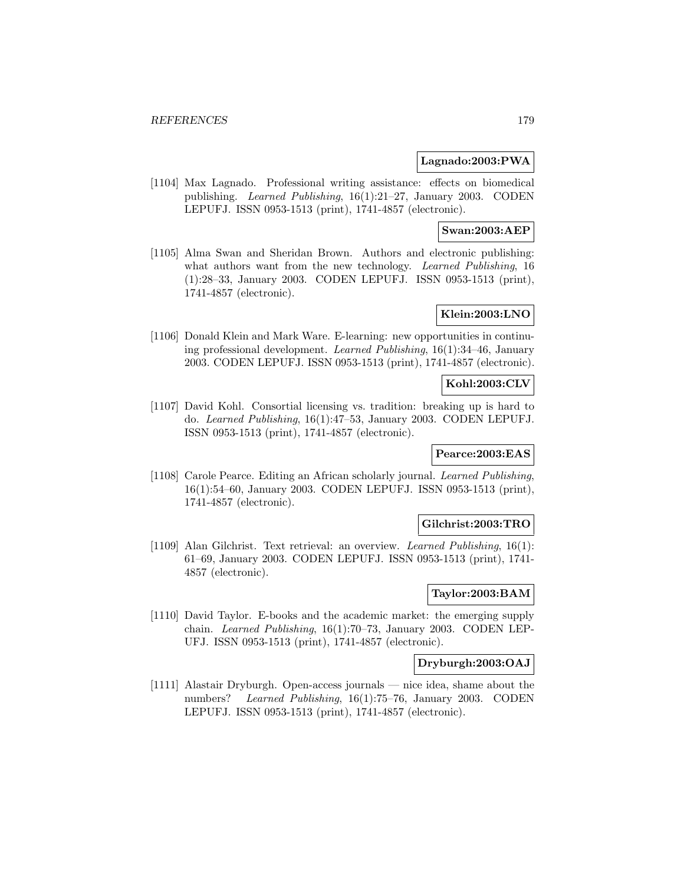**Lagnado:2003:PWA**

[1104] Max Lagnado. Professional writing assistance: effects on biomedical publishing. *Learned Publishing*, 16(1):21–27, January 2003. CODEN LEPUFJ. ISSN 0953-1513 (print), 1741-4857 (electronic).

**Swan:2003:AEP**

[1105] Alma Swan and Sheridan Brown. Authors and electronic publishing: what authors want from the new technology. *Learned Publishing*, 16 (1):28–33, January 2003. CODEN LEPUFJ. ISSN 0953-1513 (print), 1741-4857 (electronic).

**Klein:2003:LNO**

[1106] Donald Klein and Mark Ware. E-learning: new opportunities in continuing professional development. *Learned Publishing*, 16(1):34–46, January 2003. CODEN LEPUFJ. ISSN 0953-1513 (print), 1741-4857 (electronic).

**Kohl:2003:CLV**

[1107] David Kohl. Consortial licensing vs. tradition: breaking up is hard to do. *Learned Publishing*, 16(1):47–53, January 2003. CODEN LEPUFJ. ISSN 0953-1513 (print), 1741-4857 (electronic).

**Pearce:2003:EAS**

[1108] Carole Pearce. Editing an African scholarly journal. *Learned Publishing*, 16(1):54–60, January 2003. CODEN LEPUFJ. ISSN 0953-1513 (print), 1741-4857 (electronic).

**Gilchrist:2003:TRO**

[1109] Alan Gilchrist. Text retrieval: an overview. *Learned Publishing*, 16(1): 61–69, January 2003. CODEN LEPUFJ. ISSN 0953-1513 (print), 1741-4857 (electronic).

**Taylor:2003:BAM**

[1110] David Taylor. E-books and the academic market: the emerging supply chain. *Learned Publishing*, 16(1):70–73, January 2003. CODEN LEPUFJ. ISSN 0953-1513 (print), 1741-4857 (electronic).

**Dryburgh:2003:OAJ**

[1111] Alastair Dryburgh. Open-access journals — nice idea, shame about the numbers? *Learned Publishing*, 16(1):75–76, January 2003. CODEN LEPUFJ. ISSN 0953-1513 (print), 1741-4857 (electronic).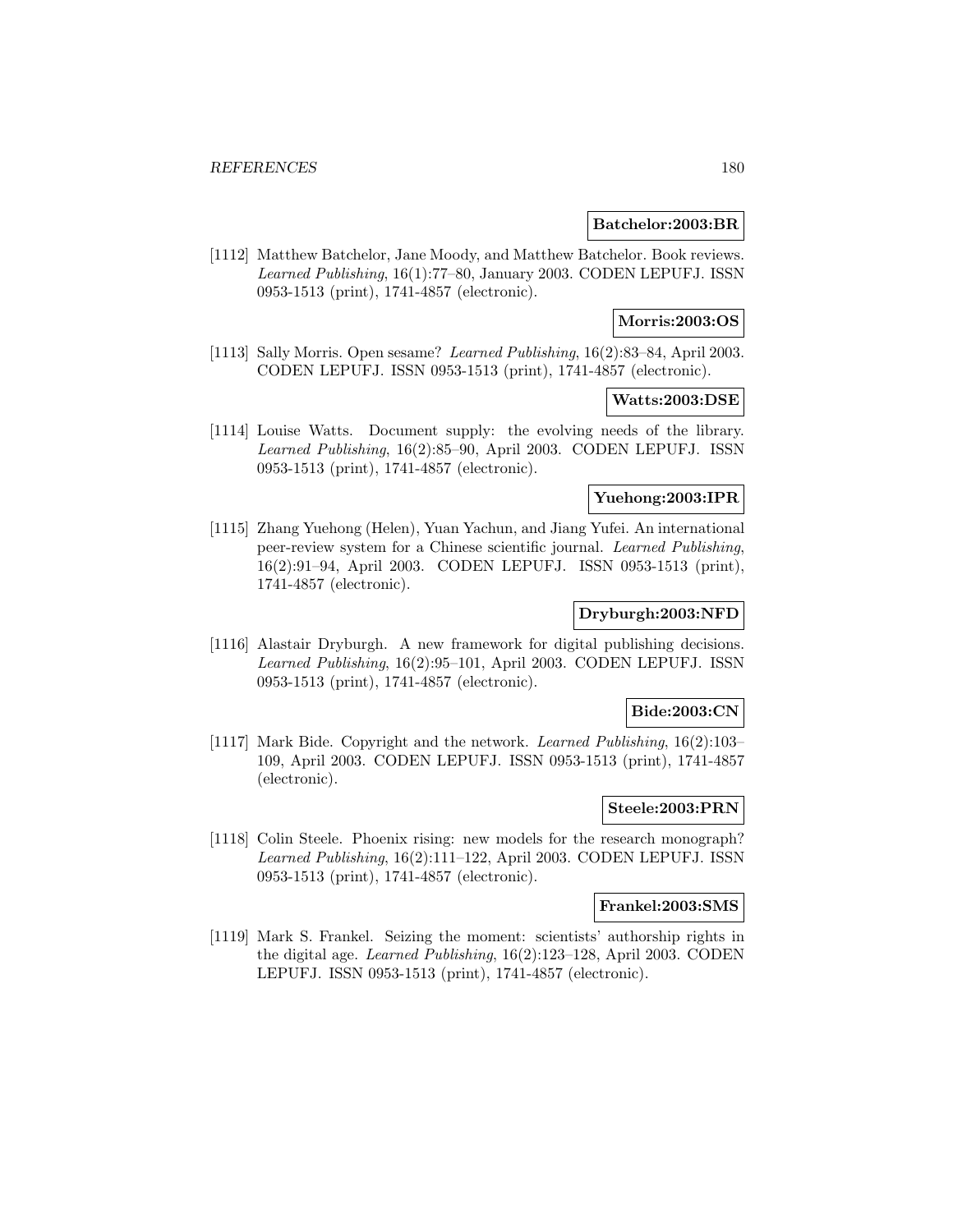**Batchelor:2003:BR**

[1112] Matthew Batchelor, Jane Moody, and Matthew Batchelor. Book reviews. *Learned Publishing*, 16(1):77–80, January 2003. CODEN LEPUFJ. ISSN 0953-1513 (print), 1741-4857 (electronic).

**Morris:2003:OS**

[1113] Sally Morris. Open sesame? *Learned Publishing*, 16(2):83–84, April 2003. CODEN LEPUFJ. ISSN 0953-1513 (print), 1741-4857 (electronic).

**Watts:2003:DSE**

[1114] Louise Watts. Document supply: the evolving needs of the library. *Learned Publishing*, 16(2):85–90, April 2003. CODEN LEPUFJ. ISSN 0953-1513 (print), 1741-4857 (electronic).

**Yuehong:2003:IPR**

[1115] Zhang Yuehong (Helen), Yuan Yachun, and Jiang Yufei. An international peer-review system for a Chinese scientific journal. *Learned Publishing*, 16(2):91–94, April 2003. CODEN LEPUFJ. ISSN 0953-1513 (print), 1741-4857 (electronic).

**Dryburgh:2003:NFD**

[1116] Alastair Dryburgh. A new framework for digital publishing decisions. *Learned Publishing*, 16(2):95–101, April 2003. CODEN LEPUFJ. ISSN 0953-1513 (print), 1741-4857 (electronic).

**Bide:2003:CN**

[1117] Mark Bide. Copyright and the network. *Learned Publishing*, 16(2):103–109, April 2003. CODEN LEPUFJ. ISSN 0953-1513 (print), 1741-4857 (electronic).

**Steele:2003:PRN**

[1118] Colin Steele. Phoenix rising: new models for the research monograph? *Learned Publishing*, 16(2):111–122, April 2003. CODEN LEPUFJ. ISSN 0953-1513 (print), 1741-4857 (electronic).

**Frankel:2003:SMS**

[1119] Mark S. Frankel. Seizing the moment: scientists' authorship rights in the digital age. *Learned Publishing*, 16(2):123–128, April 2003. CODEN LEPUFJ. ISSN 0953-1513 (print), 1741-4857 (electronic).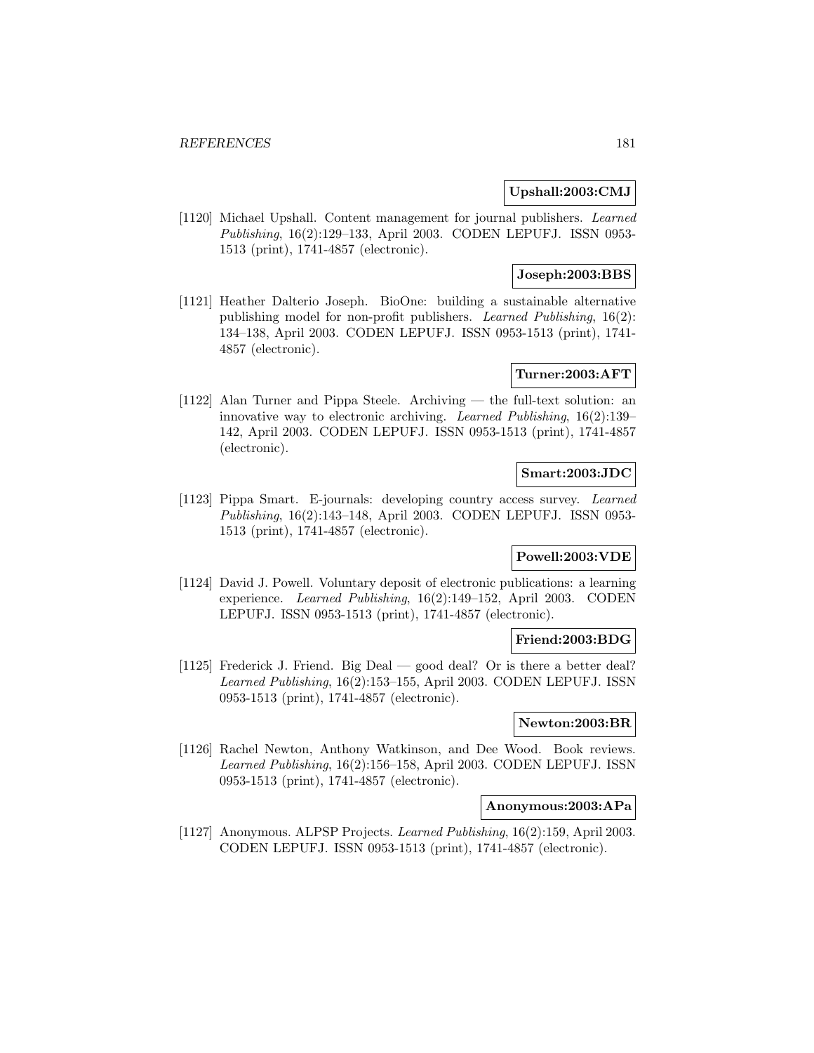**Upshall:2003:CMJ**

[1120] Michael Upshall. Content management for journal publishers. *Learned Publishing*, 16(2):129–133, April 2003. CODEN LEPUFJ. ISSN 0953-1513 (print), 1741-4857 (electronic).

**Joseph:2003:BBS**

[1121] Heather Dalterio Joseph. BioOne: building a sustainable alternative publishing model for non-profit publishers. *Learned Publishing*, 16(2): 134–138, April 2003. CODEN LEPUFJ. ISSN 0953-1513 (print), 1741-4857 (electronic).

**Turner:2003:AFT**

[1122] Alan Turner and Pippa Steele. Archiving — the full-text solution: an innovative way to electronic archiving. *Learned Publishing*, 16(2):139–142, April 2003. CODEN LEPUFJ. ISSN 0953-1513 (print), 1741-4857 (electronic).

**Smart:2003:JDC**

[1123] Pippa Smart. E-journals: developing country access survey. *Learned Publishing*, 16(2):143–148, April 2003. CODEN LEPUFJ. ISSN 0953-1513 (print), 1741-4857 (electronic).

**Powell:2003:VDE**

[1124] David J. Powell. Voluntary deposit of electronic publications: a learning experience. *Learned Publishing*, 16(2):149–152, April 2003. CODEN LEPUFJ. ISSN 0953-1513 (print), 1741-4857 (electronic).

**Friend:2003:BDG**

[1125] Frederick J. Friend. Big Deal — good deal? Or is there a better deal? *Learned Publishing*, 16(2):153–155, April 2003. CODEN LEPUFJ. ISSN 0953-1513 (print), 1741-4857 (electronic).

**Newton:2003:BR**

[1126] Rachel Newton, Anthony Watkinson, and Dee Wood. Book reviews. *Learned Publishing*, 16(2):156–158, April 2003. CODEN LEPUFJ. ISSN 0953-1513 (print), 1741-4857 (electronic).

**Anonymous:2003:APa**

[1127] Anonymous. ALPSP Projects. *Learned Publishing*, 16(2):159, April 2003. CODEN LEPUFJ. ISSN 0953-1513 (print), 1741-4857 (electronic).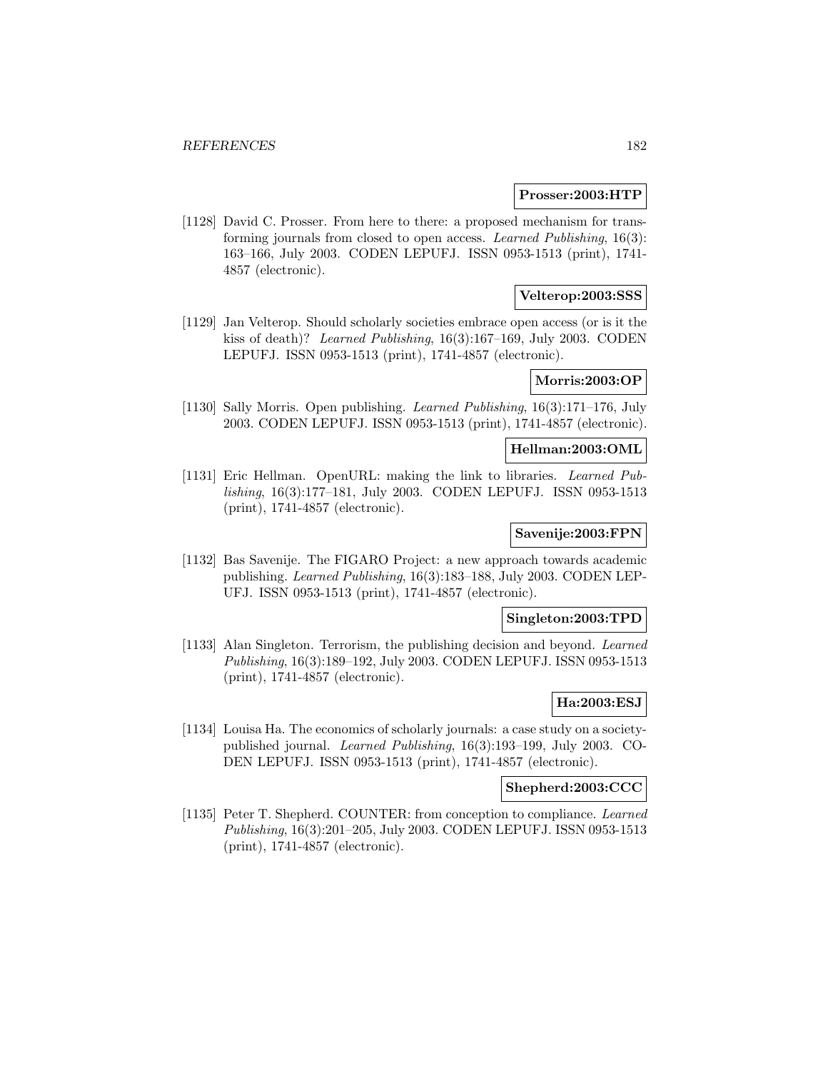**Prosser:2003:HTP**

[1128] David C. Prosser. From here to there: a proposed mechanism for transforming journals from closed to open access. *Learned Publishing*, 16(3): 163–166, July 2003. CODEN LEPUFJ. ISSN 0953-1513 (print), 1741-4857 (electronic).

**Velterop:2003:SSS**

[1129] Jan Velterop. Should scholarly societies embrace open access (or is it the kiss of death)? *Learned Publishing*, 16(3):167–169, July 2003. CODEN LEPUFJ. ISSN 0953-1513 (print), 1741-4857 (electronic).

**Morris:2003:OP**

[1130] Sally Morris. Open publishing. *Learned Publishing*, 16(3):171–176, July 2003. CODEN LEPUFJ. ISSN 0953-1513 (print), 1741-4857 (electronic).

**Hellman:2003:OML**

[1131] Eric Hellman. OpenURL: making the link to libraries. *Learned Publishing*, 16(3):177–181, July 2003. CODEN LEPUFJ. ISSN 0953-1513 (print), 1741-4857 (electronic).

**Savenije:2003:FPN**

[1132] Bas Savenije. The FIGARO Project: a new approach towards academic publishing. *Learned Publishing*, 16(3):183–188, July 2003. CODEN LEPUFJ. ISSN 0953-1513 (print), 1741-4857 (electronic).

**Singleton:2003:TPD**

[1133] Alan Singleton. Terrorism, the publishing decision and beyond. *Learned Publishing*, 16(3):189–192, July 2003. CODEN LEPUFJ. ISSN 0953-1513 (print), 1741-4857 (electronic).

**Ha:2003:ESJ**

[1134] Louisa Ha. The economics of scholarly journals: a case study on a society-published journal. *Learned Publishing*, 16(3):193–199, July 2003. CODEN LEPUFJ. ISSN 0953-1513 (print), 1741-4857 (electronic).

**Shepherd:2003:CCC**

[1135] Peter T. Shepherd. COUNTER: from conception to compliance. *Learned Publishing*, 16(3):201–205, July 2003. CODEN LEPUFJ. ISSN 0953-1513 (print), 1741-4857 (electronic).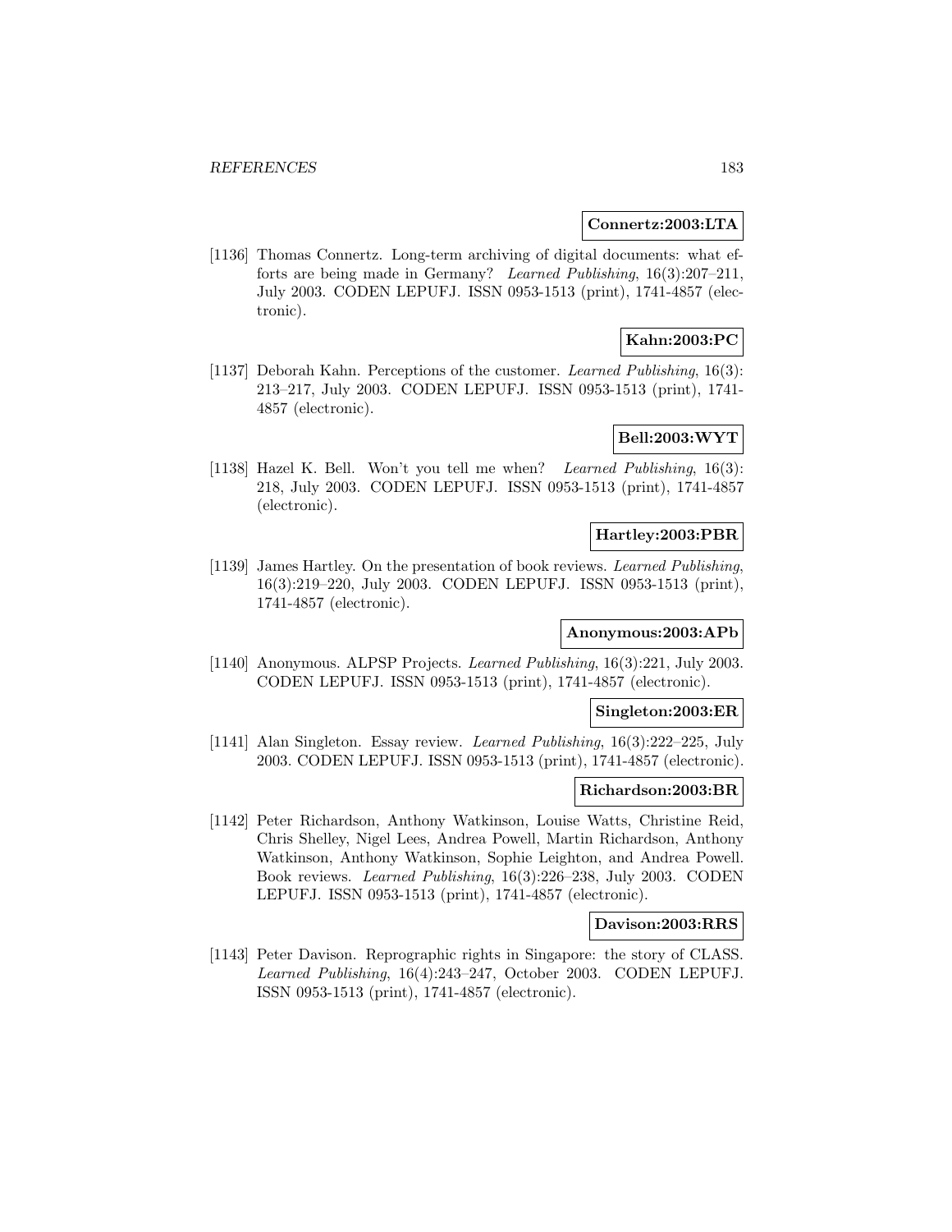**Connertz:2003:LTA**

[1136] Thomas Connertz. Long-term archiving of digital documents: what efforts are being made in Germany? *Learned Publishing*, 16(3):207–211, July 2003. CODEN LEPUFJ. ISSN 0953-1513 (print), 1741-4857 (electronic).

**Kahn:2003:PC**

[1137] Deborah Kahn. Perceptions of the customer. *Learned Publishing*, 16(3): 213–217, July 2003. CODEN LEPUFJ. ISSN 0953-1513 (print), 1741-4857 (electronic).

**Bell:2003:WYT**

[1138] Hazel K. Bell. Won't you tell me when? *Learned Publishing*, 16(3): 218, July 2003. CODEN LEPUFJ. ISSN 0953-1513 (print), 1741-4857 (electronic).

**Hartley:2003:PBR**

[1139] James Hartley. On the presentation of book reviews. *Learned Publishing*, 16(3):219–220, July 2003. CODEN LEPUFJ. ISSN 0953-1513 (print), 1741-4857 (electronic).

**Anonymous:2003:APb**

[1140] Anonymous. ALPSP Projects. *Learned Publishing*, 16(3):221, July 2003. CODEN LEPUFJ. ISSN 0953-1513 (print), 1741-4857 (electronic).

**Singleton:2003:ER**

[1141] Alan Singleton. Essay review. *Learned Publishing*, 16(3):222–225, July 2003. CODEN LEPUFJ. ISSN 0953-1513 (print), 1741-4857 (electronic).

**Richardson:2003:BR**

[1142] Peter Richardson, Anthony Watkinson, Louise Watts, Christine Reid, Chris Shelley, Nigel Lees, Andrea Powell, Martin Richardson, Anthony Watkinson, Anthony Watkinson, Sophie Leighton, and Andrea Powell. Book reviews. *Learned Publishing*, 16(3):226–238, July 2003. CODEN LEPUFJ. ISSN 0953-1513 (print), 1741-4857 (electronic).

**Davison:2003:RRS**

[1143] Peter Davison. Reprographic rights in Singapore: the story of CLASS. *Learned Publishing*, 16(4):243–247, October 2003. CODEN LEPUFJ. ISSN 0953-1513 (print), 1741-4857 (electronic).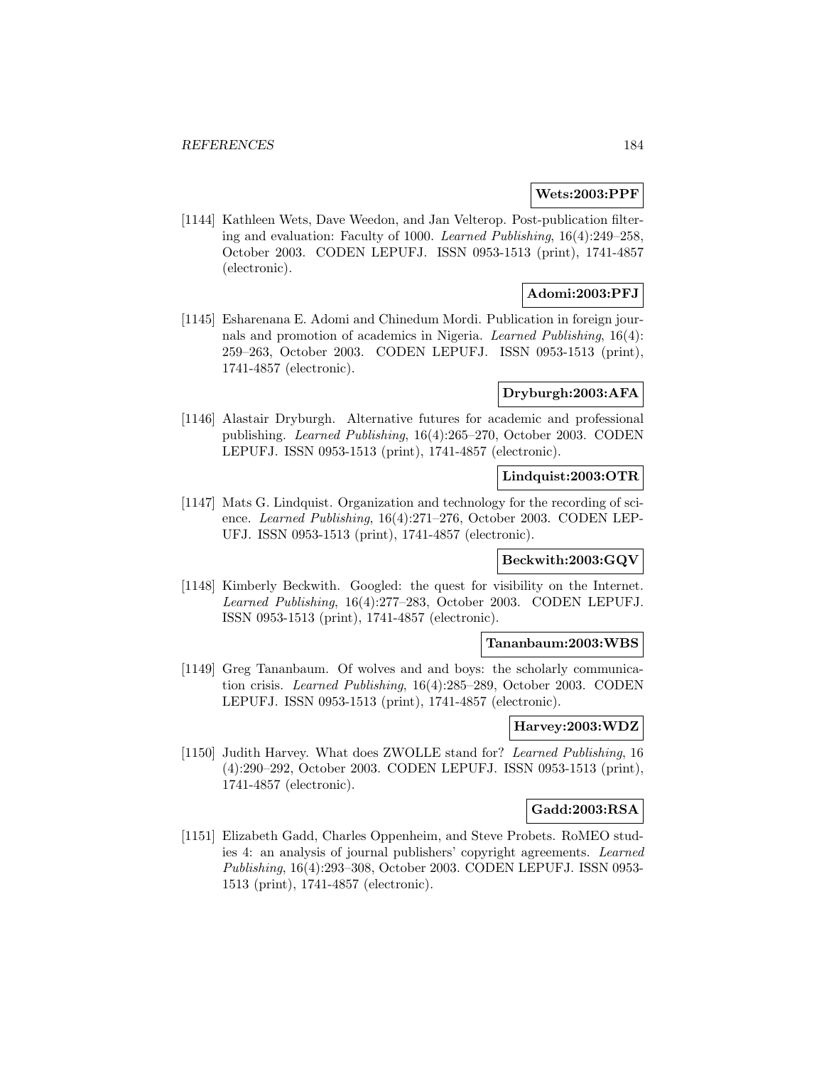**Wets:2003:PPF**

[1144] Kathleen Wets, Dave Weedon, and Jan Velterop. Post-publication filtering and evaluation: Faculty of 1000. *Learned Publishing*, 16(4):249–258, October 2003. CODEN LEPUFJ. ISSN 0953-1513 (print), 1741-4857 (electronic).

**Adomi:2003:PFJ**

[1145] Esharenana E. Adomi and Chinedum Mordi. Publication in foreign journals and promotion of academics in Nigeria. *Learned Publishing*, 16(4): 259–263, October 2003. CODEN LEPUFJ. ISSN 0953-1513 (print), 1741-4857 (electronic).

**Dryburgh:2003:AFA**

[1146] Alastair Dryburgh. Alternative futures for academic and professional publishing. *Learned Publishing*, 16(4):265–270, October 2003. CODEN LEPUFJ. ISSN 0953-1513 (print), 1741-4857 (electronic).

**Lindquist:2003:OTR**

[1147] Mats G. Lindquist. Organization and technology for the recording of science. *Learned Publishing*, 16(4):271–276, October 2003. CODEN LEPUFJ. ISSN 0953-1513 (print), 1741-4857 (electronic).

**Beckwith:2003:GQV**

[1148] Kimberly Beckwith. Googled: the quest for visibility on the Internet. *Learned Publishing*, 16(4):277–283, October 2003. CODEN LEPUFJ. ISSN 0953-1513 (print), 1741-4857 (electronic).

**Tananbaum:2003:WBS**

[1149] Greg Tananbaum. Of wolves and and boys: the scholarly communication crisis. *Learned Publishing*, 16(4):285–289, October 2003. CODEN LEPUFJ. ISSN 0953-1513 (print), 1741-4857 (electronic).

**Harvey:2003:WDZ**

[1150] Judith Harvey. What does ZWOLLE stand for? *Learned Publishing*, 16 (4):290–292, October 2003. CODEN LEPUFJ. ISSN 0953-1513 (print), 1741-4857 (electronic).

**Gadd:2003:RSA**

[1151] Elizabeth Gadd, Charles Oppenheim, and Steve Probets. RoMEO studies 4: an analysis of journal publishers' copyright agreements. *Learned Publishing*, 16(4):293–308, October 2003. CODEN LEPUFJ. ISSN 0953-1513 (print), 1741-4857 (electronic).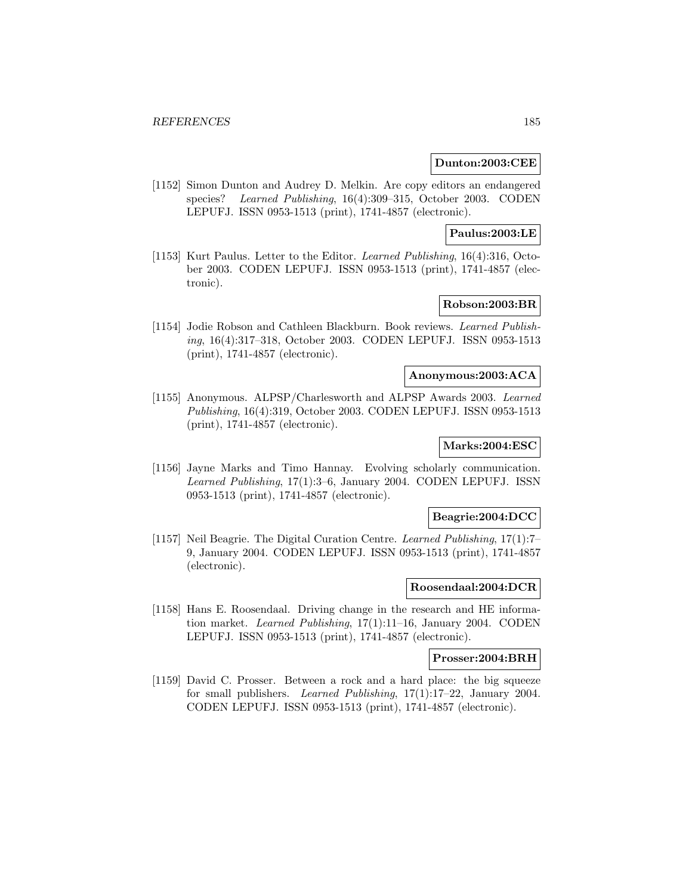**Dunton:2003:CEE**

[1152] Simon Dunton and Audrey D. Melkin. Are copy editors an endangered species? *Learned Publishing*, 16(4):309–315, October 2003. CODEN LEPUFJ. ISSN 0953-1513 (print), 1741-4857 (electronic).

**Paulus:2003:LE**

[1153] Kurt Paulus. Letter to the Editor. *Learned Publishing*, 16(4):316, October 2003. CODEN LEPUFJ. ISSN 0953-1513 (print), 1741-4857 (electronic).

**Robson:2003:BR**

[1154] Jodie Robson and Cathleen Blackburn. Book reviews. *Learned Publishing*, 16(4):317–318, October 2003. CODEN LEPUFJ. ISSN 0953-1513 (print), 1741-4857 (electronic).

**Anonymous:2003:ACA**

[1155] Anonymous. ALPSP/Charlesworth and ALPSP Awards 2003. *Learned Publishing*, 16(4):319, October 2003. CODEN LEPUFJ. ISSN 0953-1513 (print), 1741-4857 (electronic).

**Marks:2004:ESC**

[1156] Jayne Marks and Timo Hannay. Evolving scholarly communication. *Learned Publishing*, 17(1):3–6, January 2004. CODEN LEPUFJ. ISSN 0953-1513 (print), 1741-4857 (electronic).

**Beagrie:2004:DCC**

[1157] Neil Beagrie. The Digital Curation Centre. *Learned Publishing*, 17(1):7–9, January 2004. CODEN LEPUFJ. ISSN 0953-1513 (print), 1741-4857 (electronic).

**Roosendaal:2004:DCR**

[1158] Hans E. Roosendaal. Driving change in the research and HE information market. *Learned Publishing*, 17(1):11–16, January 2004. CODEN LEPUFJ. ISSN 0953-1513 (print), 1741-4857 (electronic).

**Prosser:2004:BRH**

[1159] David C. Prosser. Between a rock and a hard place: the big squeeze for small publishers. *Learned Publishing*, 17(1):17–22, January 2004. CODEN LEPUFJ. ISSN 0953-1513 (print), 1741-4857 (electronic).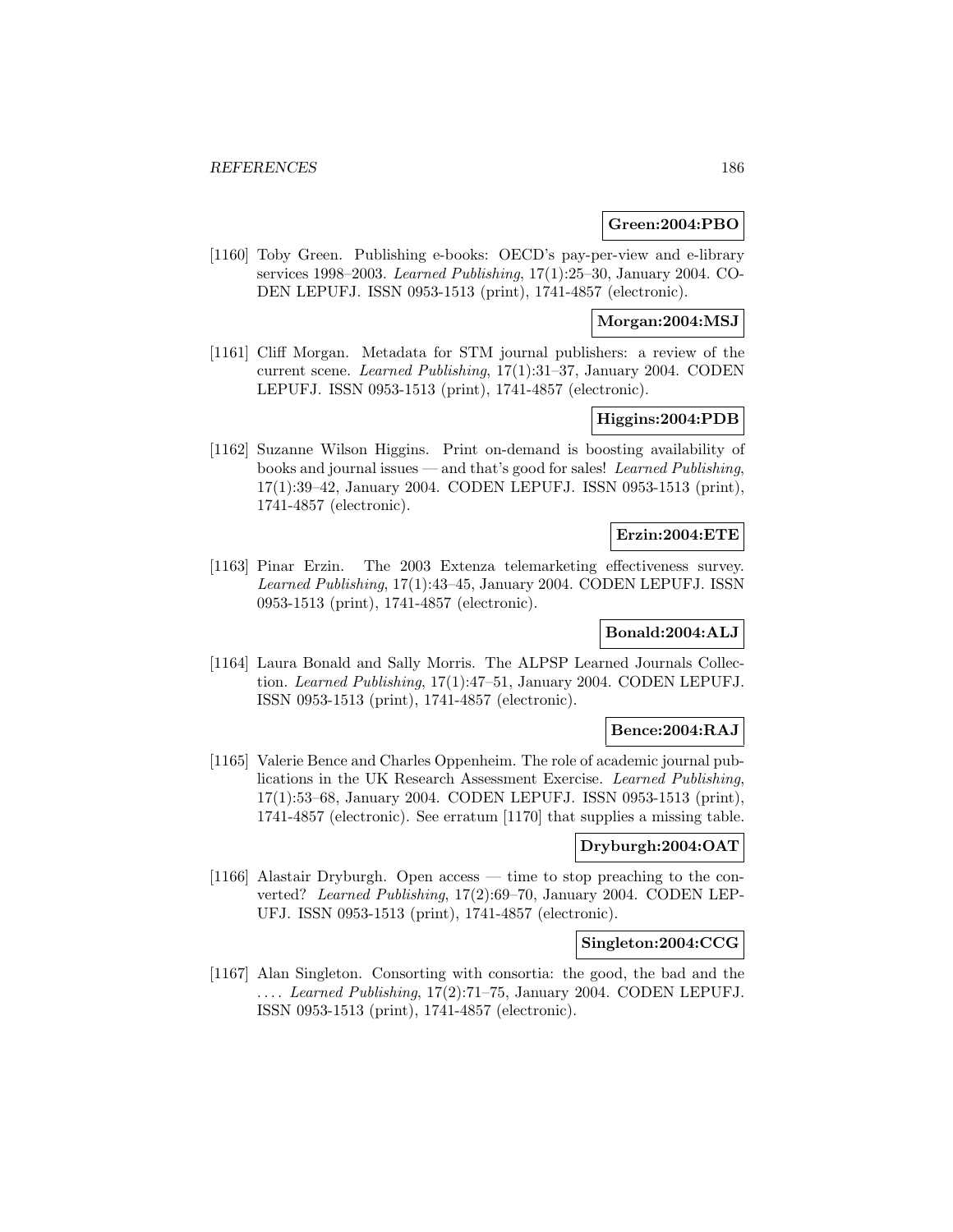**Green:2004:PBO**

[1160] Toby Green. Publishing e-books: OECD's pay-per-view and e-library services 1998–2003. *Learned Publishing*, 17(1):25–30, January 2004. CODEN LEPUFJ. ISSN 0953-1513 (print), 1741-4857 (electronic).

**Morgan:2004:MSJ**

[1161] Cliff Morgan. Metadata for STM journal publishers: a review of the current scene. *Learned Publishing*, 17(1):31–37, January 2004. CODEN LEPUFJ. ISSN 0953-1513 (print), 1741-4857 (electronic).

**Higgins:2004:PDB**

[1162] Suzanne Wilson Higgins. Print on-demand is boosting availability of books and journal issues — and that's good for sales! *Learned Publishing*, 17(1):39–42, January 2004. CODEN LEPUFJ. ISSN 0953-1513 (print), 1741-4857 (electronic).

**Erzin:2004:ETE**

[1163] Pinar Erzin. The 2003 Extenza telemarketing effectiveness survey. *Learned Publishing*, 17(1):43–45, January 2004. CODEN LEPUFJ. ISSN 0953-1513 (print), 1741-4857 (electronic).

**Bonald:2004:ALJ**

[1164] Laura Bonald and Sally Morris. The ALPSP Learned Journals Collection. *Learned Publishing*, 17(1):47–51, January 2004. CODEN LEPUFJ. ISSN 0953-1513 (print), 1741-4857 (electronic).

**Bence:2004:RAJ**

[1165] Valerie Bence and Charles Oppenheim. The role of academic journal publications in the UK Research Assessment Exercise. *Learned Publishing*, 17(1):53–68, January 2004. CODEN LEPUFJ. ISSN 0953-1513 (print), 1741-4857 (electronic). See erratum [1170] that supplies a missing table.

**Dryburgh:2004:OAT**

[1166] Alastair Dryburgh. Open access — time to stop preaching to the converted? *Learned Publishing*, 17(2):69–70, January 2004. CODEN LEPUFJ. ISSN 0953-1513 (print), 1741-4857 (electronic).

**Singleton:2004:CCG**

[1167] Alan Singleton. Consorting with consortia: the good, the bad and the .... *Learned Publishing*, 17(2):71–75, January 2004. CODEN LEPUFJ. ISSN 0953-1513 (print), 1741-4857 (electronic).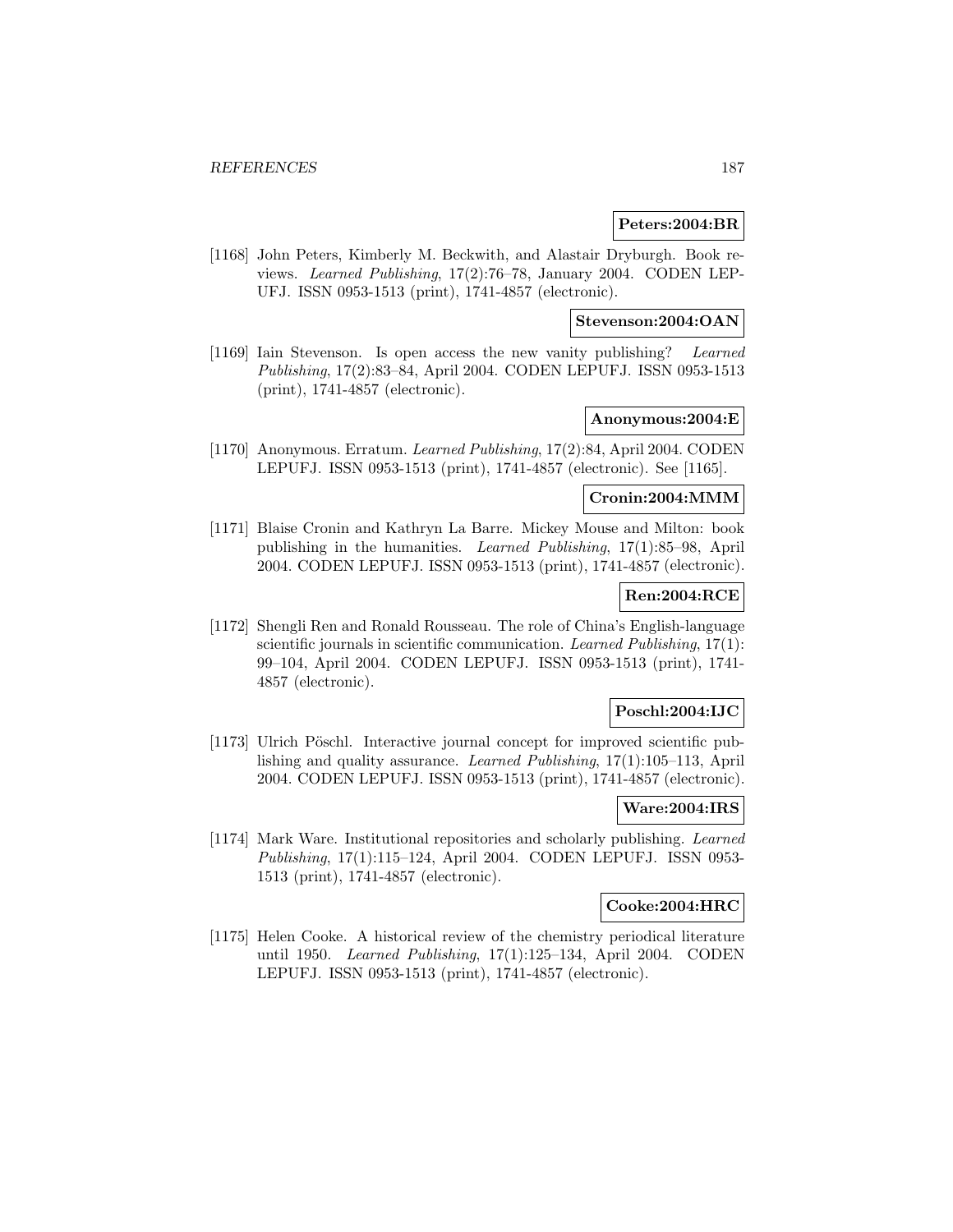**Peters:2004:BR**

[1168] John Peters, Kimberly M. Beckwith, and Alastair Dryburgh. Book reviews. *Learned Publishing*, 17(2):76–78, January 2004. CODEN LEPUFJ. ISSN 0953-1513 (print), 1741-4857 (electronic).

**Stevenson:2004:OAN**

[1169] Iain Stevenson. Is open access the new vanity publishing? *Learned Publishing*, 17(2):83–84, April 2004. CODEN LEPUFJ. ISSN 0953-1513 (print), 1741-4857 (electronic).

**Anonymous:2004:E**

[1170] Anonymous. Erratum. *Learned Publishing*, 17(2):84, April 2004. CODEN LEPUFJ. ISSN 0953-1513 (print), 1741-4857 (electronic). See [1165].

**Cronin:2004:MMM**

[1171] Blaise Cronin and Kathryn La Barre. Mickey Mouse and Milton: book publishing in the humanities. *Learned Publishing*, 17(1):85–98, April 2004. CODEN LEPUFJ. ISSN 0953-1513 (print), 1741-4857 (electronic).

**Ren:2004:RCE**

[1172] Shengli Ren and Ronald Rousseau. The role of China's English-language scientific journals in scientific communication. *Learned Publishing*, 17(1): 99–104, April 2004. CODEN LEPUFJ. ISSN 0953-1513 (print), 1741-4857 (electronic).

**Poschl:2004:IJC**

[1173] Ulrich Pöschl. Interactive journal concept for improved scientific publishing and quality assurance. *Learned Publishing*, 17(1):105–113, April 2004. CODEN LEPUFJ. ISSN 0953-1513 (print), 1741-4857 (electronic).

**Ware:2004:IRS**

[1174] Mark Ware. Institutional repositories and scholarly publishing. *Learned Publishing*, 17(1):115–124, April 2004. CODEN LEPUFJ. ISSN 0953-1513 (print), 1741-4857 (electronic).

**Cooke:2004:HRC**

[1175] Helen Cooke. A historical review of the chemistry periodical literature until 1950. *Learned Publishing*, 17(1):125–134, April 2004. CODEN LEPUFJ. ISSN 0953-1513 (print), 1741-4857 (electronic).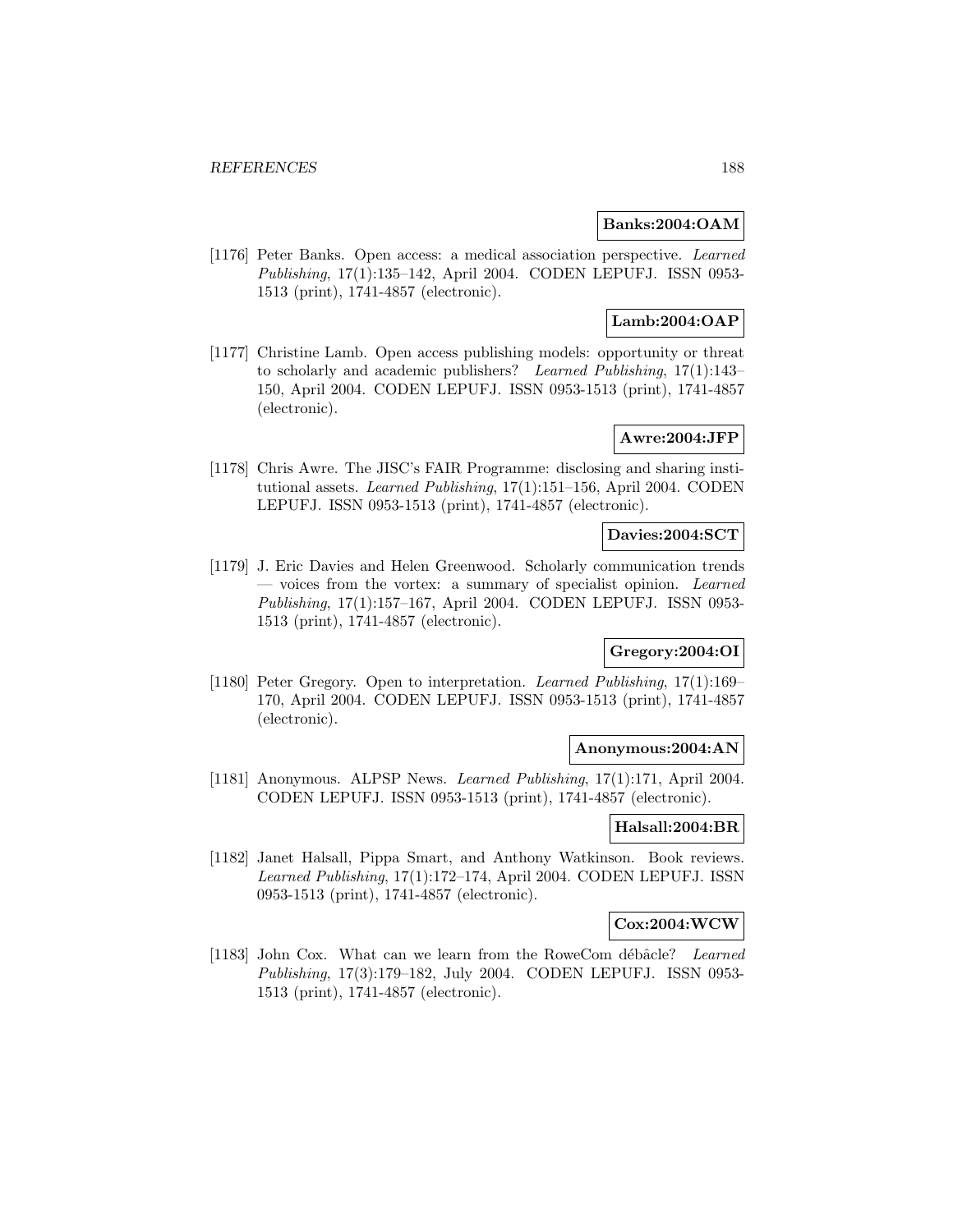**Banks:2004:OAM**

[1176] Peter Banks. Open access: a medical association perspective. *Learned Publishing*, 17(1):135–142, April 2004. CODEN LEPUFJ. ISSN 0953-1513 (print), 1741-4857 (electronic).

**Lamb:2004:OAP**

[1177] Christine Lamb. Open access publishing models: opportunity or threat to scholarly and academic publishers? *Learned Publishing*, 17(1):143–150, April 2004. CODEN LEPUFJ. ISSN 0953-1513 (print), 1741-4857 (electronic).

**Awre:2004:JFP**

[1178] Chris Awre. The JISC's FAIR Programme: disclosing and sharing institutional assets. *Learned Publishing*, 17(1):151–156, April 2004. CODEN LEPUFJ. ISSN 0953-1513 (print), 1741-4857 (electronic).

**Davies:2004:SCT**

[1179] J. Eric Davies and Helen Greenwood. Scholarly communication trends — voices from the vortex: a summary of specialist opinion. *Learned Publishing*, 17(1):157–167, April 2004. CODEN LEPUFJ. ISSN 0953-1513 (print), 1741-4857 (electronic).

**Gregory:2004:OI**

[1180] Peter Gregory. Open to interpretation. *Learned Publishing*, 17(1):169–170, April 2004. CODEN LEPUFJ. ISSN 0953-1513 (print), 1741-4857 (electronic).

**Anonymous:2004:AN**

[1181] Anonymous. ALPSP News. *Learned Publishing*, 17(1):171, April 2004. CODEN LEPUFJ. ISSN 0953-1513 (print), 1741-4857 (electronic).

**Halsall:2004:BR**

[1182] Janet Halsall, Pippa Smart, and Anthony Watkinson. Book reviews. *Learned Publishing*, 17(1):172–174, April 2004. CODEN LEPUFJ. ISSN 0953-1513 (print), 1741-4857 (electronic).

**Cox:2004:WCW**

[1183] John Cox. What can we learn from the RoweCom débâcle? *Learned Publishing*, 17(3):179–182, July 2004. CODEN LEPUFJ. ISSN 0953-1513 (print), 1741-4857 (electronic).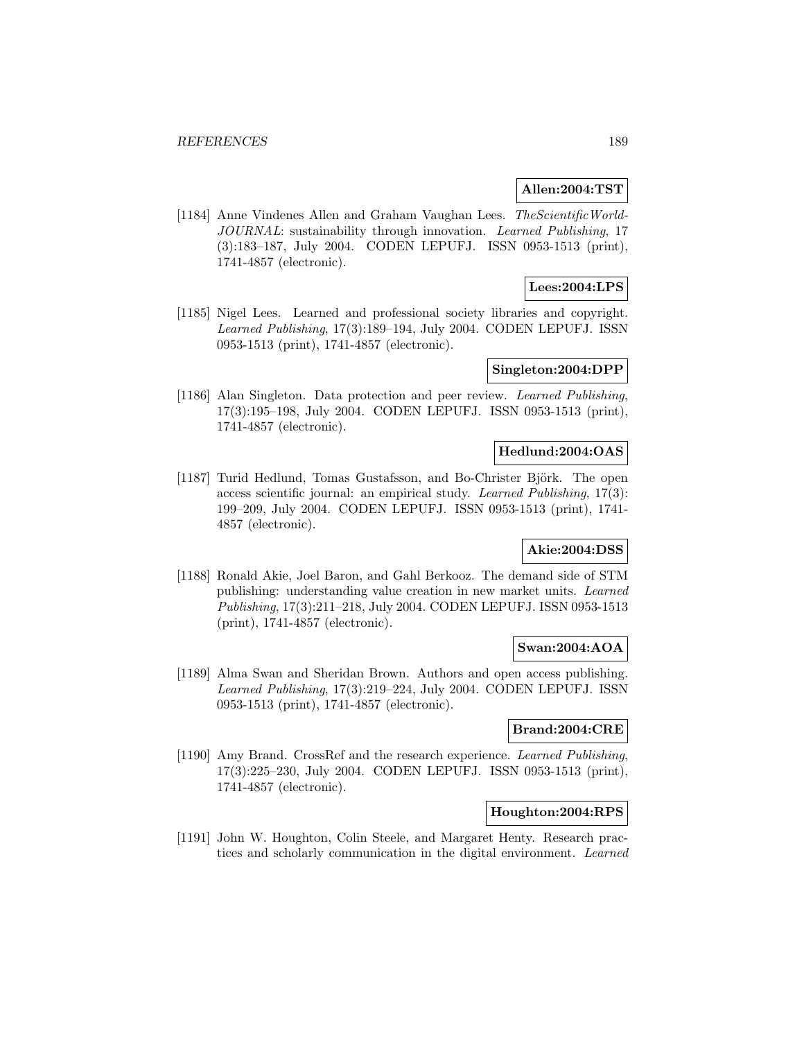**Allen:2004:TST**

[1184] Anne Vindenes Allen and Graham Vaughan Lees. *TheScientificWorld-JOURNAL*: sustainability through innovation. *Learned Publishing*, 17 (3):183–187, July 2004. CODEN LEPUFJ. ISSN 0953-1513 (print), 1741-4857 (electronic).

**Lees:2004:LPS**

[1185] Nigel Lees. Learned and professional society libraries and copyright. *Learned Publishing*, 17(3):189–194, July 2004. CODEN LEPUFJ. ISSN 0953-1513 (print), 1741-4857 (electronic).

**Singleton:2004:DPP**

[1186] Alan Singleton. Data protection and peer review. *Learned Publishing*, 17(3):195–198, July 2004. CODEN LEPUFJ. ISSN 0953-1513 (print), 1741-4857 (electronic).

**Hedlund:2004:OAS**

[1187] Turid Hedlund, Tomas Gustafsson, and Bo-Christer Björk. The open access scientific journal: an empirical study. *Learned Publishing*, 17(3): 199–209, July 2004. CODEN LEPUFJ. ISSN 0953-1513 (print), 1741-4857 (electronic).

**Akie:2004:DSS**

[1188] Ronald Akie, Joel Baron, and Gahl Berkooz. The demand side of STM publishing: understanding value creation in new market units. *Learned Publishing*, 17(3):211–218, July 2004. CODEN LEPUFJ. ISSN 0953-1513 (print), 1741-4857 (electronic).

**Swan:2004:AOA**

[1189] Alma Swan and Sheridan Brown. Authors and open access publishing. *Learned Publishing*, 17(3):219–224, July 2004. CODEN LEPUFJ. ISSN 0953-1513 (print), 1741-4857 (electronic).

**Brand:2004:CRE**

[1190] Amy Brand. CrossRef and the research experience. *Learned Publishing*, 17(3):225–230, July 2004. CODEN LEPUFJ. ISSN 0953-1513 (print), 1741-4857 (electronic).

**Houghton:2004:RPS**

[1191] John W. Houghton, Colin Steele, and Margaret Henty. Research practices and scholarly communication in the digital environment. *Learned*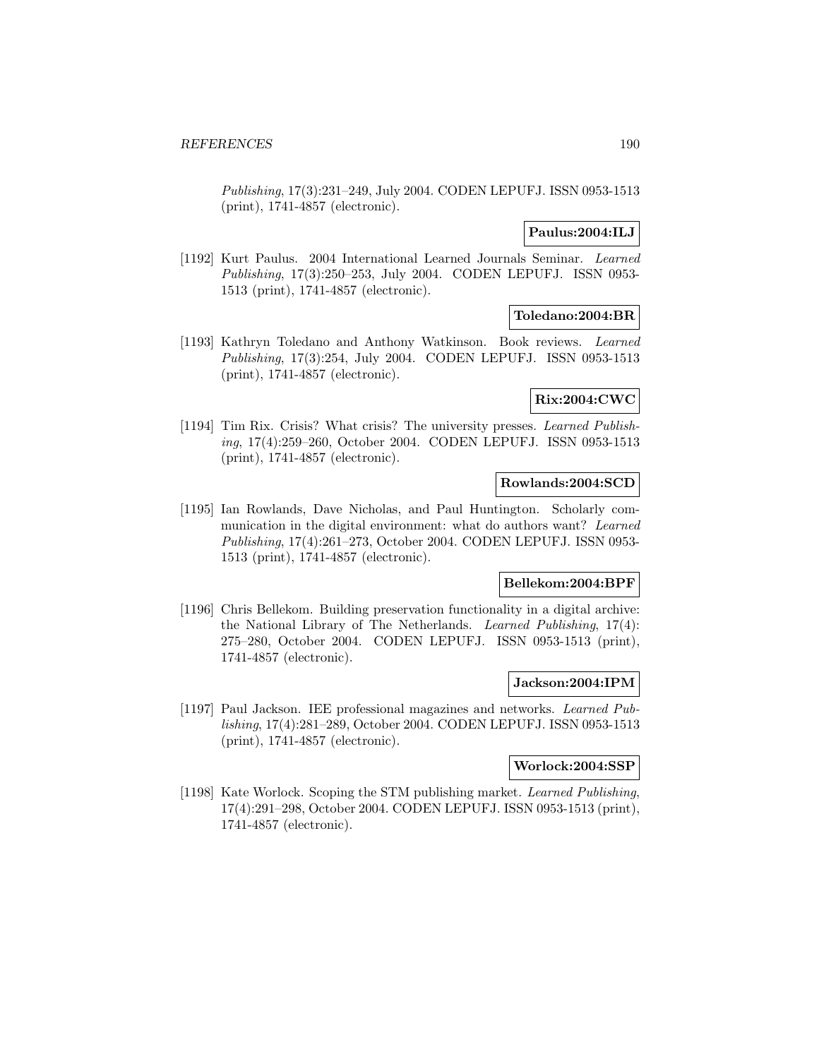*Publishing*, 17(3):231–249, July 2004. CODEN LEPUFJ. ISSN 0953-1513 (print), 1741-4857 (electronic).

**Paulus:2004:ILJ**

[1192] Kurt Paulus. 2004 International Learned Journals Seminar. *Learned Publishing*, 17(3):250–253, July 2004. CODEN LEPUFJ. ISSN 0953-1513 (print), 1741-4857 (electronic).

**Toledano:2004:BR**

[1193] Kathryn Toledano and Anthony Watkinson. Book reviews. *Learned Publishing*, 17(3):254, July 2004. CODEN LEPUFJ. ISSN 0953-1513 (print), 1741-4857 (electronic).

**Rix:2004:CWC**

[1194] Tim Rix. Crisis? What crisis? The university presses. *Learned Publishing*, 17(4):259–260, October 2004. CODEN LEPUFJ. ISSN 0953-1513 (print), 1741-4857 (electronic).

**Rowlands:2004:SCD**

[1195] Ian Rowlands, Dave Nicholas, and Paul Huntington. Scholarly communication in the digital environment: what do authors want? *Learned Publishing*, 17(4):261–273, October 2004. CODEN LEPUFJ. ISSN 0953-1513 (print), 1741-4857 (electronic).

**Bellekom:2004:BPF**

[1196] Chris Bellekom. Building preservation functionality in a digital archive: the National Library of The Netherlands. *Learned Publishing*, 17(4): 275–280, October 2004. CODEN LEPUFJ. ISSN 0953-1513 (print), 1741-4857 (electronic).

**Jackson:2004:IPM**

[1197] Paul Jackson. IEE professional magazines and networks. *Learned Publishing*, 17(4):281–289, October 2004. CODEN LEPUFJ. ISSN 0953-1513 (print), 1741-4857 (electronic).

**Worlock:2004:SSP**

[1198] Kate Worlock. Scoping the STM publishing market. *Learned Publishing*, 17(4):291–298, October 2004. CODEN LEPUFJ. ISSN 0953-1513 (print), 1741-4857 (electronic).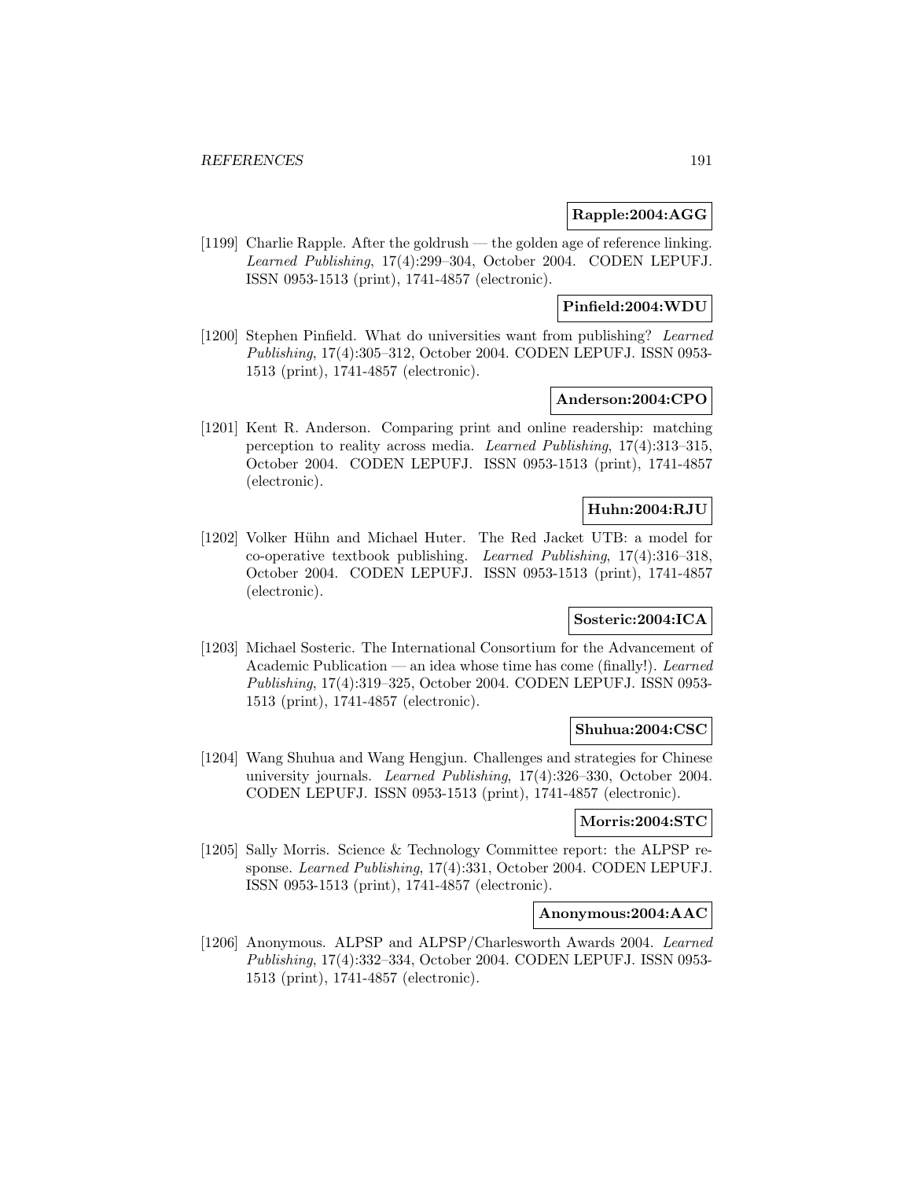**Rapple:2004:AGG**

[1199] Charlie Rapple. After the goldrush — the golden age of reference linking. *Learned Publishing*, 17(4):299–304, October 2004. CODEN LEPUFJ. ISSN 0953-1513 (print), 1741-4857 (electronic).

**Pinfield:2004:WDU**

[1200] Stephen Pinfield. What do universities want from publishing? *Learned Publishing*, 17(4):305–312, October 2004. CODEN LEPUFJ. ISSN 0953-1513 (print), 1741-4857 (electronic).

**Anderson:2004:CPO**

[1201] Kent R. Anderson. Comparing print and online readership: matching perception to reality across media. *Learned Publishing*, 17(4):313–315, October 2004. CODEN LEPUFJ. ISSN 0953-1513 (print), 1741-4857 (electronic).

**Huhn:2004:RJU**

[1202] Volker Hühn and Michael Huter. The Red Jacket UTB: a model for co-operative textbook publishing. *Learned Publishing*, 17(4):316–318, October 2004. CODEN LEPUFJ. ISSN 0953-1513 (print), 1741-4857 (electronic).

**Sosteric:2004:ICA**

[1203] Michael Sosteric. The International Consortium for the Advancement of Academic Publication — an idea whose time has come (finally!). *Learned Publishing*, 17(4):319–325, October 2004. CODEN LEPUFJ. ISSN 0953-1513 (print), 1741-4857 (electronic).

**Shuhua:2004:CSC**

[1204] Wang Shuhua and Wang Hengjun. Challenges and strategies for Chinese university journals. *Learned Publishing*, 17(4):326–330, October 2004. CODEN LEPUFJ. ISSN 0953-1513 (print), 1741-4857 (electronic).

**Morris:2004:STC**

[1205] Sally Morris. Science & Technology Committee report: the ALPSP response. *Learned Publishing*, 17(4):331, October 2004. CODEN LEPUFJ. ISSN 0953-1513 (print), 1741-4857 (electronic).

**Anonymous:2004:AAC**

[1206] Anonymous. ALPSP and ALPSP/Charlesworth Awards 2004. *Learned Publishing*, 17(4):332–334, October 2004. CODEN LEPUFJ. ISSN 0953-1513 (print), 1741-4857 (electronic).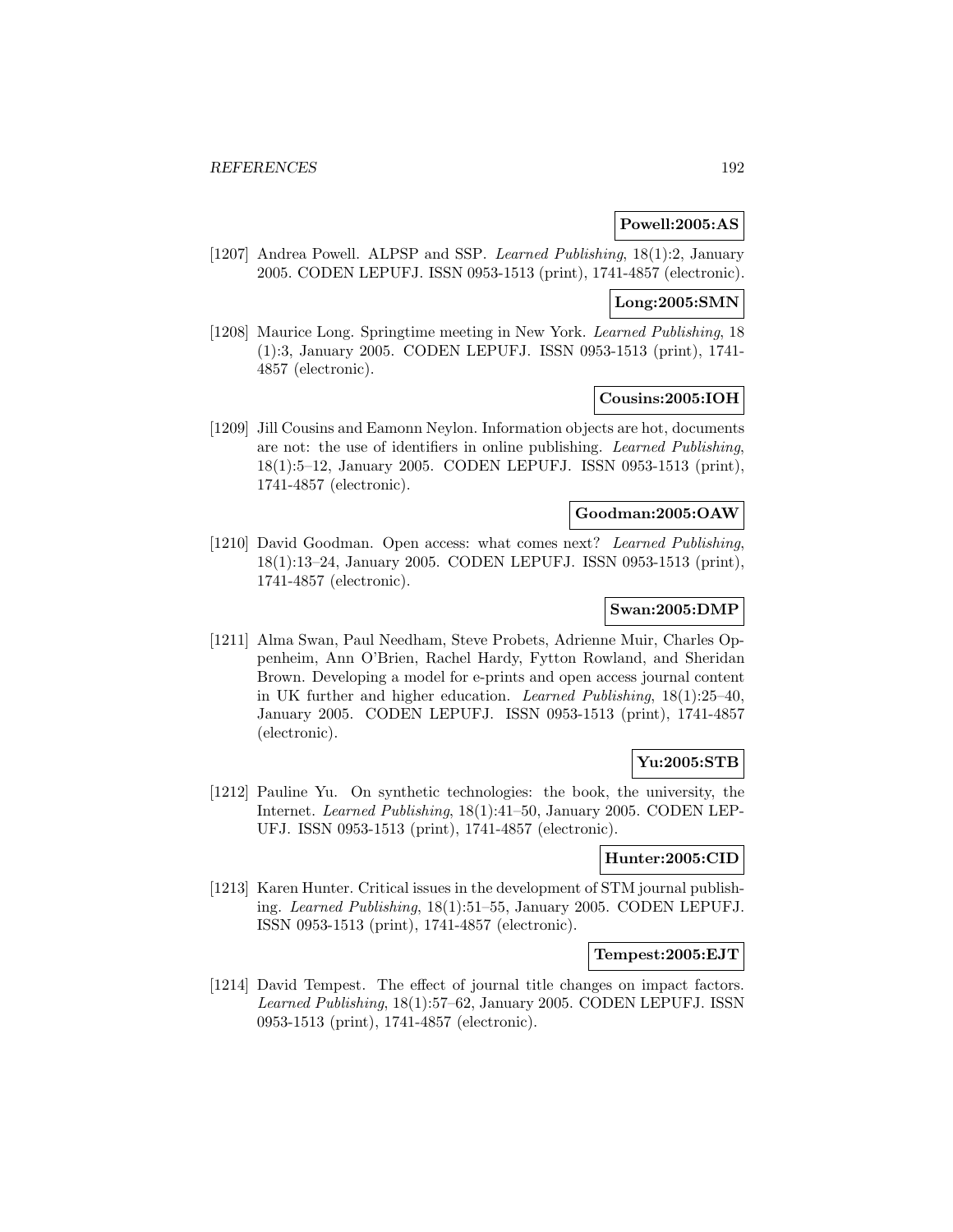**Powell:2005:AS**

[1207] Andrea Powell. ALPSP and SSP. *Learned Publishing*, 18(1):2, January 2005. CODEN LEPUFJ. ISSN 0953-1513 (print), 1741-4857 (electronic).

**Long:2005:SMN**

[1208] Maurice Long. Springtime meeting in New York. *Learned Publishing*, 18 (1):3, January 2005. CODEN LEPUFJ. ISSN 0953-1513 (print), 1741-4857 (electronic).

**Cousins:2005:IOH**

[1209] Jill Cousins and Eamonn Neylon. Information objects are hot, documents are not: the use of identifiers in online publishing. *Learned Publishing*, 18(1):5–12, January 2005. CODEN LEPUFJ. ISSN 0953-1513 (print), 1741-4857 (electronic).

**Goodman:2005:OAW**

[1210] David Goodman. Open access: what comes next? *Learned Publishing*, 18(1):13–24, January 2005. CODEN LEPUFJ. ISSN 0953-1513 (print), 1741-4857 (electronic).

**Swan:2005:DMP**

[1211] Alma Swan, Paul Needham, Steve Probets, Adrienne Muir, Charles Oppenheim, Ann O'Brien, Rachel Hardy, Fytton Rowland, and Sheridan Brown. Developing a model for e-prints and open access journal content in UK further and higher education. *Learned Publishing*, 18(1):25–40, January 2005. CODEN LEPUFJ. ISSN 0953-1513 (print), 1741-4857 (electronic).

**Yu:2005:STB**

[1212] Pauline Yu. On synthetic technologies: the book, the university, the Internet. *Learned Publishing*, 18(1):41–50, January 2005. CODEN LEPUFJ. ISSN 0953-1513 (print), 1741-4857 (electronic).

**Hunter:2005:CID**

[1213] Karen Hunter. Critical issues in the development of STM journal publishing. *Learned Publishing*, 18(1):51–55, January 2005. CODEN LEPUFJ. ISSN 0953-1513 (print), 1741-4857 (electronic).

**Tempest:2005:EJT**

[1214] David Tempest. The effect of journal title changes on impact factors. *Learned Publishing*, 18(1):57–62, January 2005. CODEN LEPUFJ. ISSN 0953-1513 (print), 1741-4857 (electronic).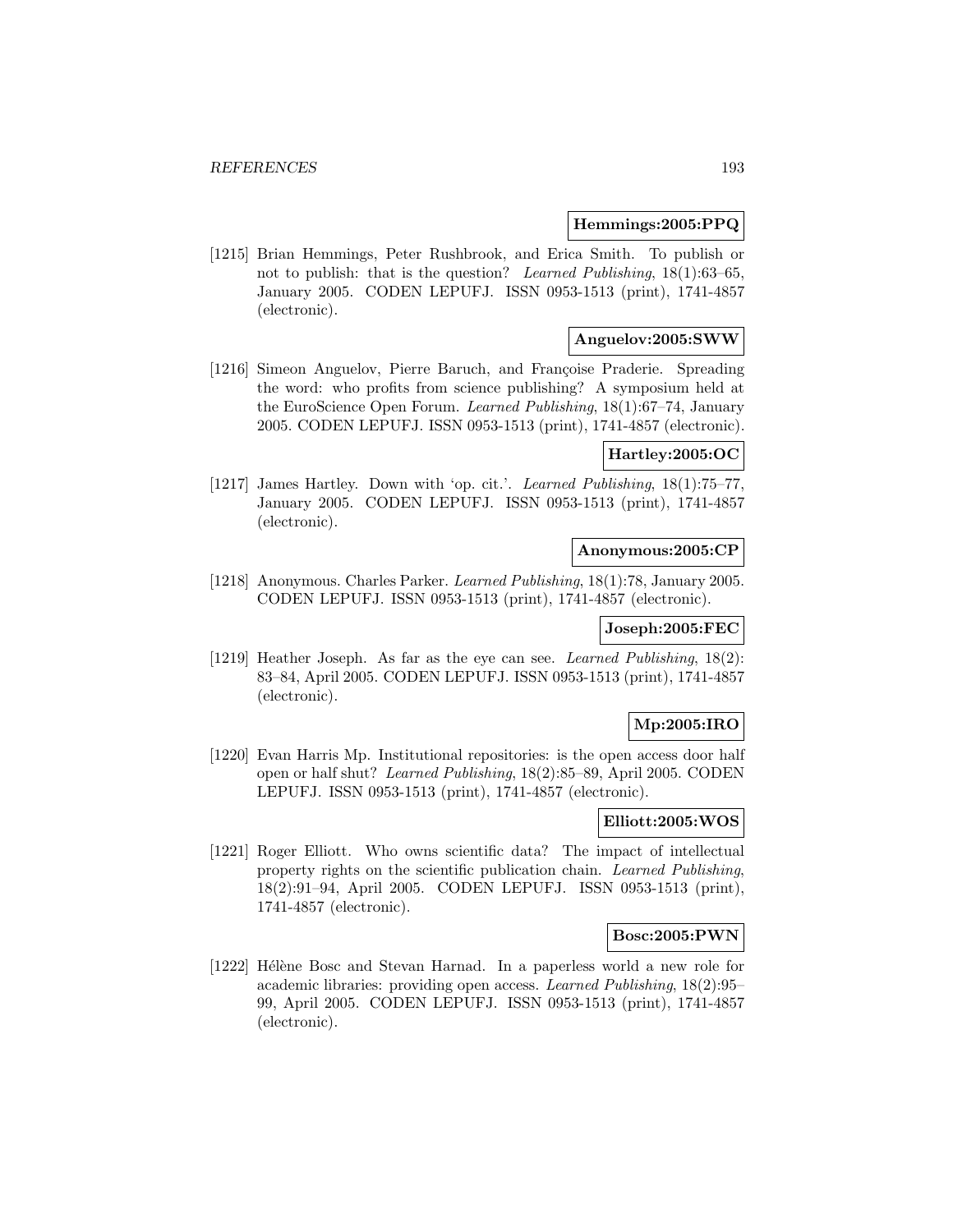**Hemmings:2005:PPQ**

[1215] Brian Hemmings, Peter Rushbrook, and Erica Smith. To publish or not to publish: that is the question? *Learned Publishing*, 18(1):63–65, January 2005. CODEN LEPUFJ. ISSN 0953-1513 (print), 1741-4857 (electronic).

**Anguelov:2005:SWW**

[1216] Simeon Anguelov, Pierre Baruch, and Françoise Praderie. Spreading the word: who profits from science publishing? A symposium held at the EuroScience Open Forum. *Learned Publishing*, 18(1):67–74, January 2005. CODEN LEPUFJ. ISSN 0953-1513 (print), 1741-4857 (electronic).

**Hartley:2005:OC**

[1217] James Hartley. Down with 'op. cit.'. *Learned Publishing*, 18(1):75–77, January 2005. CODEN LEPUFJ. ISSN 0953-1513 (print), 1741-4857 (electronic).

**Anonymous:2005:CP**

[1218] Anonymous. Charles Parker. *Learned Publishing*, 18(1):78, January 2005. CODEN LEPUFJ. ISSN 0953-1513 (print), 1741-4857 (electronic).

**Joseph:2005:FEC**

[1219] Heather Joseph. As far as the eye can see. *Learned Publishing*, 18(2): 83–84, April 2005. CODEN LEPUFJ. ISSN 0953-1513 (print), 1741-4857 (electronic).

**Mp:2005:IRO**

[1220] Evan Harris Mp. Institutional repositories: is the open access door half open or half shut? *Learned Publishing*, 18(2):85–89, April 2005. CODEN LEPUFJ. ISSN 0953-1513 (print), 1741-4857 (electronic).

**Elliott:2005:WOS**

[1221] Roger Elliott. Who owns scientific data? The impact of intellectual property rights on the scientific publication chain. *Learned Publishing*, 18(2):91–94, April 2005. CODEN LEPUFJ. ISSN 0953-1513 (print), 1741-4857 (electronic).

**Bosc:2005:PWN**

[1222] Hélène Bosc and Stevan Harnad. In a paperless world a new role for academic libraries: providing open access. *Learned Publishing*, 18(2):95–99, April 2005. CODEN LEPUFJ. ISSN 0953-1513 (print), 1741-4857 (electronic).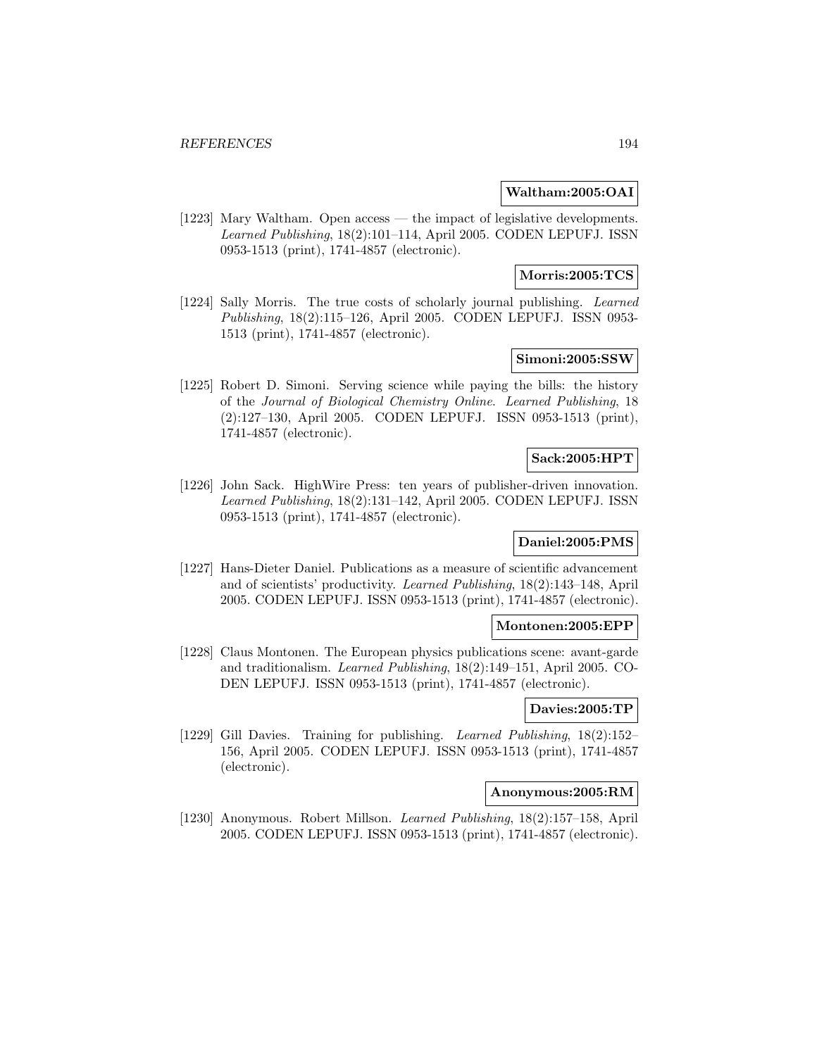**Waltham:2005:OAI**

[1223] Mary Waltham. Open access — the impact of legislative developments. *Learned Publishing*, 18(2):101–114, April 2005. CODEN LEPUFJ. ISSN 0953-1513 (print), 1741-4857 (electronic).

**Morris:2005:TCS**

[1224] Sally Morris. The true costs of scholarly journal publishing. *Learned Publishing*, 18(2):115–126, April 2005. CODEN LEPUFJ. ISSN 0953-1513 (print), 1741-4857 (electronic).

**Simoni:2005:SSW**

[1225] Robert D. Simoni. Serving science while paying the bills: the history of the *Journal of Biological Chemistry Online*. *Learned Publishing*, 18 (2):127–130, April 2005. CODEN LEPUFJ. ISSN 0953-1513 (print), 1741-4857 (electronic).

**Sack:2005:HPT**

[1226] John Sack. HighWire Press: ten years of publisher-driven innovation. *Learned Publishing*, 18(2):131–142, April 2005. CODEN LEPUFJ. ISSN 0953-1513 (print), 1741-4857 (electronic).

**Daniel:2005:PMS**

[1227] Hans-Dieter Daniel. Publications as a measure of scientific advancement and of scientists' productivity. *Learned Publishing*, 18(2):143–148, April 2005. CODEN LEPUFJ. ISSN 0953-1513 (print), 1741-4857 (electronic).

**Montonen:2005:EPP**

[1228] Claus Montonen. The European physics publications scene: avant-garde and traditionalism. *Learned Publishing*, 18(2):149–151, April 2005. CODEN LEPUFJ. ISSN 0953-1513 (print), 1741-4857 (electronic).

**Davies:2005:TP**

[1229] Gill Davies. Training for publishing. *Learned Publishing*, 18(2):152–156, April 2005. CODEN LEPUFJ. ISSN 0953-1513 (print), 1741-4857 (electronic).

**Anonymous:2005:RM**

[1230] Anonymous. Robert Millson. *Learned Publishing*, 18(2):157–158, April 2005. CODEN LEPUFJ. ISSN 0953-1513 (print), 1741-4857 (electronic).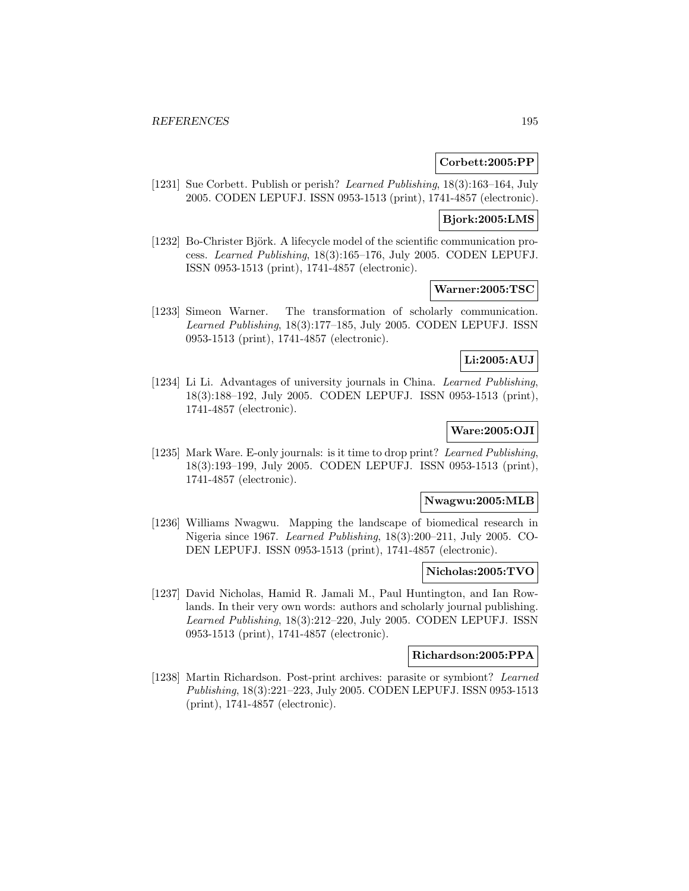**Corbett:2005:PP**

[1231] Sue Corbett. Publish or perish? *Learned Publishing*, 18(3):163–164, July 2005. CODEN LEPUFJ. ISSN 0953-1513 (print), 1741-4857 (electronic).

**Bjork:2005:LMS**

[1232] Bo-Christer Björk. A lifecycle model of the scientific communication process. *Learned Publishing*, 18(3):165–176, July 2005. CODEN LEPUFJ. ISSN 0953-1513 (print), 1741-4857 (electronic).

**Warner:2005:TSC**

[1233] Simeon Warner. The transformation of scholarly communication. *Learned Publishing*, 18(3):177–185, July 2005. CODEN LEPUFJ. ISSN 0953-1513 (print), 1741-4857 (electronic).

**Li:2005:AUJ**

[1234] Li Li. Advantages of university journals in China. *Learned Publishing*, 18(3):188–192, July 2005. CODEN LEPUFJ. ISSN 0953-1513 (print), 1741-4857 (electronic).

**Ware:2005:OJI**

[1235] Mark Ware. E-only journals: is it time to drop print? *Learned Publishing*, 18(3):193–199, July 2005. CODEN LEPUFJ. ISSN 0953-1513 (print), 1741-4857 (electronic).

**Nwagwu:2005:MLB**

[1236] Williams Nwagwu. Mapping the landscape of biomedical research in Nigeria since 1967. *Learned Publishing*, 18(3):200–211, July 2005. CODEN LEPUFJ. ISSN 0953-1513 (print), 1741-4857 (electronic).

**Nicholas:2005:TVO**

[1237] David Nicholas, Hamid R. Jamali M., Paul Huntington, and Ian Rowlands. In their very own words: authors and scholarly journal publishing. *Learned Publishing*, 18(3):212–220, July 2005. CODEN LEPUFJ. ISSN 0953-1513 (print), 1741-4857 (electronic).

**Richardson:2005:PPA**

[1238] Martin Richardson. Post-print archives: parasite or symbiont? *Learned Publishing*, 18(3):221–223, July 2005. CODEN LEPUFJ. ISSN 0953-1513 (print), 1741-4857 (electronic).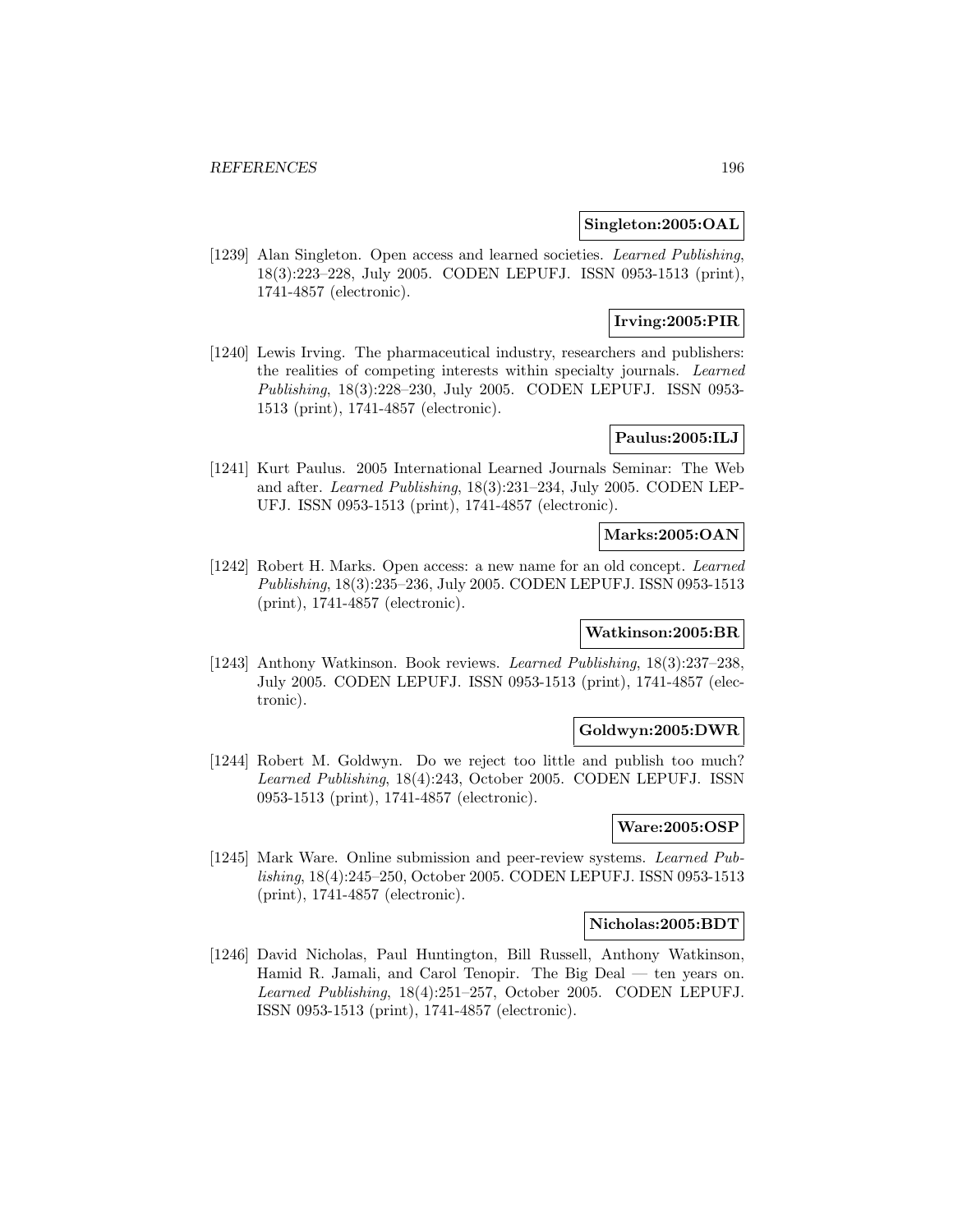**Singleton:2005:OAL**

[1239] Alan Singleton. Open access and learned societies. *Learned Publishing*, 18(3):223–228, July 2005. CODEN LEPUFJ. ISSN 0953-1513 (print), 1741-4857 (electronic).

**Irving:2005:PIR**

[1240] Lewis Irving. The pharmaceutical industry, researchers and publishers: the realities of competing interests within specialty journals. *Learned Publishing*, 18(3):228–230, July 2005. CODEN LEPUFJ. ISSN 0953-1513 (print), 1741-4857 (electronic).

**Paulus:2005:ILJ**

[1241] Kurt Paulus. 2005 International Learned Journals Seminar: The Web and after. *Learned Publishing*, 18(3):231–234, July 2005. CODEN LEPUFJ. ISSN 0953-1513 (print), 1741-4857 (electronic).

**Marks:2005:OAN**

[1242] Robert H. Marks. Open access: a new name for an old concept. *Learned Publishing*, 18(3):235–236, July 2005. CODEN LEPUFJ. ISSN 0953-1513 (print), 1741-4857 (electronic).

**Watkinson:2005:BR**

[1243] Anthony Watkinson. Book reviews. *Learned Publishing*, 18(3):237–238, July 2005. CODEN LEPUFJ. ISSN 0953-1513 (print), 1741-4857 (electronic).

**Goldwyn:2005:DWR**

[1244] Robert M. Goldwyn. Do we reject too little and publish too much? *Learned Publishing*, 18(4):243, October 2005. CODEN LEPUFJ. ISSN 0953-1513 (print), 1741-4857 (electronic).

**Ware:2005:OSP**

[1245] Mark Ware. Online submission and peer-review systems. *Learned Publishing*, 18(4):245–250, October 2005. CODEN LEPUFJ. ISSN 0953-1513 (print), 1741-4857 (electronic).

**Nicholas:2005:BDT**

[1246] David Nicholas, Paul Huntington, Bill Russell, Anthony Watkinson, Hamid R. Jamali, and Carol Tenopir. The Big Deal — ten years on. *Learned Publishing*, 18(4):251–257, October 2005. CODEN LEPUFJ. ISSN 0953-1513 (print), 1741-4857 (electronic).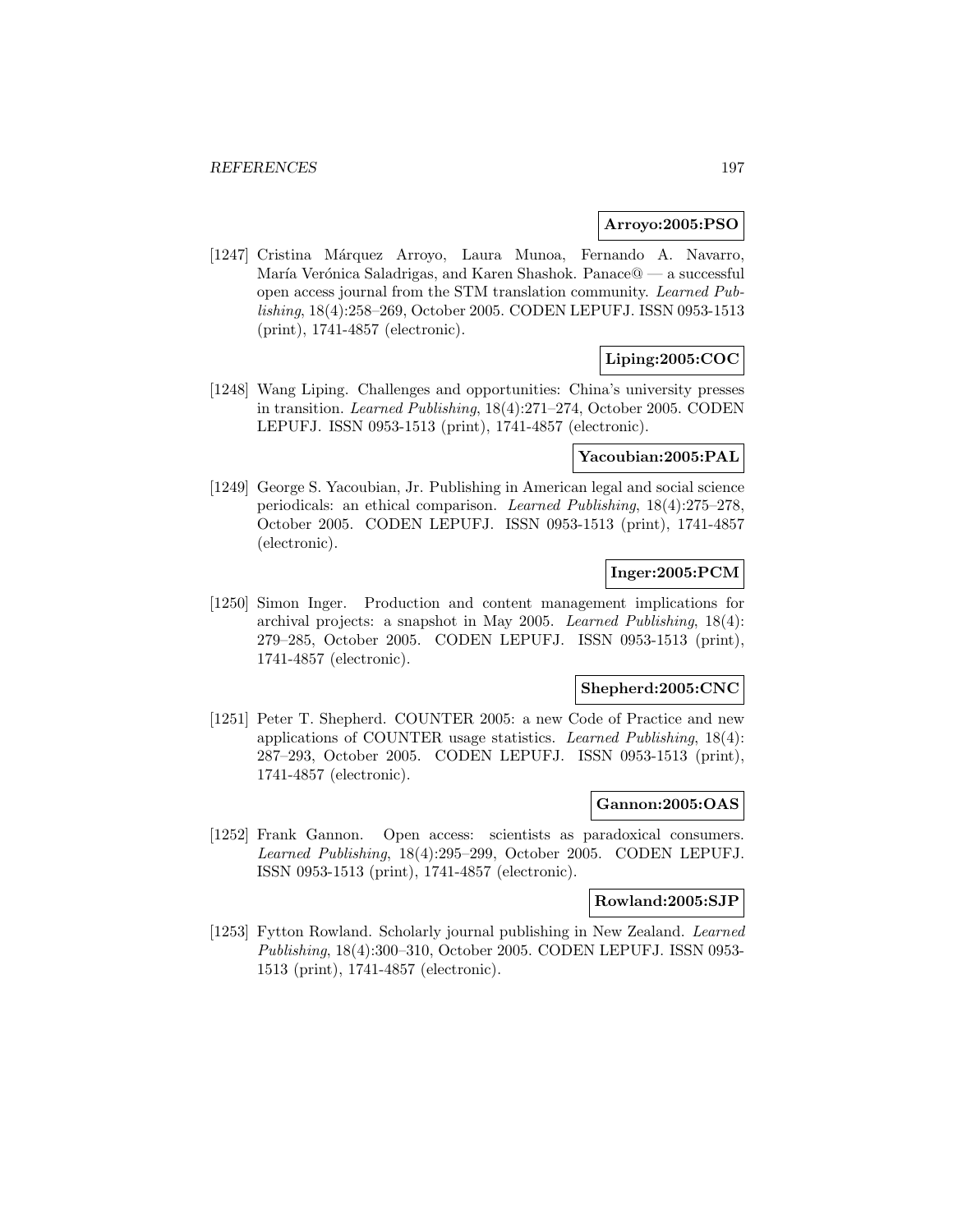**Arroyo:2005:PSO**

[1247] Cristina Márquez Arroyo, Laura Munoa, Fernando A. Navarro, María Verónica Saladrigas, and Karen Shashok. Panace@ — a successful open access journal from the STM translation community. *Learned Publishing*, 18(4):258–269, October 2005. CODEN LEPUFJ. ISSN 0953-1513 (print), 1741-4857 (electronic).

**Liping:2005:COC**

[1248] Wang Liping. Challenges and opportunities: China's university presses in transition. *Learned Publishing*, 18(4):271–274, October 2005. CODEN LEPUFJ. ISSN 0953-1513 (print), 1741-4857 (electronic).

**Yacoubian:2005:PAL**

[1249] George S. Yacoubian, Jr. Publishing in American legal and social science periodicals: an ethical comparison. *Learned Publishing*, 18(4):275–278, October 2005. CODEN LEPUFJ. ISSN 0953-1513 (print), 1741-4857 (electronic).

**Inger:2005:PCM**

[1250] Simon Inger. Production and content management implications for archival projects: a snapshot in May 2005. *Learned Publishing*, 18(4): 279–285, October 2005. CODEN LEPUFJ. ISSN 0953-1513 (print), 1741-4857 (electronic).

**Shepherd:2005:CNC**

[1251] Peter T. Shepherd. COUNTER 2005: a new Code of Practice and new applications of COUNTER usage statistics. *Learned Publishing*, 18(4): 287–293, October 2005. CODEN LEPUFJ. ISSN 0953-1513 (print), 1741-4857 (electronic).

**Gannon:2005:OAS**

[1252] Frank Gannon. Open access: scientists as paradoxical consumers. *Learned Publishing*, 18(4):295–299, October 2005. CODEN LEPUFJ. ISSN 0953-1513 (print), 1741-4857 (electronic).

**Rowland:2005:SJP**

[1253] Fytton Rowland. Scholarly journal publishing in New Zealand. *Learned Publishing*, 18(4):300–310, October 2005. CODEN LEPUFJ. ISSN 0953-1513 (print), 1741-4857 (electronic).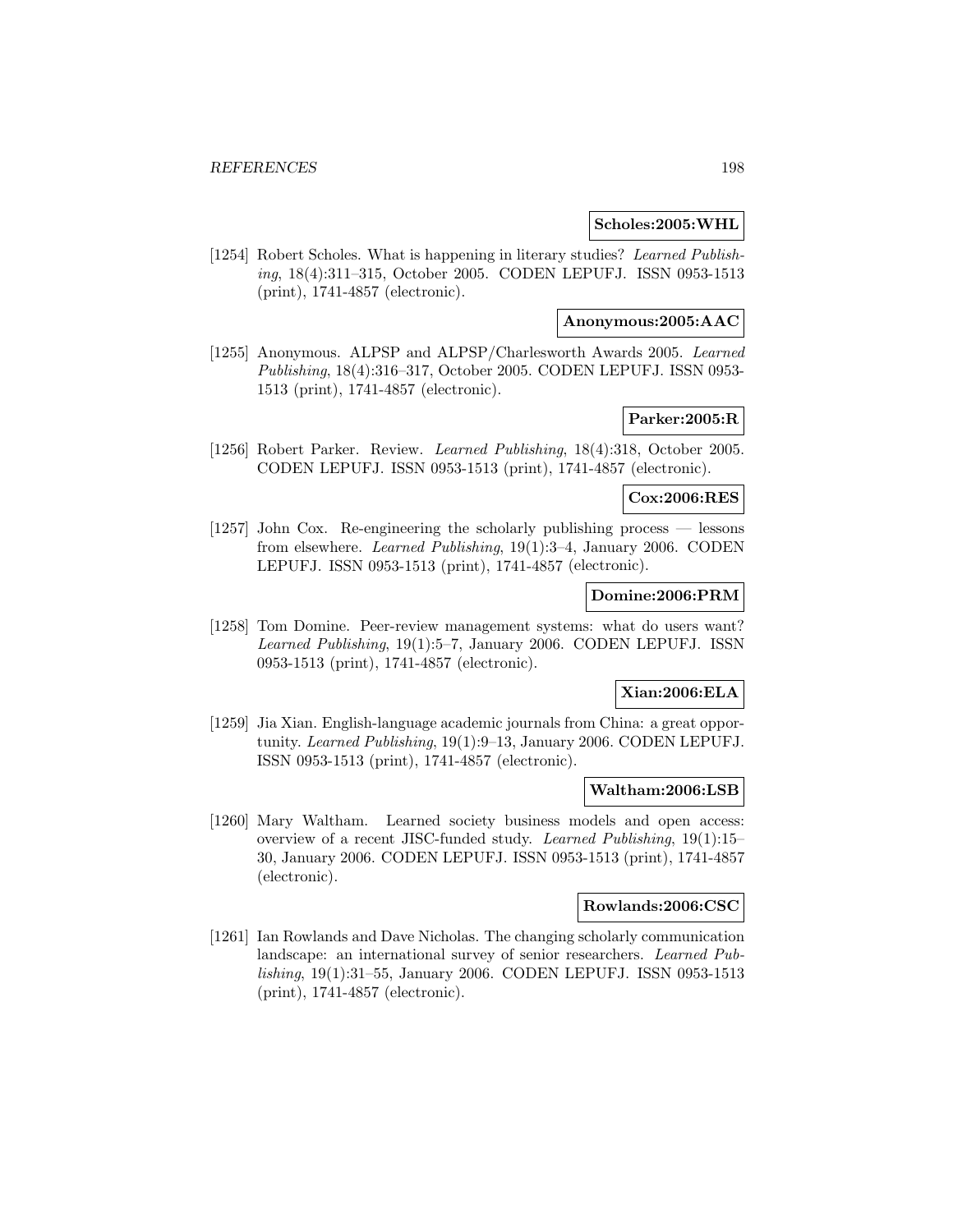**Scholes:2005:WHL**

[1254] Robert Scholes. What is happening in literary studies? *Learned Publishing*, 18(4):311–315, October 2005. CODEN LEPUFJ. ISSN 0953-1513 (print), 1741-4857 (electronic).

**Anonymous:2005:AAC**

[1255] Anonymous. ALPSP and ALPSP/Charlesworth Awards 2005. *Learned Publishing*, 18(4):316–317, October 2005. CODEN LEPUFJ. ISSN 0953-1513 (print), 1741-4857 (electronic).

**Parker:2005:R**

[1256] Robert Parker. Review. *Learned Publishing*, 18(4):318, October 2005. CODEN LEPUFJ. ISSN 0953-1513 (print), 1741-4857 (electronic).

**Cox:2006:RES**

[1257] John Cox. Re-engineering the scholarly publishing process — lessons from elsewhere. *Learned Publishing*, 19(1):3–4, January 2006. CODEN LEPUFJ. ISSN 0953-1513 (print), 1741-4857 (electronic).

**Domine:2006:PRM**

[1258] Tom Domine. Peer-review management systems: what do users want? *Learned Publishing*, 19(1):5–7, January 2006. CODEN LEPUFJ. ISSN 0953-1513 (print), 1741-4857 (electronic).

**Xian:2006:ELA**

[1259] Jia Xian. English-language academic journals from China: a great opportunity. *Learned Publishing*, 19(1):9–13, January 2006. CODEN LEPUFJ. ISSN 0953-1513 (print), 1741-4857 (electronic).

**Waltham:2006:LSB**

[1260] Mary Waltham. Learned society business models and open access: overview of a recent JISC-funded study. *Learned Publishing*, 19(1):15–30, January 2006. CODEN LEPUFJ. ISSN 0953-1513 (print), 1741-4857 (electronic).

**Rowlands:2006:CSC**

[1261] Ian Rowlands and Dave Nicholas. The changing scholarly communication landscape: an international survey of senior researchers. *Learned Publishing*, 19(1):31–55, January 2006. CODEN LEPUFJ. ISSN 0953-1513 (print), 1741-4857 (electronic).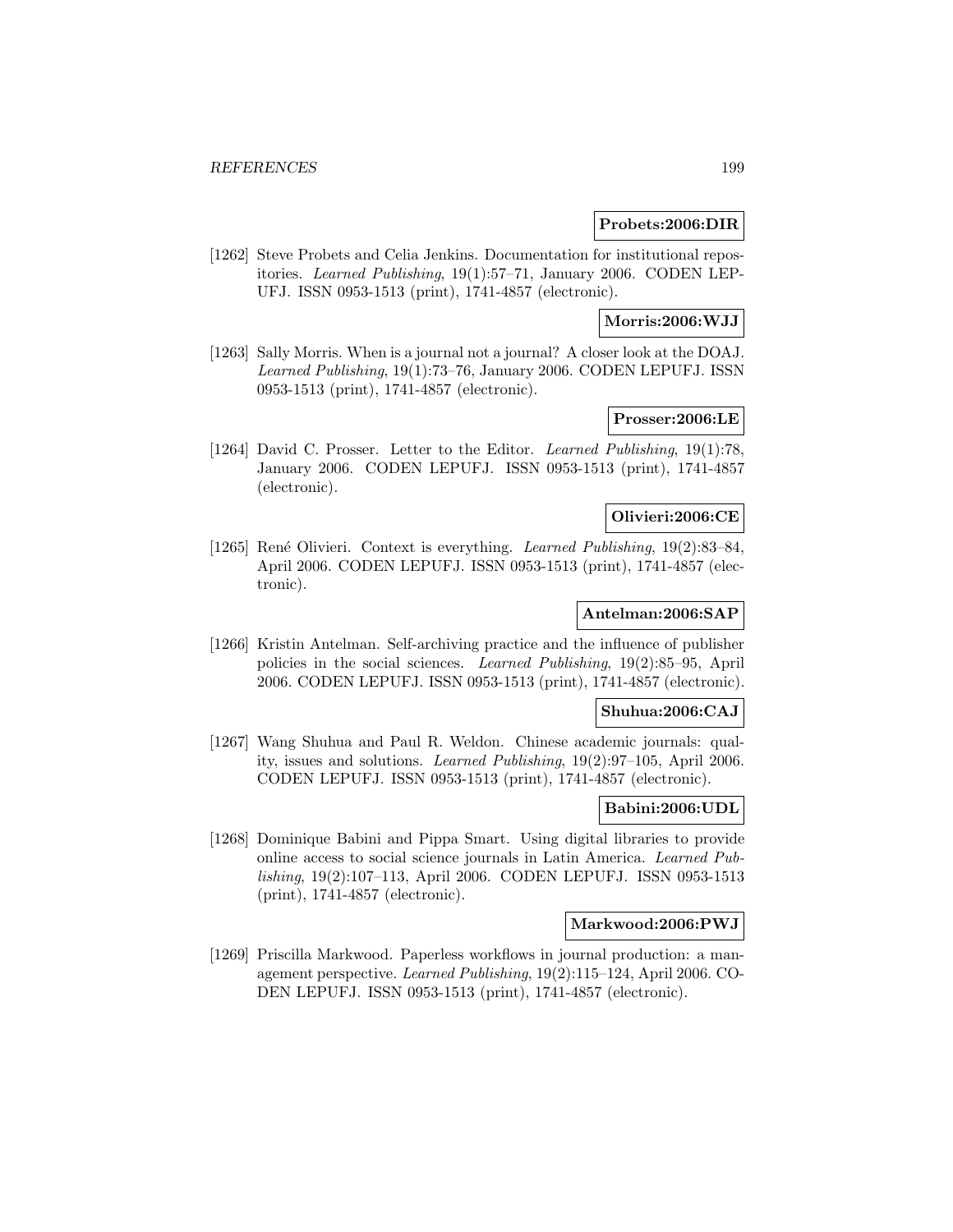**Probets:2006:DIR**

[1262] Steve Probets and Celia Jenkins. Documentation for institutional repositories. *Learned Publishing*, 19(1):57–71, January 2006. CODEN LEPUFJ. ISSN 0953-1513 (print), 1741-4857 (electronic).

**Morris:2006:WJJ**

[1263] Sally Morris. When is a journal not a journal? A closer look at the DOAJ. *Learned Publishing*, 19(1):73–76, January 2006. CODEN LEPUFJ. ISSN 0953-1513 (print), 1741-4857 (electronic).

**Prosser:2006:LE**

[1264] David C. Prosser. Letter to the Editor. *Learned Publishing*, 19(1):78, January 2006. CODEN LEPUFJ. ISSN 0953-1513 (print), 1741-4857 (electronic).

**Olivieri:2006:CE**

[1265] René Olivieri. Context is everything. *Learned Publishing*, 19(2):83–84, April 2006. CODEN LEPUFJ. ISSN 0953-1513 (print), 1741-4857 (electronic).

**Antelman:2006:SAP**

[1266] Kristin Antelman. Self-archiving practice and the influence of publisher policies in the social sciences. *Learned Publishing*, 19(2):85–95, April 2006. CODEN LEPUFJ. ISSN 0953-1513 (print), 1741-4857 (electronic).

**Shuhua:2006:CAJ**

[1267] Wang Shuhua and Paul R. Weldon. Chinese academic journals: quality, issues and solutions. *Learned Publishing*, 19(2):97–105, April 2006. CODEN LEPUFJ. ISSN 0953-1513 (print), 1741-4857 (electronic).

**Babini:2006:UDL**

[1268] Dominique Babini and Pippa Smart. Using digital libraries to provide online access to social science journals in Latin America. *Learned Publishing*, 19(2):107–113, April 2006. CODEN LEPUFJ. ISSN 0953-1513 (print), 1741-4857 (electronic).

**Markwood:2006:PWJ**

[1269] Priscilla Markwood. Paperless workflows in journal production: a management perspective. *Learned Publishing*, 19(2):115–124, April 2006. CODEN LEPUFJ. ISSN 0953-1513 (print), 1741-4857 (electronic).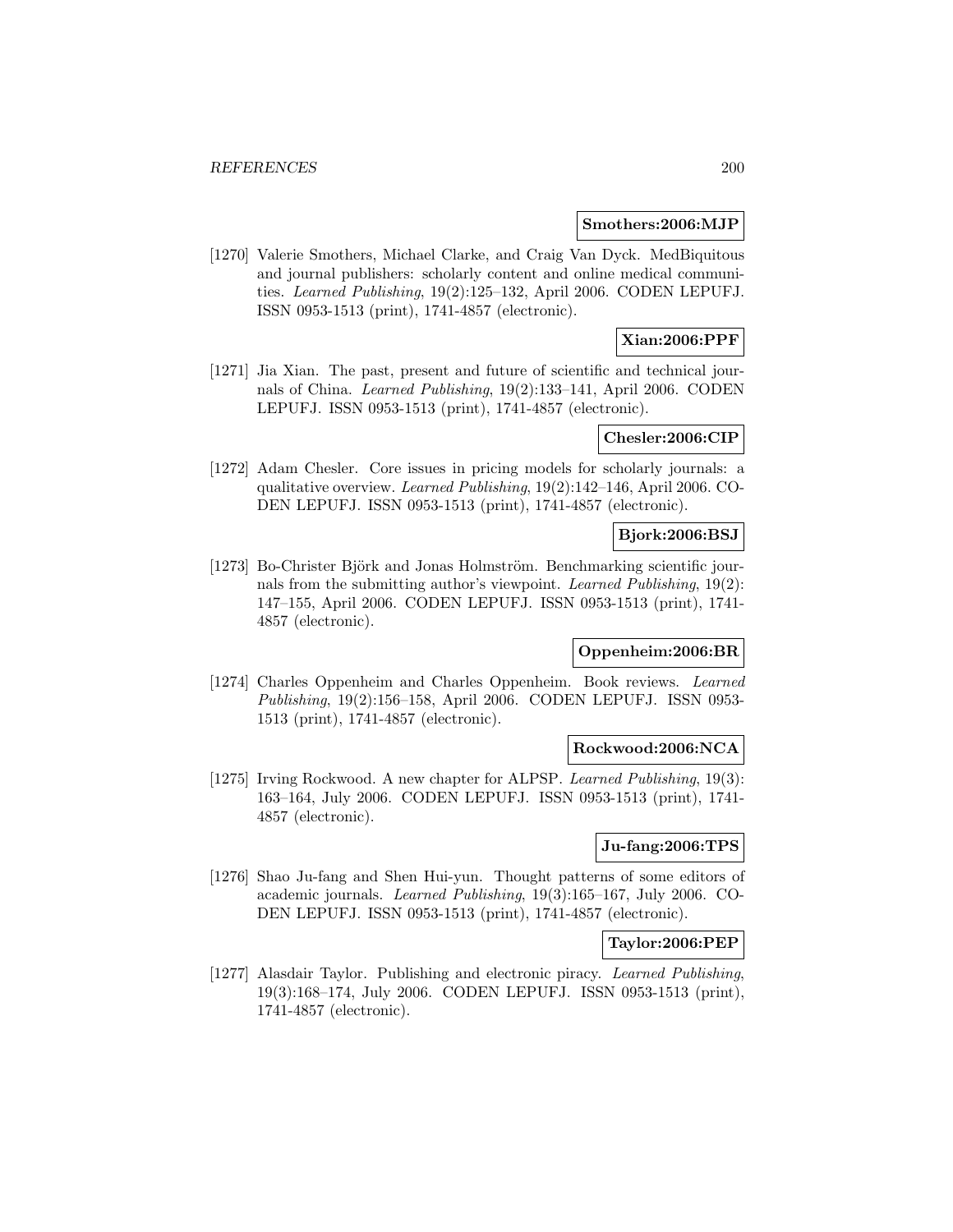**Smothers:2006:MJP**

[1270] Valerie Smothers, Michael Clarke, and Craig Van Dyck. MedBiquitous and journal publishers: scholarly content and online medical communities. *Learned Publishing*, 19(2):125–132, April 2006. CODEN LEPUFJ. ISSN 0953-1513 (print), 1741-4857 (electronic).

**Xian:2006:PPF**

[1271] Jia Xian. The past, present and future of scientific and technical journals of China. *Learned Publishing*, 19(2):133–141, April 2006. CODEN LEPUFJ. ISSN 0953-1513 (print), 1741-4857 (electronic).

**Chesler:2006:CIP**

[1272] Adam Chesler. Core issues in pricing models for scholarly journals: a qualitative overview. *Learned Publishing*, 19(2):142–146, April 2006. CODEN LEPUFJ. ISSN 0953-1513 (print), 1741-4857 (electronic).

**Bjork:2006:BSJ**

[1273] Bo-Christer Björk and Jonas Holmström. Benchmarking scientific journals from the submitting author's viewpoint. *Learned Publishing*, 19(2): 147–155, April 2006. CODEN LEPUFJ. ISSN 0953-1513 (print), 1741-4857 (electronic).

**Oppenheim:2006:BR**

[1274] Charles Oppenheim and Charles Oppenheim. Book reviews. *Learned Publishing*, 19(2):156–158, April 2006. CODEN LEPUFJ. ISSN 0953-1513 (print), 1741-4857 (electronic).

**Rockwood:2006:NCA**

[1275] Irving Rockwood. A new chapter for ALPSP. *Learned Publishing*, 19(3): 163–164, July 2006. CODEN LEPUFJ. ISSN 0953-1513 (print), 1741-4857 (electronic).

**Ju-fang:2006:TPS**

[1276] Shao Ju-fang and Shen Hui-yun. Thought patterns of some editors of academic journals. *Learned Publishing*, 19(3):165–167, July 2006. CODEN LEPUFJ. ISSN 0953-1513 (print), 1741-4857 (electronic).

**Taylor:2006:PEP**

[1277] Alasdair Taylor. Publishing and electronic piracy. *Learned Publishing*, 19(3):168–174, July 2006. CODEN LEPUFJ. ISSN 0953-1513 (print), 1741-4857 (electronic).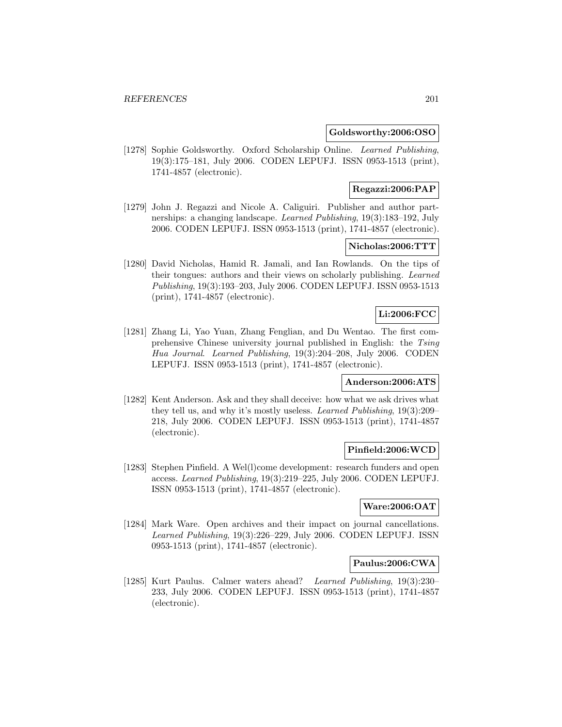**Goldsworthy:2006:OSO**

[1278] Sophie Goldsworthy. Oxford Scholarship Online. *Learned Publishing*, 19(3):175–181, July 2006. CODEN LEPUFJ. ISSN 0953-1513 (print), 1741-4857 (electronic).

**Regazzi:2006:PAP**

[1279] John J. Regazzi and Nicole A. Caliguiri. Publisher and author partnerships: a changing landscape. *Learned Publishing*, 19(3):183–192, July 2006. CODEN LEPUFJ. ISSN 0953-1513 (print), 1741-4857 (electronic).

**Nicholas:2006:TTT**

[1280] David Nicholas, Hamid R. Jamali, and Ian Rowlands. On the tips of their tongues: authors and their views on scholarly publishing. *Learned Publishing*, 19(3):193–203, July 2006. CODEN LEPUFJ. ISSN 0953-1513 (print), 1741-4857 (electronic).

**Li:2006:FCC**

[1281] Zhang Li, Yao Yuan, Zhang Fenglian, and Du Wentao. The first comprehensive Chinese university journal published in English: the *Tsing Hua Journal*. *Learned Publishing*, 19(3):204–208, July 2006. CODEN LEPUFJ. ISSN 0953-1513 (print), 1741-4857 (electronic).

**Anderson:2006:ATS**

[1282] Kent Anderson. Ask and they shall deceive: how what we ask drives what they tell us, and why it's mostly useless. *Learned Publishing*, 19(3):209–218, July 2006. CODEN LEPUFJ. ISSN 0953-1513 (print), 1741-4857 (electronic).

**Pinfield:2006:WCD**

[1283] Stephen Pinfield. A Wel(l)come development: research funders and open access. *Learned Publishing*, 19(3):219–225, July 2006. CODEN LEPUFJ. ISSN 0953-1513 (print), 1741-4857 (electronic).

**Ware:2006:OAT**

[1284] Mark Ware. Open archives and their impact on journal cancellations. *Learned Publishing*, 19(3):226–229, July 2006. CODEN LEPUFJ. ISSN 0953-1513 (print), 1741-4857 (electronic).

**Paulus:2006:CWA**

[1285] Kurt Paulus. Calmer waters ahead? *Learned Publishing*, 19(3):230–233, July 2006. CODEN LEPUFJ. ISSN 0953-1513 (print), 1741-4857 (electronic).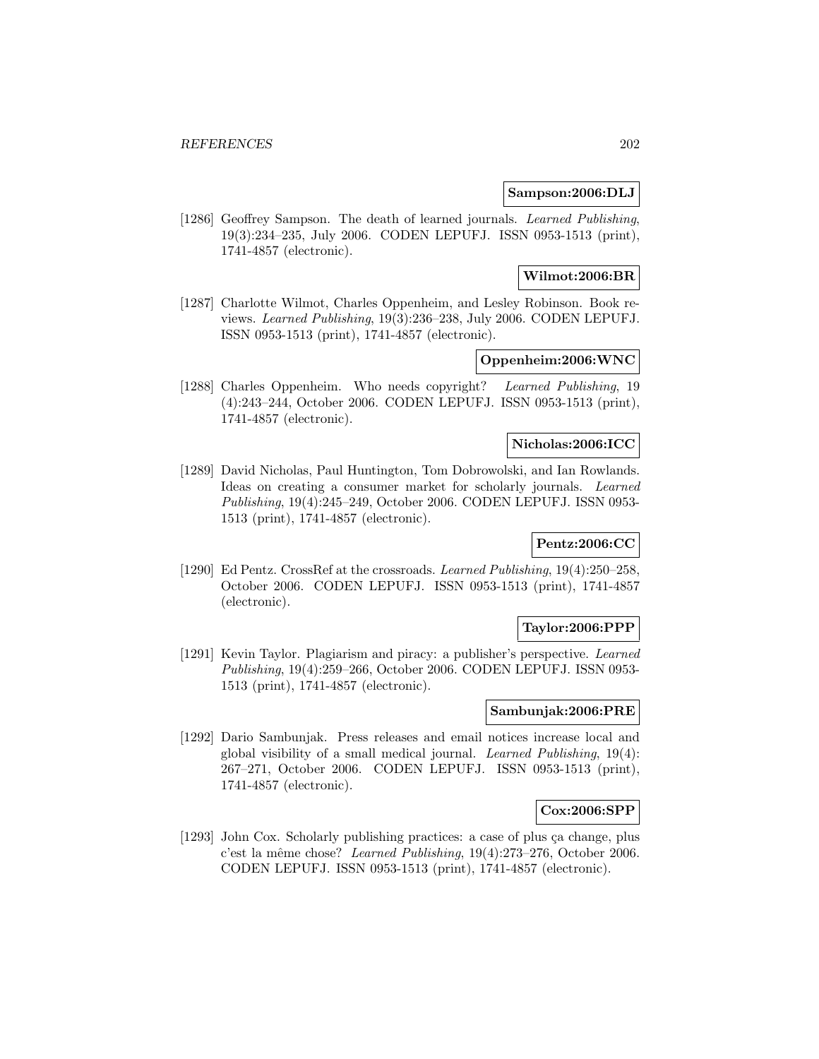**Sampson:2006:DLJ**

[1286] Geoffrey Sampson. The death of learned journals. *Learned Publishing*, 19(3):234–235, July 2006. CODEN LEPUFJ. ISSN 0953-1513 (print), 1741-4857 (electronic).

**Wilmot:2006:BR**

[1287] Charlotte Wilmot, Charles Oppenheim, and Lesley Robinson. Book reviews. *Learned Publishing*, 19(3):236–238, July 2006. CODEN LEPUFJ. ISSN 0953-1513 (print), 1741-4857 (electronic).

**Oppenheim:2006:WNC**

[1288] Charles Oppenheim. Who needs copyright? *Learned Publishing*, 19 (4):243–244, October 2006. CODEN LEPUFJ. ISSN 0953-1513 (print), 1741-4857 (electronic).

**Nicholas:2006:ICC**

[1289] David Nicholas, Paul Huntington, Tom Dobrowolski, and Ian Rowlands. Ideas on creating a consumer market for scholarly journals. *Learned Publishing*, 19(4):245–249, October 2006. CODEN LEPUFJ. ISSN 0953-1513 (print), 1741-4857 (electronic).

**Pentz:2006:CC**

[1290] Ed Pentz. CrossRef at the crossroads. *Learned Publishing*, 19(4):250–258, October 2006. CODEN LEPUFJ. ISSN 0953-1513 (print), 1741-4857 (electronic).

**Taylor:2006:PPP**

[1291] Kevin Taylor. Plagiarism and piracy: a publisher's perspective. *Learned Publishing*, 19(4):259–266, October 2006. CODEN LEPUFJ. ISSN 0953-1513 (print), 1741-4857 (electronic).

**Sambunjak:2006:PRE**

[1292] Dario Sambunjak. Press releases and email notices increase local and global visibility of a small medical journal. *Learned Publishing*, 19(4): 267–271, October 2006. CODEN LEPUFJ. ISSN 0953-1513 (print), 1741-4857 (electronic).

**Cox:2006:SPP**

[1293] John Cox. Scholarly publishing practices: a case of plus ça change, plus c'est la même chose? *Learned Publishing*, 19(4):273–276, October 2006. CODEN LEPUFJ. ISSN 0953-1513 (print), 1741-4857 (electronic).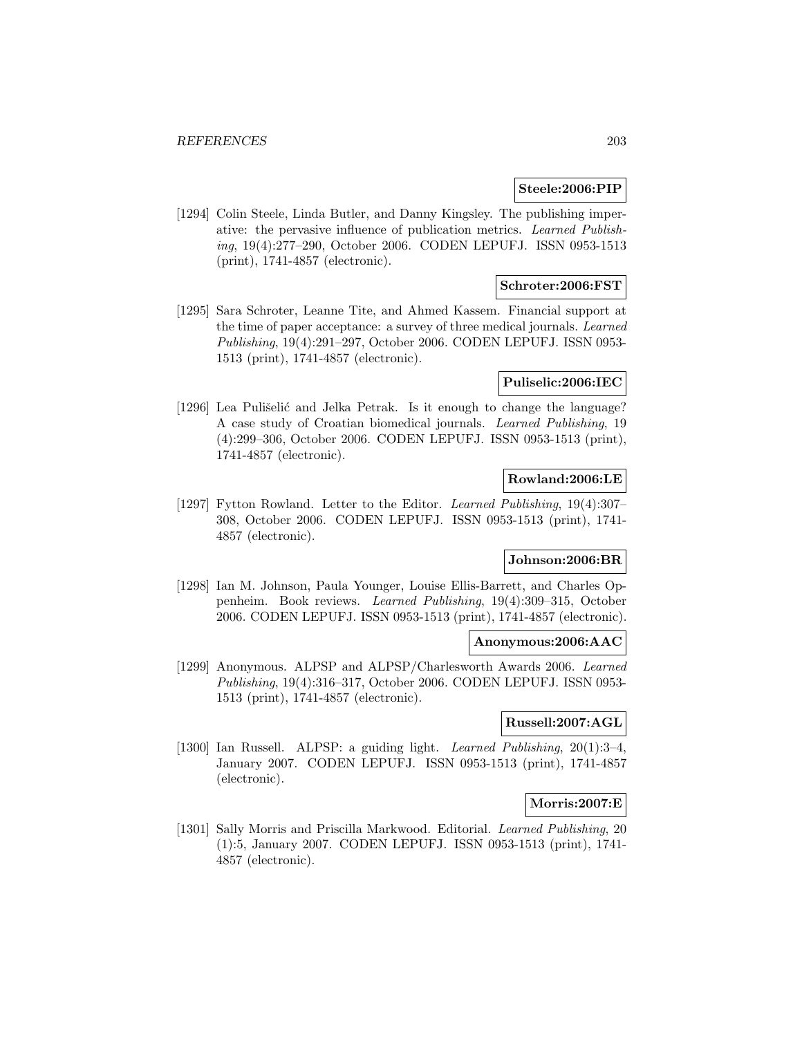**Steele:2006:PIP**

[1294] Colin Steele, Linda Butler, and Danny Kingsley. The publishing imperative: the pervasive influence of publication metrics. *Learned Publishing*, 19(4):277–290, October 2006. CODEN LEPUFJ. ISSN 0953-1513 (print), 1741-4857 (electronic).

**Schroter:2006:FST**

[1295] Sara Schroter, Leanne Tite, and Ahmed Kassem. Financial support at the time of paper acceptance: a survey of three medical journals. *Learned Publishing*, 19(4):291–297, October 2006. CODEN LEPUFJ. ISSN 0953-1513 (print), 1741-4857 (electronic).

**Puliselic:2006:IEC**

[1296] Lea Pulišelić and Jelka Petrak. Is it enough to change the language? A case study of Croatian biomedical journals. *Learned Publishing*, 19 (4):299–306, October 2006. CODEN LEPUFJ. ISSN 0953-1513 (print), 1741-4857 (electronic).

**Rowland:2006:LE**

[1297] Fytton Rowland. Letter to the Editor. *Learned Publishing*, 19(4):307–308, October 2006. CODEN LEPUFJ. ISSN 0953-1513 (print), 1741-4857 (electronic).

**Johnson:2006:BR**

[1298] Ian M. Johnson, Paula Younger, Louise Ellis-Barrett, and Charles Oppenheim. Book reviews. *Learned Publishing*, 19(4):309–315, October 2006. CODEN LEPUFJ. ISSN 0953-1513 (print), 1741-4857 (electronic).

**Anonymous:2006:AAC**

[1299] Anonymous. ALPSP and ALPSP/Charlesworth Awards 2006. *Learned Publishing*, 19(4):316–317, October 2006. CODEN LEPUFJ. ISSN 0953-1513 (print), 1741-4857 (electronic).

**Russell:2007:AGL**

[1300] Ian Russell. ALPSP: a guiding light. *Learned Publishing*, 20(1):3–4, January 2007. CODEN LEPUFJ. ISSN 0953-1513 (print), 1741-4857 (electronic).

**Morris:2007:E**

[1301] Sally Morris and Priscilla Markwood. Editorial. *Learned Publishing*, 20 (1):5, January 2007. CODEN LEPUFJ. ISSN 0953-1513 (print), 1741-4857 (electronic).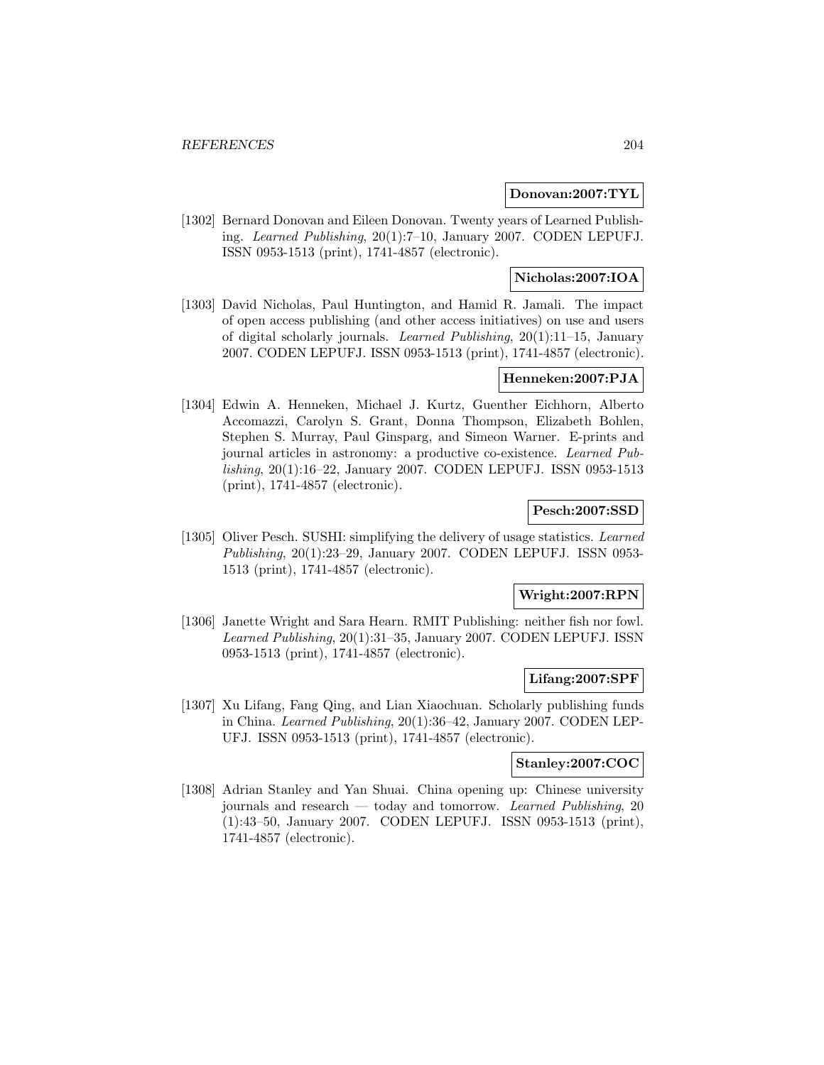**Donovan:2007:TYL**

[1302] Bernard Donovan and Eileen Donovan. Twenty years of Learned Publishing. *Learned Publishing*, 20(1):7–10, January 2007. CODEN LEPUFJ. ISSN 0953-1513 (print), 1741-4857 (electronic).

**Nicholas:2007:IOA**

[1303] David Nicholas, Paul Huntington, and Hamid R. Jamali. The impact of open access publishing (and other access initiatives) on use and users of digital scholarly journals. *Learned Publishing*, 20(1):11–15, January 2007. CODEN LEPUFJ. ISSN 0953-1513 (print), 1741-4857 (electronic).

**Henneken:2007:PJA**

[1304] Edwin A. Henneken, Michael J. Kurtz, Guenther Eichhorn, Alberto Accomazzi, Carolyn S. Grant, Donna Thompson, Elizabeth Bohlen, Stephen S. Murray, Paul Ginsparg, and Simeon Warner. E-prints and journal articles in astronomy: a productive co-existence. *Learned Publishing*, 20(1):16–22, January 2007. CODEN LEPUFJ. ISSN 0953-1513 (print), 1741-4857 (electronic).

**Pesch:2007:SSD**

[1305] Oliver Pesch. SUSHI: simplifying the delivery of usage statistics. *Learned Publishing*, 20(1):23–29, January 2007. CODEN LEPUFJ. ISSN 0953-1513 (print), 1741-4857 (electronic).

**Wright:2007:RPN**

[1306] Janette Wright and Sara Hearn. RMIT Publishing: neither fish nor fowl. *Learned Publishing*, 20(1):31–35, January 2007. CODEN LEPUFJ. ISSN 0953-1513 (print), 1741-4857 (electronic).

**Lifang:2007:SPF**

[1307] Xu Lifang, Fang Qing, and Lian Xiaochuan. Scholarly publishing funds in China. *Learned Publishing*, 20(1):36–42, January 2007. CODEN LEPUFJ. ISSN 0953-1513 (print), 1741-4857 (electronic).

**Stanley:2007:COC**

[1308] Adrian Stanley and Yan Shuai. China opening up: Chinese university journals and research — today and tomorrow. *Learned Publishing*, 20 (1):43–50, January 2007. CODEN LEPUFJ. ISSN 0953-1513 (print), 1741-4857 (electronic).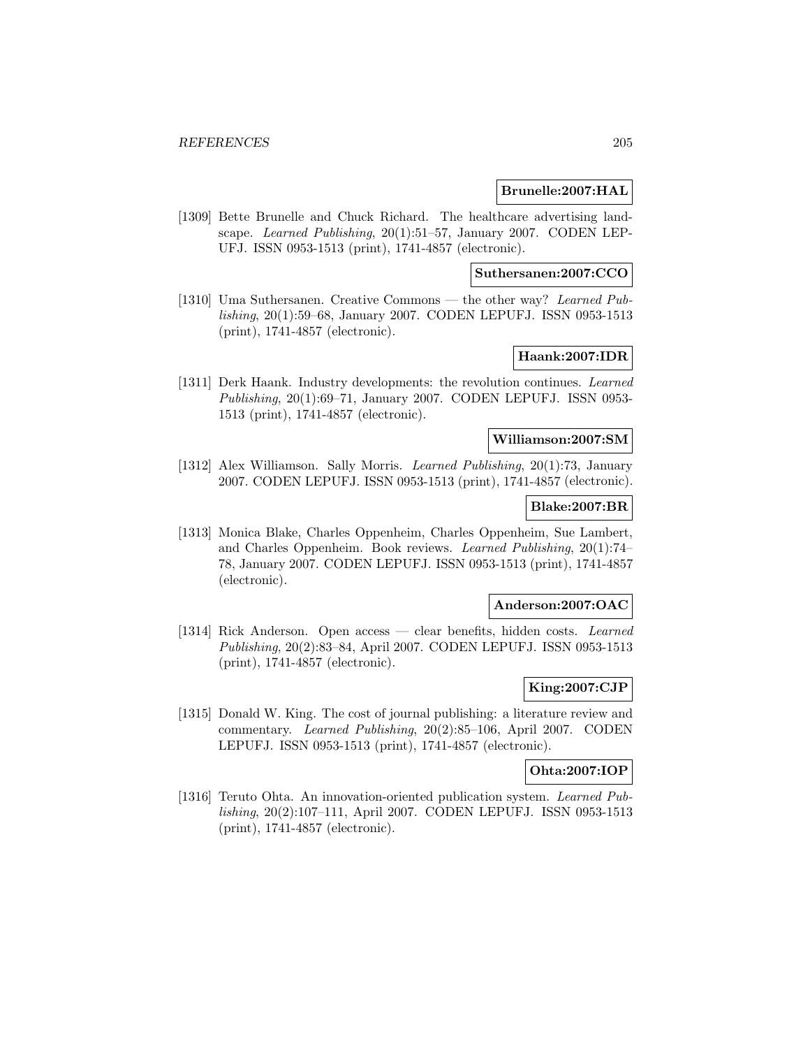**Brunelle:2007:HAL**

[1309] Bette Brunelle and Chuck Richard. The healthcare advertising landscape. *Learned Publishing*, 20(1):51–57, January 2007. CODEN LEPUFJ. ISSN 0953-1513 (print), 1741-4857 (electronic).

**Suthersanen:2007:CCO**

[1310] Uma Suthersanen. Creative Commons — the other way? *Learned Publishing*, 20(1):59–68, January 2007. CODEN LEPUFJ. ISSN 0953-1513 (print), 1741-4857 (electronic).

**Haank:2007:IDR**

[1311] Derk Haank. Industry developments: the revolution continues. *Learned Publishing*, 20(1):69–71, January 2007. CODEN LEPUFJ. ISSN 0953-1513 (print), 1741-4857 (electronic).

**Williamson:2007:SM**

[1312] Alex Williamson. Sally Morris. *Learned Publishing*, 20(1):73, January 2007. CODEN LEPUFJ. ISSN 0953-1513 (print), 1741-4857 (electronic).

**Blake:2007:BR**

[1313] Monica Blake, Charles Oppenheim, Charles Oppenheim, Sue Lambert, and Charles Oppenheim. Book reviews. *Learned Publishing*, 20(1):74–78, January 2007. CODEN LEPUFJ. ISSN 0953-1513 (print), 1741-4857 (electronic).

**Anderson:2007:OAC**

[1314] Rick Anderson. Open access — clear benefits, hidden costs. *Learned Publishing*, 20(2):83–84, April 2007. CODEN LEPUFJ. ISSN 0953-1513 (print), 1741-4857 (electronic).

**King:2007:CJP**

[1315] Donald W. King. The cost of journal publishing: a literature review and commentary. *Learned Publishing*, 20(2):85–106, April 2007. CODEN LEPUFJ. ISSN 0953-1513 (print), 1741-4857 (electronic).

**Ohta:2007:IOP**

[1316] Teruto Ohta. An innovation-oriented publication system. *Learned Publishing*, 20(2):107–111, April 2007. CODEN LEPUFJ. ISSN 0953-1513 (print), 1741-4857 (electronic).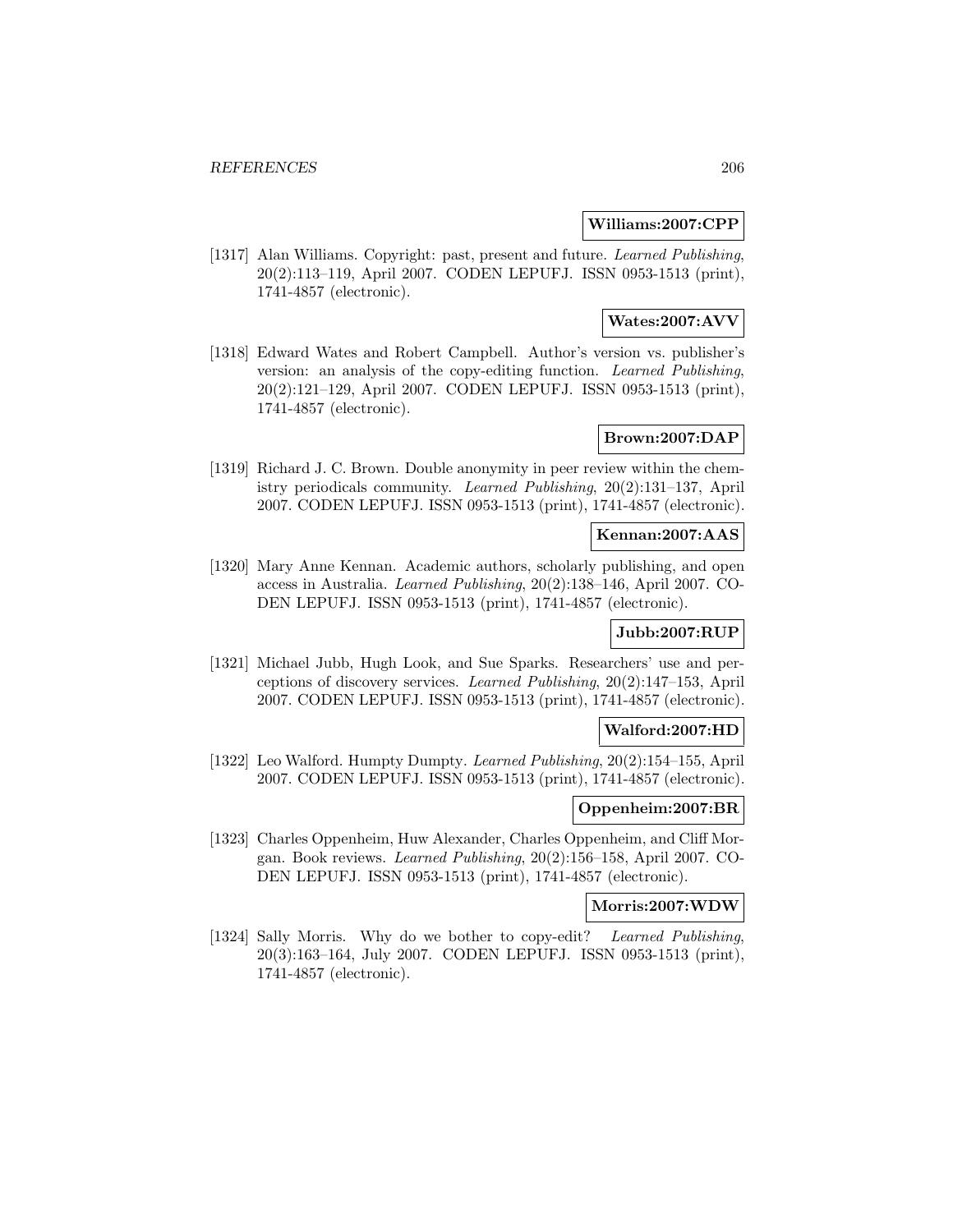**Williams:2007:CPP**

[1317] Alan Williams. Copyright: past, present and future. *Learned Publishing*, 20(2):113–119, April 2007. CODEN LEPUFJ. ISSN 0953-1513 (print), 1741-4857 (electronic).

**Wates:2007:AVV**

[1318] Edward Wates and Robert Campbell. Author's version vs. publisher's version: an analysis of the copy-editing function. *Learned Publishing*, 20(2):121–129, April 2007. CODEN LEPUFJ. ISSN 0953-1513 (print), 1741-4857 (electronic).

**Brown:2007:DAP**

[1319] Richard J. C. Brown. Double anonymity in peer review within the chemistry periodicals community. *Learned Publishing*, 20(2):131–137, April 2007. CODEN LEPUFJ. ISSN 0953-1513 (print), 1741-4857 (electronic).

**Kennan:2007:AAS**

[1320] Mary Anne Kennan. Academic authors, scholarly publishing, and open access in Australia. *Learned Publishing*, 20(2):138–146, April 2007. CODEN LEPUFJ. ISSN 0953-1513 (print), 1741-4857 (electronic).

**Jubb:2007:RUP**

[1321] Michael Jubb, Hugh Look, and Sue Sparks. Researchers' use and perceptions of discovery services. *Learned Publishing*, 20(2):147–153, April 2007. CODEN LEPUFJ. ISSN 0953-1513 (print), 1741-4857 (electronic).

**Walford:2007:HD**

[1322] Leo Walford. Humpty Dumpty. *Learned Publishing*, 20(2):154–155, April 2007. CODEN LEPUFJ. ISSN 0953-1513 (print), 1741-4857 (electronic).

**Oppenheim:2007:BR**

[1323] Charles Oppenheim, Huw Alexander, Charles Oppenheim, and Cliff Morgan. Book reviews. *Learned Publishing*, 20(2):156–158, April 2007. CODEN LEPUFJ. ISSN 0953-1513 (print), 1741-4857 (electronic).

**Morris:2007:WDW**

[1324] Sally Morris. Why do we bother to copy-edit? *Learned Publishing*, 20(3):163–164, July 2007. CODEN LEPUFJ. ISSN 0953-1513 (print), 1741-4857 (electronic).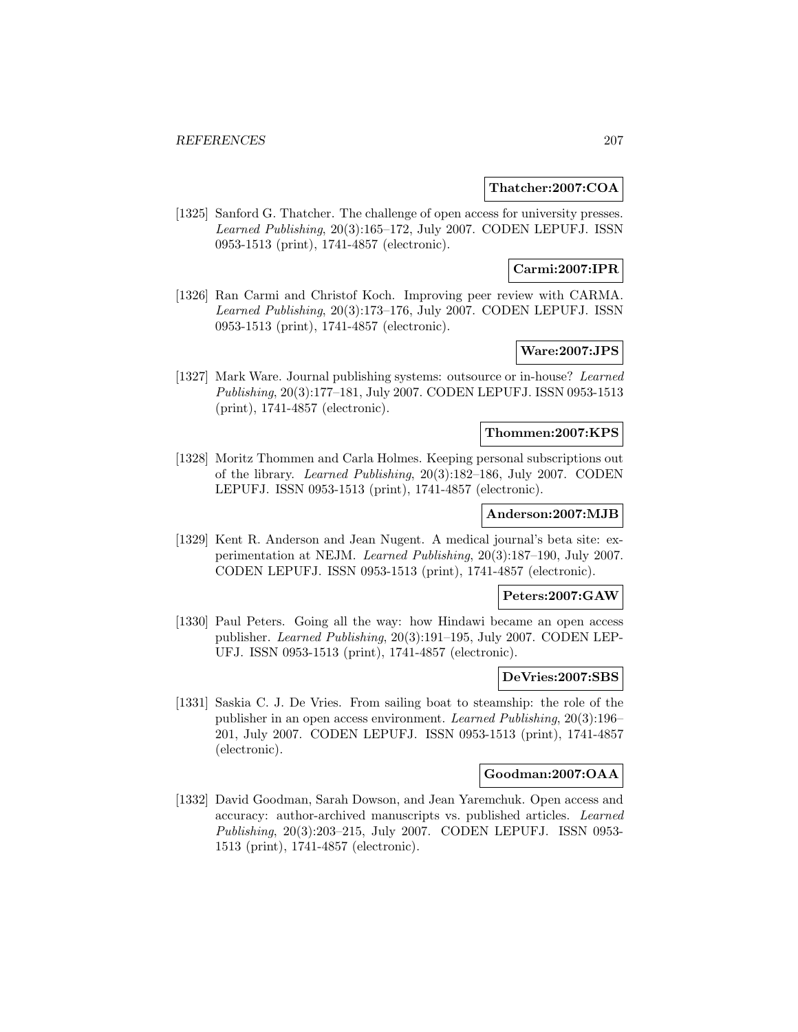**Thatcher:2007:COA**

[1325] Sanford G. Thatcher. The challenge of open access for university presses. *Learned Publishing*, 20(3):165–172, July 2007. CODEN LEPUFJ. ISSN 0953-1513 (print), 1741-4857 (electronic).

**Carmi:2007:IPR**

[1326] Ran Carmi and Christof Koch. Improving peer review with CARMA. *Learned Publishing*, 20(3):173–176, July 2007. CODEN LEPUFJ. ISSN 0953-1513 (print), 1741-4857 (electronic).

**Ware:2007:JPS**

[1327] Mark Ware. Journal publishing systems: outsource or in-house? *Learned Publishing*, 20(3):177–181, July 2007. CODEN LEPUFJ. ISSN 0953-1513 (print), 1741-4857 (electronic).

**Thommen:2007:KPS**

[1328] Moritz Thommen and Carla Holmes. Keeping personal subscriptions out of the library. *Learned Publishing*, 20(3):182–186, July 2007. CODEN LEPUFJ. ISSN 0953-1513 (print), 1741-4857 (electronic).

**Anderson:2007:MJB**

[1329] Kent R. Anderson and Jean Nugent. A medical journal's beta site: experimentation at NEJM. *Learned Publishing*, 20(3):187–190, July 2007. CODEN LEPUFJ. ISSN 0953-1513 (print), 1741-4857 (electronic).

**Peters:2007:GAW**

[1330] Paul Peters. Going all the way: how Hindawi became an open access publisher. *Learned Publishing*, 20(3):191–195, July 2007. CODEN LEPUFJ. ISSN 0953-1513 (print), 1741-4857 (electronic).

**DeVries:2007:SBS**

[1331] Saskia C. J. De Vries. From sailing boat to steamship: the role of the publisher in an open access environment. *Learned Publishing*, 20(3):196–201, July 2007. CODEN LEPUFJ. ISSN 0953-1513 (print), 1741-4857 (electronic).

**Goodman:2007:OAA**

[1332] David Goodman, Sarah Dowson, and Jean Yaremchuk. Open access and accuracy: author-archived manuscripts vs. published articles. *Learned Publishing*, 20(3):203–215, July 2007. CODEN LEPUFJ. ISSN 0953-1513 (print), 1741-4857 (electronic).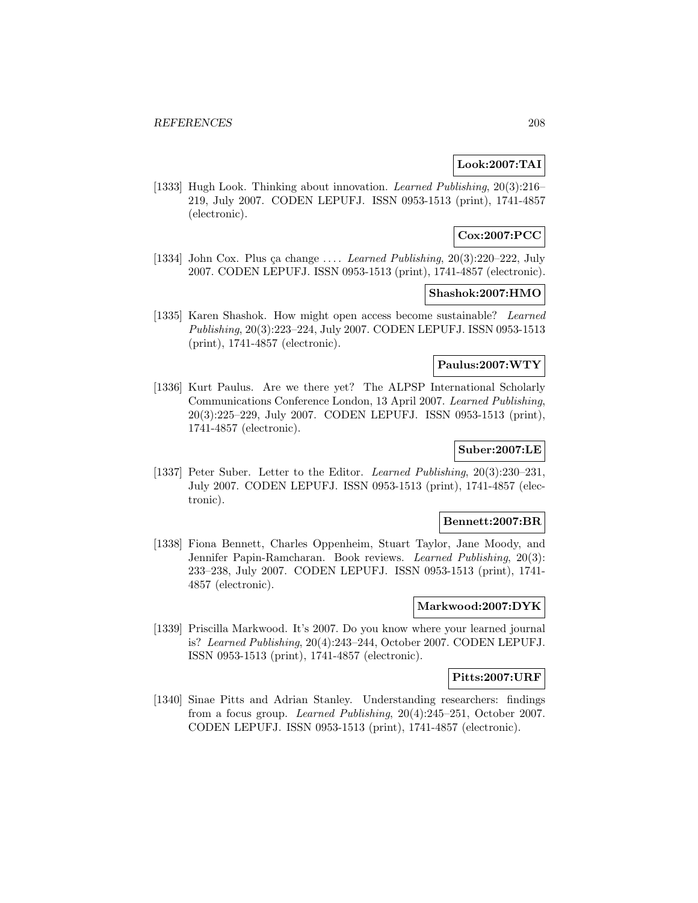**Look:2007:TAI**

[1333] Hugh Look. Thinking about innovation. *Learned Publishing*, 20(3):216–219, July 2007. CODEN LEPUFJ. ISSN 0953-1513 (print), 1741-4857 (electronic).

**Cox:2007:PCC**

[1334] John Cox. Plus ça change .... *Learned Publishing*, 20(3):220–222, July 2007. CODEN LEPUFJ. ISSN 0953-1513 (print), 1741-4857 (electronic).

**Shashok:2007:HMO**

[1335] Karen Shashok. How might open access become sustainable? *Learned Publishing*, 20(3):223–224, July 2007. CODEN LEPUFJ. ISSN 0953-1513 (print), 1741-4857 (electronic).

**Paulus:2007:WTY**

[1336] Kurt Paulus. Are we there yet? The ALPSP International Scholarly Communications Conference London, 13 April 2007. *Learned Publishing*, 20(3):225–229, July 2007. CODEN LEPUFJ. ISSN 0953-1513 (print), 1741-4857 (electronic).

**Suber:2007:LE**

[1337] Peter Suber. Letter to the Editor. *Learned Publishing*, 20(3):230–231, July 2007. CODEN LEPUFJ. ISSN 0953-1513 (print), 1741-4857 (electronic).

**Bennett:2007:BR**

[1338] Fiona Bennett, Charles Oppenheim, Stuart Taylor, Jane Moody, and Jennifer Papin-Ramcharan. Book reviews. *Learned Publishing*, 20(3):233–238, July 2007. CODEN LEPUFJ. ISSN 0953-1513 (print), 1741-4857 (electronic).

**Markwood:2007:DYK**

[1339] Priscilla Markwood. It's 2007. Do you know where your learned journal is? *Learned Publishing*, 20(4):243–244, October 2007. CODEN LEPUFJ. ISSN 0953-1513 (print), 1741-4857 (electronic).

**Pitts:2007:URF**

[1340] Sinae Pitts and Adrian Stanley. Understanding researchers: findings from a focus group. *Learned Publishing*, 20(4):245–251, October 2007. CODEN LEPUFJ. ISSN 0953-1513 (print), 1741-4857 (electronic).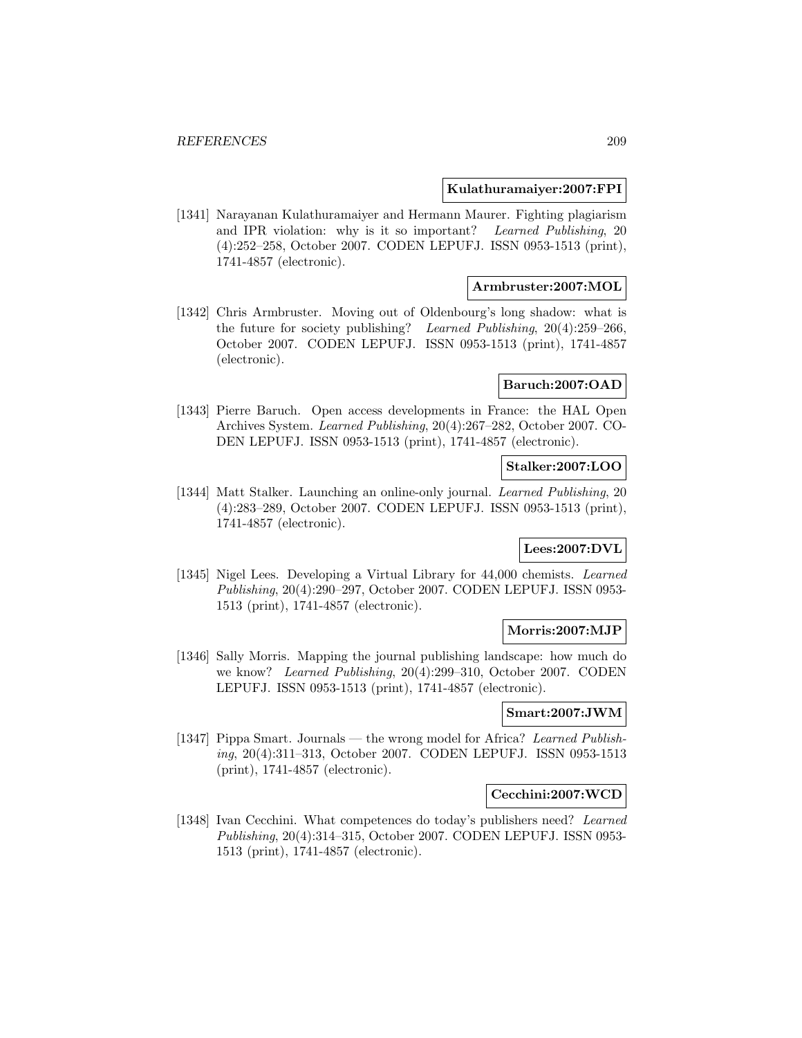**Kulathuramaiyer:2007:FPI**

[1341] Narayanan Kulathuramaiyer and Hermann Maurer. Fighting plagiarism and IPR violation: why is it so important? *Learned Publishing*, 20 (4):252–258, October 2007. CODEN LEPUFJ. ISSN 0953-1513 (print), 1741-4857 (electronic).

**Armbruster:2007:MOL**

[1342] Chris Armbruster. Moving out of Oldenbourg's long shadow: what is the future for society publishing? *Learned Publishing*, 20(4):259–266, October 2007. CODEN LEPUFJ. ISSN 0953-1513 (print), 1741-4857 (electronic).

**Baruch:2007:OAD**

[1343] Pierre Baruch. Open access developments in France: the HAL Open Archives System. *Learned Publishing*, 20(4):267–282, October 2007. CODEN LEPUFJ. ISSN 0953-1513 (print), 1741-4857 (electronic).

**Stalker:2007:LOO**

[1344] Matt Stalker. Launching an online-only journal. *Learned Publishing*, 20 (4):283–289, October 2007. CODEN LEPUFJ. ISSN 0953-1513 (print), 1741-4857 (electronic).

**Lees:2007:DVL**

[1345] Nigel Lees. Developing a Virtual Library for 44,000 chemists. *Learned Publishing*, 20(4):290–297, October 2007. CODEN LEPUFJ. ISSN 0953-1513 (print), 1741-4857 (electronic).

**Morris:2007:MJP**

[1346] Sally Morris. Mapping the journal publishing landscape: how much do we know? *Learned Publishing*, 20(4):299–310, October 2007. CODEN LEPUFJ. ISSN 0953-1513 (print), 1741-4857 (electronic).

**Smart:2007:JWM**

[1347] Pippa Smart. Journals — the wrong model for Africa? *Learned Publishing*, 20(4):311–313, October 2007. CODEN LEPUFJ. ISSN 0953-1513 (print), 1741-4857 (electronic).

**Cecchini:2007:WCD**

[1348] Ivan Cecchini. What competences do today's publishers need? *Learned Publishing*, 20(4):314–315, October 2007. CODEN LEPUFJ. ISSN 0953-1513 (print), 1741-4857 (electronic).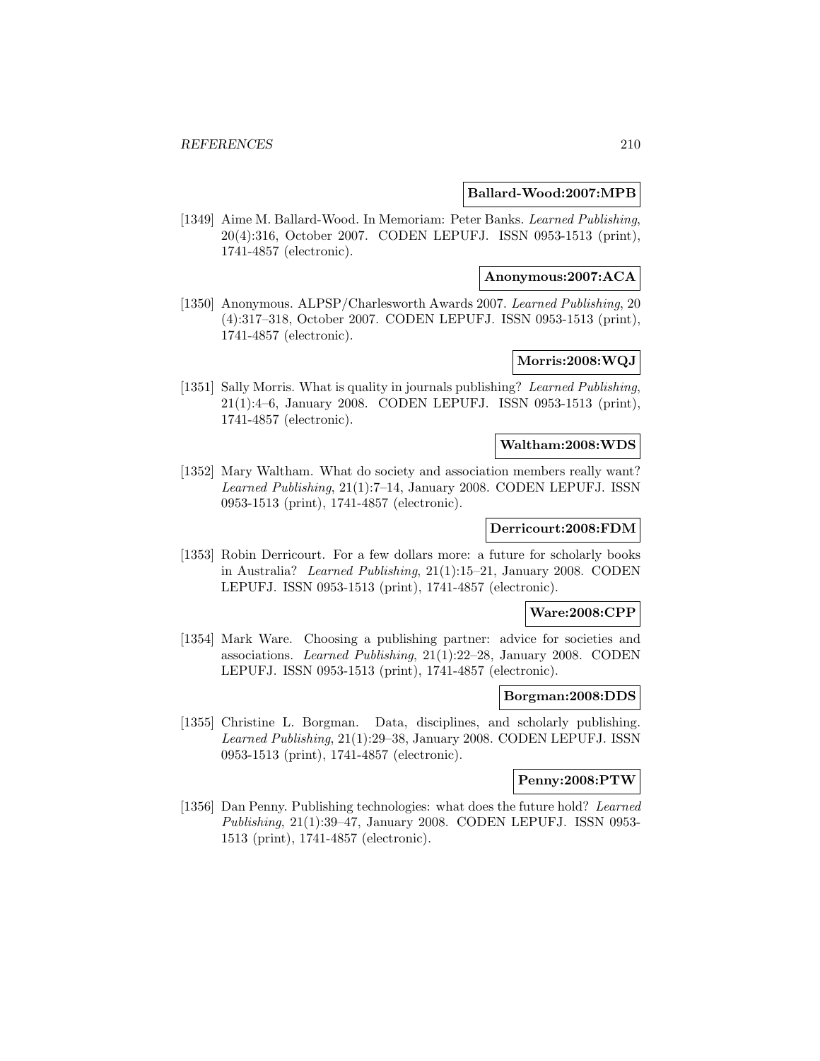**Ballard-Wood:2007:MPB**

[1349] Aime M. Ballard-Wood. In Memoriam: Peter Banks. *Learned Publishing*, 20(4):316, October 2007. CODEN LEPUFJ. ISSN 0953-1513 (print), 1741-4857 (electronic).

**Anonymous:2007:ACA**

[1350] Anonymous. ALPSP/Charlesworth Awards 2007. *Learned Publishing*, 20 (4):317–318, October 2007. CODEN LEPUFJ. ISSN 0953-1513 (print), 1741-4857 (electronic).

**Morris:2008:WQJ**

[1351] Sally Morris. What is quality in journals publishing? *Learned Publishing*, 21(1):4–6, January 2008. CODEN LEPUFJ. ISSN 0953-1513 (print), 1741-4857 (electronic).

**Waltham:2008:WDS**

[1352] Mary Waltham. What do society and association members really want? *Learned Publishing*, 21(1):7–14, January 2008. CODEN LEPUFJ. ISSN 0953-1513 (print), 1741-4857 (electronic).

**Derricourt:2008:FDM**

[1353] Robin Derricourt. For a few dollars more: a future for scholarly books in Australia? *Learned Publishing*, 21(1):15–21, January 2008. CODEN LEPUFJ. ISSN 0953-1513 (print), 1741-4857 (electronic).

**Ware:2008:CPP**

[1354] Mark Ware. Choosing a publishing partner: advice for societies and associations. *Learned Publishing*, 21(1):22–28, January 2008. CODEN LEPUFJ. ISSN 0953-1513 (print), 1741-4857 (electronic).

**Borgman:2008:DDS**

[1355] Christine L. Borgman. Data, disciplines, and scholarly publishing. *Learned Publishing*, 21(1):29–38, January 2008. CODEN LEPUFJ. ISSN 0953-1513 (print), 1741-4857 (electronic).

**Penny:2008:PTW**

[1356] Dan Penny. Publishing technologies: what does the future hold? *Learned Publishing*, 21(1):39–47, January 2008. CODEN LEPUFJ. ISSN 0953-1513 (print), 1741-4857 (electronic).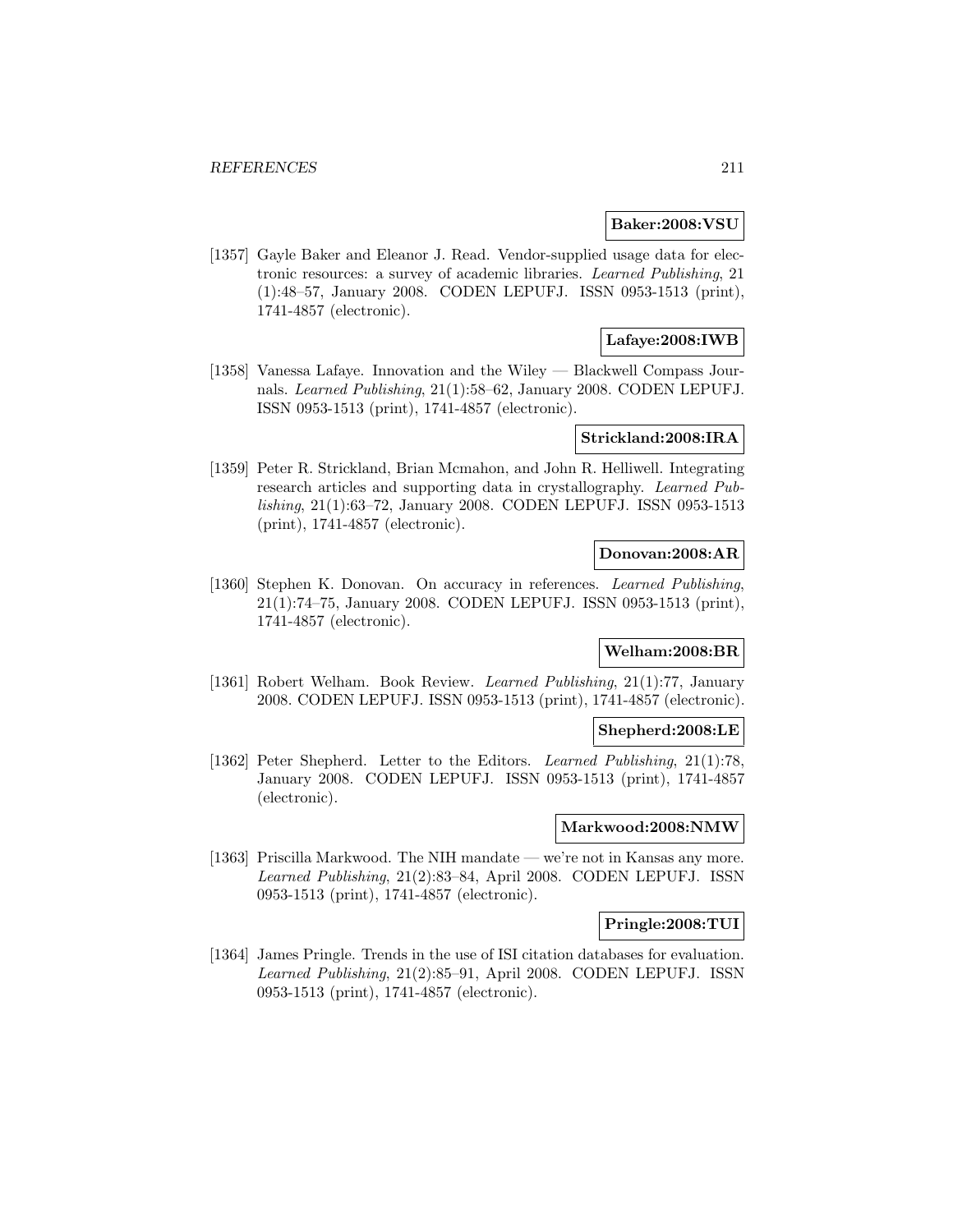**Baker:2008:VSU**

[1357] Gayle Baker and Eleanor J. Read. Vendor-supplied usage data for electronic resources: a survey of academic libraries. *Learned Publishing*, 21 (1):48–57, January 2008. CODEN LEPUFJ. ISSN 0953-1513 (print), 1741-4857 (electronic).

**Lafaye:2008:IWB**

[1358] Vanessa Lafaye. Innovation and the Wiley — Blackwell Compass Journals. *Learned Publishing*, 21(1):58–62, January 2008. CODEN LEPUFJ. ISSN 0953-1513 (print), 1741-4857 (electronic).

**Strickland:2008:IRA**

[1359] Peter R. Strickland, Brian Mcmahon, and John R. Helliwell. Integrating research articles and supporting data in crystallography. *Learned Publishing*, 21(1):63–72, January 2008. CODEN LEPUFJ. ISSN 0953-1513 (print), 1741-4857 (electronic).

**Donovan:2008:AR**

[1360] Stephen K. Donovan. On accuracy in references. *Learned Publishing*, 21(1):74–75, January 2008. CODEN LEPUFJ. ISSN 0953-1513 (print), 1741-4857 (electronic).

**Welham:2008:BR**

[1361] Robert Welham. Book Review. *Learned Publishing*, 21(1):77, January 2008. CODEN LEPUFJ. ISSN 0953-1513 (print), 1741-4857 (electronic).

**Shepherd:2008:LE**

[1362] Peter Shepherd. Letter to the Editors. *Learned Publishing*, 21(1):78, January 2008. CODEN LEPUFJ. ISSN 0953-1513 (print), 1741-4857 (electronic).

**Markwood:2008:NMW**

[1363] Priscilla Markwood. The NIH mandate — we're not in Kansas any more. *Learned Publishing*, 21(2):83–84, April 2008. CODEN LEPUFJ. ISSN 0953-1513 (print), 1741-4857 (electronic).

**Pringle:2008:TUI**

[1364] James Pringle. Trends in the use of ISI citation databases for evaluation. *Learned Publishing*, 21(2):85–91, April 2008. CODEN LEPUFJ. ISSN 0953-1513 (print), 1741-4857 (electronic).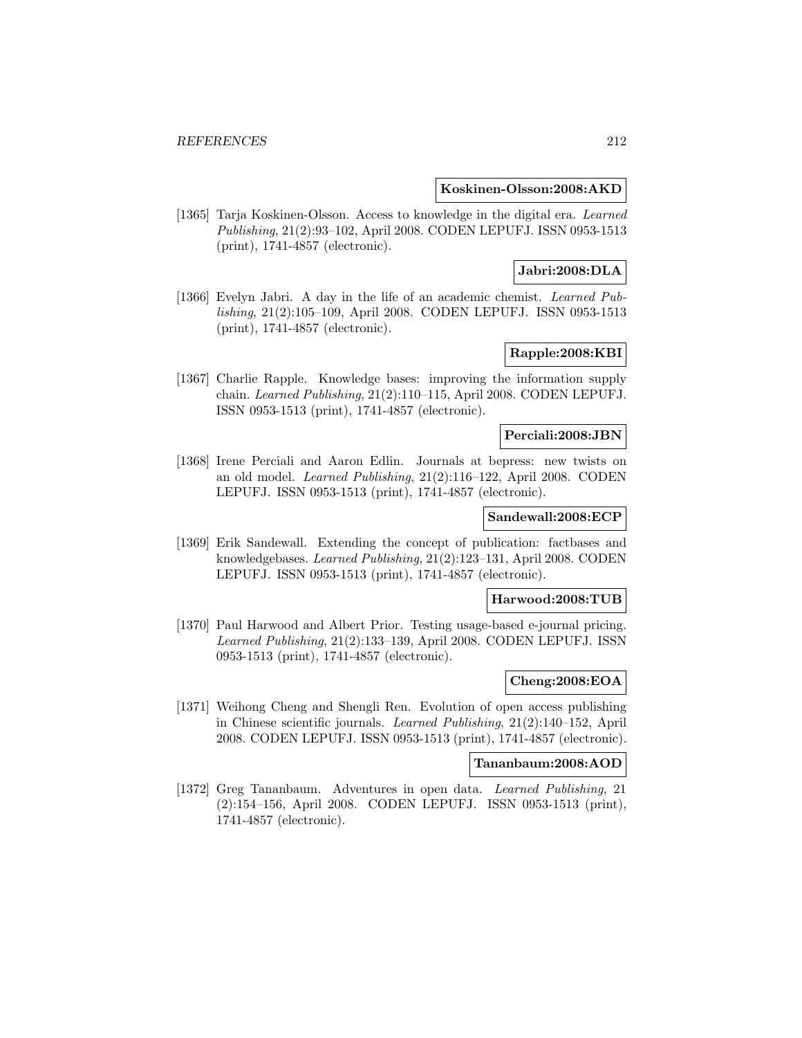**Koskinen-Olsson:2008:AKD**

[1365] Tarja Koskinen-Olsson. Access to knowledge in the digital era. *Learned Publishing*, 21(2):93–102, April 2008. CODEN LEPUFJ. ISSN 0953-1513 (print), 1741-4857 (electronic).

**Jabri:2008:DLA**

[1366] Evelyn Jabri. A day in the life of an academic chemist. *Learned Publishing*, 21(2):105–109, April 2008. CODEN LEPUFJ. ISSN 0953-1513 (print), 1741-4857 (electronic).

**Rapple:2008:KBI**

[1367] Charlie Rapple. Knowledge bases: improving the information supply chain. *Learned Publishing*, 21(2):110–115, April 2008. CODEN LEPUFJ. ISSN 0953-1513 (print), 1741-4857 (electronic).

**Perciali:2008:JBN**

[1368] Irene Perciali and Aaron Edlin. Journals at bepress: new twists on an old model. *Learned Publishing*, 21(2):116–122, April 2008. CODEN LEPUFJ. ISSN 0953-1513 (print), 1741-4857 (electronic).

**Sandewall:2008:ECP**

[1369] Erik Sandewall. Extending the concept of publication: factbases and knowledgebases. *Learned Publishing*, 21(2):123–131, April 2008. CODEN LEPUFJ. ISSN 0953-1513 (print), 1741-4857 (electronic).

**Harwood:2008:TUB**

[1370] Paul Harwood and Albert Prior. Testing usage-based e-journal pricing. *Learned Publishing*, 21(2):133–139, April 2008. CODEN LEPUFJ. ISSN 0953-1513 (print), 1741-4857 (electronic).

**Cheng:2008:EOA**

[1371] Weihong Cheng and Shengli Ren. Evolution of open access publishing in Chinese scientific journals. *Learned Publishing*, 21(2):140–152, April 2008. CODEN LEPUFJ. ISSN 0953-1513 (print), 1741-4857 (electronic).

**Tananbaum:2008:AOD**

[1372] Greg Tananbaum. Adventures in open data. *Learned Publishing*, 21 (2):154–156, April 2008. CODEN LEPUFJ. ISSN 0953-1513 (print), 1741-4857 (electronic).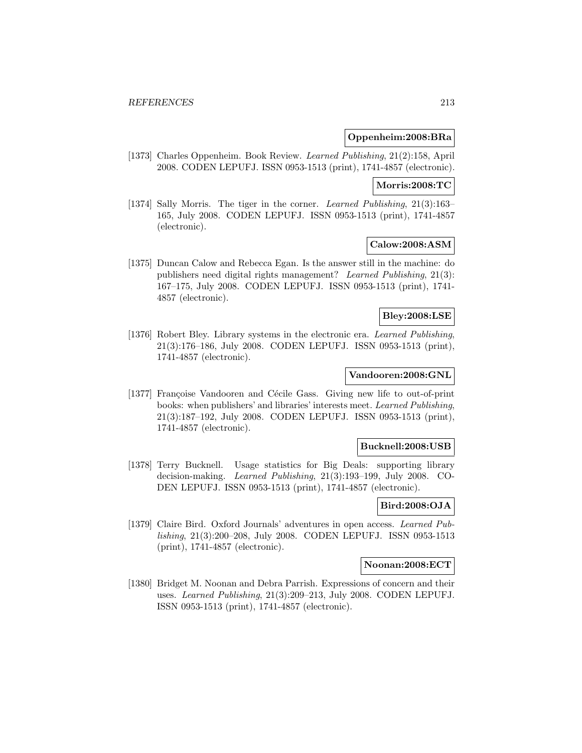**Oppenheim:2008:BRa**

[1373] Charles Oppenheim. Book Review. *Learned Publishing*, 21(2):158, April 2008. CODEN LEPUFJ. ISSN 0953-1513 (print), 1741-4857 (electronic).

**Morris:2008:TC**

[1374] Sally Morris. The tiger in the corner. *Learned Publishing*, 21(3):163–165, July 2008. CODEN LEPUFJ. ISSN 0953-1513 (print), 1741-4857 (electronic).

**Calow:2008:ASM**

[1375] Duncan Calow and Rebecca Egan. Is the answer still in the machine: do publishers need digital rights management? *Learned Publishing*, 21(3):167–175, July 2008. CODEN LEPUFJ. ISSN 0953-1513 (print), 1741-4857 (electronic).

**Bley:2008:LSE**

[1376] Robert Bley. Library systems in the electronic era. *Learned Publishing*, 21(3):176–186, July 2008. CODEN LEPUFJ. ISSN 0953-1513 (print), 1741-4857 (electronic).

**Vandooren:2008:GNL**

[1377] Françoise Vandooren and Cécile Gass. Giving new life to out-of-print books: when publishers' and libraries' interests meet. *Learned Publishing*, 21(3):187–192, July 2008. CODEN LEPUFJ. ISSN 0953-1513 (print), 1741-4857 (electronic).

**Bucknell:2008:USB**

[1378] Terry Bucknell. Usage statistics for Big Deals: supporting library decision-making. *Learned Publishing*, 21(3):193–199, July 2008. CODEN LEPUFJ. ISSN 0953-1513 (print), 1741-4857 (electronic).

**Bird:2008:OJA**

[1379] Claire Bird. Oxford Journals' adventures in open access. *Learned Publishing*, 21(3):200–208, July 2008. CODEN LEPUFJ. ISSN 0953-1513 (print), 1741-4857 (electronic).

**Noonan:2008:ECT**

[1380] Bridget M. Noonan and Debra Parrish. Expressions of concern and their uses. *Learned Publishing*, 21(3):209–213, July 2008. CODEN LEPUFJ. ISSN 0953-1513 (print), 1741-4857 (electronic).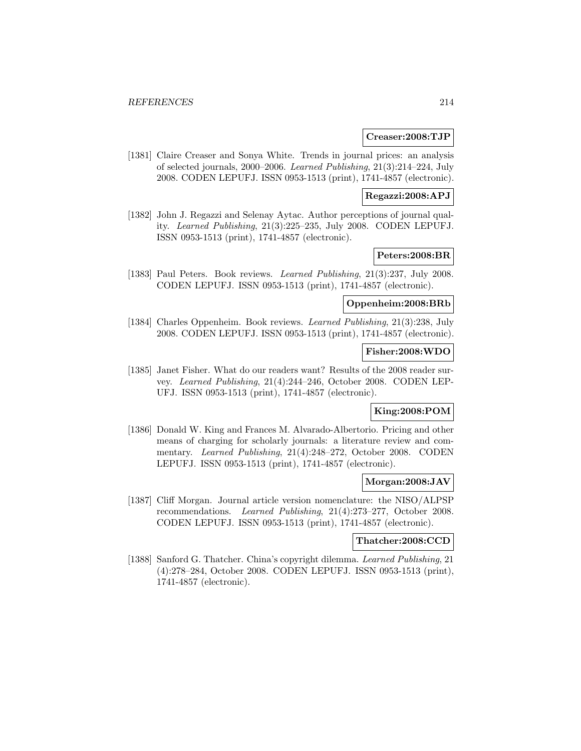**Creaser:2008:TJP**

[1381] Claire Creaser and Sonya White. Trends in journal prices: an analysis of selected journals, 2000–2006. *Learned Publishing*, 21(3):214–224, July 2008. CODEN LEPUFJ. ISSN 0953-1513 (print), 1741-4857 (electronic).

**Regazzi:2008:APJ**

[1382] John J. Regazzi and Selenay Aytac. Author perceptions of journal quality. *Learned Publishing*, 21(3):225–235, July 2008. CODEN LEPUFJ. ISSN 0953-1513 (print), 1741-4857 (electronic).

**Peters:2008:BR**

[1383] Paul Peters. Book reviews. *Learned Publishing*, 21(3):237, July 2008. CODEN LEPUFJ. ISSN 0953-1513 (print), 1741-4857 (electronic).

**Oppenheim:2008:BRb**

[1384] Charles Oppenheim. Book reviews. *Learned Publishing*, 21(3):238, July 2008. CODEN LEPUFJ. ISSN 0953-1513 (print), 1741-4857 (electronic).

**Fisher:2008:WDO**

[1385] Janet Fisher. What do our readers want? Results of the 2008 reader survey. *Learned Publishing*, 21(4):244–246, October 2008. CODEN LEPUFJ. ISSN 0953-1513 (print), 1741-4857 (electronic).

**King:2008:POM**

[1386] Donald W. King and Frances M. Alvarado-Albertorio. Pricing and other means of charging for scholarly journals: a literature review and commentary. *Learned Publishing*, 21(4):248–272, October 2008. CODEN LEPUFJ. ISSN 0953-1513 (print), 1741-4857 (electronic).

**Morgan:2008:JAV**

[1387] Cliff Morgan. Journal article version nomenclature: the NISO/ALPSP recommendations. *Learned Publishing*, 21(4):273–277, October 2008. CODEN LEPUFJ. ISSN 0953-1513 (print), 1741-4857 (electronic).

**Thatcher:2008:CCD**

[1388] Sanford G. Thatcher. China's copyright dilemma. *Learned Publishing*, 21 (4):278–284, October 2008. CODEN LEPUFJ. ISSN 0953-1513 (print), 1741-4857 (electronic).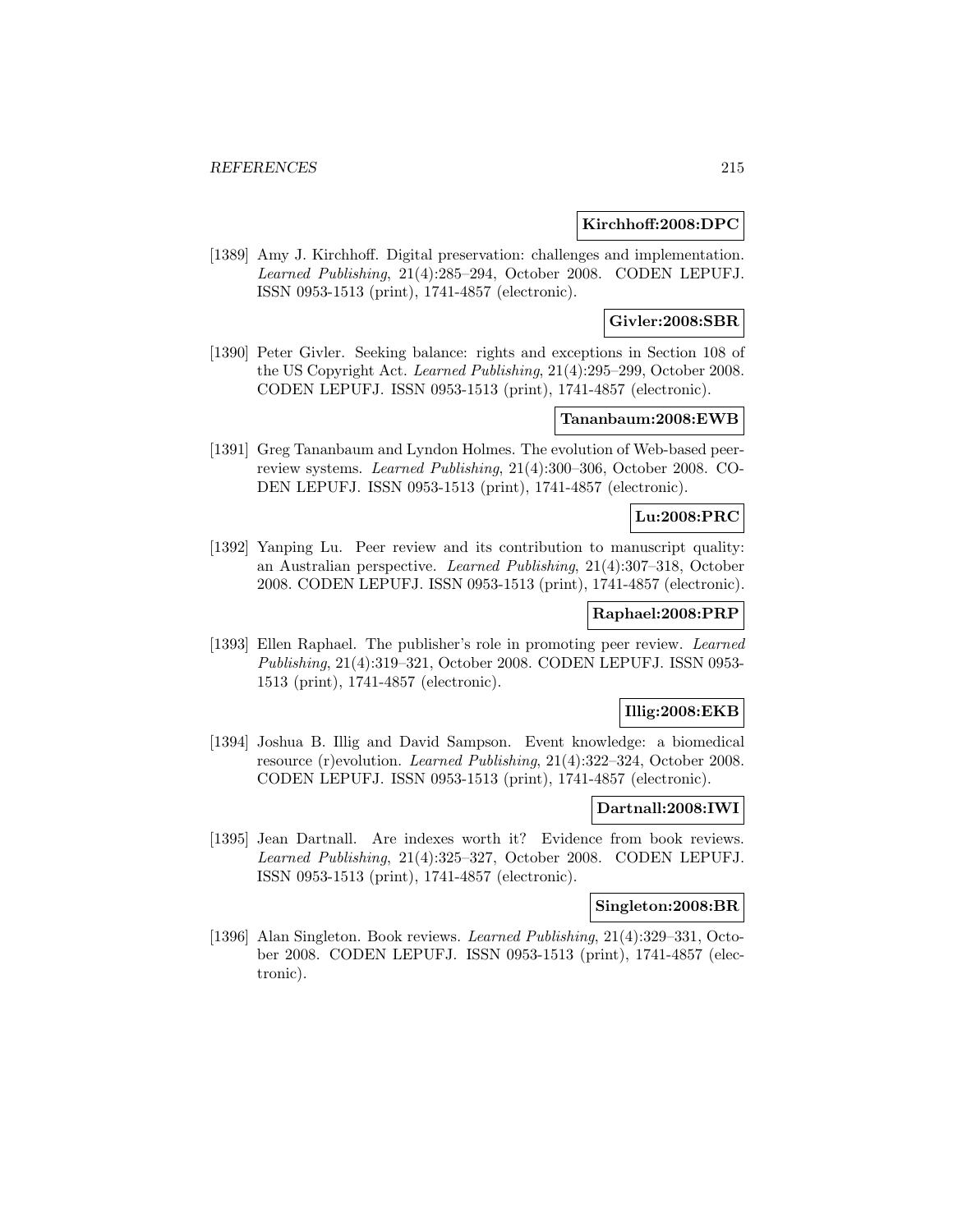**Kirchhoff:2008:DPC**

[1389] Amy J. Kirchhoff. Digital preservation: challenges and implementation. *Learned Publishing*, 21(4):285–294, October 2008. CODEN LEPUFJ. ISSN 0953-1513 (print), 1741-4857 (electronic).

**Givler:2008:SBR**

[1390] Peter Givler. Seeking balance: rights and exceptions in Section 108 of the US Copyright Act. *Learned Publishing*, 21(4):295–299, October 2008. CODEN LEPUFJ. ISSN 0953-1513 (print), 1741-4857 (electronic).

**Tananbaum:2008:EWB**

[1391] Greg Tananbaum and Lyndon Holmes. The evolution of Web-based peer-review systems. *Learned Publishing*, 21(4):300–306, October 2008. CODEN LEPUFJ. ISSN 0953-1513 (print), 1741-4857 (electronic).

**Lu:2008:PRC**

[1392] Yanping Lu. Peer review and its contribution to manuscript quality: an Australian perspective. *Learned Publishing*, 21(4):307–318, October 2008. CODEN LEPUFJ. ISSN 0953-1513 (print), 1741-4857 (electronic).

**Raphael:2008:PRP**

[1393] Ellen Raphael. The publisher's role in promoting peer review. *Learned Publishing*, 21(4):319–321, October 2008. CODEN LEPUFJ. ISSN 0953-1513 (print), 1741-4857 (electronic).

**Illig:2008:EKB**

[1394] Joshua B. Illig and David Sampson. Event knowledge: a biomedical resource (r)evolution. *Learned Publishing*, 21(4):322–324, October 2008. CODEN LEPUFJ. ISSN 0953-1513 (print), 1741-4857 (electronic).

**Dartnall:2008:IWI**

[1395] Jean Dartnall. Are indexes worth it? Evidence from book reviews. *Learned Publishing*, 21(4):325–327, October 2008. CODEN LEPUFJ. ISSN 0953-1513 (print), 1741-4857 (electronic).

**Singleton:2008:BR**

[1396] Alan Singleton. Book reviews. *Learned Publishing*, 21(4):329–331, October 2008. CODEN LEPUFJ. ISSN 0953-1513 (print), 1741-4857 (electronic).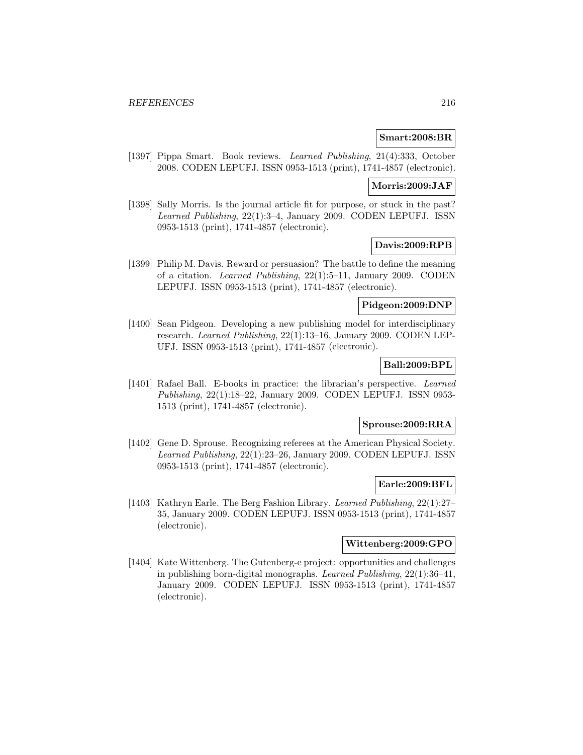**Smart:2008:BR**

[1397] Pippa Smart. Book reviews. *Learned Publishing*, 21(4):333, October 2008. CODEN LEPUFJ. ISSN 0953-1513 (print), 1741-4857 (electronic).

**Morris:2009:JAF**

[1398] Sally Morris. Is the journal article fit for purpose, or stuck in the past? *Learned Publishing*, 22(1):3–4, January 2009. CODEN LEPUFJ. ISSN 0953-1513 (print), 1741-4857 (electronic).

**Davis:2009:RPB**

[1399] Philip M. Davis. Reward or persuasion? The battle to define the meaning of a citation. *Learned Publishing*, 22(1):5–11, January 2009. CODEN LEPUFJ. ISSN 0953-1513 (print), 1741-4857 (electronic).

**Pidgeon:2009:DNP**

[1400] Sean Pidgeon. Developing a new publishing model for interdisciplinary research. *Learned Publishing*, 22(1):13–16, January 2009. CODEN LEPUFJ. ISSN 0953-1513 (print), 1741-4857 (electronic).

**Ball:2009:BPL**

[1401] Rafael Ball. E-books in practice: the librarian's perspective. *Learned Publishing*, 22(1):18–22, January 2009. CODEN LEPUFJ. ISSN 0953-1513 (print), 1741-4857 (electronic).

**Sprouse:2009:RRA**

[1402] Gene D. Sprouse. Recognizing referees at the American Physical Society. *Learned Publishing*, 22(1):23–26, January 2009. CODEN LEPUFJ. ISSN 0953-1513 (print), 1741-4857 (electronic).

**Earle:2009:BFL**

[1403] Kathryn Earle. The Berg Fashion Library. *Learned Publishing*, 22(1):27–35, January 2009. CODEN LEPUFJ. ISSN 0953-1513 (print), 1741-4857 (electronic).

**Wittenberg:2009:GPO**

[1404] Kate Wittenberg. The Gutenberg-e project: opportunities and challenges in publishing born-digital monographs. *Learned Publishing*, 22(1):36–41, January 2009. CODEN LEPUFJ. ISSN 0953-1513 (print), 1741-4857 (electronic).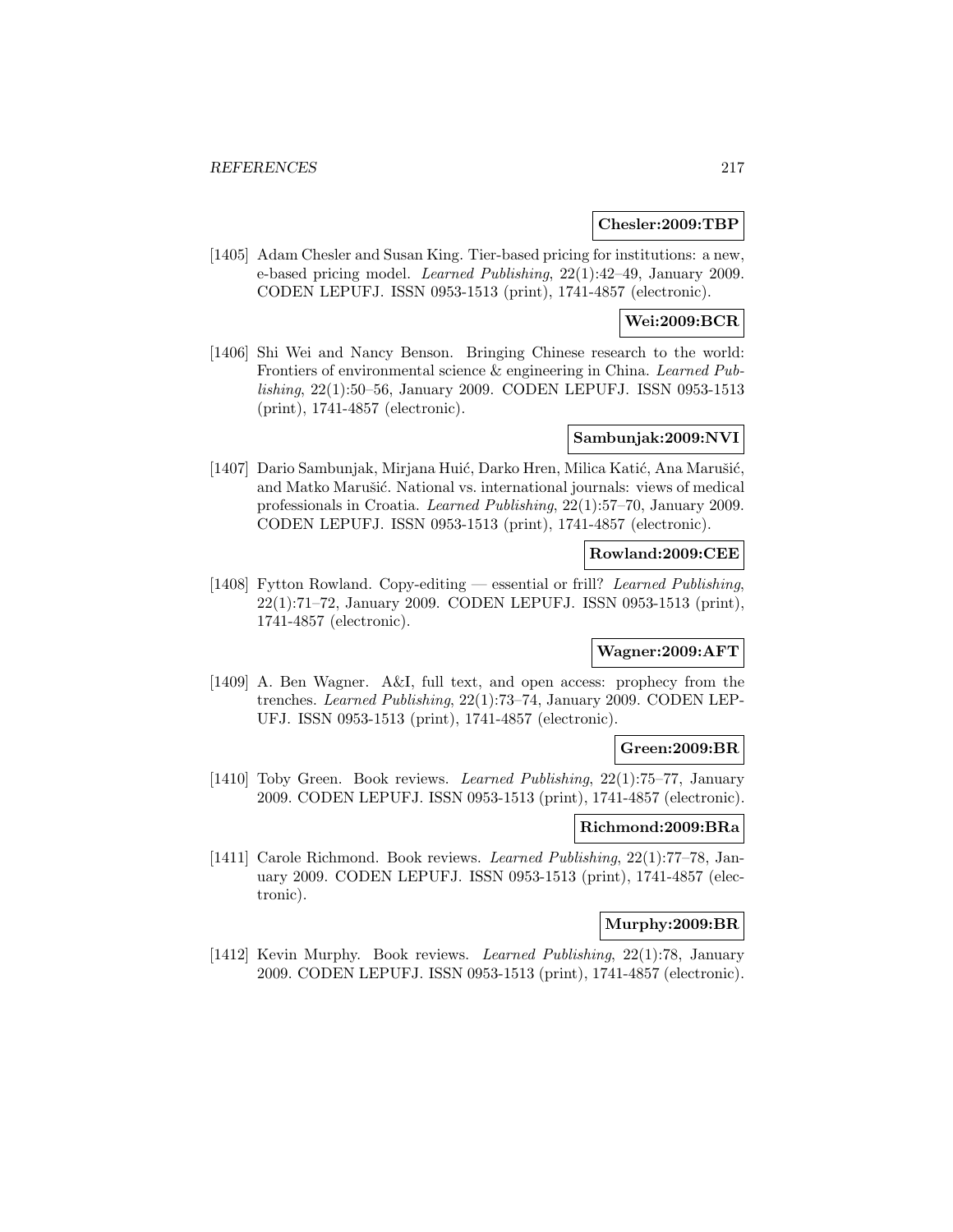**Chesler:2009:TBP**

[1405] Adam Chesler and Susan King. Tier-based pricing for institutions: a new, e-based pricing model. *Learned Publishing*, 22(1):42–49, January 2009. CODEN LEPUFJ. ISSN 0953-1513 (print), 1741-4857 (electronic).

**Wei:2009:BCR**

[1406] Shi Wei and Nancy Benson. Bringing Chinese research to the world: Frontiers of environmental science & engineering in China. *Learned Publishing*, 22(1):50–56, January 2009. CODEN LEPUFJ. ISSN 0953-1513 (print), 1741-4857 (electronic).

**Sambunjak:2009:NVI**

[1407] Dario Sambunjak, Mirjana Huić, Darko Hren, Milica Katić, Ana Marušić, and Matko Marušić. National vs. international journals: views of medical professionals in Croatia. *Learned Publishing*, 22(1):57–70, January 2009. CODEN LEPUFJ. ISSN 0953-1513 (print), 1741-4857 (electronic).

**Rowland:2009:CEE**

[1408] Fytton Rowland. Copy-editing — essential or frill? *Learned Publishing*, 22(1):71–72, January 2009. CODEN LEPUFJ. ISSN 0953-1513 (print), 1741-4857 (electronic).

**Wagner:2009:AFT**

[1409] A. Ben Wagner. A&I, full text, and open access: prophecy from the trenches. *Learned Publishing*, 22(1):73–74, January 2009. CODEN LEPUFJ. ISSN 0953-1513 (print), 1741-4857 (electronic).

**Green:2009:BR**

[1410] Toby Green. Book reviews. *Learned Publishing*, 22(1):75–77, January 2009. CODEN LEPUFJ. ISSN 0953-1513 (print), 1741-4857 (electronic).

**Richmond:2009:BRa**

[1411] Carole Richmond. Book reviews. *Learned Publishing*, 22(1):77–78, January 2009. CODEN LEPUFJ. ISSN 0953-1513 (print), 1741-4857 (electronic).

**Murphy:2009:BR**

[1412] Kevin Murphy. Book reviews. *Learned Publishing*, 22(1):78, January 2009. CODEN LEPUFJ. ISSN 0953-1513 (print), 1741-4857 (electronic).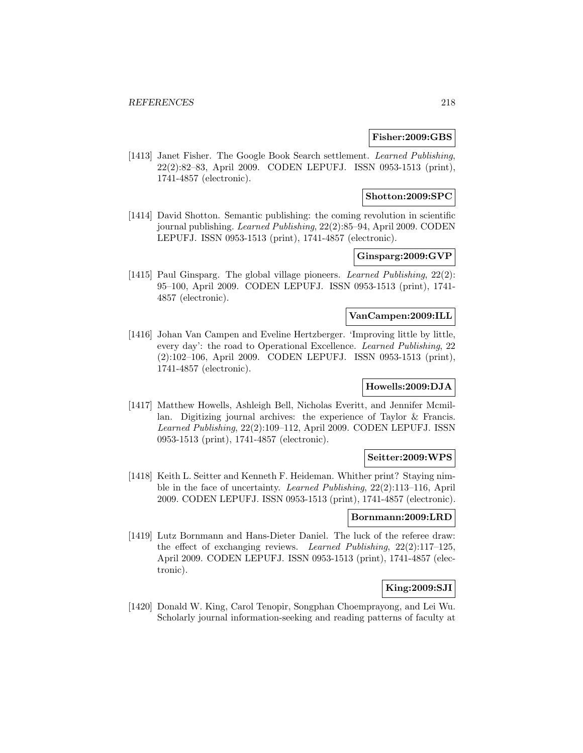**Fisher:2009:GBS**

[1413] Janet Fisher. The Google Book Search settlement. *Learned Publishing*, 22(2):82–83, April 2009. CODEN LEPUFJ. ISSN 0953-1513 (print), 1741-4857 (electronic).

**Shotton:2009:SPC**

[1414] David Shotton. Semantic publishing: the coming revolution in scientific journal publishing. *Learned Publishing*, 22(2):85–94, April 2009. CODEN LEPUFJ. ISSN 0953-1513 (print), 1741-4857 (electronic).

**Ginsparg:2009:GVP**

[1415] Paul Ginsparg. The global village pioneers. *Learned Publishing*, 22(2): 95–100, April 2009. CODEN LEPUFJ. ISSN 0953-1513 (print), 1741-4857 (electronic).

**VanCampen:2009:ILL**

[1416] Johan Van Campen and Eveline Hertzberger. 'Improving little by little, every day': the road to Operational Excellence. *Learned Publishing*, 22 (2):102–106, April 2009. CODEN LEPUFJ. ISSN 0953-1513 (print), 1741-4857 (electronic).

**Howells:2009:DJA**

[1417] Matthew Howells, Ashleigh Bell, Nicholas Everitt, and Jennifer Mcmillan. Digitizing journal archives: the experience of Taylor & Francis. *Learned Publishing*, 22(2):109–112, April 2009. CODEN LEPUFJ. ISSN 0953-1513 (print), 1741-4857 (electronic).

**Seitter:2009:WPS**

[1418] Keith L. Seitter and Kenneth F. Heideman. Whither print? Staying nimble in the face of uncertainty. *Learned Publishing*, 22(2):113–116, April 2009. CODEN LEPUFJ. ISSN 0953-1513 (print), 1741-4857 (electronic).

**Bornmann:2009:LRD**

[1419] Lutz Bornmann and Hans-Dieter Daniel. The luck of the referee draw: the effect of exchanging reviews. *Learned Publishing*, 22(2):117–125, April 2009. CODEN LEPUFJ. ISSN 0953-1513 (print), 1741-4857 (electronic).

**King:2009:SJI**

[1420] Donald W. King, Carol Tenopir, Songphan Choemprayong, and Lei Wu. Scholarly journal information-seeking and reading patterns of faculty at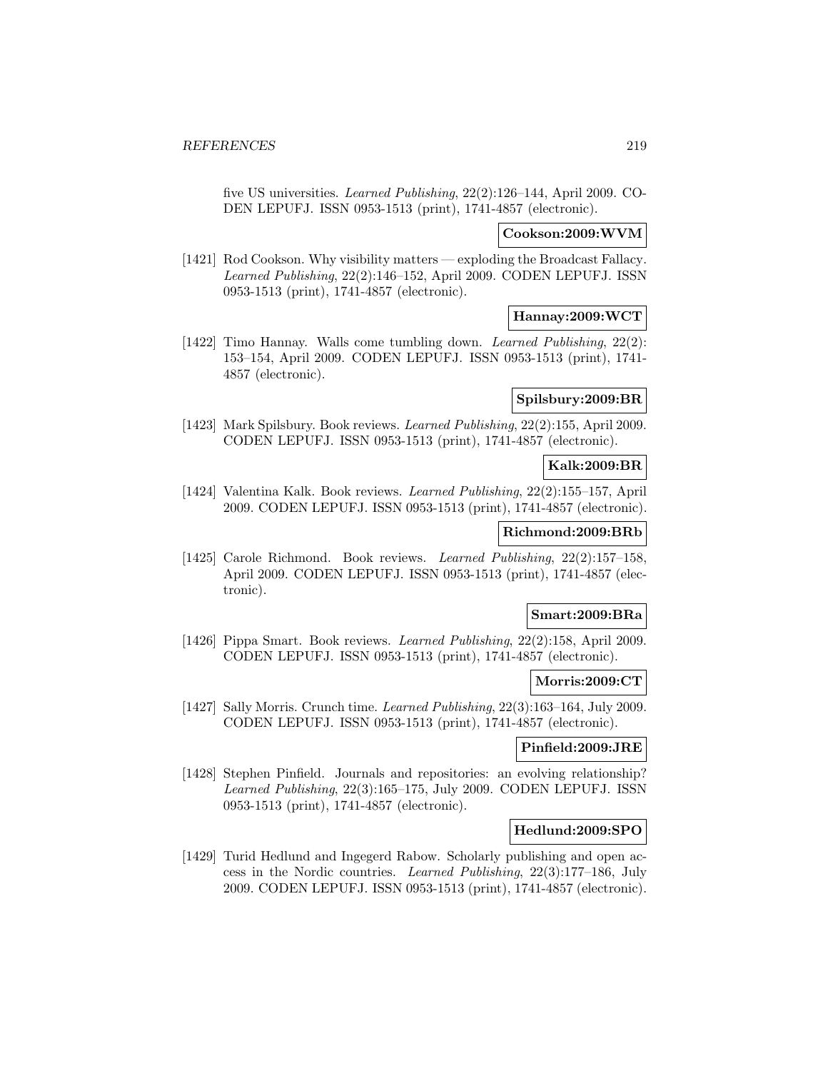five US universities. *Learned Publishing*, 22(2):126–144, April 2009. CODEN LEPUFJ. ISSN 0953-1513 (print), 1741-4857 (electronic).

**Cookson:2009:WVM**

[1421] Rod Cookson. Why visibility matters — exploding the Broadcast Fallacy. *Learned Publishing*, 22(2):146–152, April 2009. CODEN LEPUFJ. ISSN 0953-1513 (print), 1741-4857 (electronic).

**Hannay:2009:WCT**

[1422] Timo Hannay. Walls come tumbling down. *Learned Publishing*, 22(2): 153–154, April 2009. CODEN LEPUFJ. ISSN 0953-1513 (print), 1741-4857 (electronic).

**Spilsbury:2009:BR**

[1423] Mark Spilsbury. Book reviews. *Learned Publishing*, 22(2):155, April 2009. CODEN LEPUFJ. ISSN 0953-1513 (print), 1741-4857 (electronic).

**Kalk:2009:BR**

[1424] Valentina Kalk. Book reviews. *Learned Publishing*, 22(2):155–157, April 2009. CODEN LEPUFJ. ISSN 0953-1513 (print), 1741-4857 (electronic).

**Richmond:2009:BRb**

[1425] Carole Richmond. Book reviews. *Learned Publishing*, 22(2):157–158, April 2009. CODEN LEPUFJ. ISSN 0953-1513 (print), 1741-4857 (electronic).

**Smart:2009:BRa**

[1426] Pippa Smart. Book reviews. *Learned Publishing*, 22(2):158, April 2009. CODEN LEPUFJ. ISSN 0953-1513 (print), 1741-4857 (electronic).

**Morris:2009:CT**

[1427] Sally Morris. Crunch time. *Learned Publishing*, 22(3):163–164, July 2009. CODEN LEPUFJ. ISSN 0953-1513 (print), 1741-4857 (electronic).

**Pinfield:2009:JRE**

[1428] Stephen Pinfield. Journals and repositories: an evolving relationship? *Learned Publishing*, 22(3):165–175, July 2009. CODEN LEPUFJ. ISSN 0953-1513 (print), 1741-4857 (electronic).

**Hedlund:2009:SPO**

[1429] Turid Hedlund and Ingegerd Rabow. Scholarly publishing and open access in the Nordic countries. *Learned Publishing*, 22(3):177–186, July 2009. CODEN LEPUFJ. ISSN 0953-1513 (print), 1741-4857 (electronic).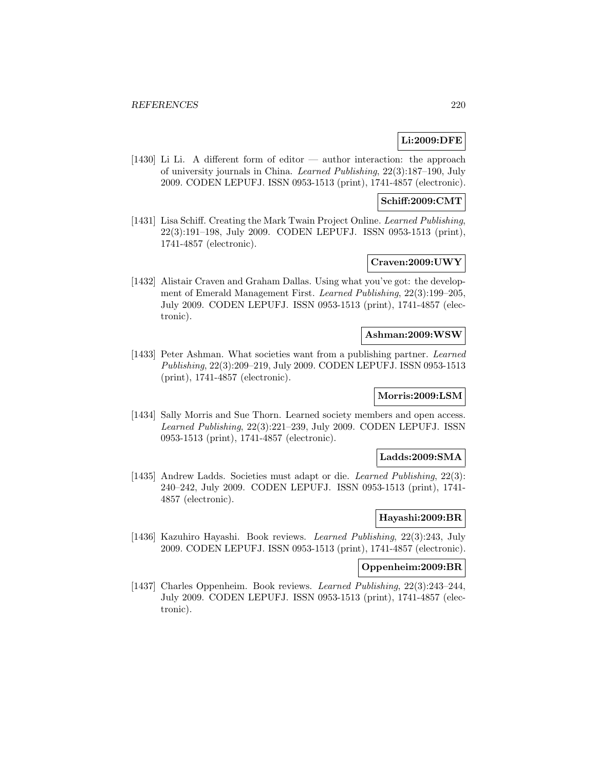**Li:2009:DFE**

[1430] Li Li. A different form of editor — author interaction: the approach of university journals in China. *Learned Publishing*, 22(3):187–190, July 2009. CODEN LEPUFJ. ISSN 0953-1513 (print), 1741-4857 (electronic).

**Schiff:2009:CMT**

[1431] Lisa Schiff. Creating the Mark Twain Project Online. *Learned Publishing*, 22(3):191–198, July 2009. CODEN LEPUFJ. ISSN 0953-1513 (print), 1741-4857 (electronic).

**Craven:2009:UWY**

[1432] Alistair Craven and Graham Dallas. Using what you've got: the development of Emerald Management First. *Learned Publishing*, 22(3):199–205, July 2009. CODEN LEPUFJ. ISSN 0953-1513 (print), 1741-4857 (electronic).

**Ashman:2009:WSW**

[1433] Peter Ashman. What societies want from a publishing partner. *Learned Publishing*, 22(3):209–219, July 2009. CODEN LEPUFJ. ISSN 0953-1513 (print), 1741-4857 (electronic).

**Morris:2009:LSM**

[1434] Sally Morris and Sue Thorn. Learned society members and open access. *Learned Publishing*, 22(3):221–239, July 2009. CODEN LEPUFJ. ISSN 0953-1513 (print), 1741-4857 (electronic).

**Ladds:2009:SMA**

[1435] Andrew Ladds. Societies must adapt or die. *Learned Publishing*, 22(3): 240–242, July 2009. CODEN LEPUFJ. ISSN 0953-1513 (print), 1741-4857 (electronic).

**Hayashi:2009:BR**

[1436] Kazuhiro Hayashi. Book reviews. *Learned Publishing*, 22(3):243, July 2009. CODEN LEPUFJ. ISSN 0953-1513 (print), 1741-4857 (electronic).

**Oppenheim:2009:BR**

[1437] Charles Oppenheim. Book reviews. *Learned Publishing*, 22(3):243–244, July 2009. CODEN LEPUFJ. ISSN 0953-1513 (print), 1741-4857 (electronic).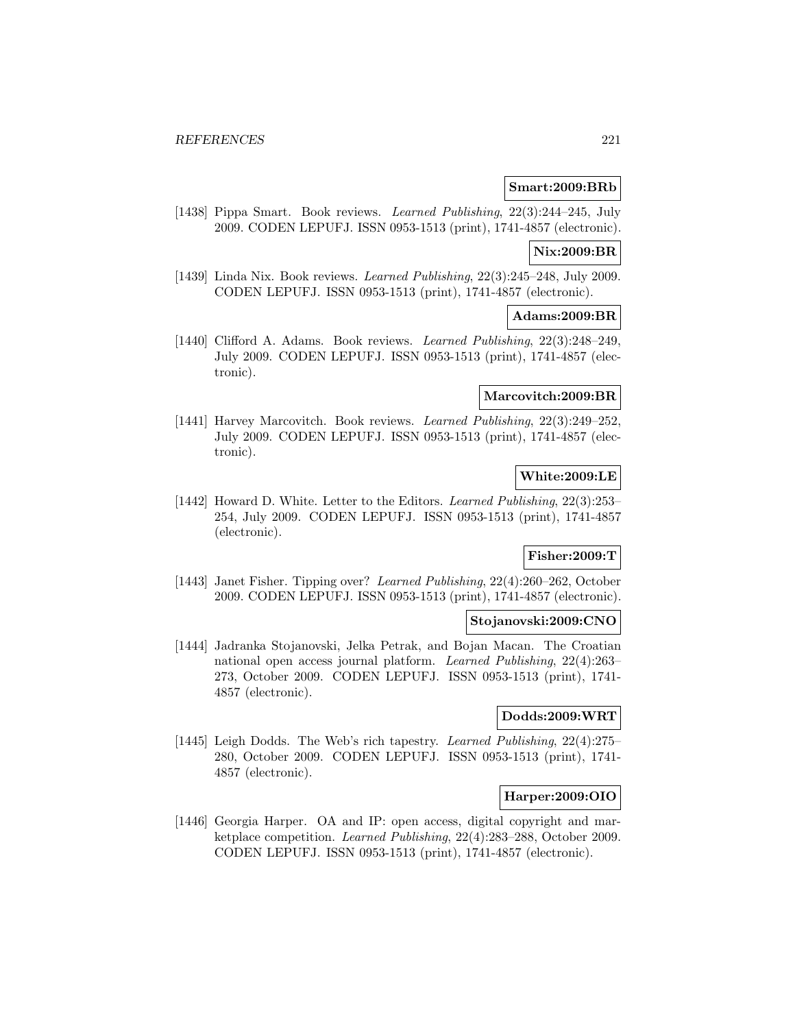**Smart:2009:BRb**

[1438] Pippa Smart. Book reviews. *Learned Publishing*, 22(3):244–245, July 2009. CODEN LEPUFJ. ISSN 0953-1513 (print), 1741-4857 (electronic).

**Nix:2009:BR**

[1439] Linda Nix. Book reviews. *Learned Publishing*, 22(3):245–248, July 2009. CODEN LEPUFJ. ISSN 0953-1513 (print), 1741-4857 (electronic).

**Adams:2009:BR**

[1440] Clifford A. Adams. Book reviews. *Learned Publishing*, 22(3):248–249, July 2009. CODEN LEPUFJ. ISSN 0953-1513 (print), 1741-4857 (electronic).

**Marcovitch:2009:BR**

[1441] Harvey Marcovitch. Book reviews. *Learned Publishing*, 22(3):249–252, July 2009. CODEN LEPUFJ. ISSN 0953-1513 (print), 1741-4857 (electronic).

**White:2009:LE**

[1442] Howard D. White. Letter to the Editors. *Learned Publishing*, 22(3):253–254, July 2009. CODEN LEPUFJ. ISSN 0953-1513 (print), 1741-4857 (electronic).

**Fisher:2009:T**

[1443] Janet Fisher. Tipping over? *Learned Publishing*, 22(4):260–262, October 2009. CODEN LEPUFJ. ISSN 0953-1513 (print), 1741-4857 (electronic).

**Stojanovski:2009:CNO**

[1444] Jadranka Stojanovski, Jelka Petrak, and Bojan Macan. The Croatian national open access journal platform. *Learned Publishing*, 22(4):263–273, October 2009. CODEN LEPUFJ. ISSN 0953-1513 (print), 1741-4857 (electronic).

**Dodds:2009:WRT**

[1445] Leigh Dodds. The Web's rich tapestry. *Learned Publishing*, 22(4):275–280, October 2009. CODEN LEPUFJ. ISSN 0953-1513 (print), 1741-4857 (electronic).

**Harper:2009:OIO**

[1446] Georgia Harper. OA and IP: open access, digital copyright and marketplace competition. *Learned Publishing*, 22(4):283–288, October 2009. CODEN LEPUFJ. ISSN 0953-1513 (print), 1741-4857 (electronic).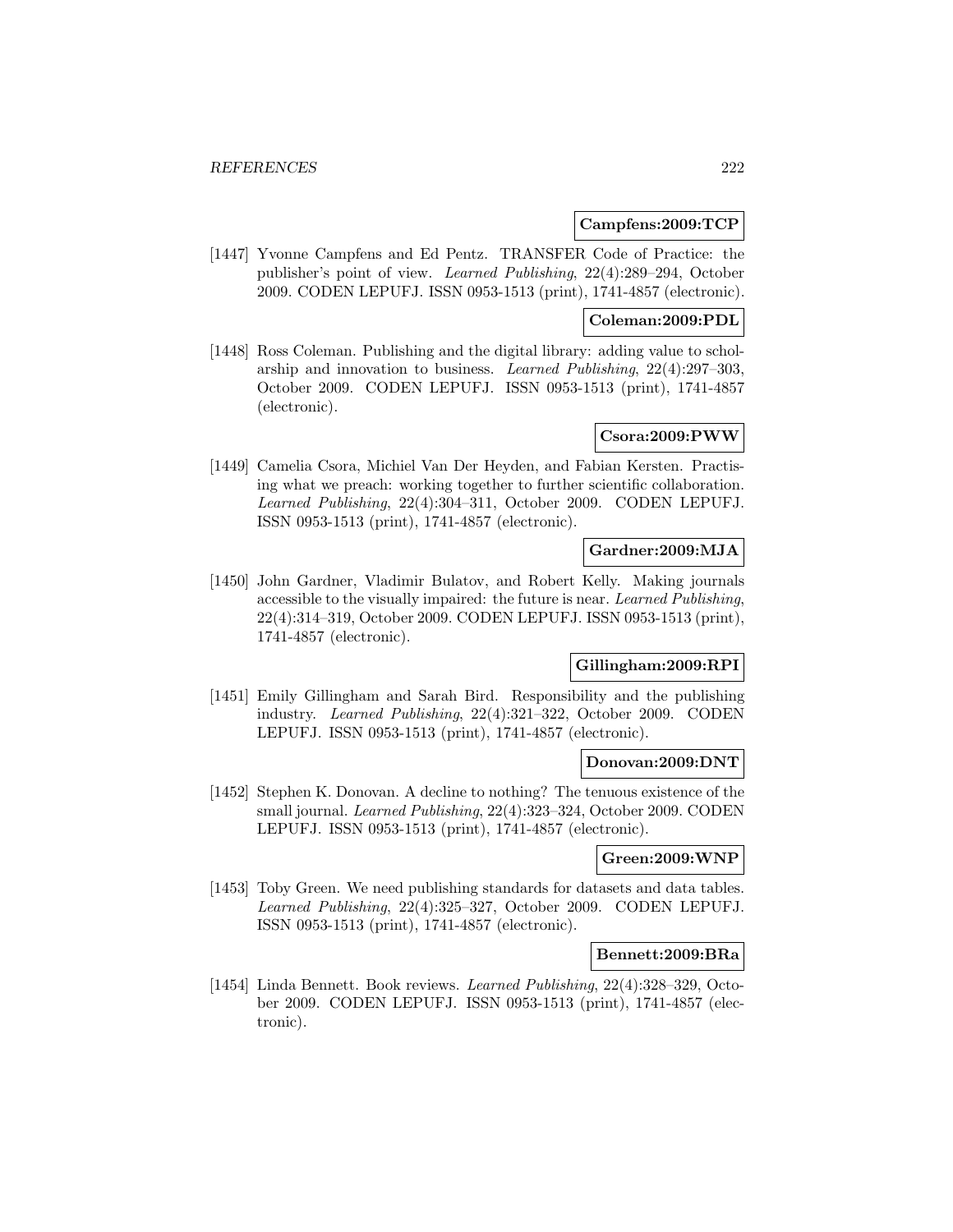**Campfens:2009:TCP**

[1447] Yvonne Campfens and Ed Pentz. TRANSFER Code of Practice: the publisher's point of view. *Learned Publishing*, 22(4):289–294, October 2009. CODEN LEPUFJ. ISSN 0953-1513 (print), 1741-4857 (electronic).

**Coleman:2009:PDL**

[1448] Ross Coleman. Publishing and the digital library: adding value to scholarship and innovation to business. *Learned Publishing*, 22(4):297–303, October 2009. CODEN LEPUFJ. ISSN 0953-1513 (print), 1741-4857 (electronic).

**Csora:2009:PWW**

[1449] Camelia Csora, Michiel Van Der Heyden, and Fabian Kersten. Practising what we preach: working together to further scientific collaboration. *Learned Publishing*, 22(4):304–311, October 2009. CODEN LEPUFJ. ISSN 0953-1513 (print), 1741-4857 (electronic).

**Gardner:2009:MJA**

[1450] John Gardner, Vladimir Bulatov, and Robert Kelly. Making journals accessible to the visually impaired: the future is near. *Learned Publishing*, 22(4):314–319, October 2009. CODEN LEPUFJ. ISSN 0953-1513 (print), 1741-4857 (electronic).

**Gillingham:2009:RPI**

[1451] Emily Gillingham and Sarah Bird. Responsibility and the publishing industry. *Learned Publishing*, 22(4):321–322, October 2009. CODEN LEPUFJ. ISSN 0953-1513 (print), 1741-4857 (electronic).

**Donovan:2009:DNT**

[1452] Stephen K. Donovan. A decline to nothing? The tenuous existence of the small journal. *Learned Publishing*, 22(4):323–324, October 2009. CODEN LEPUFJ. ISSN 0953-1513 (print), 1741-4857 (electronic).

**Green:2009:WNP**

[1453] Toby Green. We need publishing standards for datasets and data tables. *Learned Publishing*, 22(4):325–327, October 2009. CODEN LEPUFJ. ISSN 0953-1513 (print), 1741-4857 (electronic).

**Bennett:2009:BRa**

[1454] Linda Bennett. Book reviews. *Learned Publishing*, 22(4):328–329, October 2009. CODEN LEPUFJ. ISSN 0953-1513 (print), 1741-4857 (electronic).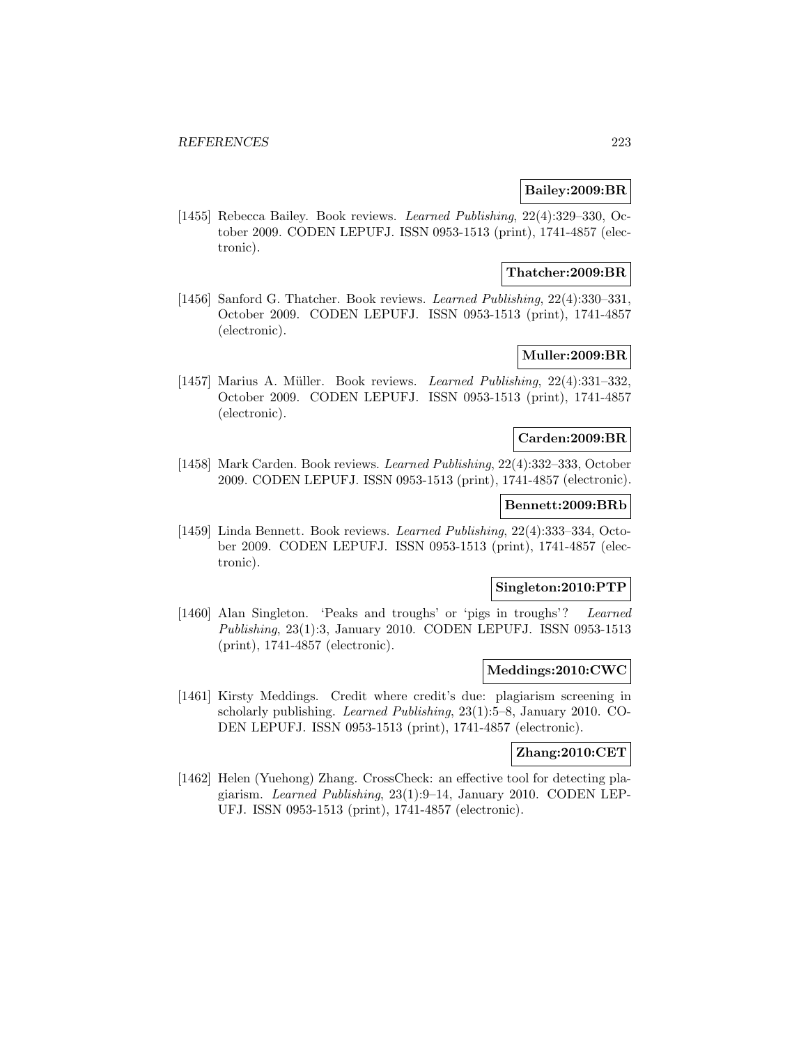**Bailey:2009:BR**

[1455] Rebecca Bailey. Book reviews. *Learned Publishing*, 22(4):329–330, October 2009. CODEN LEPUFJ. ISSN 0953-1513 (print), 1741-4857 (electronic).

**Thatcher:2009:BR**

[1456] Sanford G. Thatcher. Book reviews. *Learned Publishing*, 22(4):330–331, October 2009. CODEN LEPUFJ. ISSN 0953-1513 (print), 1741-4857 (electronic).

**Muller:2009:BR**

[1457] Marius A. Müller. Book reviews. *Learned Publishing*, 22(4):331–332, October 2009. CODEN LEPUFJ. ISSN 0953-1513 (print), 1741-4857 (electronic).

**Carden:2009:BR**

[1458] Mark Carden. Book reviews. *Learned Publishing*, 22(4):332–333, October 2009. CODEN LEPUFJ. ISSN 0953-1513 (print), 1741-4857 (electronic).

**Bennett:2009:BRb**

[1459] Linda Bennett. Book reviews. *Learned Publishing*, 22(4):333–334, October 2009. CODEN LEPUFJ. ISSN 0953-1513 (print), 1741-4857 (electronic).

**Singleton:2010:PTP**

[1460] Alan Singleton. 'Peaks and troughs' or 'pigs in troughs'? *Learned Publishing*, 23(1):3, January 2010. CODEN LEPUFJ. ISSN 0953-1513 (print), 1741-4857 (electronic).

**Meddings:2010:CWC**

[1461] Kirsty Meddings. Credit where credit's due: plagiarism screening in scholarly publishing. *Learned Publishing*, 23(1):5–8, January 2010. CODEN LEPUFJ. ISSN 0953-1513 (print), 1741-4857 (electronic).

**Zhang:2010:CET**

[1462] Helen (Yuehong) Zhang. CrossCheck: an effective tool for detecting plagiarism. *Learned Publishing*, 23(1):9–14, January 2010. CODEN LEPUFJ. ISSN 0953-1513 (print), 1741-4857 (electronic).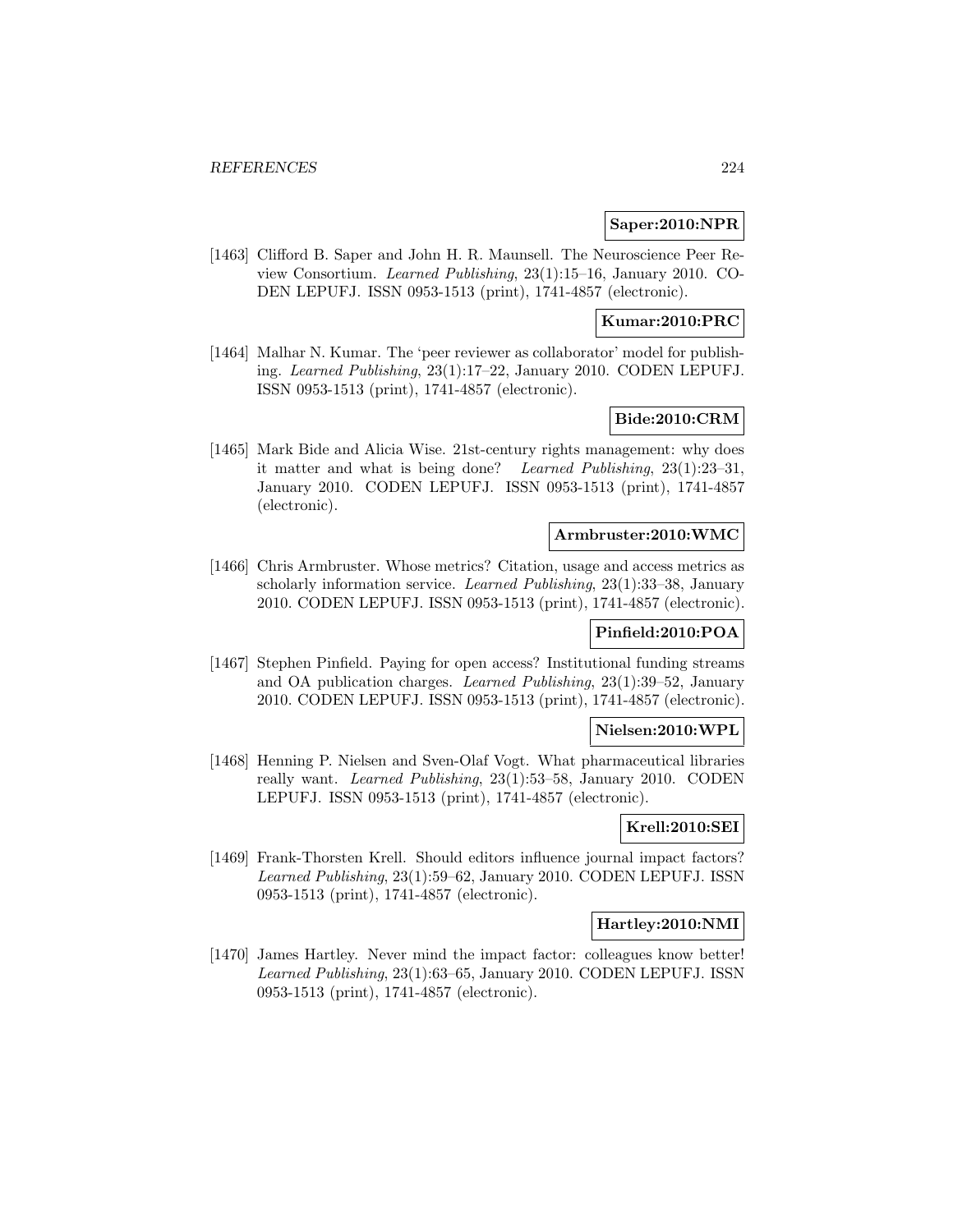**Saper:2010:NPR**

[1463] Clifford B. Saper and John H. R. Maunsell. The Neuroscience Peer Review Consortium. *Learned Publishing*, 23(1):15–16, January 2010. CODEN LEPUFJ. ISSN 0953-1513 (print), 1741-4857 (electronic).

**Kumar:2010:PRC**

[1464] Malhar N. Kumar. The 'peer reviewer as collaborator' model for publishing. *Learned Publishing*, 23(1):17–22, January 2010. CODEN LEPUFJ. ISSN 0953-1513 (print), 1741-4857 (electronic).

**Bide:2010:CRM**

[1465] Mark Bide and Alicia Wise. 21st-century rights management: why does it matter and what is being done? *Learned Publishing*, 23(1):23–31, January 2010. CODEN LEPUFJ. ISSN 0953-1513 (print), 1741-4857 (electronic).

**Armbruster:2010:WMC**

[1466] Chris Armbruster. Whose metrics? Citation, usage and access metrics as scholarly information service. *Learned Publishing*, 23(1):33–38, January 2010. CODEN LEPUFJ. ISSN 0953-1513 (print), 1741-4857 (electronic).

**Pinfield:2010:POA**

[1467] Stephen Pinfield. Paying for open access? Institutional funding streams and OA publication charges. *Learned Publishing*, 23(1):39–52, January 2010. CODEN LEPUFJ. ISSN 0953-1513 (print), 1741-4857 (electronic).

**Nielsen:2010:WPL**

[1468] Henning P. Nielsen and Sven-Olaf Vogt. What pharmaceutical libraries really want. *Learned Publishing*, 23(1):53–58, January 2010. CODEN LEPUFJ. ISSN 0953-1513 (print), 1741-4857 (electronic).

**Krell:2010:SEI**

[1469] Frank-Thorsten Krell. Should editors influence journal impact factors? *Learned Publishing*, 23(1):59–62, January 2010. CODEN LEPUFJ. ISSN 0953-1513 (print), 1741-4857 (electronic).

**Hartley:2010:NMI**

[1470] James Hartley. Never mind the impact factor: colleagues know better! *Learned Publishing*, 23(1):63–65, January 2010. CODEN LEPUFJ. ISSN 0953-1513 (print), 1741-4857 (electronic).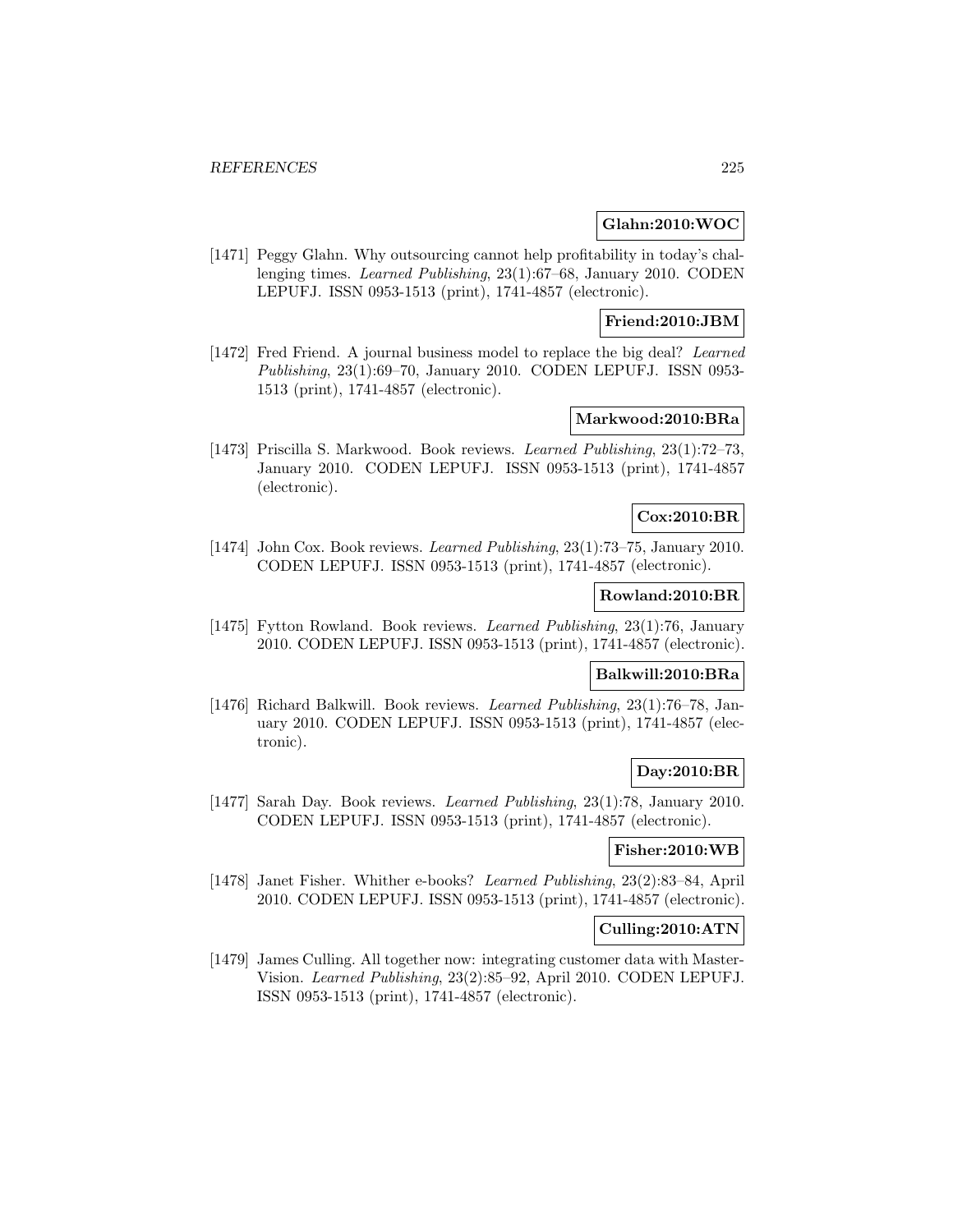**Glahn:2010:WOC**

[1471] Peggy Glahn. Why outsourcing cannot help profitability in today's challenging times. *Learned Publishing*, 23(1):67–68, January 2010. CODEN LEPUFJ. ISSN 0953-1513 (print), 1741-4857 (electronic).

**Friend:2010:JBM**

[1472] Fred Friend. A journal business model to replace the big deal? *Learned Publishing*, 23(1):69–70, January 2010. CODEN LEPUFJ. ISSN 0953-1513 (print), 1741-4857 (electronic).

**Markwood:2010:BRa**

[1473] Priscilla S. Markwood. Book reviews. *Learned Publishing*, 23(1):72–73, January 2010. CODEN LEPUFJ. ISSN 0953-1513 (print), 1741-4857 (electronic).

**Cox:2010:BR**

[1474] John Cox. Book reviews. *Learned Publishing*, 23(1):73–75, January 2010. CODEN LEPUFJ. ISSN 0953-1513 (print), 1741-4857 (electronic).

**Rowland:2010:BR**

[1475] Fytton Rowland. Book reviews. *Learned Publishing*, 23(1):76, January 2010. CODEN LEPUFJ. ISSN 0953-1513 (print), 1741-4857 (electronic).

**Balkwill:2010:BRa**

[1476] Richard Balkwill. Book reviews. *Learned Publishing*, 23(1):76–78, January 2010. CODEN LEPUFJ. ISSN 0953-1513 (print), 1741-4857 (electronic).

**Day:2010:BR**

[1477] Sarah Day. Book reviews. *Learned Publishing*, 23(1):78, January 2010. CODEN LEPUFJ. ISSN 0953-1513 (print), 1741-4857 (electronic).

**Fisher:2010:WB**

[1478] Janet Fisher. Whither e-books? *Learned Publishing*, 23(2):83–84, April 2010. CODEN LEPUFJ. ISSN 0953-1513 (print), 1741-4857 (electronic).

**Culling:2010:ATN**

[1479] James Culling. All together now: integrating customer data with MasterVision. *Learned Publishing*, 23(2):85–92, April 2010. CODEN LEPUFJ. ISSN 0953-1513 (print), 1741-4857 (electronic).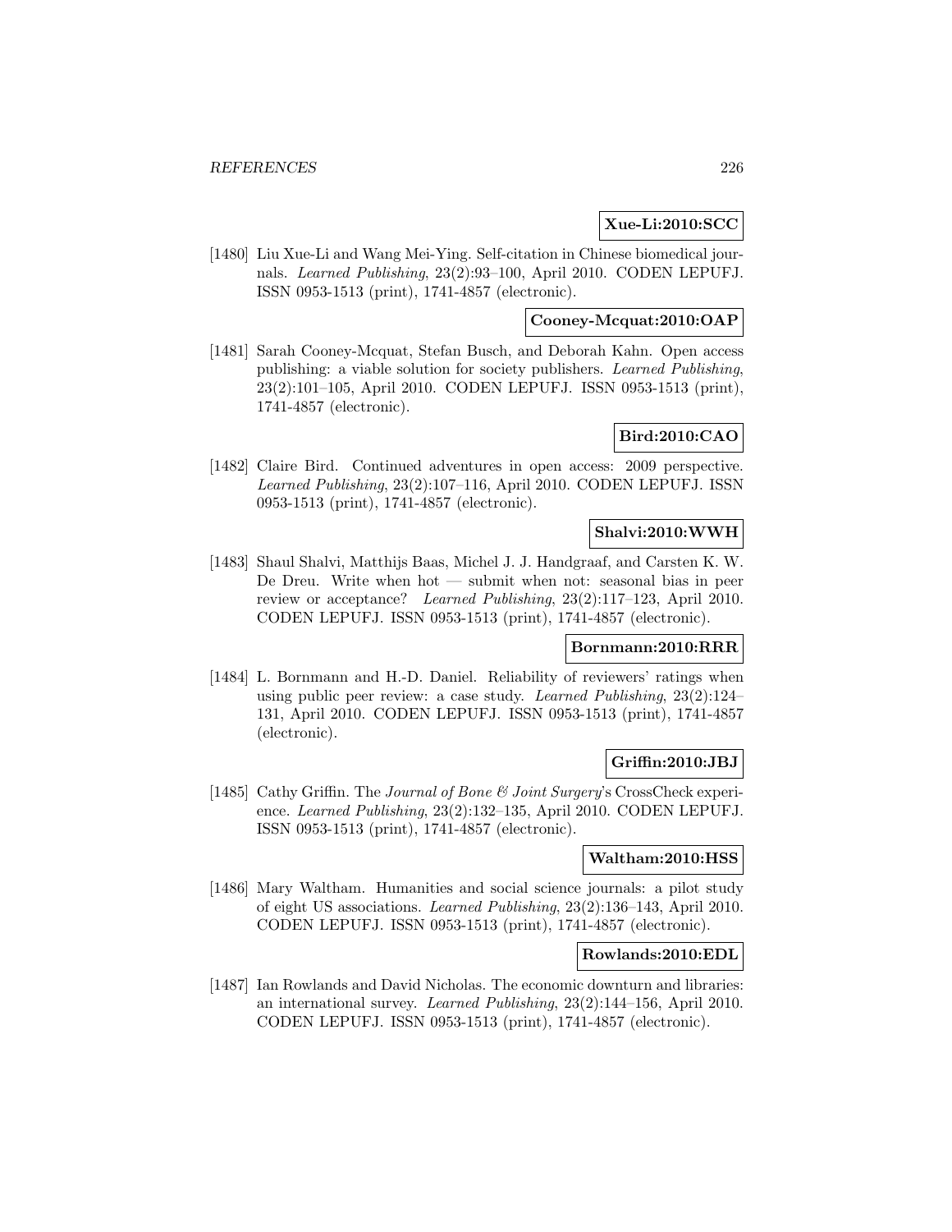**Xue-Li:2010:SCC**

[1480] Liu Xue-Li and Wang Mei-Ying. Self-citation in Chinese biomedical journals. *Learned Publishing*, 23(2):93–100, April 2010. CODEN LEPUFJ. ISSN 0953-1513 (print), 1741-4857 (electronic).

**Cooney-Mcquat:2010:OAP**

[1481] Sarah Cooney-Mcquat, Stefan Busch, and Deborah Kahn. Open access publishing: a viable solution for society publishers. *Learned Publishing*, 23(2):101–105, April 2010. CODEN LEPUFJ. ISSN 0953-1513 (print), 1741-4857 (electronic).

**Bird:2010:CAO**

[1482] Claire Bird. Continued adventures in open access: 2009 perspective. *Learned Publishing*, 23(2):107–116, April 2010. CODEN LEPUFJ. ISSN 0953-1513 (print), 1741-4857 (electronic).

**Shalvi:2010:WWH**

[1483] Shaul Shalvi, Matthijs Baas, Michel J. J. Handgraaf, and Carsten K. W. De Dreu. Write when hot — submit when not: seasonal bias in peer review or acceptance? *Learned Publishing*, 23(2):117–123, April 2010. CODEN LEPUFJ. ISSN 0953-1513 (print), 1741-4857 (electronic).

**Bornmann:2010:RRR**

[1484] L. Bornmann and H.-D. Daniel. Reliability of reviewers' ratings when using public peer review: a case study. *Learned Publishing*, 23(2):124–131, April 2010. CODEN LEPUFJ. ISSN 0953-1513 (print), 1741-4857 (electronic).

**Griffin:2010:JBJ**

[1485] Cathy Griffin. The *Journal of Bone & Joint Surgery*'s CrossCheck experience. *Learned Publishing*, 23(2):132–135, April 2010. CODEN LEPUFJ. ISSN 0953-1513 (print), 1741-4857 (electronic).

**Waltham:2010:HSS**

[1486] Mary Waltham. Humanities and social science journals: a pilot study of eight US associations. *Learned Publishing*, 23(2):136–143, April 2010. CODEN LEPUFJ. ISSN 0953-1513 (print), 1741-4857 (electronic).

**Rowlands:2010:EDL**

[1487] Ian Rowlands and David Nicholas. The economic downturn and libraries: an international survey. *Learned Publishing*, 23(2):144–156, April 2010. CODEN LEPUFJ. ISSN 0953-1513 (print), 1741-4857 (electronic).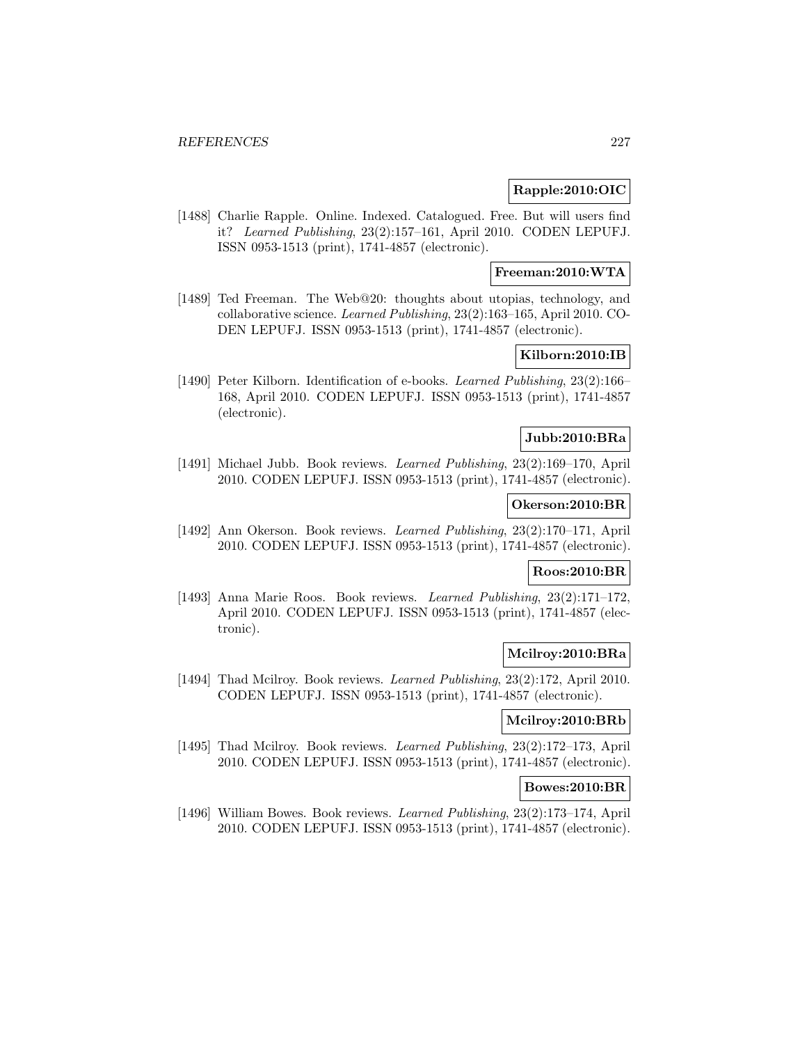**Rapple:2010:OIC**

[1488] Charlie Rapple. Online. Indexed. Catalogued. Free. But will users find it? *Learned Publishing*, 23(2):157–161, April 2010. CODEN LEPUFJ. ISSN 0953-1513 (print), 1741-4857 (electronic).

**Freeman:2010:WTA**

[1489] Ted Freeman. The Web@20: thoughts about utopias, technology, and collaborative science. *Learned Publishing*, 23(2):163–165, April 2010. CODEN LEPUFJ. ISSN 0953-1513 (print), 1741-4857 (electronic).

**Kilborn:2010:IB**

[1490] Peter Kilborn. Identification of e-books. *Learned Publishing*, 23(2):166–168, April 2010. CODEN LEPUFJ. ISSN 0953-1513 (print), 1741-4857 (electronic).

**Jubb:2010:BRa**

[1491] Michael Jubb. Book reviews. *Learned Publishing*, 23(2):169–170, April 2010. CODEN LEPUFJ. ISSN 0953-1513 (print), 1741-4857 (electronic).

**Okerson:2010:BR**

[1492] Ann Okerson. Book reviews. *Learned Publishing*, 23(2):170–171, April 2010. CODEN LEPUFJ. ISSN 0953-1513 (print), 1741-4857 (electronic).

**Roos:2010:BR**

[1493] Anna Marie Roos. Book reviews. *Learned Publishing*, 23(2):171–172, April 2010. CODEN LEPUFJ. ISSN 0953-1513 (print), 1741-4857 (electronic).

**Mcilroy:2010:BRa**

[1494] Thad Mcilroy. Book reviews. *Learned Publishing*, 23(2):172, April 2010. CODEN LEPUFJ. ISSN 0953-1513 (print), 1741-4857 (electronic).

**Mcilroy:2010:BRb**

[1495] Thad Mcilroy. Book reviews. *Learned Publishing*, 23(2):172–173, April 2010. CODEN LEPUFJ. ISSN 0953-1513 (print), 1741-4857 (electronic).

**Bowes:2010:BR**

[1496] William Bowes. Book reviews. *Learned Publishing*, 23(2):173–174, April 2010. CODEN LEPUFJ. ISSN 0953-1513 (print), 1741-4857 (electronic).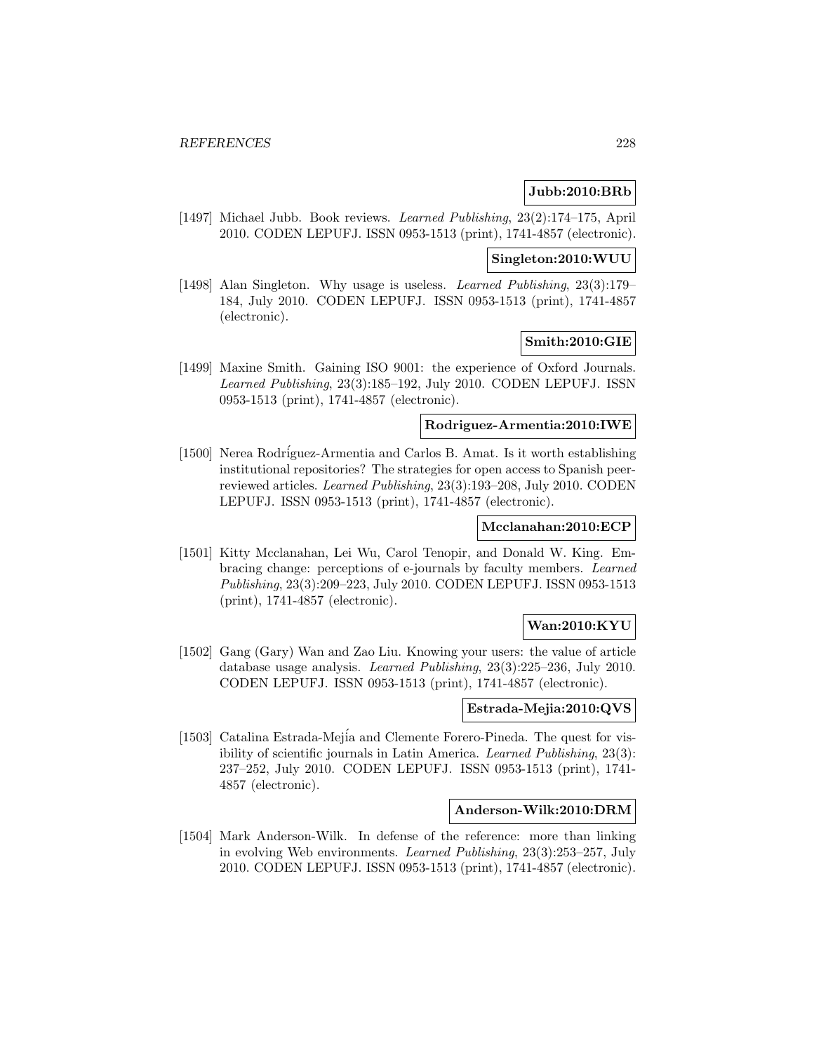**Jubb:2010:BRb**

[1497] Michael Jubb. Book reviews. *Learned Publishing*, 23(2):174–175, April 2010. CODEN LEPUFJ. ISSN 0953-1513 (print), 1741-4857 (electronic).

**Singleton:2010:WUU**

[1498] Alan Singleton. Why usage is useless. *Learned Publishing*, 23(3):179–184, July 2010. CODEN LEPUFJ. ISSN 0953-1513 (print), 1741-4857 (electronic).

**Smith:2010:GIE**

[1499] Maxine Smith. Gaining ISO 9001: the experience of Oxford Journals. *Learned Publishing*, 23(3):185–192, July 2010. CODEN LEPUFJ. ISSN 0953-1513 (print), 1741-4857 (electronic).

**Rodriguez-Armentia:2010:IWE**

[1500] Nerea Rodríguez-Armentia and Carlos B. Amat. Is it worth establishing institutional repositories? The strategies for open access to Spanish peer-reviewed articles. *Learned Publishing*, 23(3):193–208, July 2010. CODEN LEPUFJ. ISSN 0953-1513 (print), 1741-4857 (electronic).

**Mcclanahan:2010:ECP**

[1501] Kitty Mcclanahan, Lei Wu, Carol Tenopir, and Donald W. King. Embracing change: perceptions of e-journals by faculty members. *Learned Publishing*, 23(3):209–223, July 2010. CODEN LEPUFJ. ISSN 0953-1513 (print), 1741-4857 (electronic).

**Wan:2010:KYU**

[1502] Gang (Gary) Wan and Zao Liu. Knowing your users: the value of article database usage analysis. *Learned Publishing*, 23(3):225–236, July 2010. CODEN LEPUFJ. ISSN 0953-1513 (print), 1741-4857 (electronic).

**Estrada-Mejia:2010:QVS**

[1503] Catalina Estrada-Mejía and Clemente Forero-Pineda. The quest for visibility of scientific journals in Latin America. *Learned Publishing*, 23(3): 237–252, July 2010. CODEN LEPUFJ. ISSN 0953-1513 (print), 1741-4857 (electronic).

**Anderson-Wilk:2010:DRM**

[1504] Mark Anderson-Wilk. In defense of the reference: more than linking in evolving Web environments. *Learned Publishing*, 23(3):253–257, July 2010. CODEN LEPUFJ. ISSN 0953-1513 (print), 1741-4857 (electronic).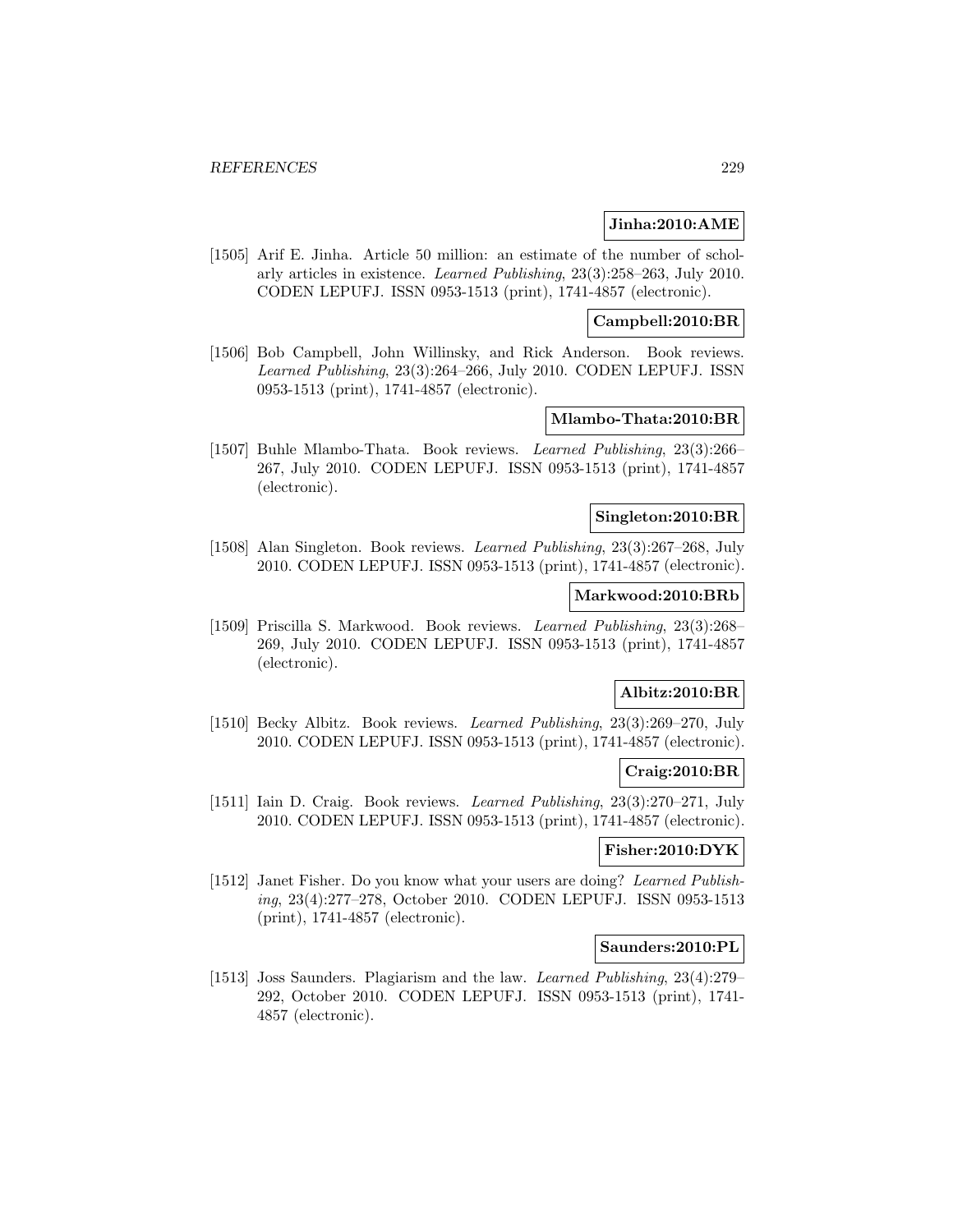**Jinha:2010:AME**

[1505] Arif E. Jinha. Article 50 million: an estimate of the number of scholarly articles in existence. *Learned Publishing*, 23(3):258–263, July 2010. CODEN LEPUFJ. ISSN 0953-1513 (print), 1741-4857 (electronic).

**Campbell:2010:BR**

[1506] Bob Campbell, John Willinsky, and Rick Anderson. Book reviews. *Learned Publishing*, 23(3):264–266, July 2010. CODEN LEPUFJ. ISSN 0953-1513 (print), 1741-4857 (electronic).

**Mlambo-Thata:2010:BR**

[1507] Buhle Mlambo-Thata. Book reviews. *Learned Publishing*, 23(3):266–267, July 2010. CODEN LEPUFJ. ISSN 0953-1513 (print), 1741-4857 (electronic).

**Singleton:2010:BR**

[1508] Alan Singleton. Book reviews. *Learned Publishing*, 23(3):267–268, July 2010. CODEN LEPUFJ. ISSN 0953-1513 (print), 1741-4857 (electronic).

**Markwood:2010:BRb**

[1509] Priscilla S. Markwood. Book reviews. *Learned Publishing*, 23(3):268–269, July 2010. CODEN LEPUFJ. ISSN 0953-1513 (print), 1741-4857 (electronic).

**Albitz:2010:BR**

[1510] Becky Albitz. Book reviews. *Learned Publishing*, 23(3):269–270, July 2010. CODEN LEPUFJ. ISSN 0953-1513 (print), 1741-4857 (electronic).

**Craig:2010:BR**

[1511] Iain D. Craig. Book reviews. *Learned Publishing*, 23(3):270–271, July 2010. CODEN LEPUFJ. ISSN 0953-1513 (print), 1741-4857 (electronic).

**Fisher:2010:DYK**

[1512] Janet Fisher. Do you know what your users are doing? *Learned Publishing*, 23(4):277–278, October 2010. CODEN LEPUFJ. ISSN 0953-1513 (print), 1741-4857 (electronic).

**Saunders:2010:PL**

[1513] Joss Saunders. Plagiarism and the law. *Learned Publishing*, 23(4):279–292, October 2010. CODEN LEPUFJ. ISSN 0953-1513 (print), 1741-4857 (electronic).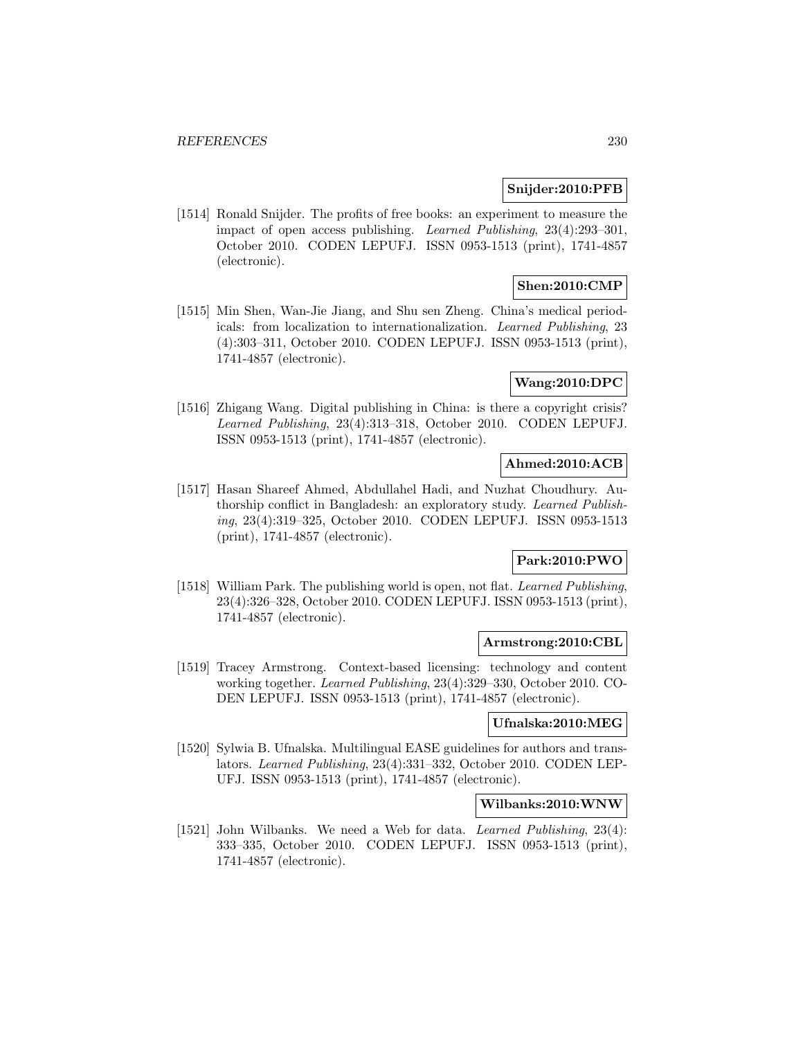**Snijder:2010:PFB**

[1514] Ronald Snijder. The profits of free books: an experiment to measure the impact of open access publishing. *Learned Publishing*, 23(4):293–301, October 2010. CODEN LEPUFJ. ISSN 0953-1513 (print), 1741-4857 (electronic).

**Shen:2010:CMP**

[1515] Min Shen, Wan-Jie Jiang, and Shu sen Zheng. China's medical periodicals: from localization to internationalization. *Learned Publishing*, 23 (4):303–311, October 2010. CODEN LEPUFJ. ISSN 0953-1513 (print), 1741-4857 (electronic).

**Wang:2010:DPC**

[1516] Zhigang Wang. Digital publishing in China: is there a copyright crisis? *Learned Publishing*, 23(4):313–318, October 2010. CODEN LEPUFJ. ISSN 0953-1513 (print), 1741-4857 (electronic).

**Ahmed:2010:ACB**

[1517] Hasan Shareef Ahmed, Abdullahel Hadi, and Nuzhat Choudhury. Authorship conflict in Bangladesh: an exploratory study. *Learned Publishing*, 23(4):319–325, October 2010. CODEN LEPUFJ. ISSN 0953-1513 (print), 1741-4857 (electronic).

**Park:2010:PWO**

[1518] William Park. The publishing world is open, not flat. *Learned Publishing*, 23(4):326–328, October 2010. CODEN LEPUFJ. ISSN 0953-1513 (print), 1741-4857 (electronic).

**Armstrong:2010:CBL**

[1519] Tracey Armstrong. Context-based licensing: technology and content working together. *Learned Publishing*, 23(4):329–330, October 2010. CODEN LEPUFJ. ISSN 0953-1513 (print), 1741-4857 (electronic).

**Ufnalska:2010:MEG**

[1520] Sylwia B. Ufnalska. Multilingual EASE guidelines for authors and translators. *Learned Publishing*, 23(4):331–332, October 2010. CODEN LEPUFJ. ISSN 0953-1513 (print), 1741-4857 (electronic).

**Wilbanks:2010:WNW**

[1521] John Wilbanks. We need a Web for data. *Learned Publishing*, 23(4): 333–335, October 2010. CODEN LEPUFJ. ISSN 0953-1513 (print), 1741-4857 (electronic).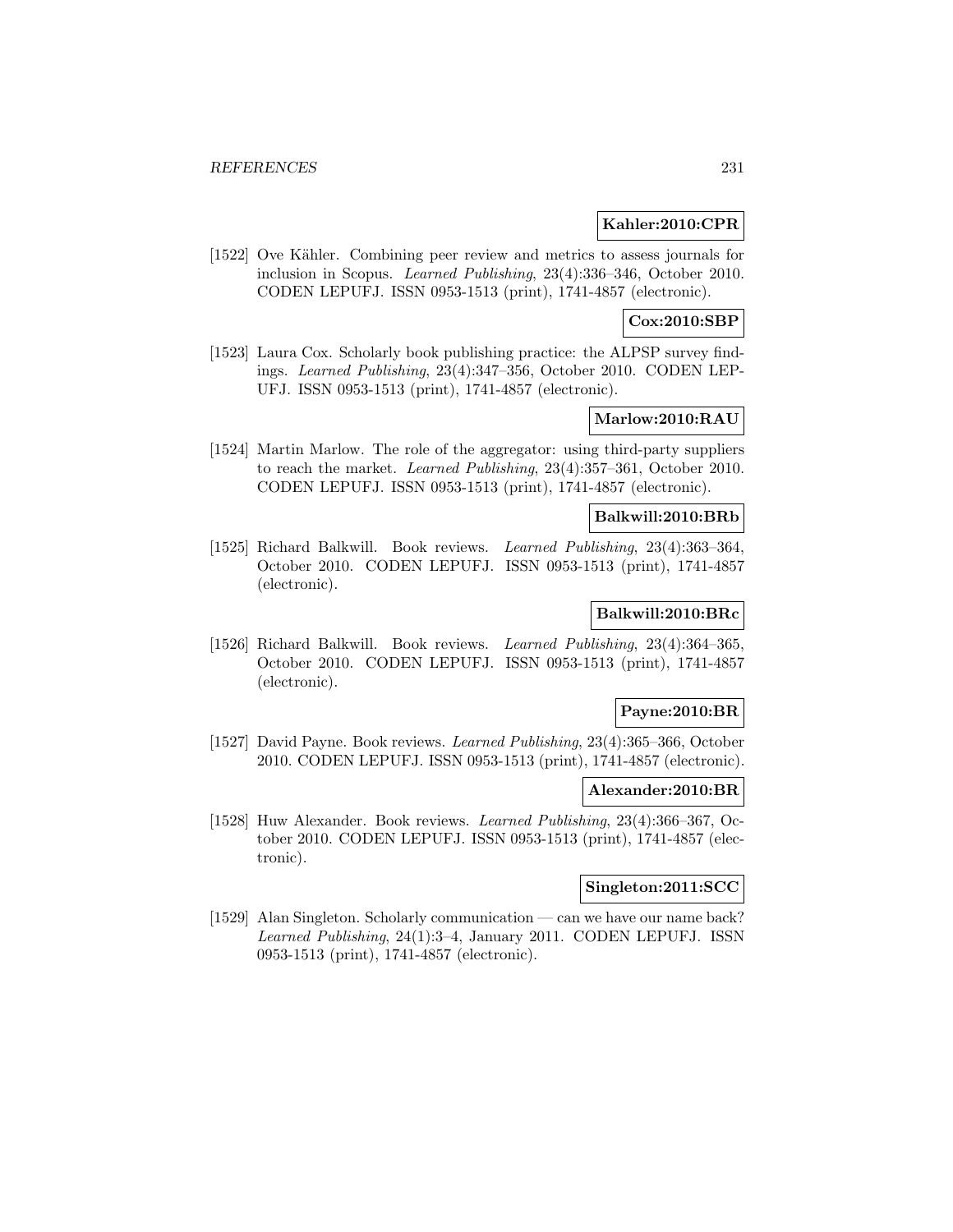**Kahler:2010:CPR**

[1522] Ove Kähler. Combining peer review and metrics to assess journals for inclusion in Scopus. *Learned Publishing*, 23(4):336–346, October 2010. CODEN LEPUFJ. ISSN 0953-1513 (print), 1741-4857 (electronic).

**Cox:2010:SBP**

[1523] Laura Cox. Scholarly book publishing practice: the ALPSP survey findings. *Learned Publishing*, 23(4):347–356, October 2010. CODEN LEPUFJ. ISSN 0953-1513 (print), 1741-4857 (electronic).

**Marlow:2010:RAU**

[1524] Martin Marlow. The role of the aggregator: using third-party suppliers to reach the market. *Learned Publishing*, 23(4):357–361, October 2010. CODEN LEPUFJ. ISSN 0953-1513 (print), 1741-4857 (electronic).

**Balkwill:2010:BRb**

[1525] Richard Balkwill. Book reviews. *Learned Publishing*, 23(4):363–364, October 2010. CODEN LEPUFJ. ISSN 0953-1513 (print), 1741-4857 (electronic).

**Balkwill:2010:BRc**

[1526] Richard Balkwill. Book reviews. *Learned Publishing*, 23(4):364–365, October 2010. CODEN LEPUFJ. ISSN 0953-1513 (print), 1741-4857 (electronic).

**Payne:2010:BR**

[1527] David Payne. Book reviews. *Learned Publishing*, 23(4):365–366, October 2010. CODEN LEPUFJ. ISSN 0953-1513 (print), 1741-4857 (electronic).

**Alexander:2010:BR**

[1528] Huw Alexander. Book reviews. *Learned Publishing*, 23(4):366–367, October 2010. CODEN LEPUFJ. ISSN 0953-1513 (print), 1741-4857 (electronic).

**Singleton:2011:SCC**

[1529] Alan Singleton. Scholarly communication — can we have our name back? *Learned Publishing*, 24(1):3–4, January 2011. CODEN LEPUFJ. ISSN 0953-1513 (print), 1741-4857 (electronic).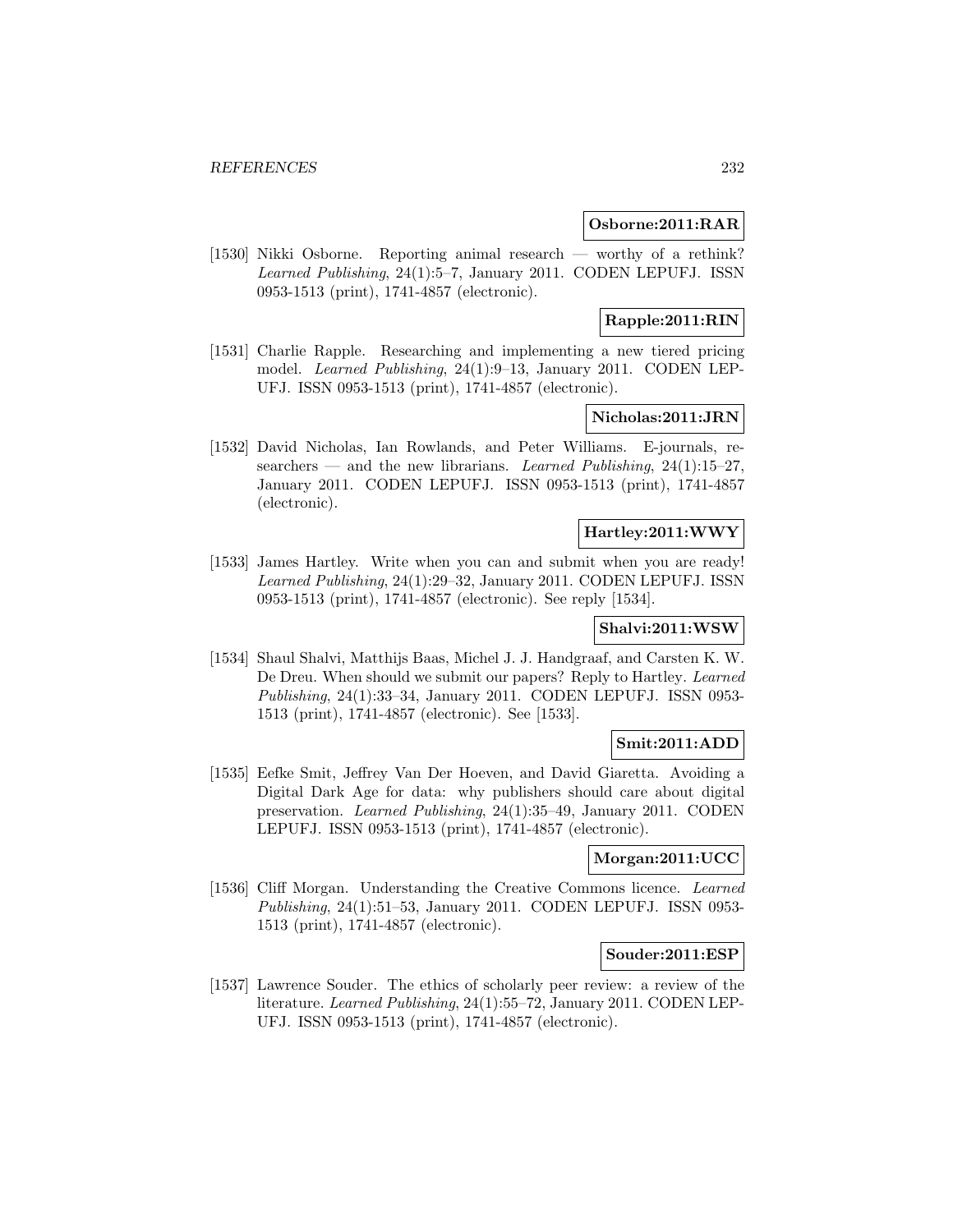**Osborne:2011:RAR**

[1530] Nikki Osborne. Reporting animal research — worthy of a rethink? *Learned Publishing*, 24(1):5–7, January 2011. CODEN LEPUFJ. ISSN 0953-1513 (print), 1741-4857 (electronic).

**Rapple:2011:RIN**

[1531] Charlie Rapple. Researching and implementing a new tiered pricing model. *Learned Publishing*, 24(1):9–13, January 2011. CODEN LEPUFJ. ISSN 0953-1513 (print), 1741-4857 (electronic).

**Nicholas:2011:JRN**

[1532] David Nicholas, Ian Rowlands, and Peter Williams. E-journals, researchers — and the new librarians. *Learned Publishing*, 24(1):15–27, January 2011. CODEN LEPUFJ. ISSN 0953-1513 (print), 1741-4857 (electronic).

**Hartley:2011:WWY**

[1533] James Hartley. Write when you can and submit when you are ready! *Learned Publishing*, 24(1):29–32, January 2011. CODEN LEPUFJ. ISSN 0953-1513 (print), 1741-4857 (electronic). See reply [1534].

**Shalvi:2011:WSW**

[1534] Shaul Shalvi, Matthijs Baas, Michel J. J. Handgraaf, and Carsten K. W. De Dreu. When should we submit our papers? Reply to Hartley. *Learned Publishing*, 24(1):33–34, January 2011. CODEN LEPUFJ. ISSN 0953-1513 (print), 1741-4857 (electronic). See [1533].

**Smit:2011:ADD**

[1535] Eefke Smit, Jeffrey Van Der Hoeven, and David Giaretta. Avoiding a Digital Dark Age for data: why publishers should care about digital preservation. *Learned Publishing*, 24(1):35–49, January 2011. CODEN LEPUFJ. ISSN 0953-1513 (print), 1741-4857 (electronic).

**Morgan:2011:UCC**

[1536] Cliff Morgan. Understanding the Creative Commons licence. *Learned Publishing*, 24(1):51–53, January 2011. CODEN LEPUFJ. ISSN 0953-1513 (print), 1741-4857 (electronic).

**Souder:2011:ESP**

[1537] Lawrence Souder. The ethics of scholarly peer review: a review of the literature. *Learned Publishing*, 24(1):55–72, January 2011. CODEN LEPUFJ. ISSN 0953-1513 (print), 1741-4857 (electronic).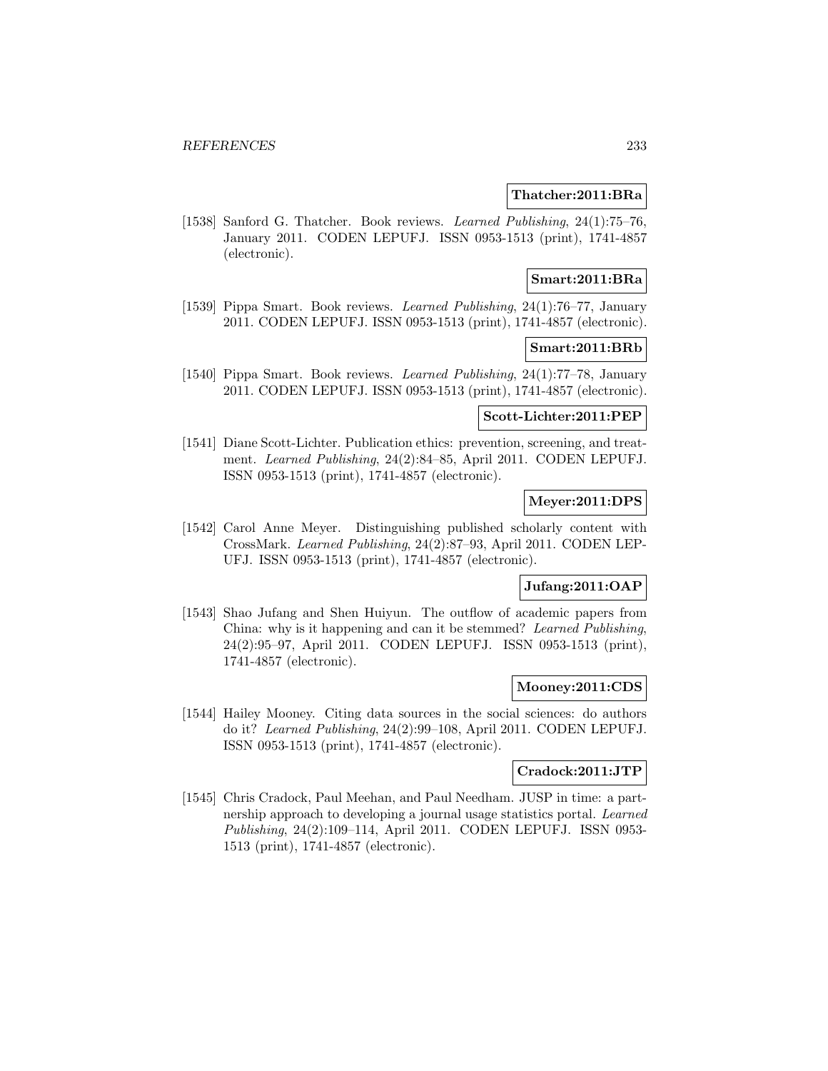**Thatcher:2011:BRa**

[1538] Sanford G. Thatcher. Book reviews. *Learned Publishing*, 24(1):75–76, January 2011. CODEN LEPUFJ. ISSN 0953-1513 (print), 1741-4857 (electronic).

**Smart:2011:BRa**

[1539] Pippa Smart. Book reviews. *Learned Publishing*, 24(1):76–77, January 2011. CODEN LEPUFJ. ISSN 0953-1513 (print), 1741-4857 (electronic).

**Smart:2011:BRb**

[1540] Pippa Smart. Book reviews. *Learned Publishing*, 24(1):77–78, January 2011. CODEN LEPUFJ. ISSN 0953-1513 (print), 1741-4857 (electronic).

**Scott-Lichter:2011:PEP**

[1541] Diane Scott-Lichter. Publication ethics: prevention, screening, and treatment. *Learned Publishing*, 24(2):84–85, April 2011. CODEN LEPUFJ. ISSN 0953-1513 (print), 1741-4857 (electronic).

**Meyer:2011:DPS**

[1542] Carol Anne Meyer. Distinguishing published scholarly content with CrossMark. *Learned Publishing*, 24(2):87–93, April 2011. CODEN LEPUFJ. ISSN 0953-1513 (print), 1741-4857 (electronic).

**Jufang:2011:OAP**

[1543] Shao Jufang and Shen Huiyun. The outflow of academic papers from China: why is it happening and can it be stemmed? *Learned Publishing*, 24(2):95–97, April 2011. CODEN LEPUFJ. ISSN 0953-1513 (print), 1741-4857 (electronic).

**Mooney:2011:CDS**

[1544] Hailey Mooney. Citing data sources in the social sciences: do authors do it? *Learned Publishing*, 24(2):99–108, April 2011. CODEN LEPUFJ. ISSN 0953-1513 (print), 1741-4857 (electronic).

**Cradock:2011:JTP**

[1545] Chris Cradock, Paul Meehan, and Paul Needham. JUSP in time: a partnership approach to developing a journal usage statistics portal. *Learned Publishing*, 24(2):109–114, April 2011. CODEN LEPUFJ. ISSN 0953-1513 (print), 1741-4857 (electronic).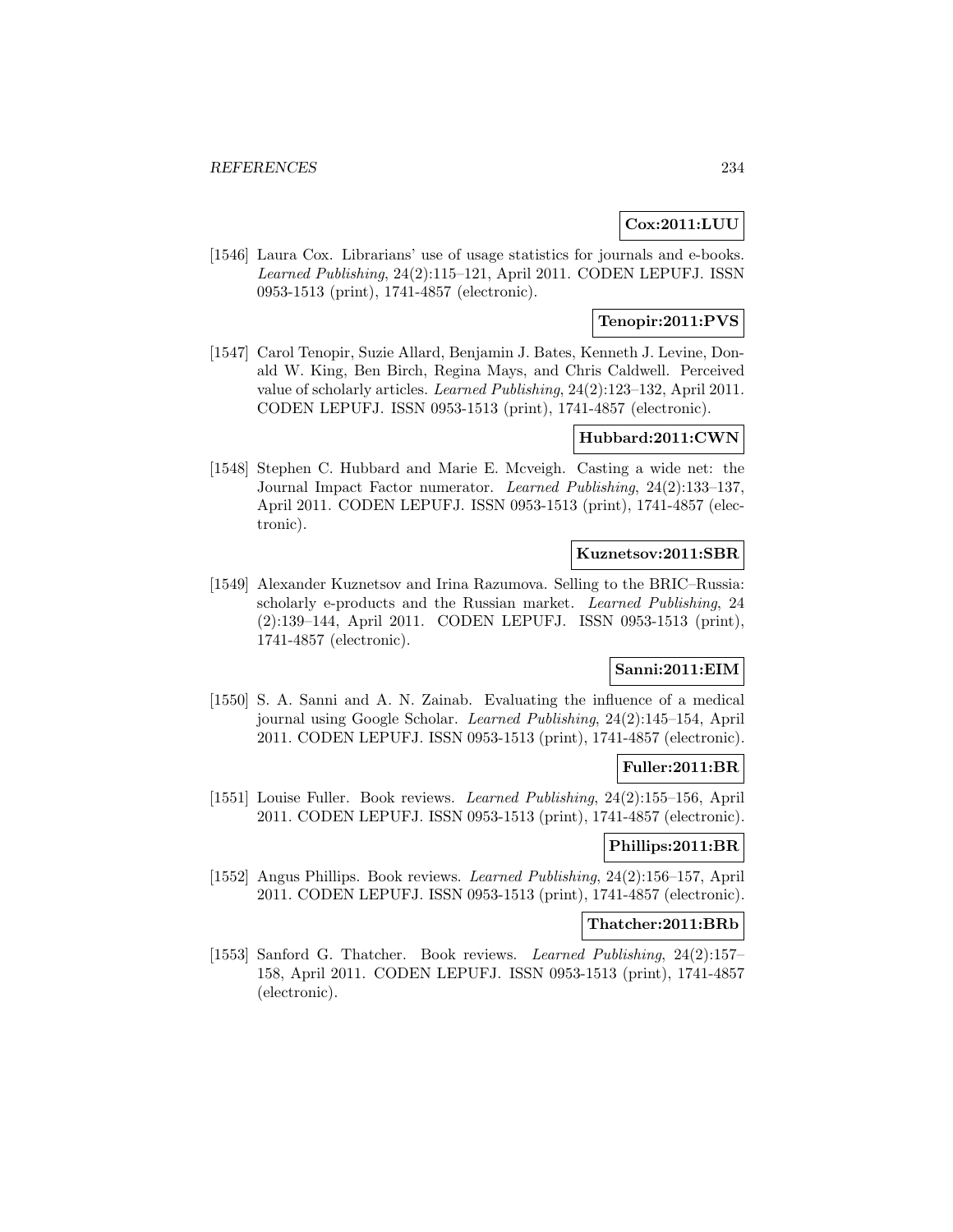**Cox:2011:LUU**

[1546] Laura Cox. Librarians' use of usage statistics for journals and e-books. *Learned Publishing*, 24(2):115–121, April 2011. CODEN LEPUFJ. ISSN 0953-1513 (print), 1741-4857 (electronic).

**Tenopir:2011:PVS**

[1547] Carol Tenopir, Suzie Allard, Benjamin J. Bates, Kenneth J. Levine, Donald W. King, Ben Birch, Regina Mays, and Chris Caldwell. Perceived value of scholarly articles. *Learned Publishing*, 24(2):123–132, April 2011. CODEN LEPUFJ. ISSN 0953-1513 (print), 1741-4857 (electronic).

**Hubbard:2011:CWN**

[1548] Stephen C. Hubbard and Marie E. Mcveigh. Casting a wide net: the Journal Impact Factor numerator. *Learned Publishing*, 24(2):133–137, April 2011. CODEN LEPUFJ. ISSN 0953-1513 (print), 1741-4857 (electronic).

**Kuznetsov:2011:SBR**

[1549] Alexander Kuznetsov and Irina Razumova. Selling to the BRIC–Russia: scholarly e-products and the Russian market. *Learned Publishing*, 24 (2):139–144, April 2011. CODEN LEPUFJ. ISSN 0953-1513 (print), 1741-4857 (electronic).

**Sanni:2011:EIM**

[1550] S. A. Sanni and A. N. Zainab. Evaluating the influence of a medical journal using Google Scholar. *Learned Publishing*, 24(2):145–154, April 2011. CODEN LEPUFJ. ISSN 0953-1513 (print), 1741-4857 (electronic).

**Fuller:2011:BR**

[1551] Louise Fuller. Book reviews. *Learned Publishing*, 24(2):155–156, April 2011. CODEN LEPUFJ. ISSN 0953-1513 (print), 1741-4857 (electronic).

**Phillips:2011:BR**

[1552] Angus Phillips. Book reviews. *Learned Publishing*, 24(2):156–157, April 2011. CODEN LEPUFJ. ISSN 0953-1513 (print), 1741-4857 (electronic).

**Thatcher:2011:BRb**

[1553] Sanford G. Thatcher. Book reviews. *Learned Publishing*, 24(2):157–158, April 2011. CODEN LEPUFJ. ISSN 0953-1513 (print), 1741-4857 (electronic).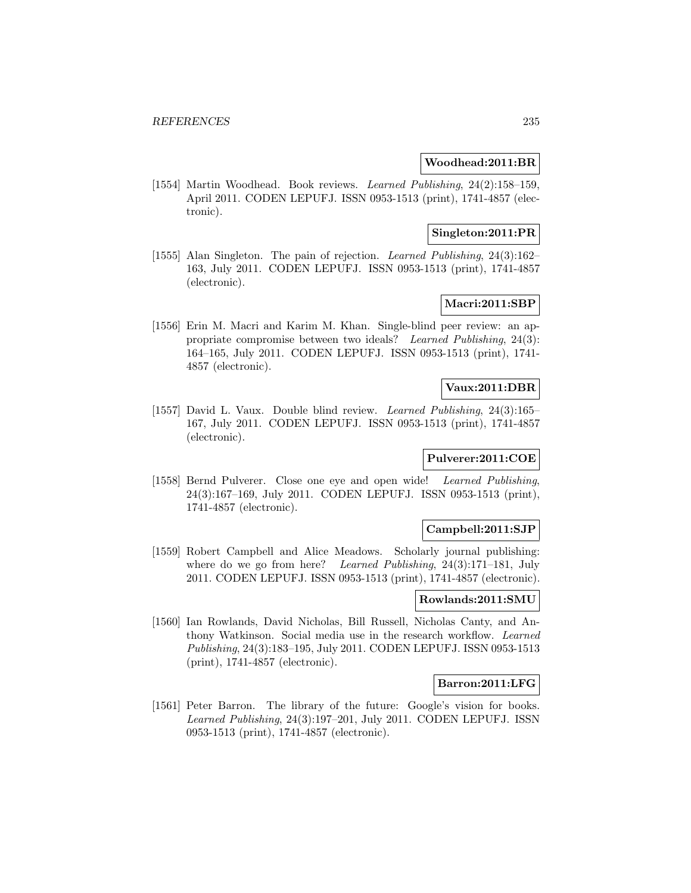**Woodhead:2011:BR**

[1554] Martin Woodhead. Book reviews. *Learned Publishing*, 24(2):158–159, April 2011. CODEN LEPUFJ. ISSN 0953-1513 (print), 1741-4857 (electronic).

**Singleton:2011:PR**

[1555] Alan Singleton. The pain of rejection. *Learned Publishing*, 24(3):162–163, July 2011. CODEN LEPUFJ. ISSN 0953-1513 (print), 1741-4857 (electronic).

**Macri:2011:SBP**

[1556] Erin M. Macri and Karim M. Khan. Single-blind peer review: an appropriate compromise between two ideals? *Learned Publishing*, 24(3): 164–165, July 2011. CODEN LEPUFJ. ISSN 0953-1513 (print), 1741-4857 (electronic).

**Vaux:2011:DBR**

[1557] David L. Vaux. Double blind review. *Learned Publishing*, 24(3):165–167, July 2011. CODEN LEPUFJ. ISSN 0953-1513 (print), 1741-4857 (electronic).

**Pulverer:2011:COE**

[1558] Bernd Pulverer. Close one eye and open wide! *Learned Publishing*, 24(3):167–169, July 2011. CODEN LEPUFJ. ISSN 0953-1513 (print), 1741-4857 (electronic).

**Campbell:2011:SJP**

[1559] Robert Campbell and Alice Meadows. Scholarly journal publishing: where do we go from here? *Learned Publishing*, 24(3):171–181, July 2011. CODEN LEPUFJ. ISSN 0953-1513 (print), 1741-4857 (electronic).

**Rowlands:2011:SMU**

[1560] Ian Rowlands, David Nicholas, Bill Russell, Nicholas Canty, and Anthony Watkinson. Social media use in the research workflow. *Learned Publishing*, 24(3):183–195, July 2011. CODEN LEPUFJ. ISSN 0953-1513 (print), 1741-4857 (electronic).

**Barron:2011:LFG**

[1561] Peter Barron. The library of the future: Google's vision for books. *Learned Publishing*, 24(3):197–201, July 2011. CODEN LEPUFJ. ISSN 0953-1513 (print), 1741-4857 (electronic).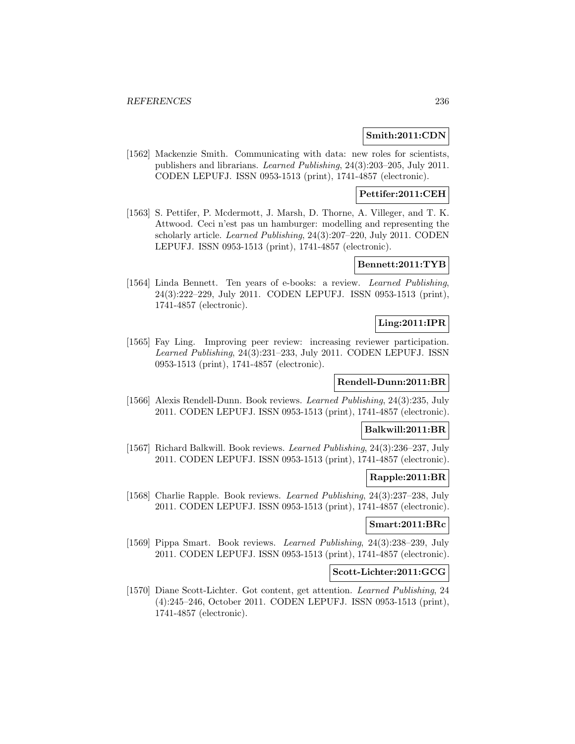**Smith:2011:CDN**

[1562] Mackenzie Smith. Communicating with data: new roles for scientists, publishers and librarians. *Learned Publishing*, 24(3):203–205, July 2011. CODEN LEPUFJ. ISSN 0953-1513 (print), 1741-4857 (electronic).

**Pettifer:2011:CEH**

[1563] S. Pettifer, P. Mcdermott, J. Marsh, D. Thorne, A. Villeger, and T. K. Attwood. Ceci n'est pas un hamburger: modelling and representing the scholarly article. *Learned Publishing*, 24(3):207–220, July 2011. CODEN LEPUFJ. ISSN 0953-1513 (print), 1741-4857 (electronic).

**Bennett:2011:TYB**

[1564] Linda Bennett. Ten years of e-books: a review. *Learned Publishing*, 24(3):222–229, July 2011. CODEN LEPUFJ. ISSN 0953-1513 (print), 1741-4857 (electronic).

**Ling:2011:IPR**

[1565] Fay Ling. Improving peer review: increasing reviewer participation. *Learned Publishing*, 24(3):231–233, July 2011. CODEN LEPUFJ. ISSN 0953-1513 (print), 1741-4857 (electronic).

**Rendell-Dunn:2011:BR**

[1566] Alexis Rendell-Dunn. Book reviews. *Learned Publishing*, 24(3):235, July 2011. CODEN LEPUFJ. ISSN 0953-1513 (print), 1741-4857 (electronic).

**Balkwill:2011:BR**

[1567] Richard Balkwill. Book reviews. *Learned Publishing*, 24(3):236–237, July 2011. CODEN LEPUFJ. ISSN 0953-1513 (print), 1741-4857 (electronic).

**Rapple:2011:BR**

[1568] Charlie Rapple. Book reviews. *Learned Publishing*, 24(3):237–238, July 2011. CODEN LEPUFJ. ISSN 0953-1513 (print), 1741-4857 (electronic).

**Smart:2011:BRc**

[1569] Pippa Smart. Book reviews. *Learned Publishing*, 24(3):238–239, July 2011. CODEN LEPUFJ. ISSN 0953-1513 (print), 1741-4857 (electronic).

**Scott-Lichter:2011:GCG**

[1570] Diane Scott-Lichter. Got content, get attention. *Learned Publishing*, 24 (4):245–246, October 2011. CODEN LEPUFJ. ISSN 0953-1513 (print), 1741-4857 (electronic).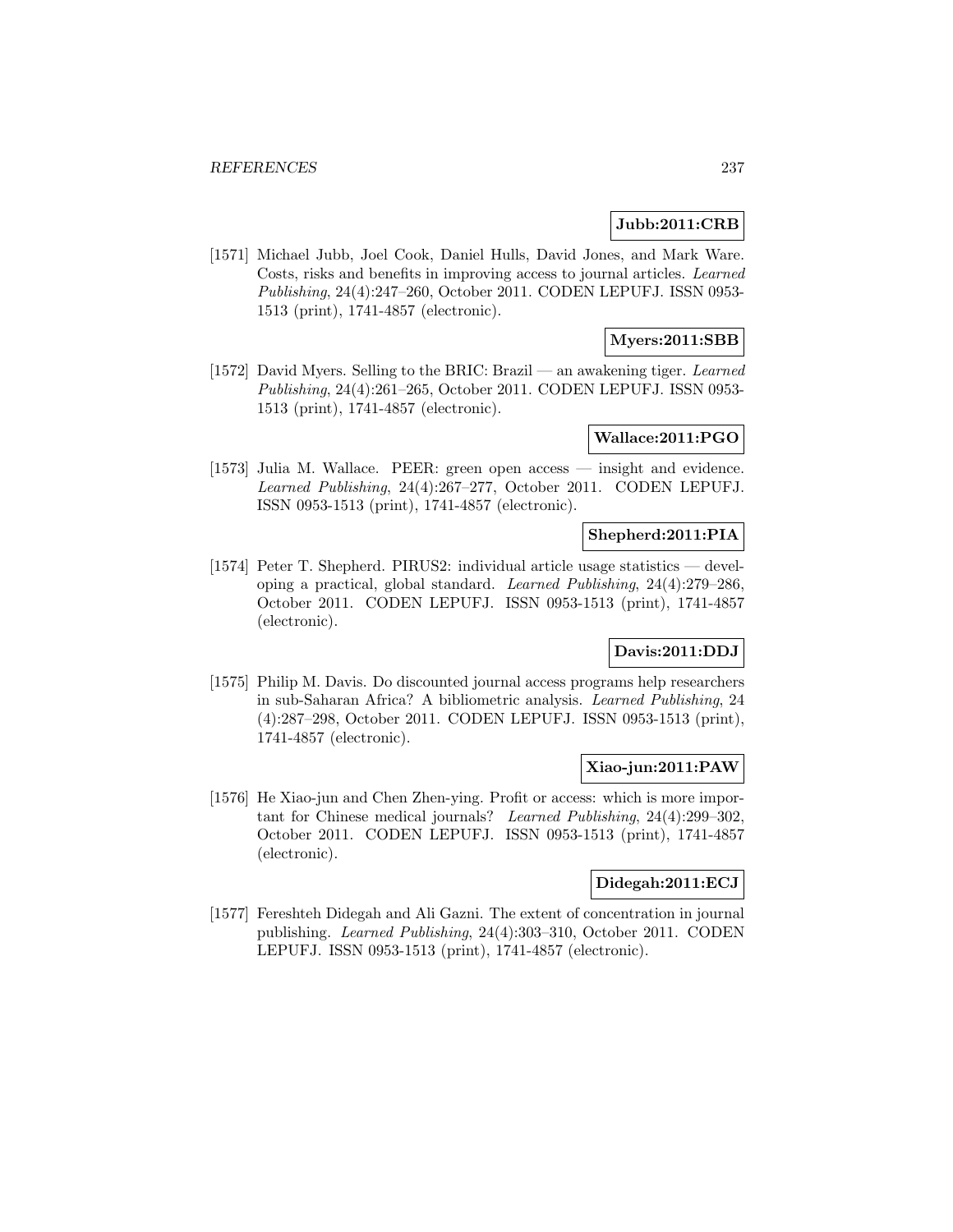**Jubb:2011:CRB**

[1571] Michael Jubb, Joel Cook, Daniel Hulls, David Jones, and Mark Ware. Costs, risks and benefits in improving access to journal articles. *Learned Publishing*, 24(4):247–260, October 2011. CODEN LEPUFJ. ISSN 0953-1513 (print), 1741-4857 (electronic).

**Myers:2011:SBB**

[1572] David Myers. Selling to the BRIC: Brazil — an awakening tiger. *Learned Publishing*, 24(4):261–265, October 2011. CODEN LEPUFJ. ISSN 0953-1513 (print), 1741-4857 (electronic).

**Wallace:2011:PGO**

[1573] Julia M. Wallace. PEER: green open access — insight and evidence. *Learned Publishing*, 24(4):267–277, October 2011. CODEN LEPUFJ. ISSN 0953-1513 (print), 1741-4857 (electronic).

**Shepherd:2011:PIA**

[1574] Peter T. Shepherd. PIRUS2: individual article usage statistics — developing a practical, global standard. *Learned Publishing*, 24(4):279–286, October 2011. CODEN LEPUFJ. ISSN 0953-1513 (print), 1741-4857 (electronic).

**Davis:2011:DDJ**

[1575] Philip M. Davis. Do discounted journal access programs help researchers in sub-Saharan Africa? A bibliometric analysis. *Learned Publishing*, 24 (4):287–298, October 2011. CODEN LEPUFJ. ISSN 0953-1513 (print), 1741-4857 (electronic).

**Xiao-jun:2011:PAW**

[1576] He Xiao-jun and Chen Zhen-ying. Profit or access: which is more important for Chinese medical journals? *Learned Publishing*, 24(4):299–302, October 2011. CODEN LEPUFJ. ISSN 0953-1513 (print), 1741-4857 (electronic).

**Didegah:2011:ECJ**

[1577] Fereshteh Didegah and Ali Gazni. The extent of concentration in journal publishing. *Learned Publishing*, 24(4):303–310, October 2011. CODEN LEPUFJ. ISSN 0953-1513 (print), 1741-4857 (electronic).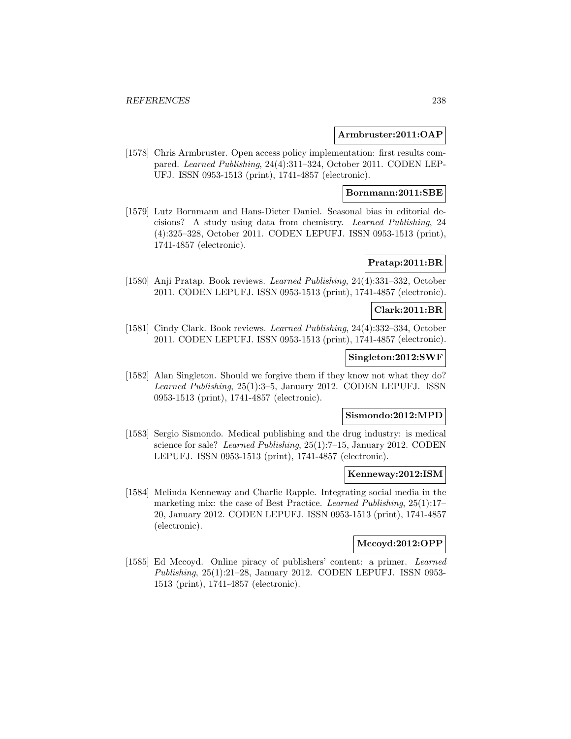**Armbruster:2011:OAP**

[1578] Chris Armbruster. Open access policy implementation: first results compared. *Learned Publishing*, 24(4):311–324, October 2011. CODEN LEPUFJ. ISSN 0953-1513 (print), 1741-4857 (electronic).

**Bornmann:2011:SBE**

[1579] Lutz Bornmann and Hans-Dieter Daniel. Seasonal bias in editorial decisions? A study using data from chemistry. *Learned Publishing*, 24 (4):325–328, October 2011. CODEN LEPUFJ. ISSN 0953-1513 (print), 1741-4857 (electronic).

**Pratap:2011:BR**

[1580] Anji Pratap. Book reviews. *Learned Publishing*, 24(4):331–332, October 2011. CODEN LEPUFJ. ISSN 0953-1513 (print), 1741-4857 (electronic).

**Clark:2011:BR**

[1581] Cindy Clark. Book reviews. *Learned Publishing*, 24(4):332–334, October 2011. CODEN LEPUFJ. ISSN 0953-1513 (print), 1741-4857 (electronic).

**Singleton:2012:SWF**

[1582] Alan Singleton. Should we forgive them if they know not what they do? *Learned Publishing*, 25(1):3–5, January 2012. CODEN LEPUFJ. ISSN 0953-1513 (print), 1741-4857 (electronic).

**Sismondo:2012:MPD**

[1583] Sergio Sismondo. Medical publishing and the drug industry: is medical science for sale? *Learned Publishing*, 25(1):7–15, January 2012. CODEN LEPUFJ. ISSN 0953-1513 (print), 1741-4857 (electronic).

**Kenneway:2012:ISM**

[1584] Melinda Kenneway and Charlie Rapple. Integrating social media in the marketing mix: the case of Best Practice. *Learned Publishing*, 25(1):17–20, January 2012. CODEN LEPUFJ. ISSN 0953-1513 (print), 1741-4857 (electronic).

**Mccoyd:2012:OPP**

[1585] Ed Mccoyd. Online piracy of publishers' content: a primer. *Learned Publishing*, 25(1):21–28, January 2012. CODEN LEPUFJ. ISSN 0953-1513 (print), 1741-4857 (electronic).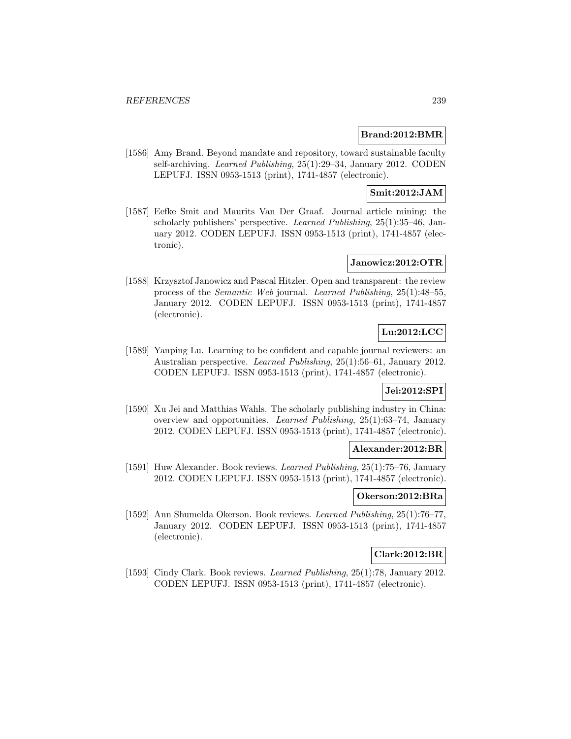**Brand:2012:BMR**

[1586] Amy Brand. Beyond mandate and repository, toward sustainable faculty self-archiving. *Learned Publishing*, 25(1):29–34, January 2012. CODEN LEPUFJ. ISSN 0953-1513 (print), 1741-4857 (electronic).

**Smit:2012:JAM**

[1587] Eefke Smit and Maurits Van Der Graaf. Journal article mining: the scholarly publishers' perspective. *Learned Publishing*, 25(1):35–46, January 2012. CODEN LEPUFJ. ISSN 0953-1513 (print), 1741-4857 (electronic).

**Janowicz:2012:OTR**

[1588] Krzysztof Janowicz and Pascal Hitzler. Open and transparent: the review process of the *Semantic Web* journal. *Learned Publishing*, 25(1):48–55, January 2012. CODEN LEPUFJ. ISSN 0953-1513 (print), 1741-4857 (electronic).

**Lu:2012:LCC**

[1589] Yanping Lu. Learning to be confident and capable journal reviewers: an Australian perspective. *Learned Publishing*, 25(1):56–61, January 2012. CODEN LEPUFJ. ISSN 0953-1513 (print), 1741-4857 (electronic).

**Jei:2012:SPI**

[1590] Xu Jei and Matthias Wahls. The scholarly publishing industry in China: overview and opportunities. *Learned Publishing*, 25(1):63–74, January 2012. CODEN LEPUFJ. ISSN 0953-1513 (print), 1741-4857 (electronic).

**Alexander:2012:BR**

[1591] Huw Alexander. Book reviews. *Learned Publishing*, 25(1):75–76, January 2012. CODEN LEPUFJ. ISSN 0953-1513 (print), 1741-4857 (electronic).

**Okerson:2012:BRa**

[1592] Ann Shumelda Okerson. Book reviews. *Learned Publishing*, 25(1):76–77, January 2012. CODEN LEPUFJ. ISSN 0953-1513 (print), 1741-4857 (electronic).

**Clark:2012:BR**

[1593] Cindy Clark. Book reviews. *Learned Publishing*, 25(1):78, January 2012. CODEN LEPUFJ. ISSN 0953-1513 (print), 1741-4857 (electronic).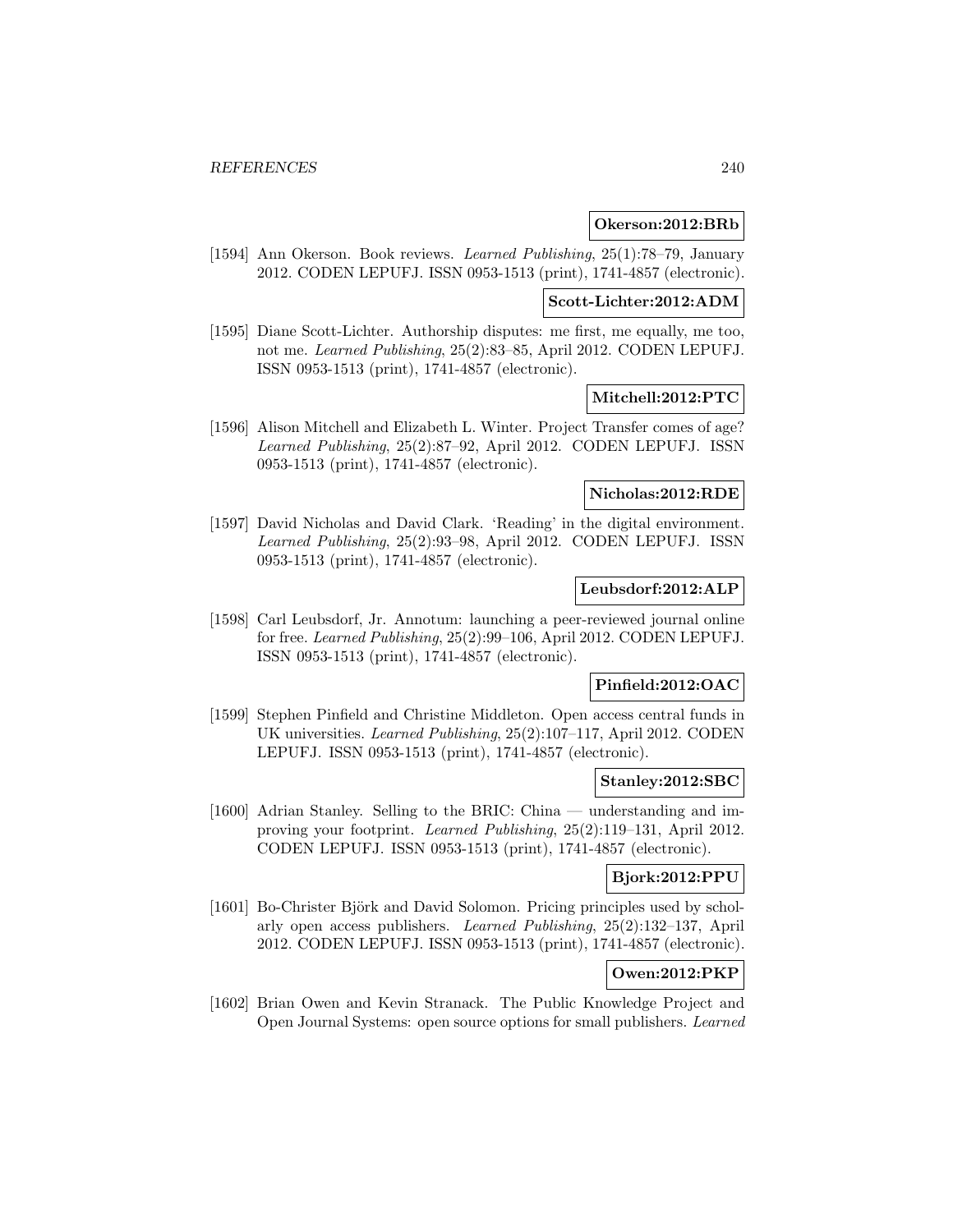**Okerson:2012:BRb**

[1594] Ann Okerson. Book reviews. *Learned Publishing*, 25(1):78–79, January 2012. CODEN LEPUFJ. ISSN 0953-1513 (print), 1741-4857 (electronic).

**Scott-Lichter:2012:ADM**

[1595] Diane Scott-Lichter. Authorship disputes: me first, me equally, me too, not me. *Learned Publishing*, 25(2):83–85, April 2012. CODEN LEPUFJ. ISSN 0953-1513 (print), 1741-4857 (electronic).

**Mitchell:2012:PTC**

[1596] Alison Mitchell and Elizabeth L. Winter. Project Transfer comes of age? *Learned Publishing*, 25(2):87–92, April 2012. CODEN LEPUFJ. ISSN 0953-1513 (print), 1741-4857 (electronic).

**Nicholas:2012:RDE**

[1597] David Nicholas and David Clark. 'Reading' in the digital environment. *Learned Publishing*, 25(2):93–98, April 2012. CODEN LEPUFJ. ISSN 0953-1513 (print), 1741-4857 (electronic).

**Leubsdorf:2012:ALP**

[1598] Carl Leubsdorf, Jr. Annotum: launching a peer-reviewed journal online for free. *Learned Publishing*, 25(2):99–106, April 2012. CODEN LEPUFJ. ISSN 0953-1513 (print), 1741-4857 (electronic).

**Pinfield:2012:OAC**

[1599] Stephen Pinfield and Christine Middleton. Open access central funds in UK universities. *Learned Publishing*, 25(2):107–117, April 2012. CODEN LEPUFJ. ISSN 0953-1513 (print), 1741-4857 (electronic).

**Stanley:2012:SBC**

[1600] Adrian Stanley. Selling to the BRIC: China — understanding and improving your footprint. *Learned Publishing*, 25(2):119–131, April 2012. CODEN LEPUFJ. ISSN 0953-1513 (print), 1741-4857 (electronic).

**Bjork:2012:PPU**

[1601] Bo-Christer Björk and David Solomon. Pricing principles used by scholarly open access publishers. *Learned Publishing*, 25(2):132–137, April 2012. CODEN LEPUFJ. ISSN 0953-1513 (print), 1741-4857 (electronic).

**Owen:2012:PKP**

[1602] Brian Owen and Kevin Stranack. The Public Knowledge Project and Open Journal Systems: open source options for small publishers. *Learned*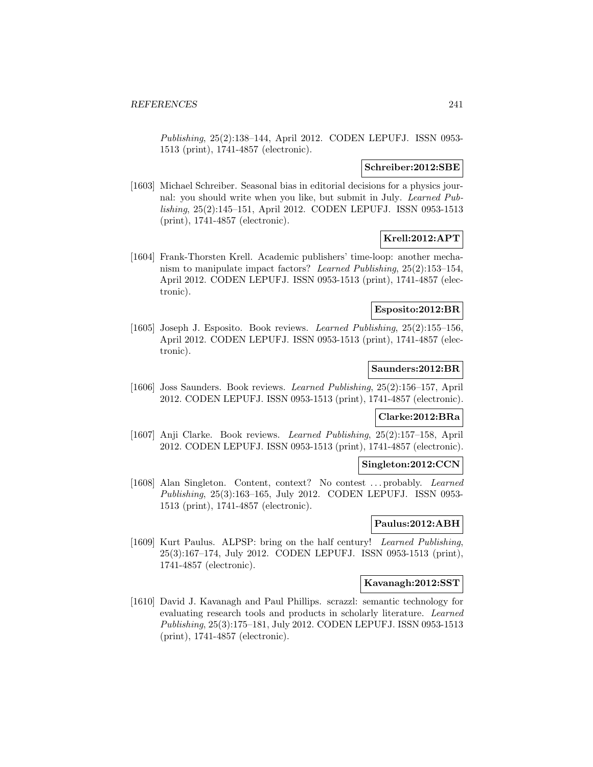*Publishing*, 25(2):138–144, April 2012. CODEN LEPUFJ. ISSN 0953-1513 (print), 1741-4857 (electronic).

**Schreiber:2012:SBE**

[1603] Michael Schreiber. Seasonal bias in editorial decisions for a physics journal: you should write when you like, but submit in July. *Learned Publishing*, 25(2):145–151, April 2012. CODEN LEPUFJ. ISSN 0953-1513 (print), 1741-4857 (electronic).

**Krell:2012:APT**

[1604] Frank-Thorsten Krell. Academic publishers' time-loop: another mechanism to manipulate impact factors? *Learned Publishing*, 25(2):153–154, April 2012. CODEN LEPUFJ. ISSN 0953-1513 (print), 1741-4857 (electronic).

**Esposito:2012:BR**

[1605] Joseph J. Esposito. Book reviews. *Learned Publishing*, 25(2):155–156, April 2012. CODEN LEPUFJ. ISSN 0953-1513 (print), 1741-4857 (electronic).

**Saunders:2012:BR**

[1606] Joss Saunders. Book reviews. *Learned Publishing*, 25(2):156–157, April 2012. CODEN LEPUFJ. ISSN 0953-1513 (print), 1741-4857 (electronic).

**Clarke:2012:BRa**

[1607] Anji Clarke. Book reviews. *Learned Publishing*, 25(2):157–158, April 2012. CODEN LEPUFJ. ISSN 0953-1513 (print), 1741-4857 (electronic).

**Singleton:2012:CCN**

[1608] Alan Singleton. Content, context? No contest . . . probably. *Learned Publishing*, 25(3):163–165, July 2012. CODEN LEPUFJ. ISSN 0953-1513 (print), 1741-4857 (electronic).

**Paulus:2012:ABH**

[1609] Kurt Paulus. ALPSP: bring on the half century! *Learned Publishing*, 25(3):167–174, July 2012. CODEN LEPUFJ. ISSN 0953-1513 (print), 1741-4857 (electronic).

**Kavanagh:2012:SST**

[1610] David J. Kavanagh and Paul Phillips. scrazzl: semantic technology for evaluating research tools and products in scholarly literature. *Learned Publishing*, 25(3):175–181, July 2012. CODEN LEPUFJ. ISSN 0953-1513 (print), 1741-4857 (electronic).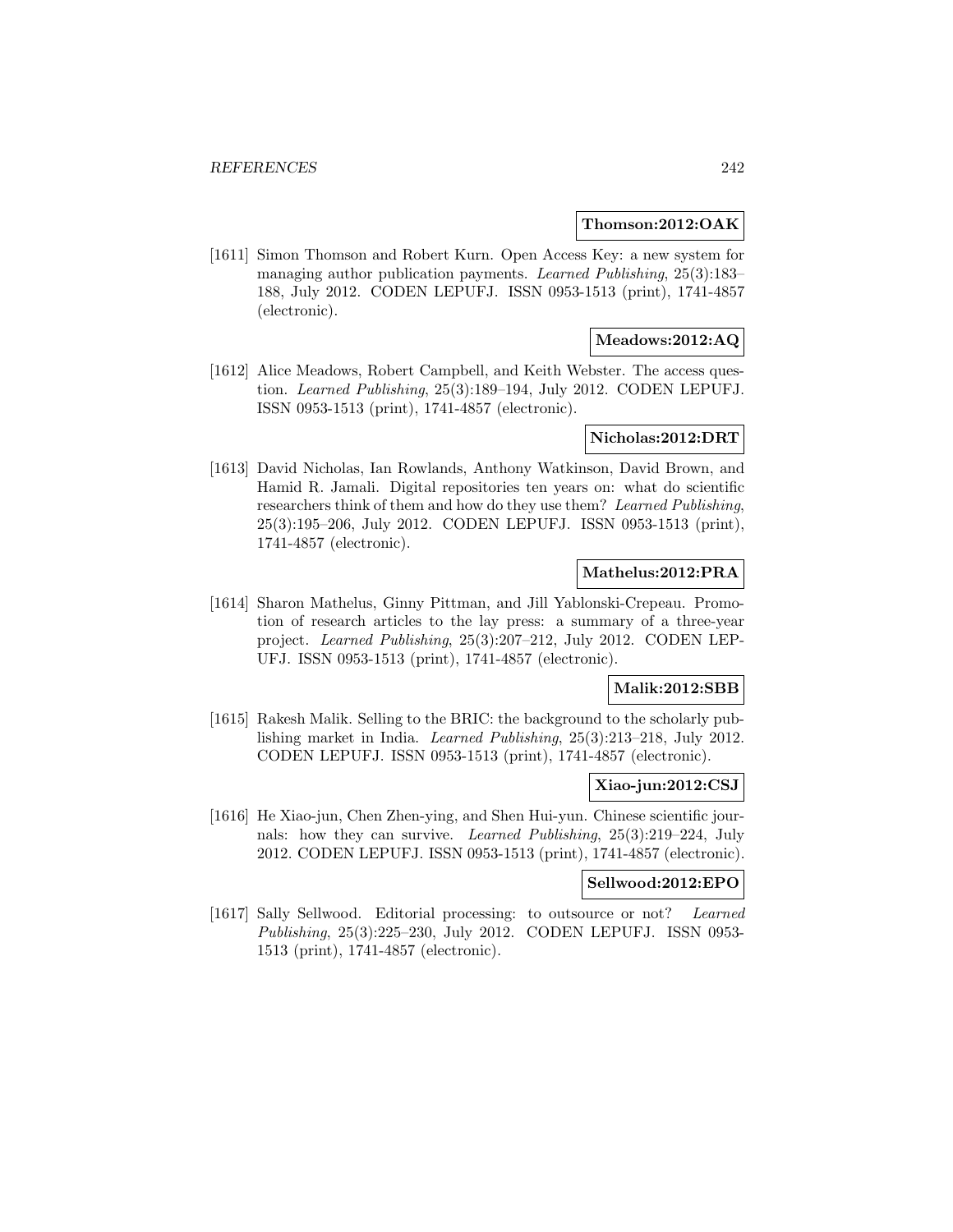**Thomson:2012:OAK**

[1611] Simon Thomson and Robert Kurn. Open Access Key: a new system for managing author publication payments. *Learned Publishing*, 25(3):183–188, July 2012. CODEN LEPUFJ. ISSN 0953-1513 (print), 1741-4857 (electronic).

**Meadows:2012:AQ**

[1612] Alice Meadows, Robert Campbell, and Keith Webster. The access question. *Learned Publishing*, 25(3):189–194, July 2012. CODEN LEPUFJ. ISSN 0953-1513 (print), 1741-4857 (electronic).

**Nicholas:2012:DRT**

[1613] David Nicholas, Ian Rowlands, Anthony Watkinson, David Brown, and Hamid R. Jamali. Digital repositories ten years on: what do scientific researchers think of them and how do they use them? *Learned Publishing*, 25(3):195–206, July 2012. CODEN LEPUFJ. ISSN 0953-1513 (print), 1741-4857 (electronic).

**Mathelus:2012:PRA**

[1614] Sharon Mathelus, Ginny Pittman, and Jill Yablonski-Crepeau. Promotion of research articles to the lay press: a summary of a three-year project. *Learned Publishing*, 25(3):207–212, July 2012. CODEN LEPUFJ. ISSN 0953-1513 (print), 1741-4857 (electronic).

**Malik:2012:SBB**

[1615] Rakesh Malik. Selling to the BRIC: the background to the scholarly publishing market in India. *Learned Publishing*, 25(3):213–218, July 2012. CODEN LEPUFJ. ISSN 0953-1513 (print), 1741-4857 (electronic).

**Xiao-jun:2012:CSJ**

[1616] He Xiao-jun, Chen Zhen-ying, and Shen Hui-yun. Chinese scientific journals: how they can survive. *Learned Publishing*, 25(3):219–224, July 2012. CODEN LEPUFJ. ISSN 0953-1513 (print), 1741-4857 (electronic).

**Sellwood:2012:EPO**

[1617] Sally Sellwood. Editorial processing: to outsource or not? *Learned Publishing*, 25(3):225–230, July 2012. CODEN LEPUFJ. ISSN 0953-1513 (print), 1741-4857 (electronic).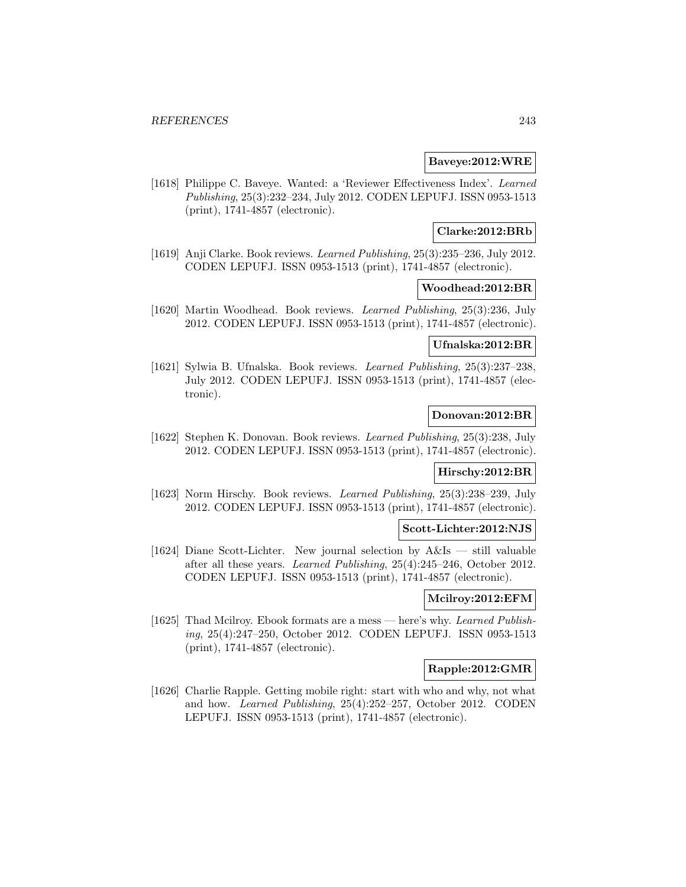**Baveye:2012:WRE**

[1618] Philippe C. Baveye. Wanted: a 'Reviewer Effectiveness Index'. *Learned Publishing*, 25(3):232–234, July 2012. CODEN LEPUFJ. ISSN 0953-1513 (print), 1741-4857 (electronic).

**Clarke:2012:BRb**

[1619] Anji Clarke. Book reviews. *Learned Publishing*, 25(3):235–236, July 2012. CODEN LEPUFJ. ISSN 0953-1513 (print), 1741-4857 (electronic).

**Woodhead:2012:BR**

[1620] Martin Woodhead. Book reviews. *Learned Publishing*, 25(3):236, July 2012. CODEN LEPUFJ. ISSN 0953-1513 (print), 1741-4857 (electronic).

**Ufnalska:2012:BR**

[1621] Sylwia B. Ufnalska. Book reviews. *Learned Publishing*, 25(3):237–238, July 2012. CODEN LEPUFJ. ISSN 0953-1513 (print), 1741-4857 (electronic).

**Donovan:2012:BR**

[1622] Stephen K. Donovan. Book reviews. *Learned Publishing*, 25(3):238, July 2012. CODEN LEPUFJ. ISSN 0953-1513 (print), 1741-4857 (electronic).

**Hirschy:2012:BR**

[1623] Norm Hirschy. Book reviews. *Learned Publishing*, 25(3):238–239, July 2012. CODEN LEPUFJ. ISSN 0953-1513 (print), 1741-4857 (electronic).

**Scott-Lichter:2012:NJS**

[1624] Diane Scott-Lichter. New journal selection by A&Is — still valuable after all these years. *Learned Publishing*, 25(4):245–246, October 2012. CODEN LEPUFJ. ISSN 0953-1513 (print), 1741-4857 (electronic).

**Mcilroy:2012:EFM**

[1625] Thad Mcilroy. Ebook formats are a mess — here's why. *Learned Publishing*, 25(4):247–250, October 2012. CODEN LEPUFJ. ISSN 0953-1513 (print), 1741-4857 (electronic).

**Rapple:2012:GMR**

[1626] Charlie Rapple. Getting mobile right: start with who and why, not what and how. *Learned Publishing*, 25(4):252–257, October 2012. CODEN LEPUFJ. ISSN 0953-1513 (print), 1741-4857 (electronic).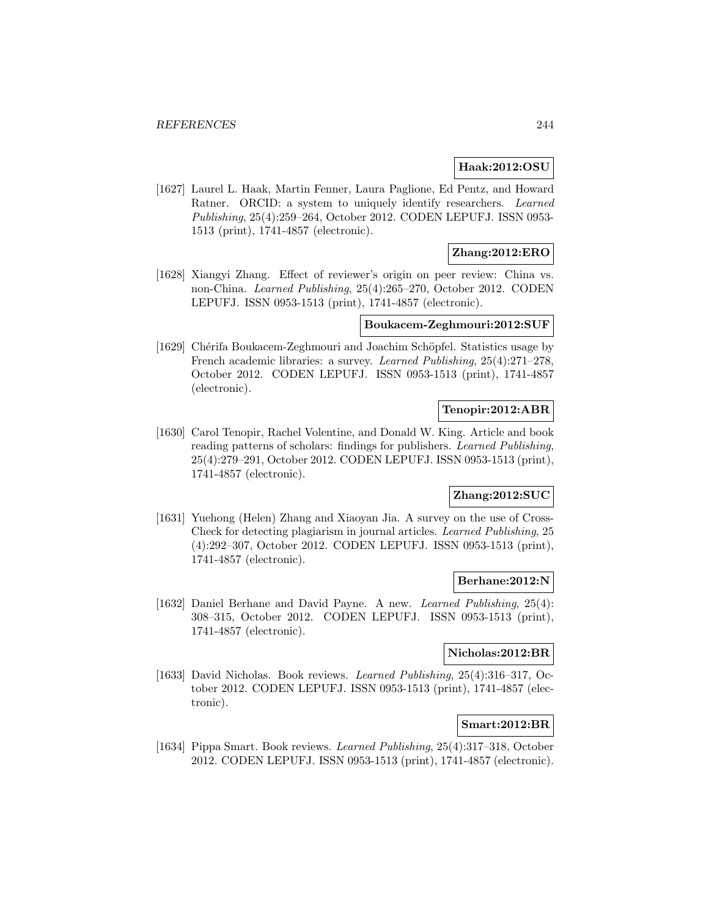**Haak:2012:OSU**

[1627] Laurel L. Haak, Martin Fenner, Laura Paglione, Ed Pentz, and Howard Ratner. ORCID: a system to uniquely identify researchers. *Learned Publishing*, 25(4):259–264, October 2012. CODEN LEPUFJ. ISSN 0953-1513 (print), 1741-4857 (electronic).

**Zhang:2012:ERO**

[1628] Xiangyi Zhang. Effect of reviewer's origin on peer review: China vs. non-China. *Learned Publishing*, 25(4):265–270, October 2012. CODEN LEPUFJ. ISSN 0953-1513 (print), 1741-4857 (electronic).

**Boukacem-Zeghmouri:2012:SUF**

[1629] Chérifa Boukacem-Zeghmouri and Joachim Schöpfel. Statistics usage by French academic libraries: a survey. *Learned Publishing*, 25(4):271–278, October 2012. CODEN LEPUFJ. ISSN 0953-1513 (print), 1741-4857 (electronic).

**Tenopir:2012:ABR**

[1630] Carol Tenopir, Rachel Volentine, and Donald W. King. Article and book reading patterns of scholars: findings for publishers. *Learned Publishing*, 25(4):279–291, October 2012. CODEN LEPUFJ. ISSN 0953-1513 (print), 1741-4857 (electronic).

**Zhang:2012:SUC**

[1631] Yuehong (Helen) Zhang and Xiaoyan Jia. A survey on the use of CrossCheck for detecting plagiarism in journal articles. *Learned Publishing*, 25 (4):292–307, October 2012. CODEN LEPUFJ. ISSN 0953-1513 (print), 1741-4857 (electronic).

**Berhane:2012:N**

[1632] Daniel Berhane and David Payne. A new. *Learned Publishing*, 25(4): 308–315, October 2012. CODEN LEPUFJ. ISSN 0953-1513 (print), 1741-4857 (electronic).

**Nicholas:2012:BR**

[1633] David Nicholas. Book reviews. *Learned Publishing*, 25(4):316–317, October 2012. CODEN LEPUFJ. ISSN 0953-1513 (print), 1741-4857 (electronic).

**Smart:2012:BR**

[1634] Pippa Smart. Book reviews. *Learned Publishing*, 25(4):317–318, October 2012. CODEN LEPUFJ. ISSN 0953-1513 (print), 1741-4857 (electronic).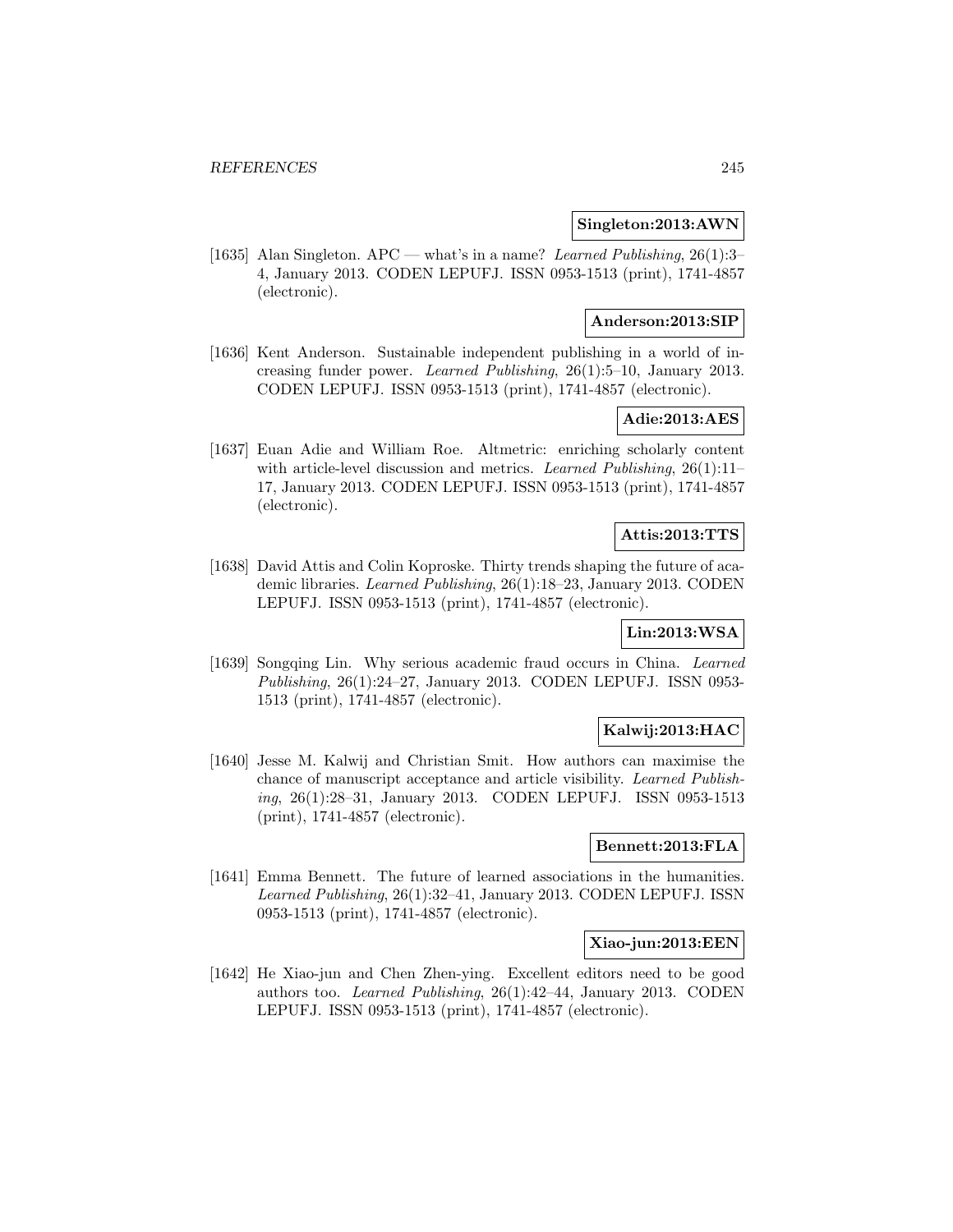**Singleton:2013:AWN**

[1635] Alan Singleton. APC — what's in a name? *Learned Publishing*, 26(1):3–4, January 2013. CODEN LEPUFJ. ISSN 0953-1513 (print), 1741-4857 (electronic).

**Anderson:2013:SIP**

[1636] Kent Anderson. Sustainable independent publishing in a world of increasing funder power. *Learned Publishing*, 26(1):5–10, January 2013. CODEN LEPUFJ. ISSN 0953-1513 (print), 1741-4857 (electronic).

**Adie:2013:AES**

[1637] Euan Adie and William Roe. Altmetric: enriching scholarly content with article-level discussion and metrics. *Learned Publishing*, 26(1):11–17, January 2013. CODEN LEPUFJ. ISSN 0953-1513 (print), 1741-4857 (electronic).

**Attis:2013:TTS**

[1638] David Attis and Colin Koproske. Thirty trends shaping the future of academic libraries. *Learned Publishing*, 26(1):18–23, January 2013. CODEN LEPUFJ. ISSN 0953-1513 (print), 1741-4857 (electronic).

**Lin:2013:WSA**

[1639] Songqing Lin. Why serious academic fraud occurs in China. *Learned Publishing*, 26(1):24–27, January 2013. CODEN LEPUFJ. ISSN 0953-1513 (print), 1741-4857 (electronic).

**Kalwij:2013:HAC**

[1640] Jesse M. Kalwij and Christian Smit. How authors can maximise the chance of manuscript acceptance and article visibility. *Learned Publishing*, 26(1):28–31, January 2013. CODEN LEPUFJ. ISSN 0953-1513 (print), 1741-4857 (electronic).

**Bennett:2013:FLA**

[1641] Emma Bennett. The future of learned associations in the humanities. *Learned Publishing*, 26(1):32–41, January 2013. CODEN LEPUFJ. ISSN 0953-1513 (print), 1741-4857 (electronic).

**Xiao-jun:2013:EEN**

[1642] He Xiao-jun and Chen Zhen-ying. Excellent editors need to be good authors too. *Learned Publishing*, 26(1):42–44, January 2013. CODEN LEPUFJ. ISSN 0953-1513 (print), 1741-4857 (electronic).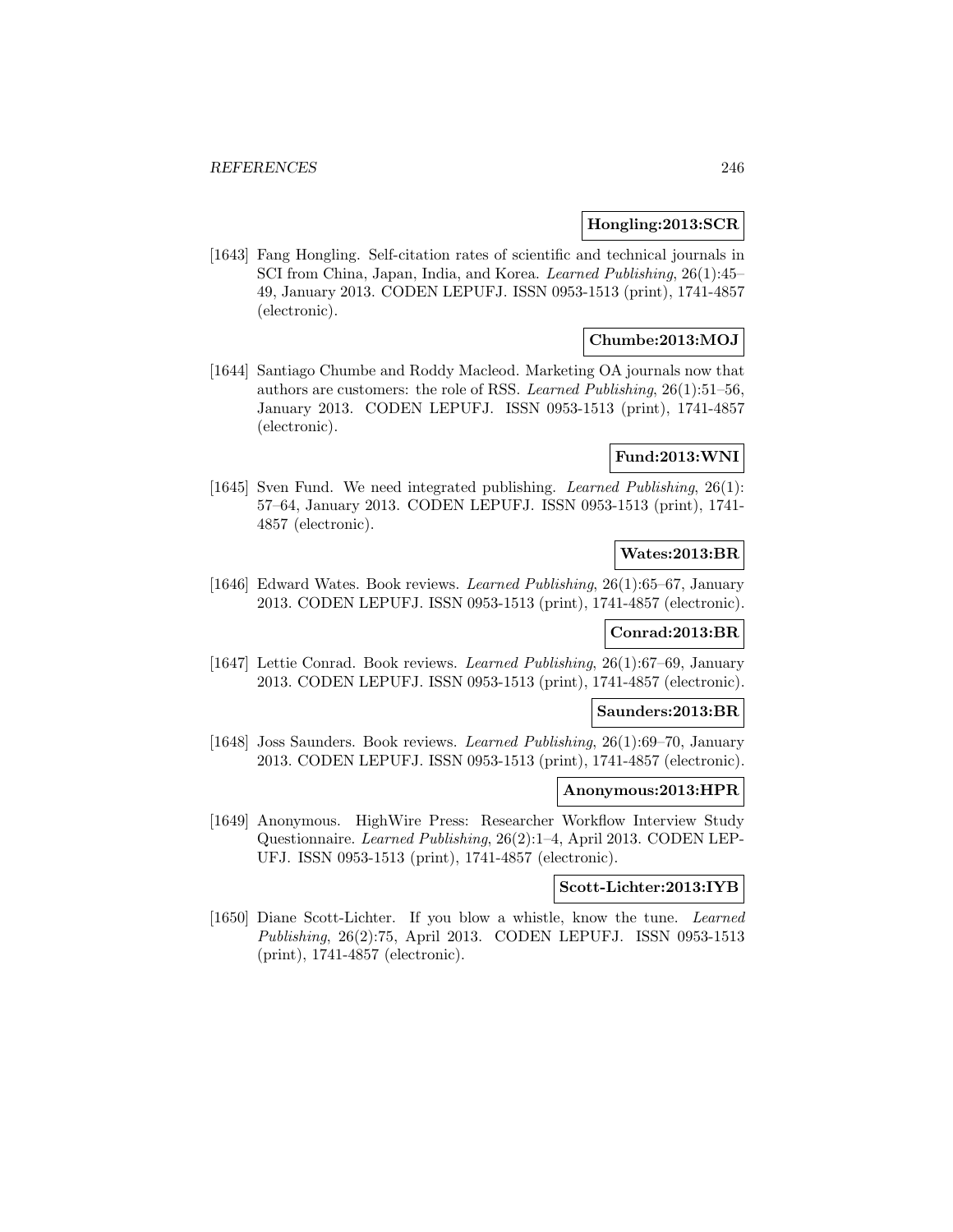**Hongling:2013:SCR**

[1643] Fang Hongling. Self-citation rates of scientific and technical journals in SCI from China, Japan, India, and Korea. *Learned Publishing*, 26(1):45–49, January 2013. CODEN LEPUFJ. ISSN 0953-1513 (print), 1741-4857 (electronic).

**Chumbe:2013:MOJ**

[1644] Santiago Chumbe and Roddy Macleod. Marketing OA journals now that authors are customers: the role of RSS. *Learned Publishing*, 26(1):51–56, January 2013. CODEN LEPUFJ. ISSN 0953-1513 (print), 1741-4857 (electronic).

**Fund:2013:WNI**

[1645] Sven Fund. We need integrated publishing. *Learned Publishing*, 26(1):57–64, January 2013. CODEN LEPUFJ. ISSN 0953-1513 (print), 1741-4857 (electronic).

**Wates:2013:BR**

[1646] Edward Wates. Book reviews. *Learned Publishing*, 26(1):65–67, January 2013. CODEN LEPUFJ. ISSN 0953-1513 (print), 1741-4857 (electronic).

**Conrad:2013:BR**

[1647] Lettie Conrad. Book reviews. *Learned Publishing*, 26(1):67–69, January 2013. CODEN LEPUFJ. ISSN 0953-1513 (print), 1741-4857 (electronic).

**Saunders:2013:BR**

[1648] Joss Saunders. Book reviews. *Learned Publishing*, 26(1):69–70, January 2013. CODEN LEPUFJ. ISSN 0953-1513 (print), 1741-4857 (electronic).

**Anonymous:2013:HPR**

[1649] Anonymous. HighWire Press: Researcher Workflow Interview Study Questionnaire. *Learned Publishing*, 26(2):1–4, April 2013. CODEN LEPUFJ. ISSN 0953-1513 (print), 1741-4857 (electronic).

**Scott-Lichter:2013:IYB**

[1650] Diane Scott-Lichter. If you blow a whistle, know the tune. *Learned Publishing*, 26(2):75, April 2013. CODEN LEPUFJ. ISSN 0953-1513 (print), 1741-4857 (electronic).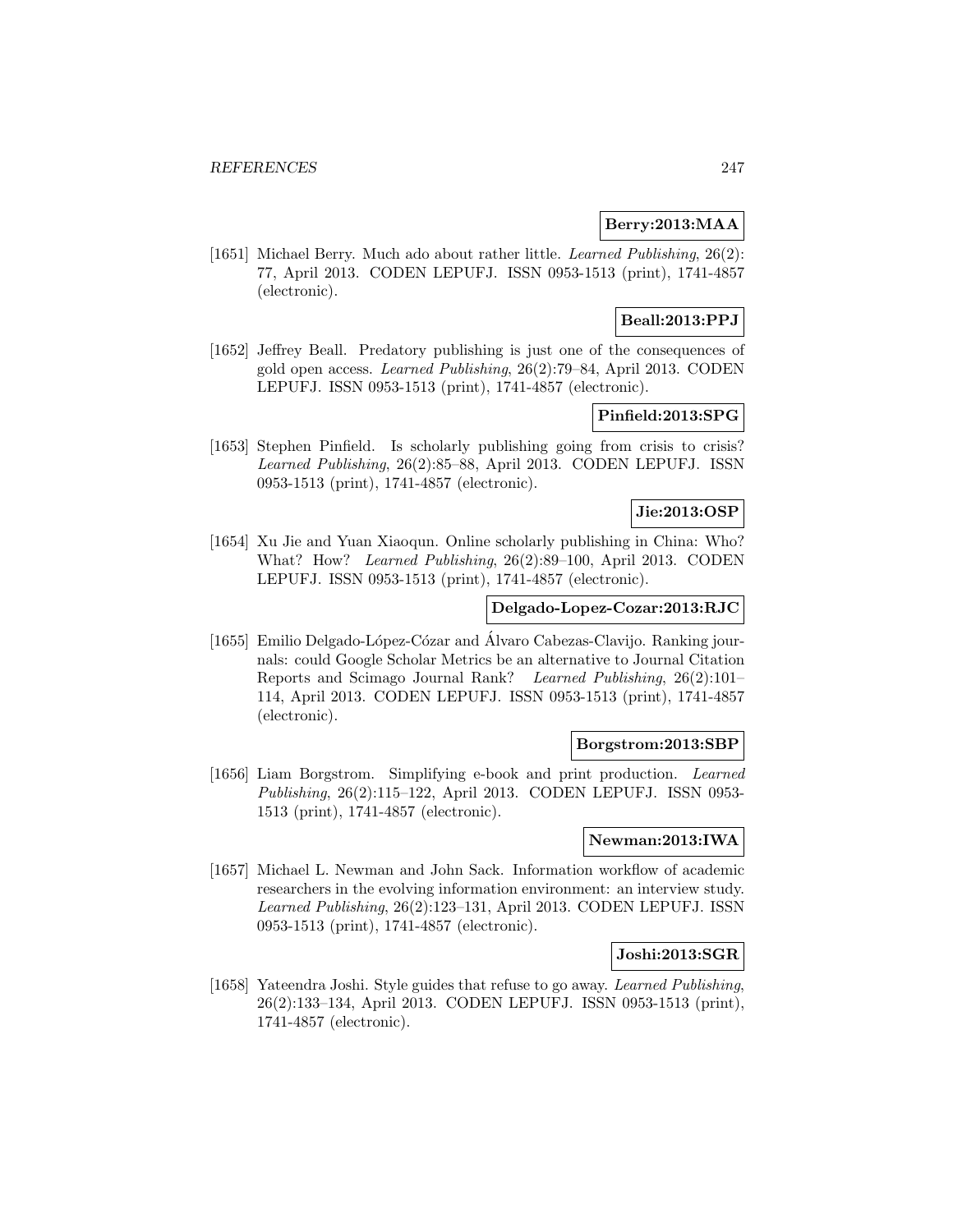**Berry:2013:MAA**

[1651] Michael Berry. Much ado about rather little. *Learned Publishing*, 26(2): 77, April 2013. CODEN LEPUFJ. ISSN 0953-1513 (print), 1741-4857 (electronic).

**Beall:2013:PPJ**

[1652] Jeffrey Beall. Predatory publishing is just one of the consequences of gold open access. *Learned Publishing*, 26(2):79–84, April 2013. CODEN LEPUFJ. ISSN 0953-1513 (print), 1741-4857 (electronic).

**Pinfield:2013:SPG**

[1653] Stephen Pinfield. Is scholarly publishing going from crisis to crisis? *Learned Publishing*, 26(2):85–88, April 2013. CODEN LEPUFJ. ISSN 0953-1513 (print), 1741-4857 (electronic).

**Jie:2013:OSP**

[1654] Xu Jie and Yuan Xiaoqun. Online scholarly publishing in China: Who? What? How? *Learned Publishing*, 26(2):89–100, April 2013. CODEN LEPUFJ. ISSN 0953-1513 (print), 1741-4857 (electronic).

**Delgado-Lopez-Cozar:2013:RJC**

[1655] Emilio Delgado-López-Cózar and Álvaro Cabezas-Clavijo. Ranking journals: could Google Scholar Metrics be an alternative to Journal Citation Reports and Scimago Journal Rank? *Learned Publishing*, 26(2):101–114, April 2013. CODEN LEPUFJ. ISSN 0953-1513 (print), 1741-4857 (electronic).

**Borgstrom:2013:SBP**

[1656] Liam Borgstrom. Simplifying e-book and print production. *Learned Publishing*, 26(2):115–122, April 2013. CODEN LEPUFJ. ISSN 0953-1513 (print), 1741-4857 (electronic).

**Newman:2013:IWA**

[1657] Michael L. Newman and John Sack. Information workflow of academic researchers in the evolving information environment: an interview study. *Learned Publishing*, 26(2):123–131, April 2013. CODEN LEPUFJ. ISSN 0953-1513 (print), 1741-4857 (electronic).

**Joshi:2013:SGR**

[1658] Yateendra Joshi. Style guides that refuse to go away. *Learned Publishing*, 26(2):133–134, April 2013. CODEN LEPUFJ. ISSN 0953-1513 (print), 1741-4857 (electronic).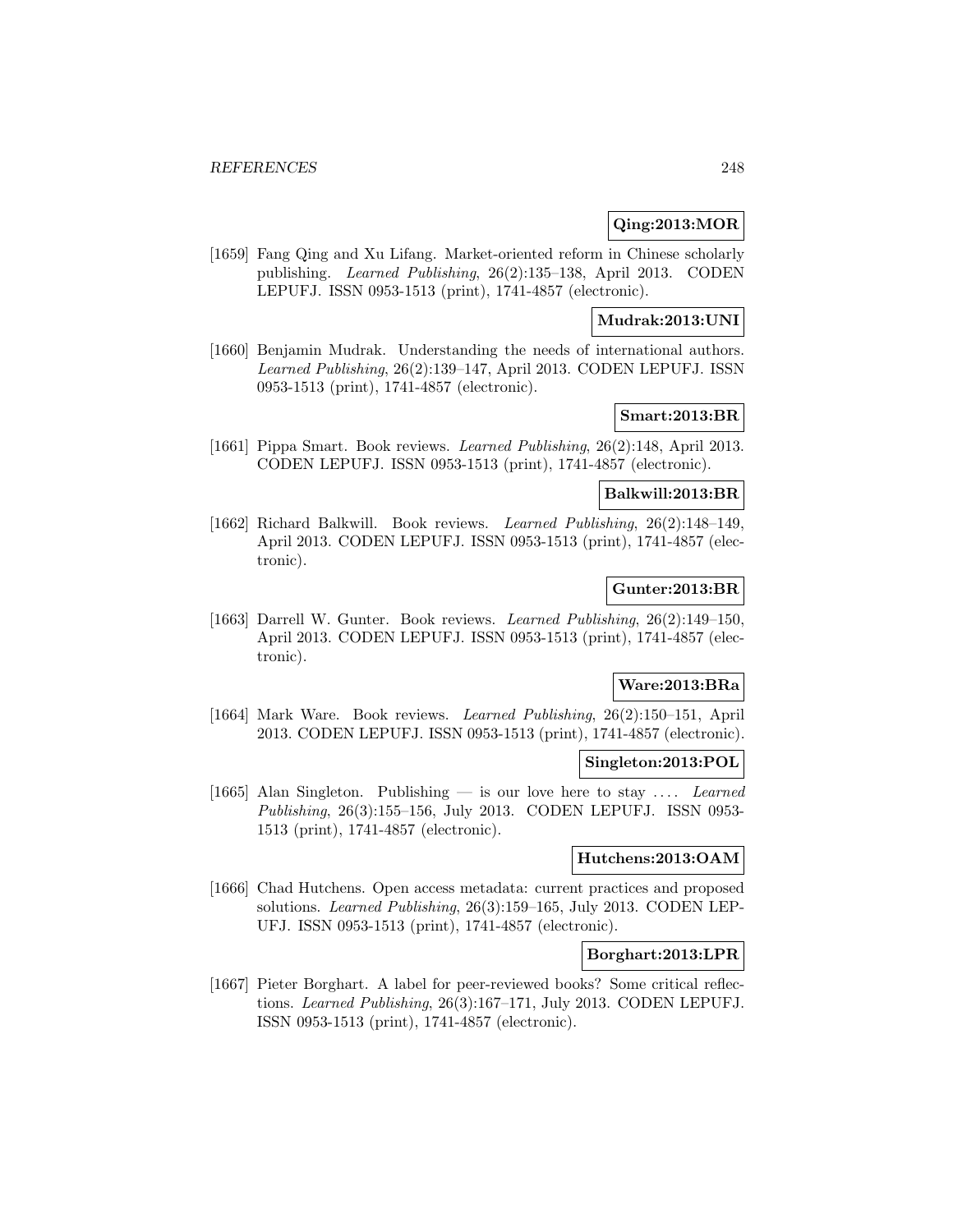**Qing:2013:MOR**

[1659] Fang Qing and Xu Lifang. Market-oriented reform in Chinese scholarly publishing. *Learned Publishing*, 26(2):135–138, April 2013. CODEN LEPUFJ. ISSN 0953-1513 (print), 1741-4857 (electronic).

**Mudrak:2013:UNI**

[1660] Benjamin Mudrak. Understanding the needs of international authors. *Learned Publishing*, 26(2):139–147, April 2013. CODEN LEPUFJ. ISSN 0953-1513 (print), 1741-4857 (electronic).

**Smart:2013:BR**

[1661] Pippa Smart. Book reviews. *Learned Publishing*, 26(2):148, April 2013. CODEN LEPUFJ. ISSN 0953-1513 (print), 1741-4857 (electronic).

**Balkwill:2013:BR**

[1662] Richard Balkwill. Book reviews. *Learned Publishing*, 26(2):148–149, April 2013. CODEN LEPUFJ. ISSN 0953-1513 (print), 1741-4857 (electronic).

**Gunter:2013:BR**

[1663] Darrell W. Gunter. Book reviews. *Learned Publishing*, 26(2):149–150, April 2013. CODEN LEPUFJ. ISSN 0953-1513 (print), 1741-4857 (electronic).

**Ware:2013:BRa**

[1664] Mark Ware. Book reviews. *Learned Publishing*, 26(2):150–151, April 2013. CODEN LEPUFJ. ISSN 0953-1513 (print), 1741-4857 (electronic).

**Singleton:2013:POL**

[1665] Alan Singleton. Publishing — is our love here to stay .... *Learned Publishing*, 26(3):155–156, July 2013. CODEN LEPUFJ. ISSN 0953-1513 (print), 1741-4857 (electronic).

**Hutchens:2013:OAM**

[1666] Chad Hutchens. Open access metadata: current practices and proposed solutions. *Learned Publishing*, 26(3):159–165, July 2013. CODEN LEPUFJ. ISSN 0953-1513 (print), 1741-4857 (electronic).

**Borghart:2013:LPR**

[1667] Pieter Borghart. A label for peer-reviewed books? Some critical reflections. *Learned Publishing*, 26(3):167–171, July 2013. CODEN LEPUFJ. ISSN 0953-1513 (print), 1741-4857 (electronic).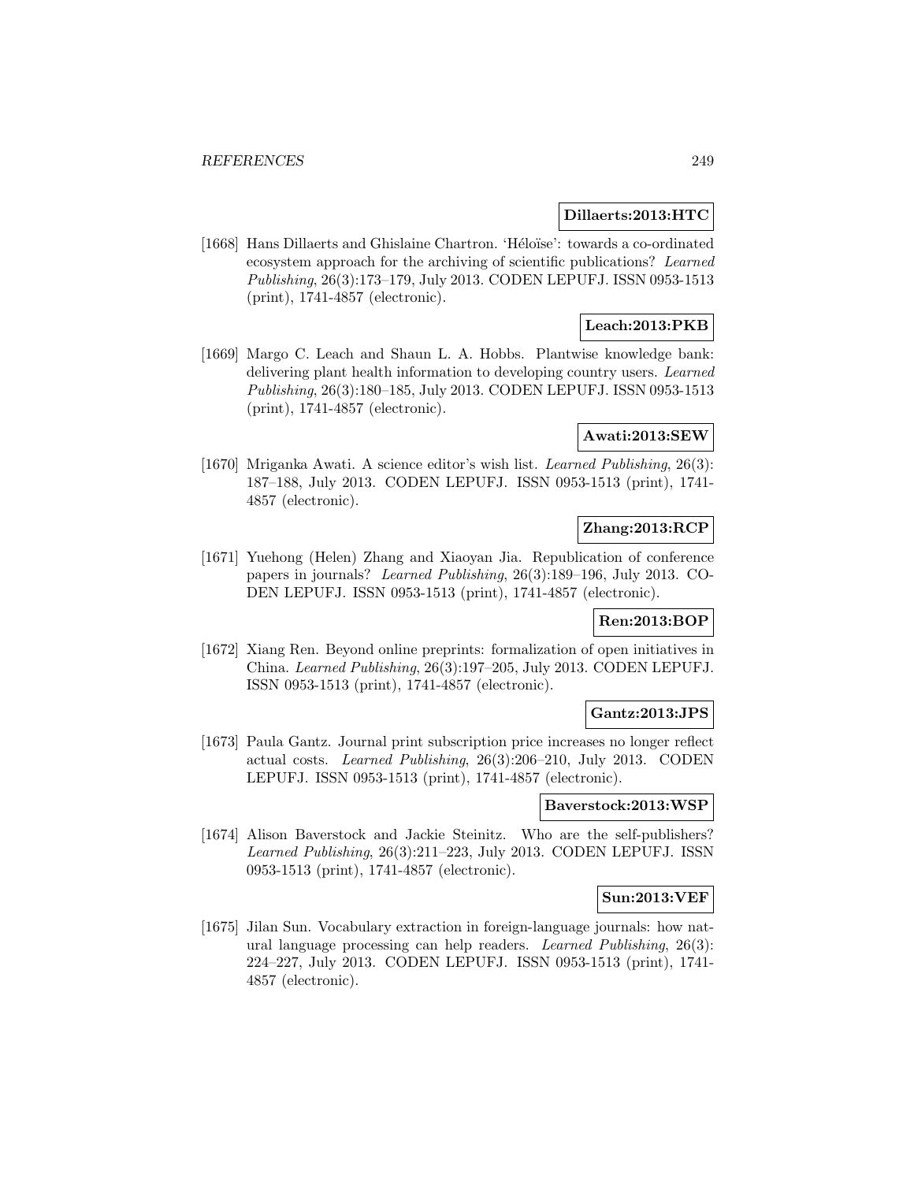**Dillaerts:2013:HTC**

[1668] Hans Dillaerts and Ghislaine Chartron. 'Héloïse': towards a co-ordinated ecosystem approach for the archiving of scientific publications? *Learned Publishing*, 26(3):173–179, July 2013. CODEN LEPUFJ. ISSN 0953-1513 (print), 1741-4857 (electronic).

**Leach:2013:PKB**

[1669] Margo C. Leach and Shaun L. A. Hobbs. Plantwise knowledge bank: delivering plant health information to developing country users. *Learned Publishing*, 26(3):180–185, July 2013. CODEN LEPUFJ. ISSN 0953-1513 (print), 1741-4857 (electronic).

**Awati:2013:SEW**

[1670] Mriganka Awati. A science editor's wish list. *Learned Publishing*, 26(3): 187–188, July 2013. CODEN LEPUFJ. ISSN 0953-1513 (print), 1741-4857 (electronic).

**Zhang:2013:RCP**

[1671] Yuehong (Helen) Zhang and Xiaoyan Jia. Republication of conference papers in journals? *Learned Publishing*, 26(3):189–196, July 2013. CODEN LEPUFJ. ISSN 0953-1513 (print), 1741-4857 (electronic).

**Ren:2013:BOP**

[1672] Xiang Ren. Beyond online preprints: formalization of open initiatives in China. *Learned Publishing*, 26(3):197–205, July 2013. CODEN LEPUFJ. ISSN 0953-1513 (print), 1741-4857 (electronic).

**Gantz:2013:JPS**

[1673] Paula Gantz. Journal print subscription price increases no longer reflect actual costs. *Learned Publishing*, 26(3):206–210, July 2013. CODEN LEPUFJ. ISSN 0953-1513 (print), 1741-4857 (electronic).

**Baverstock:2013:WSP**

[1674] Alison Baverstock and Jackie Steinitz. Who are the self-publishers? *Learned Publishing*, 26(3):211–223, July 2013. CODEN LEPUFJ. ISSN 0953-1513 (print), 1741-4857 (electronic).

**Sun:2013:VEF**

[1675] Jilan Sun. Vocabulary extraction in foreign-language journals: how natural language processing can help readers. *Learned Publishing*, 26(3): 224–227, July 2013. CODEN LEPUFJ. ISSN 0953-1513 (print), 1741-4857 (electronic).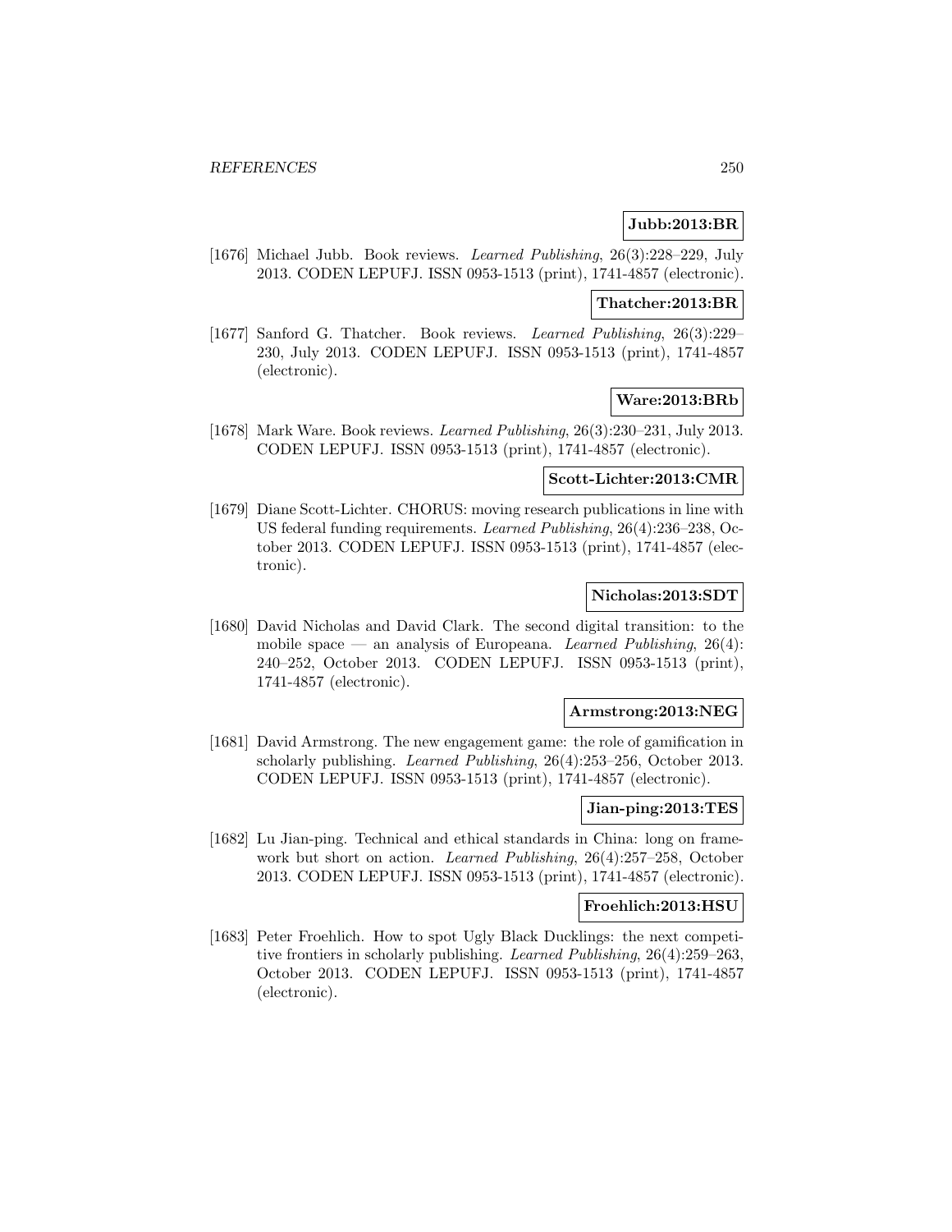**Jubb:2013:BR**

[1676] Michael Jubb. Book reviews. *Learned Publishing*, 26(3):228–229, July 2013. CODEN LEPUFJ. ISSN 0953-1513 (print), 1741-4857 (electronic).

**Thatcher:2013:BR**

[1677] Sanford G. Thatcher. Book reviews. *Learned Publishing*, 26(3):229–230, July 2013. CODEN LEPUFJ. ISSN 0953-1513 (print), 1741-4857 (electronic).

**Ware:2013:BRb**

[1678] Mark Ware. Book reviews. *Learned Publishing*, 26(3):230–231, July 2013. CODEN LEPUFJ. ISSN 0953-1513 (print), 1741-4857 (electronic).

**Scott-Lichter:2013:CMR**

[1679] Diane Scott-Lichter. CHORUS: moving research publications in line with US federal funding requirements. *Learned Publishing*, 26(4):236–238, October 2013. CODEN LEPUFJ. ISSN 0953-1513 (print), 1741-4857 (electronic).

**Nicholas:2013:SDT**

[1680] David Nicholas and David Clark. The second digital transition: to the mobile space — an analysis of Europeana. *Learned Publishing*, 26(4): 240–252, October 2013. CODEN LEPUFJ. ISSN 0953-1513 (print), 1741-4857 (electronic).

**Armstrong:2013:NEG**

[1681] David Armstrong. The new engagement game: the role of gamification in scholarly publishing. *Learned Publishing*, 26(4):253–256, October 2013. CODEN LEPUFJ. ISSN 0953-1513 (print), 1741-4857 (electronic).

**Jian-ping:2013:TES**

[1682] Lu Jian-ping. Technical and ethical standards in China: long on framework but short on action. *Learned Publishing*, 26(4):257–258, October 2013. CODEN LEPUFJ. ISSN 0953-1513 (print), 1741-4857 (electronic).

**Froehlich:2013:HSU**

[1683] Peter Froehlich. How to spot Ugly Black Ducklings: the next competitive frontiers in scholarly publishing. *Learned Publishing*, 26(4):259–263, October 2013. CODEN LEPUFJ. ISSN 0953-1513 (print), 1741-4857 (electronic).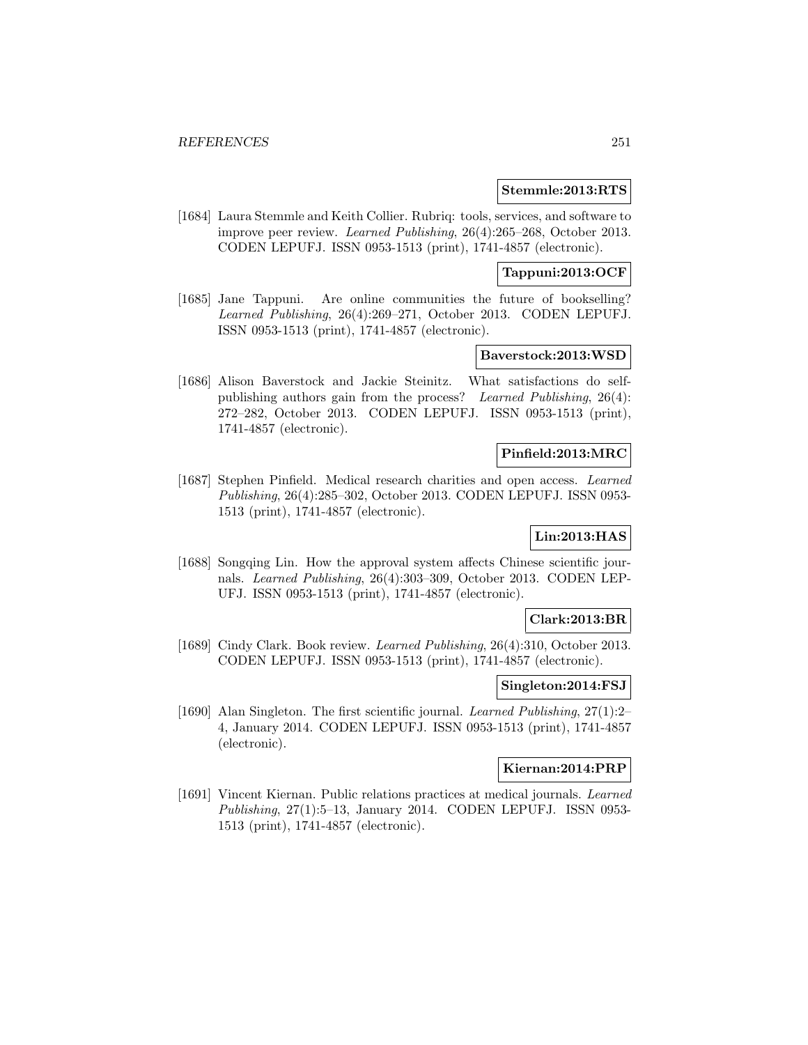**Stemmle:2013:RTS**

[1684] Laura Stemmle and Keith Collier. Rubriq: tools, services, and software to improve peer review. *Learned Publishing*, 26(4):265–268, October 2013. CODEN LEPUFJ. ISSN 0953-1513 (print), 1741-4857 (electronic).

**Tappuni:2013:OCF**

[1685] Jane Tappuni. Are online communities the future of bookselling? *Learned Publishing*, 26(4):269–271, October 2013. CODEN LEPUFJ. ISSN 0953-1513 (print), 1741-4857 (electronic).

**Baverstock:2013:WSD**

[1686] Alison Baverstock and Jackie Steinitz. What satisfactions do self-publishing authors gain from the process? *Learned Publishing*, 26(4): 272–282, October 2013. CODEN LEPUFJ. ISSN 0953-1513 (print), 1741-4857 (electronic).

**Pinfield:2013:MRC**

[1687] Stephen Pinfield. Medical research charities and open access. *Learned Publishing*, 26(4):285–302, October 2013. CODEN LEPUFJ. ISSN 0953-1513 (print), 1741-4857 (electronic).

**Lin:2013:HAS**

[1688] Songqing Lin. How the approval system affects Chinese scientific journals. *Learned Publishing*, 26(4):303–309, October 2013. CODEN LEPUFJ. ISSN 0953-1513 (print), 1741-4857 (electronic).

**Clark:2013:BR**

[1689] Cindy Clark. Book review. *Learned Publishing*, 26(4):310, October 2013. CODEN LEPUFJ. ISSN 0953-1513 (print), 1741-4857 (electronic).

**Singleton:2014:FSJ**

[1690] Alan Singleton. The first scientific journal. *Learned Publishing*, 27(1):2–4, January 2014. CODEN LEPUFJ. ISSN 0953-1513 (print), 1741-4857 (electronic).

**Kiernan:2014:PRP**

[1691] Vincent Kiernan. Public relations practices at medical journals. *Learned Publishing*, 27(1):5–13, January 2014. CODEN LEPUFJ. ISSN 0953-1513 (print), 1741-4857 (electronic).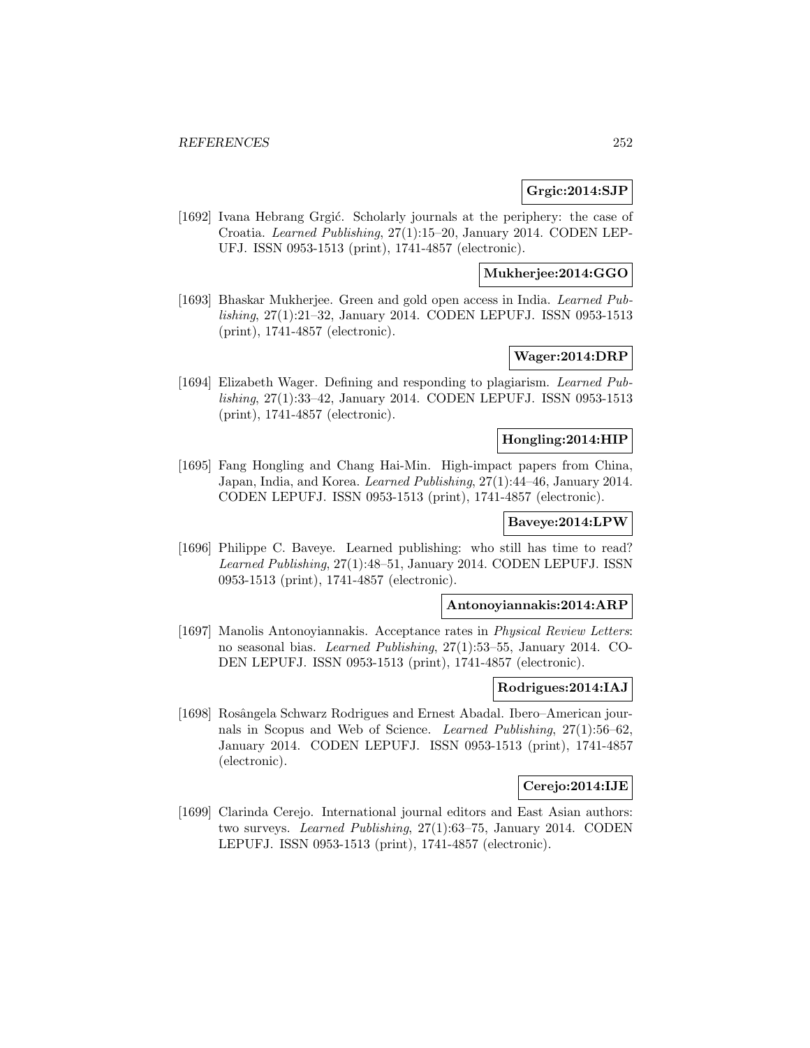**Grgic:2014:SJP**

[1692] Ivana Hebrang Grgić. Scholarly journals at the periphery: the case of Croatia. *Learned Publishing*, 27(1):15–20, January 2014. CODEN LEPUFJ. ISSN 0953-1513 (print), 1741-4857 (electronic).

**Mukherjee:2014:GGO**

[1693] Bhaskar Mukherjee. Green and gold open access in India. *Learned Publishing*, 27(1):21–32, January 2014. CODEN LEPUFJ. ISSN 0953-1513 (print), 1741-4857 (electronic).

**Wager:2014:DRP**

[1694] Elizabeth Wager. Defining and responding to plagiarism. *Learned Publishing*, 27(1):33–42, January 2014. CODEN LEPUFJ. ISSN 0953-1513 (print), 1741-4857 (electronic).

**Hongling:2014:HIP**

[1695] Fang Hongling and Chang Hai-Min. High-impact papers from China, Japan, India, and Korea. *Learned Publishing*, 27(1):44–46, January 2014. CODEN LEPUFJ. ISSN 0953-1513 (print), 1741-4857 (electronic).

**Baveye:2014:LPW**

[1696] Philippe C. Baveye. Learned publishing: who still has time to read? *Learned Publishing*, 27(1):48–51, January 2014. CODEN LEPUFJ. ISSN 0953-1513 (print), 1741-4857 (electronic).

**Antonoyiannakis:2014:ARP**

[1697] Manolis Antonoyiannakis. Acceptance rates in *Physical Review Letters*: no seasonal bias. *Learned Publishing*, 27(1):53–55, January 2014. CODEN LEPUFJ. ISSN 0953-1513 (print), 1741-4857 (electronic).

**Rodrigues:2014:IAJ**

[1698] Rosângela Schwarz Rodrigues and Ernest Abadal. Ibero–American journals in Scopus and Web of Science. *Learned Publishing*, 27(1):56–62, January 2014. CODEN LEPUFJ. ISSN 0953-1513 (print), 1741-4857 (electronic).

**Cerejo:2014:IJE**

[1699] Clarinda Cerejo. International journal editors and East Asian authors: two surveys. *Learned Publishing*, 27(1):63–75, January 2014. CODEN LEPUFJ. ISSN 0953-1513 (print), 1741-4857 (electronic).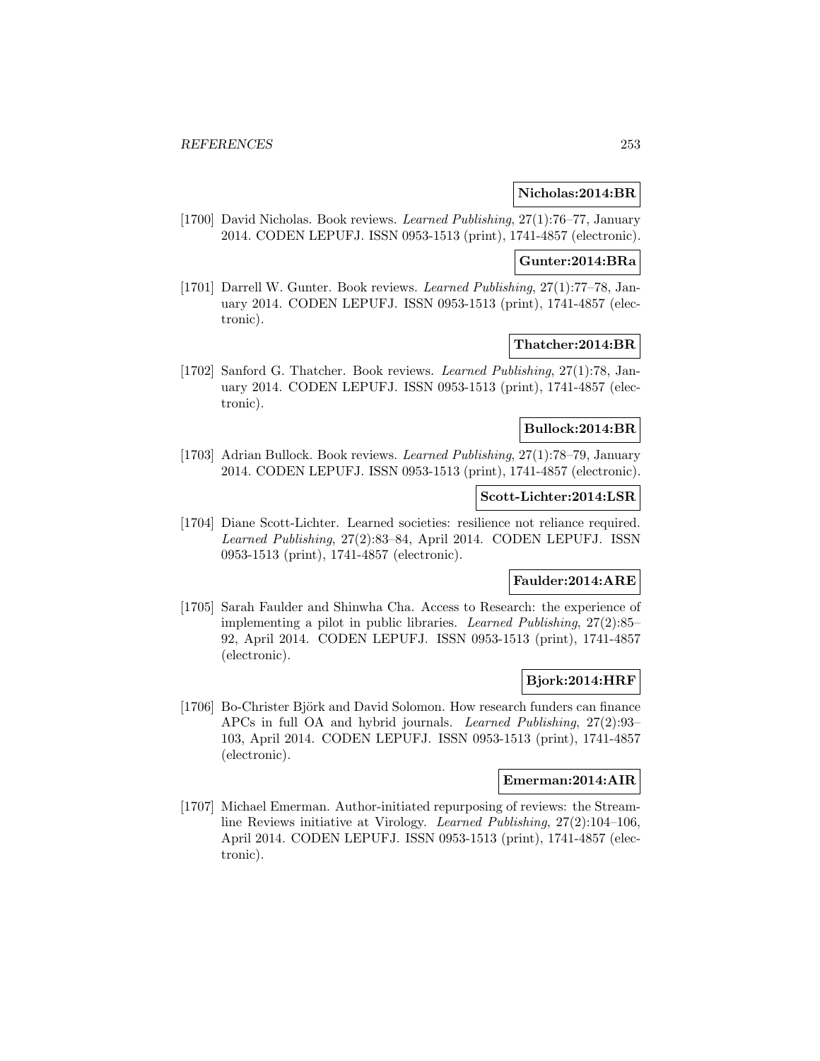**Nicholas:2014:BR**

[1700] David Nicholas. Book reviews. *Learned Publishing*, 27(1):76–77, January 2014. CODEN LEPUFJ. ISSN 0953-1513 (print), 1741-4857 (electronic).

**Gunter:2014:BRa**

[1701] Darrell W. Gunter. Book reviews. *Learned Publishing*, 27(1):77–78, January 2014. CODEN LEPUFJ. ISSN 0953-1513 (print), 1741-4857 (electronic).

**Thatcher:2014:BR**

[1702] Sanford G. Thatcher. Book reviews. *Learned Publishing*, 27(1):78, January 2014. CODEN LEPUFJ. ISSN 0953-1513 (print), 1741-4857 (electronic).

**Bullock:2014:BR**

[1703] Adrian Bullock. Book reviews. *Learned Publishing*, 27(1):78–79, January 2014. CODEN LEPUFJ. ISSN 0953-1513 (print), 1741-4857 (electronic).

**Scott-Lichter:2014:LSR**

[1704] Diane Scott-Lichter. Learned societies: resilience not reliance required. *Learned Publishing*, 27(2):83–84, April 2014. CODEN LEPUFJ. ISSN 0953-1513 (print), 1741-4857 (electronic).

**Faulder:2014:ARE**

[1705] Sarah Faulder and Shinwha Cha. Access to Research: the experience of implementing a pilot in public libraries. *Learned Publishing*, 27(2):85–92, April 2014. CODEN LEPUFJ. ISSN 0953-1513 (print), 1741-4857 (electronic).

**Bjork:2014:HRF**

[1706] Bo-Christer Björk and David Solomon. How research funders can finance APCs in full OA and hybrid journals. *Learned Publishing*, 27(2):93–103, April 2014. CODEN LEPUFJ. ISSN 0953-1513 (print), 1741-4857 (electronic).

**Emerman:2014:AIR**

[1707] Michael Emerman. Author-initiated repurposing of reviews: the Streamline Reviews initiative at Virology. *Learned Publishing*, 27(2):104–106, April 2014. CODEN LEPUFJ. ISSN 0953-1513 (print), 1741-4857 (electronic).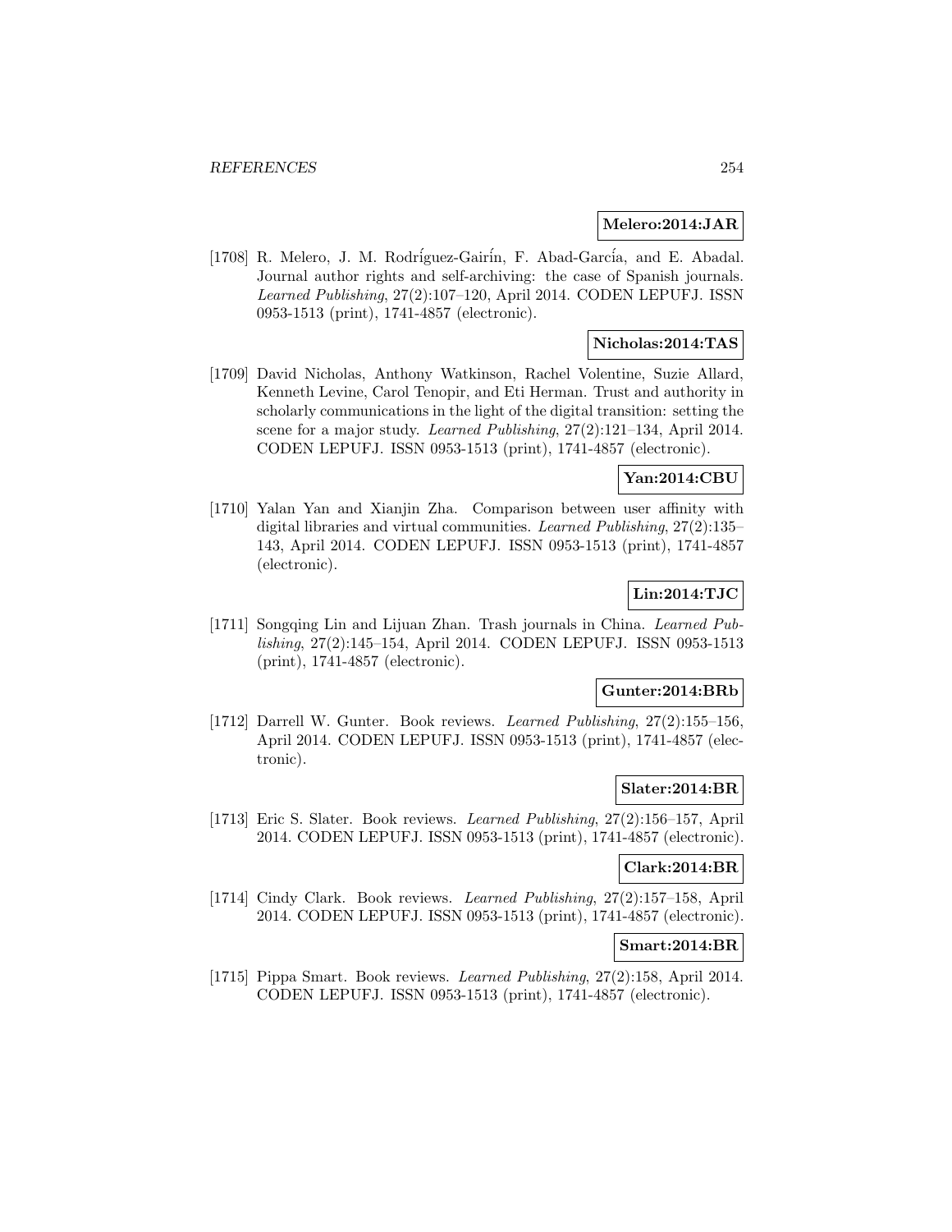**Melero:2014:JAR**

[1708] R. Melero, J. M. Rodríguez-Gairín, F. Abad-García, and E. Abadal. Journal author rights and self-archiving: the case of Spanish journals. *Learned Publishing*, 27(2):107–120, April 2014. CODEN LEPUFJ. ISSN 0953-1513 (print), 1741-4857 (electronic).

**Nicholas:2014:TAS**

[1709] David Nicholas, Anthony Watkinson, Rachel Volentine, Suzie Allard, Kenneth Levine, Carol Tenopir, and Eti Herman. Trust and authority in scholarly communications in the light of the digital transition: setting the scene for a major study. *Learned Publishing*, 27(2):121–134, April 2014. CODEN LEPUFJ. ISSN 0953-1513 (print), 1741-4857 (electronic).

**Yan:2014:CBU**

[1710] Yalan Yan and Xianjin Zha. Comparison between user affinity with digital libraries and virtual communities. *Learned Publishing*, 27(2):135–143, April 2014. CODEN LEPUFJ. ISSN 0953-1513 (print), 1741-4857 (electronic).

**Lin:2014:TJC**

[1711] Songqing Lin and Lijuan Zhan. Trash journals in China. *Learned Publishing*, 27(2):145–154, April 2014. CODEN LEPUFJ. ISSN 0953-1513 (print), 1741-4857 (electronic).

**Gunter:2014:BRb**

[1712] Darrell W. Gunter. Book reviews. *Learned Publishing*, 27(2):155–156, April 2014. CODEN LEPUFJ. ISSN 0953-1513 (print), 1741-4857 (electronic).

**Slater:2014:BR**

[1713] Eric S. Slater. Book reviews. *Learned Publishing*, 27(2):156–157, April 2014. CODEN LEPUFJ. ISSN 0953-1513 (print), 1741-4857 (electronic).

**Clark:2014:BR**

[1714] Cindy Clark. Book reviews. *Learned Publishing*, 27(2):157–158, April 2014. CODEN LEPUFJ. ISSN 0953-1513 (print), 1741-4857 (electronic).

**Smart:2014:BR**

[1715] Pippa Smart. Book reviews. *Learned Publishing*, 27(2):158, April 2014. CODEN LEPUFJ. ISSN 0953-1513 (print), 1741-4857 (electronic).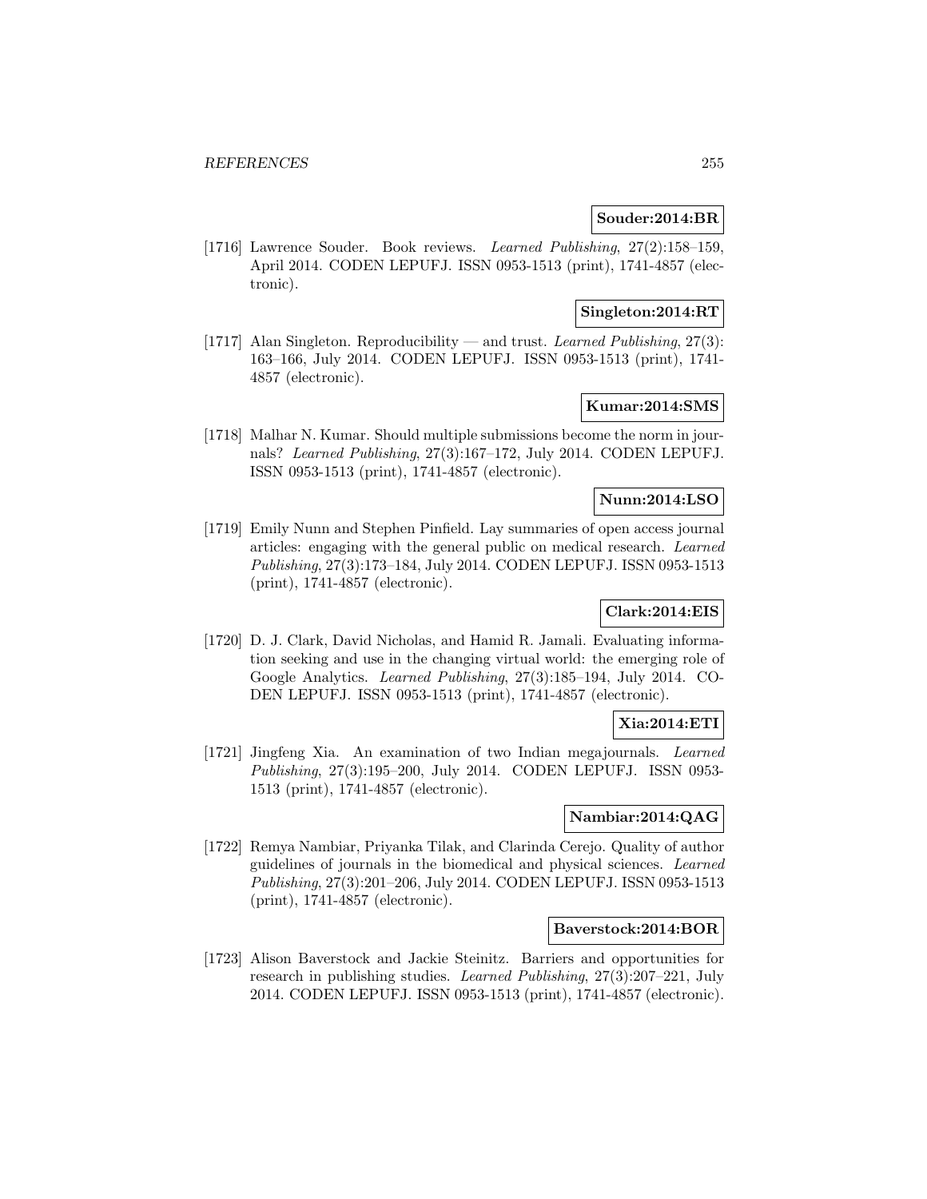**Souder:2014:BR**

[1716] Lawrence Souder. Book reviews. *Learned Publishing*, 27(2):158–159, April 2014. CODEN LEPUFJ. ISSN 0953-1513 (print), 1741-4857 (electronic).

**Singleton:2014:RT**

[1717] Alan Singleton. Reproducibility — and trust. *Learned Publishing*, 27(3): 163–166, July 2014. CODEN LEPUFJ. ISSN 0953-1513 (print), 1741-4857 (electronic).

**Kumar:2014:SMS**

[1718] Malhar N. Kumar. Should multiple submissions become the norm in journals? *Learned Publishing*, 27(3):167–172, July 2014. CODEN LEPUFJ. ISSN 0953-1513 (print), 1741-4857 (electronic).

**Nunn:2014:LSO**

[1719] Emily Nunn and Stephen Pinfield. Lay summaries of open access journal articles: engaging with the general public on medical research. *Learned Publishing*, 27(3):173–184, July 2014. CODEN LEPUFJ. ISSN 0953-1513 (print), 1741-4857 (electronic).

**Clark:2014:EIS**

[1720] D. J. Clark, David Nicholas, and Hamid R. Jamali. Evaluating information seeking and use in the changing virtual world: the emerging role of Google Analytics. *Learned Publishing*, 27(3):185–194, July 2014. CODEN LEPUFJ. ISSN 0953-1513 (print), 1741-4857 (electronic).

**Xia:2014:ETI**

[1721] Jingfeng Xia. An examination of two Indian megajournals. *Learned Publishing*, 27(3):195–200, July 2014. CODEN LEPUFJ. ISSN 0953-1513 (print), 1741-4857 (electronic).

**Nambiar:2014:QAG**

[1722] Remya Nambiar, Priyanka Tilak, and Clarinda Cerejo. Quality of author guidelines of journals in the biomedical and physical sciences. *Learned Publishing*, 27(3):201–206, July 2014. CODEN LEPUFJ. ISSN 0953-1513 (print), 1741-4857 (electronic).

**Baverstock:2014:BOR**

[1723] Alison Baverstock and Jackie Steinitz. Barriers and opportunities for research in publishing studies. *Learned Publishing*, 27(3):207–221, July 2014. CODEN LEPUFJ. ISSN 0953-1513 (print), 1741-4857 (electronic).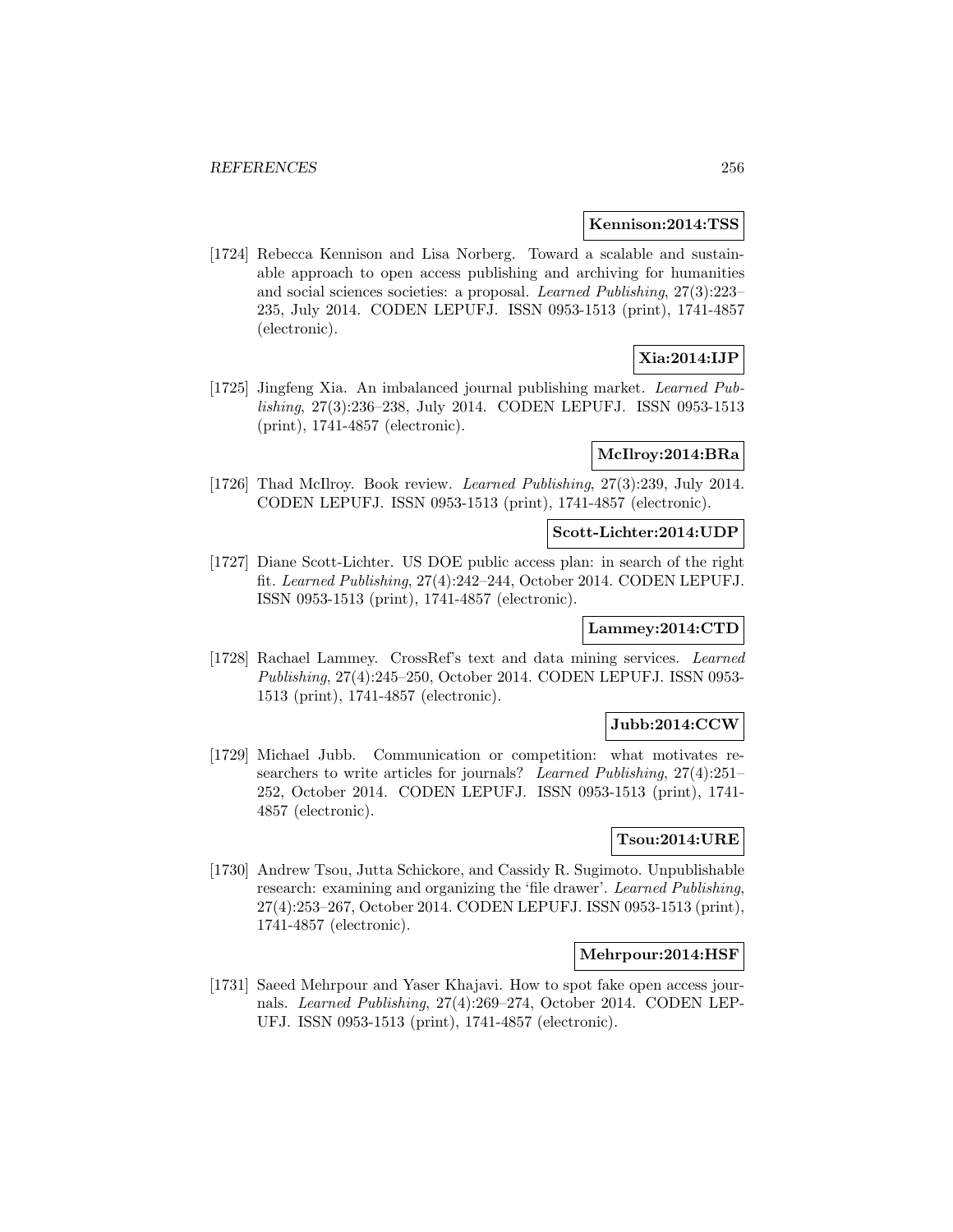**Kennison:2014:TSS**

[1724] Rebecca Kennison and Lisa Norberg. Toward a scalable and sustainable approach to open access publishing and archiving for humanities and social sciences societies: a proposal. *Learned Publishing*, 27(3):223–235, July 2014. CODEN LEPUFJ. ISSN 0953-1513 (print), 1741-4857 (electronic).

**Xia:2014:IJP**

[1725] Jingfeng Xia. An imbalanced journal publishing market. *Learned Publishing*, 27(3):236–238, July 2014. CODEN LEPUFJ. ISSN 0953-1513 (print), 1741-4857 (electronic).

**McIlroy:2014:BRa**

[1726] Thad McIlroy. Book review. *Learned Publishing*, 27(3):239, July 2014. CODEN LEPUFJ. ISSN 0953-1513 (print), 1741-4857 (electronic).

**Scott-Lichter:2014:UDP**

[1727] Diane Scott-Lichter. US DOE public access plan: in search of the right fit. *Learned Publishing*, 27(4):242–244, October 2014. CODEN LEPUFJ. ISSN 0953-1513 (print), 1741-4857 (electronic).

**Lammey:2014:CTD**

[1728] Rachael Lammey. CrossRef's text and data mining services. *Learned Publishing*, 27(4):245–250, October 2014. CODEN LEPUFJ. ISSN 0953-1513 (print), 1741-4857 (electronic).

**Jubb:2014:CCW**

[1729] Michael Jubb. Communication or competition: what motivates researchers to write articles for journals? *Learned Publishing*, 27(4):251–252, October 2014. CODEN LEPUFJ. ISSN 0953-1513 (print), 1741-4857 (electronic).

**Tsou:2014:URE**

[1730] Andrew Tsou, Jutta Schickore, and Cassidy R. Sugimoto. Unpublishable research: examining and organizing the 'file drawer'. *Learned Publishing*, 27(4):253–267, October 2014. CODEN LEPUFJ. ISSN 0953-1513 (print), 1741-4857 (electronic).

**Mehrpour:2014:HSF**

[1731] Saeed Mehrpour and Yaser Khajavi. How to spot fake open access journals. *Learned Publishing*, 27(4):269–274, October 2014. CODEN LEPUFJ. ISSN 0953-1513 (print), 1741-4857 (electronic).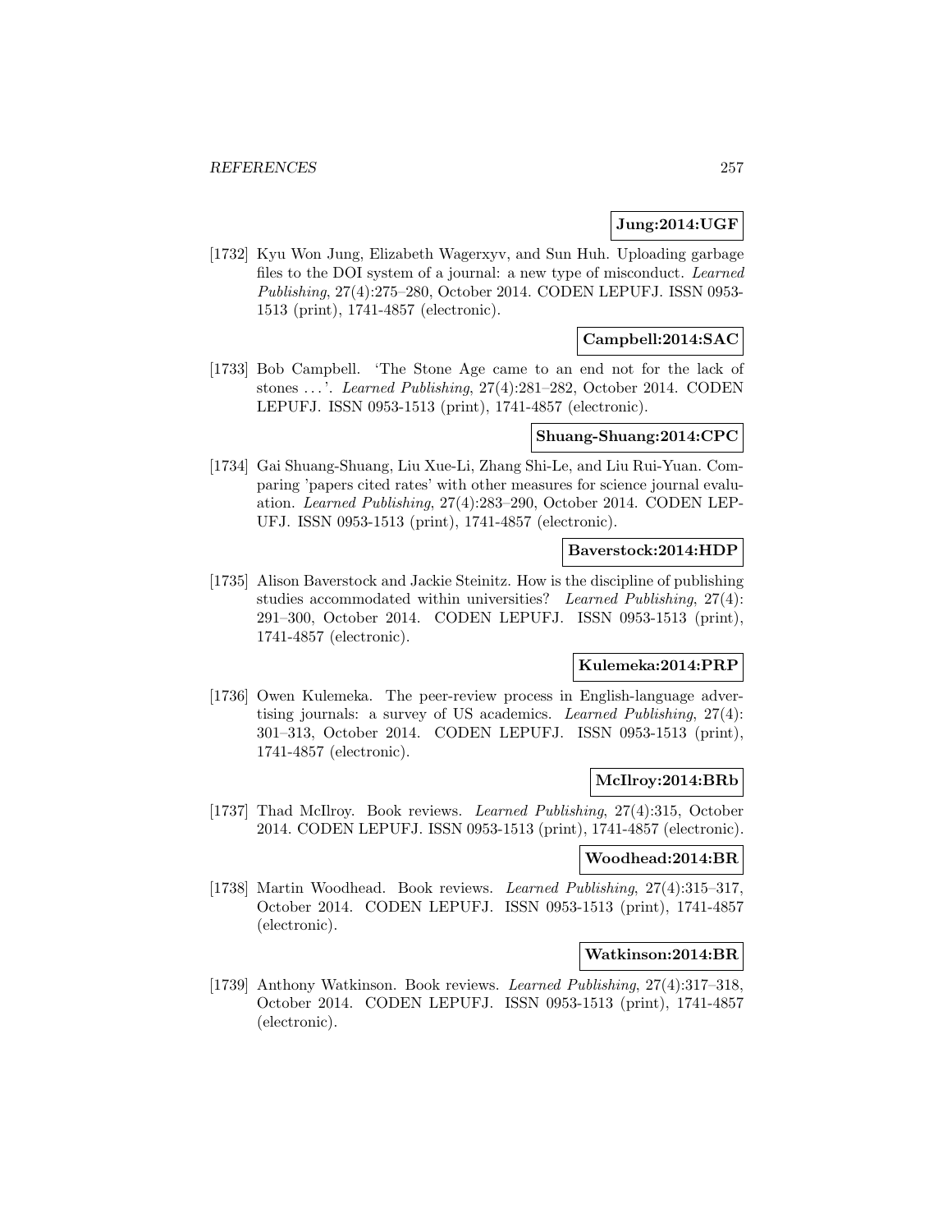**Jung:2014:UGF**

[1732] Kyu Won Jung, Elizabeth Wagerxyv, and Sun Huh. Uploading garbage files to the DOI system of a journal: a new type of misconduct. *Learned Publishing*, 27(4):275–280, October 2014. CODEN LEPUFJ. ISSN 0953-1513 (print), 1741-4857 (electronic).

**Campbell:2014:SAC**

[1733] Bob Campbell. 'The Stone Age came to an end not for the lack of stones ...'. *Learned Publishing*, 27(4):281–282, October 2014. CODEN LEPUFJ. ISSN 0953-1513 (print), 1741-4857 (electronic).

**Shuang-Shuang:2014:CPC**

[1734] Gai Shuang-Shuang, Liu Xue-Li, Zhang Shi-Le, and Liu Rui-Yuan. Comparing 'papers cited rates' with other measures for science journal evaluation. *Learned Publishing*, 27(4):283–290, October 2014. CODEN LEPUFJ. ISSN 0953-1513 (print), 1741-4857 (electronic).

**Baverstock:2014:HDP**

[1735] Alison Baverstock and Jackie Steinitz. How is the discipline of publishing studies accommodated within universities? *Learned Publishing*, 27(4): 291–300, October 2014. CODEN LEPUFJ. ISSN 0953-1513 (print), 1741-4857 (electronic).

**Kulemeka:2014:PRP**

[1736] Owen Kulemeka. The peer-review process in English-language advertising journals: a survey of US academics. *Learned Publishing*, 27(4): 301–313, October 2014. CODEN LEPUFJ. ISSN 0953-1513 (print), 1741-4857 (electronic).

**McIlroy:2014:BRb**

[1737] Thad McIlroy. Book reviews. *Learned Publishing*, 27(4):315, October 2014. CODEN LEPUFJ. ISSN 0953-1513 (print), 1741-4857 (electronic).

**Woodhead:2014:BR**

[1738] Martin Woodhead. Book reviews. *Learned Publishing*, 27(4):315–317, October 2014. CODEN LEPUFJ. ISSN 0953-1513 (print), 1741-4857 (electronic).

**Watkinson:2014:BR**

[1739] Anthony Watkinson. Book reviews. *Learned Publishing*, 27(4):317–318, October 2014. CODEN LEPUFJ. ISSN 0953-1513 (print), 1741-4857 (electronic).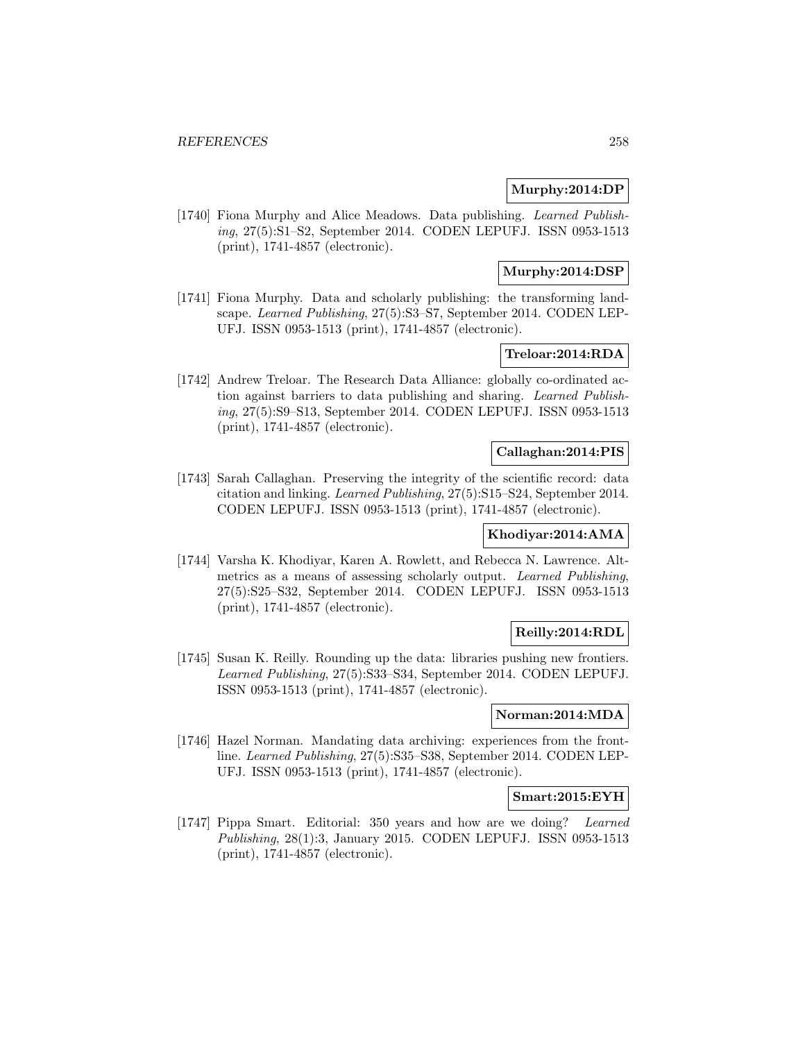**Murphy:2014:DP**

[1740] Fiona Murphy and Alice Meadows. Data publishing. *Learned Publishing*, 27(5):S1–S2, September 2014. CODEN LEPUFJ. ISSN 0953-1513 (print), 1741-4857 (electronic).

**Murphy:2014:DSP**

[1741] Fiona Murphy. Data and scholarly publishing: the transforming landscape. *Learned Publishing*, 27(5):S3–S7, September 2014. CODEN LEPUFJ. ISSN 0953-1513 (print), 1741-4857 (electronic).

**Treloar:2014:RDA**

[1742] Andrew Treloar. The Research Data Alliance: globally co-ordinated action against barriers to data publishing and sharing. *Learned Publishing*, 27(5):S9–S13, September 2014. CODEN LEPUFJ. ISSN 0953-1513 (print), 1741-4857 (electronic).

**Callaghan:2014:PIS**

[1743] Sarah Callaghan. Preserving the integrity of the scientific record: data citation and linking. *Learned Publishing*, 27(5):S15–S24, September 2014. CODEN LEPUFJ. ISSN 0953-1513 (print), 1741-4857 (electronic).

**Khodiyar:2014:AMA**

[1744] Varsha K. Khodiyar, Karen A. Rowlett, and Rebecca N. Lawrence. Altmetrics as a means of assessing scholarly output. *Learned Publishing*, 27(5):S25–S32, September 2014. CODEN LEPUFJ. ISSN 0953-1513 (print), 1741-4857 (electronic).

**Reilly:2014:RDL**

[1745] Susan K. Reilly. Rounding up the data: libraries pushing new frontiers. *Learned Publishing*, 27(5):S33–S34, September 2014. CODEN LEPUFJ. ISSN 0953-1513 (print), 1741-4857 (electronic).

**Norman:2014:MDA**

[1746] Hazel Norman. Mandating data archiving: experiences from the frontline. *Learned Publishing*, 27(5):S35–S38, September 2014. CODEN LEPUFJ. ISSN 0953-1513 (print), 1741-4857 (electronic).

**Smart:2015:EYH**

[1747] Pippa Smart. Editorial: 350 years and how are we doing? *Learned Publishing*, 28(1):3, January 2015. CODEN LEPUFJ. ISSN 0953-1513 (print), 1741-4857 (electronic).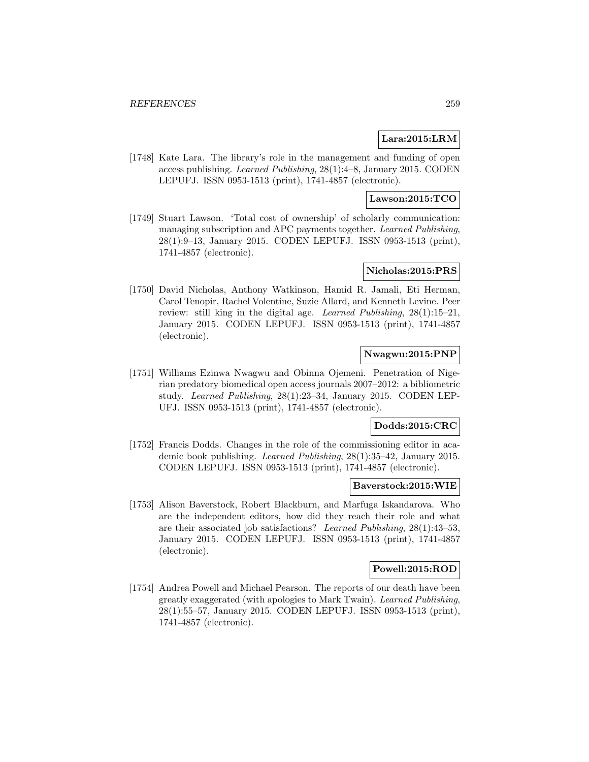**Lara:2015:LRM**

[1748] Kate Lara. The library's role in the management and funding of open access publishing. *Learned Publishing*, 28(1):4–8, January 2015. CODEN LEPUFJ. ISSN 0953-1513 (print), 1741-4857 (electronic).

**Lawson:2015:TCO**

[1749] Stuart Lawson. 'Total cost of ownership' of scholarly communication: managing subscription and APC payments together. *Learned Publishing*, 28(1):9–13, January 2015. CODEN LEPUFJ. ISSN 0953-1513 (print), 1741-4857 (electronic).

**Nicholas:2015:PRS**

[1750] David Nicholas, Anthony Watkinson, Hamid R. Jamali, Eti Herman, Carol Tenopir, Rachel Volentine, Suzie Allard, and Kenneth Levine. Peer review: still king in the digital age. *Learned Publishing*, 28(1):15–21, January 2015. CODEN LEPUFJ. ISSN 0953-1513 (print), 1741-4857 (electronic).

**Nwagwu:2015:PNP**

[1751] Williams Ezinwa Nwagwu and Obinna Ojemeni. Penetration of Nigerian predatory biomedical open access journals 2007–2012: a bibliometric study. *Learned Publishing*, 28(1):23–34, January 2015. CODEN LEPUFJ. ISSN 0953-1513 (print), 1741-4857 (electronic).

**Dodds:2015:CRC**

[1752] Francis Dodds. Changes in the role of the commissioning editor in academic book publishing. *Learned Publishing*, 28(1):35–42, January 2015. CODEN LEPUFJ. ISSN 0953-1513 (print), 1741-4857 (electronic).

**Baverstock:2015:WIE**

[1753] Alison Baverstock, Robert Blackburn, and Marfuga Iskandarova. Who are the independent editors, how did they reach their role and what are their associated job satisfactions? *Learned Publishing*, 28(1):43–53, January 2015. CODEN LEPUFJ. ISSN 0953-1513 (print), 1741-4857 (electronic).

**Powell:2015:ROD**

[1754] Andrea Powell and Michael Pearson. The reports of our death have been greatly exaggerated (with apologies to Mark Twain). *Learned Publishing*, 28(1):55–57, January 2015. CODEN LEPUFJ. ISSN 0953-1513 (print), 1741-4857 (electronic).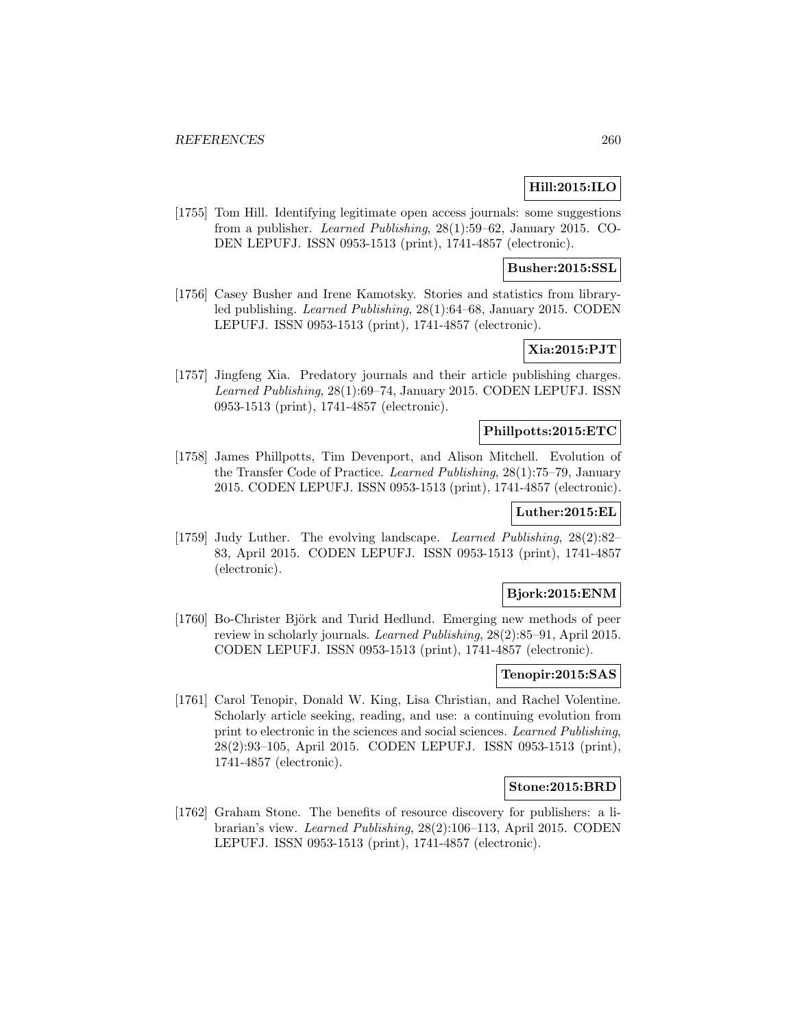**Hill:2015:ILO**

[1755] Tom Hill. Identifying legitimate open access journals: some suggestions from a publisher. *Learned Publishing*, 28(1):59–62, January 2015. CODEN LEPUFJ. ISSN 0953-1513 (print), 1741-4857 (electronic).

**Busher:2015:SSL**

[1756] Casey Busher and Irene Kamotsky. Stories and statistics from library-led publishing. *Learned Publishing*, 28(1):64–68, January 2015. CODEN LEPUFJ. ISSN 0953-1513 (print), 1741-4857 (electronic).

**Xia:2015:PJT**

[1757] Jingfeng Xia. Predatory journals and their article publishing charges. *Learned Publishing*, 28(1):69–74, January 2015. CODEN LEPUFJ. ISSN 0953-1513 (print), 1741-4857 (electronic).

**Phillpotts:2015:ETC**

[1758] James Phillpotts, Tim Devenport, and Alison Mitchell. Evolution of the Transfer Code of Practice. *Learned Publishing*, 28(1):75–79, January 2015. CODEN LEPUFJ. ISSN 0953-1513 (print), 1741-4857 (electronic).

**Luther:2015:EL**

[1759] Judy Luther. The evolving landscape. *Learned Publishing*, 28(2):82–83, April 2015. CODEN LEPUFJ. ISSN 0953-1513 (print), 1741-4857 (electronic).

**Bjork:2015:ENM**

[1760] Bo-Christer Björk and Turid Hedlund. Emerging new methods of peer review in scholarly journals. *Learned Publishing*, 28(2):85–91, April 2015. CODEN LEPUFJ. ISSN 0953-1513 (print), 1741-4857 (electronic).

**Tenopir:2015:SAS**

[1761] Carol Tenopir, Donald W. King, Lisa Christian, and Rachel Volentine. Scholarly article seeking, reading, and use: a continuing evolution from print to electronic in the sciences and social sciences. *Learned Publishing*, 28(2):93–105, April 2015. CODEN LEPUFJ. ISSN 0953-1513 (print), 1741-4857 (electronic).

**Stone:2015:BRD**

[1762] Graham Stone. The benefits of resource discovery for publishers: a librarian's view. *Learned Publishing*, 28(2):106–113, April 2015. CODEN LEPUFJ. ISSN 0953-1513 (print), 1741-4857 (electronic).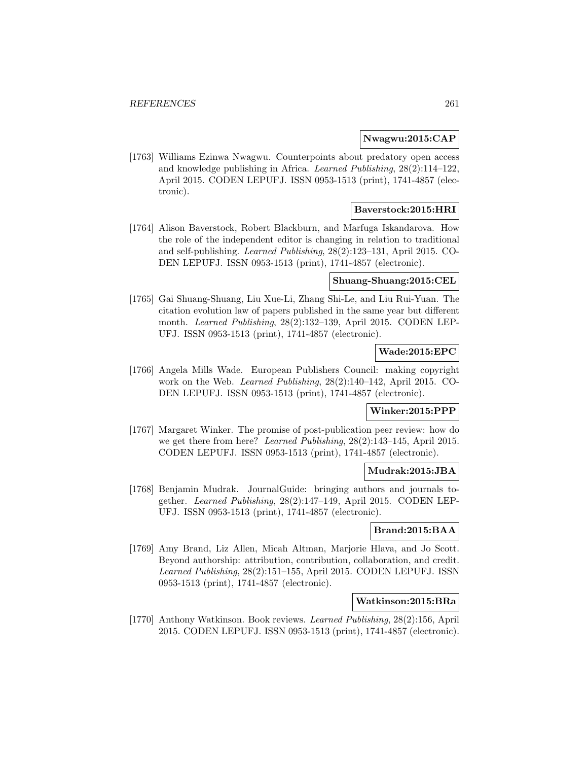**Nwagwu:2015:CAP**

[1763] Williams Ezinwa Nwagwu. Counterpoints about predatory open access and knowledge publishing in Africa. *Learned Publishing*, 28(2):114–122, April 2015. CODEN LEPUFJ. ISSN 0953-1513 (print), 1741-4857 (electronic).

**Baverstock:2015:HRI**

[1764] Alison Baverstock, Robert Blackburn, and Marfuga Iskandarova. How the role of the independent editor is changing in relation to traditional and self-publishing. *Learned Publishing*, 28(2):123–131, April 2015. CODEN LEPUFJ. ISSN 0953-1513 (print), 1741-4857 (electronic).

**Shuang-Shuang:2015:CEL**

[1765] Gai Shuang-Shuang, Liu Xue-Li, Zhang Shi-Le, and Liu Rui-Yuan. The citation evolution law of papers published in the same year but different month. *Learned Publishing*, 28(2):132–139, April 2015. CODEN LEPUFJ. ISSN 0953-1513 (print), 1741-4857 (electronic).

**Wade:2015:EPC**

[1766] Angela Mills Wade. European Publishers Council: making copyright work on the Web. *Learned Publishing*, 28(2):140–142, April 2015. CODEN LEPUFJ. ISSN 0953-1513 (print), 1741-4857 (electronic).

**Winker:2015:PPP**

[1767] Margaret Winker. The promise of post-publication peer review: how do we get there from here? *Learned Publishing*, 28(2):143–145, April 2015. CODEN LEPUFJ. ISSN 0953-1513 (print), 1741-4857 (electronic).

**Mudrak:2015:JBA**

[1768] Benjamin Mudrak. JournalGuide: bringing authors and journals together. *Learned Publishing*, 28(2):147–149, April 2015. CODEN LEPUFJ. ISSN 0953-1513 (print), 1741-4857 (electronic).

**Brand:2015:BAA**

[1769] Amy Brand, Liz Allen, Micah Altman, Marjorie Hlava, and Jo Scott. Beyond authorship: attribution, contribution, collaboration, and credit. *Learned Publishing*, 28(2):151–155, April 2015. CODEN LEPUFJ. ISSN 0953-1513 (print), 1741-4857 (electronic).

**Watkinson:2015:BRa**

[1770] Anthony Watkinson. Book reviews. *Learned Publishing*, 28(2):156, April 2015. CODEN LEPUFJ. ISSN 0953-1513 (print), 1741-4857 (electronic).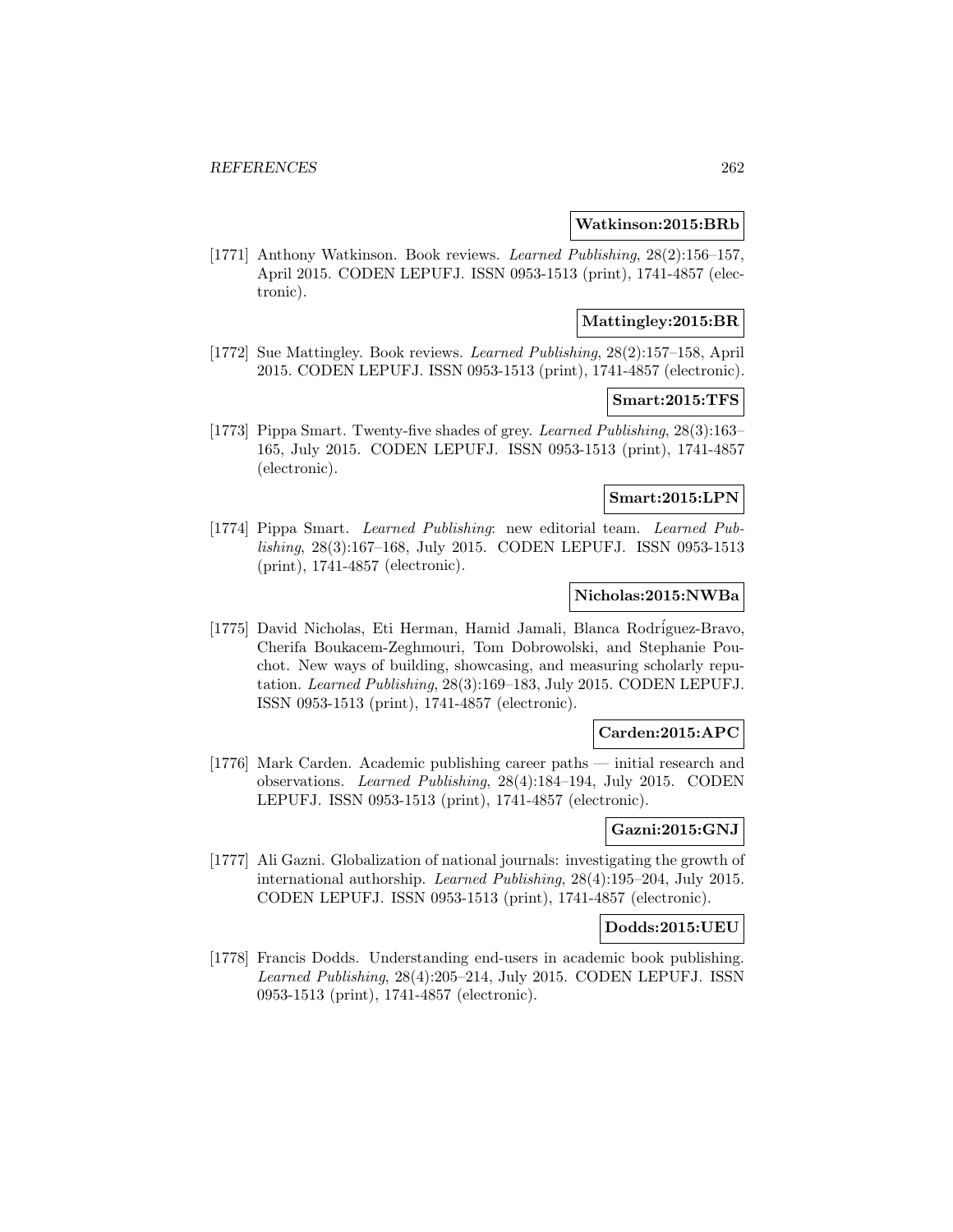**Watkinson:2015:BRb**

[1771] Anthony Watkinson. Book reviews. *Learned Publishing*, 28(2):156–157, April 2015. CODEN LEPUFJ. ISSN 0953-1513 (print), 1741-4857 (electronic).

**Mattingley:2015:BR**

[1772] Sue Mattingley. Book reviews. *Learned Publishing*, 28(2):157–158, April 2015. CODEN LEPUFJ. ISSN 0953-1513 (print), 1741-4857 (electronic).

**Smart:2015:TFS**

[1773] Pippa Smart. Twenty-five shades of grey. *Learned Publishing*, 28(3):163–165, July 2015. CODEN LEPUFJ. ISSN 0953-1513 (print), 1741-4857 (electronic).

**Smart:2015:LPN**

[1774] Pippa Smart. *Learned Publishing*: new editorial team. *Learned Publishing*, 28(3):167–168, July 2015. CODEN LEPUFJ. ISSN 0953-1513 (print), 1741-4857 (electronic).

**Nicholas:2015:NWBa**

[1775] David Nicholas, Eti Herman, Hamid Jamali, Blanca Rodríguez-Bravo, Cherifa Boukacem-Zeghmouri, Tom Dobrowolski, and Stephanie Pouchot. New ways of building, showcasing, and measuring scholarly reputation. *Learned Publishing*, 28(3):169–183, July 2015. CODEN LEPUFJ. ISSN 0953-1513 (print), 1741-4857 (electronic).

**Carden:2015:APC**

[1776] Mark Carden. Academic publishing career paths — initial research and observations. *Learned Publishing*, 28(4):184–194, July 2015. CODEN LEPUFJ. ISSN 0953-1513 (print), 1741-4857 (electronic).

**Gazni:2015:GNJ**

[1777] Ali Gazni. Globalization of national journals: investigating the growth of international authorship. *Learned Publishing*, 28(4):195–204, July 2015. CODEN LEPUFJ. ISSN 0953-1513 (print), 1741-4857 (electronic).

**Dodds:2015:UEU**

[1778] Francis Dodds. Understanding end-users in academic book publishing. *Learned Publishing*, 28(4):205–214, July 2015. CODEN LEPUFJ. ISSN 0953-1513 (print), 1741-4857 (electronic).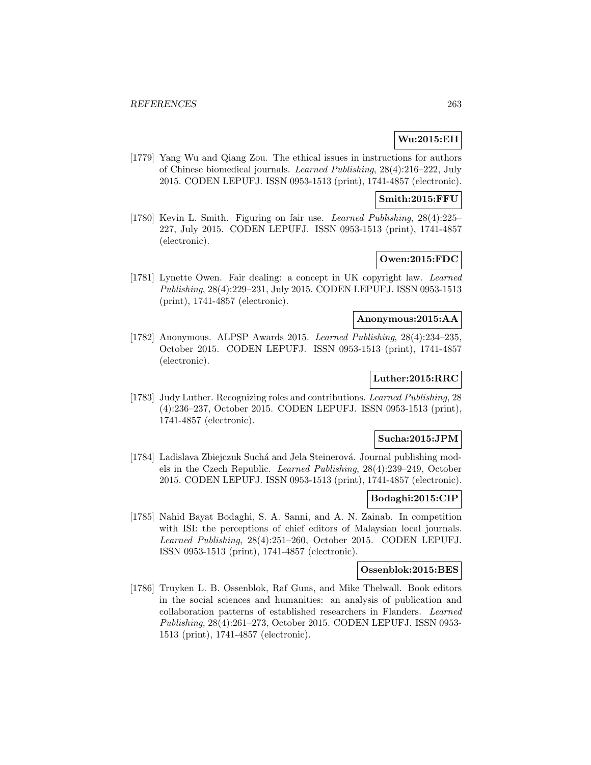**Wu:2015:EII**

[1779] Yang Wu and Qiang Zou. The ethical issues in instructions for authors of Chinese biomedical journals. *Learned Publishing*, 28(4):216–222, July 2015. CODEN LEPUFJ. ISSN 0953-1513 (print), 1741-4857 (electronic).

**Smith:2015:FFU**

[1780] Kevin L. Smith. Figuring on fair use. *Learned Publishing*, 28(4):225–227, July 2015. CODEN LEPUFJ. ISSN 0953-1513 (print), 1741-4857 (electronic).

**Owen:2015:FDC**

[1781] Lynette Owen. Fair dealing: a concept in UK copyright law. *Learned Publishing*, 28(4):229–231, July 2015. CODEN LEPUFJ. ISSN 0953-1513 (print), 1741-4857 (electronic).

**Anonymous:2015:AA**

[1782] Anonymous. ALPSP Awards 2015. *Learned Publishing*, 28(4):234–235, October 2015. CODEN LEPUFJ. ISSN 0953-1513 (print), 1741-4857 (electronic).

**Luther:2015:RRC**

[1783] Judy Luther. Recognizing roles and contributions. *Learned Publishing*, 28 (4):236–237, October 2015. CODEN LEPUFJ. ISSN 0953-1513 (print), 1741-4857 (electronic).

**Sucha:2015:JPM**

[1784] Ladislava Zbiejczuk Suchá and Jela Steinerová. Journal publishing models in the Czech Republic. *Learned Publishing*, 28(4):239–249, October 2015. CODEN LEPUFJ. ISSN 0953-1513 (print), 1741-4857 (electronic).

**Bodaghi:2015:CIP**

[1785] Nahid Bayat Bodaghi, S. A. Sanni, and A. N. Zainab. In competition with ISI: the perceptions of chief editors of Malaysian local journals. *Learned Publishing*, 28(4):251–260, October 2015. CODEN LEPUFJ. ISSN 0953-1513 (print), 1741-4857 (electronic).

**Ossenblok:2015:BES**

[1786] Truyken L. B. Ossenblok, Raf Guns, and Mike Thelwall. Book editors in the social sciences and humanities: an analysis of publication and collaboration patterns of established researchers in Flanders. *Learned Publishing*, 28(4):261–273, October 2015. CODEN LEPUFJ. ISSN 0953-1513 (print), 1741-4857 (electronic).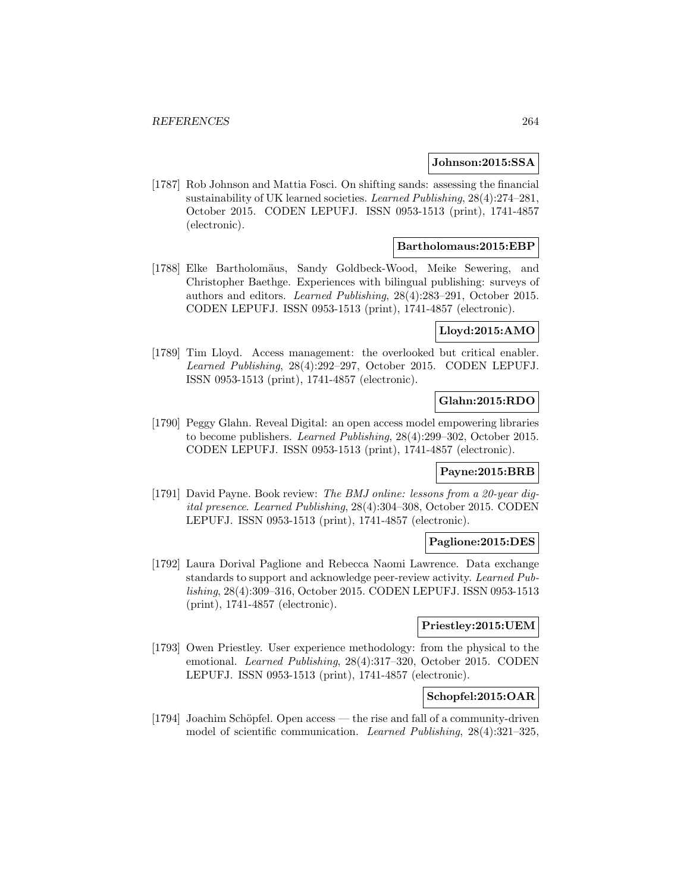**Johnson:2015:SSA**

[1787] Rob Johnson and Mattia Fosci. On shifting sands: assessing the financial sustainability of UK learned societies. *Learned Publishing*, 28(4):274–281, October 2015. CODEN LEPUFJ. ISSN 0953-1513 (print), 1741-4857 (electronic).

**Bartholomaus:2015:EBP**

[1788] Elke Bartholomäus, Sandy Goldbeck-Wood, Meike Sewering, and Christopher Baethge. Experiences with bilingual publishing: surveys of authors and editors. *Learned Publishing*, 28(4):283–291, October 2015. CODEN LEPUFJ. ISSN 0953-1513 (print), 1741-4857 (electronic).

**Lloyd:2015:AMO**

[1789] Tim Lloyd. Access management: the overlooked but critical enabler. *Learned Publishing*, 28(4):292–297, October 2015. CODEN LEPUFJ. ISSN 0953-1513 (print), 1741-4857 (electronic).

**Glahn:2015:RDO**

[1790] Peggy Glahn. Reveal Digital: an open access model empowering libraries to become publishers. *Learned Publishing*, 28(4):299–302, October 2015. CODEN LEPUFJ. ISSN 0953-1513 (print), 1741-4857 (electronic).

**Payne:2015:BRB**

[1791] David Payne. Book review: *The BMJ online: lessons from a 20-year digital presence*. *Learned Publishing*, 28(4):304–308, October 2015. CODEN LEPUFJ. ISSN 0953-1513 (print), 1741-4857 (electronic).

**Paglione:2015:DES**

[1792] Laura Dorival Paglione and Rebecca Naomi Lawrence. Data exchange standards to support and acknowledge peer-review activity. *Learned Publishing*, 28(4):309–316, October 2015. CODEN LEPUFJ. ISSN 0953-1513 (print), 1741-4857 (electronic).

**Priestley:2015:UEM**

[1793] Owen Priestley. User experience methodology: from the physical to the emotional. *Learned Publishing*, 28(4):317–320, October 2015. CODEN LEPUFJ. ISSN 0953-1513 (print), 1741-4857 (electronic).

**Schopfel:2015:OAR**

[1794] Joachim Schöpfel. Open access — the rise and fall of a community-driven model of scientific communication. *Learned Publishing*, 28(4):321–325,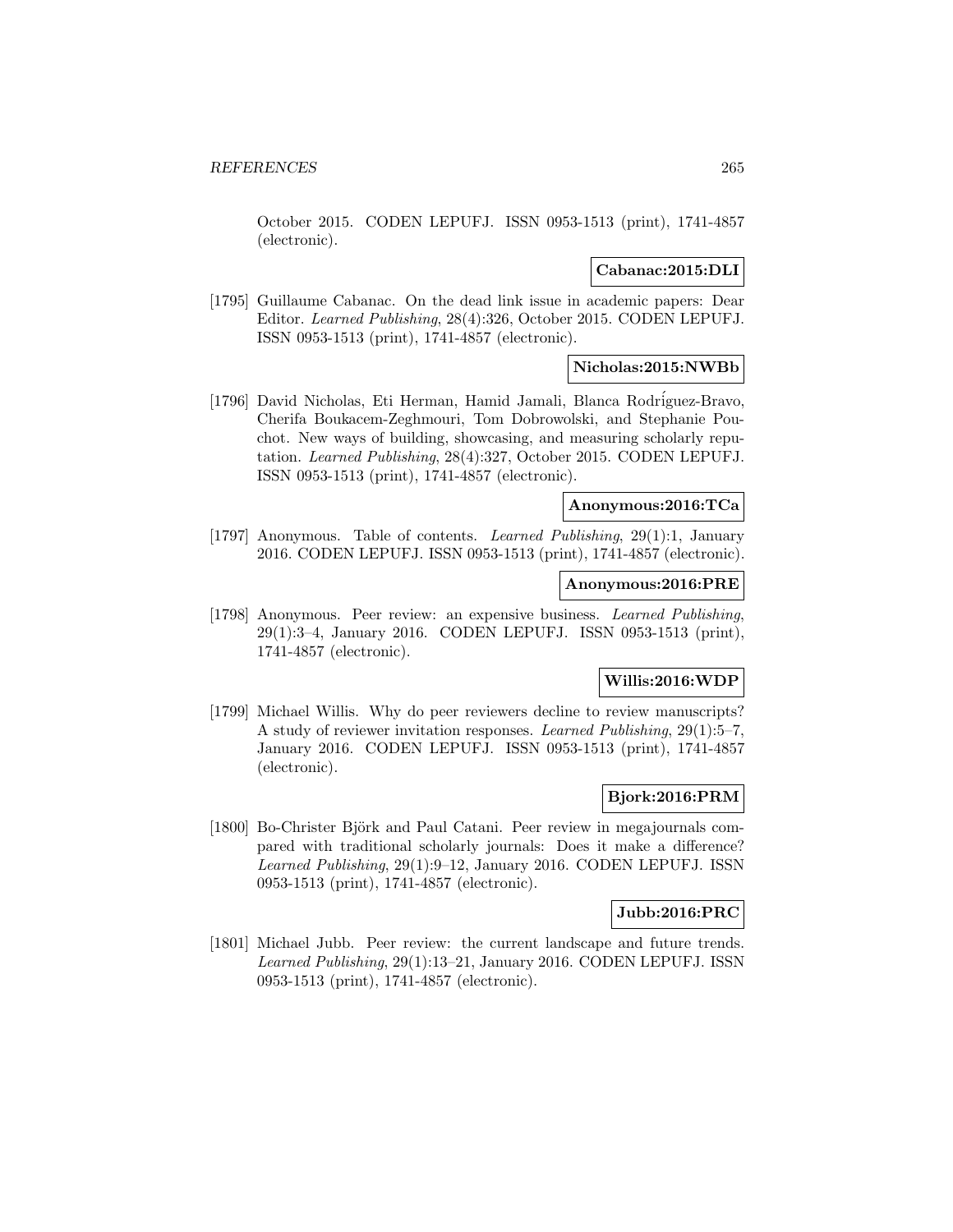October 2015. CODEN LEPUFJ. ISSN 0953-1513 (print), 1741-4857 (electronic).

**Cabanac:2015:DLI**

[1795] Guillaume Cabanac. On the dead link issue in academic papers: Dear Editor. *Learned Publishing*, 28(4):326, October 2015. CODEN LEPUFJ. ISSN 0953-1513 (print), 1741-4857 (electronic).

**Nicholas:2015:NWBb**

[1796] David Nicholas, Eti Herman, Hamid Jamali, Blanca Rodríguez-Bravo, Cherifa Boukacem-Zeghmouri, Tom Dobrowolski, and Stephanie Pouchot. New ways of building, showcasing, and measuring scholarly reputation. *Learned Publishing*, 28(4):327, October 2015. CODEN LEPUFJ. ISSN 0953-1513 (print), 1741-4857 (electronic).

**Anonymous:2016:TCa**

[1797] Anonymous. Table of contents. *Learned Publishing*, 29(1):1, January 2016. CODEN LEPUFJ. ISSN 0953-1513 (print), 1741-4857 (electronic).

**Anonymous:2016:PRE**

[1798] Anonymous. Peer review: an expensive business. *Learned Publishing*, 29(1):3–4, January 2016. CODEN LEPUFJ. ISSN 0953-1513 (print), 1741-4857 (electronic).

**Willis:2016:WDP**

[1799] Michael Willis. Why do peer reviewers decline to review manuscripts? A study of reviewer invitation responses. *Learned Publishing*, 29(1):5–7, January 2016. CODEN LEPUFJ. ISSN 0953-1513 (print), 1741-4857 (electronic).

**Bjork:2016:PRM**

[1800] Bo-Christer Björk and Paul Catani. Peer review in megajournals compared with traditional scholarly journals: Does it make a difference? *Learned Publishing*, 29(1):9–12, January 2016. CODEN LEPUFJ. ISSN 0953-1513 (print), 1741-4857 (electronic).

**Jubb:2016:PRC**

[1801] Michael Jubb. Peer review: the current landscape and future trends. *Learned Publishing*, 29(1):13–21, January 2016. CODEN LEPUFJ. ISSN 0953-1513 (print), 1741-4857 (electronic).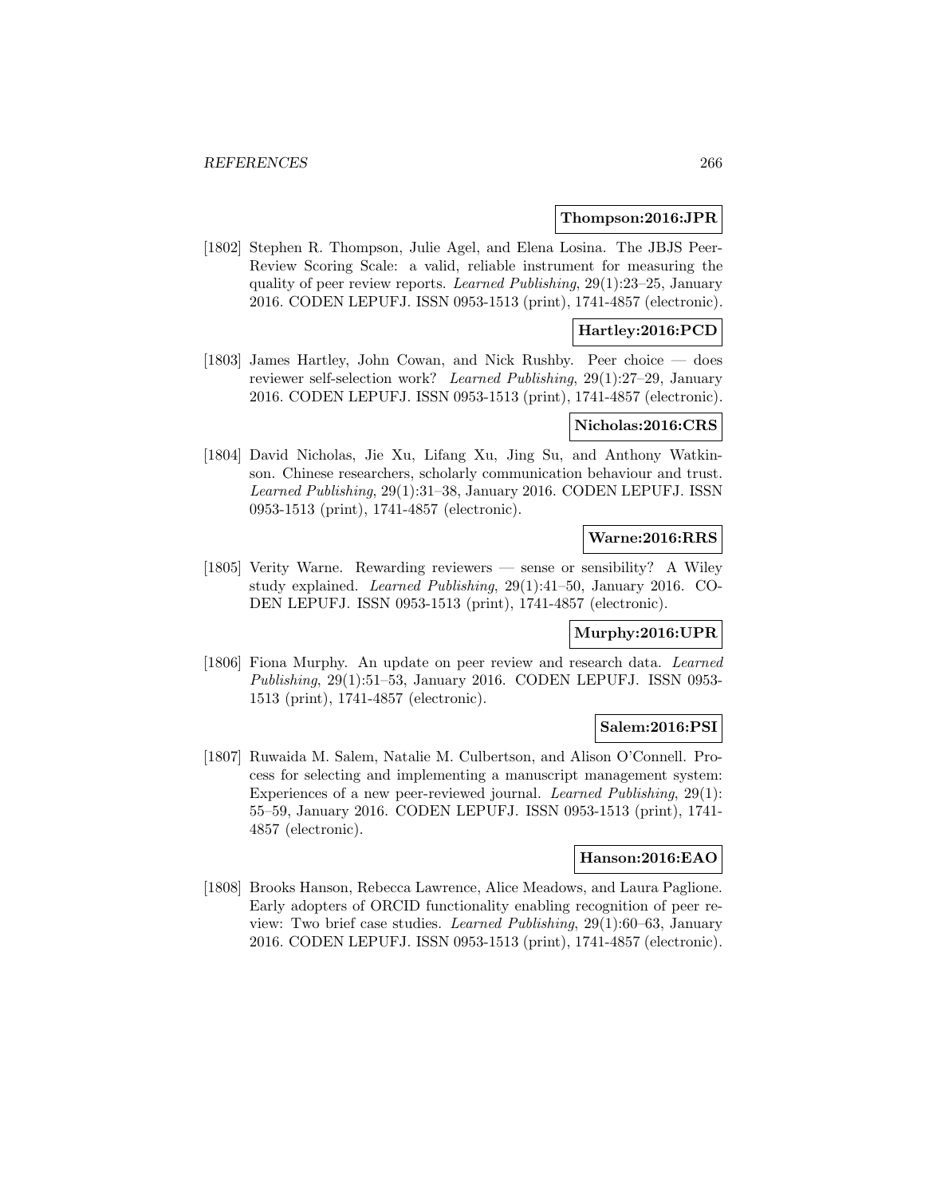**Thompson:2016:JPR**

[1802] Stephen R. Thompson, Julie Agel, and Elena Losina. The JBJS Peer-Review Scoring Scale: a valid, reliable instrument for measuring the quality of peer review reports. *Learned Publishing*, 29(1):23–25, January 2016. CODEN LEPUFJ. ISSN 0953-1513 (print), 1741-4857 (electronic).

**Hartley:2016:PCD**

[1803] James Hartley, John Cowan, and Nick Rushby. Peer choice — does reviewer self-selection work? *Learned Publishing*, 29(1):27–29, January 2016. CODEN LEPUFJ. ISSN 0953-1513 (print), 1741-4857 (electronic).

**Nicholas:2016:CRS**

[1804] David Nicholas, Jie Xu, Lifang Xu, Jing Su, and Anthony Watkinson. Chinese researchers, scholarly communication behaviour and trust. *Learned Publishing*, 29(1):31–38, January 2016. CODEN LEPUFJ. ISSN 0953-1513 (print), 1741-4857 (electronic).

**Warne:2016:RRS**

[1805] Verity Warne. Rewarding reviewers — sense or sensibility? A Wiley study explained. *Learned Publishing*, 29(1):41–50, January 2016. CODEN LEPUFJ. ISSN 0953-1513 (print), 1741-4857 (electronic).

**Murphy:2016:UPR**

[1806] Fiona Murphy. An update on peer review and research data. *Learned Publishing*, 29(1):51–53, January 2016. CODEN LEPUFJ. ISSN 0953-1513 (print), 1741-4857 (electronic).

**Salem:2016:PSI**

[1807] Ruwaida M. Salem, Natalie M. Culbertson, and Alison O'Connell. Process for selecting and implementing a manuscript management system: Experiences of a new peer-reviewed journal. *Learned Publishing*, 29(1): 55–59, January 2016. CODEN LEPUFJ. ISSN 0953-1513 (print), 1741-4857 (electronic).

**Hanson:2016:EAO**

[1808] Brooks Hanson, Rebecca Lawrence, Alice Meadows, and Laura Paglione. Early adopters of ORCID functionality enabling recognition of peer review: Two brief case studies. *Learned Publishing*, 29(1):60–63, January 2016. CODEN LEPUFJ. ISSN 0953-1513 (print), 1741-4857 (electronic).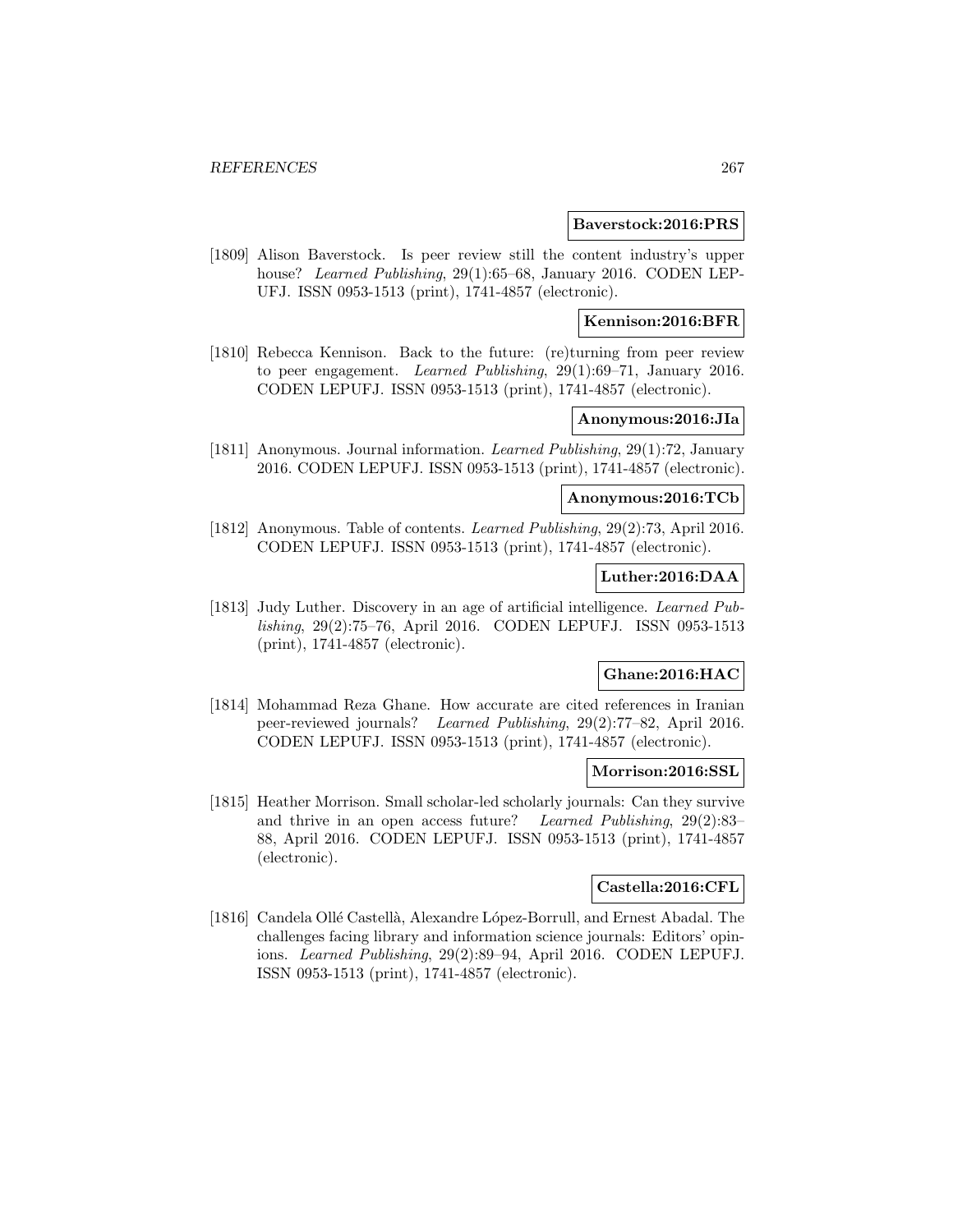**Baverstock:2016:PRS**

[1809] Alison Baverstock. Is peer review still the content industry's upper house? *Learned Publishing*, 29(1):65–68, January 2016. CODEN LEPUFJ. ISSN 0953-1513 (print), 1741-4857 (electronic).

**Kennison:2016:BFR**

[1810] Rebecca Kennison. Back to the future: (re)turning from peer review to peer engagement. *Learned Publishing*, 29(1):69–71, January 2016. CODEN LEPUFJ. ISSN 0953-1513 (print), 1741-4857 (electronic).

**Anonymous:2016:JIa**

[1811] Anonymous. Journal information. *Learned Publishing*, 29(1):72, January 2016. CODEN LEPUFJ. ISSN 0953-1513 (print), 1741-4857 (electronic).

**Anonymous:2016:TCb**

[1812] Anonymous. Table of contents. *Learned Publishing*, 29(2):73, April 2016. CODEN LEPUFJ. ISSN 0953-1513 (print), 1741-4857 (electronic).

**Luther:2016:DAA**

[1813] Judy Luther. Discovery in an age of artificial intelligence. *Learned Publishing*, 29(2):75–76, April 2016. CODEN LEPUFJ. ISSN 0953-1513 (print), 1741-4857 (electronic).

**Ghane:2016:HAC**

[1814] Mohammad Reza Ghane. How accurate are cited references in Iranian peer-reviewed journals? *Learned Publishing*, 29(2):77–82, April 2016. CODEN LEPUFJ. ISSN 0953-1513 (print), 1741-4857 (electronic).

**Morrison:2016:SSL**

[1815] Heather Morrison. Small scholar-led scholarly journals: Can they survive and thrive in an open access future? *Learned Publishing*, 29(2):83–88, April 2016. CODEN LEPUFJ. ISSN 0953-1513 (print), 1741-4857 (electronic).

**Castella:2016:CFL**

[1816] Candela Ollé Castellà, Alexandre López-Borrull, and Ernest Abadal. The challenges facing library and information science journals: Editors' opinions. *Learned Publishing*, 29(2):89–94, April 2016. CODEN LEPUFJ. ISSN 0953-1513 (print), 1741-4857 (electronic).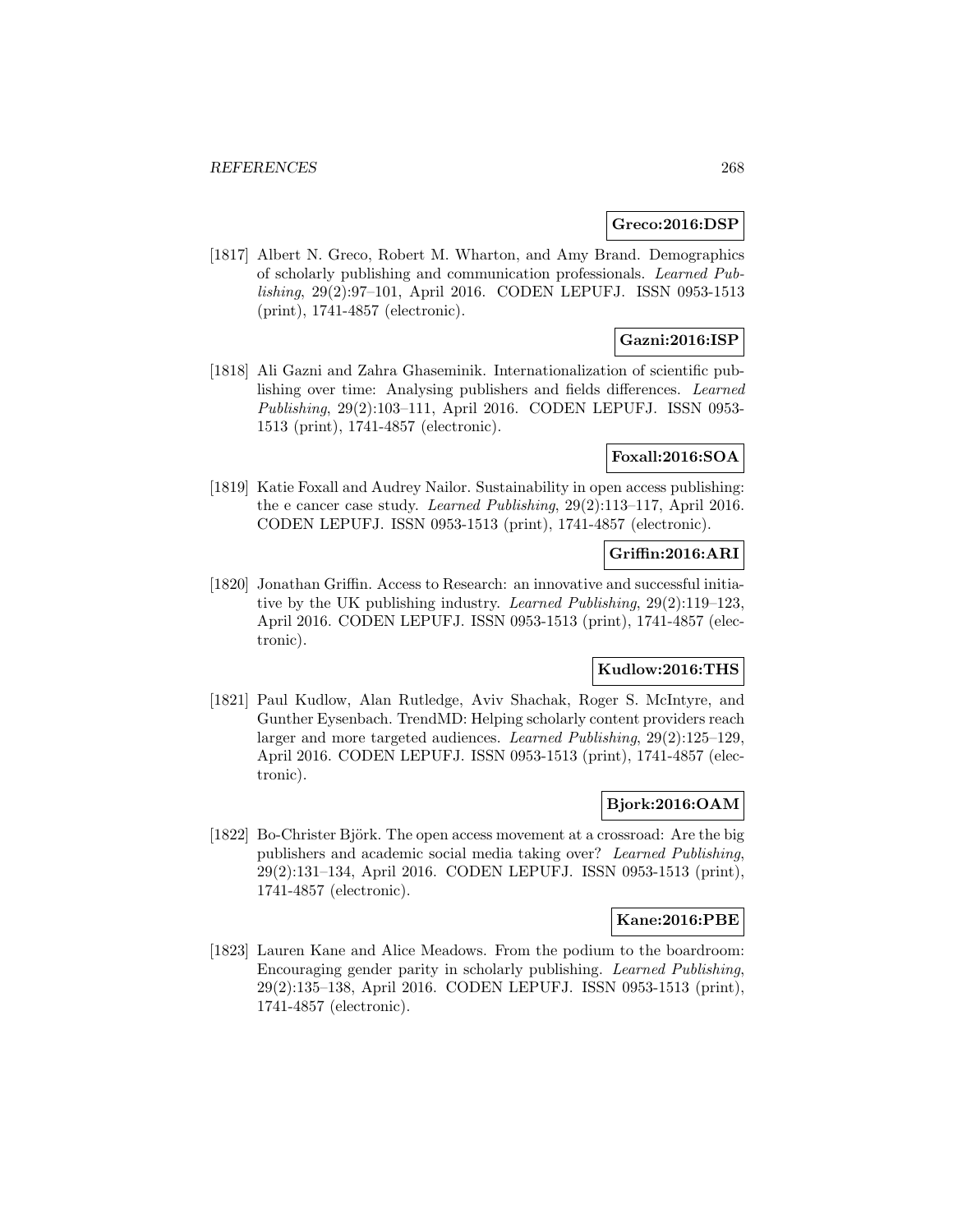**Greco:2016:DSP**

[1817] Albert N. Greco, Robert M. Wharton, and Amy Brand. Demographics of scholarly publishing and communication professionals. *Learned Publishing*, 29(2):97–101, April 2016. CODEN LEPUFJ. ISSN 0953-1513 (print), 1741-4857 (electronic).

**Gazni:2016:ISP**

[1818] Ali Gazni and Zahra Ghaseminik. Internationalization of scientific publishing over time: Analysing publishers and fields differences. *Learned Publishing*, 29(2):103–111, April 2016. CODEN LEPUFJ. ISSN 0953-1513 (print), 1741-4857 (electronic).

**Foxall:2016:SOA**

[1819] Katie Foxall and Audrey Nailor. Sustainability in open access publishing: the e cancer case study. *Learned Publishing*, 29(2):113–117, April 2016. CODEN LEPUFJ. ISSN 0953-1513 (print), 1741-4857 (electronic).

**Griffin:2016:ARI**

[1820] Jonathan Griffin. Access to Research: an innovative and successful initiative by the UK publishing industry. *Learned Publishing*, 29(2):119–123, April 2016. CODEN LEPUFJ. ISSN 0953-1513 (print), 1741-4857 (electronic).

**Kudlow:2016:THS**

[1821] Paul Kudlow, Alan Rutledge, Aviv Shachak, Roger S. McIntyre, and Gunther Eysenbach. TrendMD: Helping scholarly content providers reach larger and more targeted audiences. *Learned Publishing*, 29(2):125–129, April 2016. CODEN LEPUFJ. ISSN 0953-1513 (print), 1741-4857 (electronic).

**Bjork:2016:OAM**

[1822] Bo-Christer Björk. The open access movement at a crossroad: Are the big publishers and academic social media taking over? *Learned Publishing*, 29(2):131–134, April 2016. CODEN LEPUFJ. ISSN 0953-1513 (print), 1741-4857 (electronic).

**Kane:2016:PBE**

[1823] Lauren Kane and Alice Meadows. From the podium to the boardroom: Encouraging gender parity in scholarly publishing. *Learned Publishing*, 29(2):135–138, April 2016. CODEN LEPUFJ. ISSN 0953-1513 (print), 1741-4857 (electronic).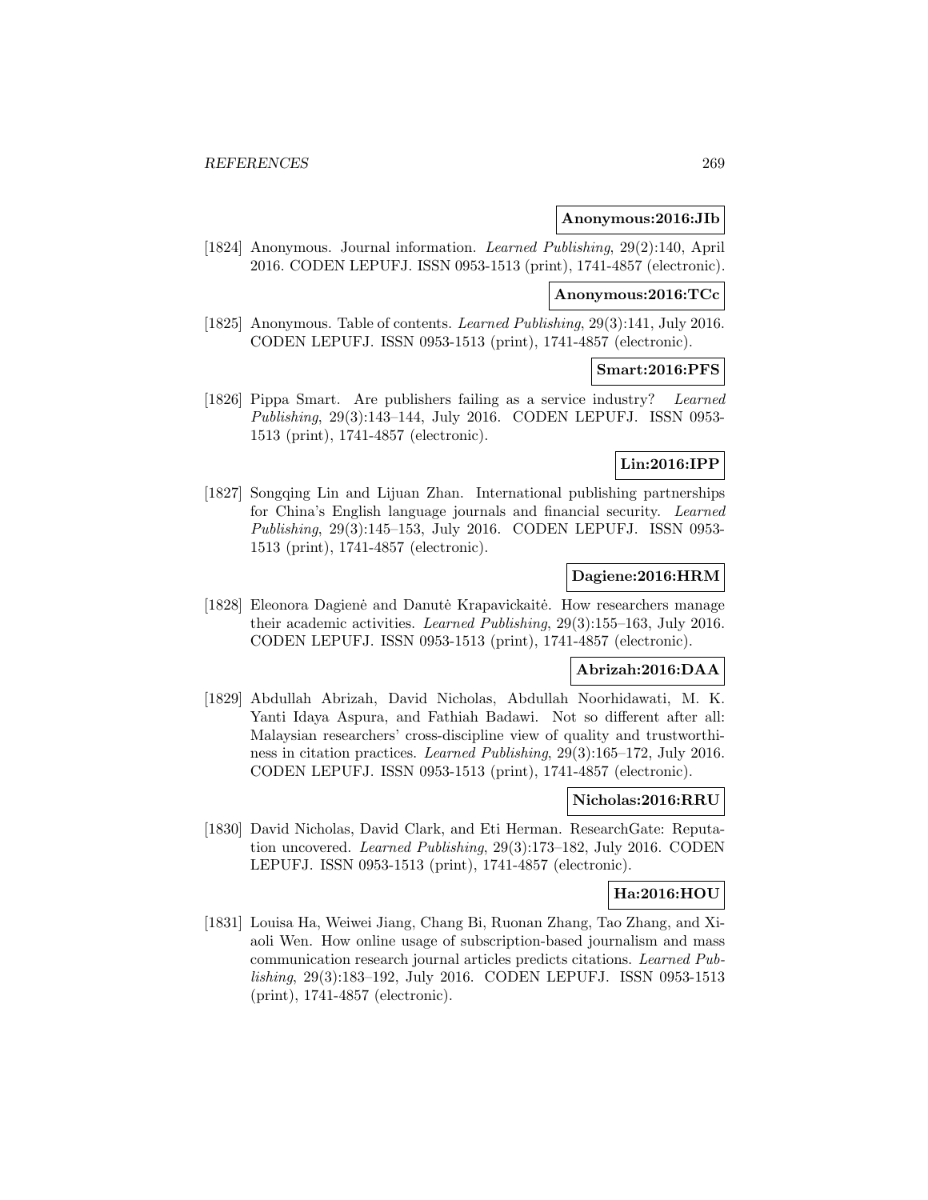**Anonymous:2016:JIb**

[1824] Anonymous. Journal information. *Learned Publishing*, 29(2):140, April 2016. CODEN LEPUFJ. ISSN 0953-1513 (print), 1741-4857 (electronic).

**Anonymous:2016:TCc**

[1825] Anonymous. Table of contents. *Learned Publishing*, 29(3):141, July 2016. CODEN LEPUFJ. ISSN 0953-1513 (print), 1741-4857 (electronic).

**Smart:2016:PFS**

[1826] Pippa Smart. Are publishers failing as a service industry? *Learned Publishing*, 29(3):143–144, July 2016. CODEN LEPUFJ. ISSN 0953-1513 (print), 1741-4857 (electronic).

**Lin:2016:IPP**

[1827] Songqing Lin and Lijuan Zhan. International publishing partnerships for China's English language journals and financial security. *Learned Publishing*, 29(3):145–153, July 2016. CODEN LEPUFJ. ISSN 0953-1513 (print), 1741-4857 (electronic).

**Dagiene:2016:HRM**

[1828] Eleonora Dagienė and Danutė Krapavickaitė. How researchers manage their academic activities. *Learned Publishing*, 29(3):155–163, July 2016. CODEN LEPUFJ. ISSN 0953-1513 (print), 1741-4857 (electronic).

**Abrizah:2016:DAA**

[1829] Abdullah Abrizah, David Nicholas, Abdullah Noorhidawati, M. K. Yanti Idaya Aspura, and Fathiah Badawi. Not so different after all: Malaysian researchers' cross-discipline view of quality and trustworthiness in citation practices. *Learned Publishing*, 29(3):165–172, July 2016. CODEN LEPUFJ. ISSN 0953-1513 (print), 1741-4857 (electronic).

**Nicholas:2016:RRU**

[1830] David Nicholas, David Clark, and Eti Herman. ResearchGate: Reputation uncovered. *Learned Publishing*, 29(3):173–182, July 2016. CODEN LEPUFJ. ISSN 0953-1513 (print), 1741-4857 (electronic).

**Ha:2016:HOU**

[1831] Louisa Ha, Weiwei Jiang, Chang Bi, Ruonan Zhang, Tao Zhang, and Xiaoli Wen. How online usage of subscription-based journalism and mass communication research journal articles predicts citations. *Learned Publishing*, 29(3):183–192, July 2016. CODEN LEPUFJ. ISSN 0953-1513 (print), 1741-4857 (electronic).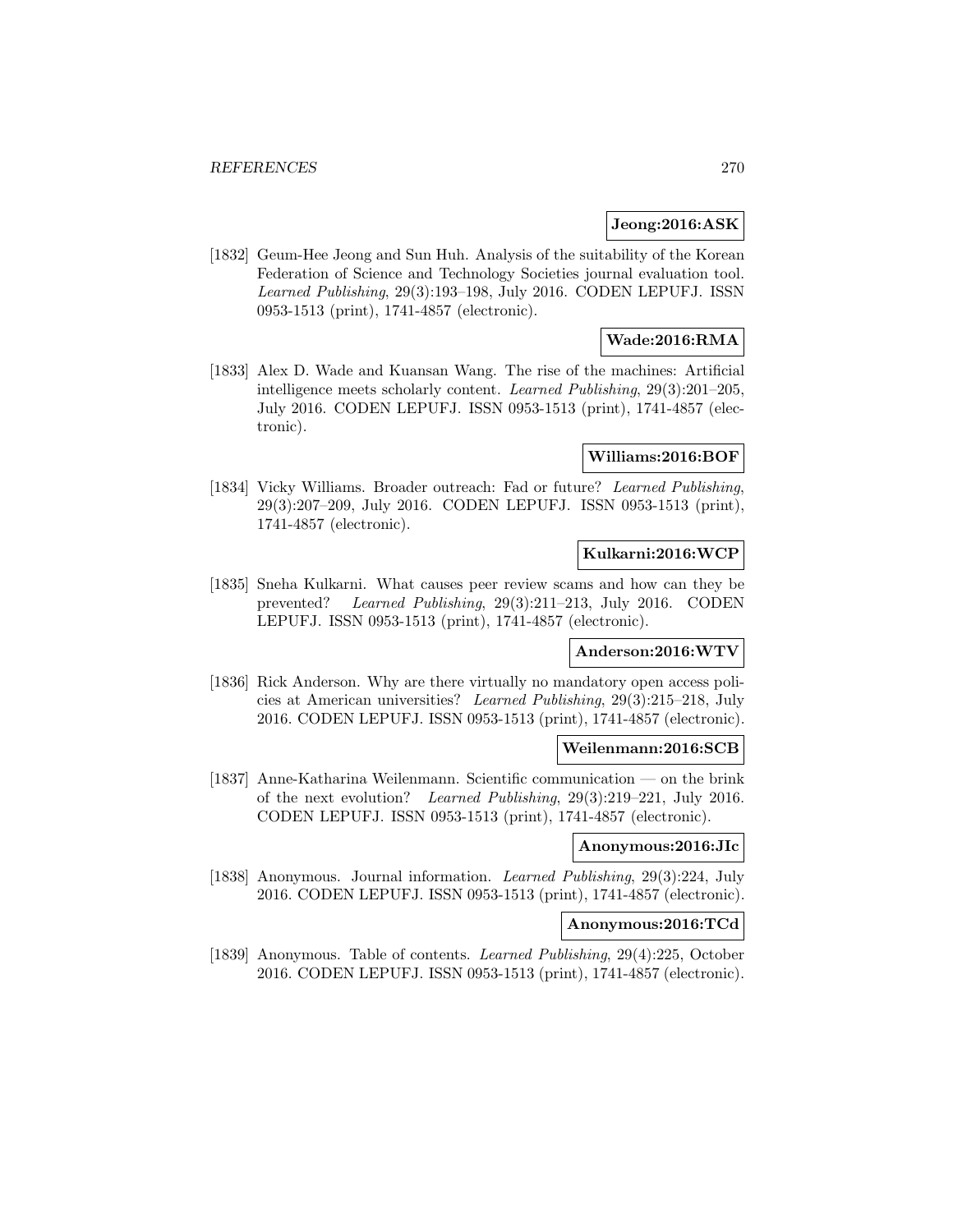**Jeong:2016:ASK**

[1832] Geum-Hee Jeong and Sun Huh. Analysis of the suitability of the Korean Federation of Science and Technology Societies journal evaluation tool. *Learned Publishing*, 29(3):193–198, July 2016. CODEN LEPUFJ. ISSN 0953-1513 (print), 1741-4857 (electronic).

**Wade:2016:RMA**

[1833] Alex D. Wade and Kuansan Wang. The rise of the machines: Artificial intelligence meets scholarly content. *Learned Publishing*, 29(3):201–205, July 2016. CODEN LEPUFJ. ISSN 0953-1513 (print), 1741-4857 (electronic).

**Williams:2016:BOF**

[1834] Vicky Williams. Broader outreach: Fad or future? *Learned Publishing*, 29(3):207–209, July 2016. CODEN LEPUFJ. ISSN 0953-1513 (print), 1741-4857 (electronic).

**Kulkarni:2016:WCP**

[1835] Sneha Kulkarni. What causes peer review scams and how can they be prevented? *Learned Publishing*, 29(3):211–213, July 2016. CODEN LEPUFJ. ISSN 0953-1513 (print), 1741-4857 (electronic).

**Anderson:2016:WTV**

[1836] Rick Anderson. Why are there virtually no mandatory open access policies at American universities? *Learned Publishing*, 29(3):215–218, July 2016. CODEN LEPUFJ. ISSN 0953-1513 (print), 1741-4857 (electronic).

**Weilenmann:2016:SCB**

[1837] Anne-Katharina Weilenmann. Scientific communication — on the brink of the next evolution? *Learned Publishing*, 29(3):219–221, July 2016. CODEN LEPUFJ. ISSN 0953-1513 (print), 1741-4857 (electronic).

**Anonymous:2016:JIc**

[1838] Anonymous. Journal information. *Learned Publishing*, 29(3):224, July 2016. CODEN LEPUFJ. ISSN 0953-1513 (print), 1741-4857 (electronic).

**Anonymous:2016:TCd**

[1839] Anonymous. Table of contents. *Learned Publishing*, 29(4):225, October 2016. CODEN LEPUFJ. ISSN 0953-1513 (print), 1741-4857 (electronic).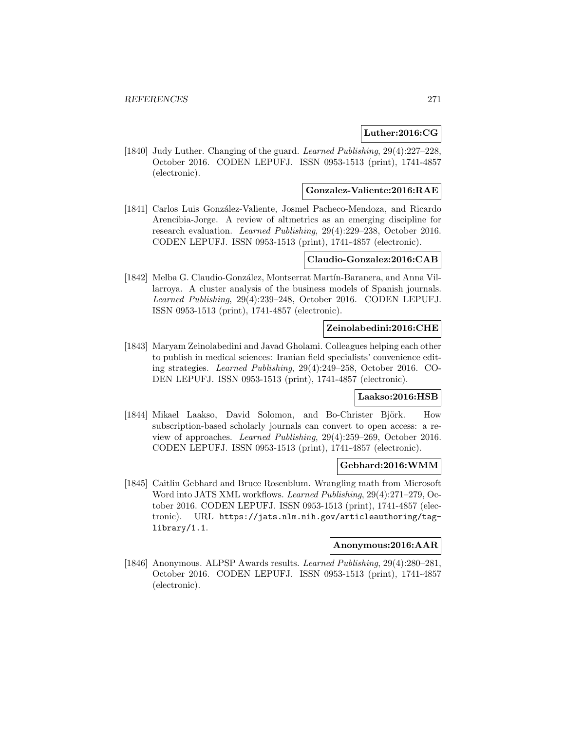**Luther:2016:CG**

[1840] Judy Luther. Changing of the guard. *Learned Publishing*, 29(4):227–228, October 2016. CODEN LEPUFJ. ISSN 0953-1513 (print), 1741-4857 (electronic).

**Gonzalez-Valiente:2016:RAE**

[1841] Carlos Luis González-Valiente, Josmel Pacheco-Mendoza, and Ricardo Arencibia-Jorge. A review of altmetrics as an emerging discipline for research evaluation. *Learned Publishing*, 29(4):229–238, October 2016. CODEN LEPUFJ. ISSN 0953-1513 (print), 1741-4857 (electronic).

**Claudio-Gonzalez:2016:CAB**

[1842] Melba G. Claudio-González, Montserrat Martín-Baranera, and Anna Villarroya. A cluster analysis of the business models of Spanish journals. *Learned Publishing*, 29(4):239–248, October 2016. CODEN LEPUFJ. ISSN 0953-1513 (print), 1741-4857 (electronic).

**Zeinolabedini:2016:CHE**

[1843] Maryam Zeinolabedini and Javad Gholami. Colleagues helping each other to publish in medical sciences: Iranian field specialists' convenience editing strategies. *Learned Publishing*, 29(4):249–258, October 2016. CODEN LEPUFJ. ISSN 0953-1513 (print), 1741-4857 (electronic).

**Laakso:2016:HSB**

[1844] Mikael Laakso, David Solomon, and Bo-Christer Björk. How subscription-based scholarly journals can convert to open access: a review of approaches. *Learned Publishing*, 29(4):259–269, October 2016. CODEN LEPUFJ. ISSN 0953-1513 (print), 1741-4857 (electronic).

**Gebhard:2016:WMM**

[1845] Caitlin Gebhard and Bruce Rosenblum. Wrangling math from Microsoft Word into JATS XML workflows. *Learned Publishing*, 29(4):271–279, October 2016. CODEN LEPUFJ. ISSN 0953-1513 (print), 1741-4857 (electronic). URL `https://jats.nlm.nih.gov/articleauthoring/tag-library/1.1`.

**Anonymous:2016:AAR**

[1846] Anonymous. ALPSP Awards results. *Learned Publishing*, 29(4):280–281, October 2016. CODEN LEPUFJ. ISSN 0953-1513 (print), 1741-4857 (electronic).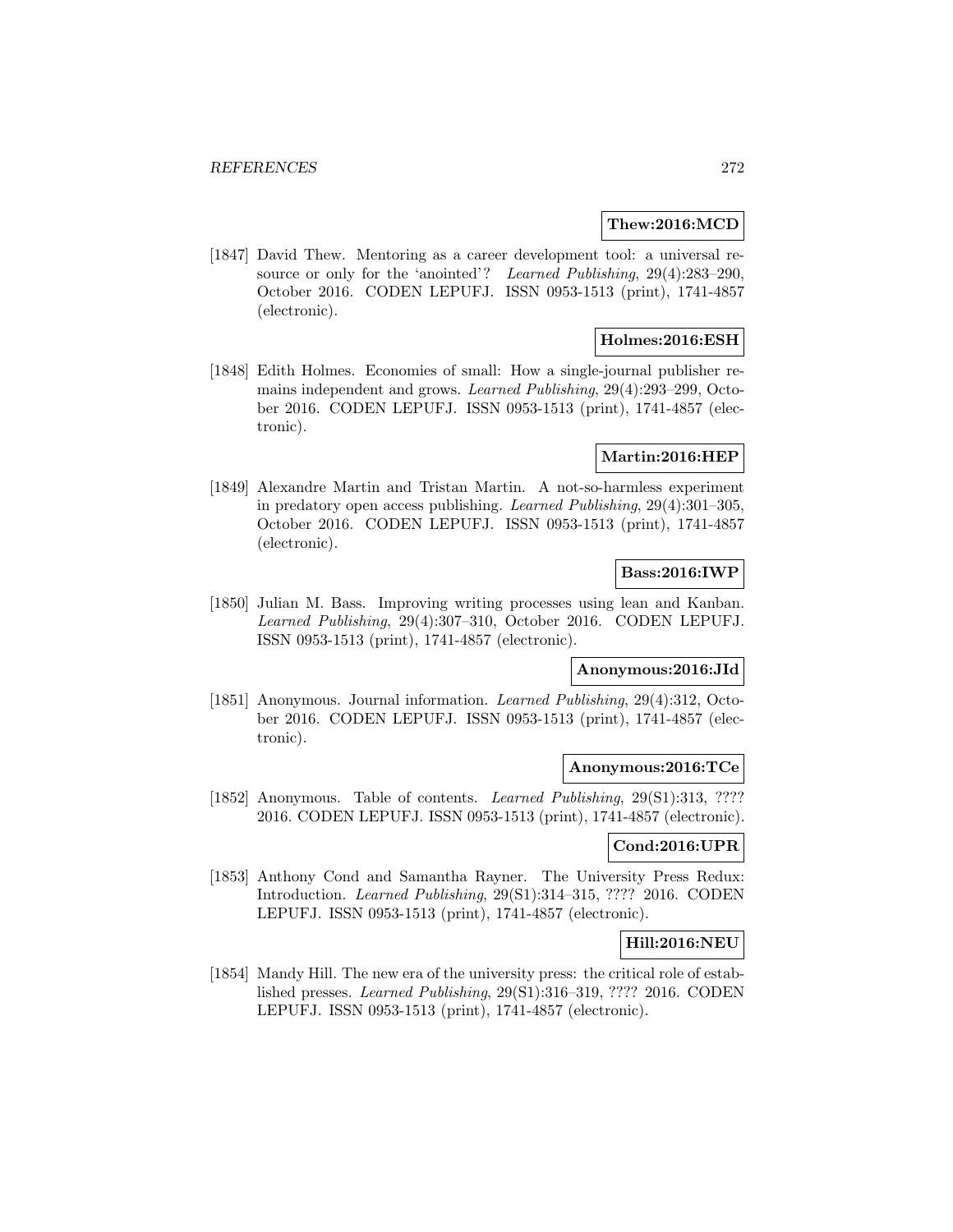**Thew:2016:MCD**

[1847] David Thew. Mentoring as a career development tool: a universal resource or only for the 'anointed'? *Learned Publishing*, 29(4):283–290, October 2016. CODEN LEPUFJ. ISSN 0953-1513 (print), 1741-4857 (electronic).

**Holmes:2016:ESH**

[1848] Edith Holmes. Economies of small: How a single-journal publisher remains independent and grows. *Learned Publishing*, 29(4):293–299, October 2016. CODEN LEPUFJ. ISSN 0953-1513 (print), 1741-4857 (electronic).

**Martin:2016:HEP**

[1849] Alexandre Martin and Tristan Martin. A not-so-harmless experiment in predatory open access publishing. *Learned Publishing*, 29(4):301–305, October 2016. CODEN LEPUFJ. ISSN 0953-1513 (print), 1741-4857 (electronic).

**Bass:2016:IWP**

[1850] Julian M. Bass. Improving writing processes using lean and Kanban. *Learned Publishing*, 29(4):307–310, October 2016. CODEN LEPUFJ. ISSN 0953-1513 (print), 1741-4857 (electronic).

**Anonymous:2016:JId**

[1851] Anonymous. Journal information. *Learned Publishing*, 29(4):312, October 2016. CODEN LEPUFJ. ISSN 0953-1513 (print), 1741-4857 (electronic).

**Anonymous:2016:TCe**

[1852] Anonymous. Table of contents. *Learned Publishing*, 29(S1):313, ???? 2016. CODEN LEPUFJ. ISSN 0953-1513 (print), 1741-4857 (electronic).

**Cond:2016:UPR**

[1853] Anthony Cond and Samantha Rayner. The University Press Redux: Introduction. *Learned Publishing*, 29(S1):314–315, ???? 2016. CODEN LEPUFJ. ISSN 0953-1513 (print), 1741-4857 (electronic).

**Hill:2016:NEU**

[1854] Mandy Hill. The new era of the university press: the critical role of established presses. *Learned Publishing*, 29(S1):316–319, ???? 2016. CODEN LEPUFJ. ISSN 0953-1513 (print), 1741-4857 (electronic).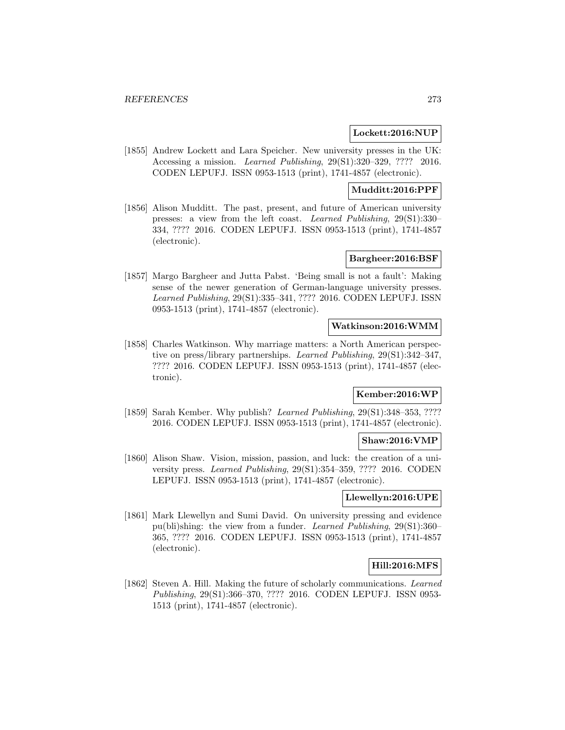**Lockett:2016:NUP**

[1855] Andrew Lockett and Lara Speicher. New university presses in the UK: Accessing a mission. *Learned Publishing*, 29(S1):320–329, ???? 2016. CODEN LEPUFJ. ISSN 0953-1513 (print), 1741-4857 (electronic).

**Mudditt:2016:PPF**

[1856] Alison Mudditt. The past, present, and future of American university presses: a view from the left coast. *Learned Publishing*, 29(S1):330–334, ???? 2016. CODEN LEPUFJ. ISSN 0953-1513 (print), 1741-4857 (electronic).

**Bargheer:2016:BSF**

[1857] Margo Bargheer and Jutta Pabst. 'Being small is not a fault': Making sense of the newer generation of German-language university presses. *Learned Publishing*, 29(S1):335–341, ???? 2016. CODEN LEPUFJ. ISSN 0953-1513 (print), 1741-4857 (electronic).

**Watkinson:2016:WMM**

[1858] Charles Watkinson. Why marriage matters: a North American perspective on press/library partnerships. *Learned Publishing*, 29(S1):342–347, ???? 2016. CODEN LEPUFJ. ISSN 0953-1513 (print), 1741-4857 (electronic).

**Kember:2016:WP**

[1859] Sarah Kember. Why publish? *Learned Publishing*, 29(S1):348–353, ???? 2016. CODEN LEPUFJ. ISSN 0953-1513 (print), 1741-4857 (electronic).

**Shaw:2016:VMP**

[1860] Alison Shaw. Vision, mission, passion, and luck: the creation of a university press. *Learned Publishing*, 29(S1):354–359, ???? 2016. CODEN LEPUFJ. ISSN 0953-1513 (print), 1741-4857 (electronic).

**Llewellyn:2016:UPE**

[1861] Mark Llewellyn and Sumi David. On university pressing and evidence pu(bli)shing: the view from a funder. *Learned Publishing*, 29(S1):360–365, ???? 2016. CODEN LEPUFJ. ISSN 0953-1513 (print), 1741-4857 (electronic).

**Hill:2016:MFS**

[1862] Steven A. Hill. Making the future of scholarly communications. *Learned Publishing*, 29(S1):366–370, ???? 2016. CODEN LEPUFJ. ISSN 0953-1513 (print), 1741-4857 (electronic).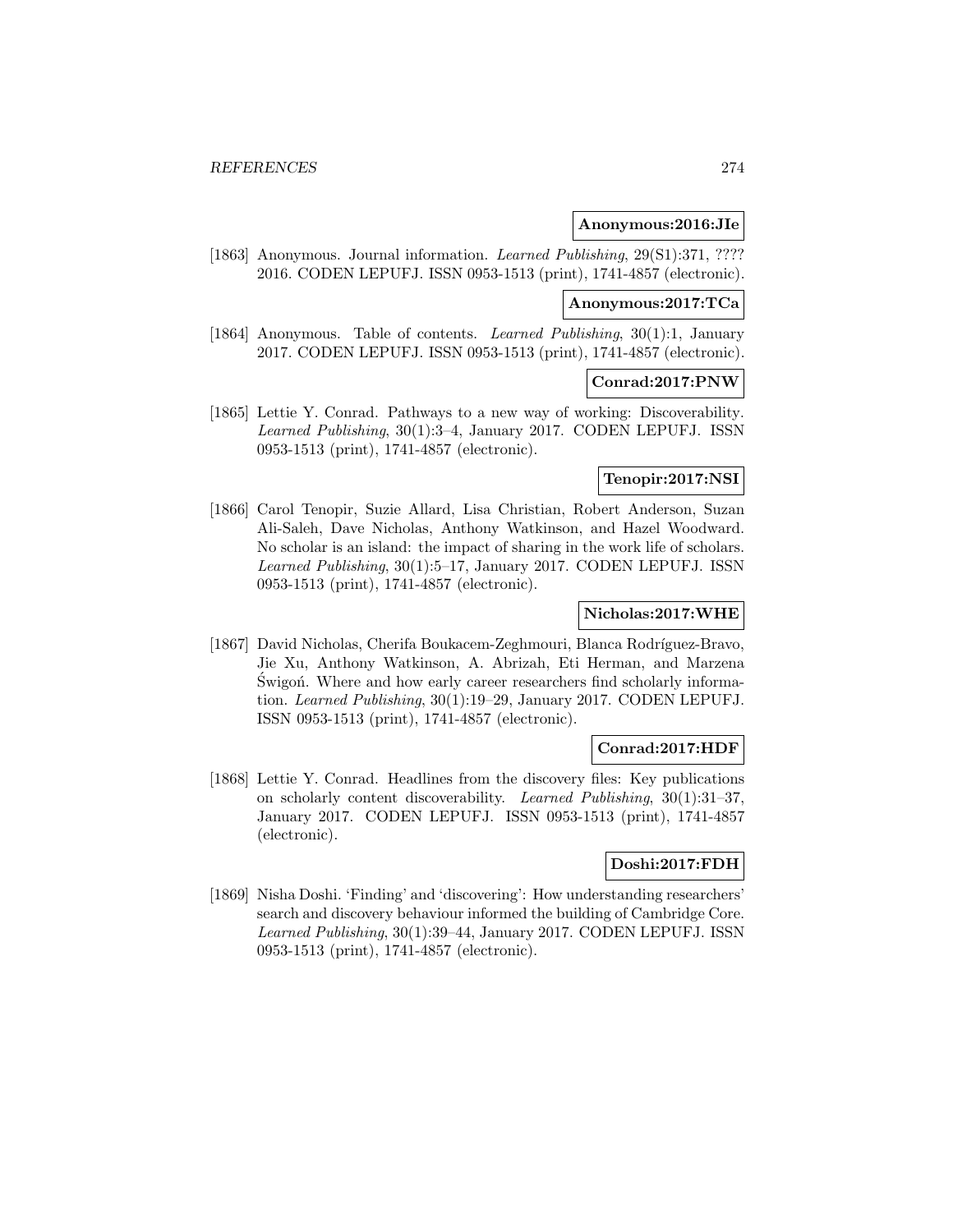**Anonymous:2016:JIe**

[1863] Anonymous. Journal information. *Learned Publishing*, 29(S1):371, ???? 2016. CODEN LEPUFJ. ISSN 0953-1513 (print), 1741-4857 (electronic).

**Anonymous:2017:TCa**

[1864] Anonymous. Table of contents. *Learned Publishing*, 30(1):1, January 2017. CODEN LEPUFJ. ISSN 0953-1513 (print), 1741-4857 (electronic).

**Conrad:2017:PNW**

[1865] Lettie Y. Conrad. Pathways to a new way of working: Discoverability. *Learned Publishing*, 30(1):3–4, January 2017. CODEN LEPUFJ. ISSN 0953-1513 (print), 1741-4857 (electronic).

**Tenopir:2017:NSI**

[1866] Carol Tenopir, Suzie Allard, Lisa Christian, Robert Anderson, Suzan Ali-Saleh, Dave Nicholas, Anthony Watkinson, and Hazel Woodward. No scholar is an island: the impact of sharing in the work life of scholars. *Learned Publishing*, 30(1):5–17, January 2017. CODEN LEPUFJ. ISSN 0953-1513 (print), 1741-4857 (electronic).

**Nicholas:2017:WHE**

[1867] David Nicholas, Cherifa Boukacem-Zeghmouri, Blanca Rodríguez-Bravo, Jie Xu, Anthony Watkinson, A. Abrizah, Eti Herman, and Marzena Świgoń. Where and how early career researchers find scholarly information. *Learned Publishing*, 30(1):19–29, January 2017. CODEN LEPUFJ. ISSN 0953-1513 (print), 1741-4857 (electronic).

**Conrad:2017:HDF**

[1868] Lettie Y. Conrad. Headlines from the discovery files: Key publications on scholarly content discoverability. *Learned Publishing*, 30(1):31–37, January 2017. CODEN LEPUFJ. ISSN 0953-1513 (print), 1741-4857 (electronic).

**Doshi:2017:FDH**

[1869] Nisha Doshi. 'Finding' and 'discovering': How understanding researchers' search and discovery behaviour informed the building of Cambridge Core. *Learned Publishing*, 30(1):39–44, January 2017. CODEN LEPUFJ. ISSN 0953-1513 (print), 1741-4857 (electronic).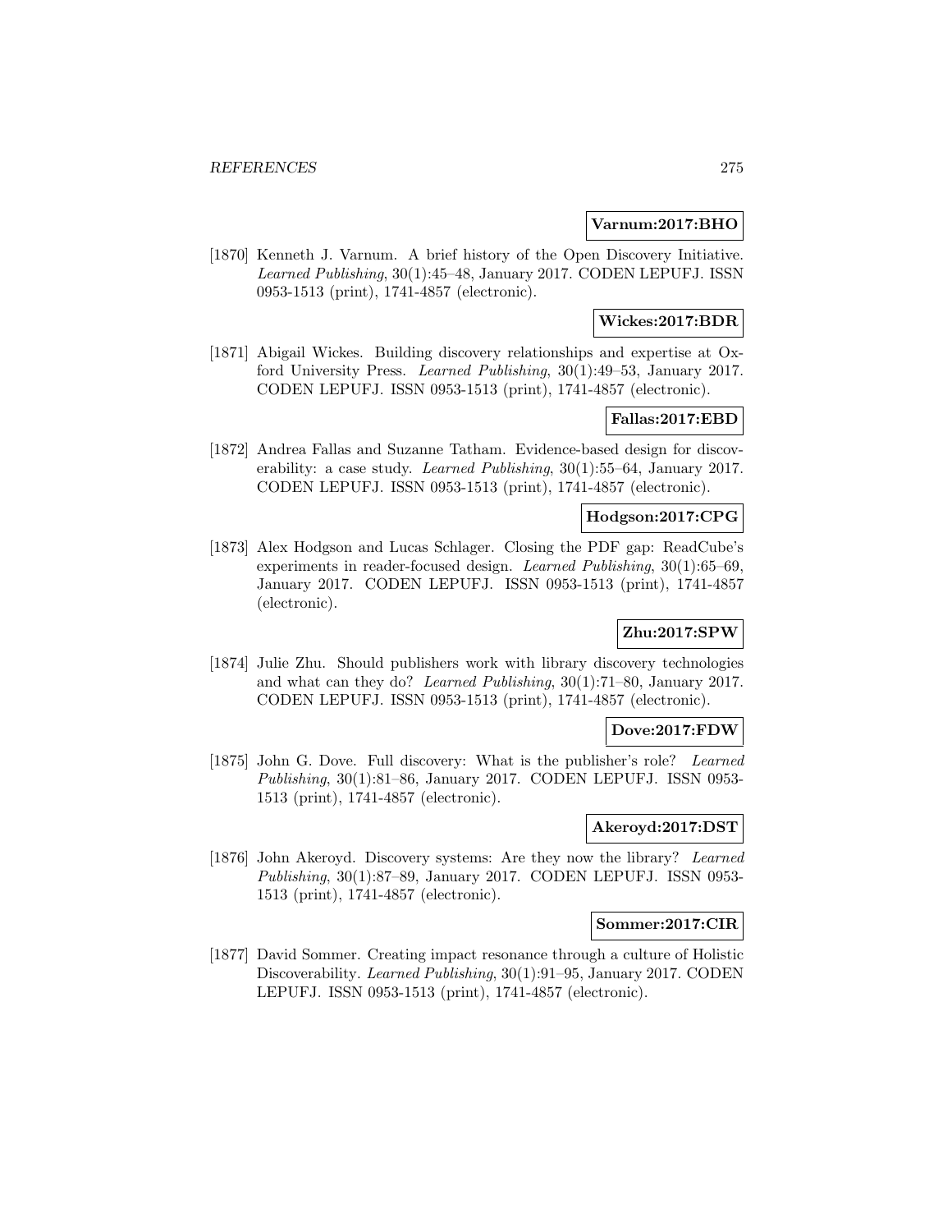**Varnum:2017:BHO**

[1870] Kenneth J. Varnum. A brief history of the Open Discovery Initiative. *Learned Publishing*, 30(1):45–48, January 2017. CODEN LEPUFJ. ISSN 0953-1513 (print), 1741-4857 (electronic).

**Wickes:2017:BDR**

[1871] Abigail Wickes. Building discovery relationships and expertise at Oxford University Press. *Learned Publishing*, 30(1):49–53, January 2017. CODEN LEPUFJ. ISSN 0953-1513 (print), 1741-4857 (electronic).

**Fallas:2017:EBD**

[1872] Andrea Fallas and Suzanne Tatham. Evidence-based design for discoverability: a case study. *Learned Publishing*, 30(1):55–64, January 2017. CODEN LEPUFJ. ISSN 0953-1513 (print), 1741-4857 (electronic).

**Hodgson:2017:CPG**

[1873] Alex Hodgson and Lucas Schlager. Closing the PDF gap: ReadCube's experiments in reader-focused design. *Learned Publishing*, 30(1):65–69, January 2017. CODEN LEPUFJ. ISSN 0953-1513 (print), 1741-4857 (electronic).

**Zhu:2017:SPW**

[1874] Julie Zhu. Should publishers work with library discovery technologies and what can they do? *Learned Publishing*, 30(1):71–80, January 2017. CODEN LEPUFJ. ISSN 0953-1513 (print), 1741-4857 (electronic).

**Dove:2017:FDW**

[1875] John G. Dove. Full discovery: What is the publisher's role? *Learned Publishing*, 30(1):81–86, January 2017. CODEN LEPUFJ. ISSN 0953-1513 (print), 1741-4857 (electronic).

**Akeroyd:2017:DST**

[1876] John Akeroyd. Discovery systems: Are they now the library? *Learned Publishing*, 30(1):87–89, January 2017. CODEN LEPUFJ. ISSN 0953-1513 (print), 1741-4857 (electronic).

**Sommer:2017:CIR**

[1877] David Sommer. Creating impact resonance through a culture of Holistic Discoverability. *Learned Publishing*, 30(1):91–95, January 2017. CODEN LEPUFJ. ISSN 0953-1513 (print), 1741-4857 (electronic).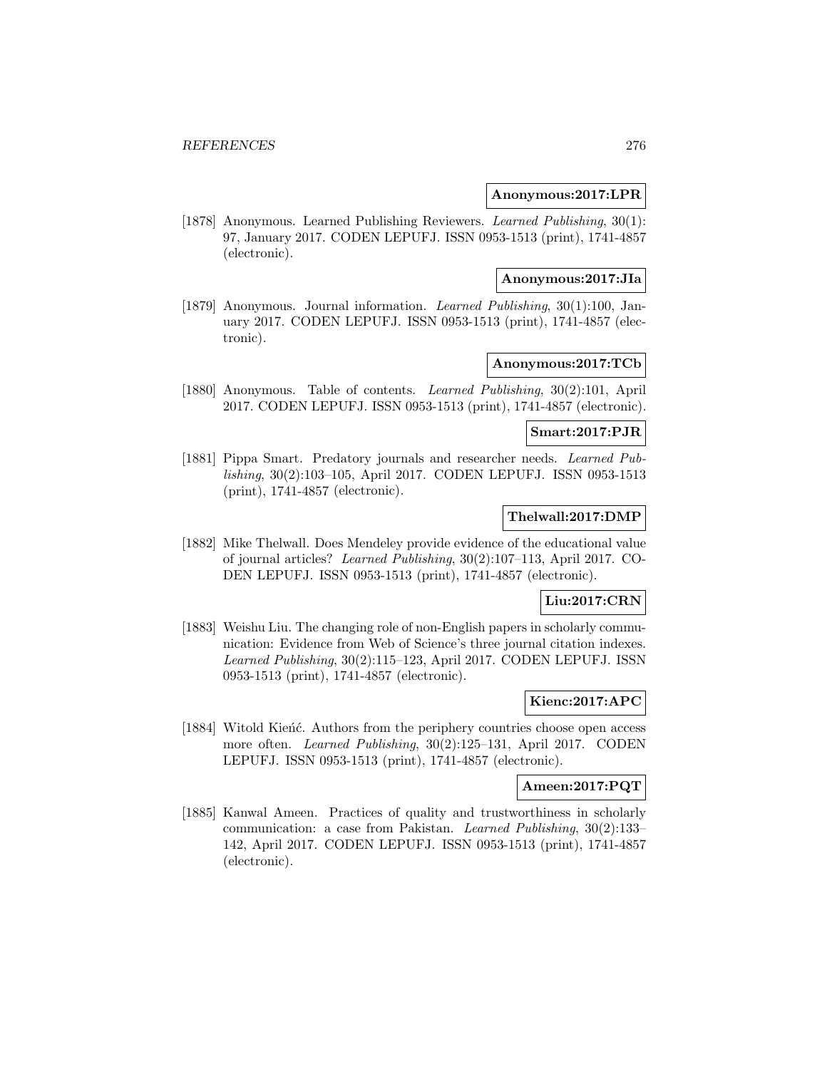**Anonymous:2017:LPR**

[1878] Anonymous. Learned Publishing Reviewers. *Learned Publishing*, 30(1): 97, January 2017. CODEN LEPUFJ. ISSN 0953-1513 (print), 1741-4857 (electronic).

**Anonymous:2017:JIa**

[1879] Anonymous. Journal information. *Learned Publishing*, 30(1):100, January 2017. CODEN LEPUFJ. ISSN 0953-1513 (print), 1741-4857 (electronic).

**Anonymous:2017:TCb**

[1880] Anonymous. Table of contents. *Learned Publishing*, 30(2):101, April 2017. CODEN LEPUFJ. ISSN 0953-1513 (print), 1741-4857 (electronic).

**Smart:2017:PJR**

[1881] Pippa Smart. Predatory journals and researcher needs. *Learned Publishing*, 30(2):103–105, April 2017. CODEN LEPUFJ. ISSN 0953-1513 (print), 1741-4857 (electronic).

**Thelwall:2017:DMP**

[1882] Mike Thelwall. Does Mendeley provide evidence of the educational value of journal articles? *Learned Publishing*, 30(2):107–113, April 2017. CODEN LEPUFJ. ISSN 0953-1513 (print), 1741-4857 (electronic).

**Liu:2017:CRN**

[1883] Weishu Liu. The changing role of non-English papers in scholarly communication: Evidence from Web of Science's three journal citation indexes. *Learned Publishing*, 30(2):115–123, April 2017. CODEN LEPUFJ. ISSN 0953-1513 (print), 1741-4857 (electronic).

**Kienc:2017:APC**

[1884] Witold Kieńć. Authors from the periphery countries choose open access more often. *Learned Publishing*, 30(2):125–131, April 2017. CODEN LEPUFJ. ISSN 0953-1513 (print), 1741-4857 (electronic).

**Ameen:2017:PQT**

[1885] Kanwal Ameen. Practices of quality and trustworthiness in scholarly communication: a case from Pakistan. *Learned Publishing*, 30(2):133–142, April 2017. CODEN LEPUFJ. ISSN 0953-1513 (print), 1741-4857 (electronic).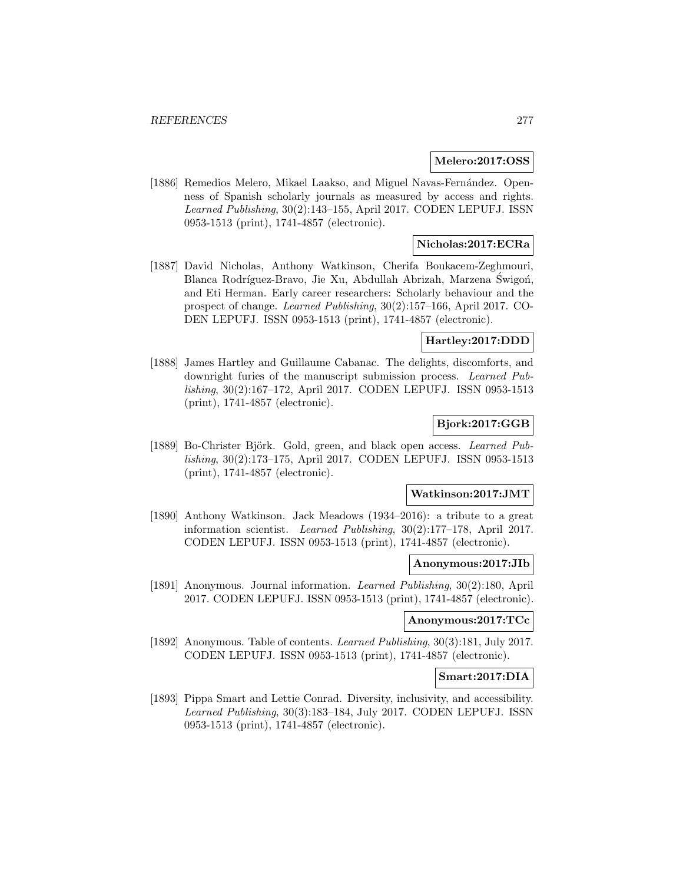**Melero:2017:OSS**

[1886] Remedios Melero, Mikael Laakso, and Miguel Navas-Fernández. Openness of Spanish scholarly journals as measured by access and rights. *Learned Publishing*, 30(2):143–155, April 2017. CODEN LEPUFJ. ISSN 0953-1513 (print), 1741-4857 (electronic).

**Nicholas:2017:ECRa**

[1887] David Nicholas, Anthony Watkinson, Cherifa Boukacem-Zeghmouri, Blanca Rodríguez-Bravo, Jie Xu, Abdullah Abrizah, Marzena Świgoń, and Eti Herman. Early career researchers: Scholarly behaviour and the prospect of change. *Learned Publishing*, 30(2):157–166, April 2017. CODEN LEPUFJ. ISSN 0953-1513 (print), 1741-4857 (electronic).

**Hartley:2017:DDD**

[1888] James Hartley and Guillaume Cabanac. The delights, discomforts, and downright furies of the manuscript submission process. *Learned Publishing*, 30(2):167–172, April 2017. CODEN LEPUFJ. ISSN 0953-1513 (print), 1741-4857 (electronic).

**Bjork:2017:GGB**

[1889] Bo-Christer Björk. Gold, green, and black open access. *Learned Publishing*, 30(2):173–175, April 2017. CODEN LEPUFJ. ISSN 0953-1513 (print), 1741-4857 (electronic).

**Watkinson:2017:JMT**

[1890] Anthony Watkinson. Jack Meadows (1934–2016): a tribute to a great information scientist. *Learned Publishing*, 30(2):177–178, April 2017. CODEN LEPUFJ. ISSN 0953-1513 (print), 1741-4857 (electronic).

**Anonymous:2017:JIb**

[1891] Anonymous. Journal information. *Learned Publishing*, 30(2):180, April 2017. CODEN LEPUFJ. ISSN 0953-1513 (print), 1741-4857 (electronic).

**Anonymous:2017:TCc**

[1892] Anonymous. Table of contents. *Learned Publishing*, 30(3):181, July 2017. CODEN LEPUFJ. ISSN 0953-1513 (print), 1741-4857 (electronic).

**Smart:2017:DIA**

[1893] Pippa Smart and Lettie Conrad. Diversity, inclusivity, and accessibility. *Learned Publishing*, 30(3):183–184, July 2017. CODEN LEPUFJ. ISSN 0953-1513 (print), 1741-4857 (electronic).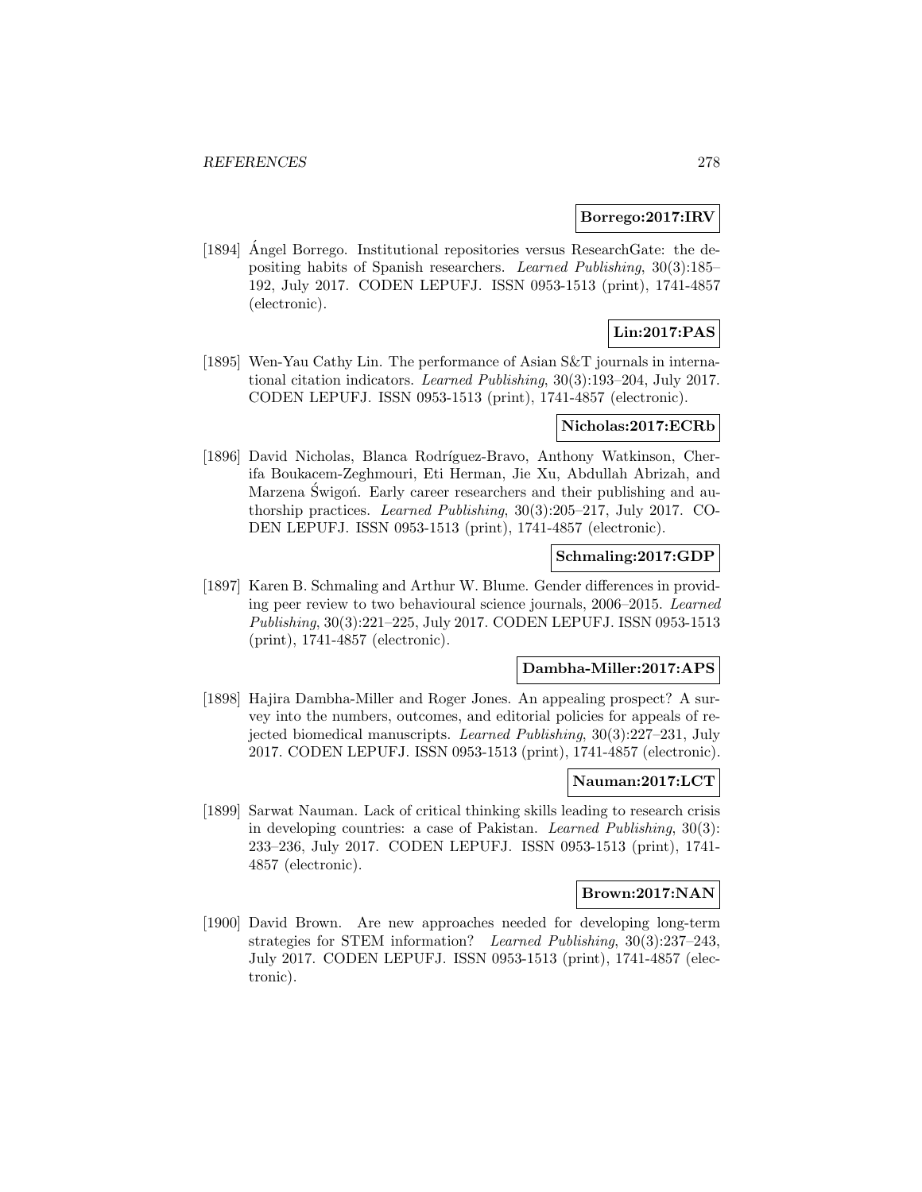**Borrego:2017:IRV**

[1894] Ángel Borrego. Institutional repositories versus ResearchGate: the depositing habits of Spanish researchers. *Learned Publishing*, 30(3):185–192, July 2017. CODEN LEPUFJ. ISSN 0953-1513 (print), 1741-4857 (electronic).

**Lin:2017:PAS**

[1895] Wen-Yau Cathy Lin. The performance of Asian S&T journals in international citation indicators. *Learned Publishing*, 30(3):193–204, July 2017. CODEN LEPUFJ. ISSN 0953-1513 (print), 1741-4857 (electronic).

**Nicholas:2017:ECRb**

[1896] David Nicholas, Blanca Rodríguez-Bravo, Anthony Watkinson, Cherifa Boukacem-Zeghmouri, Eti Herman, Jie Xu, Abdullah Abrizah, and Marzena Świgoń. Early career researchers and their publishing and authorship practices. *Learned Publishing*, 30(3):205–217, July 2017. CODEN LEPUFJ. ISSN 0953-1513 (print), 1741-4857 (electronic).

**Schmaling:2017:GDP**

[1897] Karen B. Schmaling and Arthur W. Blume. Gender differences in providing peer review to two behavioural science journals, 2006–2015. *Learned Publishing*, 30(3):221–225, July 2017. CODEN LEPUFJ. ISSN 0953-1513 (print), 1741-4857 (electronic).

**Dambha-Miller:2017:APS**

[1898] Hajira Dambha-Miller and Roger Jones. An appealing prospect? A survey into the numbers, outcomes, and editorial policies for appeals of rejected biomedical manuscripts. *Learned Publishing*, 30(3):227–231, July 2017. CODEN LEPUFJ. ISSN 0953-1513 (print), 1741-4857 (electronic).

**Nauman:2017:LCT**

[1899] Sarwat Nauman. Lack of critical thinking skills leading to research crisis in developing countries: a case of Pakistan. *Learned Publishing*, 30(3): 233–236, July 2017. CODEN LEPUFJ. ISSN 0953-1513 (print), 1741-4857 (electronic).

**Brown:2017:NAN**

[1900] David Brown. Are new approaches needed for developing long-term strategies for STEM information? *Learned Publishing*, 30(3):237–243, July 2017. CODEN LEPUFJ. ISSN 0953-1513 (print), 1741-4857 (electronic).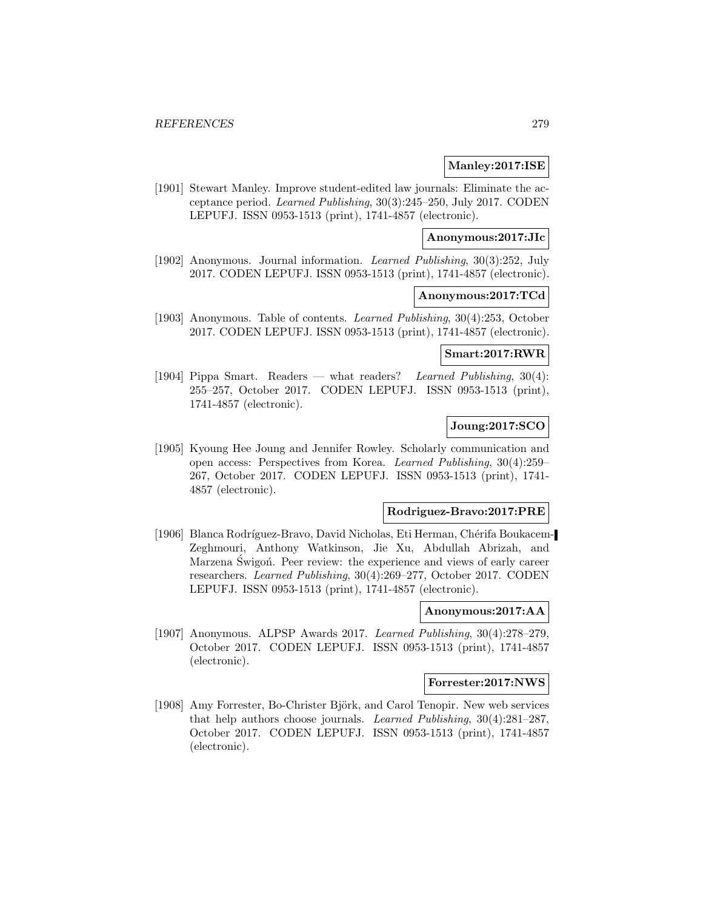**Manley:2017:ISE**

[1901] Stewart Manley. Improve student-edited law journals: Eliminate the acceptance period. *Learned Publishing*, 30(3):245–250, July 2017. CODEN LEPUFJ. ISSN 0953-1513 (print), 1741-4857 (electronic).

**Anonymous:2017:JIc**

[1902] Anonymous. Journal information. *Learned Publishing*, 30(3):252, July 2017. CODEN LEPUFJ. ISSN 0953-1513 (print), 1741-4857 (electronic).

**Anonymous:2017:TCd**

[1903] Anonymous. Table of contents. *Learned Publishing*, 30(4):253, October 2017. CODEN LEPUFJ. ISSN 0953-1513 (print), 1741-4857 (electronic).

**Smart:2017:RWR**

[1904] Pippa Smart. Readers — what readers? *Learned Publishing*, 30(4):255–257, October 2017. CODEN LEPUFJ. ISSN 0953-1513 (print), 1741-4857 (electronic).

**Joung:2017:SCO**

[1905] Kyoung Hee Joung and Jennifer Rowley. Scholarly communication and open access: Perspectives from Korea. *Learned Publishing*, 30(4):259–267, October 2017. CODEN LEPUFJ. ISSN 0953-1513 (print), 1741-4857 (electronic).

**Rodriguez-Bravo:2017:PRE**

[1906] Blanca Rodríguez-Bravo, David Nicholas, Eti Herman, Chérifa Boukacem-Zeghmouri, Anthony Watkinson, Jie Xu, Abdullah Abrizah, and Marzena Świgoń. Peer review: the experience and views of early career researchers. *Learned Publishing*, 30(4):269–277, October 2017. CODEN LEPUFJ. ISSN 0953-1513 (print), 1741-4857 (electronic).

**Anonymous:2017:AA**

[1907] Anonymous. ALPSP Awards 2017. *Learned Publishing*, 30(4):278–279, October 2017. CODEN LEPUFJ. ISSN 0953-1513 (print), 1741-4857 (electronic).

**Forrester:2017:NWS**

[1908] Amy Forrester, Bo-Christer Björk, and Carol Tenopir. New web services that help authors choose journals. *Learned Publishing*, 30(4):281–287, October 2017. CODEN LEPUFJ. ISSN 0953-1513 (print), 1741-4857 (electronic).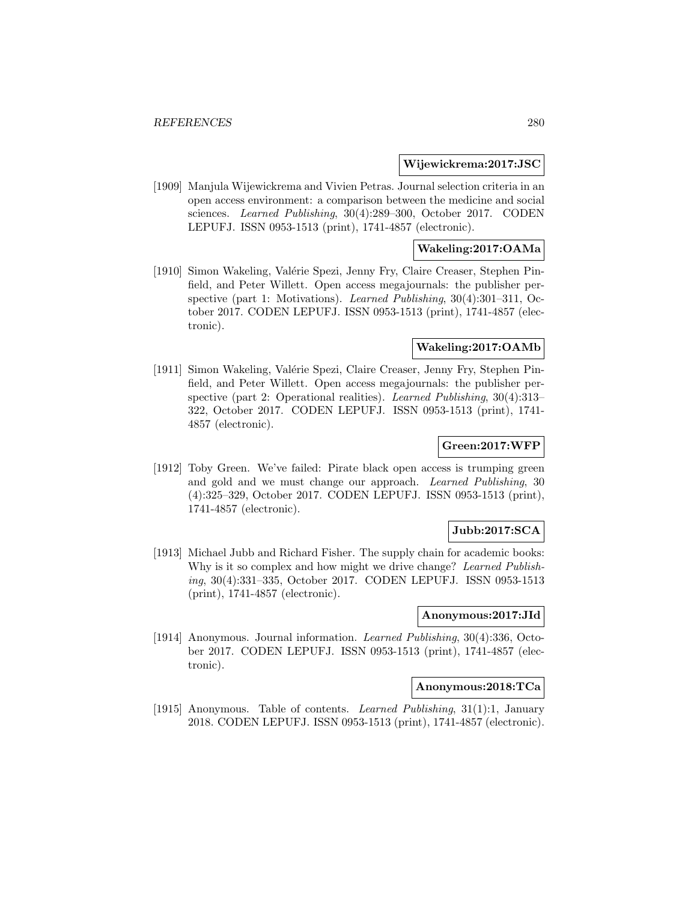**Wijewickrema:2017:JSC**

[1909] Manjula Wijewickrema and Vivien Petras. Journal selection criteria in an open access environment: a comparison between the medicine and social sciences. *Learned Publishing*, 30(4):289–300, October 2017. CODEN LEPUFJ. ISSN 0953-1513 (print), 1741-4857 (electronic).

**Wakeling:2017:OAMa**

[1910] Simon Wakeling, Valérie Spezi, Jenny Fry, Claire Creaser, Stephen Pinfield, and Peter Willett. Open access megajournals: the publisher perspective (part 1: Motivations). *Learned Publishing*, 30(4):301–311, October 2017. CODEN LEPUFJ. ISSN 0953-1513 (print), 1741-4857 (electronic).

**Wakeling:2017:OAMb**

[1911] Simon Wakeling, Valérie Spezi, Claire Creaser, Jenny Fry, Stephen Pinfield, and Peter Willett. Open access megajournals: the publisher perspective (part 2: Operational realities). *Learned Publishing*, 30(4):313–322, October 2017. CODEN LEPUFJ. ISSN 0953-1513 (print), 1741-4857 (electronic).

**Green:2017:WFP**

[1912] Toby Green. We've failed: Pirate black open access is trumping green and gold and we must change our approach. *Learned Publishing*, 30 (4):325–329, October 2017. CODEN LEPUFJ. ISSN 0953-1513 (print), 1741-4857 (electronic).

**Jubb:2017:SCA**

[1913] Michael Jubb and Richard Fisher. The supply chain for academic books: Why is it so complex and how might we drive change? *Learned Publishing*, 30(4):331–335, October 2017. CODEN LEPUFJ. ISSN 0953-1513 (print), 1741-4857 (electronic).

**Anonymous:2017:JId**

[1914] Anonymous. Journal information. *Learned Publishing*, 30(4):336, October 2017. CODEN LEPUFJ. ISSN 0953-1513 (print), 1741-4857 (electronic).

**Anonymous:2018:TCa**

[1915] Anonymous. Table of contents. *Learned Publishing*, 31(1):1, January 2018. CODEN LEPUFJ. ISSN 0953-1513 (print), 1741-4857 (electronic).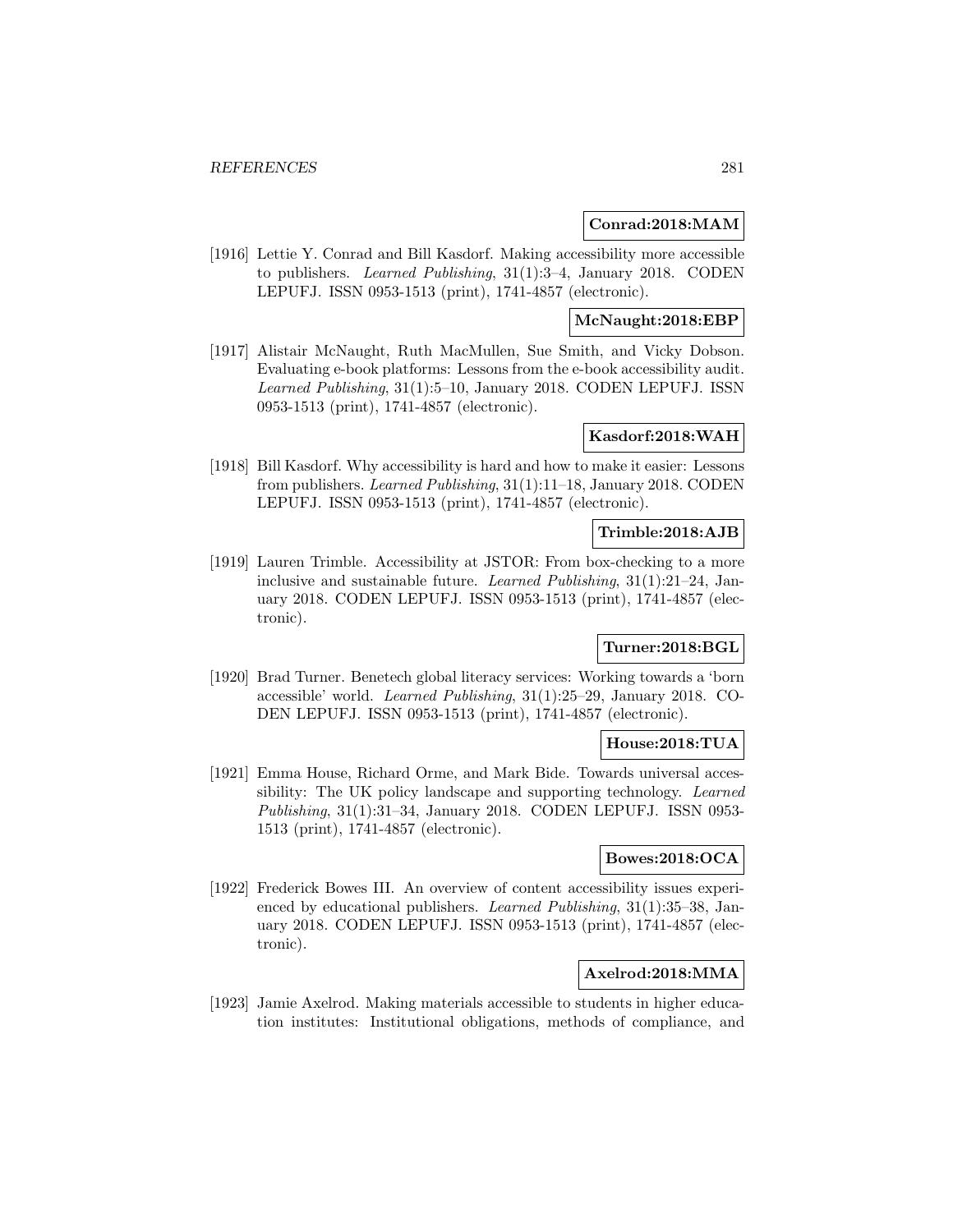**Conrad:2018:MAM**

[1916] Lettie Y. Conrad and Bill Kasdorf. Making accessibility more accessible to publishers. *Learned Publishing*, 31(1):3–4, January 2018. CODEN LEPUFJ. ISSN 0953-1513 (print), 1741-4857 (electronic).

**McNaught:2018:EBP**

[1917] Alistair McNaught, Ruth MacMullen, Sue Smith, and Vicky Dobson. Evaluating e-book platforms: Lessons from the e-book accessibility audit. *Learned Publishing*, 31(1):5–10, January 2018. CODEN LEPUFJ. ISSN 0953-1513 (print), 1741-4857 (electronic).

**Kasdorf:2018:WAH**

[1918] Bill Kasdorf. Why accessibility is hard and how to make it easier: Lessons from publishers. *Learned Publishing*, 31(1):11–18, January 2018. CODEN LEPUFJ. ISSN 0953-1513 (print), 1741-4857 (electronic).

**Trimble:2018:AJB**

[1919] Lauren Trimble. Accessibility at JSTOR: From box-checking to a more inclusive and sustainable future. *Learned Publishing*, 31(1):21–24, January 2018. CODEN LEPUFJ. ISSN 0953-1513 (print), 1741-4857 (electronic).

**Turner:2018:BGL**

[1920] Brad Turner. Benetech global literacy services: Working towards a 'born accessible' world. *Learned Publishing*, 31(1):25–29, January 2018. CODEN LEPUFJ. ISSN 0953-1513 (print), 1741-4857 (electronic).

**House:2018:TUA**

[1921] Emma House, Richard Orme, and Mark Bide. Towards universal accessibility: The UK policy landscape and supporting technology. *Learned Publishing*, 31(1):31–34, January 2018. CODEN LEPUFJ. ISSN 0953-1513 (print), 1741-4857 (electronic).

**Bowes:2018:OCA**

[1922] Frederick Bowes III. An overview of content accessibility issues experienced by educational publishers. *Learned Publishing*, 31(1):35–38, January 2018. CODEN LEPUFJ. ISSN 0953-1513 (print), 1741-4857 (electronic).

**Axelrod:2018:MMA**

[1923] Jamie Axelrod. Making materials accessible to students in higher education institutes: Institutional obligations, methods of compliance, and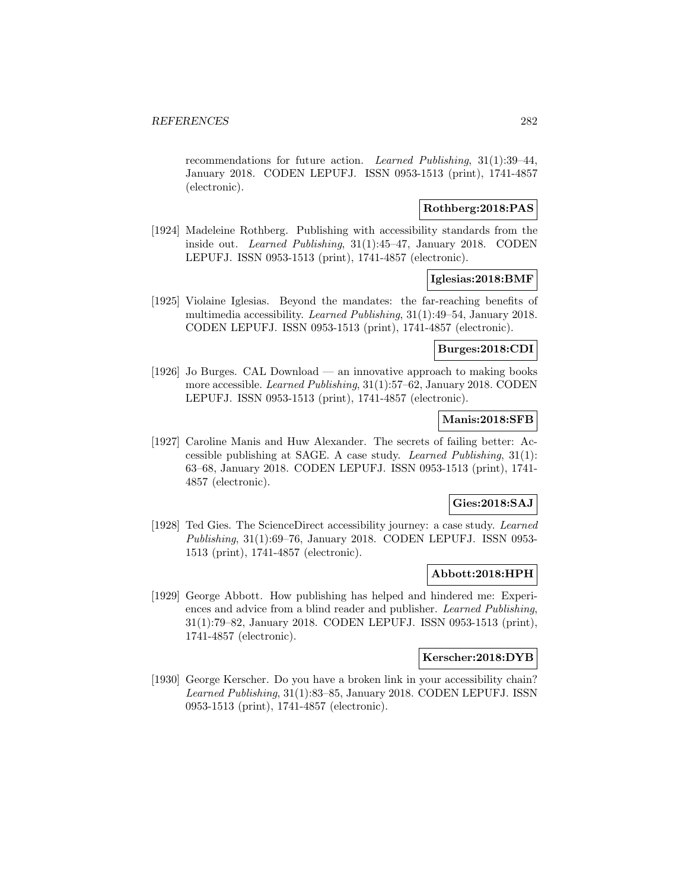recommendations for future action. *Learned Publishing*, 31(1):39–44, January 2018. CODEN LEPUFJ. ISSN 0953-1513 (print), 1741-4857 (electronic).

**Rothberg:2018:PAS**

[1924] Madeleine Rothberg. Publishing with accessibility standards from the inside out. *Learned Publishing*, 31(1):45–47, January 2018. CODEN LEPUFJ. ISSN 0953-1513 (print), 1741-4857 (electronic).

**Iglesias:2018:BMF**

[1925] Violaine Iglesias. Beyond the mandates: the far-reaching benefits of multimedia accessibility. *Learned Publishing*, 31(1):49–54, January 2018. CODEN LEPUFJ. ISSN 0953-1513 (print), 1741-4857 (electronic).

**Burges:2018:CDI**

[1926] Jo Burges. CAL Download — an innovative approach to making books more accessible. *Learned Publishing*, 31(1):57–62, January 2018. CODEN LEPUFJ. ISSN 0953-1513 (print), 1741-4857 (electronic).

**Manis:2018:SFB**

[1927] Caroline Manis and Huw Alexander. The secrets of failing better: Accessible publishing at SAGE. A case study. *Learned Publishing*, 31(1): 63–68, January 2018. CODEN LEPUFJ. ISSN 0953-1513 (print), 1741-4857 (electronic).

**Gies:2018:SAJ**

[1928] Ted Gies. The ScienceDirect accessibility journey: a case study. *Learned Publishing*, 31(1):69–76, January 2018. CODEN LEPUFJ. ISSN 0953-1513 (print), 1741-4857 (electronic).

**Abbott:2018:HPH**

[1929] George Abbott. How publishing has helped and hindered me: Experiences and advice from a blind reader and publisher. *Learned Publishing*, 31(1):79–82, January 2018. CODEN LEPUFJ. ISSN 0953-1513 (print), 1741-4857 (electronic).

**Kerscher:2018:DYB**

[1930] George Kerscher. Do you have a broken link in your accessibility chain? *Learned Publishing*, 31(1):83–85, January 2018. CODEN LEPUFJ. ISSN 0953-1513 (print), 1741-4857 (electronic).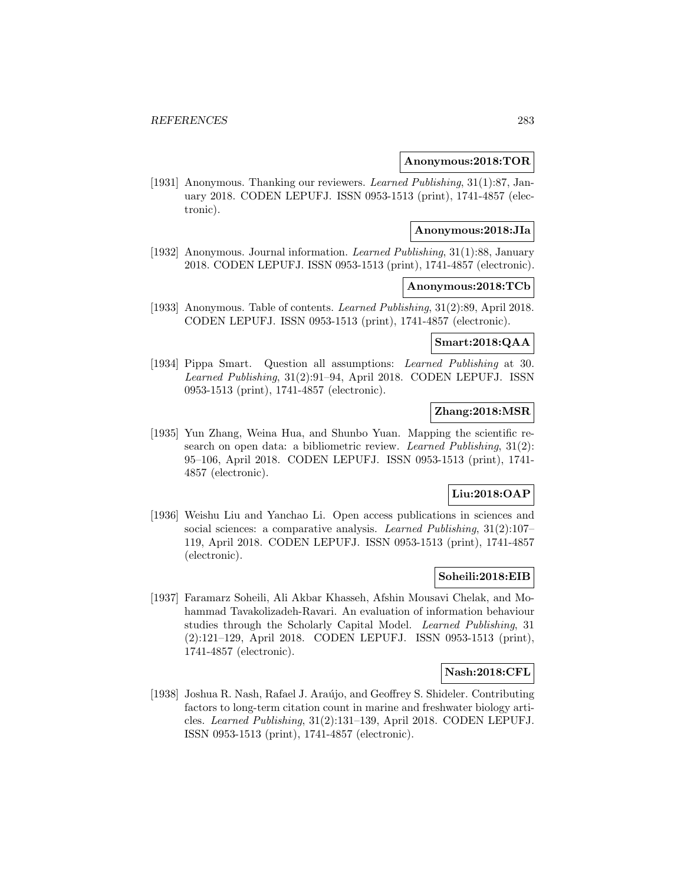**Anonymous:2018:TOR**

[1931] Anonymous. Thanking our reviewers. *Learned Publishing*, 31(1):87, January 2018. CODEN LEPUFJ. ISSN 0953-1513 (print), 1741-4857 (electronic).

**Anonymous:2018:JIa**

[1932] Anonymous. Journal information. *Learned Publishing*, 31(1):88, January 2018. CODEN LEPUFJ. ISSN 0953-1513 (print), 1741-4857 (electronic).

**Anonymous:2018:TCb**

[1933] Anonymous. Table of contents. *Learned Publishing*, 31(2):89, April 2018. CODEN LEPUFJ. ISSN 0953-1513 (print), 1741-4857 (electronic).

**Smart:2018:QAA**

[1934] Pippa Smart. Question all assumptions: *Learned Publishing* at 30. *Learned Publishing*, 31(2):91–94, April 2018. CODEN LEPUFJ. ISSN 0953-1513 (print), 1741-4857 (electronic).

**Zhang:2018:MSR**

[1935] Yun Zhang, Weina Hua, and Shunbo Yuan. Mapping the scientific research on open data: a bibliometric review. *Learned Publishing*, 31(2): 95–106, April 2018. CODEN LEPUFJ. ISSN 0953-1513 (print), 1741-4857 (electronic).

**Liu:2018:OAP**

[1936] Weishu Liu and Yanchao Li. Open access publications in sciences and social sciences: a comparative analysis. *Learned Publishing*, 31(2):107–119, April 2018. CODEN LEPUFJ. ISSN 0953-1513 (print), 1741-4857 (electronic).

**Soheili:2018:EIB**

[1937] Faramarz Soheili, Ali Akbar Khasseh, Afshin Mousavi Chelak, and Mohammad Tavakolizadeh-Ravari. An evaluation of information behaviour studies through the Scholarly Capital Model. *Learned Publishing*, 31 (2):121–129, April 2018. CODEN LEPUFJ. ISSN 0953-1513 (print), 1741-4857 (electronic).

**Nash:2018:CFL**

[1938] Joshua R. Nash, Rafael J. Araújo, and Geoffrey S. Shideler. Contributing factors to long-term citation count in marine and freshwater biology articles. *Learned Publishing*, 31(2):131–139, April 2018. CODEN LEPUFJ. ISSN 0953-1513 (print), 1741-4857 (electronic).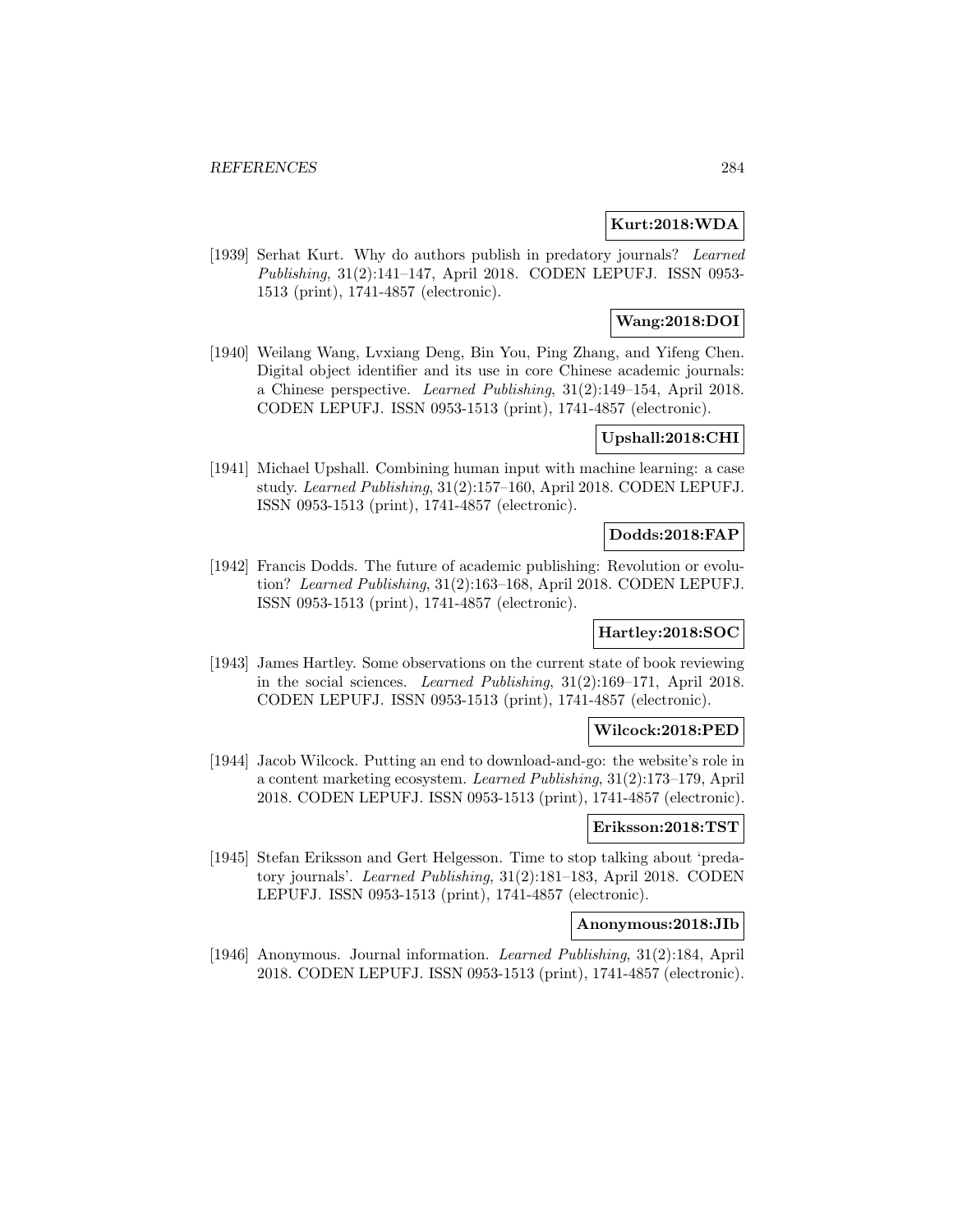**Kurt:2018:WDA**

[1939] Serhat Kurt. Why do authors publish in predatory journals? *Learned Publishing*, 31(2):141–147, April 2018. CODEN LEPUFJ. ISSN 0953-1513 (print), 1741-4857 (electronic).

**Wang:2018:DOI**

[1940] Weilang Wang, Lvxiang Deng, Bin You, Ping Zhang, and Yifeng Chen. Digital object identifier and its use in core Chinese academic journals: a Chinese perspective. *Learned Publishing*, 31(2):149–154, April 2018. CODEN LEPUFJ. ISSN 0953-1513 (print), 1741-4857 (electronic).

**Upshall:2018:CHI**

[1941] Michael Upshall. Combining human input with machine learning: a case study. *Learned Publishing*, 31(2):157–160, April 2018. CODEN LEPUFJ. ISSN 0953-1513 (print), 1741-4857 (electronic).

**Dodds:2018:FAP**

[1942] Francis Dodds. The future of academic publishing: Revolution or evolution? *Learned Publishing*, 31(2):163–168, April 2018. CODEN LEPUFJ. ISSN 0953-1513 (print), 1741-4857 (electronic).

**Hartley:2018:SOC**

[1943] James Hartley. Some observations on the current state of book reviewing in the social sciences. *Learned Publishing*, 31(2):169–171, April 2018. CODEN LEPUFJ. ISSN 0953-1513 (print), 1741-4857 (electronic).

**Wilcock:2018:PED**

[1944] Jacob Wilcock. Putting an end to download-and-go: the website's role in a content marketing ecosystem. *Learned Publishing*, 31(2):173–179, April 2018. CODEN LEPUFJ. ISSN 0953-1513 (print), 1741-4857 (electronic).

**Eriksson:2018:TST**

[1945] Stefan Eriksson and Gert Helgesson. Time to stop talking about 'predatory journals'. *Learned Publishing*, 31(2):181–183, April 2018. CODEN LEPUFJ. ISSN 0953-1513 (print), 1741-4857 (electronic).

**Anonymous:2018:JIb**

[1946] Anonymous. Journal information. *Learned Publishing*, 31(2):184, April 2018. CODEN LEPUFJ. ISSN 0953-1513 (print), 1741-4857 (electronic).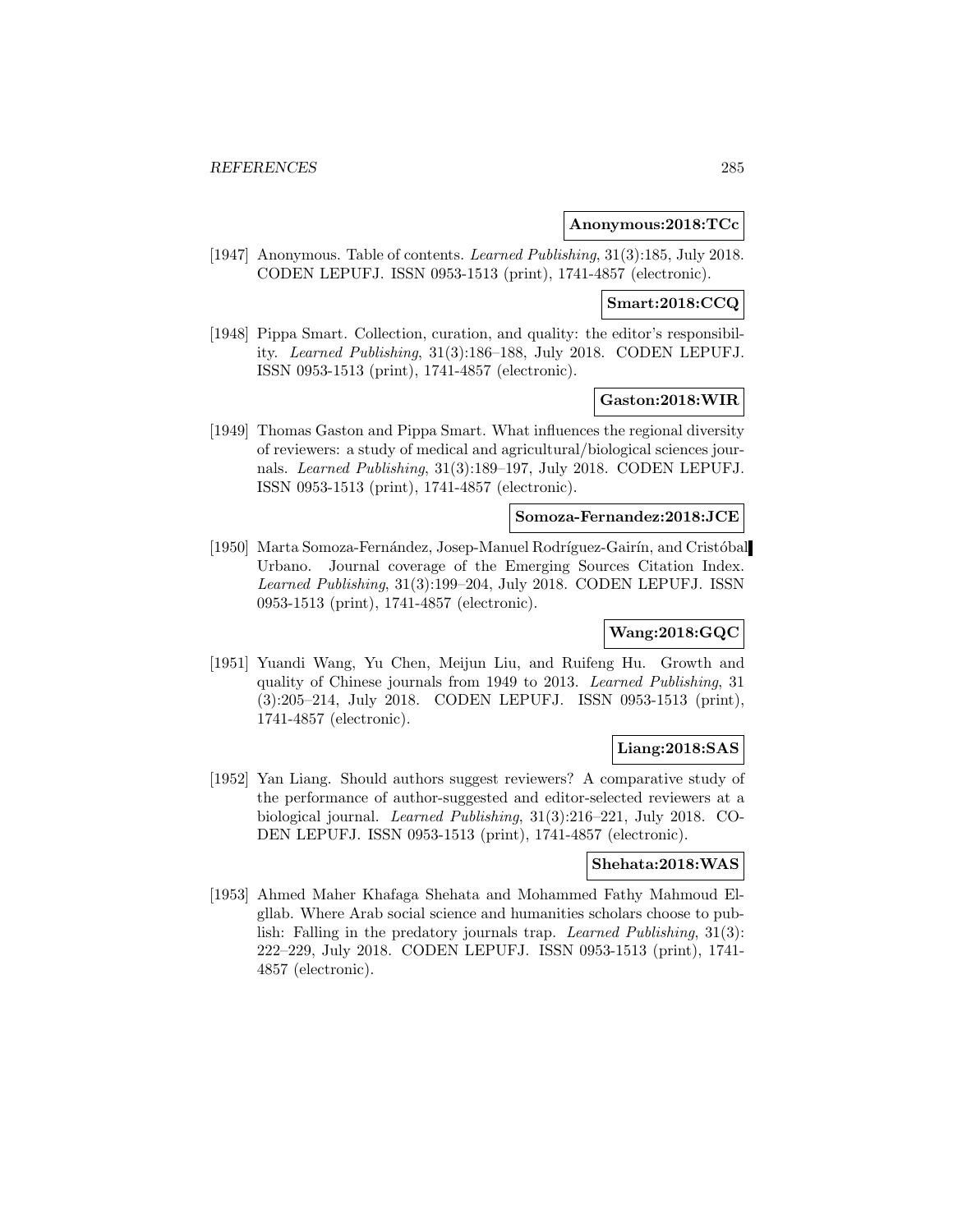**Anonymous:2018:TCc**

[1947] Anonymous. Table of contents. *Learned Publishing*, 31(3):185, July 2018. CODEN LEPUFJ. ISSN 0953-1513 (print), 1741-4857 (electronic).

**Smart:2018:CCQ**

[1948] Pippa Smart. Collection, curation, and quality: the editor's responsibility. *Learned Publishing*, 31(3):186–188, July 2018. CODEN LEPUFJ. ISSN 0953-1513 (print), 1741-4857 (electronic).

**Gaston:2018:WIR**

[1949] Thomas Gaston and Pippa Smart. What influences the regional diversity of reviewers: a study of medical and agricultural/biological sciences journals. *Learned Publishing*, 31(3):189–197, July 2018. CODEN LEPUFJ. ISSN 0953-1513 (print), 1741-4857 (electronic).

**Somoza-Fernandez:2018:JCE**

[1950] Marta Somoza-Fernández, Josep-Manuel Rodríguez-Gairín, and Cristóbal Urbano. Journal coverage of the Emerging Sources Citation Index. *Learned Publishing*, 31(3):199–204, July 2018. CODEN LEPUFJ. ISSN 0953-1513 (print), 1741-4857 (electronic).

**Wang:2018:GQC**

[1951] Yuandi Wang, Yu Chen, Meijun Liu, and Ruifeng Hu. Growth and quality of Chinese journals from 1949 to 2013. *Learned Publishing*, 31 (3):205–214, July 2018. CODEN LEPUFJ. ISSN 0953-1513 (print), 1741-4857 (electronic).

**Liang:2018:SAS**

[1952] Yan Liang. Should authors suggest reviewers? A comparative study of the performance of author-suggested and editor-selected reviewers at a biological journal. *Learned Publishing*, 31(3):216–221, July 2018. CODEN LEPUFJ. ISSN 0953-1513 (print), 1741-4857 (electronic).

**Shehata:2018:WAS**

[1953] Ahmed Maher Khafaga Shehata and Mohammed Fathy Mahmoud Elgllab. Where Arab social science and humanities scholars choose to publish: Falling in the predatory journals trap. *Learned Publishing*, 31(3): 222–229, July 2018. CODEN LEPUFJ. ISSN 0953-1513 (print), 1741-4857 (electronic).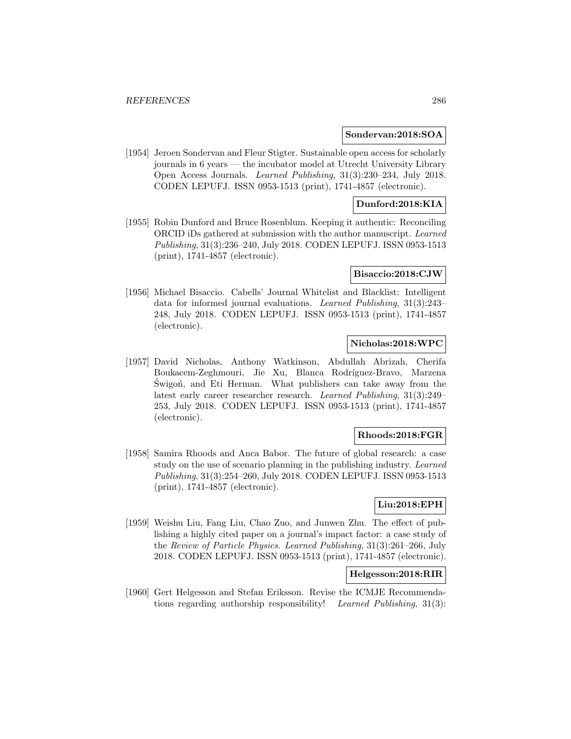**Sondervan:2018:SOA**

[1954] Jeroen Sondervan and Fleur Stigter. Sustainable open access for scholarly journals in 6 years — the incubator model at Utrecht University Library Open Access Journals. *Learned Publishing*, 31(3):230–234, July 2018. CODEN LEPUFJ. ISSN 0953-1513 (print), 1741-4857 (electronic).

**Dunford:2018:KIA**

[1955] Robin Dunford and Bruce Rosenblum. Keeping it authentic: Reconciling ORCID iDs gathered at submission with the author manuscript. *Learned Publishing*, 31(3):236–240, July 2018. CODEN LEPUFJ. ISSN 0953-1513 (print), 1741-4857 (electronic).

**Bisaccio:2018:CJW**

[1956] Michael Bisaccio. Cabells' Journal Whitelist and Blacklist: Intelligent data for informed journal evaluations. *Learned Publishing*, 31(3):243–248, July 2018. CODEN LEPUFJ. ISSN 0953-1513 (print), 1741-4857 (electronic).

**Nicholas:2018:WPC**

[1957] David Nicholas, Anthony Watkinson, Abdullah Abrizah, Cherifa Boukacem-Zeghmouri, Jie Xu, Blanca Rodríguez-Bravo, Marzena Świgoń, and Eti Herman. What publishers can take away from the latest early career researcher research. *Learned Publishing*, 31(3):249–253, July 2018. CODEN LEPUFJ. ISSN 0953-1513 (print), 1741-4857 (electronic).

**Rhoods:2018:FGR**

[1958] Samira Rhoods and Anca Babor. The future of global research: a case study on the use of scenario planning in the publishing industry. *Learned Publishing*, 31(3):254–260, July 2018. CODEN LEPUFJ. ISSN 0953-1513 (print), 1741-4857 (electronic).

**Liu:2018:EPH**

[1959] Weishu Liu, Fang Liu, Chao Zuo, and Junwen Zhu. The effect of publishing a highly cited paper on a journal's impact factor: a case study of the *Review of Particle Physics*. *Learned Publishing*, 31(3):261–266, July 2018. CODEN LEPUFJ. ISSN 0953-1513 (print), 1741-4857 (electronic).

**Helgesson:2018:RIR**

[1960] Gert Helgesson and Stefan Eriksson. Revise the ICMJE Recommendations regarding authorship responsibility! *Learned Publishing*, 31(3):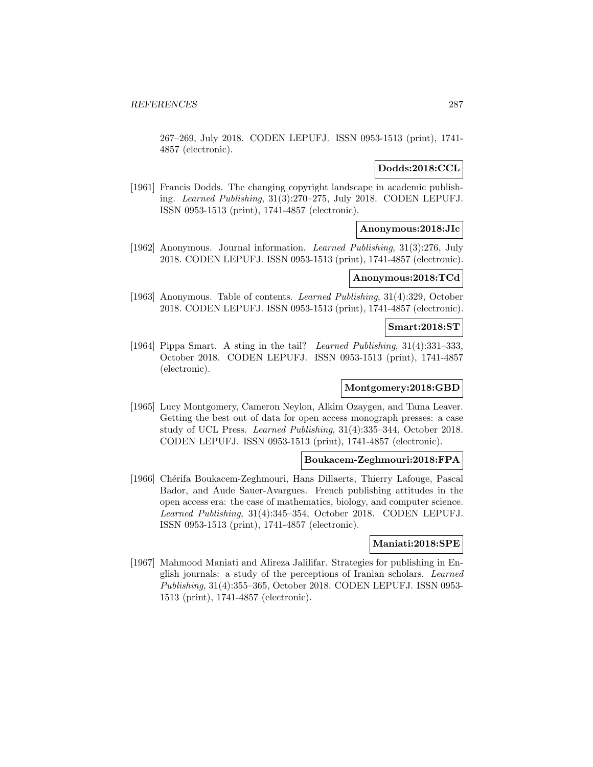267–269, July 2018. CODEN LEPUFJ. ISSN 0953-1513 (print), 1741-4857 (electronic).

**Dodds:2018:CCL**

[1961] Francis Dodds. The changing copyright landscape in academic publishing. *Learned Publishing*, 31(3):270–275, July 2018. CODEN LEPUFJ. ISSN 0953-1513 (print), 1741-4857 (electronic).

**Anonymous:2018:JIc**

[1962] Anonymous. Journal information. *Learned Publishing*, 31(3):276, July 2018. CODEN LEPUFJ. ISSN 0953-1513 (print), 1741-4857 (electronic).

**Anonymous:2018:TCd**

[1963] Anonymous. Table of contents. *Learned Publishing*, 31(4):329, October 2018. CODEN LEPUFJ. ISSN 0953-1513 (print), 1741-4857 (electronic).

**Smart:2018:ST**

[1964] Pippa Smart. A sting in the tail? *Learned Publishing*, 31(4):331–333, October 2018. CODEN LEPUFJ. ISSN 0953-1513 (print), 1741-4857 (electronic).

**Montgomery:2018:GBD**

[1965] Lucy Montgomery, Cameron Neylon, Alkim Ozaygen, and Tama Leaver. Getting the best out of data for open access monograph presses: a case study of UCL Press. *Learned Publishing*, 31(4):335–344, October 2018. CODEN LEPUFJ. ISSN 0953-1513 (print), 1741-4857 (electronic).

**Boukacem-Zeghmouri:2018:FPA**

[1966] Chérifa Boukacem-Zeghmouri, Hans Dillaerts, Thierry Lafouge, Pascal Bador, and Aude Sauer-Avargues. French publishing attitudes in the open access era: the case of mathematics, biology, and computer science. *Learned Publishing*, 31(4):345–354, October 2018. CODEN LEPUFJ. ISSN 0953-1513 (print), 1741-4857 (electronic).

**Maniati:2018:SPE**

[1967] Mahmood Maniati and Alireza Jalilifar. Strategies for publishing in English journals: a study of the perceptions of Iranian scholars. *Learned Publishing*, 31(4):355–365, October 2018. CODEN LEPUFJ. ISSN 0953-1513 (print), 1741-4857 (electronic).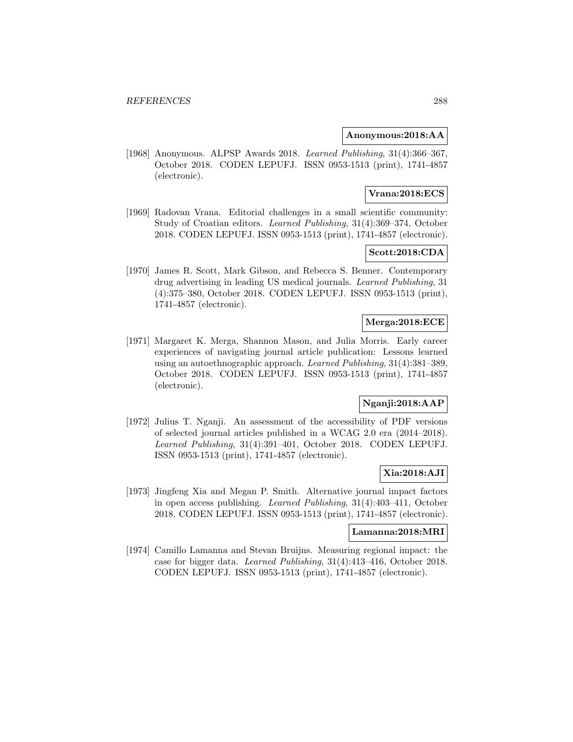**Anonymous:2018:AA**

[1968] Anonymous. ALPSP Awards 2018. *Learned Publishing*, 31(4):366–367, October 2018. CODEN LEPUFJ. ISSN 0953-1513 (print), 1741-4857 (electronic).

**Vrana:2018:ECS**

[1969] Radovan Vrana. Editorial challenges in a small scientific community: Study of Croatian editors. *Learned Publishing*, 31(4):369–374, October 2018. CODEN LEPUFJ. ISSN 0953-1513 (print), 1741-4857 (electronic).

**Scott:2018:CDA**

[1970] James R. Scott, Mark Gibson, and Rebecca S. Benner. Contemporary drug advertising in leading US medical journals. *Learned Publishing*, 31 (4):375–380, October 2018. CODEN LEPUFJ. ISSN 0953-1513 (print), 1741-4857 (electronic).

**Merga:2018:ECE**

[1971] Margaret K. Merga, Shannon Mason, and Julia Morris. Early career experiences of navigating journal article publication: Lessons learned using an autoethnographic approach. *Learned Publishing*, 31(4):381–389, October 2018. CODEN LEPUFJ. ISSN 0953-1513 (print), 1741-4857 (electronic).

**Nganji:2018:AAP**

[1972] Julius T. Nganji. An assessment of the accessibility of PDF versions of selected journal articles published in a WCAG 2.0 era (2014–2018). *Learned Publishing*, 31(4):391–401, October 2018. CODEN LEPUFJ. ISSN 0953-1513 (print), 1741-4857 (electronic).

**Xia:2018:AJI**

[1973] Jingfeng Xia and Megan P. Smith. Alternative journal impact factors in open access publishing. *Learned Publishing*, 31(4):403–411, October 2018. CODEN LEPUFJ. ISSN 0953-1513 (print), 1741-4857 (electronic).

**Lamanna:2018:MRI**

[1974] Camillo Lamanna and Stevan Bruijns. Measuring regional impact: the case for bigger data. *Learned Publishing*, 31(4):413–416, October 2018. CODEN LEPUFJ. ISSN 0953-1513 (print), 1741-4857 (electronic).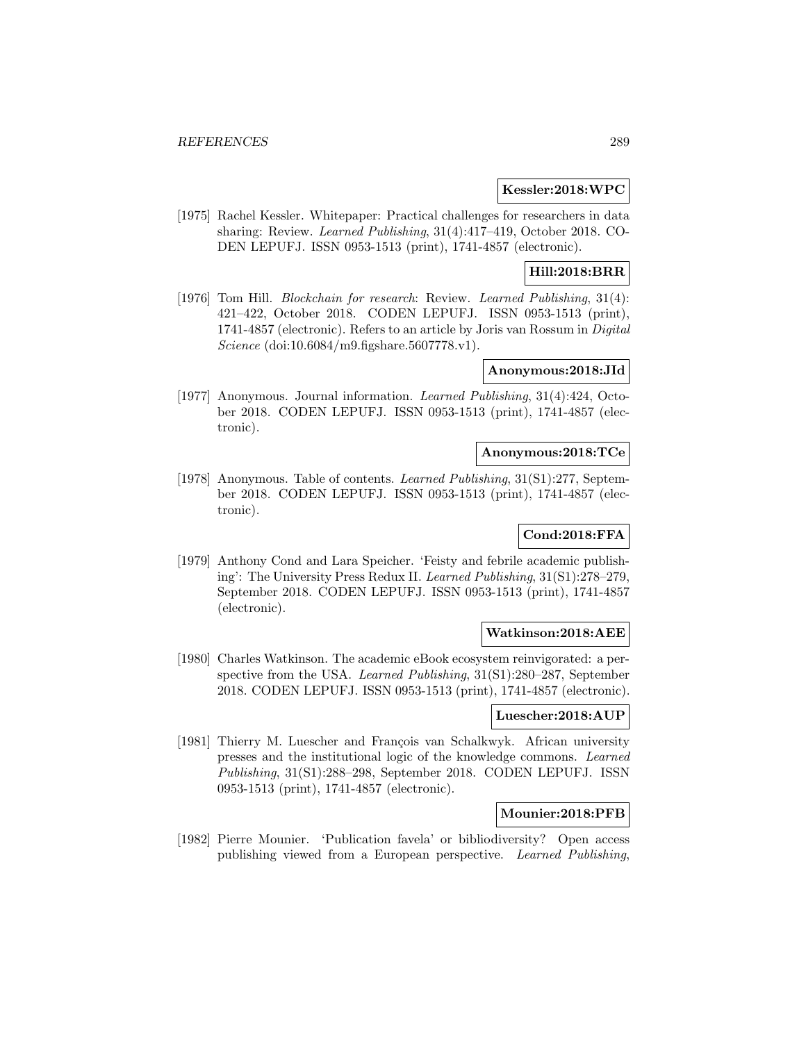**Kessler:2018:WPC**

[1975] Rachel Kessler. Whitepaper: Practical challenges for researchers in data sharing: Review. *Learned Publishing*, 31(4):417–419, October 2018. CODEN LEPUFJ. ISSN 0953-1513 (print), 1741-4857 (electronic).

**Hill:2018:BRR**

[1976] Tom Hill. *Blockchain for research*: Review. *Learned Publishing*, 31(4): 421–422, October 2018. CODEN LEPUFJ. ISSN 0953-1513 (print), 1741-4857 (electronic). Refers to an article by Joris van Rossum in *Digital Science* (doi:10.6084/m9.figshare.5607778.v1).

**Anonymous:2018:JId**

[1977] Anonymous. Journal information. *Learned Publishing*, 31(4):424, October 2018. CODEN LEPUFJ. ISSN 0953-1513 (print), 1741-4857 (electronic).

**Anonymous:2018:TCe**

[1978] Anonymous. Table of contents. *Learned Publishing*, 31(S1):277, September 2018. CODEN LEPUFJ. ISSN 0953-1513 (print), 1741-4857 (electronic).

**Cond:2018:FFA**

[1979] Anthony Cond and Lara Speicher. 'Feisty and febrile academic publishing': The University Press Redux II. *Learned Publishing*, 31(S1):278–279, September 2018. CODEN LEPUFJ. ISSN 0953-1513 (print), 1741-4857 (electronic).

**Watkinson:2018:AEE**

[1980] Charles Watkinson. The academic eBook ecosystem reinvigorated: a perspective from the USA. *Learned Publishing*, 31(S1):280–287, September 2018. CODEN LEPUFJ. ISSN 0953-1513 (print), 1741-4857 (electronic).

**Luescher:2018:AUP**

[1981] Thierry M. Luescher and François van Schalkwyk. African university presses and the institutional logic of the knowledge commons. *Learned Publishing*, 31(S1):288–298, September 2018. CODEN LEPUFJ. ISSN 0953-1513 (print), 1741-4857 (electronic).

**Mounier:2018:PFB**

[1982] Pierre Mounier. 'Publication favela' or bibliodiversity? Open access publishing viewed from a European perspective. *Learned Publishing*,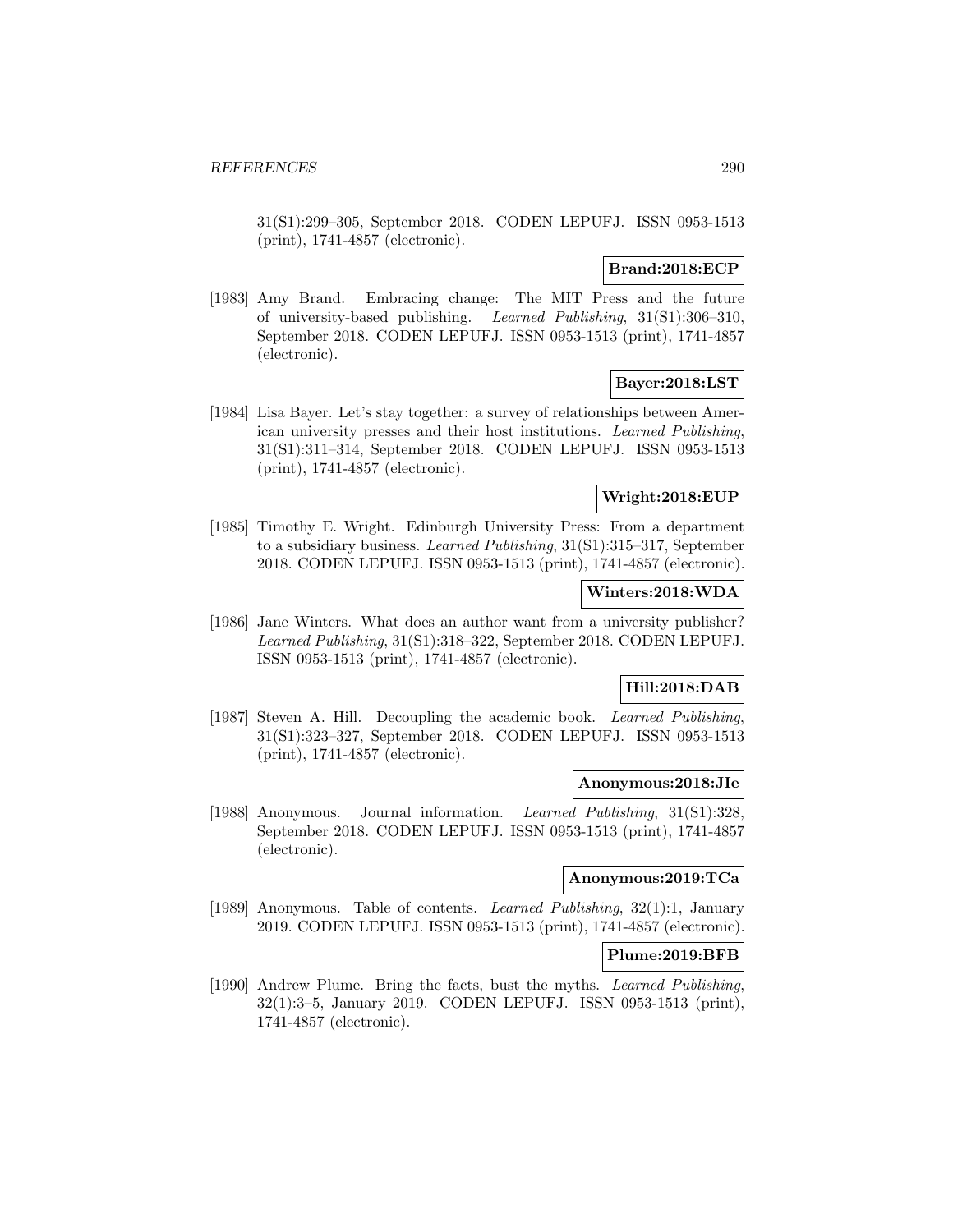31(S1):299–305, September 2018. CODEN LEPUFJ. ISSN 0953-1513 (print), 1741-4857 (electronic).

**Brand:2018:ECP**

[1983] Amy Brand. Embracing change: The MIT Press and the future of university-based publishing. *Learned Publishing*, 31(S1):306–310, September 2018. CODEN LEPUFJ. ISSN 0953-1513 (print), 1741-4857 (electronic).

**Bayer:2018:LST**

[1984] Lisa Bayer. Let's stay together: a survey of relationships between American university presses and their host institutions. *Learned Publishing*, 31(S1):311–314, September 2018. CODEN LEPUFJ. ISSN 0953-1513 (print), 1741-4857 (electronic).

**Wright:2018:EUP**

[1985] Timothy E. Wright. Edinburgh University Press: From a department to a subsidiary business. *Learned Publishing*, 31(S1):315–317, September 2018. CODEN LEPUFJ. ISSN 0953-1513 (print), 1741-4857 (electronic).

**Winters:2018:WDA**

[1986] Jane Winters. What does an author want from a university publisher? *Learned Publishing*, 31(S1):318–322, September 2018. CODEN LEPUFJ. ISSN 0953-1513 (print), 1741-4857 (electronic).

**Hill:2018:DAB**

[1987] Steven A. Hill. Decoupling the academic book. *Learned Publishing*, 31(S1):323–327, September 2018. CODEN LEPUFJ. ISSN 0953-1513 (print), 1741-4857 (electronic).

**Anonymous:2018:JIe**

[1988] Anonymous. Journal information. *Learned Publishing*, 31(S1):328, September 2018. CODEN LEPUFJ. ISSN 0953-1513 (print), 1741-4857 (electronic).

**Anonymous:2019:TCa**

[1989] Anonymous. Table of contents. *Learned Publishing*, 32(1):1, January 2019. CODEN LEPUFJ. ISSN 0953-1513 (print), 1741-4857 (electronic).

**Plume:2019:BFB**

[1990] Andrew Plume. Bring the facts, bust the myths. *Learned Publishing*, 32(1):3–5, January 2019. CODEN LEPUFJ. ISSN 0953-1513 (print), 1741-4857 (electronic).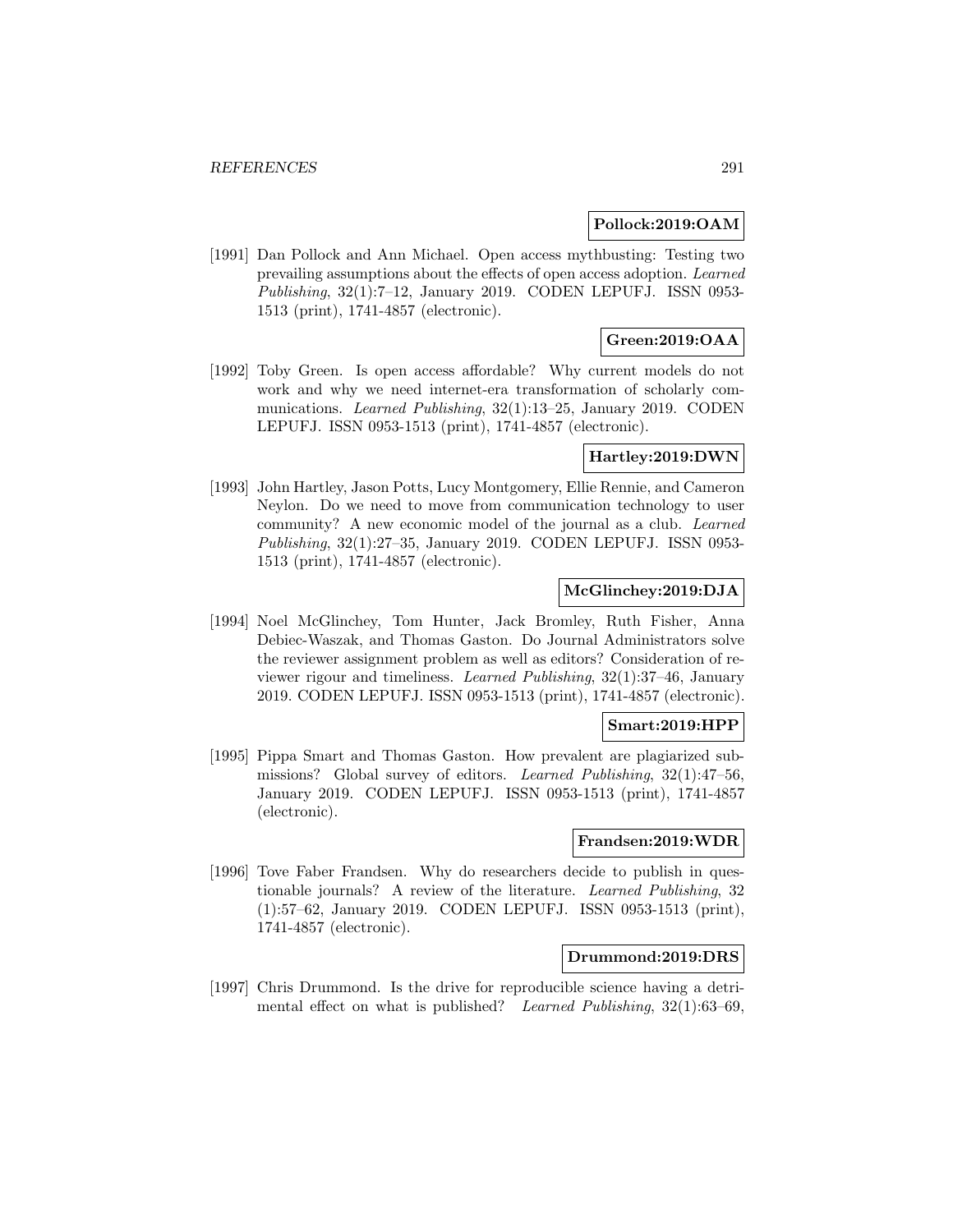**Pollock:2019:OAM**

[1991] Dan Pollock and Ann Michael. Open access mythbusting: Testing two prevailing assumptions about the effects of open access adoption. *Learned Publishing*, 32(1):7–12, January 2019. CODEN LEPUFJ. ISSN 0953-1513 (print), 1741-4857 (electronic).

**Green:2019:OAA**

[1992] Toby Green. Is open access affordable? Why current models do not work and why we need internet-era transformation of scholarly communications. *Learned Publishing*, 32(1):13–25, January 2019. CODEN LEPUFJ. ISSN 0953-1513 (print), 1741-4857 (electronic).

**Hartley:2019:DWN**

[1993] John Hartley, Jason Potts, Lucy Montgomery, Ellie Rennie, and Cameron Neylon. Do we need to move from communication technology to user community? A new economic model of the journal as a club. *Learned Publishing*, 32(1):27–35, January 2019. CODEN LEPUFJ. ISSN 0953-1513 (print), 1741-4857 (electronic).

**McGlinchey:2019:DJA**

[1994] Noel McGlinchey, Tom Hunter, Jack Bromley, Ruth Fisher, Anna Debiec-Waszak, and Thomas Gaston. Do Journal Administrators solve the reviewer assignment problem as well as editors? Consideration of reviewer rigour and timeliness. *Learned Publishing*, 32(1):37–46, January 2019. CODEN LEPUFJ. ISSN 0953-1513 (print), 1741-4857 (electronic).

**Smart:2019:HPP**

[1995] Pippa Smart and Thomas Gaston. How prevalent are plagiarized submissions? Global survey of editors. *Learned Publishing*, 32(1):47–56, January 2019. CODEN LEPUFJ. ISSN 0953-1513 (print), 1741-4857 (electronic).

**Frandsen:2019:WDR**

[1996] Tove Faber Frandsen. Why do researchers decide to publish in questionable journals? A review of the literature. *Learned Publishing*, 32 (1):57–62, January 2019. CODEN LEPUFJ. ISSN 0953-1513 (print), 1741-4857 (electronic).

**Drummond:2019:DRS**

[1997] Chris Drummond. Is the drive for reproducible science having a detrimental effect on what is published? *Learned Publishing*, 32(1):63–69,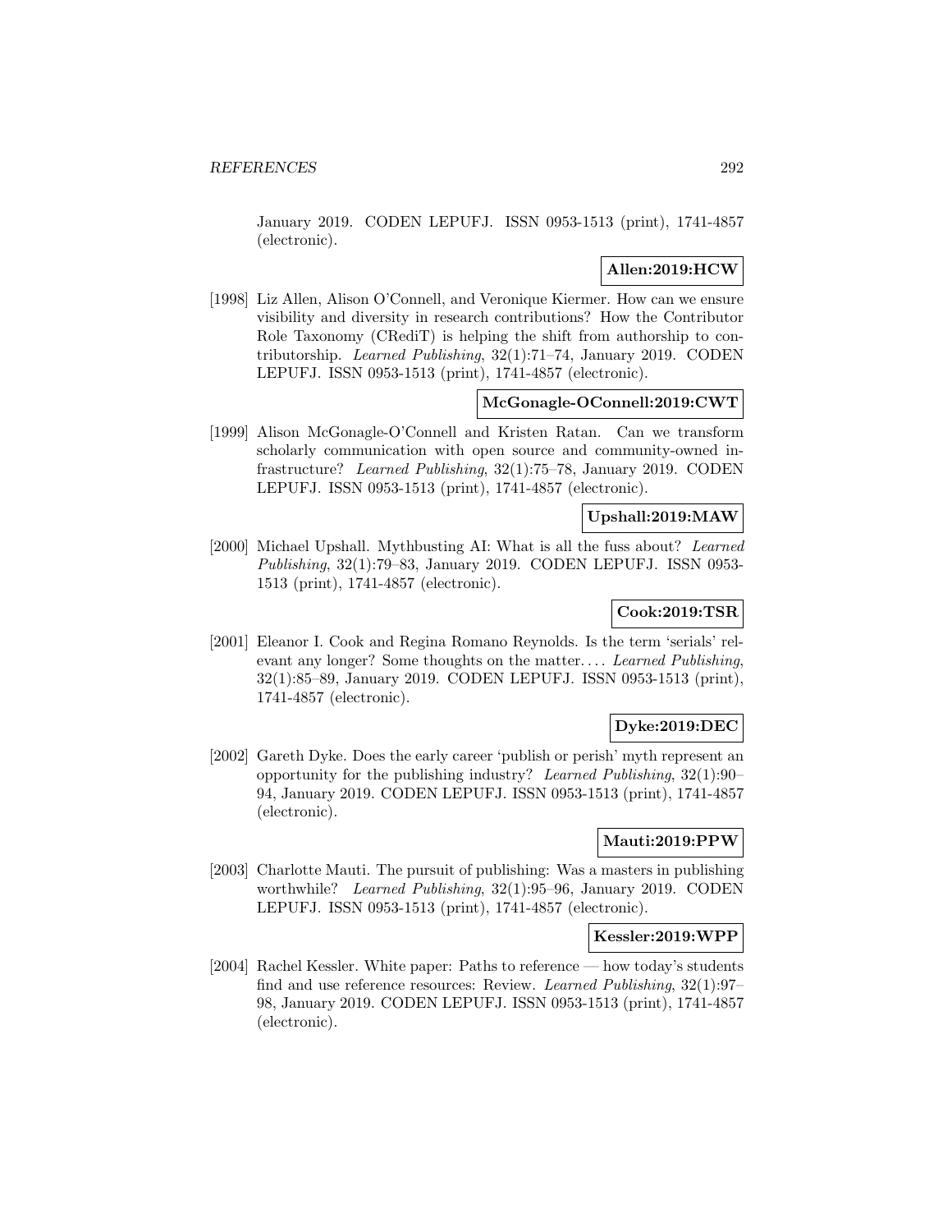January 2019. CODEN LEPUFJ. ISSN 0953-1513 (print), 1741-4857 (electronic).

**Allen:2019:HCW**

[1998] Liz Allen, Alison O'Connell, and Veronique Kiermer. How can we ensure visibility and diversity in research contributions? How the Contributor Role Taxonomy (CRediT) is helping the shift from authorship to contributorship. *Learned Publishing*, 32(1):71–74, January 2019. CODEN LEPUFJ. ISSN 0953-1513 (print), 1741-4857 (electronic).

**McGonagle-OConnell:2019:CWT**

[1999] Alison McGonagle-O'Connell and Kristen Ratan. Can we transform scholarly communication with open source and community-owned infrastructure? *Learned Publishing*, 32(1):75–78, January 2019. CODEN LEPUFJ. ISSN 0953-1513 (print), 1741-4857 (electronic).

**Upshall:2019:MAW**

[2000] Michael Upshall. Mythbusting AI: What is all the fuss about? *Learned Publishing*, 32(1):79–83, January 2019. CODEN LEPUFJ. ISSN 0953-1513 (print), 1741-4857 (electronic).

**Cook:2019:TSR**

[2001] Eleanor I. Cook and Regina Romano Reynolds. Is the term 'serials' relevant any longer? Some thoughts on the matter.... *Learned Publishing*, 32(1):85–89, January 2019. CODEN LEPUFJ. ISSN 0953-1513 (print), 1741-4857 (electronic).

**Dyke:2019:DEC**

[2002] Gareth Dyke. Does the early career 'publish or perish' myth represent an opportunity for the publishing industry? *Learned Publishing*, 32(1):90–94, January 2019. CODEN LEPUFJ. ISSN 0953-1513 (print), 1741-4857 (electronic).

**Mauti:2019:PPW**

[2003] Charlotte Mauti. The pursuit of publishing: Was a masters in publishing worthwhile? *Learned Publishing*, 32(1):95–96, January 2019. CODEN LEPUFJ. ISSN 0953-1513 (print), 1741-4857 (electronic).

**Kessler:2019:WPP**

[2004] Rachel Kessler. White paper: Paths to reference — how today's students find and use reference resources: Review. *Learned Publishing*, 32(1):97–98, January 2019. CODEN LEPUFJ. ISSN 0953-1513 (print), 1741-4857 (electronic).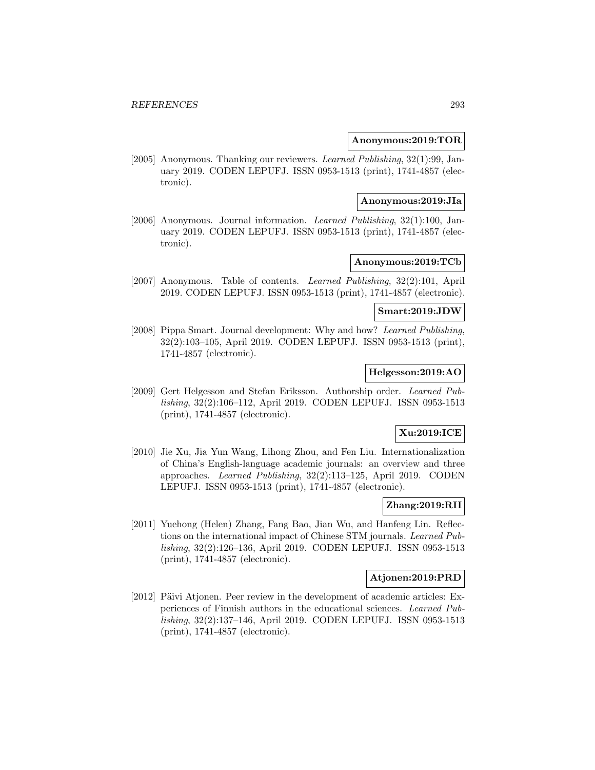**Anonymous:2019:TOR**

[2005] Anonymous. Thanking our reviewers. *Learned Publishing*, 32(1):99, January 2019. CODEN LEPUFJ. ISSN 0953-1513 (print), 1741-4857 (electronic).

**Anonymous:2019:JIa**

[2006] Anonymous. Journal information. *Learned Publishing*, 32(1):100, January 2019. CODEN LEPUFJ. ISSN 0953-1513 (print), 1741-4857 (electronic).

**Anonymous:2019:TCb**

[2007] Anonymous. Table of contents. *Learned Publishing*, 32(2):101, April 2019. CODEN LEPUFJ. ISSN 0953-1513 (print), 1741-4857 (electronic).

**Smart:2019:JDW**

[2008] Pippa Smart. Journal development: Why and how? *Learned Publishing*, 32(2):103–105, April 2019. CODEN LEPUFJ. ISSN 0953-1513 (print), 1741-4857 (electronic).

**Helgesson:2019:AO**

[2009] Gert Helgesson and Stefan Eriksson. Authorship order. *Learned Publishing*, 32(2):106–112, April 2019. CODEN LEPUFJ. ISSN 0953-1513 (print), 1741-4857 (electronic).

**Xu:2019:ICE**

[2010] Jie Xu, Jia Yun Wang, Lihong Zhou, and Fen Liu. Internationalization of China's English-language academic journals: an overview and three approaches. *Learned Publishing*, 32(2):113–125, April 2019. CODEN LEPUFJ. ISSN 0953-1513 (print), 1741-4857 (electronic).

**Zhang:2019:RII**

[2011] Yuehong (Helen) Zhang, Fang Bao, Jian Wu, and Hanfeng Lin. Reflections on the international impact of Chinese STM journals. *Learned Publishing*, 32(2):126–136, April 2019. CODEN LEPUFJ. ISSN 0953-1513 (print), 1741-4857 (electronic).

**Atjonen:2019:PRD**

[2012] Päivi Atjonen. Peer review in the development of academic articles: Experiences of Finnish authors in the educational sciences. *Learned Publishing*, 32(2):137–146, April 2019. CODEN LEPUFJ. ISSN 0953-1513 (print), 1741-4857 (electronic).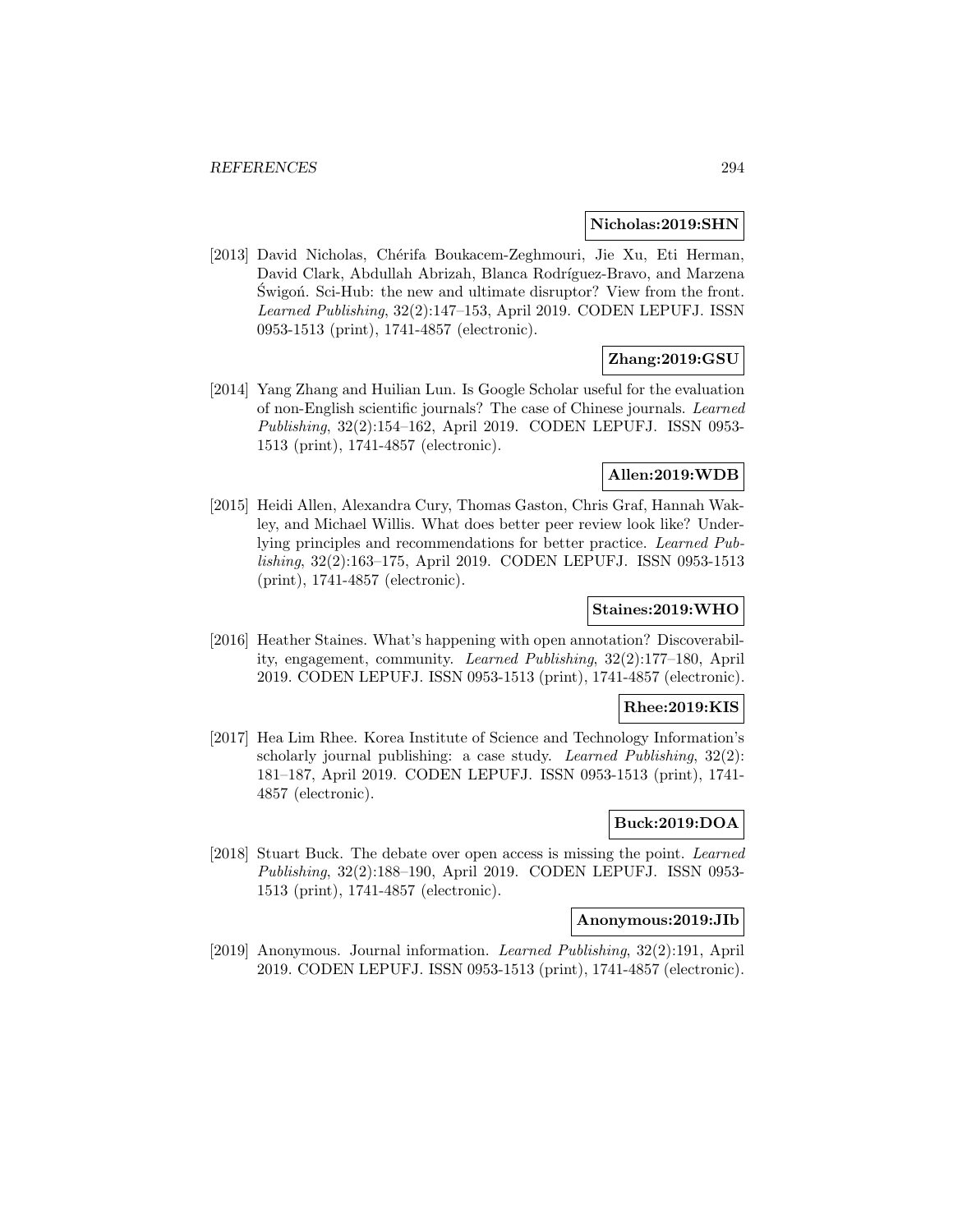**Nicholas:2019:SHN**

[2013] David Nicholas, Chérifa Boukacem-Zeghmouri, Jie Xu, Eti Herman, David Clark, Abdullah Abrizah, Blanca Rodríguez-Bravo, and Marzena Świgoń. Sci-Hub: the new and ultimate disruptor? View from the front. *Learned Publishing*, 32(2):147–153, April 2019. CODEN LEPUFJ. ISSN 0953-1513 (print), 1741-4857 (electronic).

**Zhang:2019:GSU**

[2014] Yang Zhang and Huilian Lun. Is Google Scholar useful for the evaluation of non-English scientific journals? The case of Chinese journals. *Learned Publishing*, 32(2):154–162, April 2019. CODEN LEPUFJ. ISSN 0953-1513 (print), 1741-4857 (electronic).

**Allen:2019:WDB**

[2015] Heidi Allen, Alexandra Cury, Thomas Gaston, Chris Graf, Hannah Wakley, and Michael Willis. What does better peer review look like? Underlying principles and recommendations for better practice. *Learned Publishing*, 32(2):163–175, April 2019. CODEN LEPUFJ. ISSN 0953-1513 (print), 1741-4857 (electronic).

**Staines:2019:WHO**

[2016] Heather Staines. What's happening with open annotation? Discoverability, engagement, community. *Learned Publishing*, 32(2):177–180, April 2019. CODEN LEPUFJ. ISSN 0953-1513 (print), 1741-4857 (electronic).

**Rhee:2019:KIS**

[2017] Hea Lim Rhee. Korea Institute of Science and Technology Information's scholarly journal publishing: a case study. *Learned Publishing*, 32(2): 181–187, April 2019. CODEN LEPUFJ. ISSN 0953-1513 (print), 1741-4857 (electronic).

**Buck:2019:DOA**

[2018] Stuart Buck. The debate over open access is missing the point. *Learned Publishing*, 32(2):188–190, April 2019. CODEN LEPUFJ. ISSN 0953-1513 (print), 1741-4857 (electronic).

**Anonymous:2019:JIb**

[2019] Anonymous. Journal information. *Learned Publishing*, 32(2):191, April 2019. CODEN LEPUFJ. ISSN 0953-1513 (print), 1741-4857 (electronic).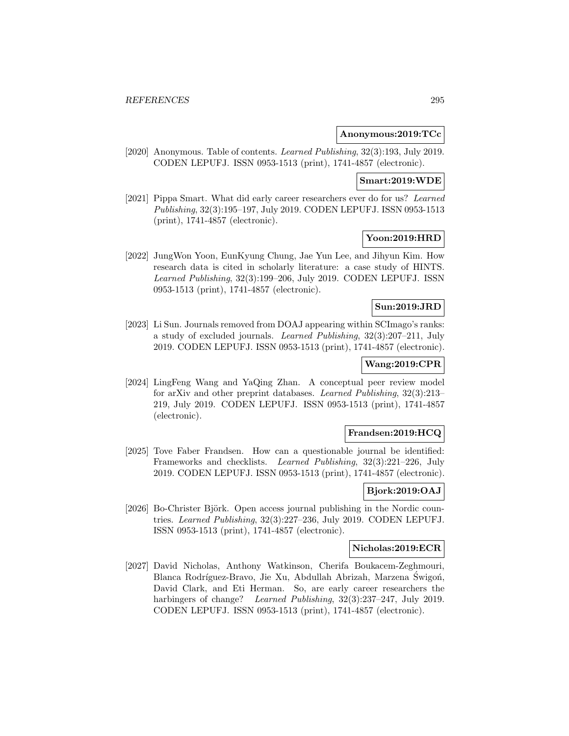**Anonymous:2019:TCc**

[2020] Anonymous. Table of contents. *Learned Publishing*, 32(3):193, July 2019. CODEN LEPUFJ. ISSN 0953-1513 (print), 1741-4857 (electronic).

**Smart:2019:WDE**

[2021] Pippa Smart. What did early career researchers ever do for us? *Learned Publishing*, 32(3):195–197, July 2019. CODEN LEPUFJ. ISSN 0953-1513 (print), 1741-4857 (electronic).

**Yoon:2019:HRD**

[2022] JungWon Yoon, EunKyung Chung, Jae Yun Lee, and Jihyun Kim. How research data is cited in scholarly literature: a case study of HINTS. *Learned Publishing*, 32(3):199–206, July 2019. CODEN LEPUFJ. ISSN 0953-1513 (print), 1741-4857 (electronic).

**Sun:2019:JRD**

[2023] Li Sun. Journals removed from DOAJ appearing within SCImago's ranks: a study of excluded journals. *Learned Publishing*, 32(3):207–211, July 2019. CODEN LEPUFJ. ISSN 0953-1513 (print), 1741-4857 (electronic).

**Wang:2019:CPR**

[2024] LingFeng Wang and YaQing Zhan. A conceptual peer review model for arXiv and other preprint databases. *Learned Publishing*, 32(3):213–219, July 2019. CODEN LEPUFJ. ISSN 0953-1513 (print), 1741-4857 (electronic).

**Frandsen:2019:HCQ**

[2025] Tove Faber Frandsen. How can a questionable journal be identified: Frameworks and checklists. *Learned Publishing*, 32(3):221–226, July 2019. CODEN LEPUFJ. ISSN 0953-1513 (print), 1741-4857 (electronic).

**Bjork:2019:OAJ**

[2026] Bo-Christer Björk. Open access journal publishing in the Nordic countries. *Learned Publishing*, 32(3):227–236, July 2019. CODEN LEPUFJ. ISSN 0953-1513 (print), 1741-4857 (electronic).

**Nicholas:2019:ECR**

[2027] David Nicholas, Anthony Watkinson, Cherifa Boukacem-Zeghmouri, Blanca Rodríguez-Bravo, Jie Xu, Abdullah Abrizah, Marzena Świgoń, David Clark, and Eti Herman. So, are early career researchers the harbingers of change? *Learned Publishing*, 32(3):237–247, July 2019. CODEN LEPUFJ. ISSN 0953-1513 (print), 1741-4857 (electronic).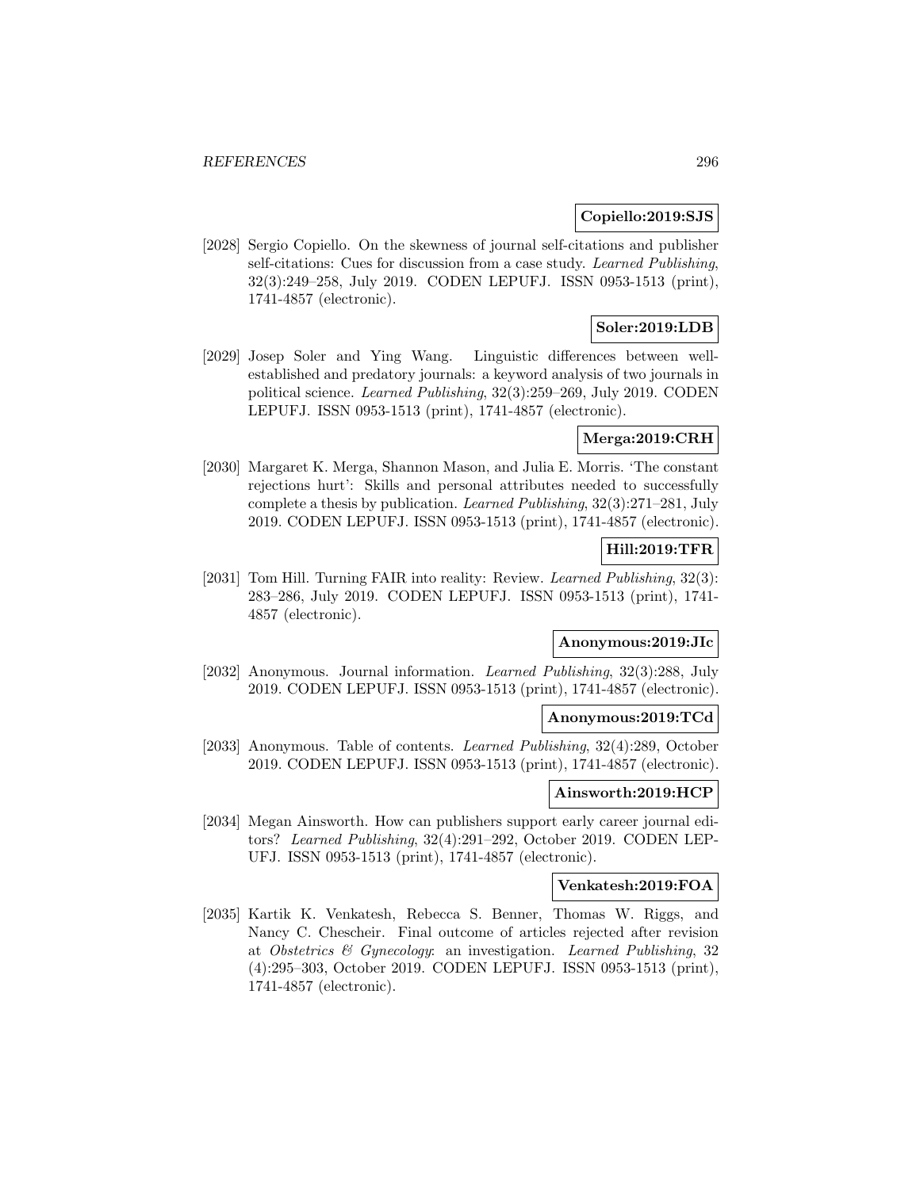**Copiello:2019:SJS**

[2028] Sergio Copiello. On the skewness of journal self-citations and publisher self-citations: Cues for discussion from a case study. *Learned Publishing*, 32(3):249–258, July 2019. CODEN LEPUFJ. ISSN 0953-1513 (print), 1741-4857 (electronic).

**Soler:2019:LDB**

[2029] Josep Soler and Ying Wang. Linguistic differences between well-established and predatory journals: a keyword analysis of two journals in political science. *Learned Publishing*, 32(3):259–269, July 2019. CODEN LEPUFJ. ISSN 0953-1513 (print), 1741-4857 (electronic).

**Merga:2019:CRH**

[2030] Margaret K. Merga, Shannon Mason, and Julia E. Morris. 'The constant rejections hurt': Skills and personal attributes needed to successfully complete a thesis by publication. *Learned Publishing*, 32(3):271–281, July 2019. CODEN LEPUFJ. ISSN 0953-1513 (print), 1741-4857 (electronic).

**Hill:2019:TFR**

[2031] Tom Hill. Turning FAIR into reality: Review. *Learned Publishing*, 32(3): 283–286, July 2019. CODEN LEPUFJ. ISSN 0953-1513 (print), 1741-4857 (electronic).

**Anonymous:2019:JIc**

[2032] Anonymous. Journal information. *Learned Publishing*, 32(3):288, July 2019. CODEN LEPUFJ. ISSN 0953-1513 (print), 1741-4857 (electronic).

**Anonymous:2019:TCd**

[2033] Anonymous. Table of contents. *Learned Publishing*, 32(4):289, October 2019. CODEN LEPUFJ. ISSN 0953-1513 (print), 1741-4857 (electronic).

**Ainsworth:2019:HCP**

[2034] Megan Ainsworth. How can publishers support early career journal editors? *Learned Publishing*, 32(4):291–292, October 2019. CODEN LEPUFJ. ISSN 0953-1513 (print), 1741-4857 (electronic).

**Venkatesh:2019:FOA**

[2035] Kartik K. Venkatesh, Rebecca S. Benner, Thomas W. Riggs, and Nancy C. Chescheir. Final outcome of articles rejected after revision at *Obstetrics & Gynecology*: an investigation. *Learned Publishing*, 32 (4):295–303, October 2019. CODEN LEPUFJ. ISSN 0953-1513 (print), 1741-4857 (electronic).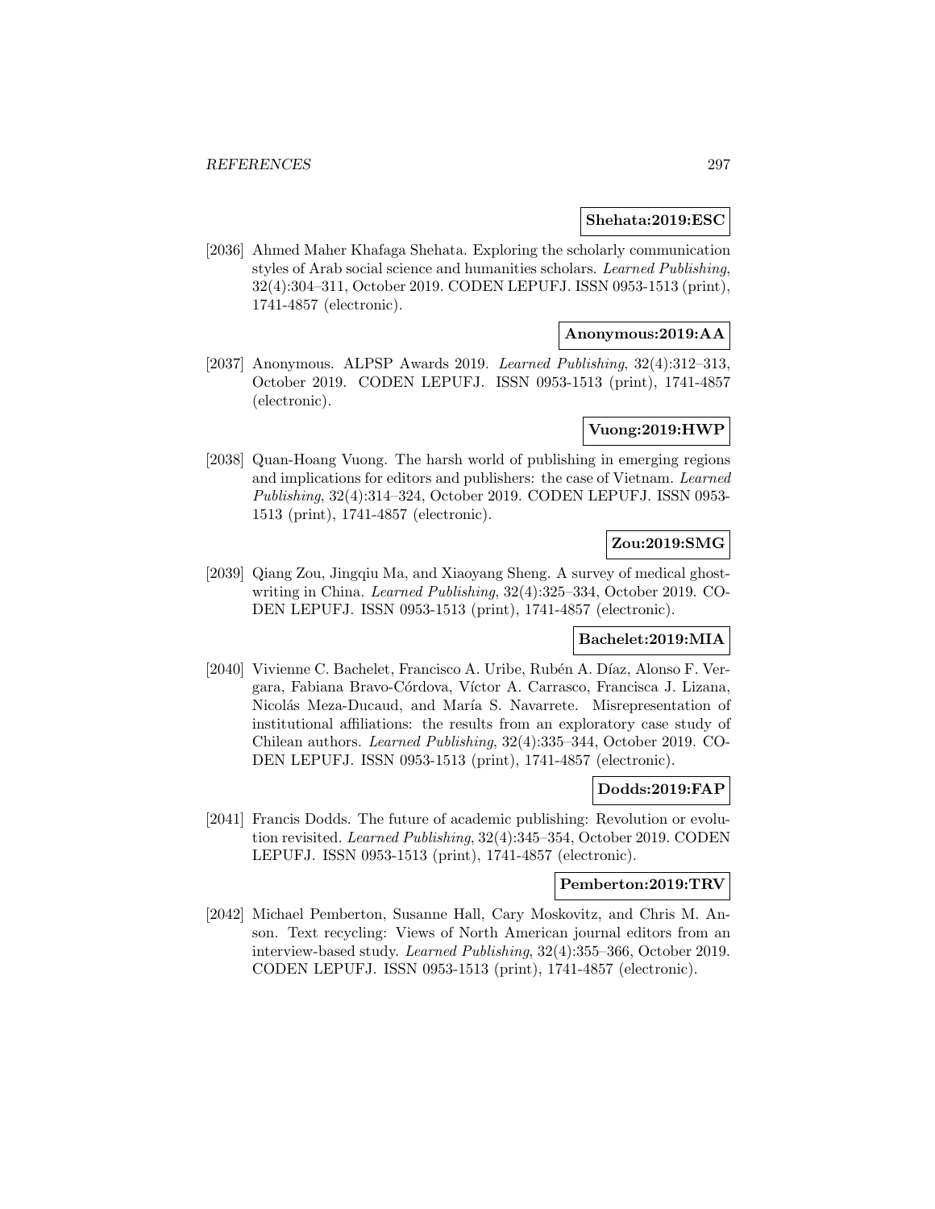**Shehata:2019:ESC**

[2036] Ahmed Maher Khafaga Shehata. Exploring the scholarly communication styles of Arab social science and humanities scholars. *Learned Publishing*, 32(4):304–311, October 2019. CODEN LEPUFJ. ISSN 0953-1513 (print), 1741-4857 (electronic).

**Anonymous:2019:AA**

[2037] Anonymous. ALPSP Awards 2019. *Learned Publishing*, 32(4):312–313, October 2019. CODEN LEPUFJ. ISSN 0953-1513 (print), 1741-4857 (electronic).

**Vuong:2019:HWP**

[2038] Quan-Hoang Vuong. The harsh world of publishing in emerging regions and implications for editors and publishers: the case of Vietnam. *Learned Publishing*, 32(4):314–324, October 2019. CODEN LEPUFJ. ISSN 0953-1513 (print), 1741-4857 (electronic).

**Zou:2019:SMG**

[2039] Qiang Zou, Jingqiu Ma, and Xiaoyang Sheng. A survey of medical ghost-writing in China. *Learned Publishing*, 32(4):325–334, October 2019. CODEN LEPUFJ. ISSN 0953-1513 (print), 1741-4857 (electronic).

**Bachelet:2019:MIA**

[2040] Vivienne C. Bachelet, Francisco A. Uribe, Rubén A. Díaz, Alonso F. Vergara, Fabiana Bravo-Córdova, Víctor A. Carrasco, Francisca J. Lizana, Nicolás Meza-Ducaud, and María S. Navarrete. Misrepresentation of institutional affiliations: the results from an exploratory case study of Chilean authors. *Learned Publishing*, 32(4):335–344, October 2019. CODEN LEPUFJ. ISSN 0953-1513 (print), 1741-4857 (electronic).

**Dodds:2019:FAP**

[2041] Francis Dodds. The future of academic publishing: Revolution or evolution revisited. *Learned Publishing*, 32(4):345–354, October 2019. CODEN LEPUFJ. ISSN 0953-1513 (print), 1741-4857 (electronic).

**Pemberton:2019:TRV**

[2042] Michael Pemberton, Susanne Hall, Cary Moskovitz, and Chris M. Anson. Text recycling: Views of North American journal editors from an interview-based study. *Learned Publishing*, 32(4):355–366, October 2019. CODEN LEPUFJ. ISSN 0953-1513 (print), 1741-4857 (electronic).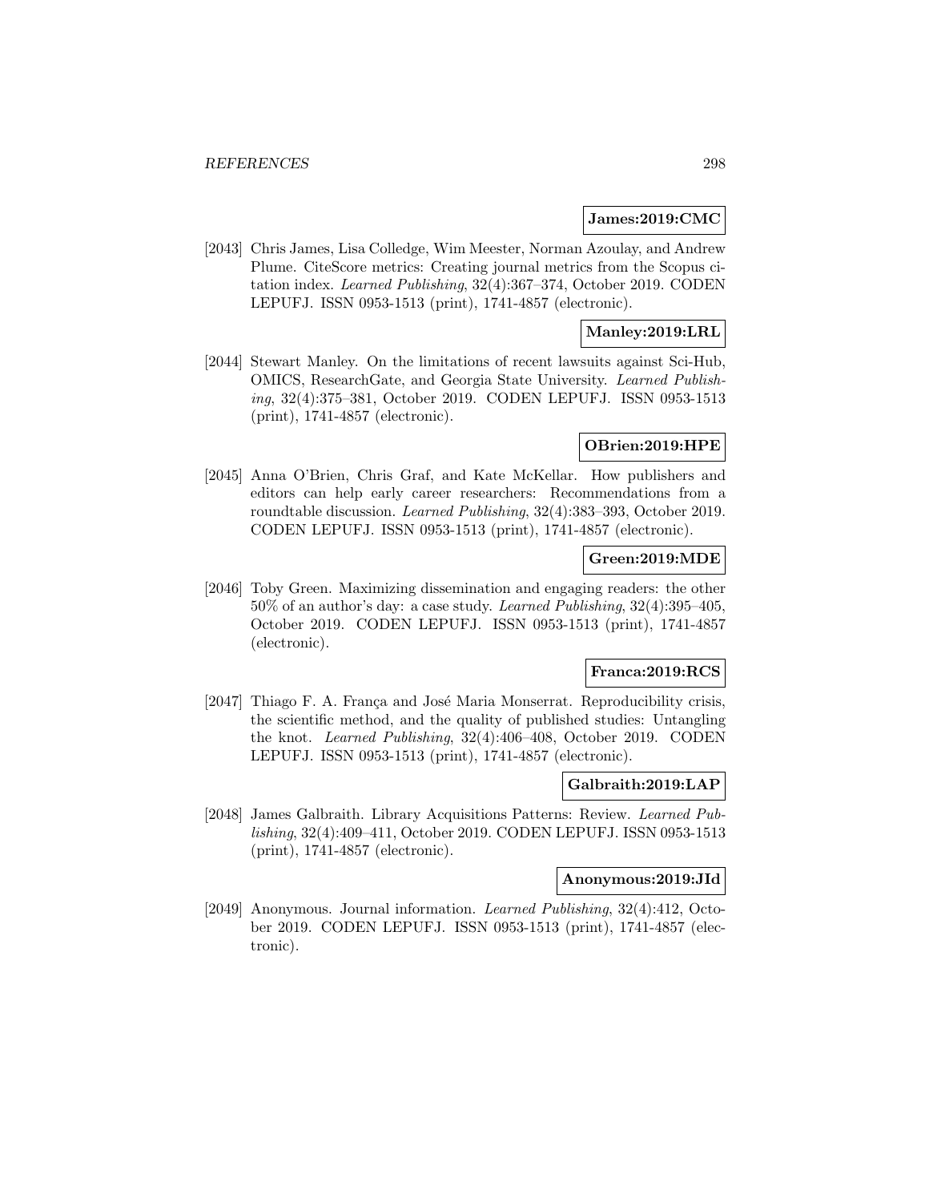**James:2019:CMC**

[2043] Chris James, Lisa Colledge, Wim Meester, Norman Azoulay, and Andrew Plume. CiteScore metrics: Creating journal metrics from the Scopus citation index. *Learned Publishing*, 32(4):367–374, October 2019. CODEN LEPUFJ. ISSN 0953-1513 (print), 1741-4857 (electronic).

**Manley:2019:LRL**

[2044] Stewart Manley. On the limitations of recent lawsuits against Sci-Hub, OMICS, ResearchGate, and Georgia State University. *Learned Publishing*, 32(4):375–381, October 2019. CODEN LEPUFJ. ISSN 0953-1513 (print), 1741-4857 (electronic).

**OBrien:2019:HPE**

[2045] Anna O'Brien, Chris Graf, and Kate McKellar. How publishers and editors can help early career researchers: Recommendations from a roundtable discussion. *Learned Publishing*, 32(4):383–393, October 2019. CODEN LEPUFJ. ISSN 0953-1513 (print), 1741-4857 (electronic).

**Green:2019:MDE**

[2046] Toby Green. Maximizing dissemination and engaging readers: the other 50% of an author's day: a case study. *Learned Publishing*, 32(4):395–405, October 2019. CODEN LEPUFJ. ISSN 0953-1513 (print), 1741-4857 (electronic).

**Franca:2019:RCS**

[2047] Thiago F. A. França and José Maria Monserrat. Reproducibility crisis, the scientific method, and the quality of published studies: Untangling the knot. *Learned Publishing*, 32(4):406–408, October 2019. CODEN LEPUFJ. ISSN 0953-1513 (print), 1741-4857 (electronic).

**Galbraith:2019:LAP**

[2048] James Galbraith. Library Acquisitions Patterns: Review. *Learned Publishing*, 32(4):409–411, October 2019. CODEN LEPUFJ. ISSN 0953-1513 (print), 1741-4857 (electronic).

**Anonymous:2019:JId**

[2049] Anonymous. Journal information. *Learned Publishing*, 32(4):412, October 2019. CODEN LEPUFJ. ISSN 0953-1513 (print), 1741-4857 (electronic).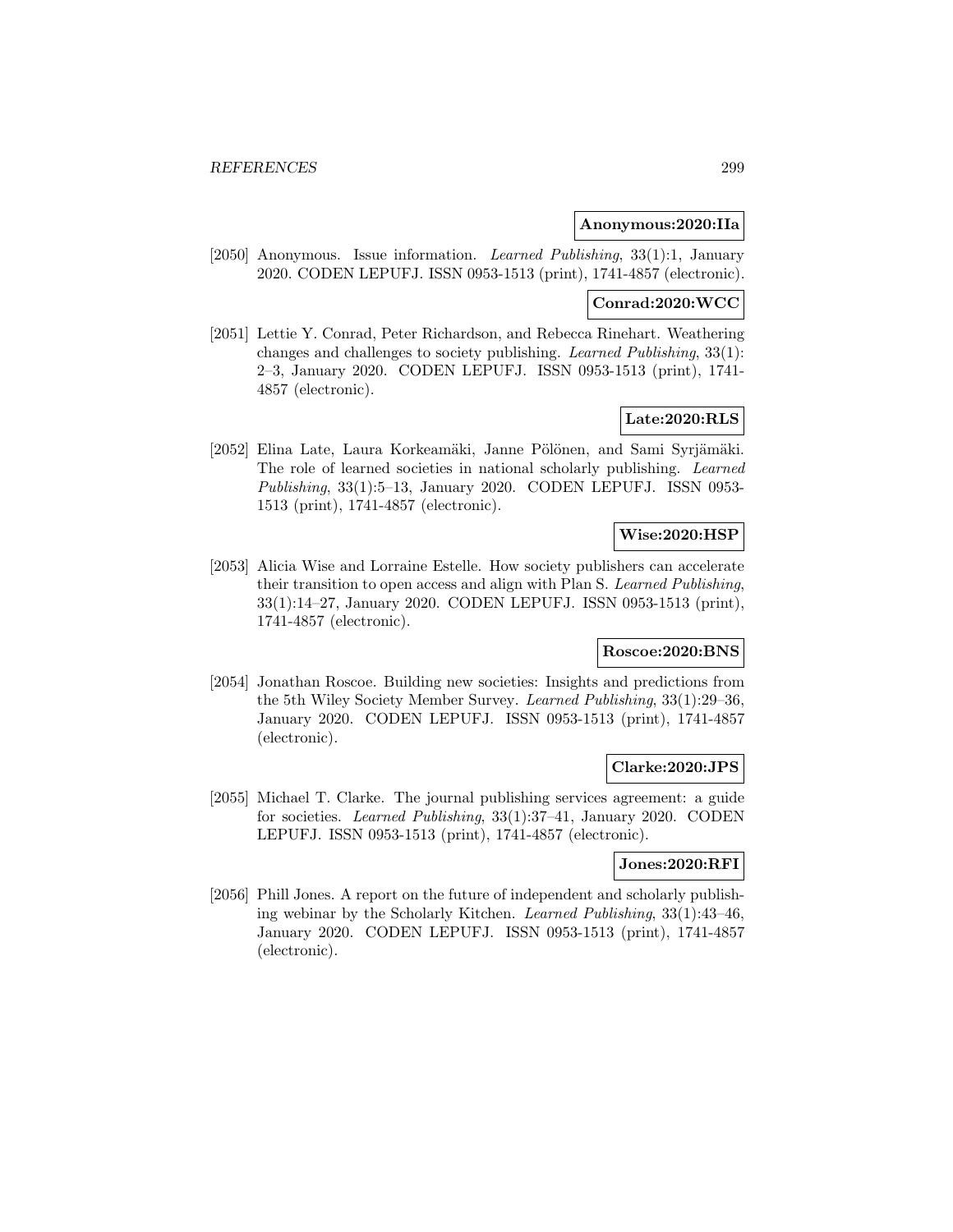**Anonymous:2020:IIa**

[2050] Anonymous. Issue information. *Learned Publishing*, 33(1):1, January 2020. CODEN LEPUFJ. ISSN 0953-1513 (print), 1741-4857 (electronic).

**Conrad:2020:WCC**

[2051] Lettie Y. Conrad, Peter Richardson, and Rebecca Rinehart. Weathering changes and challenges to society publishing. *Learned Publishing*, 33(1): 2–3, January 2020. CODEN LEPUFJ. ISSN 0953-1513 (print), 1741-4857 (electronic).

**Late:2020:RLS**

[2052] Elina Late, Laura Korkeamäki, Janne Pölönen, and Sami Syrjämäki. The role of learned societies in national scholarly publishing. *Learned Publishing*, 33(1):5–13, January 2020. CODEN LEPUFJ. ISSN 0953-1513 (print), 1741-4857 (electronic).

**Wise:2020:HSP**

[2053] Alicia Wise and Lorraine Estelle. How society publishers can accelerate their transition to open access and align with Plan S. *Learned Publishing*, 33(1):14–27, January 2020. CODEN LEPUFJ. ISSN 0953-1513 (print), 1741-4857 (electronic).

**Roscoe:2020:BNS**

[2054] Jonathan Roscoe. Building new societies: Insights and predictions from the 5th Wiley Society Member Survey. *Learned Publishing*, 33(1):29–36, January 2020. CODEN LEPUFJ. ISSN 0953-1513 (print), 1741-4857 (electronic).

**Clarke:2020:JPS**

[2055] Michael T. Clarke. The journal publishing services agreement: a guide for societies. *Learned Publishing*, 33(1):37–41, January 2020. CODEN LEPUFJ. ISSN 0953-1513 (print), 1741-4857 (electronic).

**Jones:2020:RFI**

[2056] Phill Jones. A report on the future of independent and scholarly publishing webinar by the Scholarly Kitchen. *Learned Publishing*, 33(1):43–46, January 2020. CODEN LEPUFJ. ISSN 0953-1513 (print), 1741-4857 (electronic).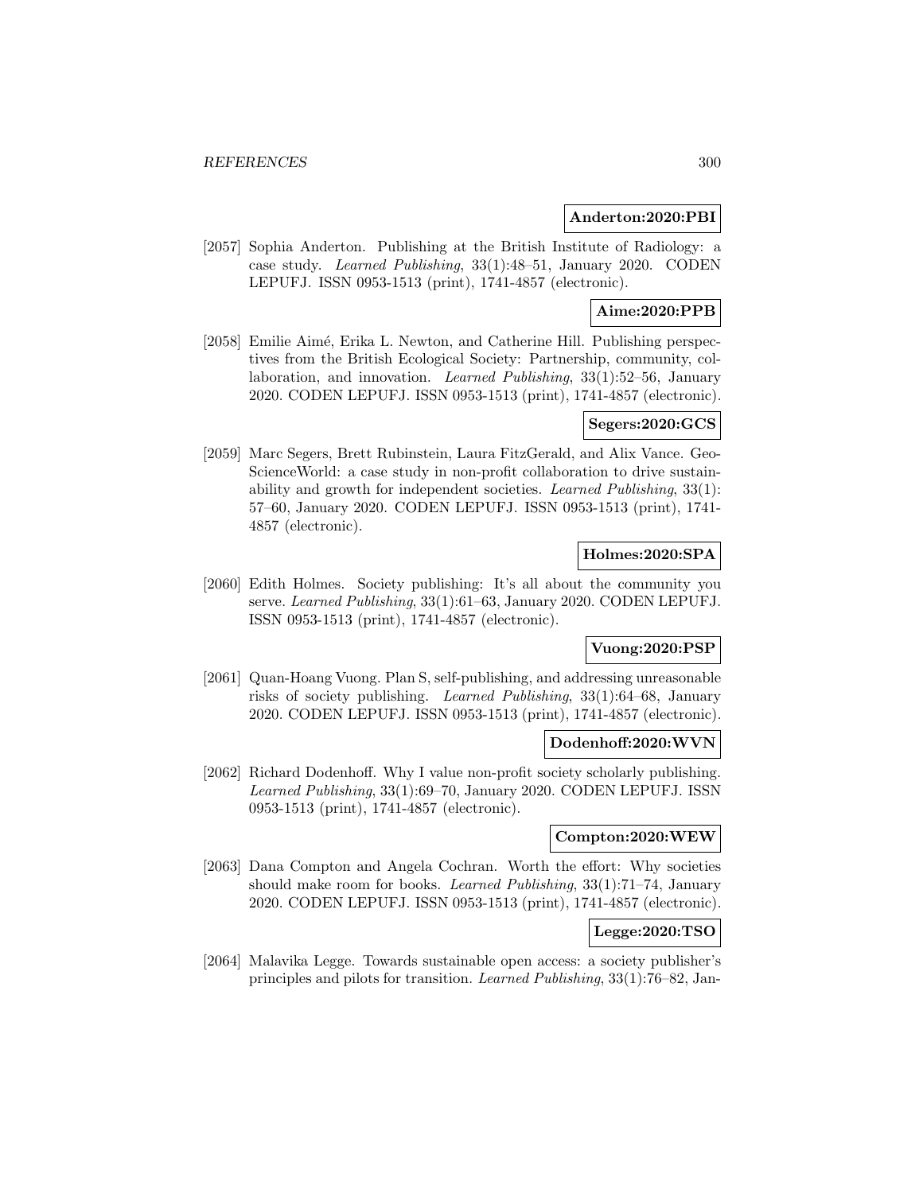**Anderton:2020:PBI**

[2057] Sophia Anderton. Publishing at the British Institute of Radiology: a case study. *Learned Publishing*, 33(1):48–51, January 2020. CODEN LEPUFJ. ISSN 0953-1513 (print), 1741-4857 (electronic).

**Aime:2020:PPB**

[2058] Emilie Aimé, Erika L. Newton, and Catherine Hill. Publishing perspectives from the British Ecological Society: Partnership, community, collaboration, and innovation. *Learned Publishing*, 33(1):52–56, January 2020. CODEN LEPUFJ. ISSN 0953-1513 (print), 1741-4857 (electronic).

**Segers:2020:GCS**

[2059] Marc Segers, Brett Rubinstein, Laura FitzGerald, and Alix Vance. GeoScienceWorld: a case study in non-profit collaboration to drive sustainability and growth for independent societies. *Learned Publishing*, 33(1): 57–60, January 2020. CODEN LEPUFJ. ISSN 0953-1513 (print), 1741-4857 (electronic).

**Holmes:2020:SPA**

[2060] Edith Holmes. Society publishing: It's all about the community you serve. *Learned Publishing*, 33(1):61–63, January 2020. CODEN LEPUFJ. ISSN 0953-1513 (print), 1741-4857 (electronic).

**Vuong:2020:PSP**

[2061] Quan-Hoang Vuong. Plan S, self-publishing, and addressing unreasonable risks of society publishing. *Learned Publishing*, 33(1):64–68, January 2020. CODEN LEPUFJ. ISSN 0953-1513 (print), 1741-4857 (electronic).

**Dodenhoff:2020:WVN**

[2062] Richard Dodenhoff. Why I value non-profit society scholarly publishing. *Learned Publishing*, 33(1):69–70, January 2020. CODEN LEPUFJ. ISSN 0953-1513 (print), 1741-4857 (electronic).

**Compton:2020:WEW**

[2063] Dana Compton and Angela Cochran. Worth the effort: Why societies should make room for books. *Learned Publishing*, 33(1):71–74, January 2020. CODEN LEPUFJ. ISSN 0953-1513 (print), 1741-4857 (electronic).

**Legge:2020:TSO**

[2064] Malavika Legge. Towards sustainable open access: a society publisher's principles and pilots for transition. *Learned Publishing*, 33(1):76–82, Jan-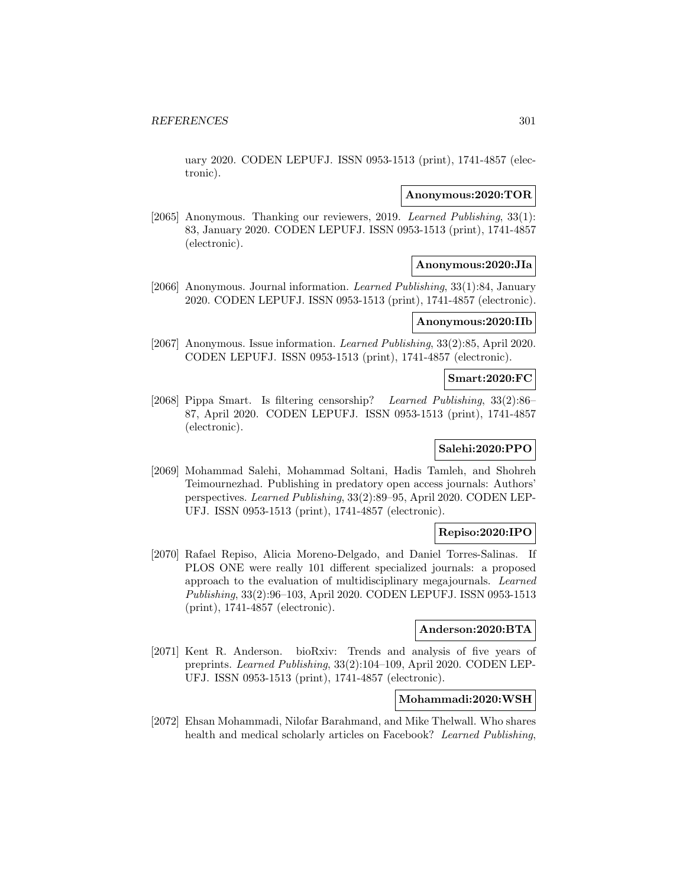uary 2020. CODEN LEPUFJ. ISSN 0953-1513 (print), 1741-4857 (electronic).

**Anonymous:2020:TOR**

[2065] Anonymous. Thanking our reviewers, 2019. *Learned Publishing*, 33(1): 83, January 2020. CODEN LEPUFJ. ISSN 0953-1513 (print), 1741-4857 (electronic).

**Anonymous:2020:JIa**

[2066] Anonymous. Journal information. *Learned Publishing*, 33(1):84, January 2020. CODEN LEPUFJ. ISSN 0953-1513 (print), 1741-4857 (electronic).

**Anonymous:2020:IIb**

[2067] Anonymous. Issue information. *Learned Publishing*, 33(2):85, April 2020. CODEN LEPUFJ. ISSN 0953-1513 (print), 1741-4857 (electronic).

**Smart:2020:FC**

[2068] Pippa Smart. Is filtering censorship? *Learned Publishing*, 33(2):86–87, April 2020. CODEN LEPUFJ. ISSN 0953-1513 (print), 1741-4857 (electronic).

**Salehi:2020:PPO**

[2069] Mohammad Salehi, Mohammad Soltani, Hadis Tamleh, and Shohreh Teimournezhad. Publishing in predatory open access journals: Authors' perspectives. *Learned Publishing*, 33(2):89–95, April 2020. CODEN LEPUFJ. ISSN 0953-1513 (print), 1741-4857 (electronic).

**Repiso:2020:IPO**

[2070] Rafael Repiso, Alicia Moreno-Delgado, and Daniel Torres-Salinas. If PLOS ONE were really 101 different specialized journals: a proposed approach to the evaluation of multidisciplinary megajournals. *Learned Publishing*, 33(2):96–103, April 2020. CODEN LEPUFJ. ISSN 0953-1513 (print), 1741-4857 (electronic).

**Anderson:2020:BTA**

[2071] Kent R. Anderson. bioRxiv: Trends and analysis of five years of preprints. *Learned Publishing*, 33(2):104–109, April 2020. CODEN LEPUFJ. ISSN 0953-1513 (print), 1741-4857 (electronic).

**Mohammadi:2020:WSH**

[2072] Ehsan Mohammadi, Nilofar Barahmand, and Mike Thelwall. Who shares health and medical scholarly articles on Facebook? *Learned Publishing*,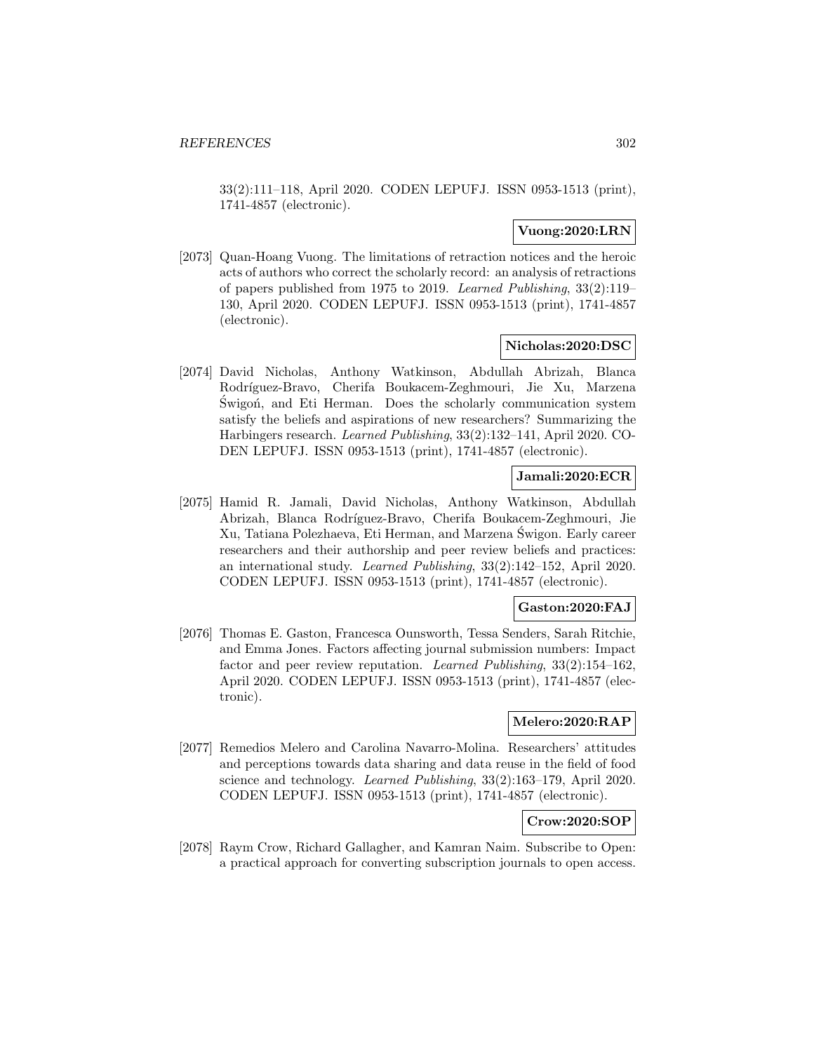33(2):111–118, April 2020. CODEN LEPUFJ. ISSN 0953-1513 (print), 1741-4857 (electronic).

**Vuong:2020:LRN**

[2073] Quan-Hoang Vuong. The limitations of retraction notices and the heroic acts of authors who correct the scholarly record: an analysis of retractions of papers published from 1975 to 2019. *Learned Publishing*, 33(2):119–130, April 2020. CODEN LEPUFJ. ISSN 0953-1513 (print), 1741-4857 (electronic).

**Nicholas:2020:DSC**

[2074] David Nicholas, Anthony Watkinson, Abdullah Abrizah, Blanca Rodríguez-Bravo, Cherifa Boukacem-Zeghmouri, Jie Xu, Marzena Świgoń, and Eti Herman. Does the scholarly communication system satisfy the beliefs and aspirations of new researchers? Summarizing the Harbingers research. *Learned Publishing*, 33(2):132–141, April 2020. CODEN LEPUFJ. ISSN 0953-1513 (print), 1741-4857 (electronic).

**Jamali:2020:ECR**

[2075] Hamid R. Jamali, David Nicholas, Anthony Watkinson, Abdullah Abrizah, Blanca Rodríguez-Bravo, Cherifa Boukacem-Zeghmouri, Jie Xu, Tatiana Polezhaeva, Eti Herman, and Marzena Świgon. Early career researchers and their authorship and peer review beliefs and practices: an international study. *Learned Publishing*, 33(2):142–152, April 2020. CODEN LEPUFJ. ISSN 0953-1513 (print), 1741-4857 (electronic).

**Gaston:2020:FAJ**

[2076] Thomas E. Gaston, Francesca Ounsworth, Tessa Senders, Sarah Ritchie, and Emma Jones. Factors affecting journal submission numbers: Impact factor and peer review reputation. *Learned Publishing*, 33(2):154–162, April 2020. CODEN LEPUFJ. ISSN 0953-1513 (print), 1741-4857 (electronic).

**Melero:2020:RAP**

[2077] Remedios Melero and Carolina Navarro-Molina. Researchers' attitudes and perceptions towards data sharing and data reuse in the field of food science and technology. *Learned Publishing*, 33(2):163–179, April 2020. CODEN LEPUFJ. ISSN 0953-1513 (print), 1741-4857 (electronic).

**Crow:2020:SOP**

[2078] Raym Crow, Richard Gallagher, and Kamran Naim. Subscribe to Open: a practical approach for converting subscription journals to open access.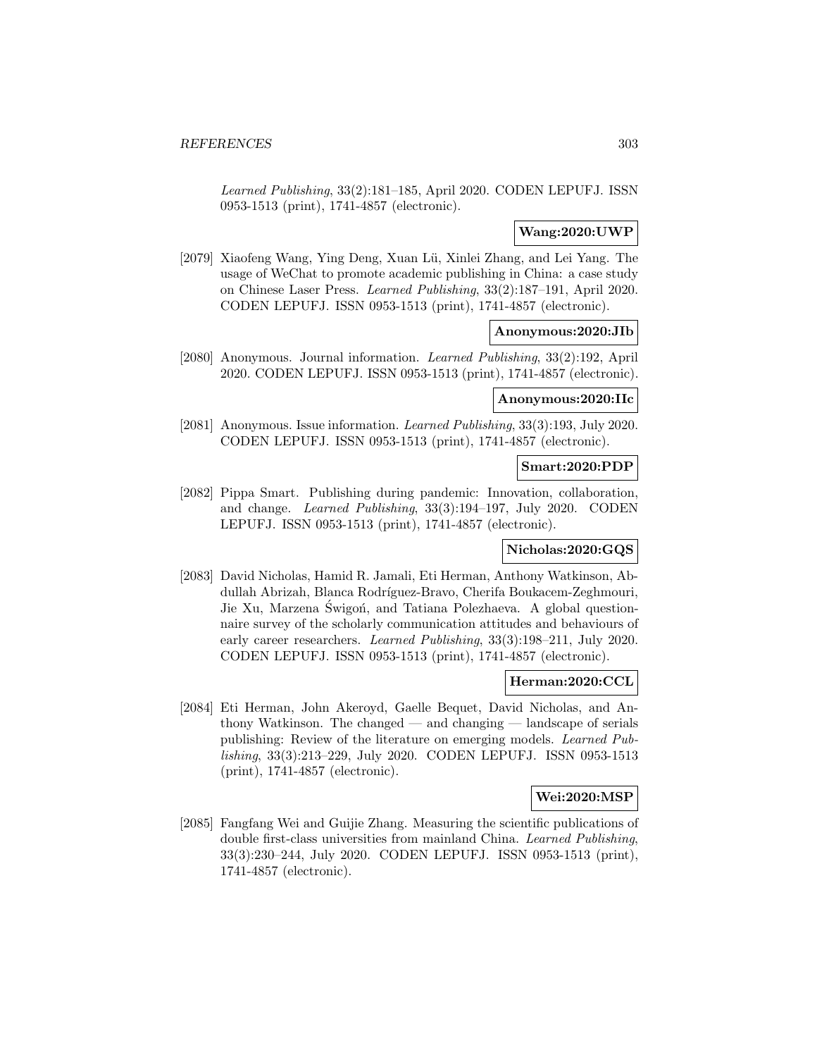*Learned Publishing*, 33(2):181–185, April 2020. CODEN LEPUFJ. ISSN 0953-1513 (print), 1741-4857 (electronic).

**Wang:2020:UWP**

[2079] Xiaofeng Wang, Ying Deng, Xuan Lü, Xinlei Zhang, and Lei Yang. The usage of WeChat to promote academic publishing in China: a case study on Chinese Laser Press. *Learned Publishing*, 33(2):187–191, April 2020. CODEN LEPUFJ. ISSN 0953-1513 (print), 1741-4857 (electronic).

**Anonymous:2020:JIb**

[2080] Anonymous. Journal information. *Learned Publishing*, 33(2):192, April 2020. CODEN LEPUFJ. ISSN 0953-1513 (print), 1741-4857 (electronic).

**Anonymous:2020:IIc**

[2081] Anonymous. Issue information. *Learned Publishing*, 33(3):193, July 2020. CODEN LEPUFJ. ISSN 0953-1513 (print), 1741-4857 (electronic).

**Smart:2020:PDP**

[2082] Pippa Smart. Publishing during pandemic: Innovation, collaboration, and change. *Learned Publishing*, 33(3):194–197, July 2020. CODEN LEPUFJ. ISSN 0953-1513 (print), 1741-4857 (electronic).

**Nicholas:2020:GQS**

[2083] David Nicholas, Hamid R. Jamali, Eti Herman, Anthony Watkinson, Abdullah Abrizah, Blanca Rodríguez-Bravo, Cherifa Boukacem-Zeghmouri, Jie Xu, Marzena Świgoń, and Tatiana Polezhaeva. A global questionnaire survey of the scholarly communication attitudes and behaviours of early career researchers. *Learned Publishing*, 33(3):198–211, July 2020. CODEN LEPUFJ. ISSN 0953-1513 (print), 1741-4857 (electronic).

**Herman:2020:CCL**

[2084] Eti Herman, John Akeroyd, Gaelle Bequet, David Nicholas, and Anthony Watkinson. The changed — and changing — landscape of serials publishing: Review of the literature on emerging models. *Learned Publishing*, 33(3):213–229, July 2020. CODEN LEPUFJ. ISSN 0953-1513 (print), 1741-4857 (electronic).

**Wei:2020:MSP**

[2085] Fangfang Wei and Guijie Zhang. Measuring the scientific publications of double first-class universities from mainland China. *Learned Publishing*, 33(3):230–244, July 2020. CODEN LEPUFJ. ISSN 0953-1513 (print), 1741-4857 (electronic).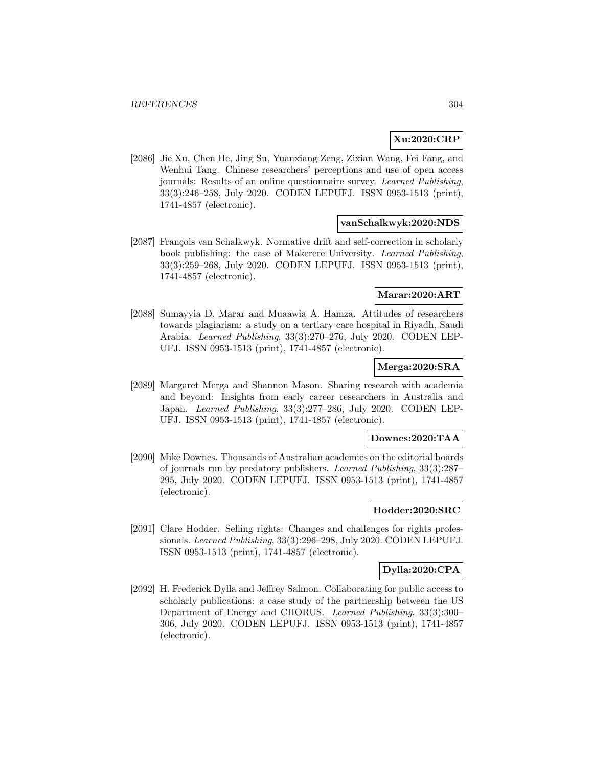**Xu:2020:CRP**

[2086] Jie Xu, Chen He, Jing Su, Yuanxiang Zeng, Zixian Wang, Fei Fang, and Wenhui Tang. Chinese researchers' perceptions and use of open access journals: Results of an online questionnaire survey. *Learned Publishing*, 33(3):246–258, July 2020. CODEN LEPUFJ. ISSN 0953-1513 (print), 1741-4857 (electronic).

**vanSchalkwyk:2020:NDS**

[2087] François van Schalkwyk. Normative drift and self-correction in scholarly book publishing: the case of Makerere University. *Learned Publishing*, 33(3):259–268, July 2020. CODEN LEPUFJ. ISSN 0953-1513 (print), 1741-4857 (electronic).

**Marar:2020:ART**

[2088] Sumayyia D. Marar and Muaawia A. Hamza. Attitudes of researchers towards plagiarism: a study on a tertiary care hospital in Riyadh, Saudi Arabia. *Learned Publishing*, 33(3):270–276, July 2020. CODEN LEPUFJ. ISSN 0953-1513 (print), 1741-4857 (electronic).

**Merga:2020:SRA**

[2089] Margaret Merga and Shannon Mason. Sharing research with academia and beyond: Insights from early career researchers in Australia and Japan. *Learned Publishing*, 33(3):277–286, July 2020. CODEN LEPUFJ. ISSN 0953-1513 (print), 1741-4857 (electronic).

**Downes:2020:TAA**

[2090] Mike Downes. Thousands of Australian academics on the editorial boards of journals run by predatory publishers. *Learned Publishing*, 33(3):287–295, July 2020. CODEN LEPUFJ. ISSN 0953-1513 (print), 1741-4857 (electronic).

**Hodder:2020:SRC**

[2091] Clare Hodder. Selling rights: Changes and challenges for rights professionals. *Learned Publishing*, 33(3):296–298, July 2020. CODEN LEPUFJ. ISSN 0953-1513 (print), 1741-4857 (electronic).

**Dylla:2020:CPA**

[2092] H. Frederick Dylla and Jeffrey Salmon. Collaborating for public access to scholarly publications: a case study of the partnership between the US Department of Energy and CHORUS. *Learned Publishing*, 33(3):300–306, July 2020. CODEN LEPUFJ. ISSN 0953-1513 (print), 1741-4857 (electronic).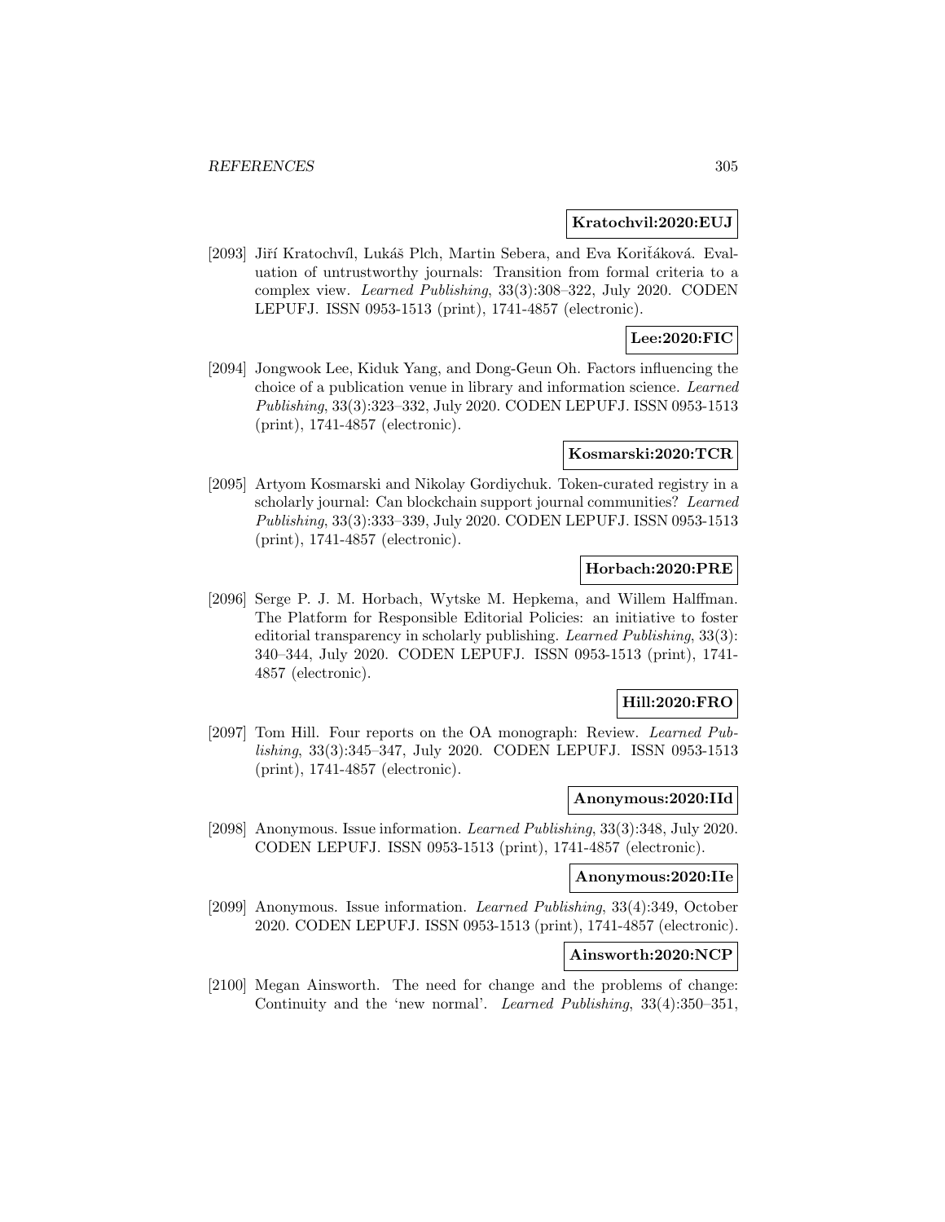**Kratochvil:2020:EUJ**

[2093] Jiří Kratochvíl, Lukáš Plch, Martin Sebera, and Eva Koriťáková. Evaluation of untrustworthy journals: Transition from formal criteria to a complex view. *Learned Publishing*, 33(3):308–322, July 2020. CODEN LEPUFJ. ISSN 0953-1513 (print), 1741-4857 (electronic).

**Lee:2020:FIC**

[2094] Jongwook Lee, Kiduk Yang, and Dong-Geun Oh. Factors influencing the choice of a publication venue in library and information science. *Learned Publishing*, 33(3):323–332, July 2020. CODEN LEPUFJ. ISSN 0953-1513 (print), 1741-4857 (electronic).

**Kosmarski:2020:TCR**

[2095] Artyom Kosmarski and Nikolay Gordiychuk. Token-curated registry in a scholarly journal: Can blockchain support journal communities? *Learned Publishing*, 33(3):333–339, July 2020. CODEN LEPUFJ. ISSN 0953-1513 (print), 1741-4857 (electronic).

**Horbach:2020:PRE**

[2096] Serge P. J. M. Horbach, Wytske M. Hepkema, and Willem Halffman. The Platform for Responsible Editorial Policies: an initiative to foster editorial transparency in scholarly publishing. *Learned Publishing*, 33(3): 340–344, July 2020. CODEN LEPUFJ. ISSN 0953-1513 (print), 1741-4857 (electronic).

**Hill:2020:FRO**

[2097] Tom Hill. Four reports on the OA monograph: Review. *Learned Publishing*, 33(3):345–347, July 2020. CODEN LEPUFJ. ISSN 0953-1513 (print), 1741-4857 (electronic).

**Anonymous:2020:IId**

[2098] Anonymous. Issue information. *Learned Publishing*, 33(3):348, July 2020. CODEN LEPUFJ. ISSN 0953-1513 (print), 1741-4857 (electronic).

**Anonymous:2020:IIe**

[2099] Anonymous. Issue information. *Learned Publishing*, 33(4):349, October 2020. CODEN LEPUFJ. ISSN 0953-1513 (print), 1741-4857 (electronic).

**Ainsworth:2020:NCP**

[2100] Megan Ainsworth. The need for change and the problems of change: Continuity and the 'new normal'. *Learned Publishing*, 33(4):350–351,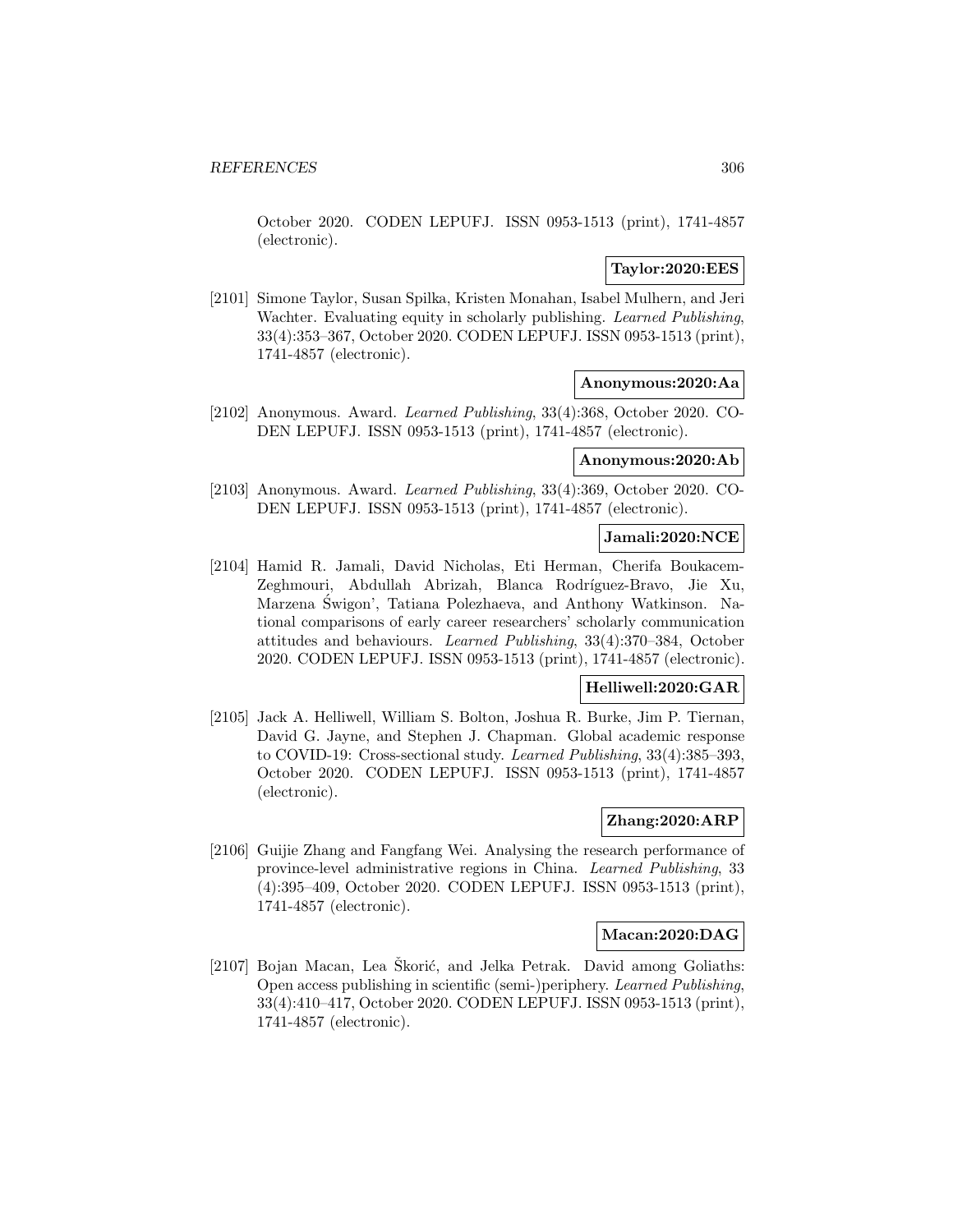October 2020. CODEN LEPUFJ. ISSN 0953-1513 (print), 1741-4857 (electronic).

**Taylor:2020:EES**

[2101] Simone Taylor, Susan Spilka, Kristen Monahan, Isabel Mulhern, and Jeri Wachter. Evaluating equity in scholarly publishing. *Learned Publishing*, 33(4):353–367, October 2020. CODEN LEPUFJ. ISSN 0953-1513 (print), 1741-4857 (electronic).

**Anonymous:2020:Aa**

[2102] Anonymous. Award. *Learned Publishing*, 33(4):368, October 2020. CODEN LEPUFJ. ISSN 0953-1513 (print), 1741-4857 (electronic).

**Anonymous:2020:Ab**

[2103] Anonymous. Award. *Learned Publishing*, 33(4):369, October 2020. CODEN LEPUFJ. ISSN 0953-1513 (print), 1741-4857 (electronic).

**Jamali:2020:NCE**

[2104] Hamid R. Jamali, David Nicholas, Eti Herman, Cherifa Boukacem-Zeghmouri, Abdullah Abrizah, Blanca Rodríguez-Bravo, Jie Xu, Marzena Świgon', Tatiana Polezhaeva, and Anthony Watkinson. National comparisons of early career researchers' scholarly communication attitudes and behaviours. *Learned Publishing*, 33(4):370–384, October 2020. CODEN LEPUFJ. ISSN 0953-1513 (print), 1741-4857 (electronic).

**Helliwell:2020:GAR**

[2105] Jack A. Helliwell, William S. Bolton, Joshua R. Burke, Jim P. Tiernan, David G. Jayne, and Stephen J. Chapman. Global academic response to COVID-19: Cross-sectional study. *Learned Publishing*, 33(4):385–393, October 2020. CODEN LEPUFJ. ISSN 0953-1513 (print), 1741-4857 (electronic).

**Zhang:2020:ARP**

[2106] Guijie Zhang and Fangfang Wei. Analysing the research performance of province-level administrative regions in China. *Learned Publishing*, 33 (4):395–409, October 2020. CODEN LEPUFJ. ISSN 0953-1513 (print), 1741-4857 (electronic).

**Macan:2020:DAG**

[2107] Bojan Macan, Lea Škorić, and Jelka Petrak. David among Goliaths: Open access publishing in scientific (semi-)periphery. *Learned Publishing*, 33(4):410–417, October 2020. CODEN LEPUFJ. ISSN 0953-1513 (print), 1741-4857 (electronic).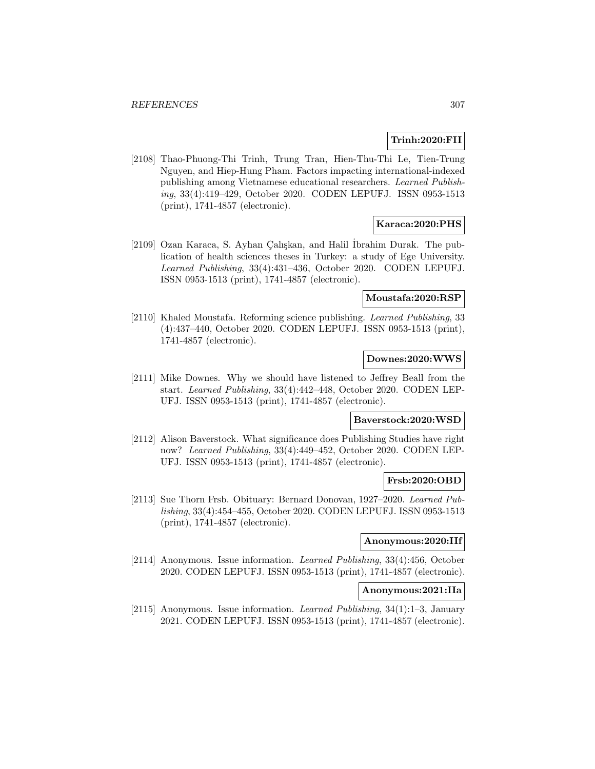**Trinh:2020:FII**

[2108] Thao-Phuong-Thi Trinh, Trung Tran, Hien-Thu-Thi Le, Tien-Trung Nguyen, and Hiep-Hung Pham. Factors impacting international-indexed publishing among Vietnamese educational researchers. *Learned Publishing*, 33(4):419–429, October 2020. CODEN LEPUFJ. ISSN 0953-1513 (print), 1741-4857 (electronic).

**Karaca:2020:PHS**

[2109] Ozan Karaca, S. Ayhan Çalışkan, and Halil İbrahim Durak. The publication of health sciences theses in Turkey: a study of Ege University. *Learned Publishing*, 33(4):431–436, October 2020. CODEN LEPUFJ. ISSN 0953-1513 (print), 1741-4857 (electronic).

**Moustafa:2020:RSP**

[2110] Khaled Moustafa. Reforming science publishing. *Learned Publishing*, 33 (4):437–440, October 2020. CODEN LEPUFJ. ISSN 0953-1513 (print), 1741-4857 (electronic).

**Downes:2020:WWS**

[2111] Mike Downes. Why we should have listened to Jeffrey Beall from the start. *Learned Publishing*, 33(4):442–448, October 2020. CODEN LEPUFJ. ISSN 0953-1513 (print), 1741-4857 (electronic).

**Baverstock:2020:WSD**

[2112] Alison Baverstock. What significance does Publishing Studies have right now? *Learned Publishing*, 33(4):449–452, October 2020. CODEN LEPUFJ. ISSN 0953-1513 (print), 1741-4857 (electronic).

**Frsb:2020:OBD**

[2113] Sue Thorn Frsb. Obituary: Bernard Donovan, 1927–2020. *Learned Publishing*, 33(4):454–455, October 2020. CODEN LEPUFJ. ISSN 0953-1513 (print), 1741-4857 (electronic).

**Anonymous:2020:IIf**

[2114] Anonymous. Issue information. *Learned Publishing*, 33(4):456, October 2020. CODEN LEPUFJ. ISSN 0953-1513 (print), 1741-4857 (electronic).

**Anonymous:2021:IIa**

[2115] Anonymous. Issue information. *Learned Publishing*, 34(1):1–3, January 2021. CODEN LEPUFJ. ISSN 0953-1513 (print), 1741-4857 (electronic).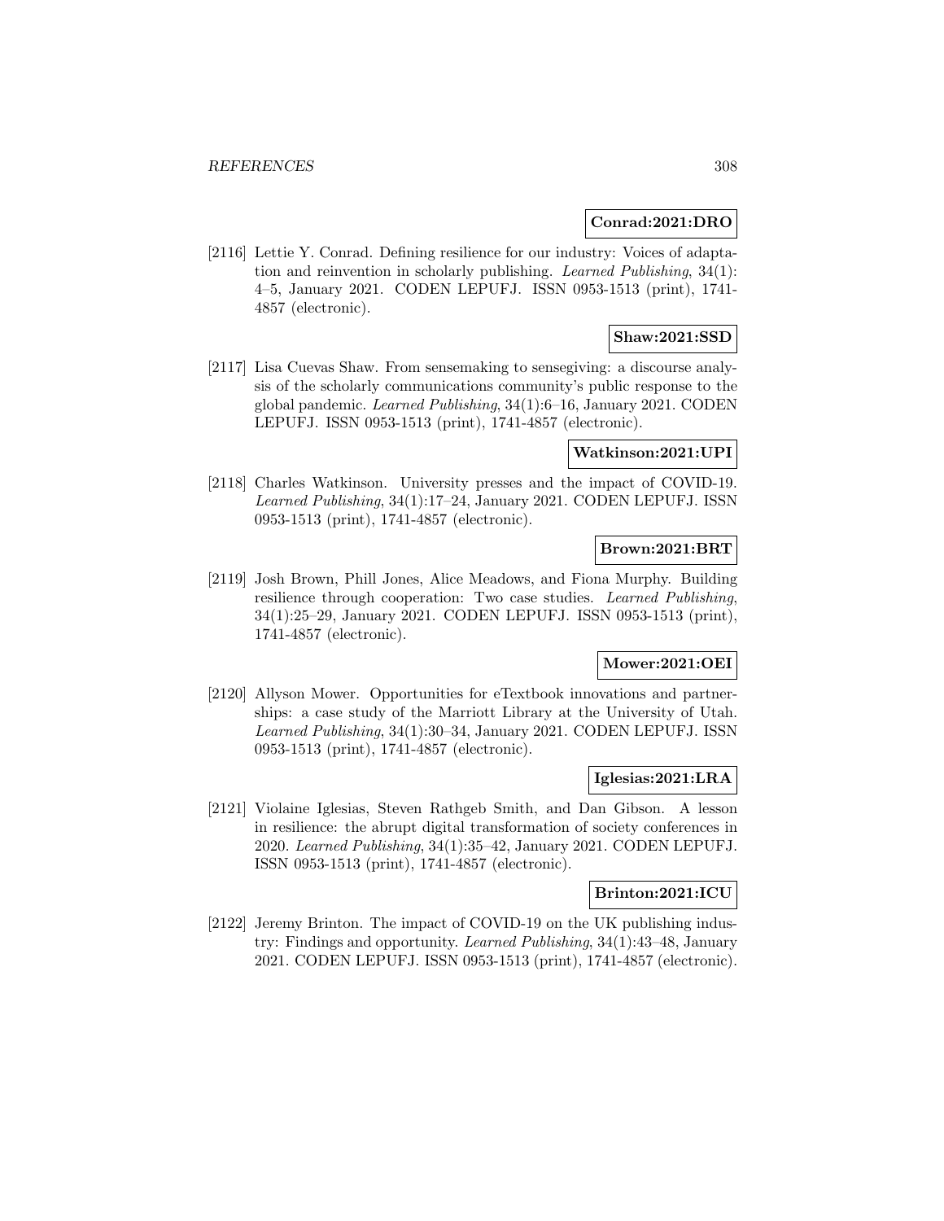**Conrad:2021:DRO**

[2116] Lettie Y. Conrad. Defining resilience for our industry: Voices of adaptation and reinvention in scholarly publishing. *Learned Publishing*, 34(1): 4–5, January 2021. CODEN LEPUFJ. ISSN 0953-1513 (print), 1741-4857 (electronic).

**Shaw:2021:SSD**

[2117] Lisa Cuevas Shaw. From sensemaking to sensegiving: a discourse analysis of the scholarly communications community's public response to the global pandemic. *Learned Publishing*, 34(1):6–16, January 2021. CODEN LEPUFJ. ISSN 0953-1513 (print), 1741-4857 (electronic).

**Watkinson:2021:UPI**

[2118] Charles Watkinson. University presses and the impact of COVID-19. *Learned Publishing*, 34(1):17–24, January 2021. CODEN LEPUFJ. ISSN 0953-1513 (print), 1741-4857 (electronic).

**Brown:2021:BRT**

[2119] Josh Brown, Phill Jones, Alice Meadows, and Fiona Murphy. Building resilience through cooperation: Two case studies. *Learned Publishing*, 34(1):25–29, January 2021. CODEN LEPUFJ. ISSN 0953-1513 (print), 1741-4857 (electronic).

**Mower:2021:OEI**

[2120] Allyson Mower. Opportunities for eTextbook innovations and partnerships: a case study of the Marriott Library at the University of Utah. *Learned Publishing*, 34(1):30–34, January 2021. CODEN LEPUFJ. ISSN 0953-1513 (print), 1741-4857 (electronic).

**Iglesias:2021:LRA**

[2121] Violaine Iglesias, Steven Rathgeb Smith, and Dan Gibson. A lesson in resilience: the abrupt digital transformation of society conferences in 2020. *Learned Publishing*, 34(1):35–42, January 2021. CODEN LEPUFJ. ISSN 0953-1513 (print), 1741-4857 (electronic).

**Brinton:2021:ICU**

[2122] Jeremy Brinton. The impact of COVID-19 on the UK publishing industry: Findings and opportunity. *Learned Publishing*, 34(1):43–48, January 2021. CODEN LEPUFJ. ISSN 0953-1513 (print), 1741-4857 (electronic).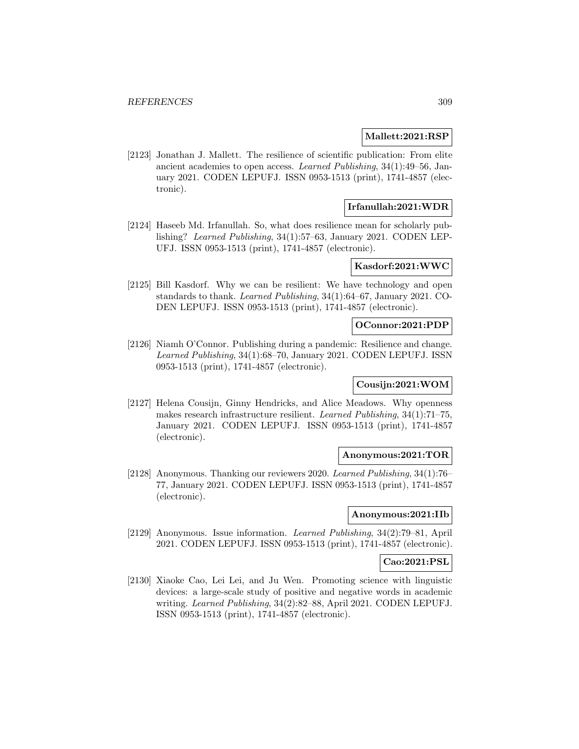**Mallett:2021:RSP**

[2123] Jonathan J. Mallett. The resilience of scientific publication: From elite ancient academies to open access. *Learned Publishing*, 34(1):49–56, January 2021. CODEN LEPUFJ. ISSN 0953-1513 (print), 1741-4857 (electronic).

**Irfanullah:2021:WDR**

[2124] Haseeb Md. Irfanullah. So, what does resilience mean for scholarly publishing? *Learned Publishing*, 34(1):57–63, January 2021. CODEN LEPUFJ. ISSN 0953-1513 (print), 1741-4857 (electronic).

**Kasdorf:2021:WWC**

[2125] Bill Kasdorf. Why we can be resilient: We have technology and open standards to thank. *Learned Publishing*, 34(1):64–67, January 2021. CODEN LEPUFJ. ISSN 0953-1513 (print), 1741-4857 (electronic).

**OConnor:2021:PDP**

[2126] Niamh O'Connor. Publishing during a pandemic: Resilience and change. *Learned Publishing*, 34(1):68–70, January 2021. CODEN LEPUFJ. ISSN 0953-1513 (print), 1741-4857 (electronic).

**Cousijn:2021:WOM**

[2127] Helena Cousijn, Ginny Hendricks, and Alice Meadows. Why openness makes research infrastructure resilient. *Learned Publishing*, 34(1):71–75, January 2021. CODEN LEPUFJ. ISSN 0953-1513 (print), 1741-4857 (electronic).

**Anonymous:2021:TOR**

[2128] Anonymous. Thanking our reviewers 2020. *Learned Publishing*, 34(1):76–77, January 2021. CODEN LEPUFJ. ISSN 0953-1513 (print), 1741-4857 (electronic).

**Anonymous:2021:IIb**

[2129] Anonymous. Issue information. *Learned Publishing*, 34(2):79–81, April 2021. CODEN LEPUFJ. ISSN 0953-1513 (print), 1741-4857 (electronic).

**Cao:2021:PSL**

[2130] Xiaoke Cao, Lei Lei, and Ju Wen. Promoting science with linguistic devices: a large-scale study of positive and negative words in academic writing. *Learned Publishing*, 34(2):82–88, April 2021. CODEN LEPUFJ. ISSN 0953-1513 (print), 1741-4857 (electronic).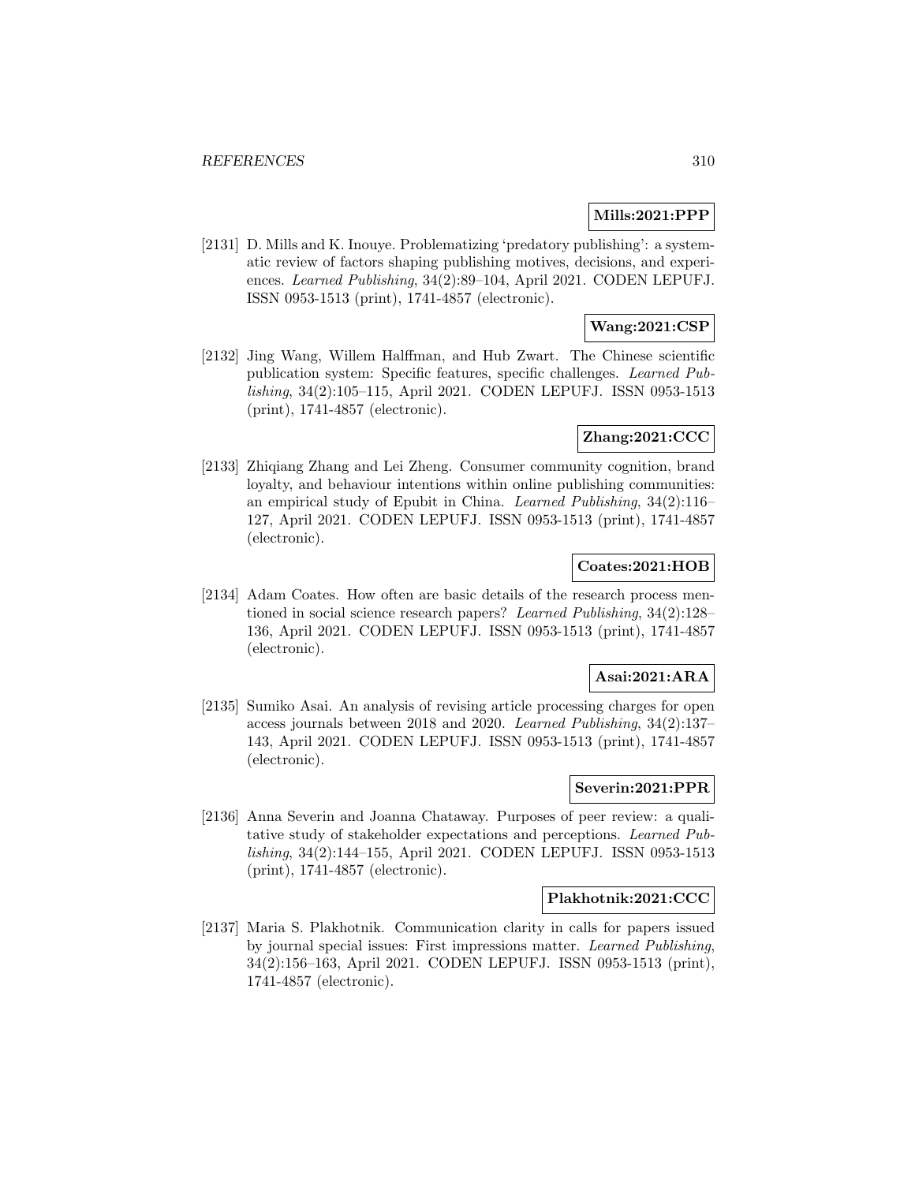**Mills:2021:PPP**

[2131] D. Mills and K. Inouye. Problematizing 'predatory publishing': a systematic review of factors shaping publishing motives, decisions, and experiences. *Learned Publishing*, 34(2):89–104, April 2021. CODEN LEPUFJ. ISSN 0953-1513 (print), 1741-4857 (electronic).

**Wang:2021:CSP**

[2132] Jing Wang, Willem Halffman, and Hub Zwart. The Chinese scientific publication system: Specific features, specific challenges. *Learned Publishing*, 34(2):105–115, April 2021. CODEN LEPUFJ. ISSN 0953-1513 (print), 1741-4857 (electronic).

**Zhang:2021:CCC**

[2133] Zhiqiang Zhang and Lei Zheng. Consumer community cognition, brand loyalty, and behaviour intentions within online publishing communities: an empirical study of Epubit in China. *Learned Publishing*, 34(2):116–127, April 2021. CODEN LEPUFJ. ISSN 0953-1513 (print), 1741-4857 (electronic).

**Coates:2021:HOB**

[2134] Adam Coates. How often are basic details of the research process mentioned in social science research papers? *Learned Publishing*, 34(2):128–136, April 2021. CODEN LEPUFJ. ISSN 0953-1513 (print), 1741-4857 (electronic).

**Asai:2021:ARA**

[2135] Sumiko Asai. An analysis of revising article processing charges for open access journals between 2018 and 2020. *Learned Publishing*, 34(2):137–143, April 2021. CODEN LEPUFJ. ISSN 0953-1513 (print), 1741-4857 (electronic).

**Severin:2021:PPR**

[2136] Anna Severin and Joanna Chataway. Purposes of peer review: a qualitative study of stakeholder expectations and perceptions. *Learned Publishing*, 34(2):144–155, April 2021. CODEN LEPUFJ. ISSN 0953-1513 (print), 1741-4857 (electronic).

**Plakhotnik:2021:CCC**

[2137] Maria S. Plakhotnik. Communication clarity in calls for papers issued by journal special issues: First impressions matter. *Learned Publishing*, 34(2):156–163, April 2021. CODEN LEPUFJ. ISSN 0953-1513 (print), 1741-4857 (electronic).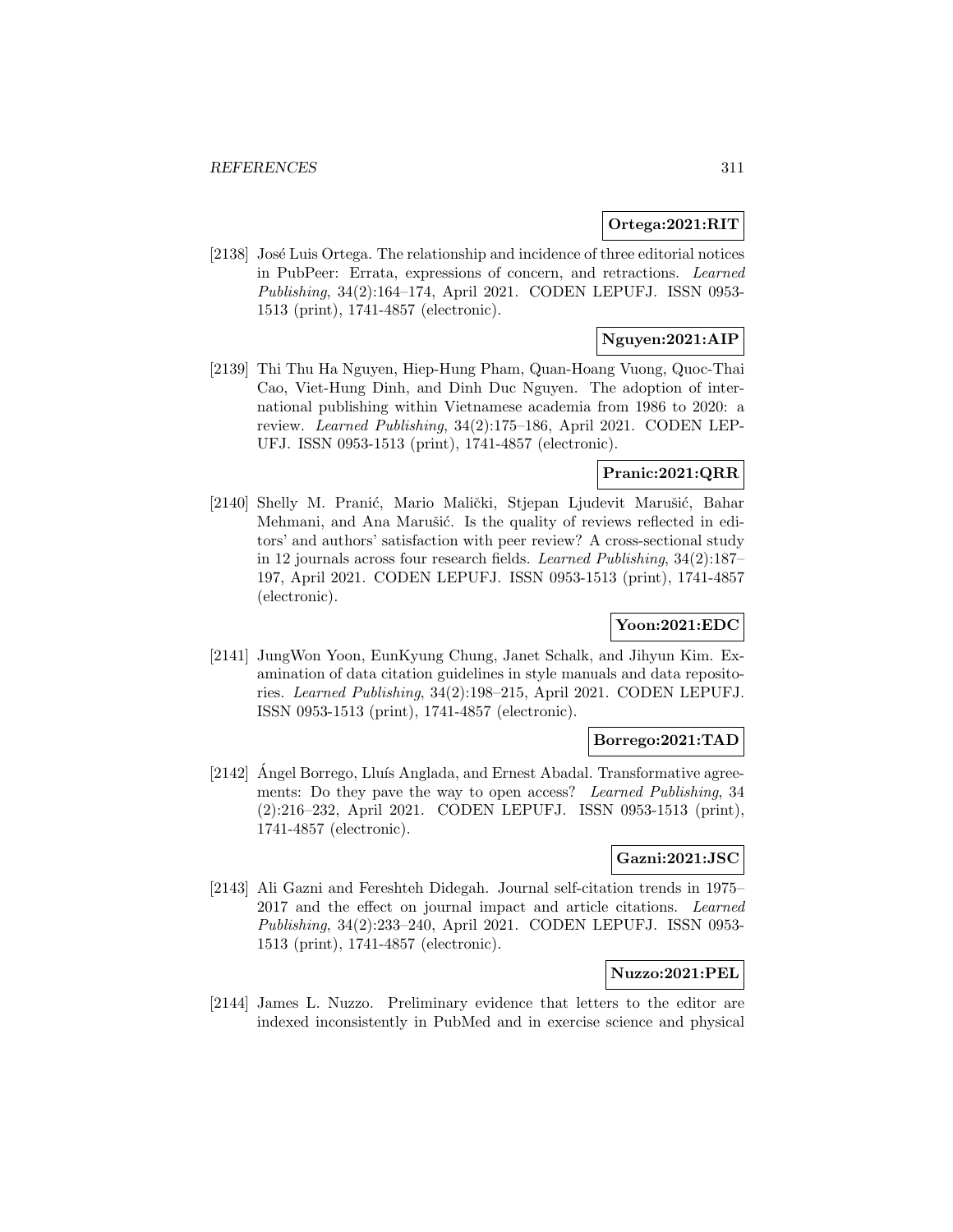**Ortega:2021:RIT**

[2138] José Luis Ortega. The relationship and incidence of three editorial notices in PubPeer: Errata, expressions of concern, and retractions. *Learned Publishing*, 34(2):164–174, April 2021. CODEN LEPUFJ. ISSN 0953-1513 (print), 1741-4857 (electronic).

**Nguyen:2021:AIP**

[2139] Thi Thu Ha Nguyen, Hiep-Hung Pham, Quan-Hoang Vuong, Quoc-Thai Cao, Viet-Hung Dinh, and Dinh Duc Nguyen. The adoption of international publishing within Vietnamese academia from 1986 to 2020: a review. *Learned Publishing*, 34(2):175–186, April 2021. CODEN LEPUFJ. ISSN 0953-1513 (print), 1741-4857 (electronic).

**Pranic:2021:QRR**

[2140] Shelly M. Pranić, Mario Malički, Stjepan Ljudevit Marušić, Bahar Mehmani, and Ana Marušić. Is the quality of reviews reflected in editors' and authors' satisfaction with peer review? A cross-sectional study in 12 journals across four research fields. *Learned Publishing*, 34(2):187–197, April 2021. CODEN LEPUFJ. ISSN 0953-1513 (print), 1741-4857 (electronic).

**Yoon:2021:EDC**

[2141] JungWon Yoon, EunKyung Chung, Janet Schalk, and Jihyun Kim. Examination of data citation guidelines in style manuals and data repositories. *Learned Publishing*, 34(2):198–215, April 2021. CODEN LEPUFJ. ISSN 0953-1513 (print), 1741-4857 (electronic).

**Borrego:2021:TAD**

[2142] Ángel Borrego, Lluís Anglada, and Ernest Abadal. Transformative agreements: Do they pave the way to open access? *Learned Publishing*, 34 (2):216–232, April 2021. CODEN LEPUFJ. ISSN 0953-1513 (print), 1741-4857 (electronic).

**Gazni:2021:JSC**

[2143] Ali Gazni and Fereshteh Didegah. Journal self-citation trends in 1975–2017 and the effect on journal impact and article citations. *Learned Publishing*, 34(2):233–240, April 2021. CODEN LEPUFJ. ISSN 0953-1513 (print), 1741-4857 (electronic).

**Nuzzo:2021:PEL**

[2144] James L. Nuzzo. Preliminary evidence that letters to the editor are indexed inconsistently in PubMed and in exercise science and physical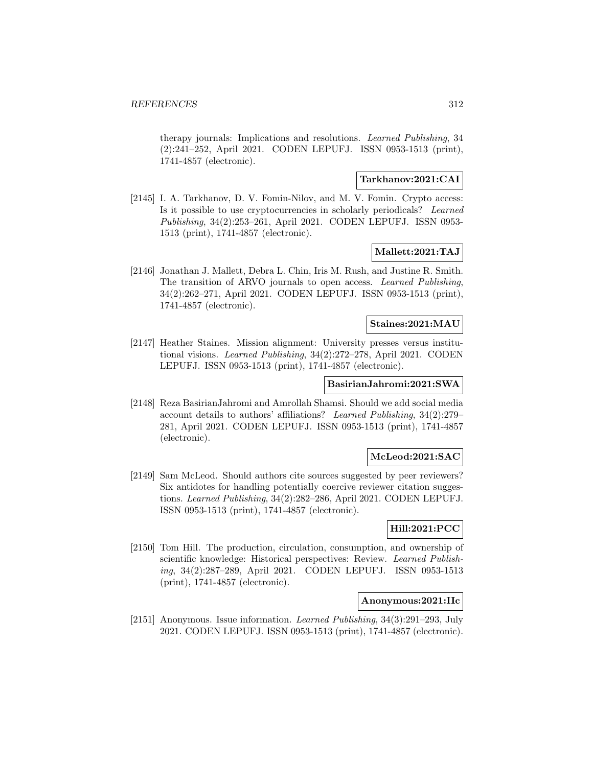therapy journals: Implications and resolutions. *Learned Publishing*, 34 (2):241–252, April 2021. CODEN LEPUFJ. ISSN 0953-1513 (print), 1741-4857 (electronic).

**Tarkhanov:2021:CAI**

[2145] I. A. Tarkhanov, D. V. Fomin-Nilov, and M. V. Fomin. Crypto access: Is it possible to use cryptocurrencies in scholarly periodicals? *Learned Publishing*, 34(2):253–261, April 2021. CODEN LEPUFJ. ISSN 0953-1513 (print), 1741-4857 (electronic).

**Mallett:2021:TAJ**

[2146] Jonathan J. Mallett, Debra L. Chin, Iris M. Rush, and Justine R. Smith. The transition of ARVO journals to open access. *Learned Publishing*, 34(2):262–271, April 2021. CODEN LEPUFJ. ISSN 0953-1513 (print), 1741-4857 (electronic).

**Staines:2021:MAU**

[2147] Heather Staines. Mission alignment: University presses versus institutional visions. *Learned Publishing*, 34(2):272–278, April 2021. CODEN LEPUFJ. ISSN 0953-1513 (print), 1741-4857 (electronic).

**BasirianJahromi:2021:SWA**

[2148] Reza BasirianJahromi and Amrollah Shamsi. Should we add social media account details to authors' affiliations? *Learned Publishing*, 34(2):279–281, April 2021. CODEN LEPUFJ. ISSN 0953-1513 (print), 1741-4857 (electronic).

**McLeod:2021:SAC**

[2149] Sam McLeod. Should authors cite sources suggested by peer reviewers? Six antidotes for handling potentially coercive reviewer citation suggestions. *Learned Publishing*, 34(2):282–286, April 2021. CODEN LEPUFJ. ISSN 0953-1513 (print), 1741-4857 (electronic).

**Hill:2021:PCC**

[2150] Tom Hill. The production, circulation, consumption, and ownership of scientific knowledge: Historical perspectives: Review. *Learned Publishing*, 34(2):287–289, April 2021. CODEN LEPUFJ. ISSN 0953-1513 (print), 1741-4857 (electronic).

**Anonymous:2021:IIc**

[2151] Anonymous. Issue information. *Learned Publishing*, 34(3):291–293, July 2021. CODEN LEPUFJ. ISSN 0953-1513 (print), 1741-4857 (electronic).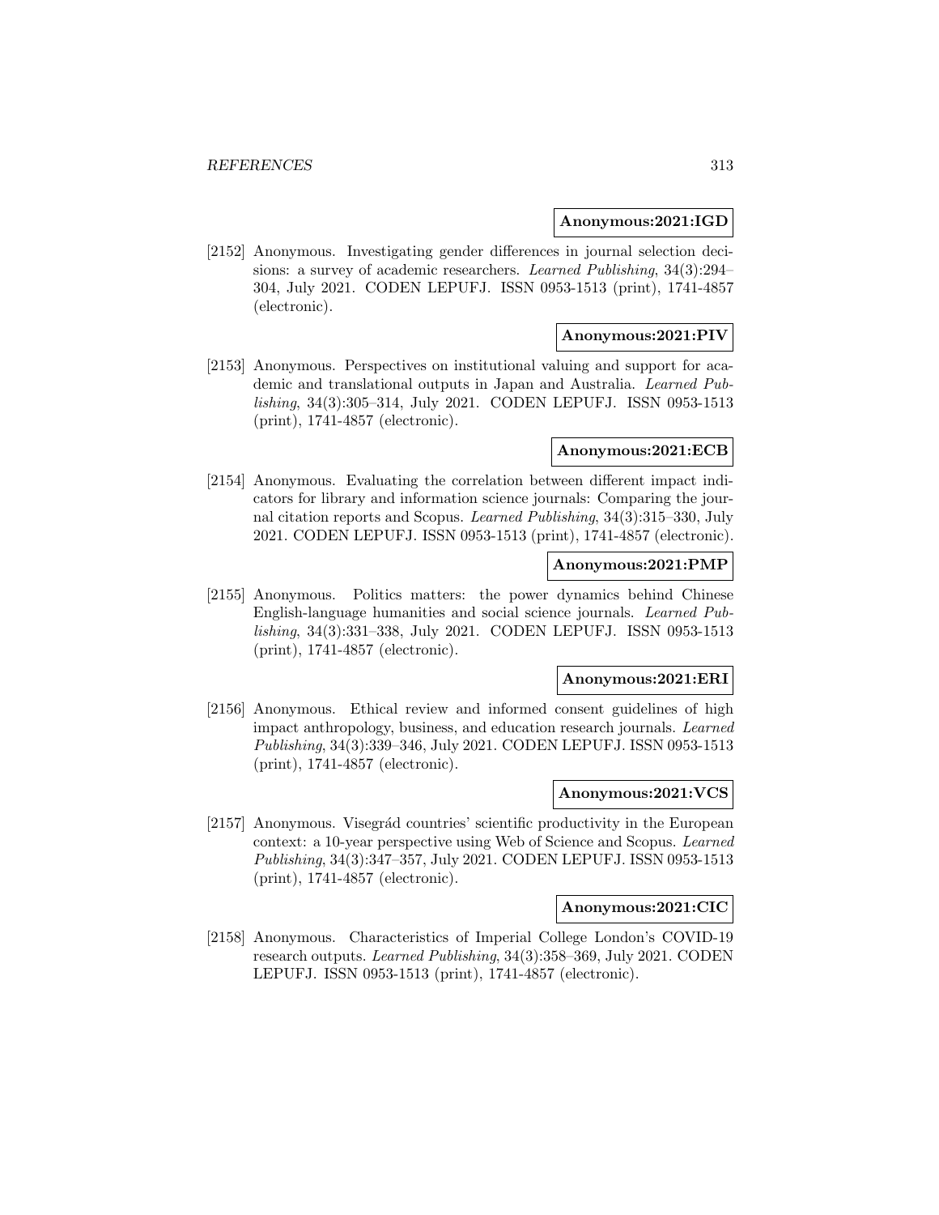**Anonymous:2021:IGD**

[2152] Anonymous. Investigating gender differences in journal selection decisions: a survey of academic researchers. *Learned Publishing*, 34(3):294–304, July 2021. CODEN LEPUFJ. ISSN 0953-1513 (print), 1741-4857 (electronic).

**Anonymous:2021:PIV**

[2153] Anonymous. Perspectives on institutional valuing and support for academic and translational outputs in Japan and Australia. *Learned Publishing*, 34(3):305–314, July 2021. CODEN LEPUFJ. ISSN 0953-1513 (print), 1741-4857 (electronic).

**Anonymous:2021:ECB**

[2154] Anonymous. Evaluating the correlation between different impact indicators for library and information science journals: Comparing the journal citation reports and Scopus. *Learned Publishing*, 34(3):315–330, July 2021. CODEN LEPUFJ. ISSN 0953-1513 (print), 1741-4857 (electronic).

**Anonymous:2021:PMP**

[2155] Anonymous. Politics matters: the power dynamics behind Chinese English-language humanities and social science journals. *Learned Publishing*, 34(3):331–338, July 2021. CODEN LEPUFJ. ISSN 0953-1513 (print), 1741-4857 (electronic).

**Anonymous:2021:ERI**

[2156] Anonymous. Ethical review and informed consent guidelines of high impact anthropology, business, and education research journals. *Learned Publishing*, 34(3):339–346, July 2021. CODEN LEPUFJ. ISSN 0953-1513 (print), 1741-4857 (electronic).

**Anonymous:2021:VCS**

[2157] Anonymous. Visegrád countries' scientific productivity in the European context: a 10-year perspective using Web of Science and Scopus. *Learned Publishing*, 34(3):347–357, July 2021. CODEN LEPUFJ. ISSN 0953-1513 (print), 1741-4857 (electronic).

**Anonymous:2021:CIC**

[2158] Anonymous. Characteristics of Imperial College London's COVID-19 research outputs. *Learned Publishing*, 34(3):358–369, July 2021. CODEN LEPUFJ. ISSN 0953-1513 (print), 1741-4857 (electronic).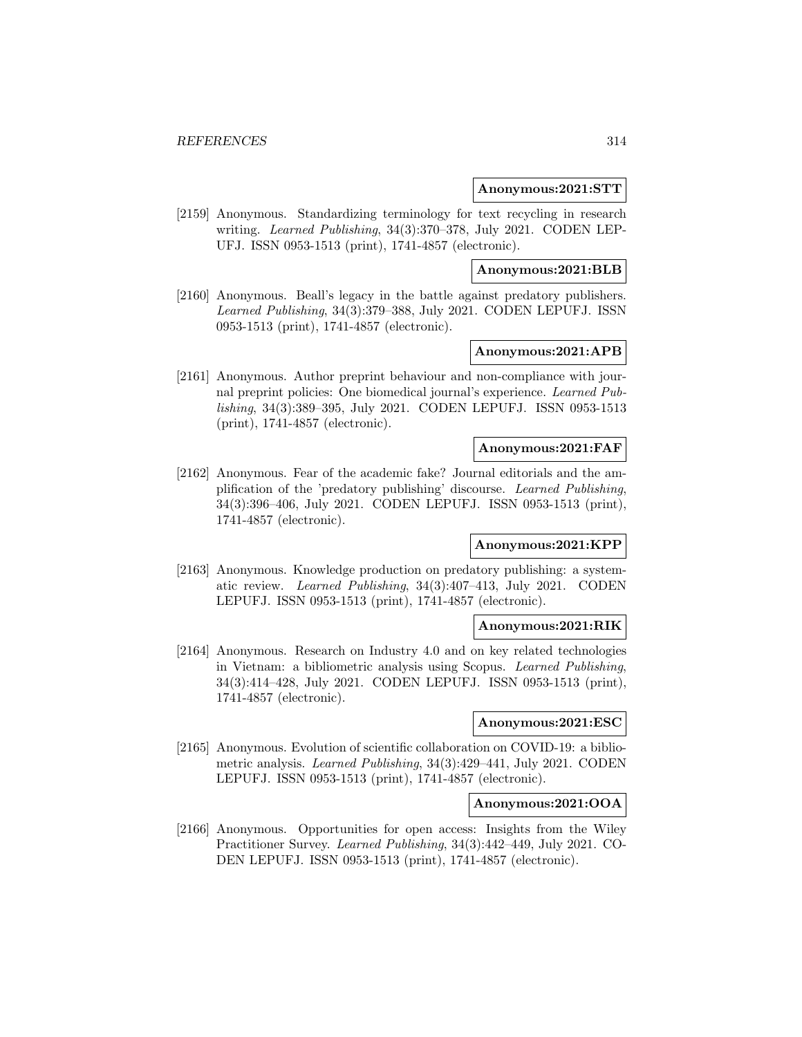**Anonymous:2021:STT**

[2159] Anonymous. Standardizing terminology for text recycling in research writing. *Learned Publishing*, 34(3):370–378, July 2021. CODEN LEPUFJ. ISSN 0953-1513 (print), 1741-4857 (electronic).

**Anonymous:2021:BLB**

[2160] Anonymous. Beall's legacy in the battle against predatory publishers. *Learned Publishing*, 34(3):379–388, July 2021. CODEN LEPUFJ. ISSN 0953-1513 (print), 1741-4857 (electronic).

**Anonymous:2021:APB**

[2161] Anonymous. Author preprint behaviour and non-compliance with journal preprint policies: One biomedical journal's experience. *Learned Publishing*, 34(3):389–395, July 2021. CODEN LEPUFJ. ISSN 0953-1513 (print), 1741-4857 (electronic).

**Anonymous:2021:FAF**

[2162] Anonymous. Fear of the academic fake? Journal editorials and the amplification of the 'predatory publishing' discourse. *Learned Publishing*, 34(3):396–406, July 2021. CODEN LEPUFJ. ISSN 0953-1513 (print), 1741-4857 (electronic).

**Anonymous:2021:KPP**

[2163] Anonymous. Knowledge production on predatory publishing: a systematic review. *Learned Publishing*, 34(3):407–413, July 2021. CODEN LEPUFJ. ISSN 0953-1513 (print), 1741-4857 (electronic).

**Anonymous:2021:RIK**

[2164] Anonymous. Research on Industry 4.0 and on key related technologies in Vietnam: a bibliometric analysis using Scopus. *Learned Publishing*, 34(3):414–428, July 2021. CODEN LEPUFJ. ISSN 0953-1513 (print), 1741-4857 (electronic).

**Anonymous:2021:ESC**

[2165] Anonymous. Evolution of scientific collaboration on COVID-19: a bibliometric analysis. *Learned Publishing*, 34(3):429–441, July 2021. CODEN LEPUFJ. ISSN 0953-1513 (print), 1741-4857 (electronic).

**Anonymous:2021:OOA**

[2166] Anonymous. Opportunities for open access: Insights from the Wiley Practitioner Survey. *Learned Publishing*, 34(3):442–449, July 2021. CODEN LEPUFJ. ISSN 0953-1513 (print), 1741-4857 (electronic).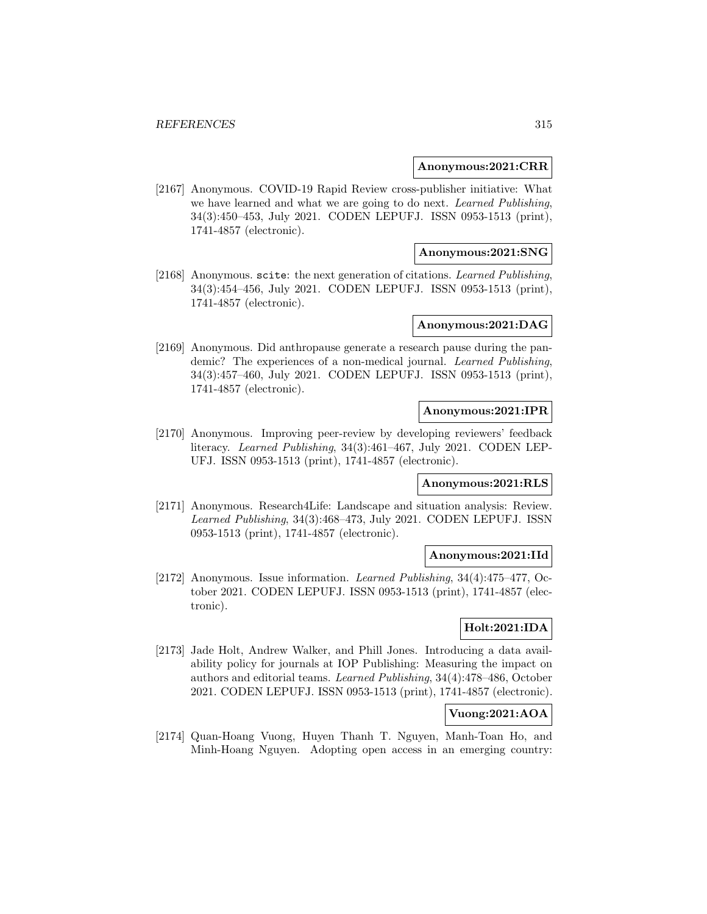**Anonymous:2021:CRR**

[2167] Anonymous. COVID-19 Rapid Review cross-publisher initiative: What we have learned and what we are going to do next. *Learned Publishing*, 34(3):450–453, July 2021. CODEN LEPUFJ. ISSN 0953-1513 (print), 1741-4857 (electronic).

**Anonymous:2021:SNG**

[2168] Anonymous. `scite`: the next generation of citations. *Learned Publishing*, 34(3):454–456, July 2021. CODEN LEPUFJ. ISSN 0953-1513 (print), 1741-4857 (electronic).

**Anonymous:2021:DAG**

[2169] Anonymous. Did anthropause generate a research pause during the pandemic? The experiences of a non-medical journal. *Learned Publishing*, 34(3):457–460, July 2021. CODEN LEPUFJ. ISSN 0953-1513 (print), 1741-4857 (electronic).

**Anonymous:2021:IPR**

[2170] Anonymous. Improving peer-review by developing reviewers' feedback literacy. *Learned Publishing*, 34(3):461–467, July 2021. CODEN LEPUFJ. ISSN 0953-1513 (print), 1741-4857 (electronic).

**Anonymous:2021:RLS**

[2171] Anonymous. Research4Life: Landscape and situation analysis: Review. *Learned Publishing*, 34(3):468–473, July 2021. CODEN LEPUFJ. ISSN 0953-1513 (print), 1741-4857 (electronic).

**Anonymous:2021:IId**

[2172] Anonymous. Issue information. *Learned Publishing*, 34(4):475–477, October 2021. CODEN LEPUFJ. ISSN 0953-1513 (print), 1741-4857 (electronic).

**Holt:2021:IDA**

[2173] Jade Holt, Andrew Walker, and Phill Jones. Introducing a data availability policy for journals at IOP Publishing: Measuring the impact on authors and editorial teams. *Learned Publishing*, 34(4):478–486, October 2021. CODEN LEPUFJ. ISSN 0953-1513 (print), 1741-4857 (electronic).

**Vuong:2021:AOA**

[2174] Quan-Hoang Vuong, Huyen Thanh T. Nguyen, Manh-Toan Ho, and Minh-Hoang Nguyen. Adopting open access in an emerging country: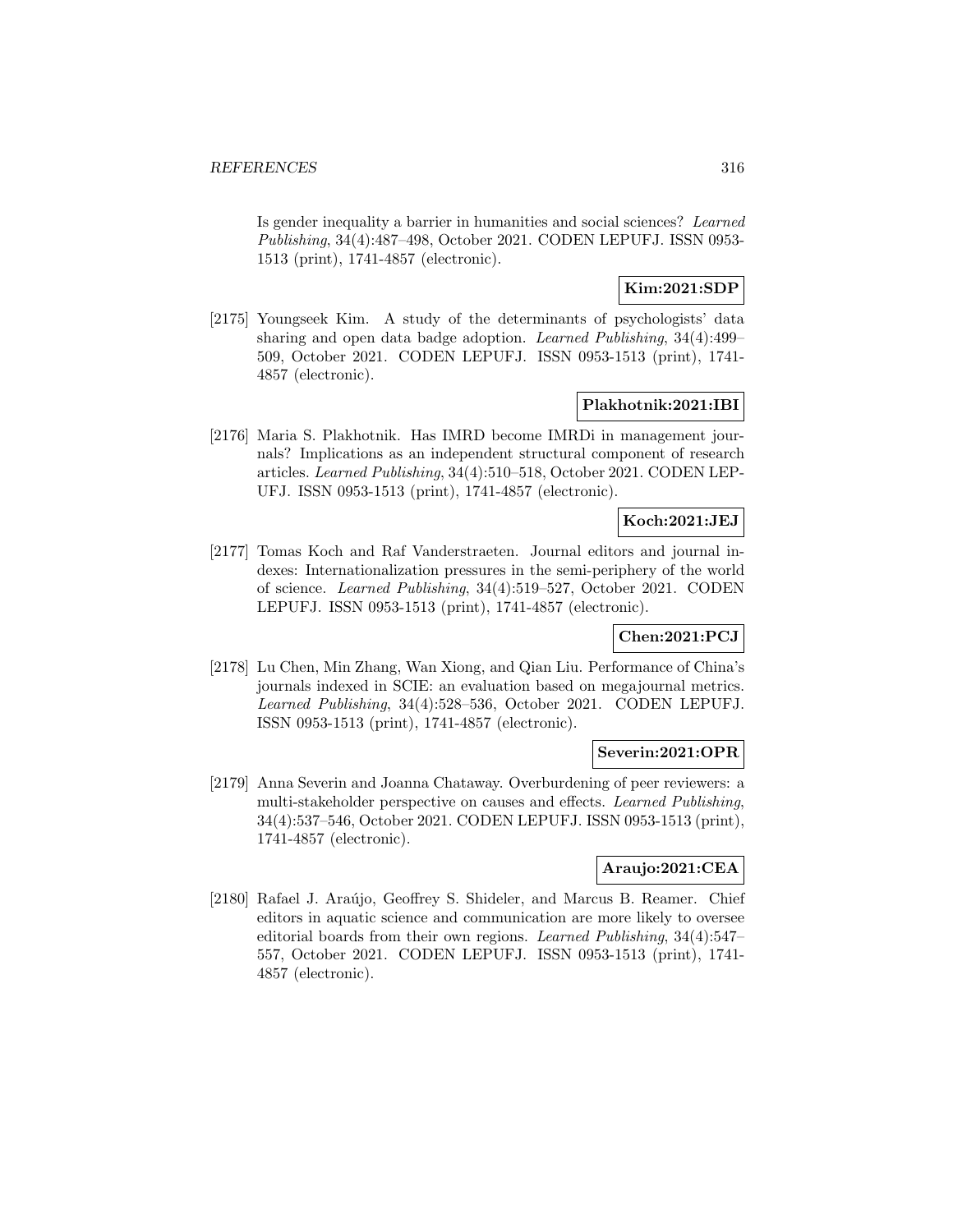Is gender inequality a barrier in humanities and social sciences? *Learned Publishing*, 34(4):487–498, October 2021. CODEN LEPUFJ. ISSN 0953-1513 (print), 1741-4857 (electronic).

**Kim:2021:SDP**

[2175] Youngseek Kim. A study of the determinants of psychologists' data sharing and open data badge adoption. *Learned Publishing*, 34(4):499–509, October 2021. CODEN LEPUFJ. ISSN 0953-1513 (print), 1741-4857 (electronic).

**Plakhotnik:2021:IBI**

[2176] Maria S. Plakhotnik. Has IMRD become IMRDi in management journals? Implications as an independent structural component of research articles. *Learned Publishing*, 34(4):510–518, October 2021. CODEN LEPUFJ. ISSN 0953-1513 (print), 1741-4857 (electronic).

**Koch:2021:JEJ**

[2177] Tomas Koch and Raf Vanderstraeten. Journal editors and journal indexes: Internationalization pressures in the semi-periphery of the world of science. *Learned Publishing*, 34(4):519–527, October 2021. CODEN LEPUFJ. ISSN 0953-1513 (print), 1741-4857 (electronic).

**Chen:2021:PCJ**

[2178] Lu Chen, Min Zhang, Wan Xiong, and Qian Liu. Performance of China's journals indexed in SCIE: an evaluation based on megajournal metrics. *Learned Publishing*, 34(4):528–536, October 2021. CODEN LEPUFJ. ISSN 0953-1513 (print), 1741-4857 (electronic).

**Severin:2021:OPR**

[2179] Anna Severin and Joanna Chataway. Overburdening of peer reviewers: a multi-stakeholder perspective on causes and effects. *Learned Publishing*, 34(4):537–546, October 2021. CODEN LEPUFJ. ISSN 0953-1513 (print), 1741-4857 (electronic).

**Araujo:2021:CEA**

[2180] Rafael J. Araújo, Geoffrey S. Shideler, and Marcus B. Reamer. Chief editors in aquatic science and communication are more likely to oversee editorial boards from their own regions. *Learned Publishing*, 34(4):547–557, October 2021. CODEN LEPUFJ. ISSN 0953-1513 (print), 1741-4857 (electronic).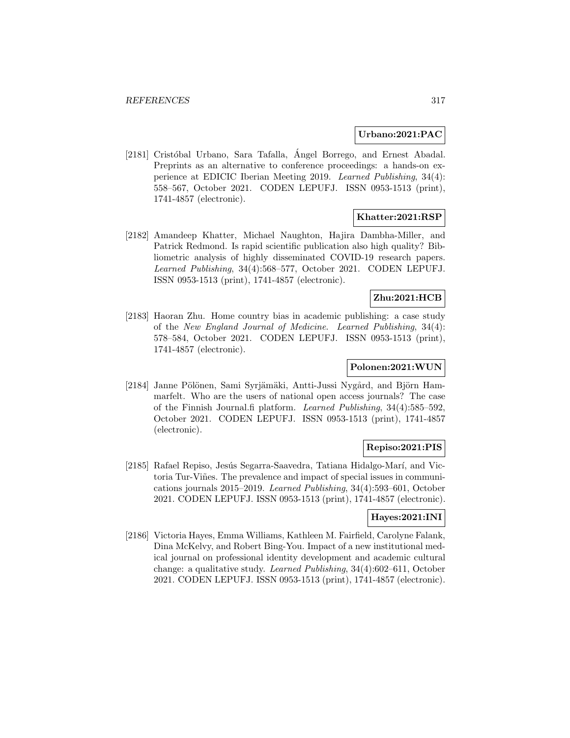**Urbano:2021:PAC**

[2181] Cristóbal Urbano, Sara Tafalla, Ángel Borrego, and Ernest Abadal. Preprints as an alternative to conference proceedings: a hands-on experience at EDICIC Iberian Meeting 2019. *Learned Publishing*, 34(4): 558–567, October 2021. CODEN LEPUFJ. ISSN 0953-1513 (print), 1741-4857 (electronic).

**Khatter:2021:RSP**

[2182] Amandeep Khatter, Michael Naughton, Hajira Dambha-Miller, and Patrick Redmond. Is rapid scientific publication also high quality? Bibliometric analysis of highly disseminated COVID-19 research papers. *Learned Publishing*, 34(4):568–577, October 2021. CODEN LEPUFJ. ISSN 0953-1513 (print), 1741-4857 (electronic).

**Zhu:2021:HCB**

[2183] Haoran Zhu. Home country bias in academic publishing: a case study of the *New England Journal of Medicine*. *Learned Publishing*, 34(4): 578–584, October 2021. CODEN LEPUFJ. ISSN 0953-1513 (print), 1741-4857 (electronic).

**Polonen:2021:WUN**

[2184] Janne Pölönen, Sami Syrjämäki, Antti-Jussi Nygård, and Björn Hammarfelt. Who are the users of national open access journals? The case of the Finnish Journal.fi platform. *Learned Publishing*, 34(4):585–592, October 2021. CODEN LEPUFJ. ISSN 0953-1513 (print), 1741-4857 (electronic).

**Repiso:2021:PIS**

[2185] Rafael Repiso, Jesús Segarra-Saavedra, Tatiana Hidalgo-Marí, and Victoria Tur-Viñes. The prevalence and impact of special issues in communications journals 2015–2019. *Learned Publishing*, 34(4):593–601, October 2021. CODEN LEPUFJ. ISSN 0953-1513 (print), 1741-4857 (electronic).

**Hayes:2021:INI**

[2186] Victoria Hayes, Emma Williams, Kathleen M. Fairfield, Carolyne Falank, Dina McKelvy, and Robert Bing-You. Impact of a new institutional medical journal on professional identity development and academic cultural change: a qualitative study. *Learned Publishing*, 34(4):602–611, October 2021. CODEN LEPUFJ. ISSN 0953-1513 (print), 1741-4857 (electronic).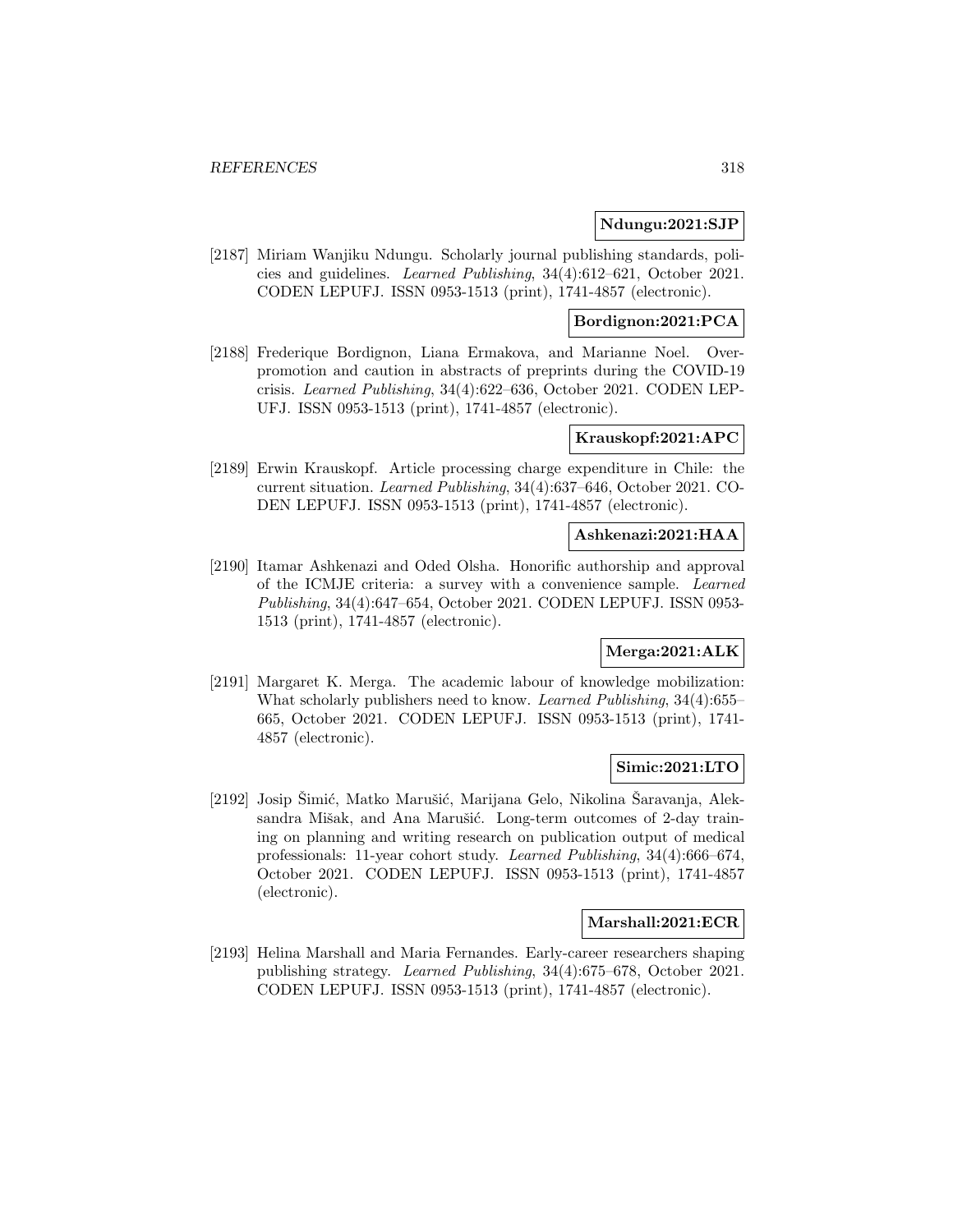**Ndungu:2021:SJP**

[2187] Miriam Wanjiku Ndungu. Scholarly journal publishing standards, policies and guidelines. *Learned Publishing*, 34(4):612–621, October 2021. CODEN LEPUFJ. ISSN 0953-1513 (print), 1741-4857 (electronic).

**Bordignon:2021:PCA**

[2188] Frederique Bordignon, Liana Ermakova, and Marianne Noel. Over-promotion and caution in abstracts of preprints during the COVID-19 crisis. *Learned Publishing*, 34(4):622–636, October 2021. CODEN LEPUFJ. ISSN 0953-1513 (print), 1741-4857 (electronic).

**Krauskopf:2021:APC**

[2189] Erwin Krauskopf. Article processing charge expenditure in Chile: the current situation. *Learned Publishing*, 34(4):637–646, October 2021. CODEN LEPUFJ. ISSN 0953-1513 (print), 1741-4857 (electronic).

**Ashkenazi:2021:HAA**

[2190] Itamar Ashkenazi and Oded Olsha. Honorific authorship and approval of the ICMJE criteria: a survey with a convenience sample. *Learned Publishing*, 34(4):647–654, October 2021. CODEN LEPUFJ. ISSN 0953-1513 (print), 1741-4857 (electronic).

**Merga:2021:ALK**

[2191] Margaret K. Merga. The academic labour of knowledge mobilization: What scholarly publishers need to know. *Learned Publishing*, 34(4):655–665, October 2021. CODEN LEPUFJ. ISSN 0953-1513 (print), 1741-4857 (electronic).

**Simic:2021:LTO**

[2192] Josip Šimić, Matko Marušić, Marijana Gelo, Nikolina Šaravanja, Aleksandra Mišak, and Ana Marušić. Long-term outcomes of 2-day training on planning and writing research on publication output of medical professionals: 11-year cohort study. *Learned Publishing*, 34(4):666–674, October 2021. CODEN LEPUFJ. ISSN 0953-1513 (print), 1741-4857 (electronic).

**Marshall:2021:ECR**

[2193] Helina Marshall and Maria Fernandes. Early-career researchers shaping publishing strategy. *Learned Publishing*, 34(4):675–678, October 2021. CODEN LEPUFJ. ISSN 0953-1513 (print), 1741-4857 (electronic).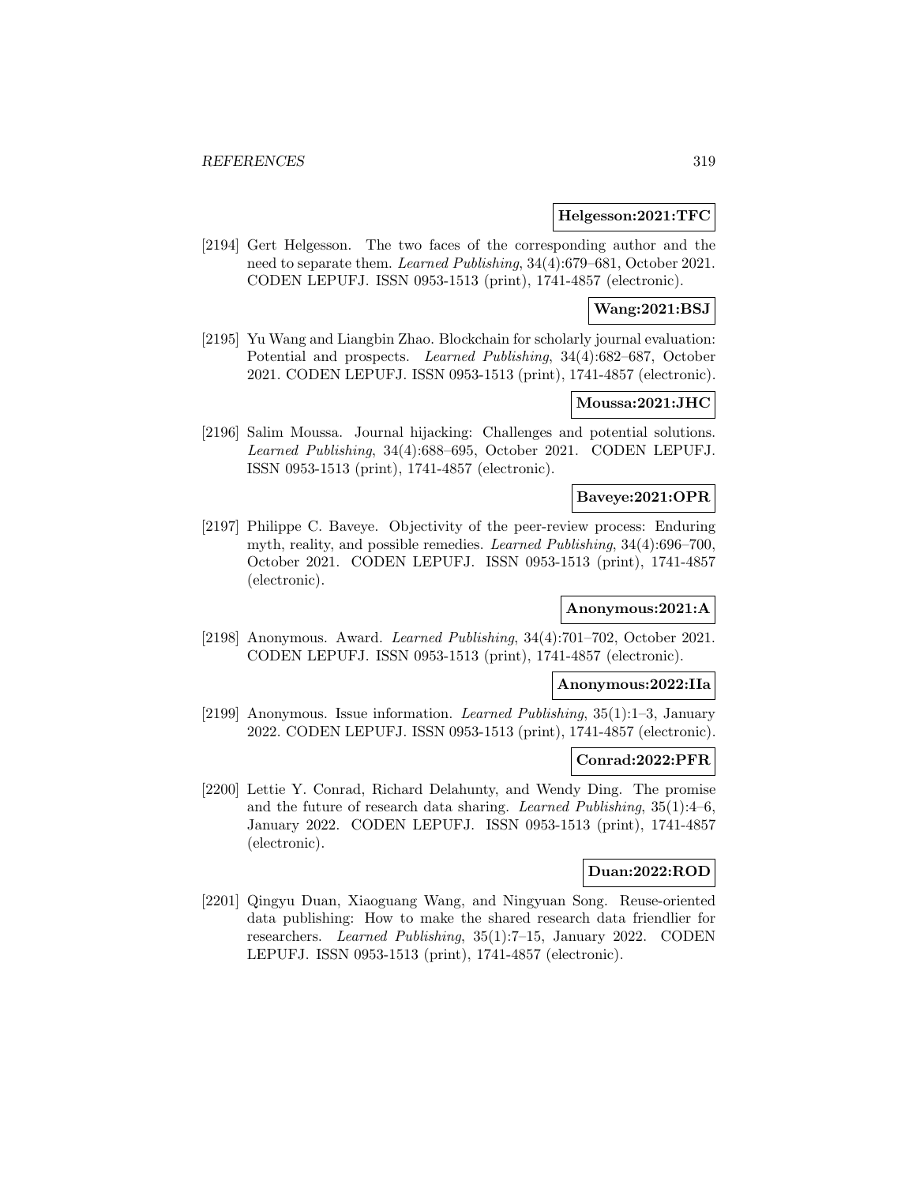**Helgesson:2021:TFC**

[2194] Gert Helgesson. The two faces of the corresponding author and the need to separate them. *Learned Publishing*, 34(4):679–681, October 2021. CODEN LEPUFJ. ISSN 0953-1513 (print), 1741-4857 (electronic).

**Wang:2021:BSJ**

[2195] Yu Wang and Liangbin Zhao. Blockchain for scholarly journal evaluation: Potential and prospects. *Learned Publishing*, 34(4):682–687, October 2021. CODEN LEPUFJ. ISSN 0953-1513 (print), 1741-4857 (electronic).

**Moussa:2021:JHC**

[2196] Salim Moussa. Journal hijacking: Challenges and potential solutions. *Learned Publishing*, 34(4):688–695, October 2021. CODEN LEPUFJ. ISSN 0953-1513 (print), 1741-4857 (electronic).

**Baveye:2021:OPR**

[2197] Philippe C. Baveye. Objectivity of the peer-review process: Enduring myth, reality, and possible remedies. *Learned Publishing*, 34(4):696–700, October 2021. CODEN LEPUFJ. ISSN 0953-1513 (print), 1741-4857 (electronic).

**Anonymous:2021:A**

[2198] Anonymous. Award. *Learned Publishing*, 34(4):701–702, October 2021. CODEN LEPUFJ. ISSN 0953-1513 (print), 1741-4857 (electronic).

**Anonymous:2022:IIa**

[2199] Anonymous. Issue information. *Learned Publishing*, 35(1):1–3, January 2022. CODEN LEPUFJ. ISSN 0953-1513 (print), 1741-4857 (electronic).

**Conrad:2022:PFR**

[2200] Lettie Y. Conrad, Richard Delahunty, and Wendy Ding. The promise and the future of research data sharing. *Learned Publishing*, 35(1):4–6, January 2022. CODEN LEPUFJ. ISSN 0953-1513 (print), 1741-4857 (electronic).

**Duan:2022:ROD**

[2201] Qingyu Duan, Xiaoguang Wang, and Ningyuan Song. Reuse-oriented data publishing: How to make the shared research data friendlier for researchers. *Learned Publishing*, 35(1):7–15, January 2022. CODEN LEPUFJ. ISSN 0953-1513 (print), 1741-4857 (electronic).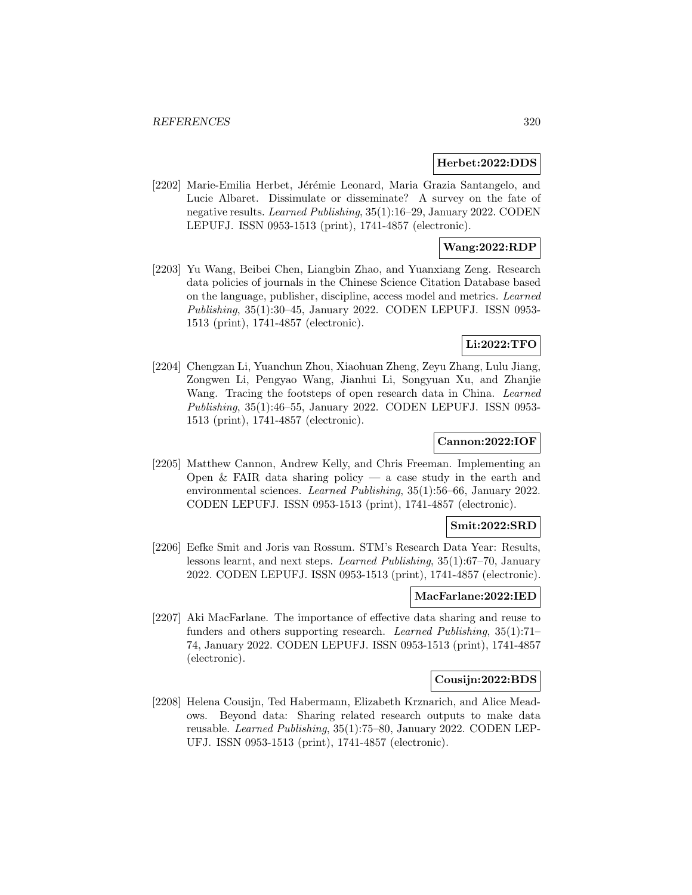**Herbet:2022:DDS**

[2202] Marie-Emilia Herbet, Jérémie Leonard, Maria Grazia Santangelo, and Lucie Albaret. Dissimulate or disseminate? A survey on the fate of negative results. *Learned Publishing*, 35(1):16–29, January 2022. CODEN LEPUFJ. ISSN 0953-1513 (print), 1741-4857 (electronic).

**Wang:2022:RDP**

[2203] Yu Wang, Beibei Chen, Liangbin Zhao, and Yuanxiang Zeng. Research data policies of journals in the Chinese Science Citation Database based on the language, publisher, discipline, access model and metrics. *Learned Publishing*, 35(1):30–45, January 2022. CODEN LEPUFJ. ISSN 0953-1513 (print), 1741-4857 (electronic).

**Li:2022:TFO**

[2204] Chengzan Li, Yuanchun Zhou, Xiaohuan Zheng, Zeyu Zhang, Lulu Jiang, Zongwen Li, Pengyao Wang, Jianhui Li, Songyuan Xu, and Zhanjie Wang. Tracing the footsteps of open research data in China. *Learned Publishing*, 35(1):46–55, January 2022. CODEN LEPUFJ. ISSN 0953-1513 (print), 1741-4857 (electronic).

**Cannon:2022:IOF**

[2205] Matthew Cannon, Andrew Kelly, and Chris Freeman. Implementing an Open & FAIR data sharing policy — a case study in the earth and environmental sciences. *Learned Publishing*, 35(1):56–66, January 2022. CODEN LEPUFJ. ISSN 0953-1513 (print), 1741-4857 (electronic).

**Smit:2022:SRD**

[2206] Eefke Smit and Joris van Rossum. STM's Research Data Year: Results, lessons learnt, and next steps. *Learned Publishing*, 35(1):67–70, January 2022. CODEN LEPUFJ. ISSN 0953-1513 (print), 1741-4857 (electronic).

**MacFarlane:2022:IED**

[2207] Aki MacFarlane. The importance of effective data sharing and reuse to funders and others supporting research. *Learned Publishing*, 35(1):71–74, January 2022. CODEN LEPUFJ. ISSN 0953-1513 (print), 1741-4857 (electronic).

**Cousijn:2022:BDS**

[2208] Helena Cousijn, Ted Habermann, Elizabeth Krznarich, and Alice Meadows. Beyond data: Sharing related research outputs to make data reusable. *Learned Publishing*, 35(1):75–80, January 2022. CODEN LEPUFJ. ISSN 0953-1513 (print), 1741-4857 (electronic).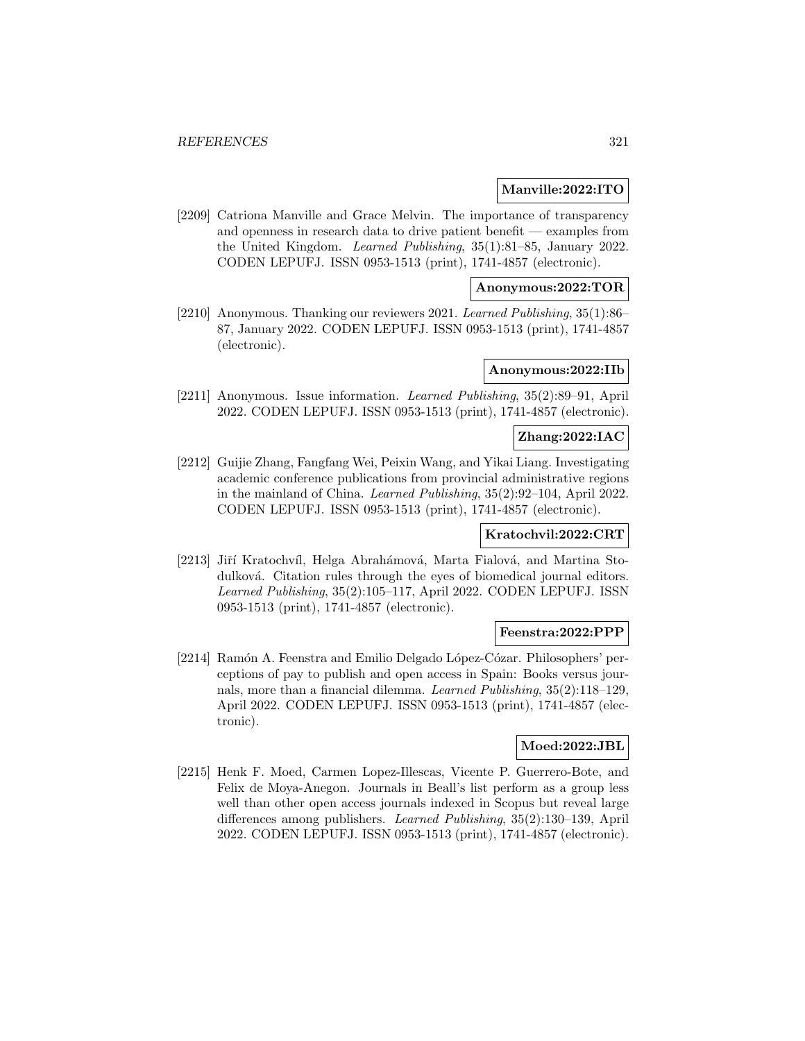**Manville:2022:ITO**

[2209] Catriona Manville and Grace Melvin. The importance of transparency and openness in research data to drive patient benefit — examples from the United Kingdom. *Learned Publishing*, 35(1):81–85, January 2022. CODEN LEPUFJ. ISSN 0953-1513 (print), 1741-4857 (electronic).

**Anonymous:2022:TOR**

[2210] Anonymous. Thanking our reviewers 2021. *Learned Publishing*, 35(1):86–87, January 2022. CODEN LEPUFJ. ISSN 0953-1513 (print), 1741-4857 (electronic).

**Anonymous:2022:IIb**

[2211] Anonymous. Issue information. *Learned Publishing*, 35(2):89–91, April 2022. CODEN LEPUFJ. ISSN 0953-1513 (print), 1741-4857 (electronic).

**Zhang:2022:IAC**

[2212] Guijie Zhang, Fangfang Wei, Peixin Wang, and Yikai Liang. Investigating academic conference publications from provincial administrative regions in the mainland of China. *Learned Publishing*, 35(2):92–104, April 2022. CODEN LEPUFJ. ISSN 0953-1513 (print), 1741-4857 (electronic).

**Kratochvil:2022:CRT**

[2213] Jiří Kratochvíl, Helga Abrahámová, Marta Fialová, and Martina Stodulková. Citation rules through the eyes of biomedical journal editors. *Learned Publishing*, 35(2):105–117, April 2022. CODEN LEPUFJ. ISSN 0953-1513 (print), 1741-4857 (electronic).

**Feenstra:2022:PPP**

[2214] Ramón A. Feenstra and Emilio Delgado López-Cózar. Philosophers' perceptions of pay to publish and open access in Spain: Books versus journals, more than a financial dilemma. *Learned Publishing*, 35(2):118–129, April 2022. CODEN LEPUFJ. ISSN 0953-1513 (print), 1741-4857 (electronic).

**Moed:2022:JBL**

[2215] Henk F. Moed, Carmen Lopez-Illescas, Vicente P. Guerrero-Bote, and Felix de Moya-Anegon. Journals in Beall's list perform as a group less well than other open access journals indexed in Scopus but reveal large differences among publishers. *Learned Publishing*, 35(2):130–139, April 2022. CODEN LEPUFJ. ISSN 0953-1513 (print), 1741-4857 (electronic).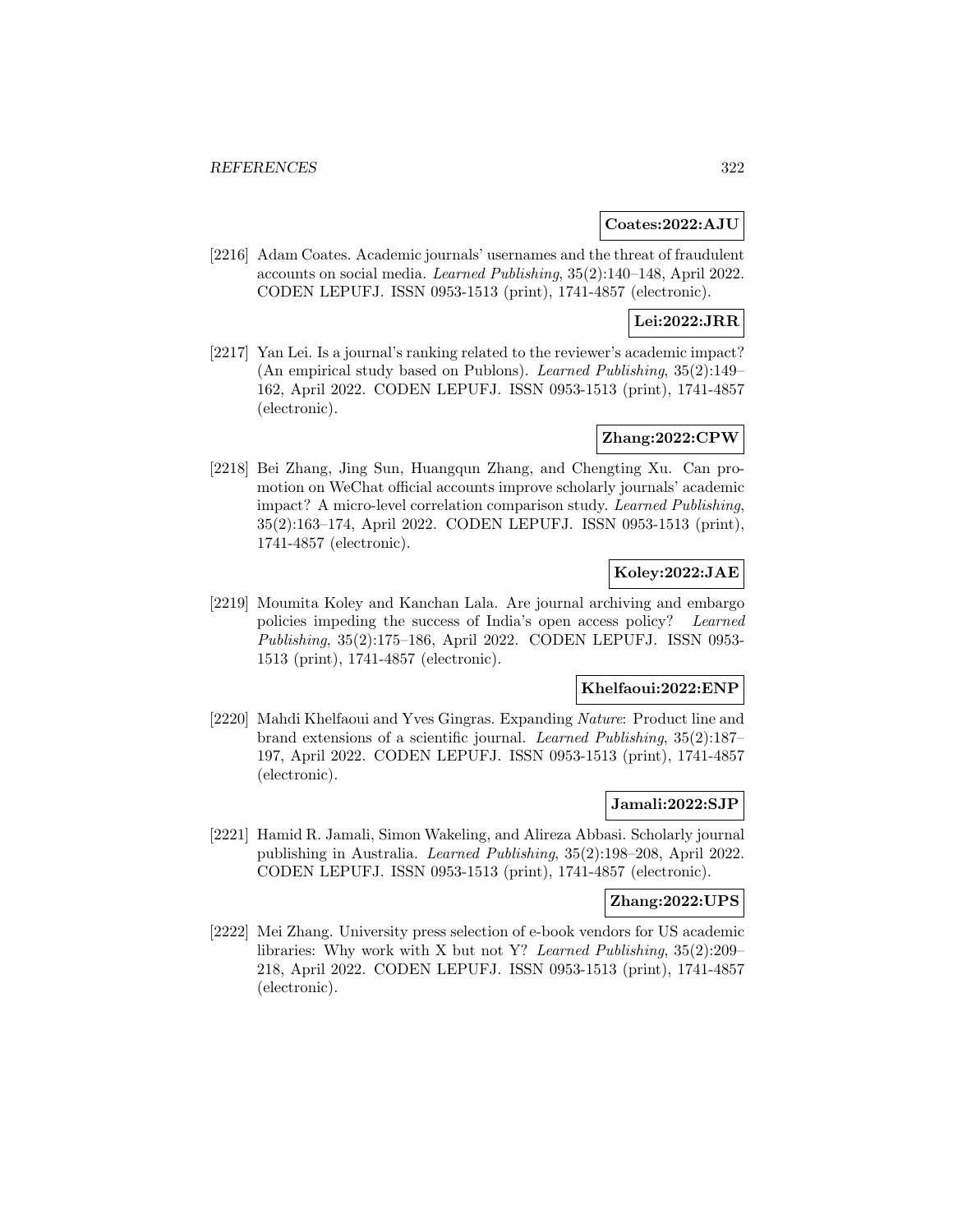**Coates:2022:AJU**

[2216] Adam Coates. Academic journals' usernames and the threat of fraudulent accounts on social media. *Learned Publishing*, 35(2):140–148, April 2022. CODEN LEPUFJ. ISSN 0953-1513 (print), 1741-4857 (electronic).

**Lei:2022:JRR**

[2217] Yan Lei. Is a journal's ranking related to the reviewer's academic impact? (An empirical study based on Publons). *Learned Publishing*, 35(2):149–162, April 2022. CODEN LEPUFJ. ISSN 0953-1513 (print), 1741-4857 (electronic).

**Zhang:2022:CPW**

[2218] Bei Zhang, Jing Sun, Huangqun Zhang, and Chengting Xu. Can promotion on WeChat official accounts improve scholarly journals' academic impact? A micro-level correlation comparison study. *Learned Publishing*, 35(2):163–174, April 2022. CODEN LEPUFJ. ISSN 0953-1513 (print), 1741-4857 (electronic).

**Koley:2022:JAE**

[2219] Moumita Koley and Kanchan Lala. Are journal archiving and embargo policies impeding the success of India's open access policy? *Learned Publishing*, 35(2):175–186, April 2022. CODEN LEPUFJ. ISSN 0953-1513 (print), 1741-4857 (electronic).

**Khelfaoui:2022:ENP**

[2220] Mahdi Khelfaoui and Yves Gingras. Expanding *Nature*: Product line and brand extensions of a scientific journal. *Learned Publishing*, 35(2):187–197, April 2022. CODEN LEPUFJ. ISSN 0953-1513 (print), 1741-4857 (electronic).

**Jamali:2022:SJP**

[2221] Hamid R. Jamali, Simon Wakeling, and Alireza Abbasi. Scholarly journal publishing in Australia. *Learned Publishing*, 35(2):198–208, April 2022. CODEN LEPUFJ. ISSN 0953-1513 (print), 1741-4857 (electronic).

**Zhang:2022:UPS**

[2222] Mei Zhang. University press selection of e-book vendors for US academic libraries: Why work with X but not Y? *Learned Publishing*, 35(2):209–218, April 2022. CODEN LEPUFJ. ISSN 0953-1513 (print), 1741-4857 (electronic).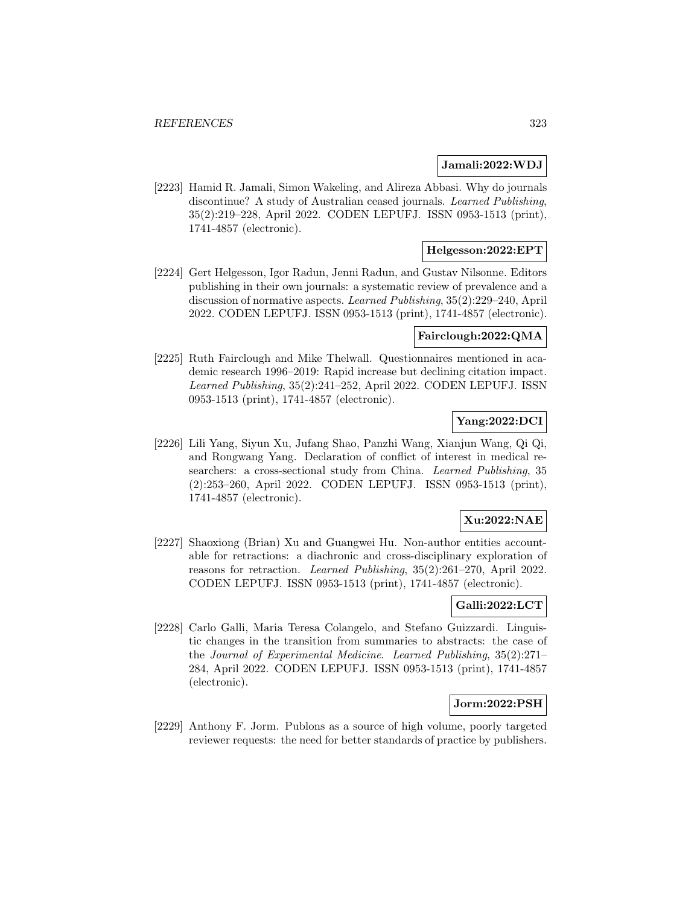**Jamali:2022:WDJ**

[2223] Hamid R. Jamali, Simon Wakeling, and Alireza Abbasi. Why do journals discontinue? A study of Australian ceased journals. *Learned Publishing*, 35(2):219–228, April 2022. CODEN LEPUFJ. ISSN 0953-1513 (print), 1741-4857 (electronic).

**Helgesson:2022:EPT**

[2224] Gert Helgesson, Igor Radun, Jenni Radun, and Gustav Nilsonne. Editors publishing in their own journals: a systematic review of prevalence and a discussion of normative aspects. *Learned Publishing*, 35(2):229–240, April 2022. CODEN LEPUFJ. ISSN 0953-1513 (print), 1741-4857 (electronic).

**Fairclough:2022:QMA**

[2225] Ruth Fairclough and Mike Thelwall. Questionnaires mentioned in academic research 1996–2019: Rapid increase but declining citation impact. *Learned Publishing*, 35(2):241–252, April 2022. CODEN LEPUFJ. ISSN 0953-1513 (print), 1741-4857 (electronic).

**Yang:2022:DCI**

[2226] Lili Yang, Siyun Xu, Jufang Shao, Panzhi Wang, Xianjun Wang, Qi Qi, and Rongwang Yang. Declaration of conflict of interest in medical researchers: a cross-sectional study from China. *Learned Publishing*, 35 (2):253–260, April 2022. CODEN LEPUFJ. ISSN 0953-1513 (print), 1741-4857 (electronic).

**Xu:2022:NAE**

[2227] Shaoxiong (Brian) Xu and Guangwei Hu. Non-author entities accountable for retractions: a diachronic and cross-disciplinary exploration of reasons for retraction. *Learned Publishing*, 35(2):261–270, April 2022. CODEN LEPUFJ. ISSN 0953-1513 (print), 1741-4857 (electronic).

**Galli:2022:LCT**

[2228] Carlo Galli, Maria Teresa Colangelo, and Stefano Guizzardi. Linguistic changes in the transition from summaries to abstracts: the case of the *Journal of Experimental Medicine*. *Learned Publishing*, 35(2):271–284, April 2022. CODEN LEPUFJ. ISSN 0953-1513 (print), 1741-4857 (electronic).

**Jorm:2022:PSH**

[2229] Anthony F. Jorm. Publons as a source of high volume, poorly targeted reviewer requests: the need for better standards of practice by publishers.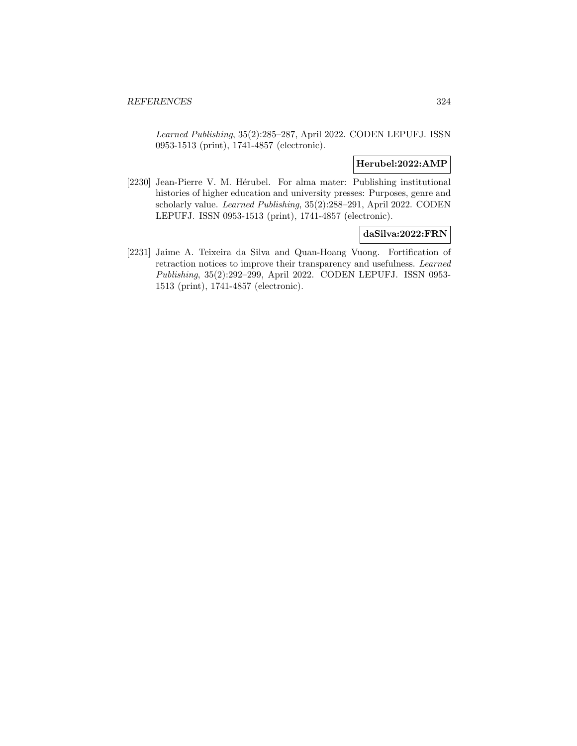*Learned Publishing*, 35(2):285–287, April 2022. CODEN LEPUFJ. ISSN 0953-1513 (print), 1741-4857 (electronic).

**Herubel:2022:AMP**

[2230] Jean-Pierre V. M. Hérubel. For alma mater: Publishing institutional histories of higher education and university presses: Purposes, genre and scholarly value. *Learned Publishing*, 35(2):288–291, April 2022. CODEN LEPUFJ. ISSN 0953-1513 (print), 1741-4857 (electronic).

**daSilva:2022:FRN**

[2231] Jaime A. Teixeira da Silva and Quan-Hoang Vuong. Fortification of retraction notices to improve their transparency and usefulness. *Learned Publishing*, 35(2):292–299, April 2022. CODEN LEPUFJ. ISSN 0953-1513 (print), 1741-4857 (electronic).